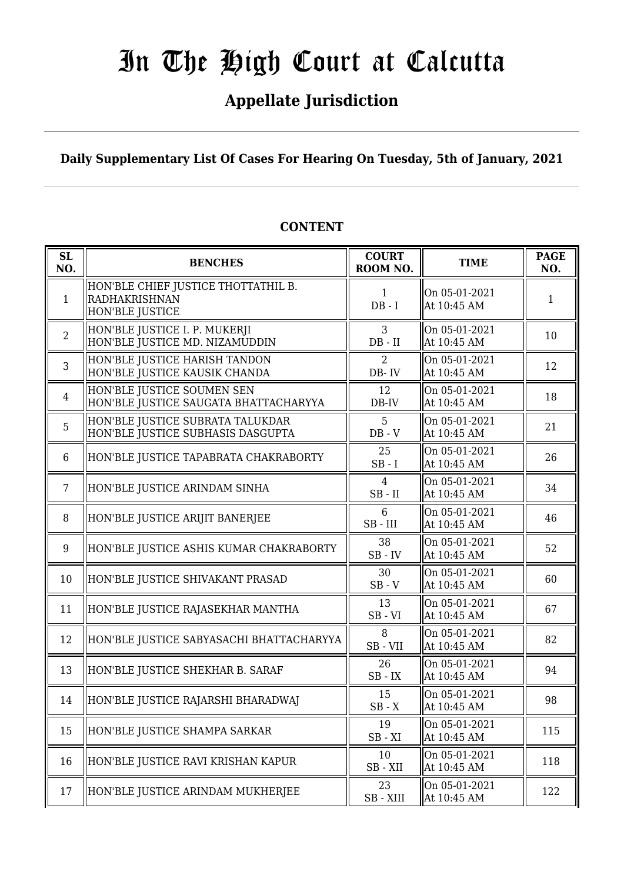# In The High Court at Calcutta

## Appellate Jurisdiction

**Daily Supplementary List Of Cases For Hearing On Tuesday, 5th of January, 2021**

**CONTENT**

| SL NO. | BENCHES | COURT ROOM NO. | TIME | PAGE NO. |
|---|---|---|---|---|
| 1 | HON'BLE CHIEF JUSTICE THOTTATHIL B. RADHAKRISHNAN HON'BLE JUSTICE | 1 DB - I | On 05-01-2021 At 10:45 AM | 1 |
| 2 | HON'BLE JUSTICE I. P. MUKERJI HON'BLE JUSTICE MD. NIZAMUDDIN | 3 DB - II | On 05-01-2021 At 10:45 AM | 10 |
| 3 | HON'BLE JUSTICE HARISH TANDON HON'BLE JUSTICE KAUSIK CHANDA | 2 DB- IV | On 05-01-2021 At 10:45 AM | 12 |
| 4 | HON'BLE JUSTICE SOUMEN SEN HON'BLE JUSTICE SAUGATA BHATTACHARYYA | 12 DB-IV | On 05-01-2021 At 10:45 AM | 18 |
| 5 | HON'BLE JUSTICE SUBRATA TALUKDAR HON'BLE JUSTICE SUBHASIS DASGUPTA | 5 DB - V | On 05-01-2021 At 10:45 AM | 21 |
| 6 | HON'BLE JUSTICE TAPABRATA CHAKRABORTY | 25 SB - I | On 05-01-2021 At 10:45 AM | 26 |
| 7 | HON'BLE JUSTICE ARINDAM SINHA | 4 SB - II | On 05-01-2021 At 10:45 AM | 34 |
| 8 | HON'BLE JUSTICE ARIJIT BANERJEE | 6 SB - III | On 05-01-2021 At 10:45 AM | 46 |
| 9 | HON'BLE JUSTICE ASHIS KUMAR CHAKRABORTY | 38 SB - IV | On 05-01-2021 At 10:45 AM | 52 |
| 10 | HON'BLE JUSTICE SHIVAKANT PRASAD | 30 SB - V | On 05-01-2021 At 10:45 AM | 60 |
| 11 | HON'BLE JUSTICE RAJASEKHAR MANTHA | 13 SB - VI | On 05-01-2021 At 10:45 AM | 67 |
| 12 | HON'BLE JUSTICE SABYASACHI BHATTACHARYYA | 8 SB - VII | On 05-01-2021 At 10:45 AM | 82 |
| 13 | HON'BLE JUSTICE SHEKHAR B. SARAF | 26 SB - IX | On 05-01-2021 At 10:45 AM | 94 |
| 14 | HON'BLE JUSTICE RAJARSHI BHARADWAJ | 15 SB - X | On 05-01-2021 At 10:45 AM | 98 |
| 15 | HON'BLE JUSTICE SHAMPA SARKAR | 19 SB - XI | On 05-01-2021 At 10:45 AM | 115 |
| 16 | HON'BLE JUSTICE RAVI KRISHAN KAPUR | 10 SB - XII | On 05-01-2021 At 10:45 AM | 118 |
| 17 | HON'BLE JUSTICE ARINDAM MUKHERJEE | 23 SB - XIII | On 05-01-2021 At 10:45 AM | 122 |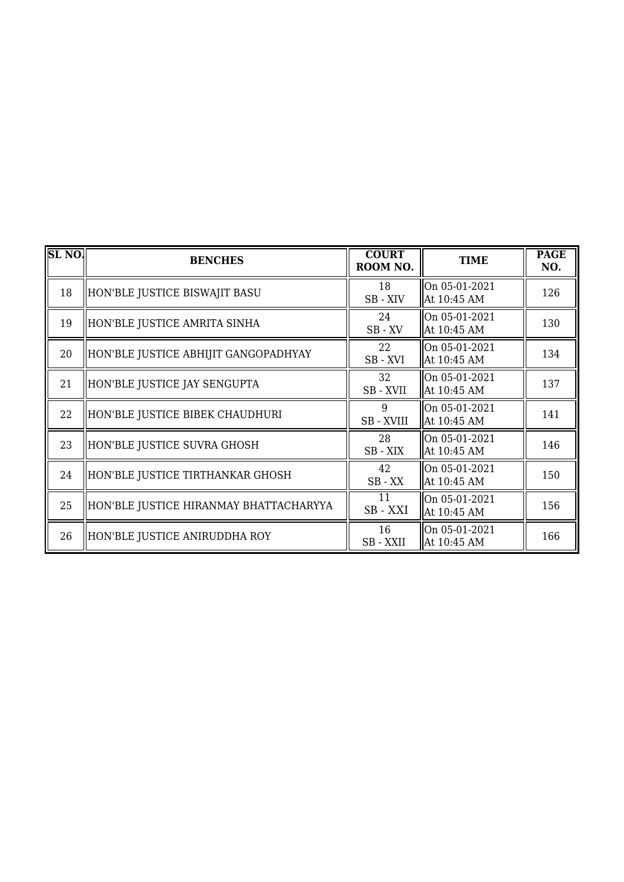| SL NO. | BENCHES | COURT ROOM NO. | TIME | PAGE NO. |
| --- | --- | --- | --- | --- |
| 18 | HON'BLE JUSTICE BISWAJIT BASU | 18<br>SB - XIV | On 05-01-2021<br>At 10:45 AM | 126 |
| 19 | HON'BLE JUSTICE AMRITA SINHA | 24<br>SB - XV | On 05-01-2021<br>At 10:45 AM | 130 |
| 20 | HON'BLE JUSTICE ABHIJIT GANGOPADHYAY | 22<br>SB - XVI | On 05-01-2021<br>At 10:45 AM | 134 |
| 21 | HON'BLE JUSTICE JAY SENGUPTA | 32<br>SB - XVII | On 05-01-2021<br>At 10:45 AM | 137 |
| 22 | HON'BLE JUSTICE BIBEK CHAUDHURI | 9<br>SB - XVIII | On 05-01-2021<br>At 10:45 AM | 141 |
| 23 | HON'BLE JUSTICE SUVRA GHOSH | 28<br>SB - XIX | On 05-01-2021<br>At 10:45 AM | 146 |
| 24 | HON'BLE JUSTICE TIRTHANKAR GHOSH | 42<br>SB - XX | On 05-01-2021<br>At 10:45 AM | 150 |
| 25 | HON'BLE JUSTICE HIRANMAY BHATTACHARYYA | 11<br>SB - XXI | On 05-01-2021<br>At 10:45 AM | 156 |
| 26 | HON'BLE JUSTICE ANIRUDDHA ROY | 16<br>SB - XXII | On 05-01-2021<br>At 10:45 AM | 166 |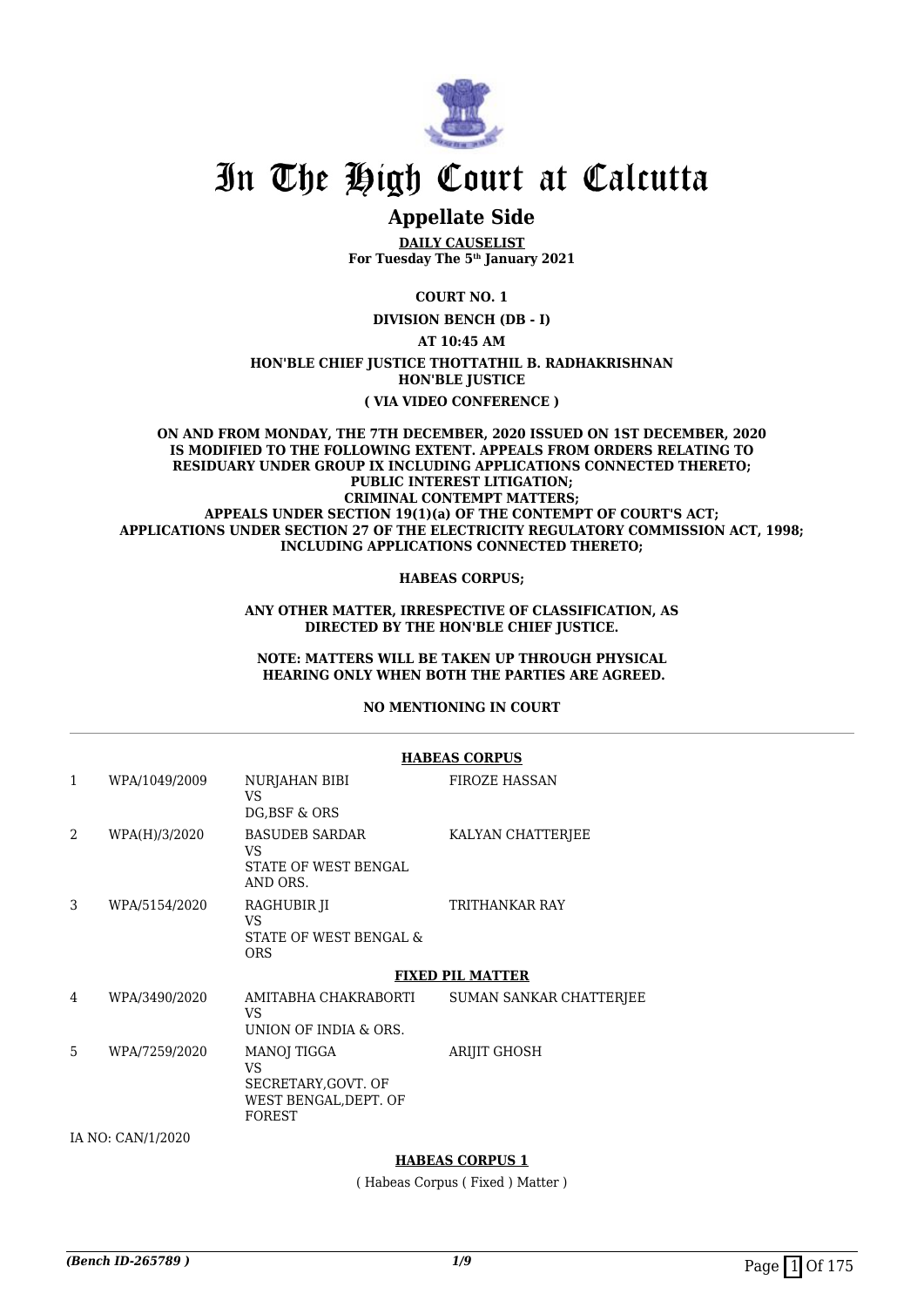# In The High Court at Calcutta

## Appellate Side

**DAILY CAUSELIST**
**For Tuesday The 5th January 2021**

**COURT NO. 1**

**DIVISION BENCH (DB - I)**

**AT 10:45 AM**

**HON'BLE CHIEF JUSTICE THOTTATHIL B. RADHAKRISHNAN**
**HON'BLE JUSTICE**

**( VIA VIDEO CONFERENCE )**

**ON AND FROM MONDAY, THE 7TH DECEMBER, 2020 ISSUED ON 1ST DECEMBER, 2020 IS MODIFIED TO THE FOLLOWING EXTENT. APPEALS FROM ORDERS RELATING TO RESIDUARY UNDER GROUP IX INCLUDING APPLICATIONS CONNECTED THERETO; PUBLIC INTEREST LITIGATION; CRIMINAL CONTEMPT MATTERS; APPEALS UNDER SECTION 19(1)(a) OF THE CONTEMPT OF COURT'S ACT; APPLICATIONS UNDER SECTION 27 OF THE ELECTRICITY REGULATORY COMMISSION ACT, 1998; INCLUDING APPLICATIONS CONNECTED THERETO;**

**HABEAS CORPUS;**

**ANY OTHER MATTER, IRRESPECTIVE OF CLASSIFICATION, AS DIRECTED BY THE HON'BLE CHIEF JUSTICE.**

**NOTE: MATTERS WILL BE TAKEN UP THROUGH PHYSICAL HEARING ONLY WHEN BOTH THE PARTIES ARE AGREED.**

**NO MENTIONING IN COURT**

**HABEAS CORPUS**

| | | | |
|---|---|---|---|
| 1 | WPA/1049/2009 | NURJAHAN BIBI<br>VS<br>DG,BSF & ORS | FIROZE HASSAN |
| 2 | WPA(H)/3/2020 | BASUDEB SARDAR<br>VS<br>STATE OF WEST BENGAL AND ORS. | KALYAN CHATTERJEE |
| 3 | WPA/5154/2020 | RAGHUBIR JI<br>VS<br>STATE OF WEST BENGAL & ORS | TRITHANKAR RAY |

**FIXED PIL MATTER**

| | | | |
|---|---|---|---|
| 4 | WPA/3490/2020 | AMITABHA CHAKRABORTI<br>VS<br>UNION OF INDIA & ORS. | SUMAN SANKAR CHATTERJEE |
| 5 | WPA/7259/2020 | MANOJ TIGGA<br>VS<br>SECRETARY,GOVT. OF WEST BENGAL,DEPT. OF FOREST | ARIJIT GHOSH |

IA NO: CAN/1/2020

**HABEAS CORPUS 1**

( Habeas Corpus ( Fixed ) Matter )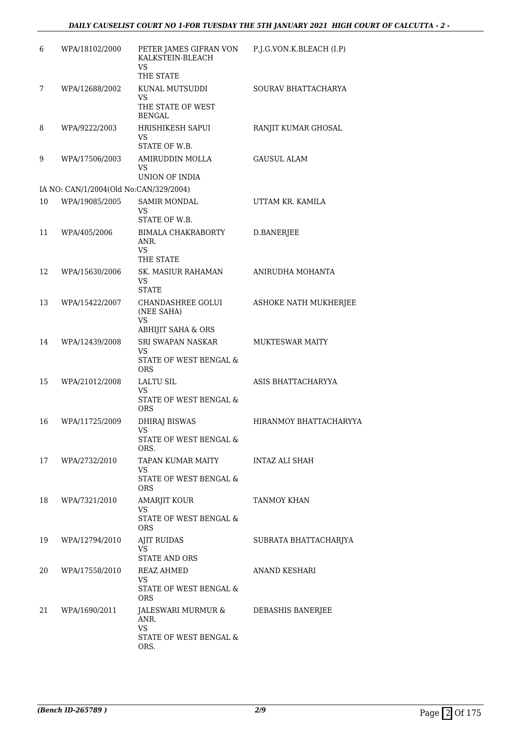| | | | |
|---|---|---|---|
| 6 | WPA/18102/2000 | PETER JAMES GIFRAN VON KALKSTEIN-BLEACH VS THE STATE | P.J.G.VON.K.BLEACH (I.P) |
| 7 | WPA/12688/2002 | KUNAL MUTSUDDI VS THE STATE OF WEST BENGAL | SOURAV BHATTACHARYA |
| 8 | WPA/9222/2003 | HRISHIKESH SAPUI VS STATE OF W.B. | RANJIT KUMAR GHOSAL |
| 9 | WPA/17506/2003 | AMIRUDDIN MOLLA VS UNION OF INDIA | GAUSUL ALAM |
| | IA NO: CAN/1/2004(Old No:CAN/329/2004) | | |
| 10 | WPA/19085/2005 | SAMIR MONDAL VS STATE OF W.B. | UTTAM KR. KAMILA |
| 11 | WPA/405/2006 | BIMALA CHAKRABORTY ANR. VS THE STATE | D.BANERJEE |
| 12 | WPA/15630/2006 | SK. MASIUR RAHAMAN VS STATE | ANIRUDHA MOHANTA |
| 13 | WPA/15422/2007 | CHANDASHREE GOLUI (NEE SAHA) VS ABHIJIT SAHA & ORS | ASHOKE NATH MUKHERJEE |
| 14 | WPA/12439/2008 | SRI SWAPAN NASKAR VS STATE OF WEST BENGAL & ORS | MUKTESWAR MAITY |
| 15 | WPA/21012/2008 | LALTU SIL VS STATE OF WEST BENGAL & ORS | ASIS BHATTACHARYYA |
| 16 | WPA/11725/2009 | DHIRAJ BISWAS VS STATE OF WEST BENGAL & ORS. | HIRANMOY BHATTACHARYYA |
| 17 | WPA/2732/2010 | TAPAN KUMAR MAITY VS STATE OF WEST BENGAL & ORS | INTAZ ALI SHAH |
| 18 | WPA/7321/2010 | AMARJIT KOUR VS STATE OF WEST BENGAL & ORS | TANMOY KHAN |
| 19 | WPA/12794/2010 | AJIT RUIDAS VS STATE AND ORS | SUBRATA BHATTACHARJYA |
| 20 | WPA/17558/2010 | REAZ AHMED VS STATE OF WEST BENGAL & ORS | ANAND KESHARI |
| 21 | WPA/1690/2011 | JALESWARI MURMUR & ANR. VS STATE OF WEST BENGAL & ORS. | DEBASHIS BANERJEE |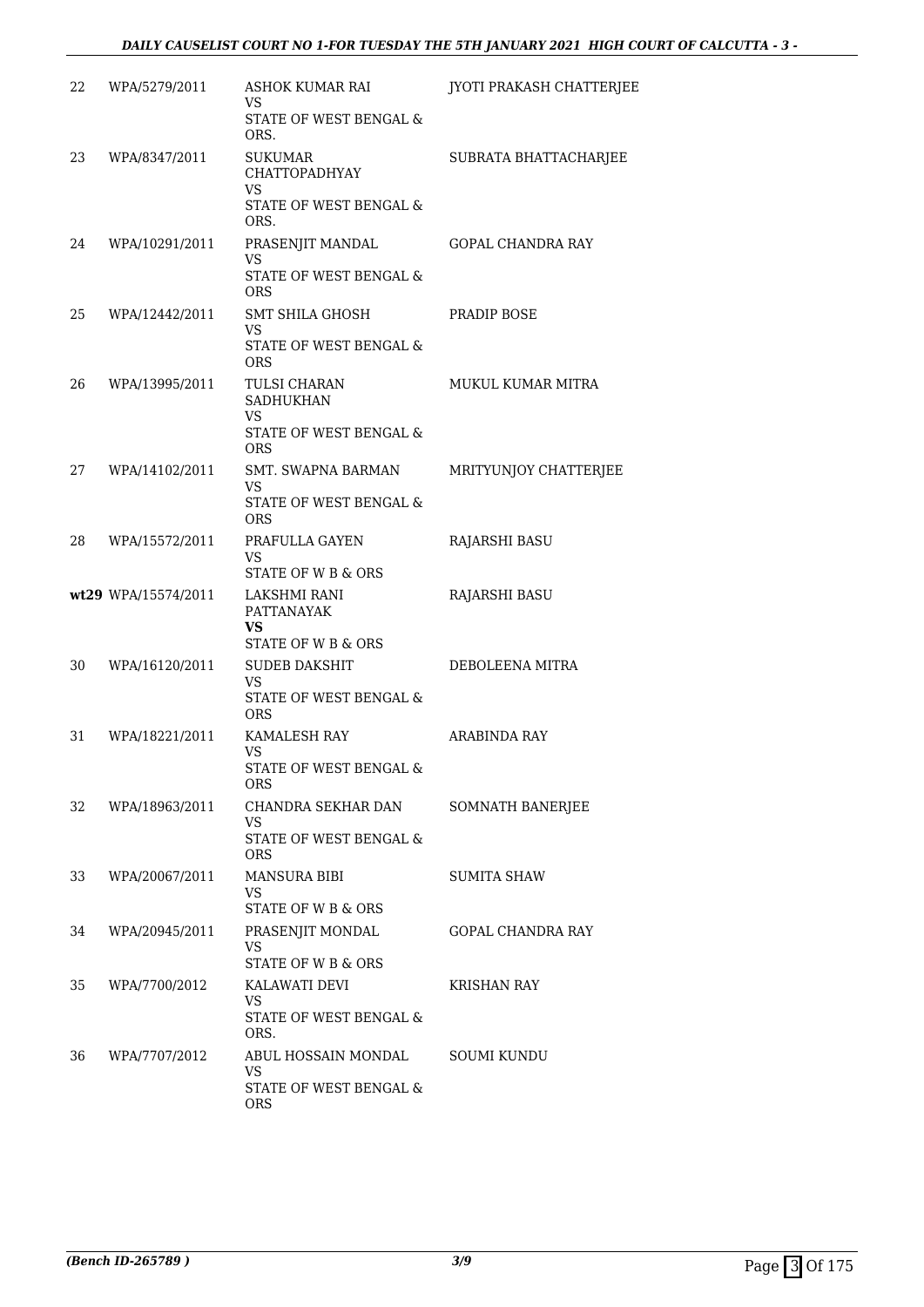| | | | |
|---|---|---|---|
| 22 | WPA/5279/2011 | ASHOK KUMAR RAI<br>VS<br>STATE OF WEST BENGAL & ORS. | JYOTI PRAKASH CHATTERJEE |
| 23 | WPA/8347/2011 | SUKUMAR CHATTOPADHYAY<br>VS<br>STATE OF WEST BENGAL & ORS. | SUBRATA BHATTACHARJEE |
| 24 | WPA/10291/2011 | PRASENJIT MANDAL<br>VS<br>STATE OF WEST BENGAL & ORS | GOPAL CHANDRA RAY |
| 25 | WPA/12442/2011 | SMT SHILA GHOSH<br>VS<br>STATE OF WEST BENGAL & ORS | PRADIP BOSE |
| 26 | WPA/13995/2011 | TULSI CHARAN SADHUKHAN<br>VS<br>STATE OF WEST BENGAL & ORS | MUKUL KUMAR MITRA |
| 27 | WPA/14102/2011 | SMT. SWAPNA BARMAN<br>VS<br>STATE OF WEST BENGAL & ORS | MRITYUNJOY CHATTERJEE |
| 28 | WPA/15572/2011 | PRAFULLA GAYEN<br>VS<br>STATE OF W B & ORS | RAJARSHI BASU |
| **wt29** | WPA/15574/2011 | LAKSHMI RANI PATTANAYAK<br>**VS**<br>STATE OF W B & ORS | RAJARSHI BASU |
| 30 | WPA/16120/2011 | SUDEB DAKSHIT<br>VS<br>STATE OF WEST BENGAL & ORS | DEBOLEENA MITRA |
| 31 | WPA/18221/2011 | KAMALESH RAY<br>VS<br>STATE OF WEST BENGAL & ORS | ARABINDA RAY |
| 32 | WPA/18963/2011 | CHANDRA SEKHAR DAN<br>VS<br>STATE OF WEST BENGAL & ORS | SOMNATH BANERJEE |
| 33 | WPA/20067/2011 | MANSURA BIBI<br>VS<br>STATE OF W B & ORS | SUMITA SHAW |
| 34 | WPA/20945/2011 | PRASENJIT MONDAL<br>VS<br>STATE OF W B & ORS | GOPAL CHANDRA RAY |
| 35 | WPA/7700/2012 | KALAWATI DEVI<br>VS<br>STATE OF WEST BENGAL & ORS. | KRISHAN RAY |
| 36 | WPA/7707/2012 | ABUL HOSSAIN MONDAL<br>VS<br>STATE OF WEST BENGAL & ORS | SOUMI KUNDU |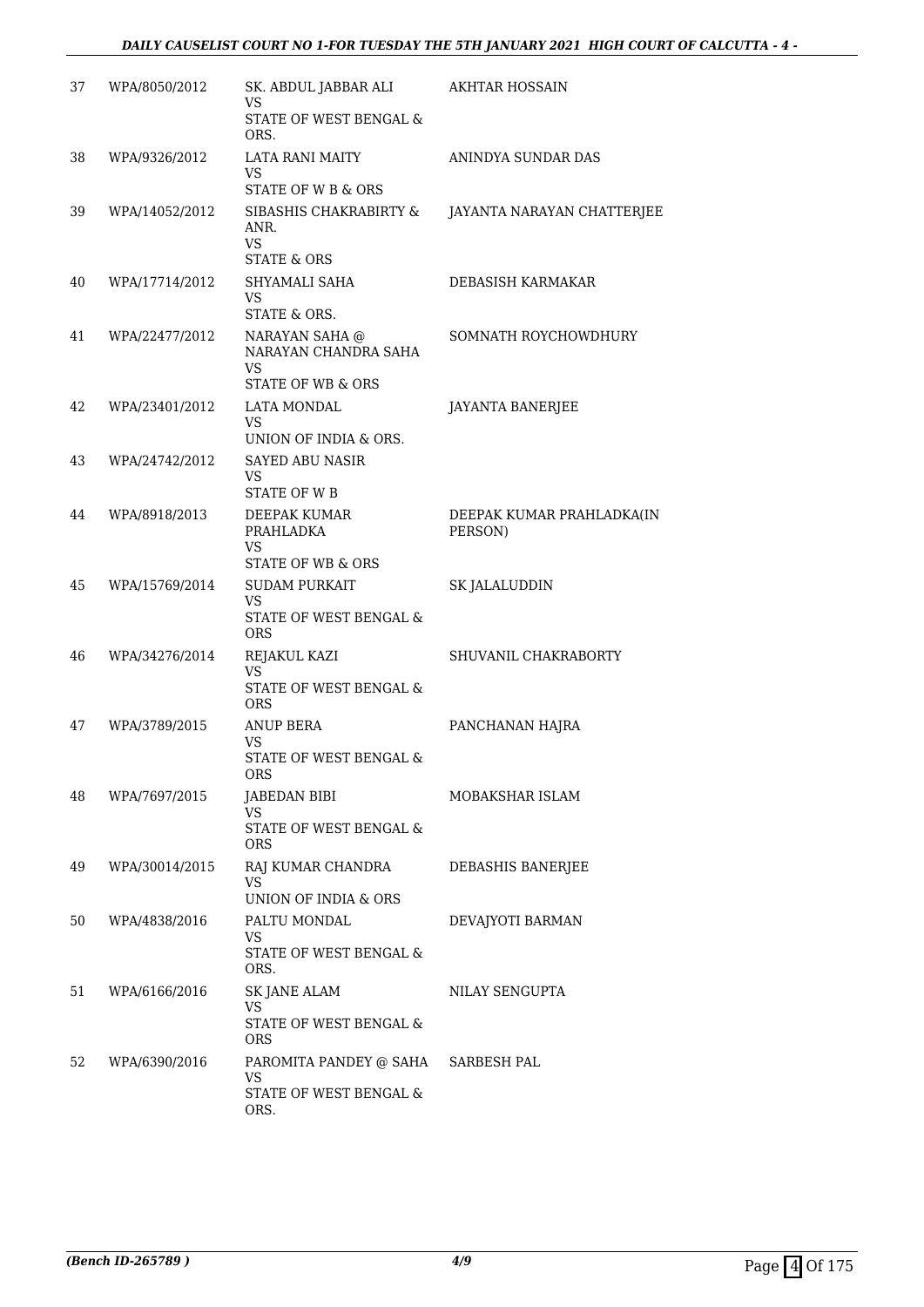| | | | |
|---|---|---|---|
| 37 | WPA/8050/2012 | SK. ABDUL JABBAR ALI VS STATE OF WEST BENGAL & ORS. | AKHTAR HOSSAIN |
| 38 | WPA/9326/2012 | LATA RANI MAITY VS STATE OF W B & ORS | ANINDYA SUNDAR DAS |
| 39 | WPA/14052/2012 | SIBASHIS CHAKRABIRTY & ANR. VS STATE & ORS | JAYANTA NARAYAN CHATTERJEE |
| 40 | WPA/17714/2012 | SHYAMALI SAHA VS STATE & ORS. | DEBASISH KARMAKAR |
| 41 | WPA/22477/2012 | NARAYAN SAHA @ NARAYAN CHANDRA SAHA VS STATE OF WB & ORS | SOMNATH ROYCHOWDHURY |
| 42 | WPA/23401/2012 | LATA MONDAL VS UNION OF INDIA & ORS. | JAYANTA BANERJEE |
| 43 | WPA/24742/2012 | SAYED ABU NASIR VS STATE OF W B | |
| 44 | WPA/8918/2013 | DEEPAK KUMAR PRAHLADKA VS STATE OF WB & ORS | DEEPAK KUMAR PRAHLADKA(IN PERSON) |
| 45 | WPA/15769/2014 | SUDAM PURKAIT VS STATE OF WEST BENGAL & ORS | SK JALALUDDIN |
| 46 | WPA/34276/2014 | REJAKUL KAZI VS STATE OF WEST BENGAL & ORS | SHUVANIL CHAKRABORTY |
| 47 | WPA/3789/2015 | ANUP BERA VS STATE OF WEST BENGAL & ORS | PANCHANAN HAJRA |
| 48 | WPA/7697/2015 | JABEDAN BIBI VS STATE OF WEST BENGAL & ORS | MOBAKSHAR ISLAM |
| 49 | WPA/30014/2015 | RAJ KUMAR CHANDRA VS UNION OF INDIA & ORS | DEBASHIS BANERJEE |
| 50 | WPA/4838/2016 | PALTU MONDAL VS STATE OF WEST BENGAL & ORS. | DEVAJYOTI BARMAN |
| 51 | WPA/6166/2016 | SK JANE ALAM VS STATE OF WEST BENGAL & ORS | NILAY SENGUPTA |
| 52 | WPA/6390/2016 | PAROMITA PANDEY @ SAHA VS STATE OF WEST BENGAL & ORS. | SARBESH PAL |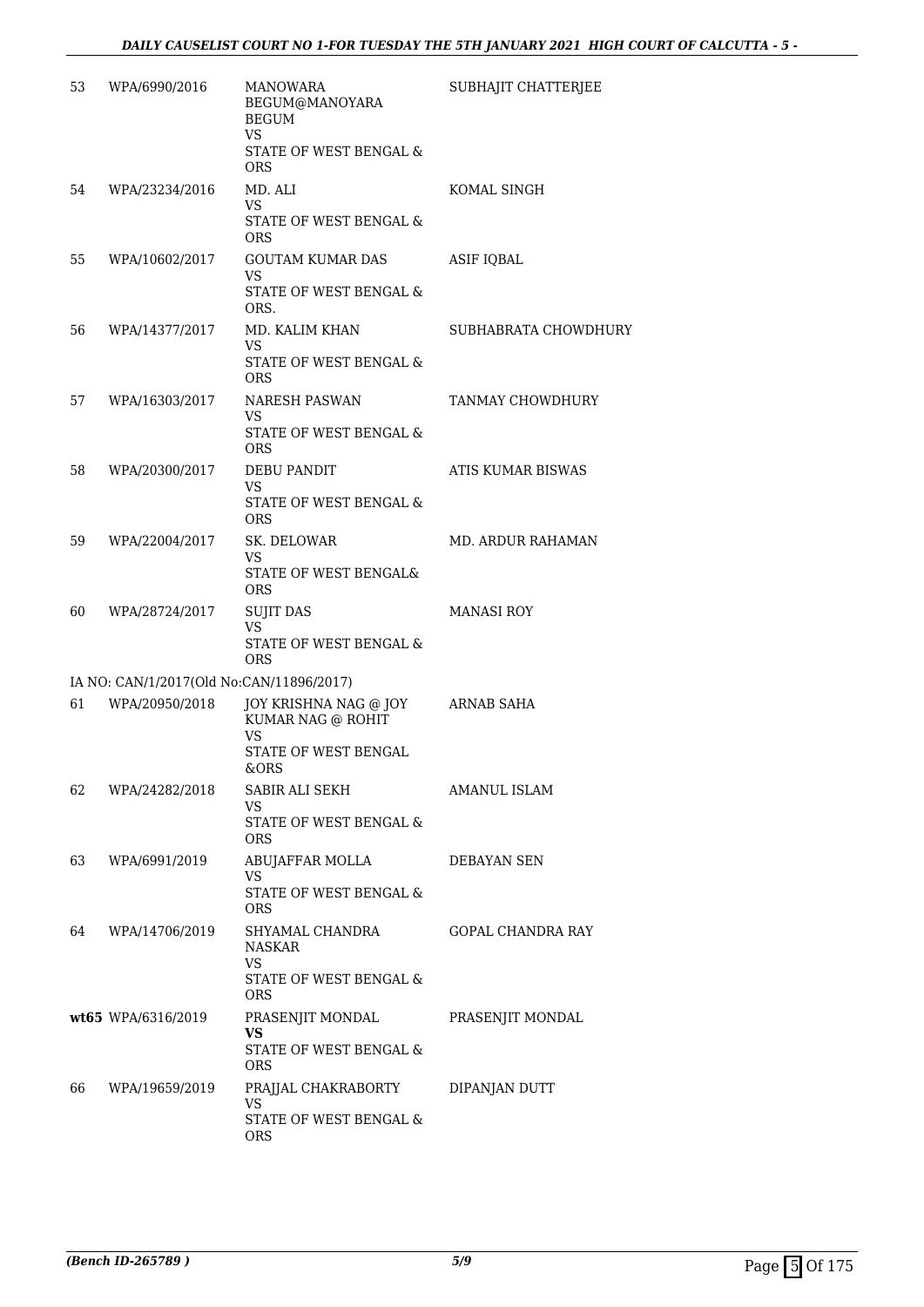| | | | |
|---|---|---|---|
| 53 | WPA/6990/2016 | MANOWARA BEGUM@MANOYARA BEGUM<br>VS<br>STATE OF WEST BENGAL & ORS | SUBHAJIT CHATTERJEE |
| 54 | WPA/23234/2016 | MD. ALI<br>VS<br>STATE OF WEST BENGAL & ORS | KOMAL SINGH |
| 55 | WPA/10602/2017 | GOUTAM KUMAR DAS<br>VS<br>STATE OF WEST BENGAL & ORS. | ASIF IQBAL |
| 56 | WPA/14377/2017 | MD. KALIM KHAN<br>VS<br>STATE OF WEST BENGAL & ORS | SUBHABRATA CHOWDHURY |
| 57 | WPA/16303/2017 | NARESH PASWAN<br>VS<br>STATE OF WEST BENGAL & ORS | TANMAY CHOWDHURY |
| 58 | WPA/20300/2017 | DEBU PANDIT<br>VS<br>STATE OF WEST BENGAL & ORS | ATIS KUMAR BISWAS |
| 59 | WPA/22004/2017 | SK. DELOWAR<br>VS<br>STATE OF WEST BENGAL& ORS | MD. ARDUR RAHAMAN |
| 60 | WPA/28724/2017 | SUJIT DAS<br>VS<br>STATE OF WEST BENGAL & ORS | MANASI ROY |
| | IA NO: CAN/1/2017(Old No:CAN/11896/2017) | | |
| 61 | WPA/20950/2018 | JOY KRISHNA NAG @ JOY KUMAR NAG @ ROHIT<br>VS<br>STATE OF WEST BENGAL &ORS | ARNAB SAHA |
| 62 | WPA/24282/2018 | SABIR ALI SEKH<br>VS<br>STATE OF WEST BENGAL & ORS | AMANUL ISLAM |
| 63 | WPA/6991/2019 | ABUJAFFAR MOLLA<br>VS<br>STATE OF WEST BENGAL & ORS | DEBAYAN SEN |
| 64 | WPA/14706/2019 | SHYAMAL CHANDRA NASKAR<br>VS<br>STATE OF WEST BENGAL & ORS | GOPAL CHANDRA RAY |
| **wt**65 | WPA/6316/2019 | PRASENJIT MONDAL<br>**VS**<br>STATE OF WEST BENGAL & ORS | PRASENJIT MONDAL |
| 66 | WPA/19659/2019 | PRAJJAL CHAKRABORTY<br>VS<br>STATE OF WEST BENGAL & ORS | DIPANJAN DUTT |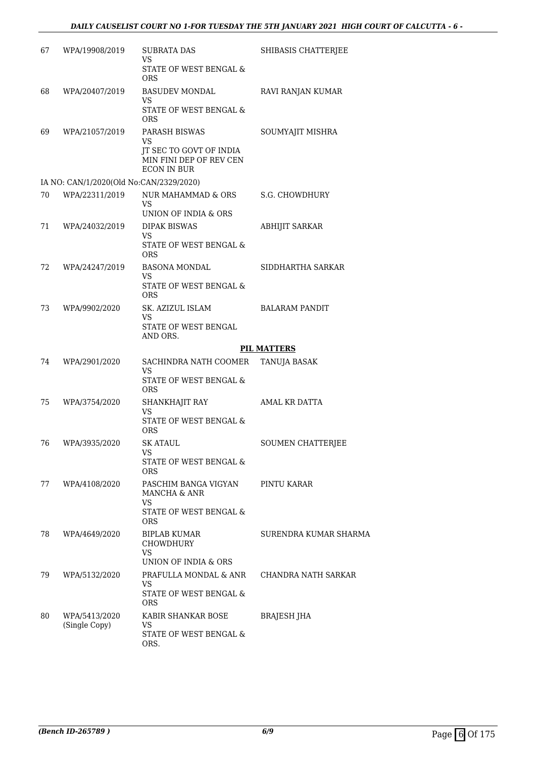| | | | |
|---|---|---|---|
| 67 | WPA/19908/2019 | SUBRATA DAS<br>VS<br>STATE OF WEST BENGAL & ORS | SHIBASIS CHATTERJEE |
| 68 | WPA/20407/2019 | BASUDEV MONDAL<br>VS<br>STATE OF WEST BENGAL & ORS | RAVI RANJAN KUMAR |
| 69 | WPA/21057/2019 | PARASH BISWAS<br>VS<br>JT SEC TO GOVT OF INDIA MIN FINI DEP OF REV CEN ECON IN BUR | SOUMYAJIT MISHRA |
| | IA NO: CAN/1/2020(Old No:CAN/2329/2020) | | |
| 70 | WPA/22311/2019 | NUR MAHAMMAD & ORS<br>VS<br>UNION OF INDIA & ORS | S.G. CHOWDHURY |
| 71 | WPA/24032/2019 | DIPAK BISWAS<br>VS<br>STATE OF WEST BENGAL & ORS | ABHIJIT SARKAR |
| 72 | WPA/24247/2019 | BASONA MONDAL<br>VS<br>STATE OF WEST BENGAL & ORS | SIDDHARTHA SARKAR |
| 73 | WPA/9902/2020 | SK. AZIZUL ISLAM<br>VS<br>STATE OF WEST BENGAL AND ORS. | BALARAM PANDIT |

**PIL MATTERS**

| | | | |
|---|---|---|---|
| 74 | WPA/2901/2020 | SACHINDRA NATH COOMER<br>VS<br>STATE OF WEST BENGAL & ORS | TANUJA BASAK |
| 75 | WPA/3754/2020 | SHANKHAJIT RAY<br>VS<br>STATE OF WEST BENGAL & ORS | AMAL KR DATTA |
| 76 | WPA/3935/2020 | SK ATAUL<br>VS<br>STATE OF WEST BENGAL & ORS | SOUMEN CHATTERJEE |
| 77 | WPA/4108/2020 | PASCHIM BANGA VIGYAN MANCHA & ANR<br>VS<br>STATE OF WEST BENGAL & ORS | PINTU KARAR |
| 78 | WPA/4649/2020 | BIPLAB KUMAR CHOWDHURY<br>VS<br>UNION OF INDIA & ORS | SURENDRA KUMAR SHARMA |
| 79 | WPA/5132/2020 | PRAFULLA MONDAL & ANR<br>VS<br>STATE OF WEST BENGAL & ORS | CHANDRA NATH SARKAR |
| 80 | WPA/5413/2020 (Single Copy) | KABIR SHANKAR BOSE<br>VS<br>STATE OF WEST BENGAL & ORS. | BRAJESH JHA |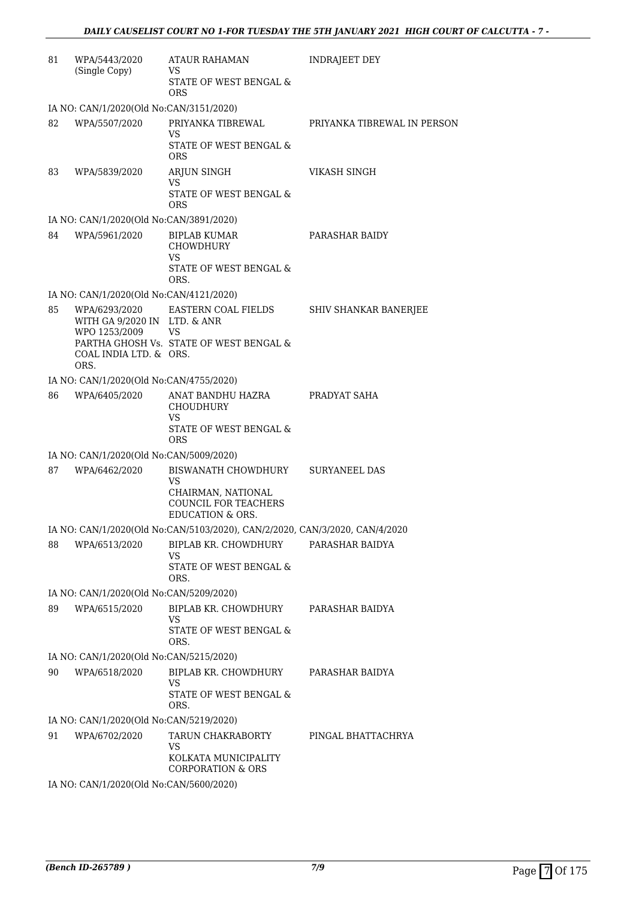| | | | |
|---|---|---|---|
| 81 | WPA/5443/2020 (Single Copy) | ATAUR RAHAMAN VS STATE OF WEST BENGAL & ORS | INDRAJEET DEY |
| | IA NO: CAN/1/2020(Old No:CAN/3151/2020) | | |
| 82 | WPA/5507/2020 | PRIYANKA TIBREWAL VS STATE OF WEST BENGAL & ORS | PRIYANKA TIBREWAL IN PERSON |
| 83 | WPA/5839/2020 | ARJUN SINGH VS STATE OF WEST BENGAL & ORS | VIKASH SINGH |
| | IA NO: CAN/1/2020(Old No:CAN/3891/2020) | | |
| 84 | WPA/5961/2020 | BIPLAB KUMAR CHOWDHURY VS STATE OF WEST BENGAL & ORS. | PARASHAR BAIDY |
| | IA NO: CAN/1/2020(Old No:CAN/4121/2020) | | |
| 85 | WPA/6293/2020 WITH GA 9/2020 IN WPO 1253/2009 PARTHA GHOSH Vs. COAL INDIA LTD. & ORS. | EASTERN COAL FIELDS LTD. & ANR VS STATE OF WEST BENGAL & ORS. | SHIV SHANKAR BANERJEE |
| | IA NO: CAN/1/2020(Old No:CAN/4755/2020) | | |
| 86 | WPA/6405/2020 | ANAT BANDHU HAZRA CHOUDHURY VS STATE OF WEST BENGAL & ORS | PRADYAT SAHA |
| | IA NO: CAN/1/2020(Old No:CAN/5009/2020) | | |
| 87 | WPA/6462/2020 | BISWANATH CHOWDHURY VS CHAIRMAN, NATIONAL COUNCIL FOR TEACHERS EDUCATION & ORS. | SURYANEEL DAS |
| | IA NO: CAN/1/2020(Old No:CAN/5103/2020), CAN/2/2020, CAN/3/2020, CAN/4/2020 | | |
| 88 | WPA/6513/2020 | BIPLAB KR. CHOWDHURY VS STATE OF WEST BENGAL & ORS. | PARASHAR BAIDYA |
| | IA NO: CAN/1/2020(Old No:CAN/5209/2020) | | |
| 89 | WPA/6515/2020 | BIPLAB KR. CHOWDHURY VS STATE OF WEST BENGAL & ORS. | PARASHAR BAIDYA |
| | IA NO: CAN/1/2020(Old No:CAN/5215/2020) | | |
| 90 | WPA/6518/2020 | BIPLAB KR. CHOWDHURY VS STATE OF WEST BENGAL & ORS. | PARASHAR BAIDYA |
| | IA NO: CAN/1/2020(Old No:CAN/5219/2020) | | |
| 91 | WPA/6702/2020 | TARUN CHAKRABORTY VS KOLKATA MUNICIPALITY CORPORATION & ORS | PINGAL BHATTACHRYA |
| | IA NO: CAN/1/2020(Old No:CAN/5600/2020) | | |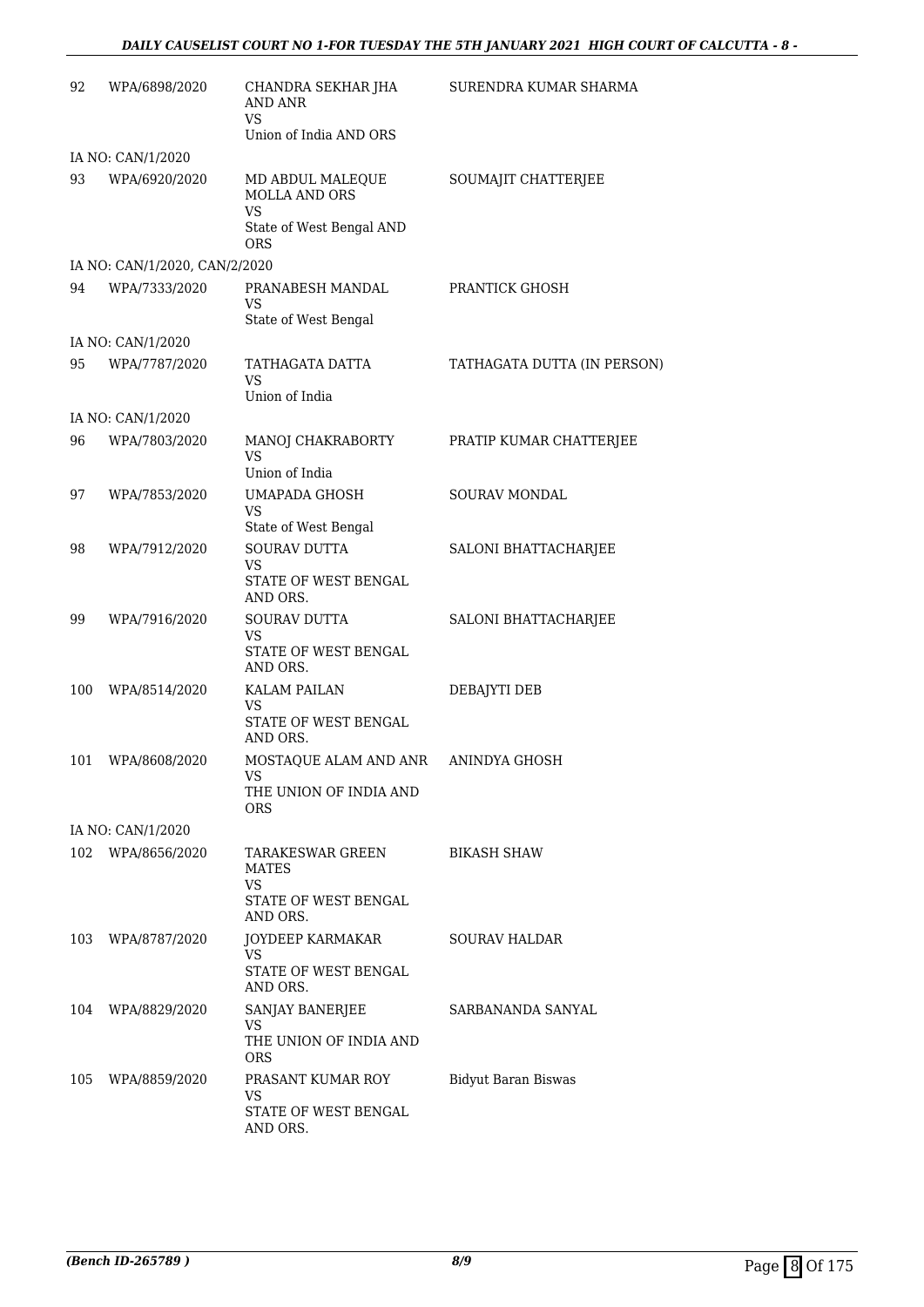| | | | |
|---|---|---|---|
| 92 | WPA/6898/2020 | CHANDRA SEKHAR JHA AND ANR<br>VS<br>Union of India AND ORS | SURENDRA KUMAR SHARMA |
| | IA NO: CAN/1/2020 | | |
| 93 | WPA/6920/2020 | MD ABDUL MALEQUE MOLLA AND ORS<br>VS<br>State of West Bengal AND ORS | SOUMAJIT CHATTERJEE |
| | IA NO: CAN/1/2020, CAN/2/2020 | | |
| 94 | WPA/7333/2020 | PRANABESH MANDAL<br>VS<br>State of West Bengal | PRANTICK GHOSH |
| | IA NO: CAN/1/2020 | | |
| 95 | WPA/7787/2020 | TATHAGATA DATTA<br>VS<br>Union of India | TATHAGATA DUTTA (IN PERSON) |
| | IA NO: CAN/1/2020 | | |
| 96 | WPA/7803/2020 | MANOJ CHAKRABORTY<br>VS<br>Union of India | PRATIP KUMAR CHATTERJEE |
| 97 | WPA/7853/2020 | UMAPADA GHOSH<br>VS<br>State of West Bengal | SOURAV MONDAL |
| 98 | WPA/7912/2020 | SOURAV DUTTA<br>VS<br>STATE OF WEST BENGAL AND ORS. | SALONI BHATTACHARJEE |
| 99 | WPA/7916/2020 | SOURAV DUTTA<br>VS<br>STATE OF WEST BENGAL AND ORS. | SALONI BHATTACHARJEE |
| 100 | WPA/8514/2020 | KALAM PAILAN<br>VS<br>STATE OF WEST BENGAL AND ORS. | DEBAJYTI DEB |
| 101 | WPA/8608/2020 | MOSTAQUE ALAM AND ANR<br>VS<br>THE UNION OF INDIA AND ORS | ANINDYA GHOSH |
| | IA NO: CAN/1/2020 | | |
| 102 | WPA/8656/2020 | TARAKESWAR GREEN MATES<br>VS<br>STATE OF WEST BENGAL AND ORS. | BIKASH SHAW |
| 103 | WPA/8787/2020 | JOYDEEP KARMAKAR<br>VS<br>STATE OF WEST BENGAL AND ORS. | SOURAV HALDAR |
| 104 | WPA/8829/2020 | SANJAY BANERJEE<br>VS<br>THE UNION OF INDIA AND ORS | SARBANANDA SANYAL |
| 105 | WPA/8859/2020 | PRASANT KUMAR ROY<br>VS<br>STATE OF WEST BENGAL AND ORS. | Bidyut Baran Biswas |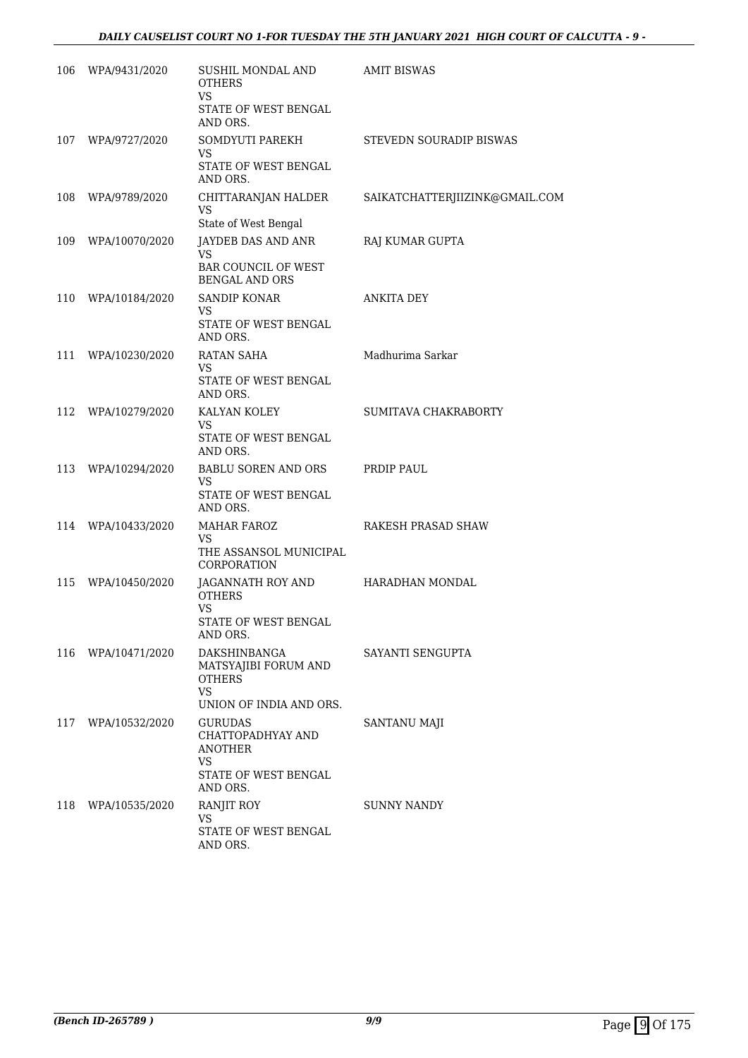| | | | |
|---|---|---|---|
| 106 | WPA/9431/2020 | SUSHIL MONDAL AND OTHERS<br>VS<br>STATE OF WEST BENGAL AND ORS. | AMIT BISWAS |
| 107 | WPA/9727/2020 | SOMDYUTI PAREKH<br>VS<br>STATE OF WEST BENGAL AND ORS. | STEVEDN SOURADIP BISWAS |
| 108 | WPA/9789/2020 | CHITTARANJAN HALDER<br>VS<br>State of West Bengal | SAIKATCHATTERJIIZINK@GMAIL.COM |
| 109 | WPA/10070/2020 | JAYDEB DAS AND ANR<br>VS<br>BAR COUNCIL OF WEST BENGAL AND ORS | RAJ KUMAR GUPTA |
| 110 | WPA/10184/2020 | SANDIP KONAR<br>VS<br>STATE OF WEST BENGAL AND ORS. | ANKITA DEY |
| 111 | WPA/10230/2020 | RATAN SAHA<br>VS<br>STATE OF WEST BENGAL AND ORS. | Madhurima Sarkar |
| 112 | WPA/10279/2020 | KALYAN KOLEY<br>VS<br>STATE OF WEST BENGAL AND ORS. | SUMITAVA CHAKRABORTY |
| 113 | WPA/10294/2020 | BABLU SOREN AND ORS<br>VS<br>STATE OF WEST BENGAL AND ORS. | PRDIP PAUL |
| 114 | WPA/10433/2020 | MAHAR FAROZ<br>VS<br>THE ASSANSOL MUNICIPAL CORPORATION | RAKESH PRASAD SHAW |
| 115 | WPA/10450/2020 | JAGANNATH ROY AND OTHERS<br>VS<br>STATE OF WEST BENGAL AND ORS. | HARADHAN MONDAL |
| 116 | WPA/10471/2020 | DAKSHINBANGA MATSYAJIBI FORUM AND OTHERS<br>VS<br>UNION OF INDIA AND ORS. | SAYANTI SENGUPTA |
| 117 | WPA/10532/2020 | GURUDAS CHATTOPADHYAY AND ANOTHER<br>VS<br>STATE OF WEST BENGAL AND ORS. | SANTANU MAJI |
| 118 | WPA/10535/2020 | RANJIT ROY<br>VS<br>STATE OF WEST BENGAL AND ORS. | SUNNY NANDY |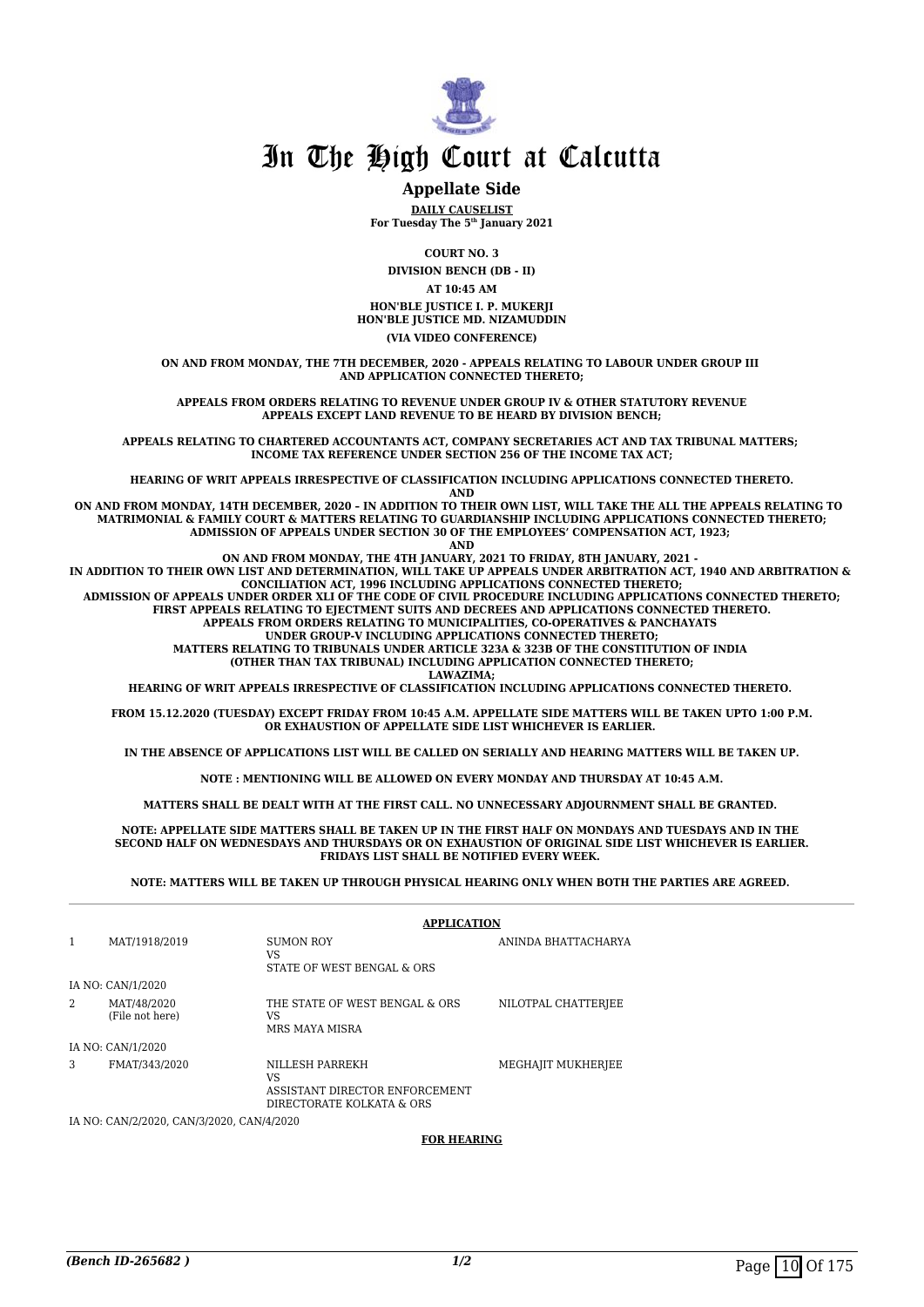# In The High Court at Calcutta

## Appellate Side

**DAILY CAUSELIST**
**For Tuesday The 5th January 2021**

**COURT NO. 3**

**DIVISION BENCH (DB - II)**

**AT 10:45 AM**

**HON'BLE JUSTICE I. P. MUKERJI**
**HON'BLE JUSTICE MD. NIZAMUDDIN**

**(VIA VIDEO CONFERENCE)**

**ON AND FROM MONDAY, THE 7TH DECEMBER, 2020 - APPEALS RELATING TO LABOUR UNDER GROUP III AND APPLICATION CONNECTED THERETO;**

**APPEALS FROM ORDERS RELATING TO REVENUE UNDER GROUP IV & OTHER STATUTORY REVENUE APPEALS EXCEPT LAND REVENUE TO BE HEARD BY DIVISION BENCH;**

**APPEALS RELATING TO CHARTERED ACCOUNTANTS ACT, COMPANY SECRETARIES ACT AND TAX TRIBUNAL MATTERS; INCOME TAX REFERENCE UNDER SECTION 256 OF THE INCOME TAX ACT;**

**HEARING OF WRIT APPEALS IRRESPECTIVE OF CLASSIFICATION INCLUDING APPLICATIONS CONNECTED THERETO.**

**AND**

**ON AND FROM MONDAY, 14TH DECEMBER, 2020 – IN ADDITION TO THEIR OWN LIST, WILL TAKE THE ALL THE APPEALS RELATING TO MATRIMONIAL & FAMILY COURT & MATTERS RELATING TO GUARDIANSHIP INCLUDING APPLICATIONS CONNECTED THERETO; ADMISSION OF APPEALS UNDER SECTION 30 OF THE EMPLOYEES' COMPENSATION ACT, 1923;**

**AND**

**ON AND FROM MONDAY, THE 4TH JANUARY, 2021 TO FRIDAY, 8TH JANUARY, 2021 -**
**IN ADDITION TO THEIR OWN LIST AND DETERMINATION, WILL TAKE UP APPEALS UNDER ARBITRATION ACT, 1940 AND ARBITRATION & CONCILIATION ACT, 1996 INCLUDING APPLICATIONS CONNECTED THERETO;**
**ADMISSION OF APPEALS UNDER ORDER XLI OF THE CODE OF CIVIL PROCEDURE INCLUDING APPLICATIONS CONNECTED THERETO;**
**FIRST APPEALS RELATING TO EJECTMENT SUITS AND DECREES AND APPLICATIONS CONNECTED THERETO.**
**APPEALS FROM ORDERS RELATING TO MUNICIPALITIES, CO-OPERATIVES & PANCHAYATS UNDER GROUP-V INCLUDING APPLICATIONS CONNECTED THERETO;**
**MATTERS RELATING TO TRIBUNALS UNDER ARTICLE 323A & 323B OF THE CONSTITUTION OF INDIA (OTHER THAN TAX TRIBUNAL) INCLUDING APPLICATION CONNECTED THERETO;**
**LAWAZIMA;**
**HEARING OF WRIT APPEALS IRRESPECTIVE OF CLASSIFICATION INCLUDING APPLICATIONS CONNECTED THERETO.**

**FROM 15.12.2020 (TUESDAY) EXCEPT FRIDAY FROM 10:45 A.M. APPELLATE SIDE MATTERS WILL BE TAKEN UPTO 1:00 P.M. OR EXHAUSTION OF APPELLATE SIDE LIST WHICHEVER IS EARLIER.**

**IN THE ABSENCE OF APPLICATIONS LIST WILL BE CALLED ON SERIALLY AND HEARING MATTERS WILL BE TAKEN UP.**

**NOTE : MENTIONING WILL BE ALLOWED ON EVERY MONDAY AND THURSDAY AT 10:45 A.M.**

**MATTERS SHALL BE DEALT WITH AT THE FIRST CALL. NO UNNECESSARY ADJOURNMENT SHALL BE GRANTED.**

**NOTE: APPELLATE SIDE MATTERS SHALL BE TAKEN UP IN THE FIRST HALF ON MONDAYS AND TUESDAYS AND IN THE SECOND HALF ON WEDNESDAYS AND THURSDAYS OR ON EXHAUSTION OF ORIGINAL SIDE LIST WHICHEVER IS EARLIER. FRIDAYS LIST SHALL BE NOTIFIED EVERY WEEK.**

**NOTE: MATTERS WILL BE TAKEN UP THROUGH PHYSICAL HEARING ONLY WHEN BOTH THE PARTIES ARE AGREED.**

**APPLICATION**

| | | | |
|---|---|---|---|
| 1 | MAT/1918/2019 | SUMON ROY<br>VS<br>STATE OF WEST BENGAL & ORS | ANINDA BHATTACHARYA |
| | IA NO: CAN/1/2020 | | |
| 2 | MAT/48/2020<br>(File not here) | THE STATE OF WEST BENGAL & ORS<br>VS<br>MRS MAYA MISRA | NILOTPAL CHATTERJEE |
| | IA NO: CAN/1/2020 | | |
| 3 | FMAT/343/2020 | NILLESH PARREKH<br>VS<br>ASSISTANT DIRECTOR ENFORCEMENT DIRECTORATE KOLKATA & ORS | MEGHAJIT MUKHERJEE |
| | IA NO: CAN/2/2020, CAN/3/2020, CAN/4/2020 | | |

**FOR HEARING**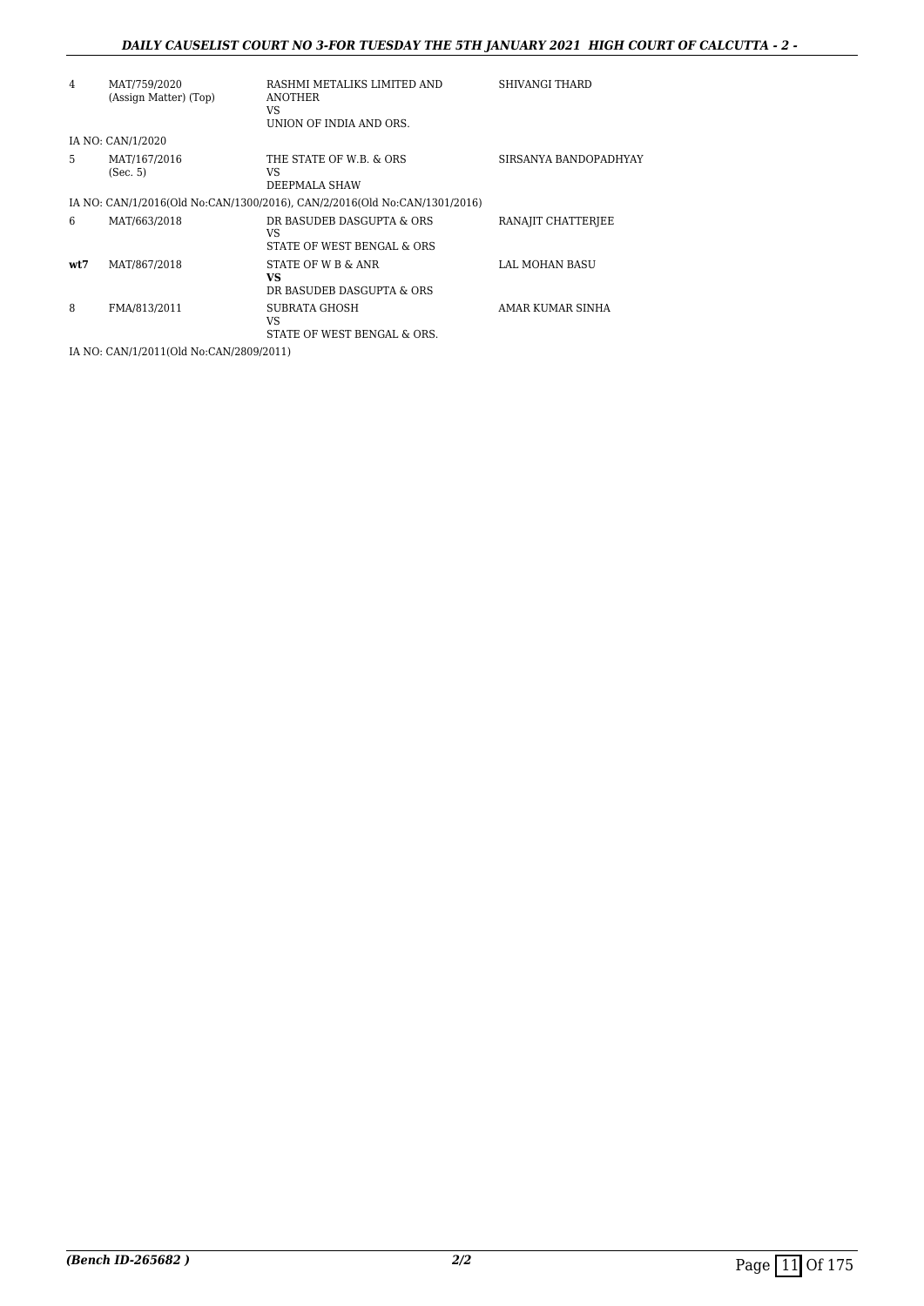| | | | |
|---|---|---|---|
| 4 | MAT/759/2020 (Assign Matter) (Top) | RASHMI METALIKS LIMITED AND ANOTHER VS UNION OF INDIA AND ORS. | SHIVANGI THARD |
| | IA NO: CAN/1/2020 | | |
| 5 | MAT/167/2016 (Sec. 5) | THE STATE OF W.B. & ORS VS DEEPMALA SHAW | SIRSANYA BANDOPADHYAY |
| | IA NO: CAN/1/2016(Old No:CAN/1300/2016), CAN/2/2016(Old No:CAN/1301/2016) | | |
| 6 | MAT/663/2018 | DR BASUDEB DASGUPTA & ORS VS STATE OF WEST BENGAL & ORS | RANAJIT CHATTERJEE |
| **wt7** | MAT/867/2018 | STATE OF W B & ANR **VS** DR BASUDEB DASGUPTA & ORS | LAL MOHAN BASU |
| 8 | FMA/813/2011 | SUBRATA GHOSH VS STATE OF WEST BENGAL & ORS. | AMAR KUMAR SINHA |
| | IA NO: CAN/1/2011(Old No:CAN/2809/2011) | | |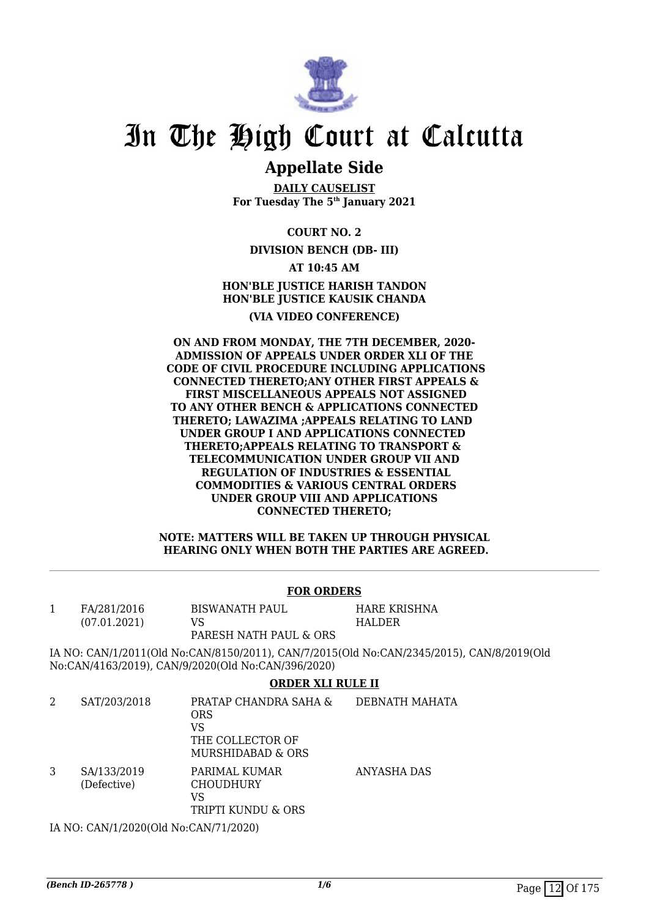# In The High Court at Calcutta

## Appellate Side

**DAILY CAUSELIST**
**For Tuesday The 5th January 2021**

**COURT NO. 2**

**DIVISION BENCH (DB- III)**

**AT 10:45 AM**

**HON'BLE JUSTICE HARISH TANDON**
**HON'BLE JUSTICE KAUSIK CHANDA**

**(VIA VIDEO CONFERENCE)**

**ON AND FROM MONDAY, THE 7TH DECEMBER, 2020- ADMISSION OF APPEALS UNDER ORDER XLI OF THE CODE OF CIVIL PROCEDURE INCLUDING APPLICATIONS CONNECTED THERETO;ANY OTHER FIRST APPEALS & FIRST MISCELLANEOUS APPEALS NOT ASSIGNED TO ANY OTHER BENCH & APPLICATIONS CONNECTED THERETO; LAWAZIMA ;APPEALS RELATING TO LAND UNDER GROUP I AND APPLICATIONS CONNECTED THERETO;APPEALS RELATING TO TRANSPORT & TELECOMMUNICATION UNDER GROUP VII AND REGULATION OF INDUSTRIES & ESSENTIAL COMMODITIES & VARIOUS CENTRAL ORDERS UNDER GROUP VIII AND APPLICATIONS CONNECTED THERETO;**

**NOTE: MATTERS WILL BE TAKEN UP THROUGH PHYSICAL HEARING ONLY WHEN BOTH THE PARTIES ARE AGREED.**

---

**FOR ORDERS**

| | | | |
|---|---|---|---|
| 1 | FA/281/2016 (07.01.2021) | BISWANATH PAUL VS PARESH NATH PAUL & ORS | HARE KRISHNA HALDER |

IA NO: CAN/1/2011(Old No:CAN/8150/2011), CAN/7/2015(Old No:CAN/2345/2015), CAN/8/2019(Old No:CAN/4163/2019), CAN/9/2020(Old No:CAN/396/2020)

**ORDER XLI RULE II**

| | | | |
|---|---|---|---|
| 2 | SAT/203/2018 | PRATAP CHANDRA SAHA & ORS VS THE COLLECTOR OF MURSHIDABAD & ORS | DEBNATH MAHATA |
| 3 | SA/133/2019 (Defective) | PARIMAL KUMAR CHOUDHURY VS TRIPTI KUNDU & ORS | ANYASHA DAS |

IA NO: CAN/1/2020(Old No:CAN/71/2020)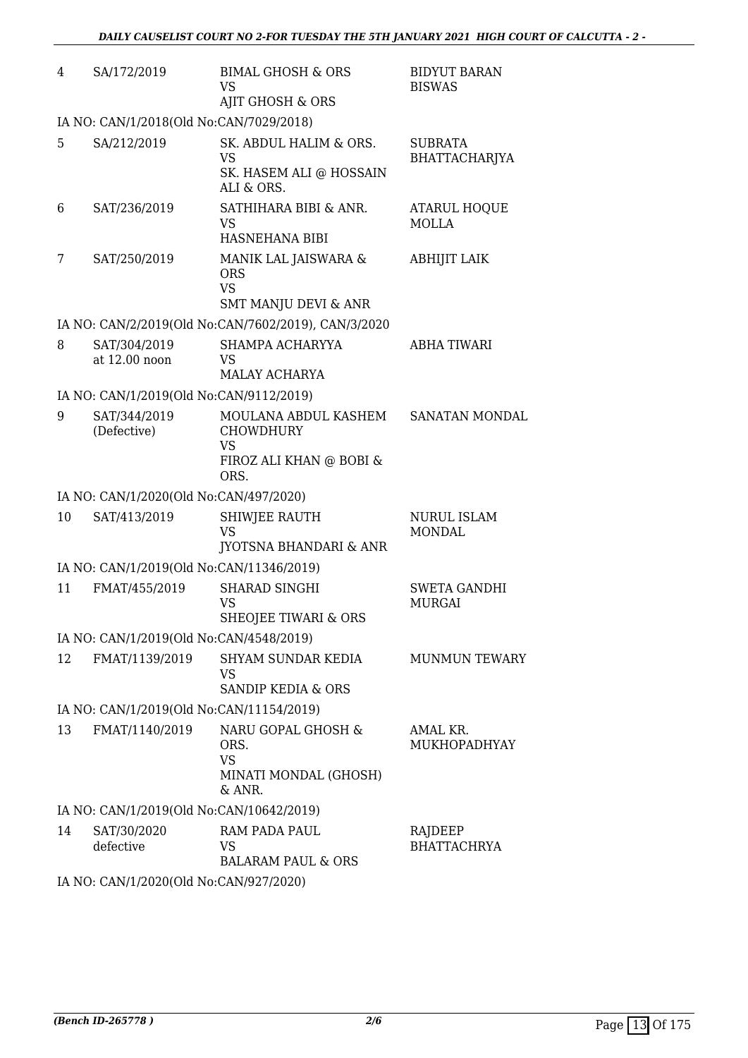| | | | |
|---|---|---|---|
| 4 | SA/172/2019 | BIMAL GHOSH & ORS<br>VS<br>AJIT GHOSH & ORS | BIDYUT BARAN BISWAS |
| IA NO: CAN/1/2018(Old No:CAN/7029/2018) | | | |
| 5 | SA/212/2019 | SK. ABDUL HALIM & ORS.<br>VS<br>SK. HASEM ALI @ HOSSAIN ALI & ORS. | SUBRATA BHATTACHARJYA |
| 6 | SAT/236/2019 | SATHIHARA BIBI & ANR.<br>VS<br>HASNEHANA BIBI | ATARUL HOQUE MOLLA |
| 7 | SAT/250/2019 | MANIK LAL JAISWARA & ORS<br>VS<br>SMT MANJU DEVI & ANR | ABHIJIT LAIK |
| IA NO: CAN/2/2019(Old No:CAN/7602/2019), CAN/3/2020 | | | |
| 8 | SAT/304/2019<br>at 12.00 noon | SHAMPA ACHARYYA<br>VS<br>MALAY ACHARYA | ABHA TIWARI |
| IA NO: CAN/1/2019(Old No:CAN/9112/2019) | | | |
| 9 | SAT/344/2019<br>(Defective) | MOULANA ABDUL KASHEM CHOWDHURY<br>VS<br>FIROZ ALI KHAN @ BOBI & ORS. | SANATAN MONDAL |
| IA NO: CAN/1/2020(Old No:CAN/497/2020) | | | |
| 10 | SAT/413/2019 | SHIWJEE RAUTH<br>VS<br>JYOTSNA BHANDARI & ANR | NURUL ISLAM MONDAL |
| IA NO: CAN/1/2019(Old No:CAN/11346/2019) | | | |
| 11 | FMAT/455/2019 | SHARAD SINGHI<br>VS<br>SHEOJEE TIWARI & ORS | SWETA GANDHI MURGAI |
| IA NO: CAN/1/2019(Old No:CAN/4548/2019) | | | |
| 12 | FMAT/1139/2019 | SHYAM SUNDAR KEDIA<br>VS<br>SANDIP KEDIA & ORS | MUNMUN TEWARY |
| IA NO: CAN/1/2019(Old No:CAN/11154/2019) | | | |
| 13 | FMAT/1140/2019 | NARU GOPAL GHOSH & ORS.<br>VS<br>MINATI MONDAL (GHOSH) & ANR. | AMAL KR. MUKHOPADHYAY |
| IA NO: CAN/1/2019(Old No:CAN/10642/2019) | | | |
| 14 | SAT/30/2020<br>defective | RAM PADA PAUL<br>VS<br>BALARAM PAUL & ORS | RAJDEEP BHATTACHRYA |
| IA NO: CAN/1/2020(Old No:CAN/927/2020) | | | |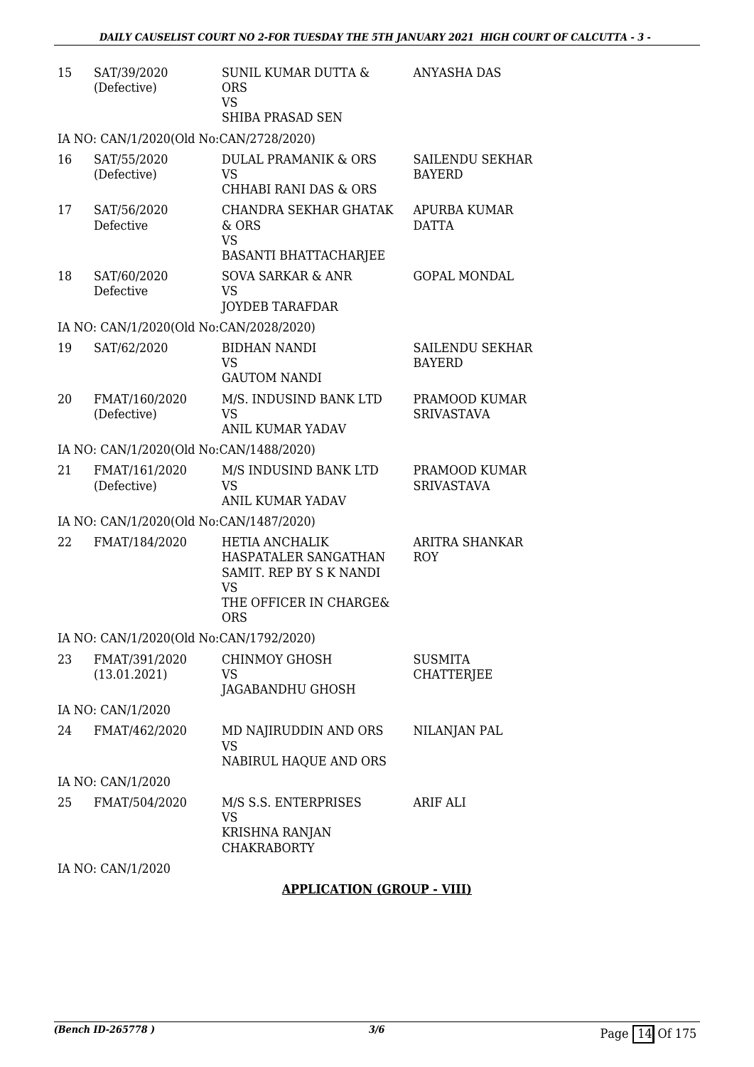| | | | |
|---|---|---|---|
| 15 | SAT/39/2020 (Defective) | SUNIL KUMAR DUTTA & ORS VS SHIBA PRASAD SEN | ANYASHA DAS |
| | IA NO: CAN/1/2020(Old No:CAN/2728/2020) | | |
| 16 | SAT/55/2020 (Defective) | DULAL PRAMANIK & ORS VS CHHABI RANI DAS & ORS | SAILENDU SEKHAR BAYERD |
| 17 | SAT/56/2020 Defective | CHANDRA SEKHAR GHATAK & ORS VS BASANTI BHATTACHARJEE | APURBA KUMAR DATTA |
| 18 | SAT/60/2020 Defective | SOVA SARKAR & ANR VS JOYDEB TARAFDAR | GOPAL MONDAL |
| | IA NO: CAN/1/2020(Old No:CAN/2028/2020) | | |
| 19 | SAT/62/2020 | BIDHAN NANDI VS GAUTOM NANDI | SAILENDU SEKHAR BAYERD |
| 20 | FMAT/160/2020 (Defective) | M/S. INDUSIND BANK LTD VS ANIL KUMAR YADAV | PRAMOOD KUMAR SRIVASTAVA |
| | IA NO: CAN/1/2020(Old No:CAN/1488/2020) | | |
| 21 | FMAT/161/2020 (Defective) | M/S INDUSIND BANK LTD VS ANIL KUMAR YADAV | PRAMOOD KUMAR SRIVASTAVA |
| | IA NO: CAN/1/2020(Old No:CAN/1487/2020) | | |
| 22 | FMAT/184/2020 | HETIA ANCHALIK HASPATALER SANGATHAN SAMIT. REP BY S K NANDI VS THE OFFICER IN CHARGE& ORS | ARITRA SHANKAR ROY |
| | IA NO: CAN/1/2020(Old No:CAN/1792/2020) | | |
| 23 | FMAT/391/2020 (13.01.2021) | CHINMOY GHOSH VS JAGABANDHU GHOSH | SUSMITA CHATTERJEE |
| | IA NO: CAN/1/2020 | | |
| 24 | FMAT/462/2020 | MD NAJIRUDDIN AND ORS VS NABIRUL HAQUE AND ORS | NILANJAN PAL |
| | IA NO: CAN/1/2020 | | |
| 25 | FMAT/504/2020 | M/S S.S. ENTERPRISES VS KRISHNA RANJAN CHAKRABORTY | ARIF ALI |
| | IA NO: CAN/1/2020 | | |

**APPLICATION (GROUP - VIII)**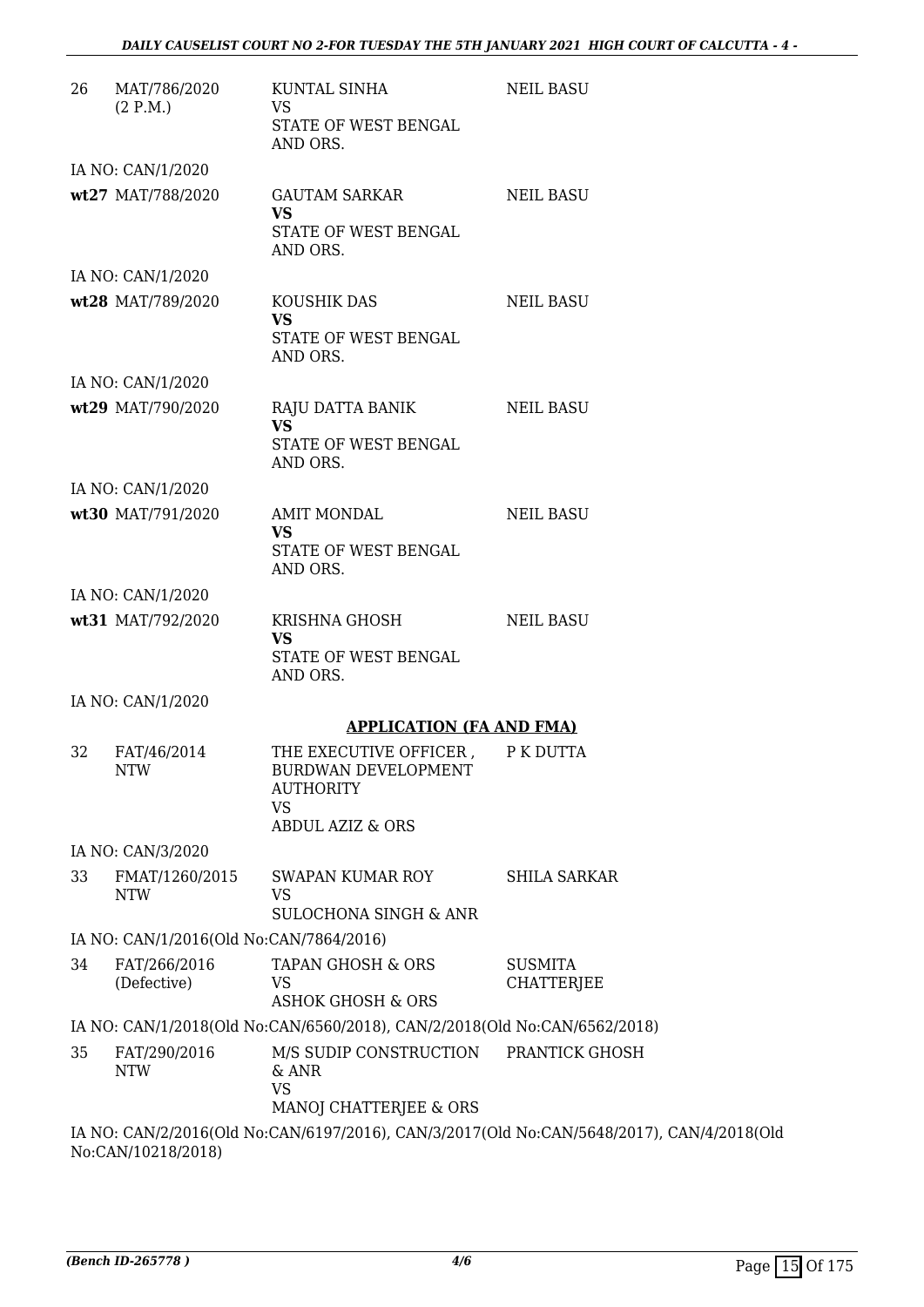| | | | |
|---|---|---|---|
| 26 | MAT/786/2020 (2 P.M.) | KUNTAL SINHA<br>VS<br>STATE OF WEST BENGAL AND ORS. | NEIL BASU |
| | IA NO: CAN/1/2020 | | |
| **wt27** | MAT/788/2020 | GAUTAM SARKAR<br>**VS**<br>STATE OF WEST BENGAL AND ORS. | NEIL BASU |
| | IA NO: CAN/1/2020 | | |
| **wt28** | MAT/789/2020 | KOUSHIK DAS<br>**VS**<br>STATE OF WEST BENGAL AND ORS. | NEIL BASU |
| | IA NO: CAN/1/2020 | | |
| **wt29** | MAT/790/2020 | RAJU DATTA BANIK<br>**VS**<br>STATE OF WEST BENGAL AND ORS. | NEIL BASU |
| | IA NO: CAN/1/2020 | | |
| **wt30** | MAT/791/2020 | AMIT MONDAL<br>**VS**<br>STATE OF WEST BENGAL AND ORS. | NEIL BASU |
| | IA NO: CAN/1/2020 | | |
| **wt31** | MAT/792/2020 | KRISHNA GHOSH<br>**VS**<br>STATE OF WEST BENGAL AND ORS. | NEIL BASU |
| | IA NO: CAN/1/2020 | | |

**APPLICATION (FA AND FMA)**

| | | | |
|---|---|---|---|
| 32 | FAT/46/2014 NTW | THE EXECUTIVE OFFICER , BURDWAN DEVELOPMENT AUTHORITY<br>VS<br>ABDUL AZIZ & ORS | P K DUTTA |
| | IA NO: CAN/3/2020 | | |
| 33 | FMAT/1260/2015 NTW | SWAPAN KUMAR ROY<br>VS<br>SULOCHONA SINGH & ANR | SHILA SARKAR |
| | IA NO: CAN/1/2016(Old No:CAN/7864/2016) | | |
| 34 | FAT/266/2016 (Defective) | TAPAN GHOSH & ORS<br>VS<br>ASHOK GHOSH & ORS | SUSMITA CHATTERJEE |
| | IA NO: CAN/1/2018(Old No:CAN/6560/2018), CAN/2/2018(Old No:CAN/6562/2018) | | |
| 35 | FAT/290/2016 NTW | M/S SUDIP CONSTRUCTION & ANR<br>VS<br>MANOJ CHATTERJEE & ORS | PRANTICK GHOSH |
| | IA NO: CAN/2/2016(Old No:CAN/6197/2016), CAN/3/2017(Old No:CAN/5648/2017), CAN/4/2018(Old No:CAN/10218/2018) | | |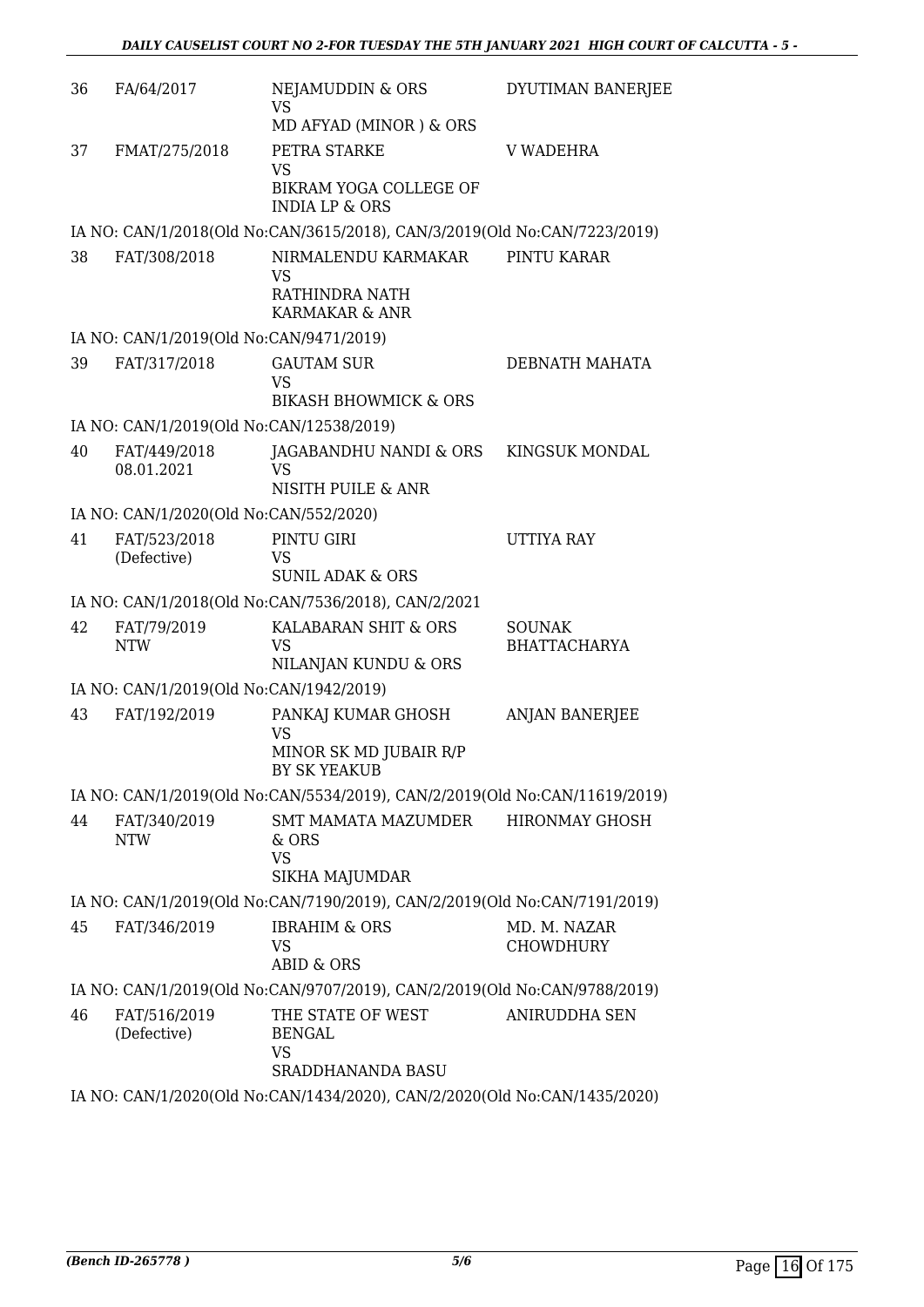| | | | |
|---|---|---|---|
| 36 | FA/64/2017 | NEJAMUDDIN & ORS<br>VS<br>MD AFYAD (MINOR ) & ORS | DYUTIMAN BANERJEE |
| 37 | FMAT/275/2018 | PETRA STARKE<br>VS<br>BIKRAM YOGA COLLEGE OF INDIA LP & ORS | V WADEHRA |
| | IA NO: CAN/1/2018(Old No:CAN/3615/2018), CAN/3/2019(Old No:CAN/7223/2019) | | |
| 38 | FAT/308/2018 | NIRMALENDU KARMAKAR<br>VS<br>RATHINDRA NATH KARMAKAR & ANR | PINTU KARAR |
| | IA NO: CAN/1/2019(Old No:CAN/9471/2019) | | |
| 39 | FAT/317/2018 | GAUTAM SUR<br>VS<br>BIKASH BHOWMICK & ORS | DEBNATH MAHATA |
| | IA NO: CAN/1/2019(Old No:CAN/12538/2019) | | |
| 40 | FAT/449/2018<br>08.01.2021 | JAGABANDHU NANDI & ORS<br>VS<br>NISITH PUILE & ANR | KINGSUK MONDAL |
| | IA NO: CAN/1/2020(Old No:CAN/552/2020) | | |
| 41 | FAT/523/2018<br>(Defective) | PINTU GIRI<br>VS<br>SUNIL ADAK & ORS | UTTIYA RAY |
| | IA NO: CAN/1/2018(Old No:CAN/7536/2018), CAN/2/2021 | | |
| 42 | FAT/79/2019<br>NTW | KALABARAN SHIT & ORS<br>VS<br>NILANJAN KUNDU & ORS | SOUNAK BHATTACHARYA |
| | IA NO: CAN/1/2019(Old No:CAN/1942/2019) | | |
| 43 | FAT/192/2019 | PANKAJ KUMAR GHOSH<br>VS<br>MINOR SK MD JUBAIR R/P BY SK YEAKUB | ANJAN BANERJEE |
| | IA NO: CAN/1/2019(Old No:CAN/5534/2019), CAN/2/2019(Old No:CAN/11619/2019) | | |
| 44 | FAT/340/2019<br>NTW | SMT MAMATA MAZUMDER & ORS<br>VS<br>SIKHA MAJUMDAR | HIRONMAY GHOSH |
| | IA NO: CAN/1/2019(Old No:CAN/7190/2019), CAN/2/2019(Old No:CAN/7191/2019) | | |
| 45 | FAT/346/2019 | IBRAHIM & ORS<br>VS<br>ABID & ORS | MD. M. NAZAR CHOWDHURY |
| | IA NO: CAN/1/2019(Old No:CAN/9707/2019), CAN/2/2019(Old No:CAN/9788/2019) | | |
| 46 | FAT/516/2019<br>(Defective) | THE STATE OF WEST BENGAL<br>VS<br>SRADDHANANDA BASU | ANIRUDDHA SEN |
| | IA NO: CAN/1/2020(Old No:CAN/1434/2020), CAN/2/2020(Old No:CAN/1435/2020) | | |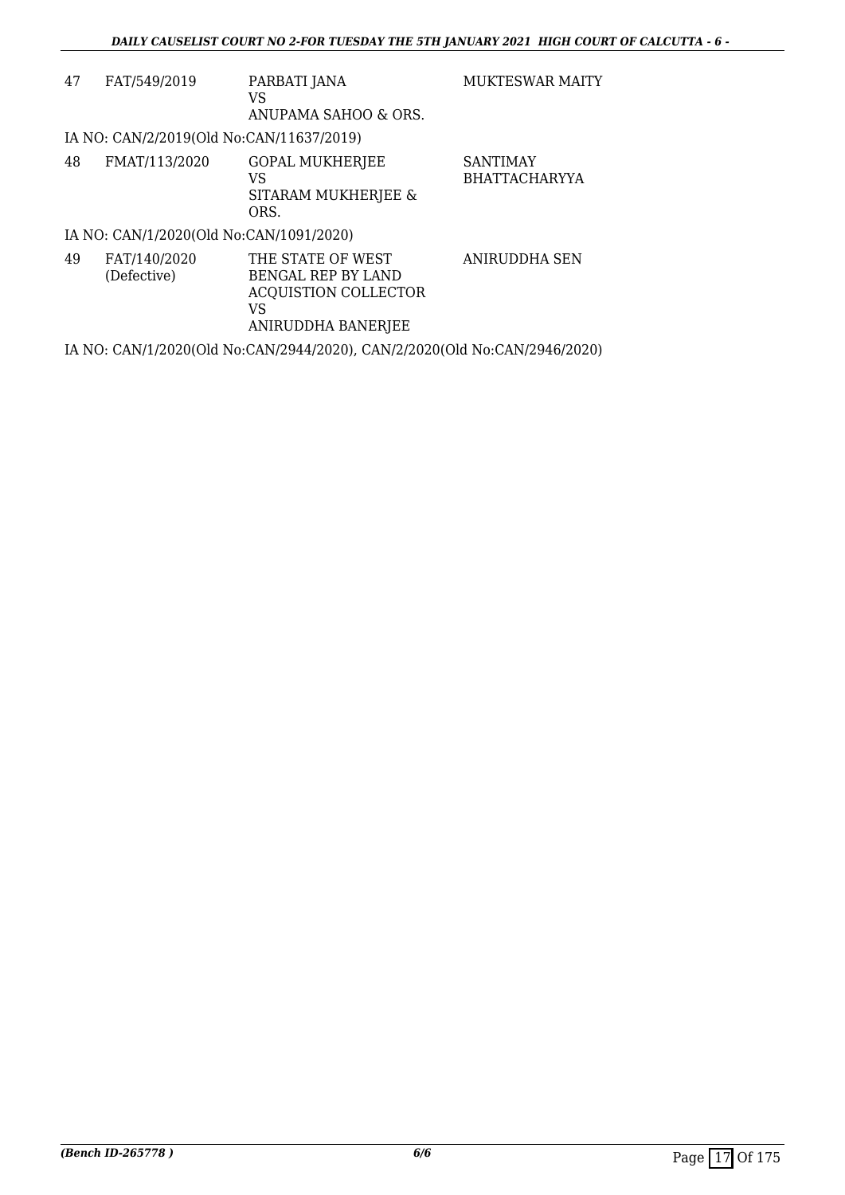| | | | |
|---|---|---|---|
| 47 | FAT/549/2019 | PARBATI JANA<br>VS<br>ANUPAMA SAHOO & ORS. | MUKTESWAR MAITY |

IA NO: CAN/2/2019(Old No:CAN/11637/2019)

| | | | |
|---|---|---|---|
| 48 | FMAT/113/2020 | GOPAL MUKHERJEE<br>VS<br>SITARAM MUKHERJEE & ORS. | SANTIMAY BHATTACHARYYA |

IA NO: CAN/1/2020(Old No:CAN/1091/2020)

| | | | |
|---|---|---|---|
| 49 | FAT/140/2020<br>(Defective) | THE STATE OF WEST BENGAL REP BY LAND ACQUISTION COLLECTOR<br>VS<br>ANIRUDDHA BANERJEE | ANIRUDDHA SEN |

IA NO: CAN/1/2020(Old No:CAN/2944/2020), CAN/2/2020(Old No:CAN/2946/2020)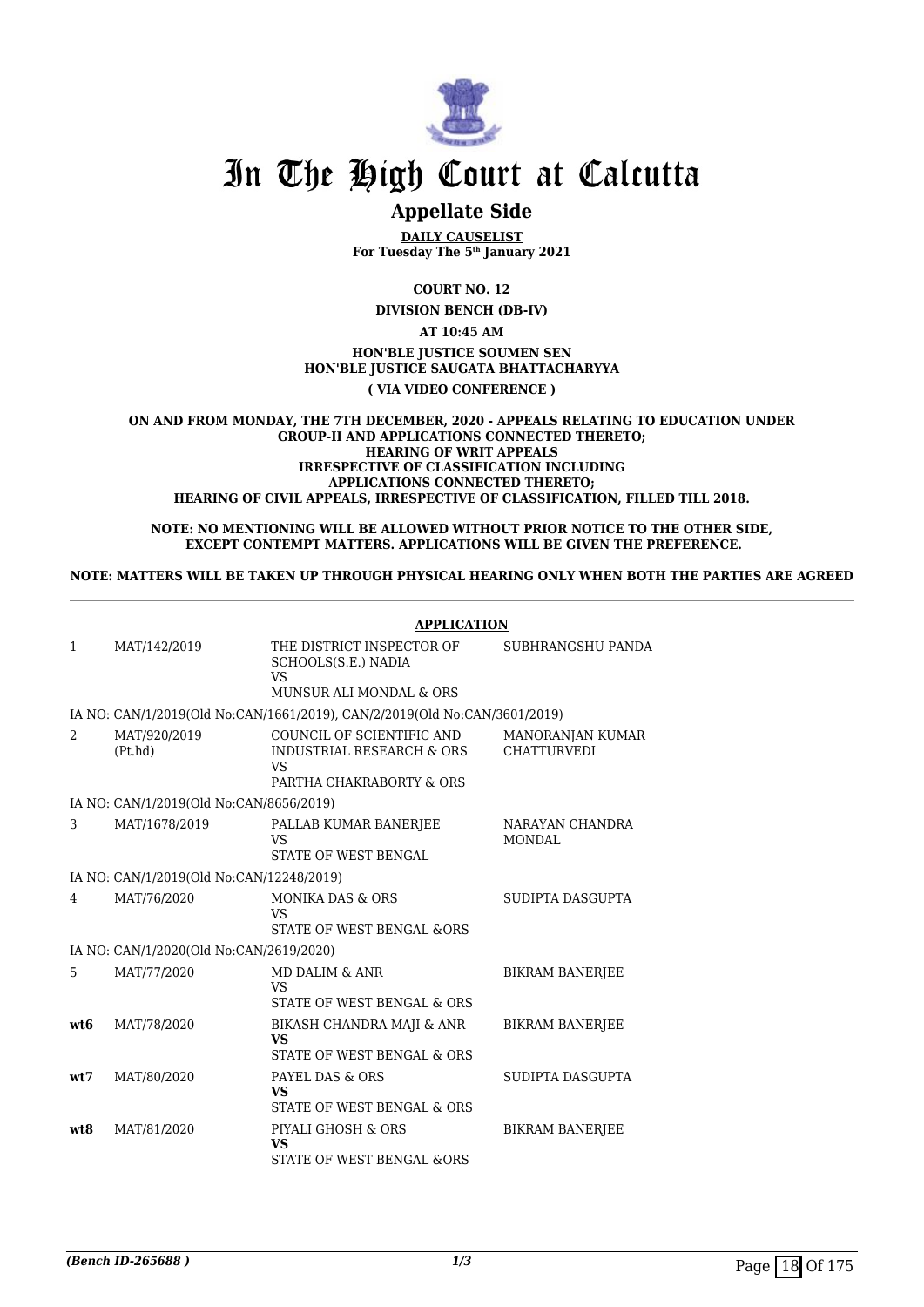# In The High Court at Calcutta

## Appellate Side

**DAILY CAUSELIST**
**For Tuesday The 5th January 2021**

**COURT NO. 12**

**DIVISION BENCH (DB-IV)**

**AT 10:45 AM**

**HON'BLE JUSTICE SOUMEN SEN**
**HON'BLE JUSTICE SAUGATA BHATTACHARYYA**

**( VIA VIDEO CONFERENCE )**

**ON AND FROM MONDAY, THE 7TH DECEMBER, 2020 - APPEALS RELATING TO EDUCATION UNDER GROUP-II AND APPLICATIONS CONNECTED THERETO; HEARING OF WRIT APPEALS IRRESPECTIVE OF CLASSIFICATION INCLUDING APPLICATIONS CONNECTED THERETO; HEARING OF CIVIL APPEALS, IRRESPECTIVE OF CLASSIFICATION, FILLED TILL 2018.**

**NOTE: NO MENTIONING WILL BE ALLOWED WITHOUT PRIOR NOTICE TO THE OTHER SIDE, EXCEPT CONTEMPT MATTERS. APPLICATIONS WILL BE GIVEN THE PREFERENCE.**

**NOTE: MATTERS WILL BE TAKEN UP THROUGH PHYSICAL HEARING ONLY WHEN BOTH THE PARTIES ARE AGREED**

**APPLICATION**

| | | | |
|---|---|---|---|
| 1 | MAT/142/2019 | THE DISTRICT INSPECTOR OF SCHOOLS(S.E.) NADIA<br>VS<br>MUNSUR ALI MONDAL & ORS | SUBHRANGSHU PANDA |
| | IA NO: CAN/1/2019(Old No:CAN/1661/2019), CAN/2/2019(Old No:CAN/3601/2019) | | |
| 2 | MAT/920/2019 (Pt.hd) | COUNCIL OF SCIENTIFIC AND INDUSTRIAL RESEARCH & ORS<br>VS<br>PARTHA CHAKRABORTY & ORS | MANORANJAN KUMAR CHATTURVEDI |
| | IA NO: CAN/1/2019(Old No:CAN/8656/2019) | | |
| 3 | MAT/1678/2019 | PALLAB KUMAR BANERJEE<br>VS<br>STATE OF WEST BENGAL | NARAYAN CHANDRA MONDAL |
| | IA NO: CAN/1/2019(Old No:CAN/12248/2019) | | |
| 4 | MAT/76/2020 | MONIKA DAS & ORS<br>VS<br>STATE OF WEST BENGAL &ORS | SUDIPTA DASGUPTA |
| | IA NO: CAN/1/2020(Old No:CAN/2619/2020) | | |
| 5 | MAT/77/2020 | MD DALIM & ANR<br>VS<br>STATE OF WEST BENGAL & ORS | BIKRAM BANERJEE |
| **wt6** | MAT/78/2020 | BIKASH CHANDRA MAJI & ANR<br>**VS**<br>STATE OF WEST BENGAL & ORS | BIKRAM BANERJEE |
| **wt7** | MAT/80/2020 | PAYEL DAS & ORS<br>**VS**<br>STATE OF WEST BENGAL & ORS | SUDIPTA DASGUPTA |
| **wt8** | MAT/81/2020 | PIYALI GHOSH & ORS<br>**VS**<br>STATE OF WEST BENGAL &ORS | BIKRAM BANERJEE |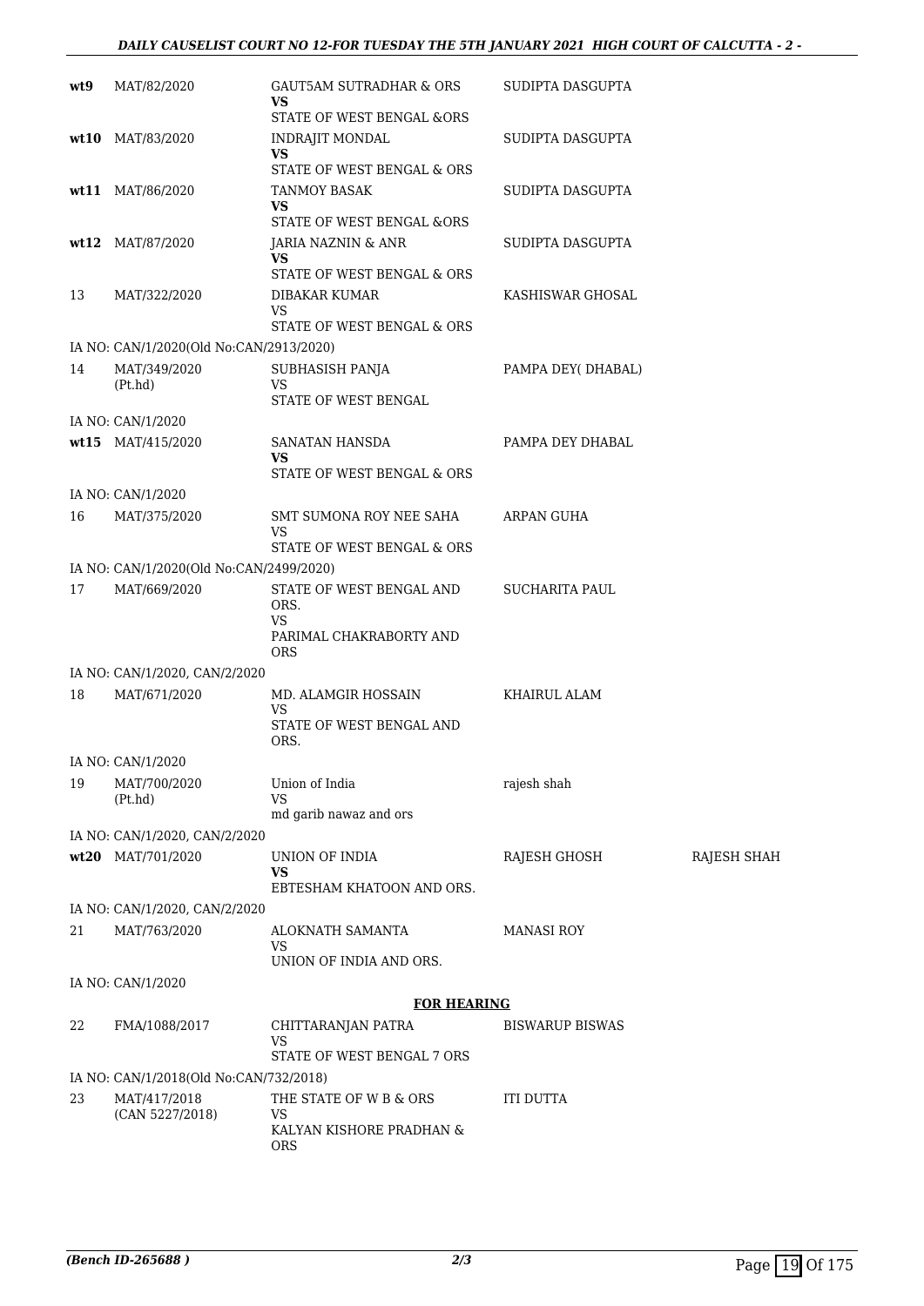| | | | | |
|---|---|---|---|---|
| wt9 | MAT/82/2020 | GAUT5AM SUTRADHAR & ORS<br>**VS**<br>STATE OF WEST BENGAL &ORS | SUDIPTA DASGUPTA | |
| wt10 | MAT/83/2020 | INDRAJIT MONDAL<br>**VS**<br>STATE OF WEST BENGAL & ORS | SUDIPTA DASGUPTA | |
| wt11 | MAT/86/2020 | TANMOY BASAK<br>**VS**<br>STATE OF WEST BENGAL &ORS | SUDIPTA DASGUPTA | |
| wt12 | MAT/87/2020 | JARIA NAZNIN & ANR<br>**VS**<br>STATE OF WEST BENGAL & ORS | SUDIPTA DASGUPTA | |
| 13 | MAT/322/2020 | DIBAKAR KUMAR<br>VS<br>STATE OF WEST BENGAL & ORS | KASHISWAR GHOSAL | |
| | IA NO: CAN/1/2020(Old No:CAN/2913/2020) | | | |
| 14 | MAT/349/2020<br>(Pt.hd) | SUBHASISH PANJA<br>VS<br>STATE OF WEST BENGAL | PAMPA DEY( DHABAL) | |
| | IA NO: CAN/1/2020 | | | |
| wt15 | MAT/415/2020 | SANATAN HANSDA<br>**VS**<br>STATE OF WEST BENGAL & ORS | PAMPA DEY DHABAL | |
| | IA NO: CAN/1/2020 | | | |
| 16 | MAT/375/2020 | SMT SUMONA ROY NEE SAHA<br>VS<br>STATE OF WEST BENGAL & ORS | ARPAN GUHA | |
| | IA NO: CAN/1/2020(Old No:CAN/2499/2020) | | | |
| 17 | MAT/669/2020 | STATE OF WEST BENGAL AND ORS.<br>VS<br>PARIMAL CHAKRABORTY AND ORS | SUCHARITA PAUL | |
| | IA NO: CAN/1/2020, CAN/2/2020 | | | |
| 18 | MAT/671/2020 | MD. ALAMGIR HOSSAIN<br>VS<br>STATE OF WEST BENGAL AND ORS. | KHAIRUL ALAM | |
| | IA NO: CAN/1/2020 | | | |
| 19 | MAT/700/2020<br>(Pt.hd) | Union of India<br>VS<br>md garib nawaz and ors | rajesh shah | |
| | IA NO: CAN/1/2020, CAN/2/2020 | | | |
| wt20 | MAT/701/2020 | UNION OF INDIA<br>**VS**<br>EBTESHAM KHATOON AND ORS. | RAJESH GHOSH | RAJESH SHAH |
| | IA NO: CAN/1/2020, CAN/2/2020 | | | |
| 21 | MAT/763/2020 | ALOKNATH SAMANTA<br>VS<br>UNION OF INDIA AND ORS. | MANASI ROY | |
| | IA NO: CAN/1/2020 | | | |

**FOR HEARING**

| | | | | |
|---|---|---|---|---|
| 22 | FMA/1088/2017 | CHITTARANJAN PATRA<br>VS<br>STATE OF WEST BENGAL 7 ORS | BISWARUP BISWAS | |
| | IA NO: CAN/1/2018(Old No:CAN/732/2018) | | | |
| 23 | MAT/417/2018<br>(CAN 5227/2018) | THE STATE OF W B & ORS<br>VS<br>KALYAN KISHORE PRADHAN & ORS | ITI DUTTA | |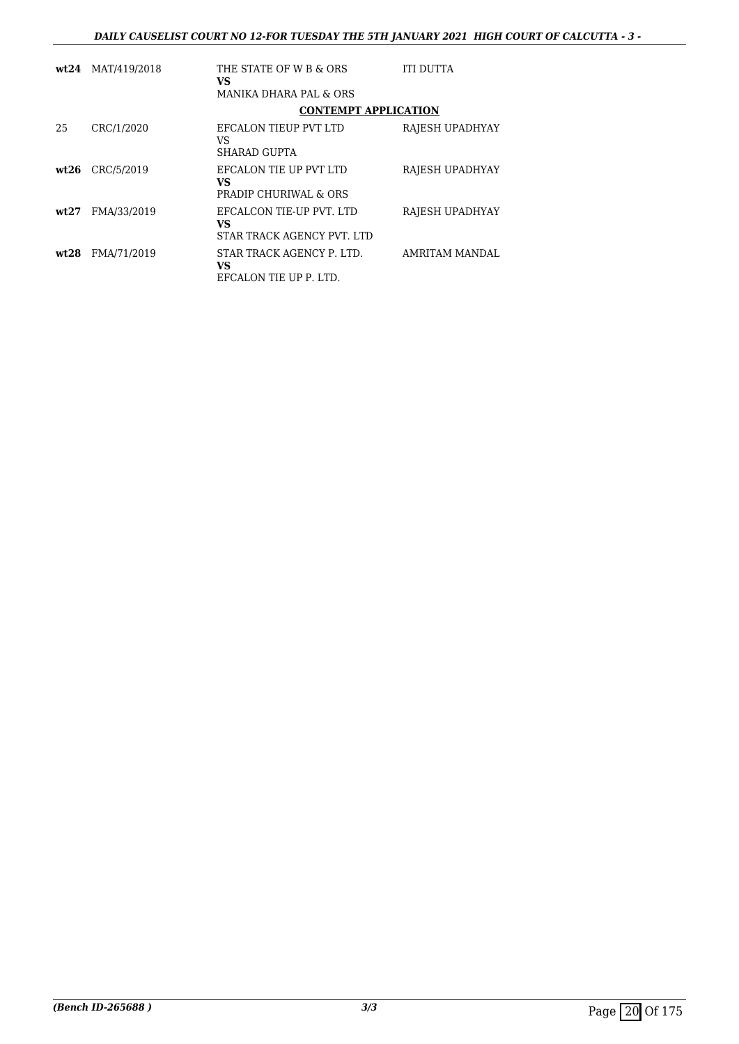| | | | |
|---|---|---|---|
| **wt24** | MAT/419/2018 | THE STATE OF W B & ORS<br>**VS**<br>MANIKA DHARA PAL & ORS | ITI DUTTA |

**CONTEMPT APPLICATION**

| | | | |
|---|---|---|---|
| 25 | CRC/1/2020 | EFCALON TIEUP PVT LTD<br>VS<br>SHARAD GUPTA | RAJESH UPADHYAY |
| **wt26** | CRC/5/2019 | EFCALON TIE UP PVT LTD<br>**VS**<br>PRADIP CHURIWAL & ORS | RAJESH UPADHYAY |
| **wt27** | FMA/33/2019 | EFCALCON TIE-UP PVT. LTD<br>**VS**<br>STAR TRACK AGENCY PVT. LTD | RAJESH UPADHYAY |
| **wt28** | FMA/71/2019 | STAR TRACK AGENCY P. LTD.<br>**VS**<br>EFCALON TIE UP P. LTD. | AMRITAM MANDAL |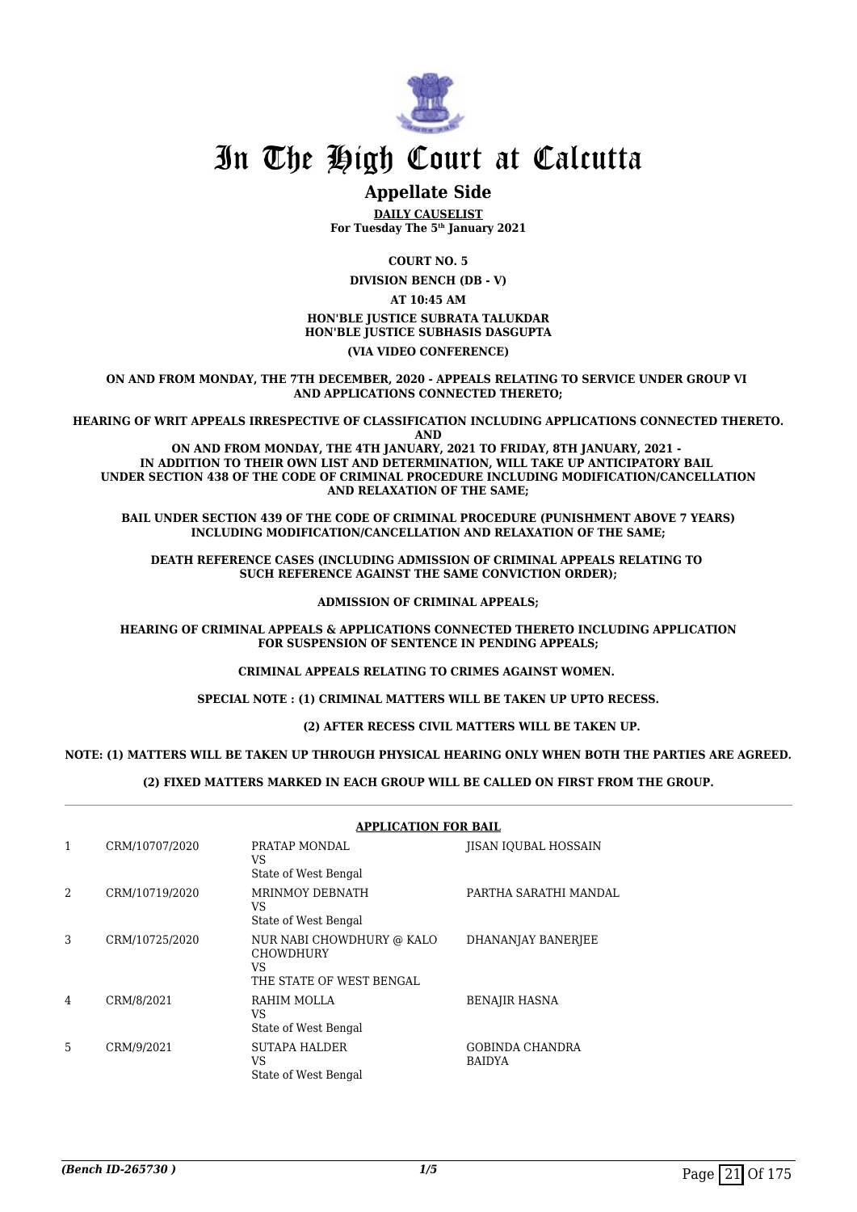# In The High Court at Calcutta

## Appellate Side

**DAILY CAUSELIST**
**For Tuesday The 5th January 2021**

**COURT NO. 5**

**DIVISION BENCH (DB - V)**

**AT 10:45 AM**

**HON'BLE JUSTICE SUBRATA TALUKDAR**
**HON'BLE JUSTICE SUBHASIS DASGUPTA**

**(VIA VIDEO CONFERENCE)**

**ON AND FROM MONDAY, THE 7TH DECEMBER, 2020 - APPEALS RELATING TO SERVICE UNDER GROUP VI AND APPLICATIONS CONNECTED THERETO;**

**HEARING OF WRIT APPEALS IRRESPECTIVE OF CLASSIFICATION INCLUDING APPLICATIONS CONNECTED THERETO. AND**
**ON AND FROM MONDAY, THE 4TH JANUARY, 2021 TO FRIDAY, 8TH JANUARY, 2021 - IN ADDITION TO THEIR OWN LIST AND DETERMINATION, WILL TAKE UP ANTICIPATORY BAIL UNDER SECTION 438 OF THE CODE OF CRIMINAL PROCEDURE INCLUDING MODIFICATION/CANCELLATION AND RELAXATION OF THE SAME;**

**BAIL UNDER SECTION 439 OF THE CODE OF CRIMINAL PROCEDURE (PUNISHMENT ABOVE 7 YEARS) INCLUDING MODIFICATION/CANCELLATION AND RELAXATION OF THE SAME;**

**DEATH REFERENCE CASES (INCLUDING ADMISSION OF CRIMINAL APPEALS RELATING TO SUCH REFERENCE AGAINST THE SAME CONVICTION ORDER);**

**ADMISSION OF CRIMINAL APPEALS;**

**HEARING OF CRIMINAL APPEALS & APPLICATIONS CONNECTED THERETO INCLUDING APPLICATION FOR SUSPENSION OF SENTENCE IN PENDING APPEALS;**

**CRIMINAL APPEALS RELATING TO CRIMES AGAINST WOMEN.**

**SPECIAL NOTE : (1) CRIMINAL MATTERS WILL BE TAKEN UP UPTO RECESS.**

**(2) AFTER RECESS CIVIL MATTERS WILL BE TAKEN UP.**

**NOTE: (1) MATTERS WILL BE TAKEN UP THROUGH PHYSICAL HEARING ONLY WHEN BOTH THE PARTIES ARE AGREED.**

**(2) FIXED MATTERS MARKED IN EACH GROUP WILL BE CALLED ON FIRST FROM THE GROUP.**

**APPLICATION FOR BAIL**

| | | | |
|---|---|---|---|
| 1 | CRM/10707/2020 | PRATAP MONDAL<br>VS<br>State of West Bengal | JISAN IQUBAL HOSSAIN |
| 2 | CRM/10719/2020 | MRINMOY DEBNATH<br>VS<br>State of West Bengal | PARTHA SARATHI MANDAL |
| 3 | CRM/10725/2020 | NUR NABI CHOWDHURY @ KALO CHOWDHURY<br>VS<br>THE STATE OF WEST BENGAL | DHANANJAY BANERJEE |
| 4 | CRM/8/2021 | RAHIM MOLLA<br>VS<br>State of West Bengal | BENAJIR HASNA |
| 5 | CRM/9/2021 | SUTAPA HALDER<br>VS<br>State of West Bengal | GOBINDA CHANDRA BAIDYA |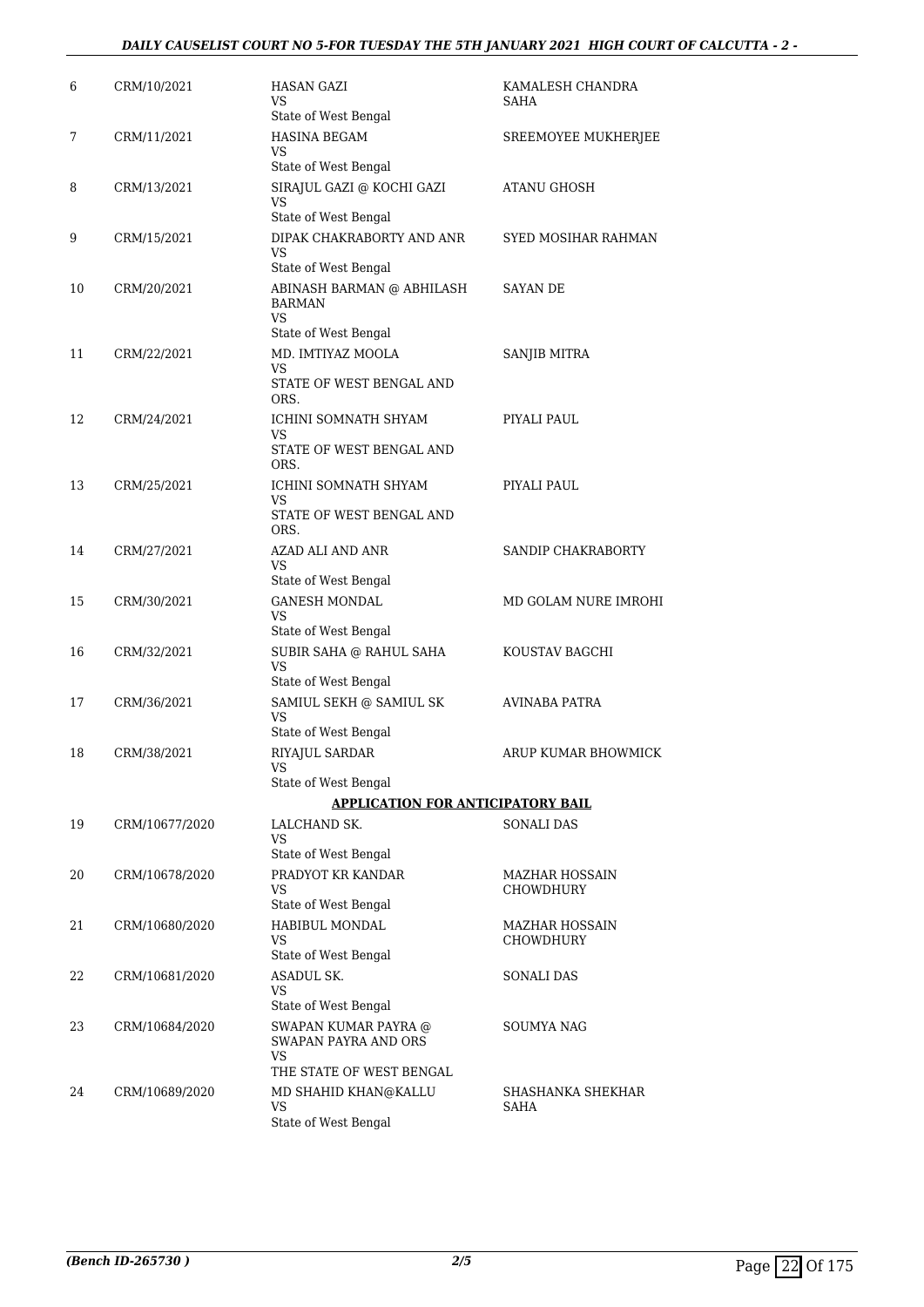| 6 | CRM/10/2021 | HASAN GAZI<br>VS<br>State of West Bengal | KAMALESH CHANDRA SAHA |
|---|---|---|---|
| 7 | CRM/11/2021 | HASINA BEGAM<br>VS<br>State of West Bengal | SREEMOYEE MUKHERJEE |
| 8 | CRM/13/2021 | SIRAJUL GAZI @ KOCHI GAZI<br>VS<br>State of West Bengal | ATANU GHOSH |
| 9 | CRM/15/2021 | DIPAK CHAKRABORTY AND ANR<br>VS<br>State of West Bengal | SYED MOSIHAR RAHMAN |
| 10 | CRM/20/2021 | ABINASH BARMAN @ ABHILASH BARMAN<br>VS<br>State of West Bengal | SAYAN DE |
| 11 | CRM/22/2021 | MD. IMTIYAZ MOOLA<br>VS<br>STATE OF WEST BENGAL AND ORS. | SANJIB MITRA |
| 12 | CRM/24/2021 | ICHINI SOMNATH SHYAM<br>VS<br>STATE OF WEST BENGAL AND ORS. | PIYALI PAUL |
| 13 | CRM/25/2021 | ICHINI SOMNATH SHYAM<br>VS<br>STATE OF WEST BENGAL AND ORS. | PIYALI PAUL |
| 14 | CRM/27/2021 | AZAD ALI AND ANR<br>VS<br>State of West Bengal | SANDIP CHAKRABORTY |
| 15 | CRM/30/2021 | GANESH MONDAL<br>VS<br>State of West Bengal | MD GOLAM NURE IMROHI |
| 16 | CRM/32/2021 | SUBIR SAHA @ RAHUL SAHA<br>VS<br>State of West Bengal | KOUSTAV BAGCHI |
| 17 | CRM/36/2021 | SAMIUL SEKH @ SAMIUL SK<br>VS<br>State of West Bengal | AVINABA PATRA |
| 18 | CRM/38/2021 | RIYAJUL SARDAR<br>VS<br>State of West Bengal | ARUP KUMAR BHOWMICK |
| | | **APPLICATION FOR ANTICIPATORY BAIL** | |
| 19 | CRM/10677/2020 | LALCHAND SK.<br>VS<br>State of West Bengal | SONALI DAS |
| 20 | CRM/10678/2020 | PRADYOT KR KANDAR<br>VS<br>State of West Bengal | MAZHAR HOSSAIN CHOWDHURY |
| 21 | CRM/10680/2020 | HABIBUL MONDAL<br>VS<br>State of West Bengal | MAZHAR HOSSAIN CHOWDHURY |
| 22 | CRM/10681/2020 | ASADUL SK.<br>VS<br>State of West Bengal | SONALI DAS |
| 23 | CRM/10684/2020 | SWAPAN KUMAR PAYRA @ SWAPAN PAYRA AND ORS<br>VS<br>THE STATE OF WEST BENGAL | SOUMYA NAG |
| 24 | CRM/10689/2020 | MD SHAHID KHAN@KALLU<br>VS<br>State of West Bengal | SHASHANKA SHEKHAR SAHA |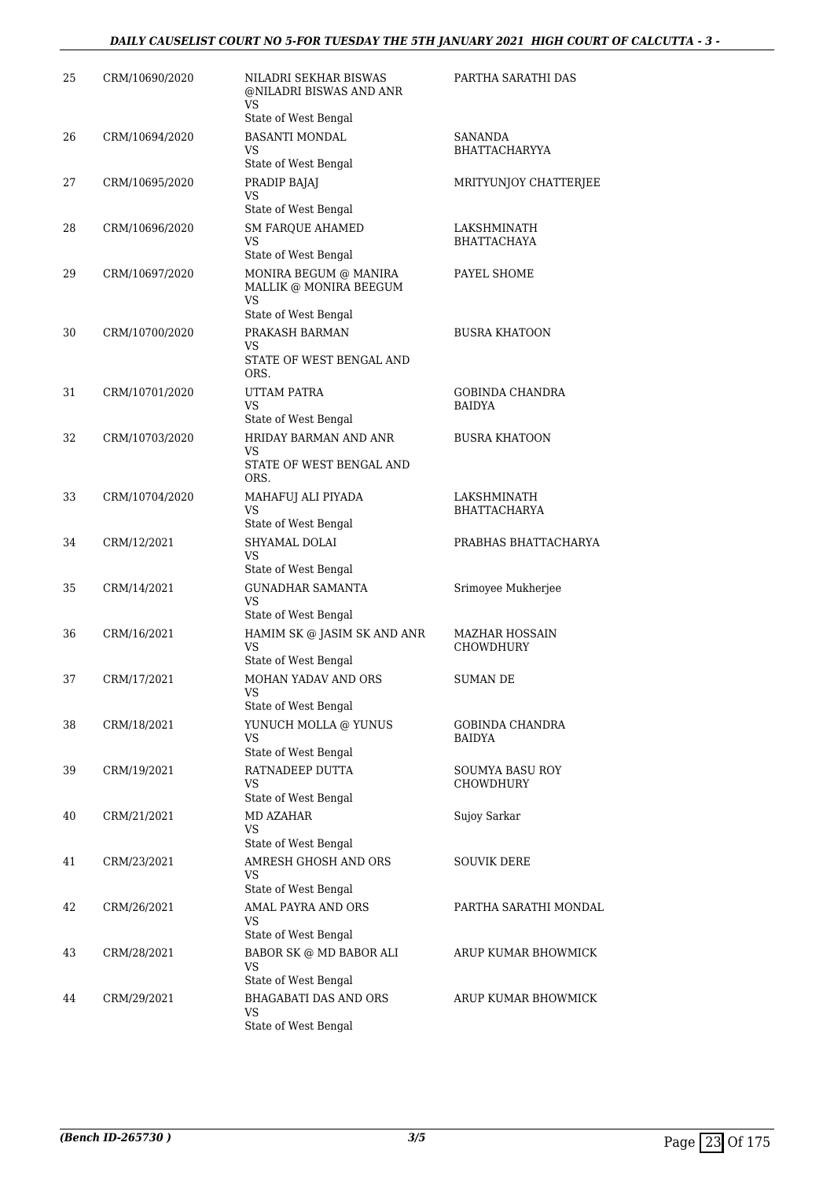| 25 | CRM/10690/2020 | NILADRI SEKHAR BISWAS @NILADRI BISWAS AND ANR VS State of West Bengal | PARTHA SARATHI DAS |
|---|---|---|---|
| 26 | CRM/10694/2020 | BASANTI MONDAL VS State of West Bengal | SANANDA BHATTACHARYYA |
| 27 | CRM/10695/2020 | PRADIP BAJAJ VS State of West Bengal | MRITYUNJOY CHATTERJEE |
| 28 | CRM/10696/2020 | SM FARQUE AHAMED VS State of West Bengal | LAKSHMINATH BHATTACHAYA |
| 29 | CRM/10697/2020 | MONIRA BEGUM @ MANIRA MALLIK @ MONIRA BEEGUM VS State of West Bengal | PAYEL SHOME |
| 30 | CRM/10700/2020 | PRAKASH BARMAN VS STATE OF WEST BENGAL AND ORS. | BUSRA KHATOON |
| 31 | CRM/10701/2020 | UTTAM PATRA VS State of West Bengal | GOBINDA CHANDRA BAIDYA |
| 32 | CRM/10703/2020 | HRIDAY BARMAN AND ANR VS STATE OF WEST BENGAL AND ORS. | BUSRA KHATOON |
| 33 | CRM/10704/2020 | MAHAFUJ ALI PIYADA VS State of West Bengal | LAKSHMINATH BHATTACHARYA |
| 34 | CRM/12/2021 | SHYAMAL DOLAI VS State of West Bengal | PRABHAS BHATTACHARYA |
| 35 | CRM/14/2021 | GUNADHAR SAMANTA VS State of West Bengal | Srimoyee Mukherjee |
| 36 | CRM/16/2021 | HAMIM SK @ JASIM SK AND ANR VS State of West Bengal | MAZHAR HOSSAIN CHOWDHURY |
| 37 | CRM/17/2021 | MOHAN YADAV AND ORS VS State of West Bengal | SUMAN DE |
| 38 | CRM/18/2021 | YUNUCH MOLLA @ YUNUS VS State of West Bengal | GOBINDA CHANDRA BAIDYA |
| 39 | CRM/19/2021 | RATNADEEP DUTTA VS State of West Bengal | SOUMYA BASU ROY CHOWDHURY |
| 40 | CRM/21/2021 | MD AZAHAR VS State of West Bengal | Sujoy Sarkar |
| 41 | CRM/23/2021 | AMRESH GHOSH AND ORS VS State of West Bengal | SOUVIK DERE |
| 42 | CRM/26/2021 | AMAL PAYRA AND ORS VS State of West Bengal | PARTHA SARATHI MONDAL |
| 43 | CRM/28/2021 | BABOR SK @ MD BABOR ALI VS State of West Bengal | ARUP KUMAR BHOWMICK |
| 44 | CRM/29/2021 | BHAGABATI DAS AND ORS VS State of West Bengal | ARUP KUMAR BHOWMICK |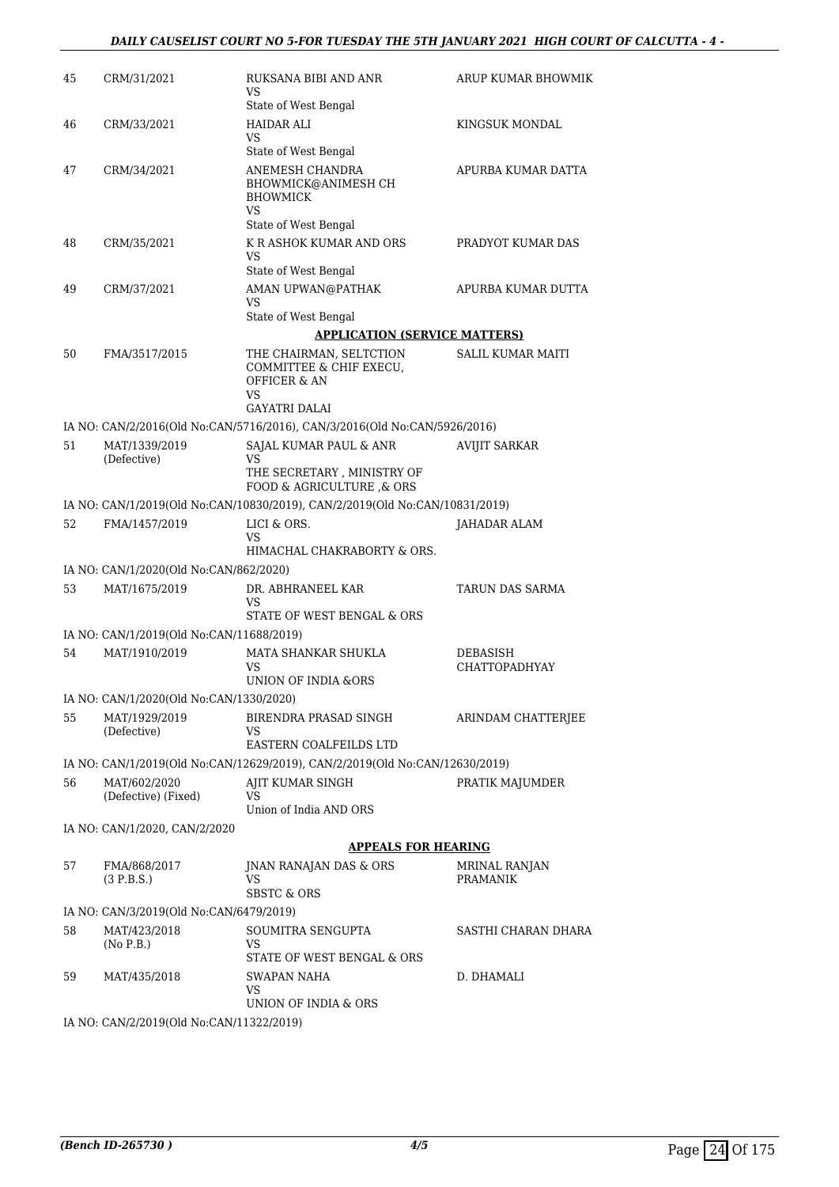| | | | |
|---|---|---|---|
| 45 | CRM/31/2021 | RUKSANA BIBI AND ANR<br>VS<br>State of West Bengal | ARUP KUMAR BHOWMIK |
| 46 | CRM/33/2021 | HAIDAR ALI<br>VS<br>State of West Bengal | KINGSUK MONDAL |
| 47 | CRM/34/2021 | ANEMESH CHANDRA BHOWMICK@ANIMESH CH BHOWMICK<br>VS<br>State of West Bengal | APURBA KUMAR DATTA |
| 48 | CRM/35/2021 | K R ASHOK KUMAR AND ORS<br>VS<br>State of West Bengal | PRADYOT KUMAR DAS |
| 49 | CRM/37/2021 | AMAN UPWAN@PATHAK<br>VS<br>State of West Bengal | APURBA KUMAR DUTTA |

**APPLICATION (SERVICE MATTERS)**

| | | | |
|---|---|---|---|
| 50 | FMA/3517/2015 | THE CHAIRMAN, SELTCTION COMMITTEE & CHIF EXECU, OFFICER & AN<br>VS<br>GAYATRI DALAI | SALIL KUMAR MAITI |
| | IA NO: CAN/2/2016(Old No:CAN/5716/2016), CAN/3/2016(Old No:CAN/5926/2016) | | |
| 51 | MAT/1339/2019 (Defective) | SAJAL KUMAR PAUL & ANR<br>VS<br>THE SECRETARY , MINISTRY OF FOOD & AGRICULTURE ,& ORS | AVIJIT SARKAR |
| | IA NO: CAN/1/2019(Old No:CAN/10830/2019), CAN/2/2019(Old No:CAN/10831/2019) | | |
| 52 | FMA/1457/2019 | LICI & ORS.<br>VS<br>HIMACHAL CHAKRABORTY & ORS. | JAHADAR ALAM |
| | IA NO: CAN/1/2020(Old No:CAN/862/2020) | | |
| 53 | MAT/1675/2019 | DR. ABHRANEEL KAR<br>VS<br>STATE OF WEST BENGAL & ORS | TARUN DAS SARMA |
| | IA NO: CAN/1/2019(Old No:CAN/11688/2019) | | |
| 54 | MAT/1910/2019 | MATA SHANKAR SHUKLA<br>VS<br>UNION OF INDIA &ORS | DEBASISH CHATTOPADHYAY |
| | IA NO: CAN/1/2020(Old No:CAN/1330/2020) | | |
| 55 | MAT/1929/2019 (Defective) | BIRENDRA PRASAD SINGH<br>VS<br>EASTERN COALFEILDS LTD | ARINDAM CHATTERJEE |
| | IA NO: CAN/1/2019(Old No:CAN/12629/2019), CAN/2/2019(Old No:CAN/12630/2019) | | |
| 56 | MAT/602/2020 (Defective) (Fixed) | AJIT KUMAR SINGH<br>VS<br>Union of India AND ORS | PRATIK MAJUMDER |
| | IA NO: CAN/1/2020, CAN/2/2020 | | |

**APPEALS FOR HEARING**

| | | | |
|---|---|---|---|
| 57 | FMA/868/2017 (3 P.B.S.) | JNAN RANAJAN DAS & ORS<br>VS<br>SBSTC & ORS | MRINAL RANJAN PRAMANIK |
| | IA NO: CAN/3/2019(Old No:CAN/6479/2019) | | |
| 58 | MAT/423/2018 (No P.B.) | SOUMITRA SENGUPTA<br>VS<br>STATE OF WEST BENGAL & ORS | SASTHI CHARAN DHARA |
| 59 | MAT/435/2018 | SWAPAN NAHA<br>VS<br>UNION OF INDIA & ORS | D. DHAMALI |
| | IA NO: CAN/2/2019(Old No:CAN/11322/2019) | | |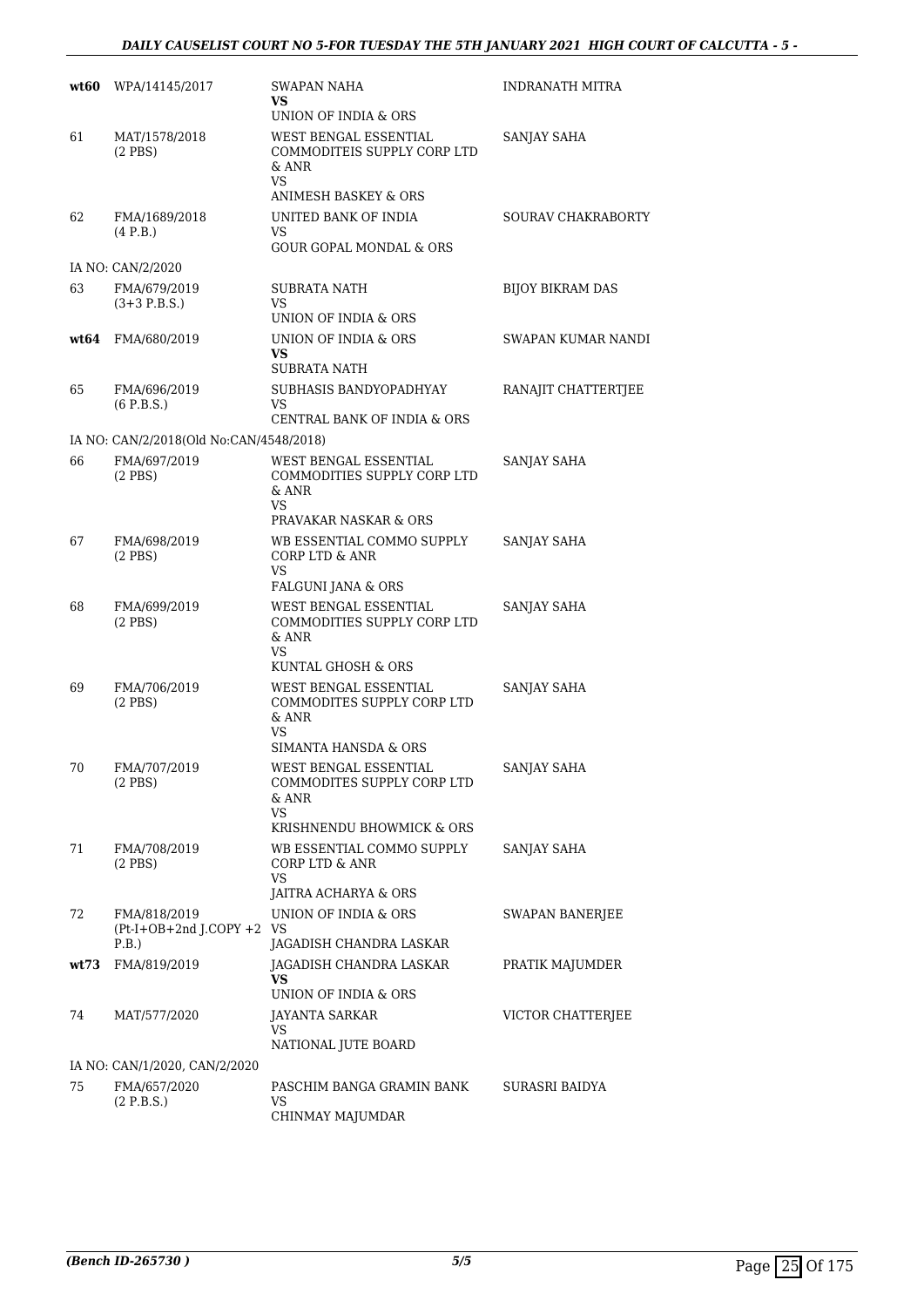| | | | |
|---|---|---|---|
| **wt60** | WPA/14145/2017 | SWAPAN NAHA<br>**VS**<br>UNION OF INDIA & ORS | INDRANATH MITRA |
| 61 | MAT/1578/2018<br>(2 PBS) | WEST BENGAL ESSENTIAL COMMODITEIS SUPPLY CORP LTD & ANR<br>VS<br>ANIMESH BASKEY & ORS | SANJAY SAHA |
| 62 | FMA/1689/2018<br>(4 P.B.) | UNITED BANK OF INDIA<br>VS<br>GOUR GOPAL MONDAL & ORS | SOURAV CHAKRABORTY |
| IA NO: CAN/2/2020 | | | |
| 63 | FMA/679/2019<br>(3+3 P.B.S.) | SUBRATA NATH<br>VS<br>UNION OF INDIA & ORS | BIJOY BIKRAM DAS |
| **wt64** | FMA/680/2019 | UNION OF INDIA & ORS<br>**VS**<br>SUBRATA NATH | SWAPAN KUMAR NANDI |
| 65 | FMA/696/2019<br>(6 P.B.S.) | SUBHASIS BANDYOPADHYAY<br>VS<br>CENTRAL BANK OF INDIA & ORS | RANAJIT CHATTERTJEE |
| IA NO: CAN/2/2018(Old No:CAN/4548/2018) | | | |
| 66 | FMA/697/2019<br>(2 PBS) | WEST BENGAL ESSENTIAL COMMODITIES SUPPLY CORP LTD & ANR<br>VS<br>PRAVAKAR NASKAR & ORS | SANJAY SAHA |
| 67 | FMA/698/2019<br>(2 PBS) | WB ESSENTIAL COMMO SUPPLY CORP LTD & ANR<br>VS<br>FALGUNI JANA & ORS | SANJAY SAHA |
| 68 | FMA/699/2019<br>(2 PBS) | WEST BENGAL ESSENTIAL COMMODITIES SUPPLY CORP LTD & ANR<br>VS<br>KUNTAL GHOSH & ORS | SANJAY SAHA |
| 69 | FMA/706/2019<br>(2 PBS) | WEST BENGAL ESSENTIAL COMMODITES SUPPLY CORP LTD & ANR<br>VS<br>SIMANTA HANSDA & ORS | SANJAY SAHA |
| 70 | FMA/707/2019<br>(2 PBS) | WEST BENGAL ESSENTIAL COMMODITES SUPPLY CORP LTD & ANR<br>VS<br>KRISHNENDU BHOWMICK & ORS | SANJAY SAHA |
| 71 | FMA/708/2019<br>(2 PBS) | WB ESSENTIAL COMMO SUPPLY CORP LTD & ANR<br>VS<br>JAITRA ACHARYA & ORS | SANJAY SAHA |
| 72 | FMA/818/2019<br>(Pt-I+OB+2nd J.COPY +2 P.B.) | UNION OF INDIA & ORS<br>VS<br>JAGADISH CHANDRA LASKAR | SWAPAN BANERJEE |
| **wt73** | FMA/819/2019 | JAGADISH CHANDRA LASKAR<br>**VS**<br>UNION OF INDIA & ORS | PRATIK MAJUMDER |
| 74 | MAT/577/2020 | JAYANTA SARKAR<br>VS<br>NATIONAL JUTE BOARD | VICTOR CHATTERJEE |
| IA NO: CAN/1/2020, CAN/2/2020 | | | |
| 75 | FMA/657/2020<br>(2 P.B.S.) | PASCHIM BANGA GRAMIN BANK<br>VS<br>CHINMAY MAJUMDAR | SURASRI BAIDYA |

*(Bench ID-265730 )* 5/5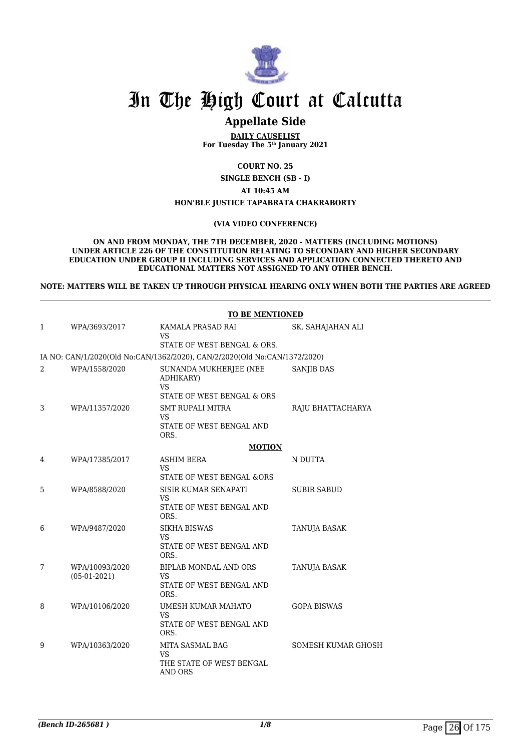# In The High Court at Calcutta

## Appellate Side

**DAILY CAUSELIST**
**For Tuesday The 5th January 2021**

**COURT NO. 25**

**SINGLE BENCH (SB - I)**

**AT 10:45 AM**

**HON'BLE JUSTICE TAPABRATA CHAKRABORTY**

**(VIA VIDEO CONFERENCE)**

**ON AND FROM MONDAY, THE 7TH DECEMBER, 2020 - MATTERS (INCLUDING MOTIONS) UNDER ARTICLE 226 OF THE CONSTITUTION RELATING TO SECONDARY AND HIGHER SECONDARY EDUCATION UNDER GROUP II INCLUDING SERVICES AND APPLICATION CONNECTED THERETO AND EDUCATIONAL MATTERS NOT ASSIGNED TO ANY OTHER BENCH.**

**NOTE: MATTERS WILL BE TAKEN UP THROUGH PHYSICAL HEARING ONLY WHEN BOTH THE PARTIES ARE AGREED**

**TO BE MENTIONED**

| | | | |
|---|---|---|---|
| 1 | WPA/3693/2017 | KAMALA PRASAD RAI<br>VS<br>STATE OF WEST BENGAL & ORS. | SK. SAHAJAHAN ALI |
| | IA NO: CAN/1/2020(Old No:CAN/1362/2020), CAN/2/2020(Old No:CAN/1372/2020) | | |
| 2 | WPA/1558/2020 | SUNANDA MUKHERJEE (NEE ADHIKARY)<br>VS<br>STATE OF WEST BENGAL & ORS | SANJIB DAS |
| 3 | WPA/11357/2020 | SMT RUPALI MITRA<br>VS<br>STATE OF WEST BENGAL AND ORS. | RAJU BHATTACHARYA |

**MOTION**

| | | | |
|---|---|---|---|
| 4 | WPA/17385/2017 | ASHIM BERA<br>VS<br>STATE OF WEST BENGAL &ORS | N DUTTA |
| 5 | WPA/8588/2020 | SISIR KUMAR SENAPATI<br>VS<br>STATE OF WEST BENGAL AND ORS. | SUBIR SABUD |
| 6 | WPA/9487/2020 | SIKHA BISWAS<br>VS<br>STATE OF WEST BENGAL AND ORS. | TANUJA BASAK |
| 7 | WPA/10093/2020<br>(05-01-2021) | BIPLAB MONDAL AND ORS<br>VS<br>STATE OF WEST BENGAL AND ORS. | TANUJA BASAK |
| 8 | WPA/10106/2020 | UMESH KUMAR MAHATO<br>VS<br>STATE OF WEST BENGAL AND ORS. | GOPA BISWAS |
| 9 | WPA/10363/2020 | MITA SASMAL BAG<br>VS<br>THE STATE OF WEST BENGAL AND ORS | SOMESH KUMAR GHOSH |

*(Bench ID-265681 )*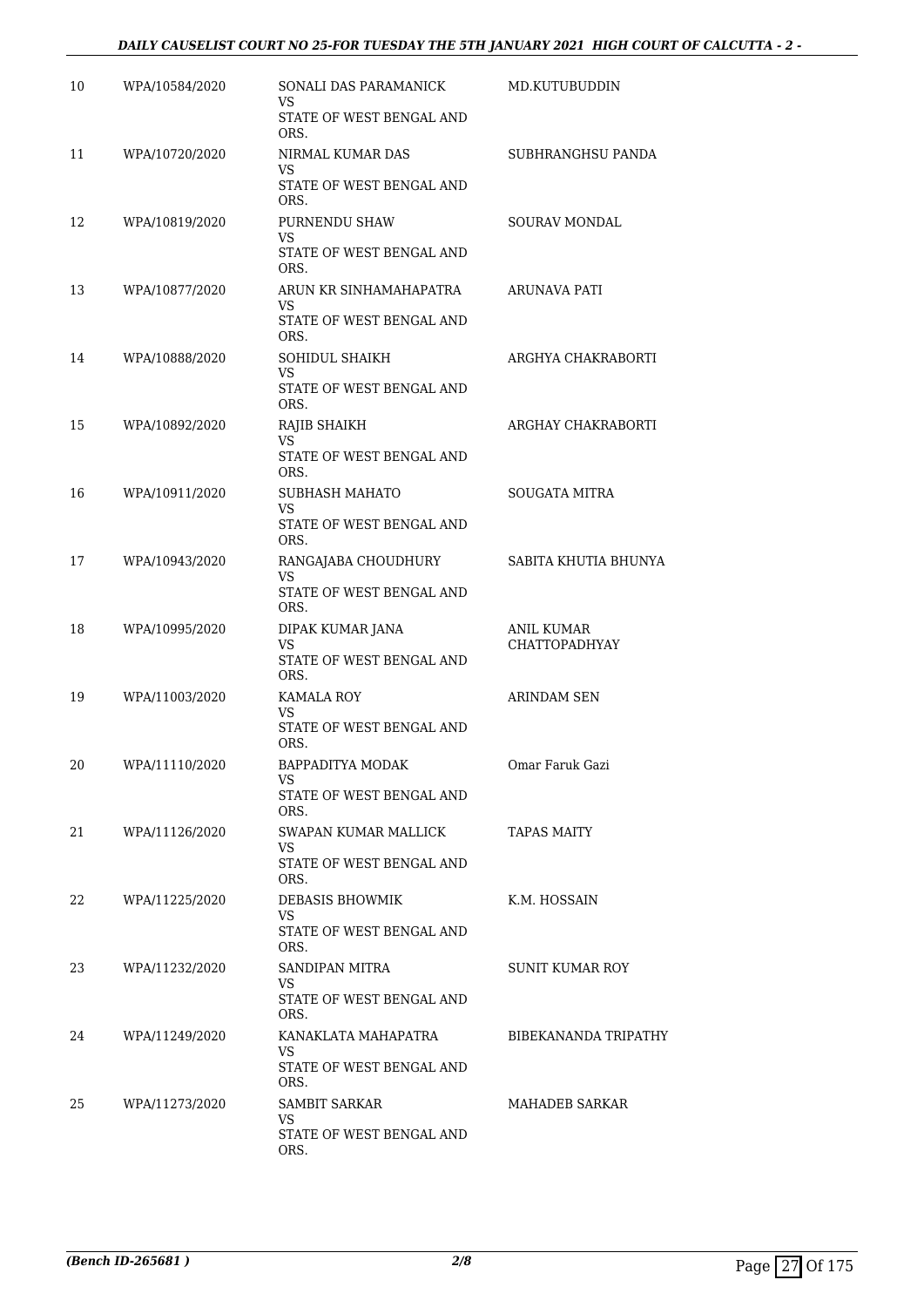| 10 | WPA/10584/2020 | SONALI DAS PARAMANICK<br>VS<br>STATE OF WEST BENGAL AND ORS. | MD.KUTUBUDDIN |
|---|---|---|---|
| 11 | WPA/10720/2020 | NIRMAL KUMAR DAS<br>VS<br>STATE OF WEST BENGAL AND ORS. | SUBHRANGHSU PANDA |
| 12 | WPA/10819/2020 | PURNENDU SHAW<br>VS<br>STATE OF WEST BENGAL AND ORS. | SOURAV MONDAL |
| 13 | WPA/10877/2020 | ARUN KR SINHAMAHAPATRA<br>VS<br>STATE OF WEST BENGAL AND ORS. | ARUNAVA PATI |
| 14 | WPA/10888/2020 | SOHIDUL SHAIKH<br>VS<br>STATE OF WEST BENGAL AND ORS. | ARGHYA CHAKRABORTI |
| 15 | WPA/10892/2020 | RAJIB SHAIKH<br>VS<br>STATE OF WEST BENGAL AND ORS. | ARGHAY CHAKRABORTI |
| 16 | WPA/10911/2020 | SUBHASH MAHATO<br>VS<br>STATE OF WEST BENGAL AND ORS. | SOUGATA MITRA |
| 17 | WPA/10943/2020 | RANGAJABA CHOUDHURY<br>VS<br>STATE OF WEST BENGAL AND ORS. | SABITA KHUTIA BHUNYA |
| 18 | WPA/10995/2020 | DIPAK KUMAR JANA<br>VS<br>STATE OF WEST BENGAL AND ORS. | ANIL KUMAR CHATTOPADHYAY |
| 19 | WPA/11003/2020 | KAMALA ROY<br>VS<br>STATE OF WEST BENGAL AND ORS. | ARINDAM SEN |
| 20 | WPA/11110/2020 | BAPPADITYA MODAK<br>VS<br>STATE OF WEST BENGAL AND ORS. | Omar Faruk Gazi |
| 21 | WPA/11126/2020 | SWAPAN KUMAR MALLICK<br>VS<br>STATE OF WEST BENGAL AND ORS. | TAPAS MAITY |
| 22 | WPA/11225/2020 | DEBASIS BHOWMIK<br>VS<br>STATE OF WEST BENGAL AND ORS. | K.M. HOSSAIN |
| 23 | WPA/11232/2020 | SANDIPAN MITRA<br>VS<br>STATE OF WEST BENGAL AND ORS. | SUNIT KUMAR ROY |
| 24 | WPA/11249/2020 | KANAKLATA MAHAPATRA<br>VS<br>STATE OF WEST BENGAL AND ORS. | BIBEKANANDA TRIPATHY |
| 25 | WPA/11273/2020 | SAMBIT SARKAR<br>VS<br>STATE OF WEST BENGAL AND ORS. | MAHADEB SARKAR |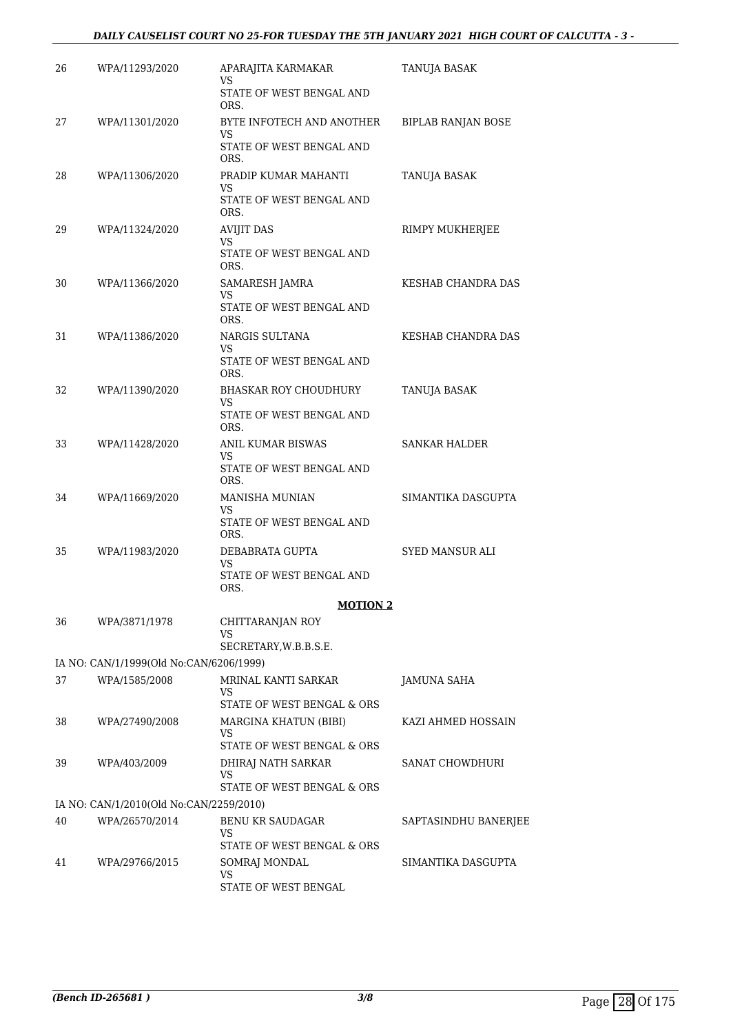| | | | |
|---|---|---|---|
| 26 | WPA/11293/2020 | APARAJITA KARMAKAR<br>VS<br>STATE OF WEST BENGAL AND ORS. | TANUJA BASAK |
| 27 | WPA/11301/2020 | BYTE INFOTECH AND ANOTHER<br>VS<br>STATE OF WEST BENGAL AND ORS. | BIPLAB RANJAN BOSE |
| 28 | WPA/11306/2020 | PRADIP KUMAR MAHANTI<br>VS<br>STATE OF WEST BENGAL AND ORS. | TANUJA BASAK |
| 29 | WPA/11324/2020 | AVIJIT DAS<br>VS<br>STATE OF WEST BENGAL AND ORS. | RIMPY MUKHERJEE |
| 30 | WPA/11366/2020 | SAMARESH JAMRA<br>VS<br>STATE OF WEST BENGAL AND ORS. | KESHAB CHANDRA DAS |
| 31 | WPA/11386/2020 | NARGIS SULTANA<br>VS<br>STATE OF WEST BENGAL AND ORS. | KESHAB CHANDRA DAS |
| 32 | WPA/11390/2020 | BHASKAR ROY CHOUDHURY<br>VS<br>STATE OF WEST BENGAL AND ORS. | TANUJA BASAK |
| 33 | WPA/11428/2020 | ANIL KUMAR BISWAS<br>VS<br>STATE OF WEST BENGAL AND ORS. | SANKAR HALDER |
| 34 | WPA/11669/2020 | MANISHA MUNIAN<br>VS<br>STATE OF WEST BENGAL AND ORS. | SIMANTIKA DASGUPTA |
| 35 | WPA/11983/2020 | DEBABRATA GUPTA<br>VS<br>STATE OF WEST BENGAL AND ORS. | SYED MANSUR ALI |

**MOTION 2**

| | | | |
|---|---|---|---|
| 36 | WPA/3871/1978 | CHITTARANJAN ROY<br>VS<br>SECRETARY,W.B.B.S.E. | |
| IA NO: CAN/1/1999(Old No:CAN/6206/1999) | | | |
| 37 | WPA/1585/2008 | MRINAL KANTI SARKAR<br>VS<br>STATE OF WEST BENGAL & ORS | JAMUNA SAHA |
| 38 | WPA/27490/2008 | MARGINA KHATUN (BIBI)<br>VS<br>STATE OF WEST BENGAL & ORS | KAZI AHMED HOSSAIN |
| 39 | WPA/403/2009 | DHIRAJ NATH SARKAR<br>VS<br>STATE OF WEST BENGAL & ORS | SANAT CHOWDHURI |
| IA NO: CAN/1/2010(Old No:CAN/2259/2010) | | | |
| 40 | WPA/26570/2014 | BENU KR SAUDAGAR<br>VS<br>STATE OF WEST BENGAL & ORS | SAPTASINDHU BANERJEE |
| 41 | WPA/29766/2015 | SOMRAJ MONDAL<br>VS<br>STATE OF WEST BENGAL | SIMANTIKA DASGUPTA |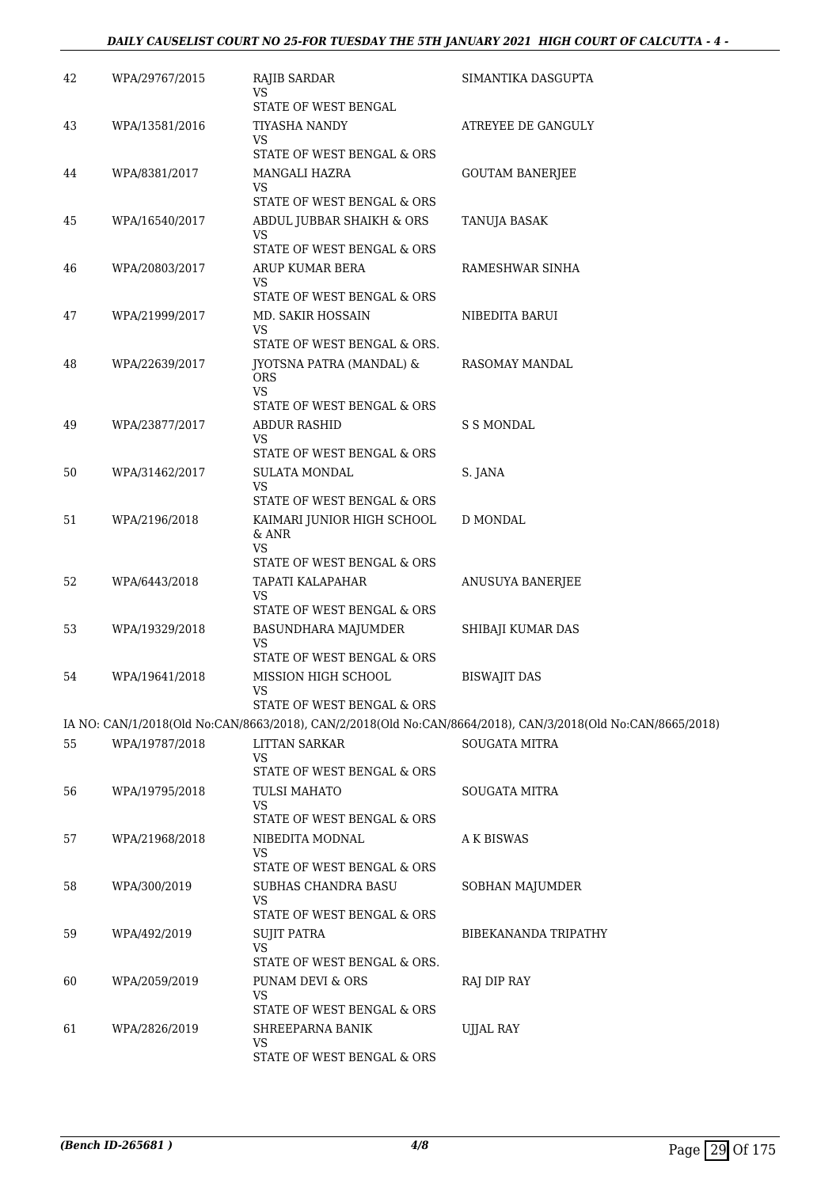| | | | |
|---|---|---|---|
| 42 | WPA/29767/2015 | RAJIB SARDAR<br>VS<br>STATE OF WEST BENGAL | SIMANTIKA DASGUPTA |
| 43 | WPA/13581/2016 | TIYASHA NANDY<br>VS<br>STATE OF WEST BENGAL & ORS | ATREYEE DE GANGULY |
| 44 | WPA/8381/2017 | MANGALI HAZRA<br>VS<br>STATE OF WEST BENGAL & ORS | GOUTAM BANERJEE |
| 45 | WPA/16540/2017 | ABDUL JUBBAR SHAIKH & ORS<br>VS<br>STATE OF WEST BENGAL & ORS | TANUJA BASAK |
| 46 | WPA/20803/2017 | ARUP KUMAR BERA<br>VS<br>STATE OF WEST BENGAL & ORS | RAMESHWAR SINHA |
| 47 | WPA/21999/2017 | MD. SAKIR HOSSAIN<br>VS<br>STATE OF WEST BENGAL & ORS. | NIBEDITA BARUI |
| 48 | WPA/22639/2017 | JYOTSNA PATRA (MANDAL) & ORS<br>VS<br>STATE OF WEST BENGAL & ORS | RASOMAY MANDAL |
| 49 | WPA/23877/2017 | ABDUR RASHID<br>VS<br>STATE OF WEST BENGAL & ORS | S S MONDAL |
| 50 | WPA/31462/2017 | SULATA MONDAL<br>VS<br>STATE OF WEST BENGAL & ORS | S. JANA |
| 51 | WPA/2196/2018 | KAIMARI JUNIOR HIGH SCHOOL & ANR<br>VS<br>STATE OF WEST BENGAL & ORS | D MONDAL |
| 52 | WPA/6443/2018 | TAPATI KALAPAHAR<br>VS<br>STATE OF WEST BENGAL & ORS | ANUSUYA BANERJEE |
| 53 | WPA/19329/2018 | BASUNDHARA MAJUMDER<br>VS<br>STATE OF WEST BENGAL & ORS | SHIBAJI KUMAR DAS |
| 54 | WPA/19641/2018 | MISSION HIGH SCHOOL<br>VS<br>STATE OF WEST BENGAL & ORS | BISWAJIT DAS |

IA NO: CAN/1/2018(Old No:CAN/8663/2018), CAN/2/2018(Old No:CAN/8664/2018), CAN/3/2018(Old No:CAN/8665/2018)

| | | | |
|---|---|---|---|
| 55 | WPA/19787/2018 | LITTAN SARKAR<br>VS<br>STATE OF WEST BENGAL & ORS | SOUGATA MITRA |
| 56 | WPA/19795/2018 | TULSI MAHATO<br>VS<br>STATE OF WEST BENGAL & ORS | SOUGATA MITRA |
| 57 | WPA/21968/2018 | NIBEDITA MODNAL<br>VS<br>STATE OF WEST BENGAL & ORS | A K BISWAS |
| 58 | WPA/300/2019 | SUBHAS CHANDRA BASU<br>VS<br>STATE OF WEST BENGAL & ORS | SOBHAN MAJUMDER |
| 59 | WPA/492/2019 | SUJIT PATRA<br>VS<br>STATE OF WEST BENGAL & ORS. | BIBEKANANDA TRIPATHY |
| 60 | WPA/2059/2019 | PUNAM DEVI & ORS<br>VS<br>STATE OF WEST BENGAL & ORS | RAJ DIP RAY |
| 61 | WPA/2826/2019 | SHREEPARNA BANIK<br>VS<br>STATE OF WEST BENGAL & ORS | UJJAL RAY |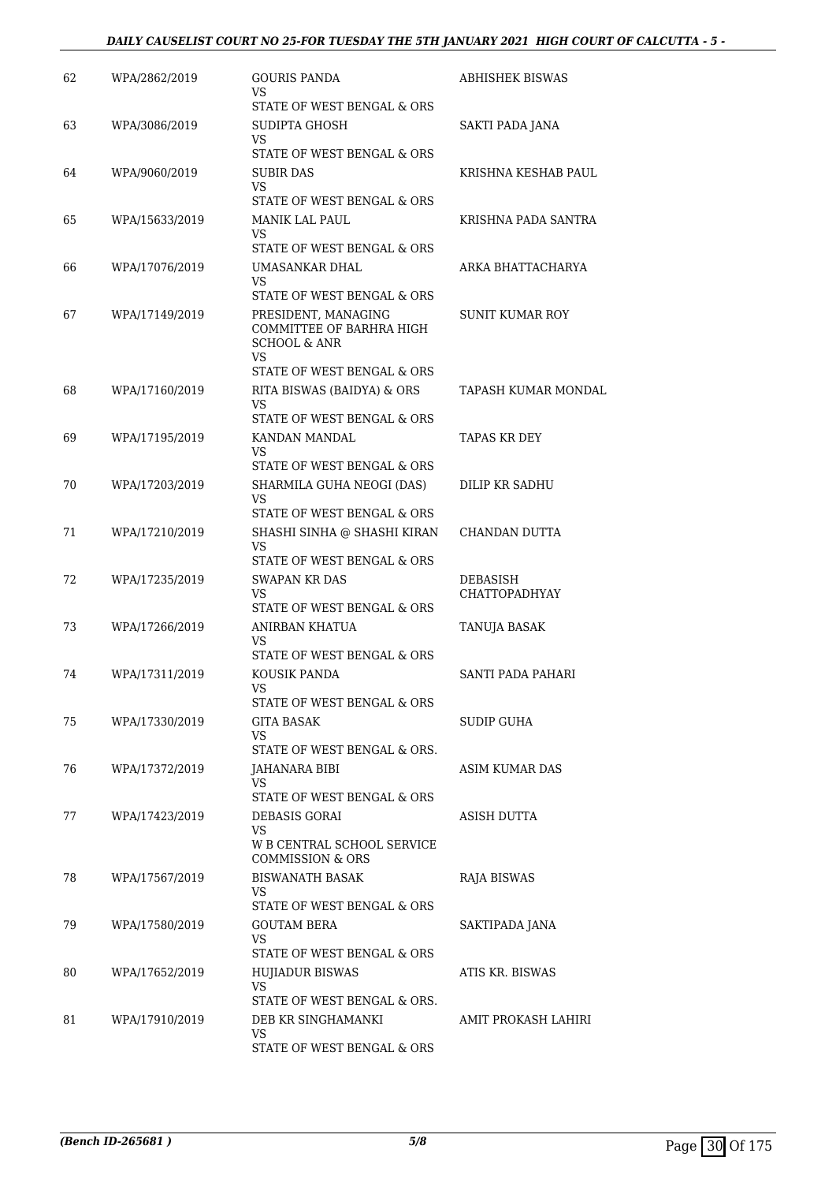| 62 | WPA/2862/2019 | GOURIS PANDA<br>VS<br>STATE OF WEST BENGAL & ORS | ABHISHEK BISWAS |
|---|---|---|---|
| 63 | WPA/3086/2019 | SUDIPTA GHOSH<br>VS<br>STATE OF WEST BENGAL & ORS | SAKTI PADA JANA |
| 64 | WPA/9060/2019 | SUBIR DAS<br>VS<br>STATE OF WEST BENGAL & ORS | KRISHNA KESHAB PAUL |
| 65 | WPA/15633/2019 | MANIK LAL PAUL<br>VS<br>STATE OF WEST BENGAL & ORS | KRISHNA PADA SANTRA |
| 66 | WPA/17076/2019 | UMASANKAR DHAL<br>VS<br>STATE OF WEST BENGAL & ORS | ARKA BHATTACHARYA |
| 67 | WPA/17149/2019 | PRESIDENT, MANAGING COMMITTEE OF BARHRA HIGH SCHOOL & ANR<br>VS<br>STATE OF WEST BENGAL & ORS | SUNIT KUMAR ROY |
| 68 | WPA/17160/2019 | RITA BISWAS (BAIDYA) & ORS<br>VS<br>STATE OF WEST BENGAL & ORS | TAPASH KUMAR MONDAL |
| 69 | WPA/17195/2019 | KANDAN MANDAL<br>VS<br>STATE OF WEST BENGAL & ORS | TAPAS KR DEY |
| 70 | WPA/17203/2019 | SHARMILA GUHA NEOGI (DAS)<br>VS<br>STATE OF WEST BENGAL & ORS | DILIP KR SADHU |
| 71 | WPA/17210/2019 | SHASHI SINHA @ SHASHI KIRAN<br>VS<br>STATE OF WEST BENGAL & ORS | CHANDAN DUTTA |
| 72 | WPA/17235/2019 | SWAPAN KR DAS<br>VS<br>STATE OF WEST BENGAL & ORS | DEBASISH CHATTOPADHYAY |
| 73 | WPA/17266/2019 | ANIRBAN KHATUA<br>VS<br>STATE OF WEST BENGAL & ORS | TANUJA BASAK |
| 74 | WPA/17311/2019 | KOUSIK PANDA<br>VS<br>STATE OF WEST BENGAL & ORS | SANTI PADA PAHARI |
| 75 | WPA/17330/2019 | GITA BASAK<br>VS<br>STATE OF WEST BENGAL & ORS. | SUDIP GUHA |
| 76 | WPA/17372/2019 | JAHANARA BIBI<br>VS<br>STATE OF WEST BENGAL & ORS | ASIM KUMAR DAS |
| 77 | WPA/17423/2019 | DEBASIS GORAI<br>VS<br>W B CENTRAL SCHOOL SERVICE COMMISSION & ORS | ASISH DUTTA |
| 78 | WPA/17567/2019 | BISWANATH BASAK<br>VS<br>STATE OF WEST BENGAL & ORS | RAJA BISWAS |
| 79 | WPA/17580/2019 | GOUTAM BERA<br>VS<br>STATE OF WEST BENGAL & ORS | SAKTIPADA JANA |
| 80 | WPA/17652/2019 | HUJIADUR BISWAS<br>VS<br>STATE OF WEST BENGAL & ORS. | ATIS KR. BISWAS |
| 81 | WPA/17910/2019 | DEB KR SINGHAMANKI<br>VS<br>STATE OF WEST BENGAL & ORS | AMIT PROKASH LAHIRI |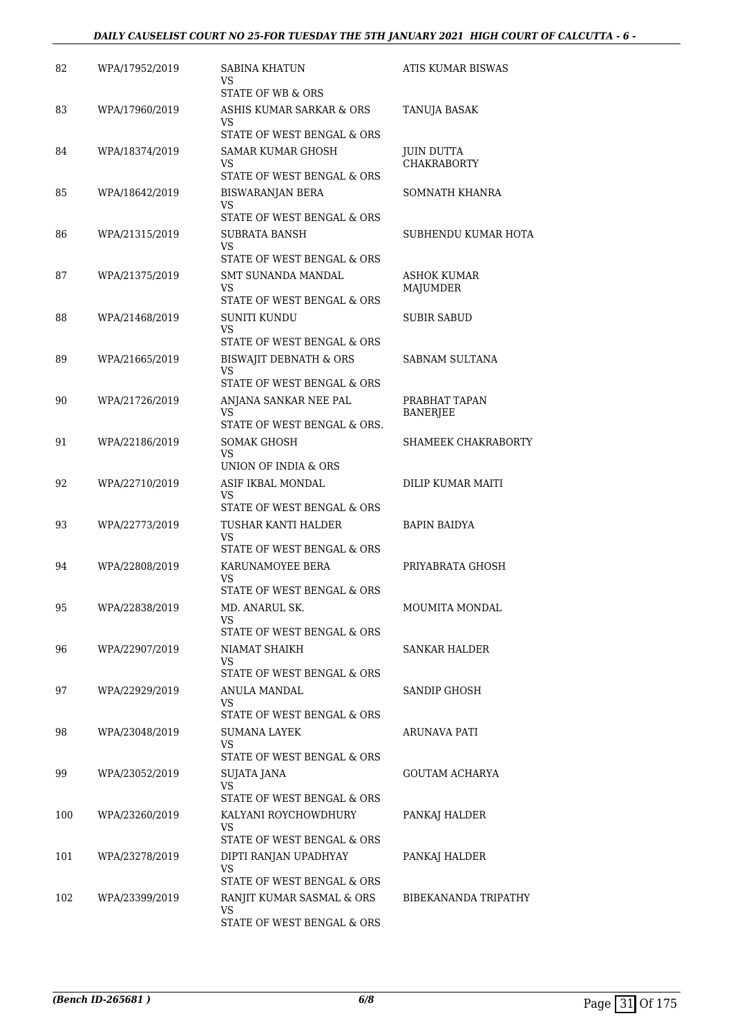| 82 | WPA/17952/2019 | SABINA KHATUN<br>VS<br>STATE OF WB & ORS | ATIS KUMAR BISWAS |
|---|---|---|---|
| 83 | WPA/17960/2019 | ASHIS KUMAR SARKAR & ORS<br>VS<br>STATE OF WEST BENGAL & ORS | TANUJA BASAK |
| 84 | WPA/18374/2019 | SAMAR KUMAR GHOSH<br>VS<br>STATE OF WEST BENGAL & ORS | JUIN DUTTA CHAKRABORTY |
| 85 | WPA/18642/2019 | BISWARANJAN BERA<br>VS<br>STATE OF WEST BENGAL & ORS | SOMNATH KHANRA |
| 86 | WPA/21315/2019 | SUBRATA BANSH<br>VS<br>STATE OF WEST BENGAL & ORS | SUBHENDU KUMAR HOTA |
| 87 | WPA/21375/2019 | SMT SUNANDA MANDAL<br>VS<br>STATE OF WEST BENGAL & ORS | ASHOK KUMAR MAJUMDER |
| 88 | WPA/21468/2019 | SUNITI KUNDU<br>VS<br>STATE OF WEST BENGAL & ORS | SUBIR SABUD |
| 89 | WPA/21665/2019 | BISWAJIT DEBNATH & ORS<br>VS<br>STATE OF WEST BENGAL & ORS | SABNAM SULTANA |
| 90 | WPA/21726/2019 | ANJANA SANKAR NEE PAL<br>VS<br>STATE OF WEST BENGAL & ORS. | PRABHAT TAPAN BANERJEE |
| 91 | WPA/22186/2019 | SOMAK GHOSH<br>VS<br>UNION OF INDIA & ORS | SHAMEEK CHAKRABORTY |
| 92 | WPA/22710/2019 | ASIF IKBAL MONDAL<br>VS<br>STATE OF WEST BENGAL & ORS | DILIP KUMAR MAITI |
| 93 | WPA/22773/2019 | TUSHAR KANTI HALDER<br>VS<br>STATE OF WEST BENGAL & ORS | BAPIN BAIDYA |
| 94 | WPA/22808/2019 | KARUNAMOYEE BERA<br>VS<br>STATE OF WEST BENGAL & ORS | PRIYABRATA GHOSH |
| 95 | WPA/22838/2019 | MD. ANARUL SK.<br>VS<br>STATE OF WEST BENGAL & ORS | MOUMITA MONDAL |
| 96 | WPA/22907/2019 | NIAMAT SHAIKH<br>VS<br>STATE OF WEST BENGAL & ORS | SANKAR HALDER |
| 97 | WPA/22929/2019 | ANULA MANDAL<br>VS<br>STATE OF WEST BENGAL & ORS | SANDIP GHOSH |
| 98 | WPA/23048/2019 | SUMANA LAYEK<br>VS<br>STATE OF WEST BENGAL & ORS | ARUNAVA PATI |
| 99 | WPA/23052/2019 | SUJATA JANA<br>VS<br>STATE OF WEST BENGAL & ORS | GOUTAM ACHARYA |
| 100 | WPA/23260/2019 | KALYANI ROYCHOWDHURY<br>VS<br>STATE OF WEST BENGAL & ORS | PANKAJ HALDER |
| 101 | WPA/23278/2019 | DIPTI RANJAN UPADHYAY<br>VS<br>STATE OF WEST BENGAL & ORS | PANKAJ HALDER |
| 102 | WPA/23399/2019 | RANJIT KUMAR SASMAL & ORS<br>VS<br>STATE OF WEST BENGAL & ORS | BIBEKANANDA TRIPATHY |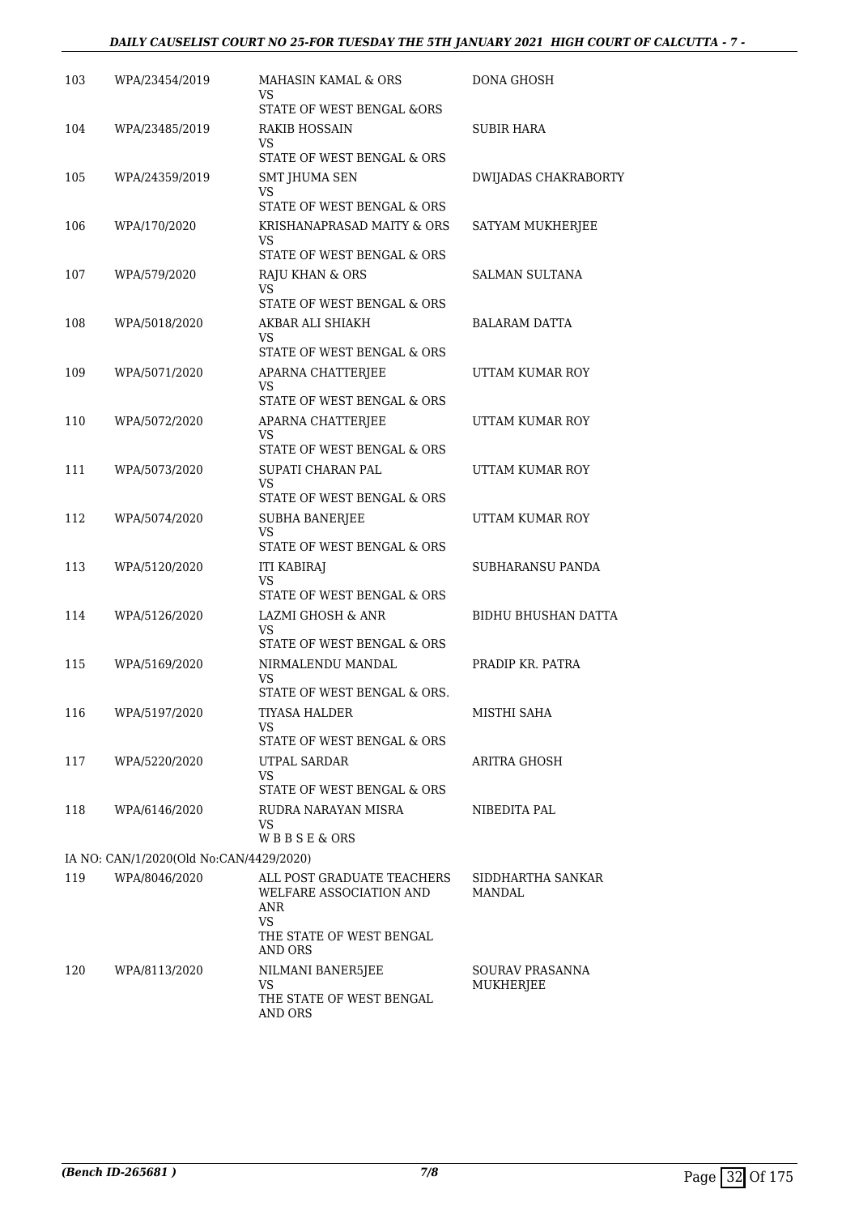| 103 | WPA/23454/2019 | MAHASIN KAMAL & ORS<br>VS<br>STATE OF WEST BENGAL &ORS | DONA GHOSH |
|---|---|---|---|
| 104 | WPA/23485/2019 | RAKIB HOSSAIN<br>VS<br>STATE OF WEST BENGAL & ORS | SUBIR HARA |
| 105 | WPA/24359/2019 | SMT JHUMA SEN<br>VS<br>STATE OF WEST BENGAL & ORS | DWIJADAS CHAKRABORTY |
| 106 | WPA/170/2020 | KRISHANAPRASAD MAITY & ORS<br>VS<br>STATE OF WEST BENGAL & ORS | SATYAM MUKHERJEE |
| 107 | WPA/579/2020 | RAJU KHAN & ORS<br>VS<br>STATE OF WEST BENGAL & ORS | SALMAN SULTANA |
| 108 | WPA/5018/2020 | AKBAR ALI SHIAKH<br>VS<br>STATE OF WEST BENGAL & ORS | BALARAM DATTA |
| 109 | WPA/5071/2020 | APARNA CHATTERJEE<br>VS<br>STATE OF WEST BENGAL & ORS | UTTAM KUMAR ROY |
| 110 | WPA/5072/2020 | APARNA CHATTERJEE<br>VS<br>STATE OF WEST BENGAL & ORS | UTTAM KUMAR ROY |
| 111 | WPA/5073/2020 | SUPATI CHARAN PAL<br>VS<br>STATE OF WEST BENGAL & ORS | UTTAM KUMAR ROY |
| 112 | WPA/5074/2020 | SUBHA BANERJEE<br>VS<br>STATE OF WEST BENGAL & ORS | UTTAM KUMAR ROY |
| 113 | WPA/5120/2020 | ITI KABIRAJ<br>VS<br>STATE OF WEST BENGAL & ORS | SUBHARANSU PANDA |
| 114 | WPA/5126/2020 | LAZMI GHOSH & ANR<br>VS<br>STATE OF WEST BENGAL & ORS | BIDHU BHUSHAN DATTA |
| 115 | WPA/5169/2020 | NIRMALENDU MANDAL<br>VS<br>STATE OF WEST BENGAL & ORS. | PRADIP KR. PATRA |
| 116 | WPA/5197/2020 | TIYASA HALDER<br>VS<br>STATE OF WEST BENGAL & ORS | MISTHI SAHA |
| 117 | WPA/5220/2020 | UTPAL SARDAR<br>VS<br>STATE OF WEST BENGAL & ORS | ARITRA GHOSH |
| 118 | WPA/6146/2020 | RUDRA NARAYAN MISRA<br>VS<br>W B B S E & ORS | NIBEDITA PAL |
| | IA NO: CAN/1/2020(Old No:CAN/4429/2020) | | |
| 119 | WPA/8046/2020 | ALL POST GRADUATE TEACHERS WELFARE ASSOCIATION AND ANR<br>VS<br>THE STATE OF WEST BENGAL AND ORS | SIDDHARTHA SANKAR MANDAL |
| 120 | WPA/8113/2020 | NILMANI BANER5JEE<br>VS<br>THE STATE OF WEST BENGAL AND ORS | SOURAV PRASANNA MUKHERJEE |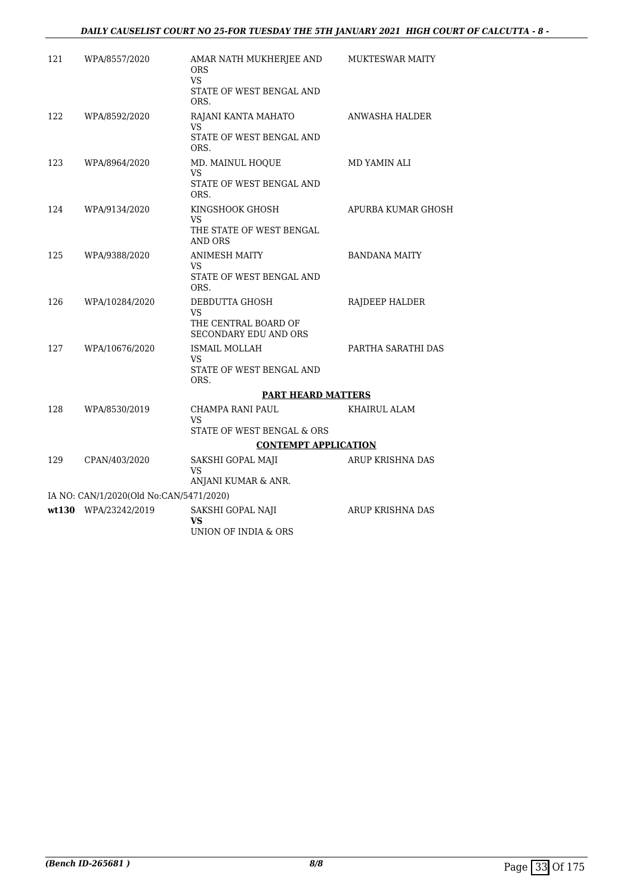| | | | |
|---|---|---|---|
| 121 | WPA/8557/2020 | AMAR NATH MUKHERJEE AND ORS<br>VS<br>STATE OF WEST BENGAL AND ORS. | MUKTESWAR MAITY |
| 122 | WPA/8592/2020 | RAJANI KANTA MAHATO<br>VS<br>STATE OF WEST BENGAL AND ORS. | ANWASHA HALDER |
| 123 | WPA/8964/2020 | MD. MAINUL HOQUE<br>VS<br>STATE OF WEST BENGAL AND ORS. | MD YAMIN ALI |
| 124 | WPA/9134/2020 | KINGSHOOK GHOSH<br>VS<br>THE STATE OF WEST BENGAL AND ORS | APURBA KUMAR GHOSH |
| 125 | WPA/9388/2020 | ANIMESH MAITY<br>VS<br>STATE OF WEST BENGAL AND ORS. | BANDANA MAITY |
| 126 | WPA/10284/2020 | DEBDUTTA GHOSH<br>VS<br>THE CENTRAL BOARD OF SECONDARY EDU AND ORS | RAJDEEP HALDER |
| 127 | WPA/10676/2020 | ISMAIL MOLLAH<br>VS<br>STATE OF WEST BENGAL AND ORS. | PARTHA SARATHI DAS |

**PART HEARD MATTERS**

| | | | |
|---|---|---|---|
| 128 | WPA/8530/2019 | CHAMPA RANI PAUL<br>VS<br>STATE OF WEST BENGAL & ORS | KHAIRUL ALAM |

**CONTEMPT APPLICATION**

| | | | |
|---|---|---|---|
| 129 | CPAN/403/2020 | SAKSHI GOPAL MAJI<br>VS<br>ANJANI KUMAR & ANR. | ARUP KRISHNA DAS |

IA NO: CAN/1/2020(Old No:CAN/5471/2020)

| | | | |
|---|---|---|---|
| **wt130** | WPA/23242/2019 | SAKSHI GOPAL NAJI<br>**VS**<br>UNION OF INDIA & ORS | ARUP KRISHNA DAS |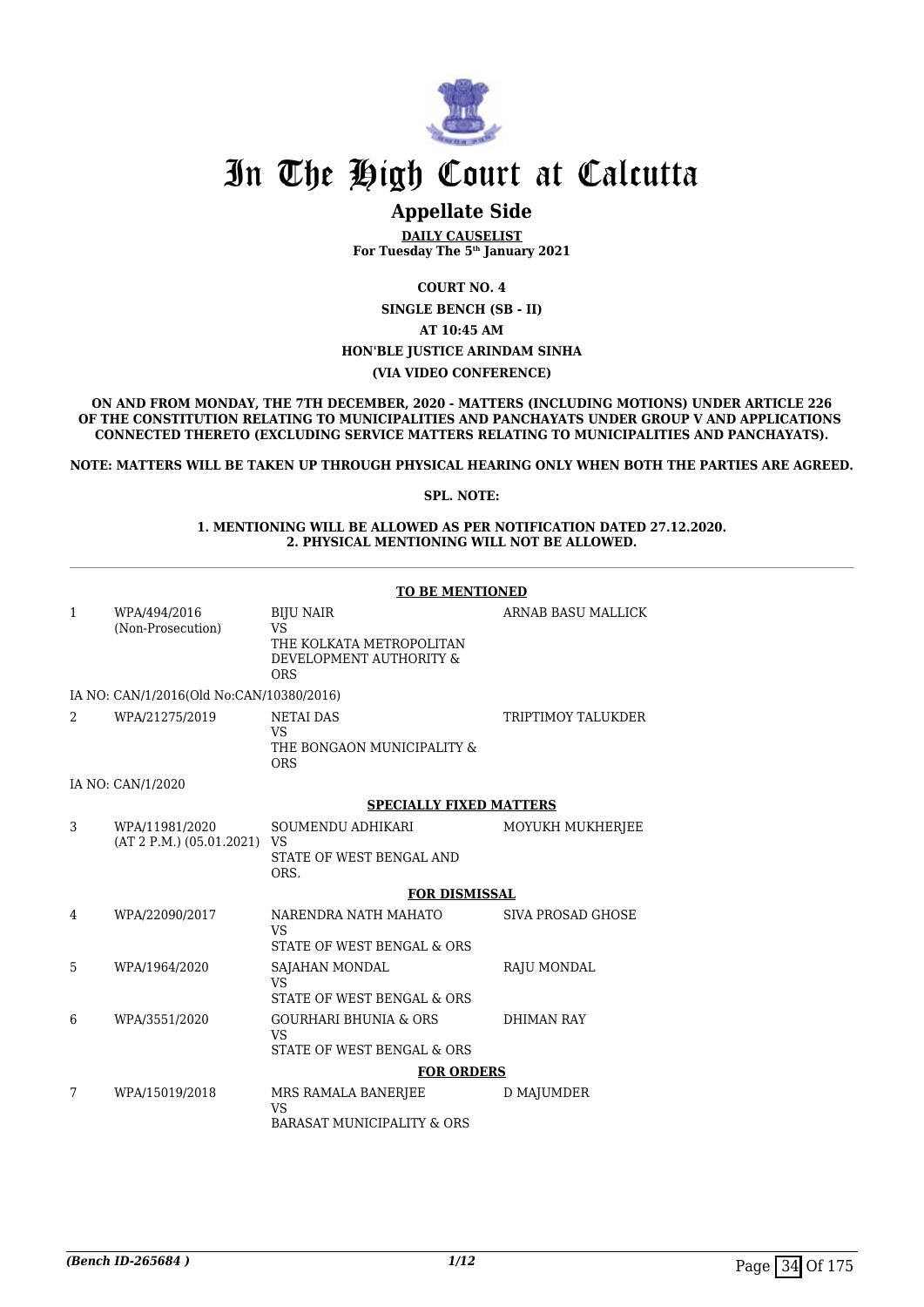# In The High Court at Calcutta

## Appellate Side

**DAILY CAUSELIST**
**For Tuesday The 5th January 2021**

**COURT NO. 4**

**SINGLE BENCH (SB - II)**

**AT 10:45 AM**

**HON'BLE JUSTICE ARINDAM SINHA**

**(VIA VIDEO CONFERENCE)**

**ON AND FROM MONDAY, THE 7TH DECEMBER, 2020 - MATTERS (INCLUDING MOTIONS) UNDER ARTICLE 226 OF THE CONSTITUTION RELATING TO MUNICIPALITIES AND PANCHAYATS UNDER GROUP V AND APPLICATIONS CONNECTED THERETO (EXCLUDING SERVICE MATTERS RELATING TO MUNICIPALITIES AND PANCHAYATS).**

**NOTE: MATTERS WILL BE TAKEN UP THROUGH PHYSICAL HEARING ONLY WHEN BOTH THE PARTIES ARE AGREED.**

**SPL. NOTE:**

**1. MENTIONING WILL BE ALLOWED AS PER NOTIFICATION DATED 27.12.2020.**
**2. PHYSICAL MENTIONING WILL NOT BE ALLOWED.**

**TO BE MENTIONED**

| | | | |
|---|---|---|---|
| 1 | WPA/494/2016 (Non-Prosecution) | BIJU NAIR VS THE KOLKATA METROPOLITAN DEVELOPMENT AUTHORITY & ORS | ARNAB BASU MALLICK |
| | IA NO: CAN/1/2016(Old No:CAN/10380/2016) | | |
| 2 | WPA/21275/2019 | NETAI DAS VS THE BONGAON MUNICIPALITY & ORS | TRIPTIMOY TALUKDER |
| | IA NO: CAN/1/2020 | | |

**SPECIALLY FIXED MATTERS**

| | | | |
|---|---|---|---|
| 3 | WPA/11981/2020 (AT 2 P.M.) (05.01.2021) | SOUMENDU ADHIKARI VS STATE OF WEST BENGAL AND ORS. | MOYUKH MUKHERJEE |

**FOR DISMISSAL**

| | | | |
|---|---|---|---|
| 4 | WPA/22090/2017 | NARENDRA NATH MAHATO VS STATE OF WEST BENGAL & ORS | SIVA PROSAD GHOSE |
| 5 | WPA/1964/2020 | SAJAHAN MONDAL VS STATE OF WEST BENGAL & ORS | RAJU MONDAL |
| 6 | WPA/3551/2020 | GOURHARI BHUNIA & ORS VS STATE OF WEST BENGAL & ORS | DHIMAN RAY |

**FOR ORDERS**

| | | | |
|---|---|---|---|
| 7 | WPA/15019/2018 | MRS RAMALA BANERJEE VS BARASAT MUNICIPALITY & ORS | D MAJUMDER |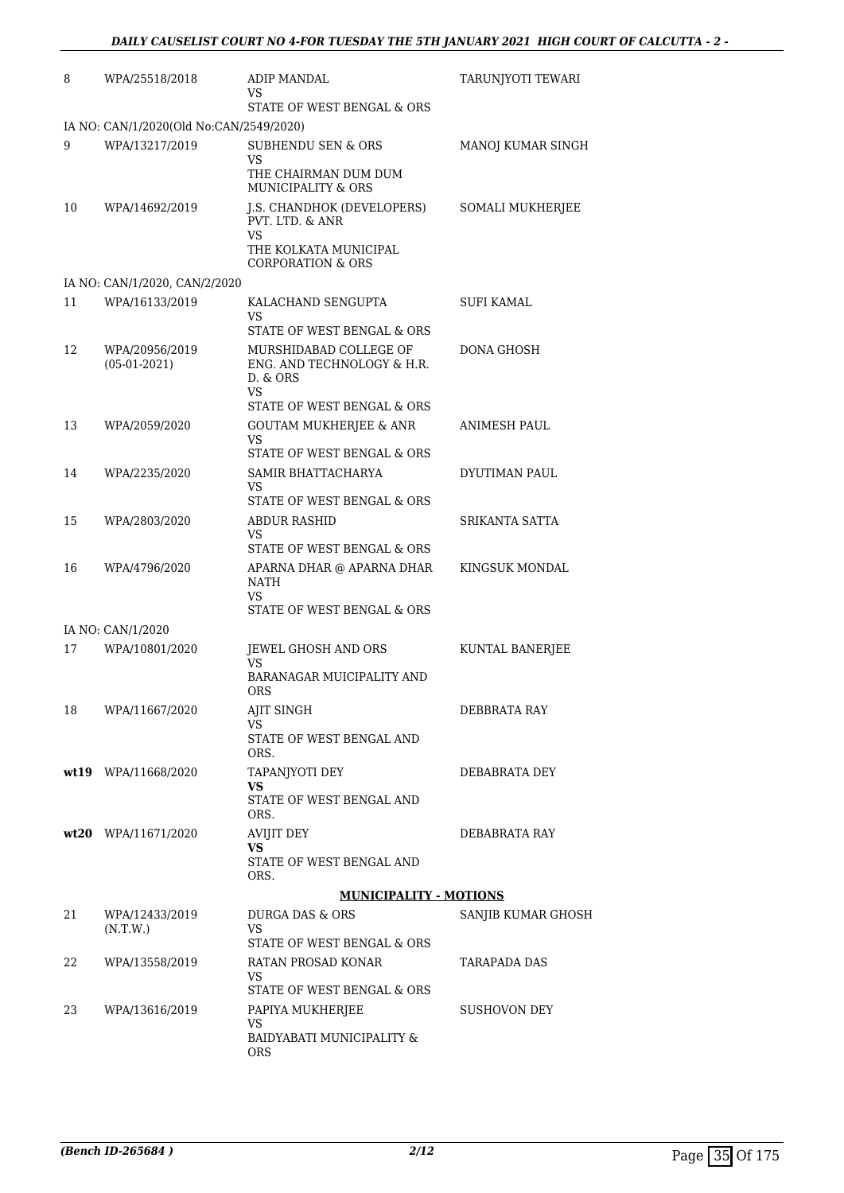| | | | |
|---|---|---|---|
| 8 | WPA/25518/2018 | ADIP MANDAL<br>VS<br>STATE OF WEST BENGAL & ORS | TARUNJYOTI TEWARI |
| | IA NO: CAN/1/2020(Old No:CAN/2549/2020) | | |
| 9 | WPA/13217/2019 | SUBHENDU SEN & ORS<br>VS<br>THE CHAIRMAN DUM DUM MUNICIPALITY & ORS | MANOJ KUMAR SINGH |
| 10 | WPA/14692/2019 | J.S. CHANDHOK (DEVELOPERS) PVT. LTD. & ANR<br>VS<br>THE KOLKATA MUNICIPAL CORPORATION & ORS | SOMALI MUKHERJEE |
| | IA NO: CAN/1/2020, CAN/2/2020 | | |
| 11 | WPA/16133/2019 | KALACHAND SENGUPTA<br>VS<br>STATE OF WEST BENGAL & ORS | SUFI KAMAL |
| 12 | WPA/20956/2019<br>(05-01-2021) | MURSHIDABAD COLLEGE OF ENG. AND TECHNOLOGY & H.R. D. & ORS<br>VS<br>STATE OF WEST BENGAL & ORS | DONA GHOSH |
| 13 | WPA/2059/2020 | GOUTAM MUKHERJEE & ANR<br>VS<br>STATE OF WEST BENGAL & ORS | ANIMESH PAUL |
| 14 | WPA/2235/2020 | SAMIR BHATTACHARYA<br>VS<br>STATE OF WEST BENGAL & ORS | DYUTIMAN PAUL |
| 15 | WPA/2803/2020 | ABDUR RASHID<br>VS<br>STATE OF WEST BENGAL & ORS | SRIKANTA SATTA |
| 16 | WPA/4796/2020 | APARNA DHAR @ APARNA DHAR NATH<br>VS<br>STATE OF WEST BENGAL & ORS | KINGSUK MONDAL |
| | IA NO: CAN/1/2020 | | |
| 17 | WPA/10801/2020 | JEWEL GHOSH AND ORS<br>VS<br>BARANAGAR MUICIPALITY AND ORS | KUNTAL BANERJEE |
| 18 | WPA/11667/2020 | AJIT SINGH<br>VS<br>STATE OF WEST BENGAL AND ORS. | DEBBRATA RAY |
| **wt19** | WPA/11668/2020 | TAPANJYOTI DEY<br>**VS**<br>STATE OF WEST BENGAL AND ORS. | DEBABRATA DEY |
| **wt20** | WPA/11671/2020 | AVIJIT DEY<br>**VS**<br>STATE OF WEST BENGAL AND ORS. | DEBABRATA RAY |
| | | **MUNICIPALITY - MOTIONS** | |
| 21 | WPA/12433/2019<br>(N.T.W.) | DURGA DAS & ORS<br>VS<br>STATE OF WEST BENGAL & ORS | SANJIB KUMAR GHOSH |
| 22 | WPA/13558/2019 | RATAN PROSAD KONAR<br>VS<br>STATE OF WEST BENGAL & ORS | TARAPADA DAS |
| 23 | WPA/13616/2019 | PAPIYA MUKHERJEE<br>VS<br>BAIDYABATI MUNICIPALITY & ORS | SUSHOVON DEY |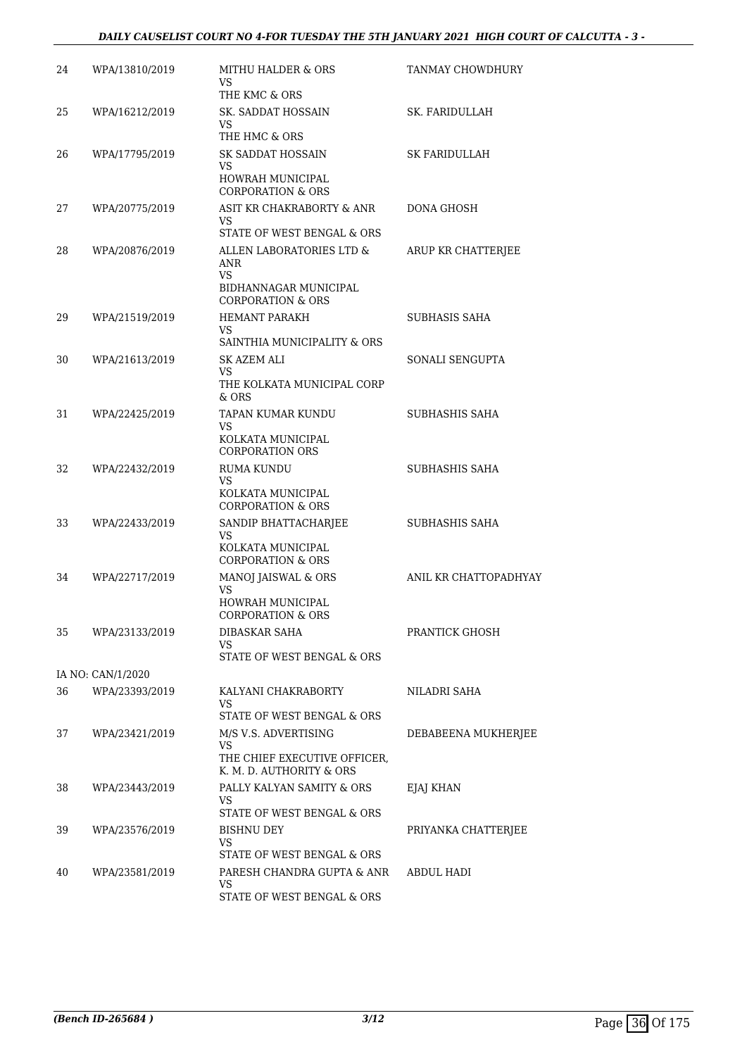| 24 | WPA/13810/2019 | MITHU HALDER & ORS<br>VS<br>THE KMC & ORS | TANMAY CHOWDHURY |
|---|---|---|---|
| 25 | WPA/16212/2019 | SK. SADDAT HOSSAIN<br>VS<br>THE HMC & ORS | SK. FARIDULLAH |
| 26 | WPA/17795/2019 | SK SADDAT HOSSAIN<br>VS<br>HOWRAH MUNICIPAL CORPORATION & ORS | SK FARIDULLAH |
| 27 | WPA/20775/2019 | ASIT KR CHAKRABORTY & ANR<br>VS<br>STATE OF WEST BENGAL & ORS | DONA GHOSH |
| 28 | WPA/20876/2019 | ALLEN LABORATORIES LTD & ANR<br>VS<br>BIDHANNAGAR MUNICIPAL CORPORATION & ORS | ARUP KR CHATTERJEE |
| 29 | WPA/21519/2019 | HEMANT PAREKH<br>VS<br>SAINTHIA MUNICIPALITY & ORS | SUBHASIS SAHA |
| 30 | WPA/21613/2019 | SK AZEM ALI<br>VS<br>THE KOLKATA MUNICIPAL CORP & ORS | SONALI SENGUPTA |
| 31 | WPA/22425/2019 | TAPAN KUMAR KUNDU<br>VS<br>KOLKATA MUNICIPAL CORPORATION ORS | SUBHASHIS SAHA |
| 32 | WPA/22432/2019 | RUMA KUNDU<br>VS<br>KOLKATA MUNICIPAL CORPORATION & ORS | SUBHASHIS SAHA |
| 33 | WPA/22433/2019 | SANDIP BHATTACHARJEE<br>VS<br>KOLKATA MUNICIPAL CORPORATION & ORS | SUBHASHIS SAHA |
| 34 | WPA/22717/2019 | MANOJ JAISWAL & ORS<br>VS<br>HOWRAH MUNICIPAL CORPORATION & ORS | ANIL KR CHATTOPADHYAY |
| 35 | WPA/23133/2019 | DIBASKAR SAHA<br>VS<br>STATE OF WEST BENGAL & ORS | PRANTICK GHOSH |
| | IA NO: CAN/1/2020 | | |
| 36 | WPA/23393/2019 | KALYANI CHAKRABORTY<br>VS<br>STATE OF WEST BENGAL & ORS | NILADRI SAHA |
| 37 | WPA/23421/2019 | M/S V.S. ADVERTISING<br>VS<br>THE CHIEF EXECUTIVE OFFICER, K. M. D. AUTHORITY & ORS | DEBABEENA MUKHERJEE |
| 38 | WPA/23443/2019 | PALLY KALYAN SAMITY & ORS<br>VS<br>STATE OF WEST BENGAL & ORS | EJAJ KHAN |
| 39 | WPA/23576/2019 | BISHNU DEY<br>VS<br>STATE OF WEST BENGAL & ORS | PRIYANKA CHATTERJEE |
| 40 | WPA/23581/2019 | PARESH CHANDRA GUPTA & ANR<br>VS<br>STATE OF WEST BENGAL & ORS | ABDUL HADI |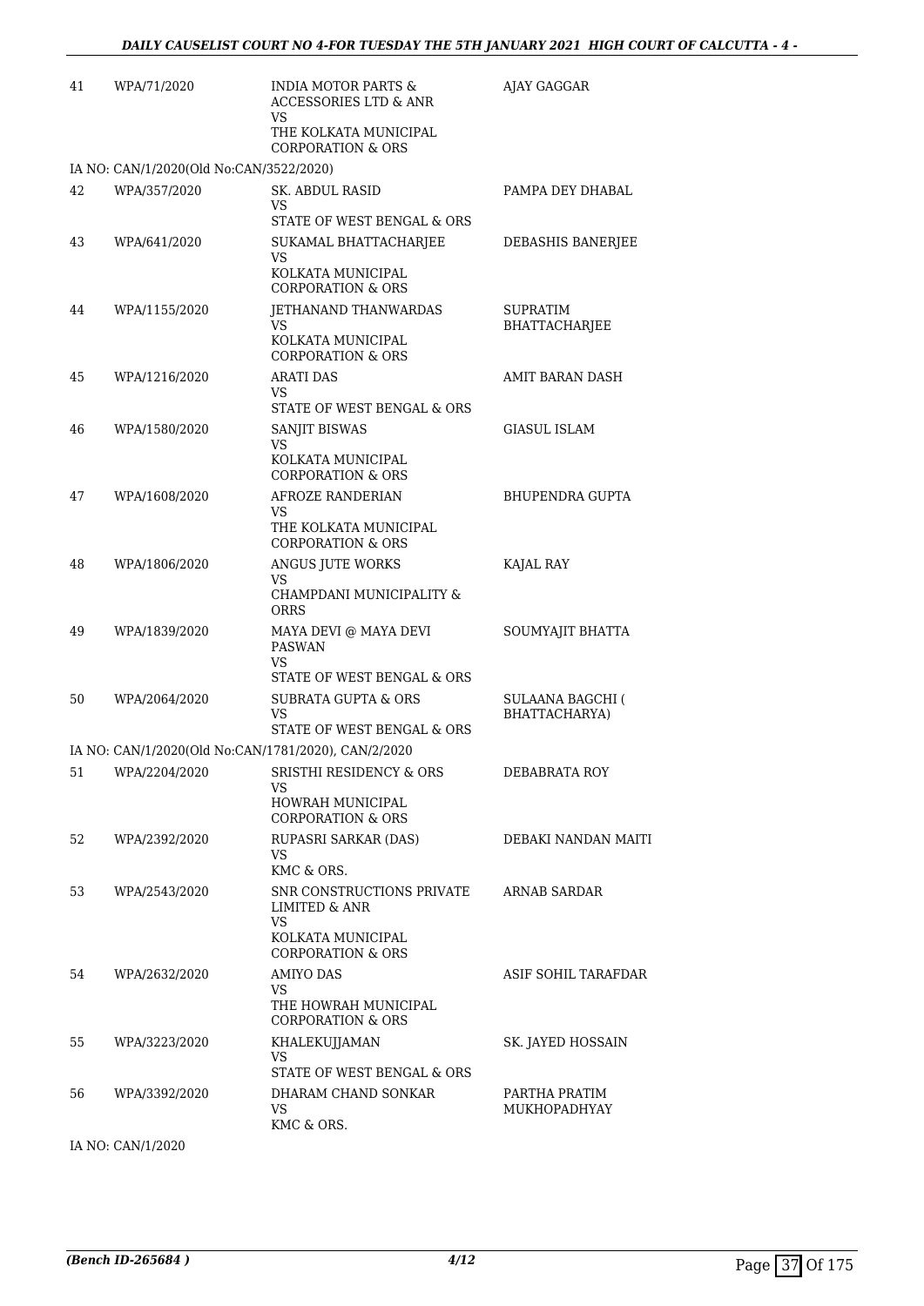| | | | |
|---|---|---|---|
| 41 | WPA/71/2020 | INDIA MOTOR PARTS & ACCESSORIES LTD & ANR<br>VS<br>THE KOLKATA MUNICIPAL CORPORATION & ORS | AJAY GAGGAR |
| IA NO: CAN/1/2020(Old No:CAN/3522/2020) | | | |
| 42 | WPA/357/2020 | SK. ABDUL RASID<br>VS<br>STATE OF WEST BENGAL & ORS | PAMPA DEY DHABAL |
| 43 | WPA/641/2020 | SUKAMAL BHATTACHARJEE<br>VS<br>KOLKATA MUNICIPAL CORPORATION & ORS | DEBASHIS BANERJEE |
| 44 | WPA/1155/2020 | JETHANAND THANWARDAS<br>VS<br>KOLKATA MUNICIPAL CORPORATION & ORS | SUPRATIM BHATTACHARJEE |
| 45 | WPA/1216/2020 | ARATI DAS<br>VS<br>STATE OF WEST BENGAL & ORS | AMIT BARAN DASH |
| 46 | WPA/1580/2020 | SANJIT BISWAS<br>VS<br>KOLKATA MUNICIPAL CORPORATION & ORS | GIASUL ISLAM |
| 47 | WPA/1608/2020 | AFROZE RANDERIAN<br>VS<br>THE KOLKATA MUNICIPAL CORPORATION & ORS | BHUPENDRA GUPTA |
| 48 | WPA/1806/2020 | ANGUS JUTE WORKS<br>VS<br>CHAMPDANI MUNICIPALITY & ORRS | KAJAL RAY |
| 49 | WPA/1839/2020 | MAYA DEVI @ MAYA DEVI PASWAN<br>VS<br>STATE OF WEST BENGAL & ORS | SOUMYAJIT BHATTA |
| 50 | WPA/2064/2020 | SUBRATA GUPTA & ORS<br>VS<br>STATE OF WEST BENGAL & ORS | SULAANA BAGCHI ( BHATTACHARYA) |
| IA NO: CAN/1/2020(Old No:CAN/1781/2020), CAN/2/2020 | | | |
| 51 | WPA/2204/2020 | SRISTHI RESIDENCY & ORS<br>VS<br>HOWRAH MUNICIPAL CORPORATION & ORS | DEBABRATA ROY |
| 52 | WPA/2392/2020 | RUPASRI SARKAR (DAS)<br>VS<br>KMC & ORS. | DEBAKI NANDAN MAITI |
| 53 | WPA/2543/2020 | SNR CONSTRUCTIONS PRIVATE LIMITED & ANR<br>VS<br>KOLKATA MUNICIPAL CORPORATION & ORS | ARNAB SARDAR |
| 54 | WPA/2632/2020 | AMIYO DAS<br>VS<br>THE HOWRAH MUNICIPAL CORPORATION & ORS | ASIF SOHIL TARAFDAR |
| 55 | WPA/3223/2020 | KHALEKUJJAMAN<br>VS<br>STATE OF WEST BENGAL & ORS | SK. JAYED HOSSAIN |
| 56 | WPA/3392/2020 | DHARAM CHAND SONKAR<br>VS<br>KMC & ORS. | PARTHA PRATIM MUKHOPADHYAY |
| IA NO: CAN/1/2020 | | | |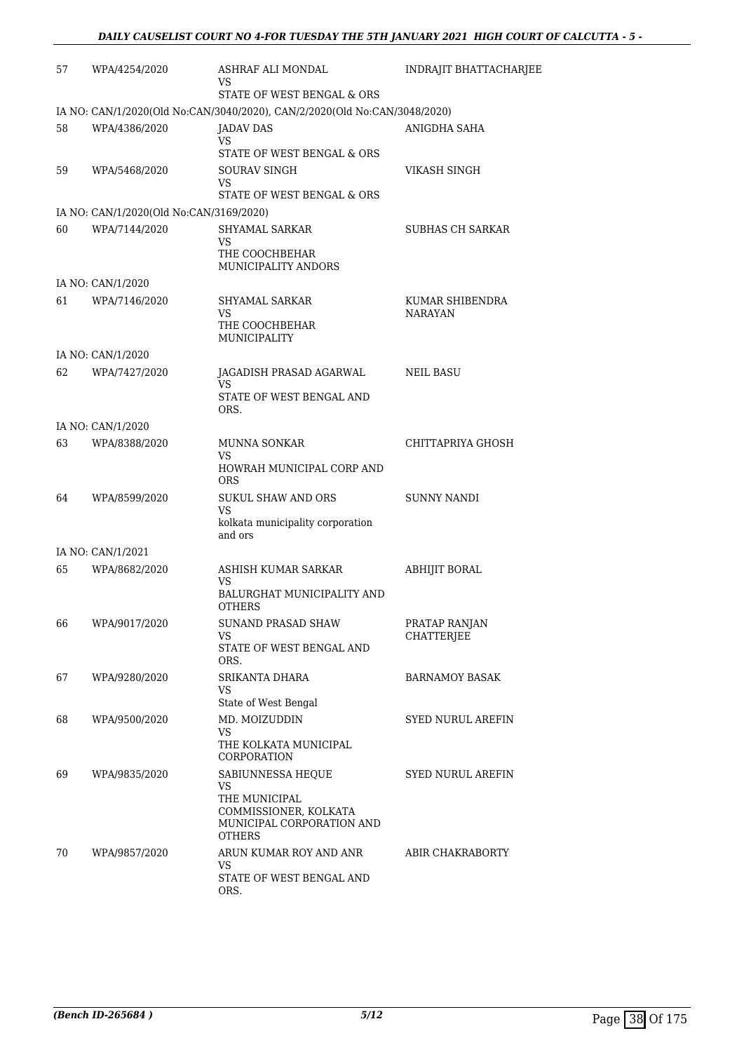| | | | |
|---|---|---|---|
| 57 | WPA/4254/2020 | ASHRAF ALI MONDAL<br>VS<br>STATE OF WEST BENGAL & ORS | INDRAJIT BHATTACHARJEE |
| IA NO: CAN/1/2020(Old No:CAN/3040/2020), CAN/2/2020(Old No:CAN/3048/2020) | | | |
| 58 | WPA/4386/2020 | JADAV DAS<br>VS<br>STATE OF WEST BENGAL & ORS | ANIGDHA SAHA |
| 59 | WPA/5468/2020 | SOURAV SINGH<br>VS<br>STATE OF WEST BENGAL & ORS | VIKASH SINGH |
| IA NO: CAN/1/2020(Old No:CAN/3169/2020) | | | |
| 60 | WPA/7144/2020 | SHYAMAL SARKAR<br>VS<br>THE COOCHBEHAR MUNICIPALITY ANDORS | SUBHAS CH SARKAR |
| IA NO: CAN/1/2020 | | | |
| 61 | WPA/7146/2020 | SHYAMAL SARKAR<br>VS<br>THE COOCHBEHAR MUNICIPALITY | KUMAR SHIBENDRA NARAYAN |
| IA NO: CAN/1/2020 | | | |
| 62 | WPA/7427/2020 | JAGADISH PRASAD AGARWAL<br>VS<br>STATE OF WEST BENGAL AND ORS. | NEIL BASU |
| IA NO: CAN/1/2020 | | | |
| 63 | WPA/8388/2020 | MUNNA SONKAR<br>VS<br>HOWRAH MUNICIPAL CORP AND ORS | CHITTAPRIYA GHOSH |
| 64 | WPA/8599/2020 | SUKUL SHAW AND ORS<br>VS<br>kolkata municipality corporation and ors | SUNNY NANDI |
| IA NO: CAN/1/2021 | | | |
| 65 | WPA/8682/2020 | ASHISH KUMAR SARKAR<br>VS<br>BALURGHAT MUNICIPALITY AND OTHERS | ABHIJIT BORAL |
| 66 | WPA/9017/2020 | SUNAND PRASAD SHAW<br>VS<br>STATE OF WEST BENGAL AND ORS. | PRATAP RANJAN CHATTERJEE |
| 67 | WPA/9280/2020 | SRIKANTA DHARA<br>VS<br>State of West Bengal | BARNAMOY BASAK |
| 68 | WPA/9500/2020 | MD. MOIZUDDIN<br>VS<br>THE KOLKATA MUNICIPAL CORPORATION | SYED NURUL AREFIN |
| 69 | WPA/9835/2020 | SABIUNNESSA HEQUE<br>VS<br>THE MUNICIPAL COMMISSIONER, KOLKATA MUNICIPAL CORPORATION AND OTHERS | SYED NURUL AREFIN |
| 70 | WPA/9857/2020 | ARUN KUMAR ROY AND ANR<br>VS<br>STATE OF WEST BENGAL AND ORS. | ABIR CHAKRABORTY |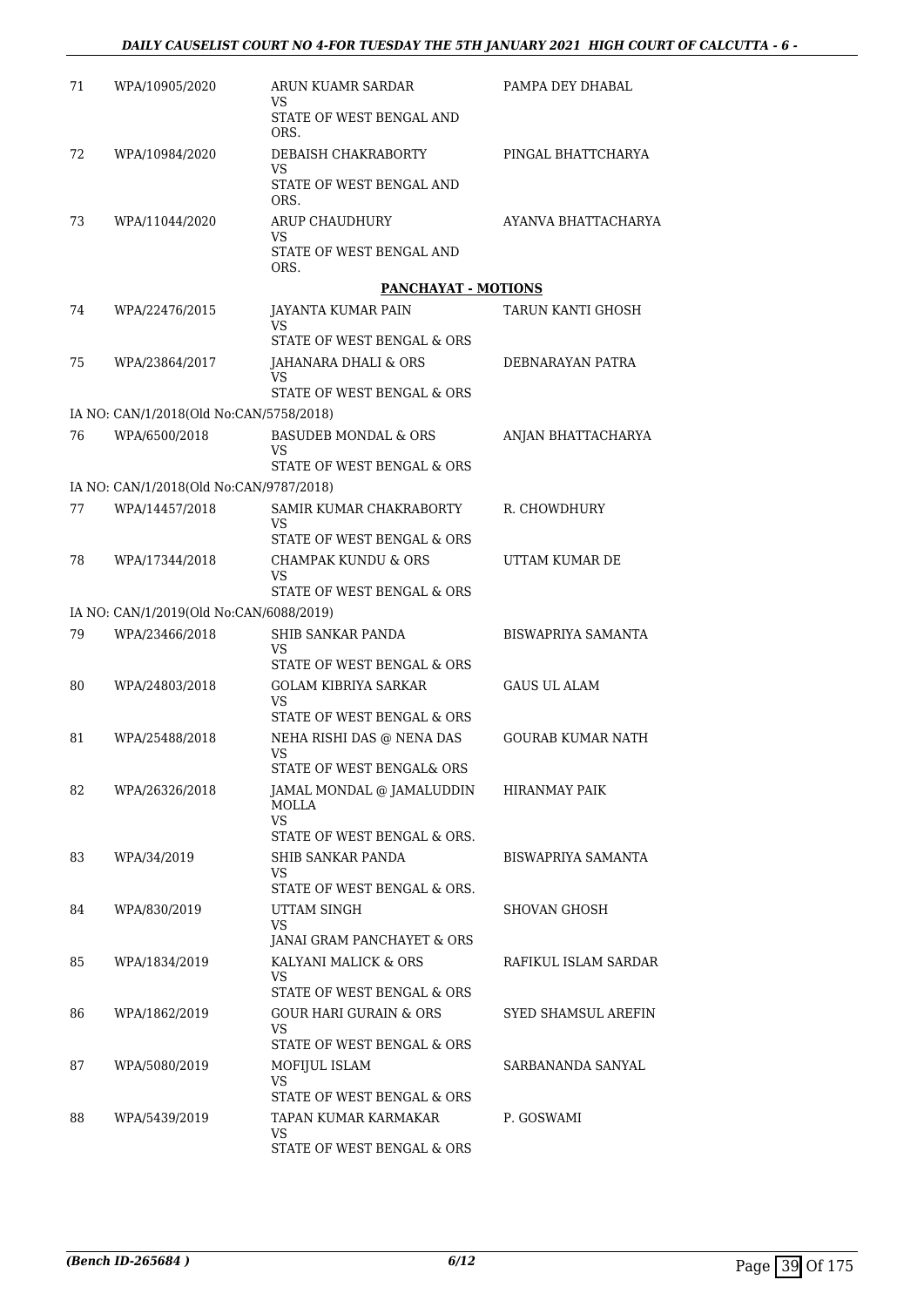| 71 | WPA/10905/2020 | ARUN KUAMR SARDAR<br>VS<br>STATE OF WEST BENGAL AND ORS. | PAMPA DEY DHABAL |
|---|---|---|---|
| 72 | WPA/10984/2020 | DEBAISH CHAKRABORTY<br>VS<br>STATE OF WEST BENGAL AND ORS. | PINGAL BHATTCHARYA |
| 73 | WPA/11044/2020 | ARUP CHAUDHURY<br>VS<br>STATE OF WEST BENGAL AND ORS. | AYANVA BHATTACHARYA |

**PANCHAYAT - MOTIONS**

| 74 | WPA/22476/2015 | JAYANTA KUMAR PAIN<br>VS<br>STATE OF WEST BENGAL & ORS | TARUN KANTI GHOSH |
|---|---|---|---|
| 75 | WPA/23864/2017 | JAHANARA DHALI & ORS<br>VS<br>STATE OF WEST BENGAL & ORS | DEBNARAYAN PATRA |
| | IA NO: CAN/1/2018(Old No:CAN/5758/2018) | | |
| 76 | WPA/6500/2018 | BASUDEB MONDAL & ORS<br>VS<br>STATE OF WEST BENGAL & ORS | ANJAN BHATTACHARYA |
| | IA NO: CAN/1/2018(Old No:CAN/9787/2018) | | |
| 77 | WPA/14457/2018 | SAMIR KUMAR CHAKRABORTY<br>VS<br>STATE OF WEST BENGAL & ORS | R. CHOWDHURY |
| 78 | WPA/17344/2018 | CHAMPAK KUNDU & ORS<br>VS<br>STATE OF WEST BENGAL & ORS | UTTAM KUMAR DE |
| | IA NO: CAN/1/2019(Old No:CAN/6088/2019) | | |
| 79 | WPA/23466/2018 | SHIB SANKAR PANDA<br>VS<br>STATE OF WEST BENGAL & ORS | BISWAPRIYA SAMANTA |
| 80 | WPA/24803/2018 | GOLAM KIBRIYA SARKAR<br>VS<br>STATE OF WEST BENGAL & ORS | GAUS UL ALAM |
| 81 | WPA/25488/2018 | NEHA RISHI DAS @ NENA DAS<br>VS<br>STATE OF WEST BENGAL& ORS | GOURAB KUMAR NATH |
| 82 | WPA/26326/2018 | JAMAL MONDAL @ JAMALUDDIN MOLLA<br>VS<br>STATE OF WEST BENGAL & ORS. | HIRANMAY PAIK |
| 83 | WPA/34/2019 | SHIB SANKAR PANDA<br>VS<br>STATE OF WEST BENGAL & ORS. | BISWAPRIYA SAMANTA |
| 84 | WPA/830/2019 | UTTAM SINGH<br>VS<br>JANAI GRAM PANCHAYET & ORS | SHOVAN GHOSH |
| 85 | WPA/1834/2019 | KALYANI MALICK & ORS<br>VS<br>STATE OF WEST BENGAL & ORS | RAFIKUL ISLAM SARDAR |
| 86 | WPA/1862/2019 | GOUR HARI GURAIN & ORS<br>VS<br>STATE OF WEST BENGAL & ORS | SYED SHAMSUL AREFIN |
| 87 | WPA/5080/2019 | MOFIJUL ISLAM<br>VS<br>STATE OF WEST BENGAL & ORS | SARBANANDA SANYAL |
| 88 | WPA/5439/2019 | TAPAN KUMAR KARMAKAR<br>VS<br>STATE OF WEST BENGAL & ORS | P. GOSWAMI |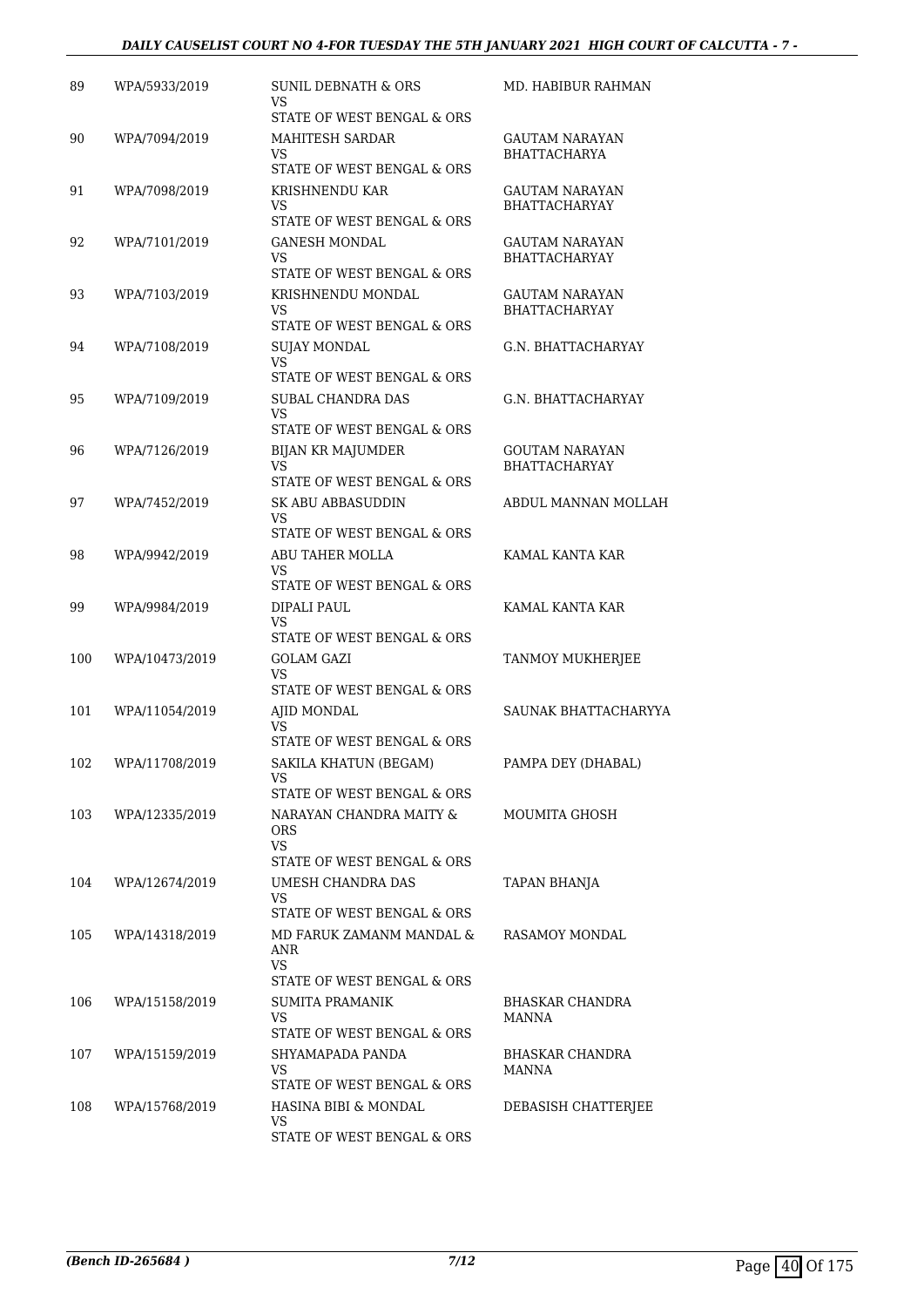| 89 | WPA/5933/2019 | SUNIL DEBNATH & ORS<br>VS<br>STATE OF WEST BENGAL & ORS | MD. HABIBUR RAHMAN |
|---|---|---|---|
| 90 | WPA/7094/2019 | MAHITESH SARDAR<br>VS<br>STATE OF WEST BENGAL & ORS | GAUTAM NARAYAN BHATTACHARYA |
| 91 | WPA/7098/2019 | KRISHNENDU KAR<br>VS<br>STATE OF WEST BENGAL & ORS | GAUTAM NARAYAN BHATTACHARYAY |
| 92 | WPA/7101/2019 | GANESH MONDAL<br>VS<br>STATE OF WEST BENGAL & ORS | GAUTAM NARAYAN BHATTACHARYAY |
| 93 | WPA/7103/2019 | KRISHNENDU MONDAL<br>VS<br>STATE OF WEST BENGAL & ORS | GAUTAM NARAYAN BHATTACHARYAY |
| 94 | WPA/7108/2019 | SUJAY MONDAL<br>VS<br>STATE OF WEST BENGAL & ORS | G.N. BHATTACHARYAY |
| 95 | WPA/7109/2019 | SUBAL CHANDRA DAS<br>VS<br>STATE OF WEST BENGAL & ORS | G.N. BHATTACHARYAY |
| 96 | WPA/7126/2019 | BIJAN KR MAJUMDER<br>VS<br>STATE OF WEST BENGAL & ORS | GOUTAM NARAYAN BHATTACHARYAY |
| 97 | WPA/7452/2019 | SK ABU ABBASUDDIN<br>VS<br>STATE OF WEST BENGAL & ORS | ABDUL MANNAN MOLLAH |
| 98 | WPA/9942/2019 | ABU TAHER MOLLA<br>VS<br>STATE OF WEST BENGAL & ORS | KAMAL KANTA KAR |
| 99 | WPA/9984/2019 | DIPALI PAUL<br>VS<br>STATE OF WEST BENGAL & ORS | KAMAL KANTA KAR |
| 100 | WPA/10473/2019 | GOLAM GAZI<br>VS<br>STATE OF WEST BENGAL & ORS | TANMOY MUKHERJEE |
| 101 | WPA/11054/2019 | AJID MONDAL<br>VS<br>STATE OF WEST BENGAL & ORS | SAUNAK BHATTACHARYYA |
| 102 | WPA/11708/2019 | SAKILA KHATUN (BEGAM)<br>VS<br>STATE OF WEST BENGAL & ORS | PAMPA DEY (DHABAL) |
| 103 | WPA/12335/2019 | NARAYAN CHANDRA MAITY & ORS<br>VS<br>STATE OF WEST BENGAL & ORS | MOUMITA GHOSH |
| 104 | WPA/12674/2019 | UMESH CHANDRA DAS<br>VS<br>STATE OF WEST BENGAL & ORS | TAPAN BHANJA |
| 105 | WPA/14318/2019 | MD FARUK ZAMANM MANDAL & ANR<br>VS<br>STATE OF WEST BENGAL & ORS | RASAMOY MONDAL |
| 106 | WPA/15158/2019 | SUMITA PRAMANIK<br>VS<br>STATE OF WEST BENGAL & ORS | BHASKAR CHANDRA MANNA |
| 107 | WPA/15159/2019 | SHYAMAPADA PANDA<br>VS<br>STATE OF WEST BENGAL & ORS | BHASKAR CHANDRA MANNA |
| 108 | WPA/15768/2019 | HASINA BIBI & MONDAL<br>VS<br>STATE OF WEST BENGAL & ORS | DEBASISH CHATTERJEE |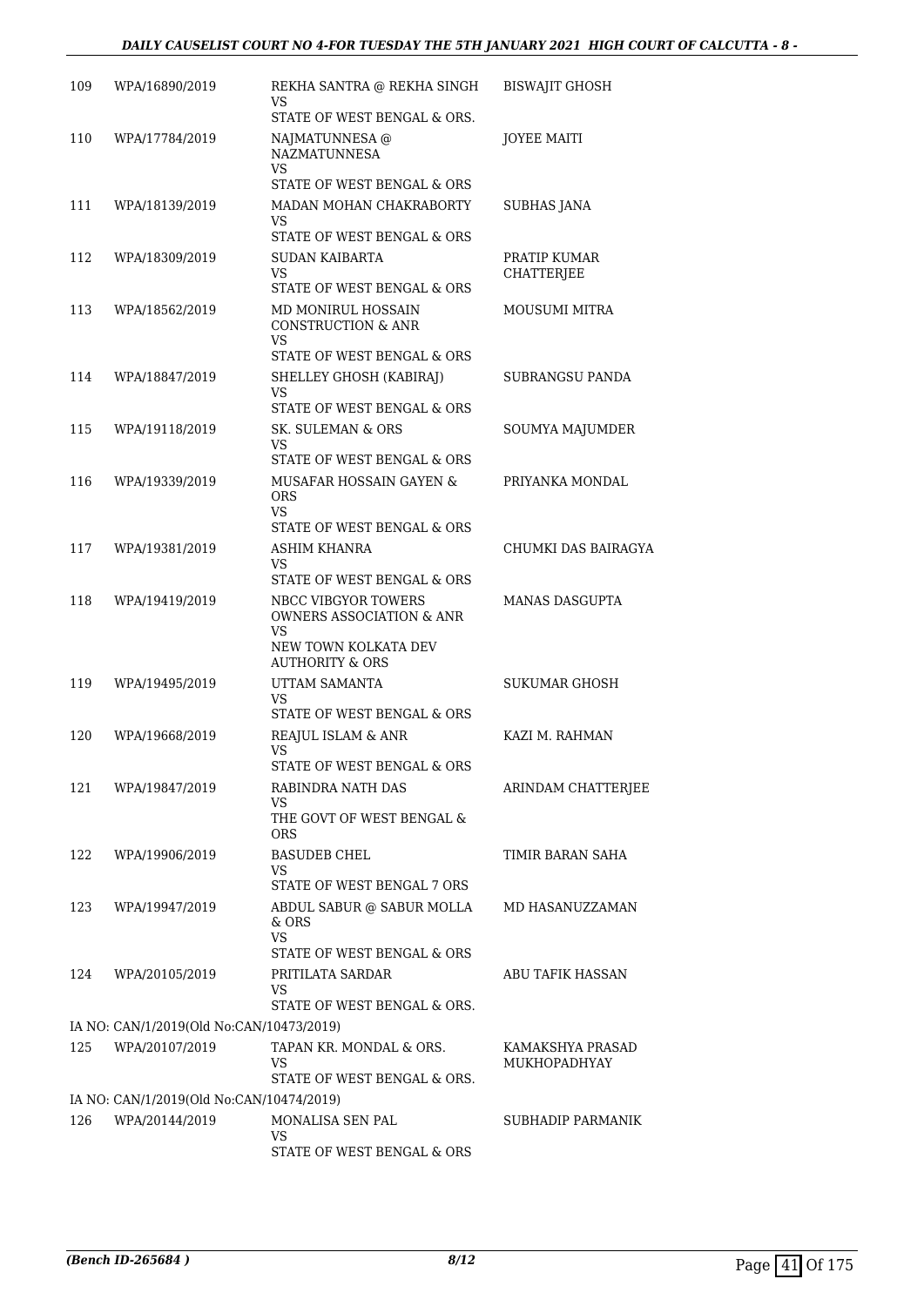| | | | |
|---|---|---|---|
| 109 | WPA/16890/2019 | REKHA SANTRA @ REKHA SINGH<br>VS<br>STATE OF WEST BENGAL & ORS. | BISWAJIT GHOSH |
| 110 | WPA/17784/2019 | NAJMATUNNESA @ NAZMATUNNESA<br>VS<br>STATE OF WEST BENGAL & ORS | JOYEE MAITI |
| 111 | WPA/18139/2019 | MADAN MOHAN CHAKRABORTY<br>VS<br>STATE OF WEST BENGAL & ORS | SUBHAS JANA |
| 112 | WPA/18309/2019 | SUDAN KAIBARTA<br>VS<br>STATE OF WEST BENGAL & ORS | PRATIP KUMAR CHATTERJEE |
| 113 | WPA/18562/2019 | MD MONIRUL HOSSAIN CONSTRUCTION & ANR<br>VS<br>STATE OF WEST BENGAL & ORS | MOUSUMI MITRA |
| 114 | WPA/18847/2019 | SHELLEY GHOSH (KABIRAJ)<br>VS<br>STATE OF WEST BENGAL & ORS | SUBRANGSU PANDA |
| 115 | WPA/19118/2019 | SK. SULEMAN & ORS<br>VS<br>STATE OF WEST BENGAL & ORS | SOUMYA MAJUMDER |
| 116 | WPA/19339/2019 | MUSAFAR HOSSAIN GAYEN & ORS<br>VS<br>STATE OF WEST BENGAL & ORS | PRIYANKA MONDAL |
| 117 | WPA/19381/2019 | ASHIM KHANRA<br>VS<br>STATE OF WEST BENGAL & ORS | CHUMKI DAS BAIRAGYA |
| 118 | WPA/19419/2019 | NBCC VIBGYOR TOWERS OWNERS ASSOCIATION & ANR<br>VS<br>NEW TOWN KOLKATA DEV AUTHORITY & ORS | MANAS DASGUPTA |
| 119 | WPA/19495/2019 | UTTAM SAMANTA<br>VS<br>STATE OF WEST BENGAL & ORS | SUKUMAR GHOSH |
| 120 | WPA/19668/2019 | REAJUL ISLAM & ANR<br>VS<br>STATE OF WEST BENGAL & ORS | KAZI M. RAHMAN |
| 121 | WPA/19847/2019 | RABINDRA NATH DAS<br>VS<br>THE GOVT OF WEST BENGAL & ORS | ARINDAM CHATTERJEE |
| 122 | WPA/19906/2019 | BASUDEB CHEL<br>VS<br>STATE OF WEST BENGAL 7 ORS | TIMIR BARAN SAHA |
| 123 | WPA/19947/2019 | ABDUL SABUR @ SABUR MOLLA & ORS<br>VS<br>STATE OF WEST BENGAL & ORS | MD HASANUZZAMAN |
| 124 | WPA/20105/2019 | PRITILATA SARDAR<br>VS<br>STATE OF WEST BENGAL & ORS. | ABU TAFIK HASSAN |
| | IA NO: CAN/1/2019(Old No:CAN/10473/2019) | | |
| 125 | WPA/20107/2019 | TAPAN KR. MONDAL & ORS.<br>VS<br>STATE OF WEST BENGAL & ORS. | KAMAKSHYA PRASAD MUKHOPADHYAY |
| | IA NO: CAN/1/2019(Old No:CAN/10474/2019) | | |
| 126 | WPA/20144/2019 | MONALISA SEN PAL<br>VS<br>STATE OF WEST BENGAL & ORS | SUBHADIP PARMANIK |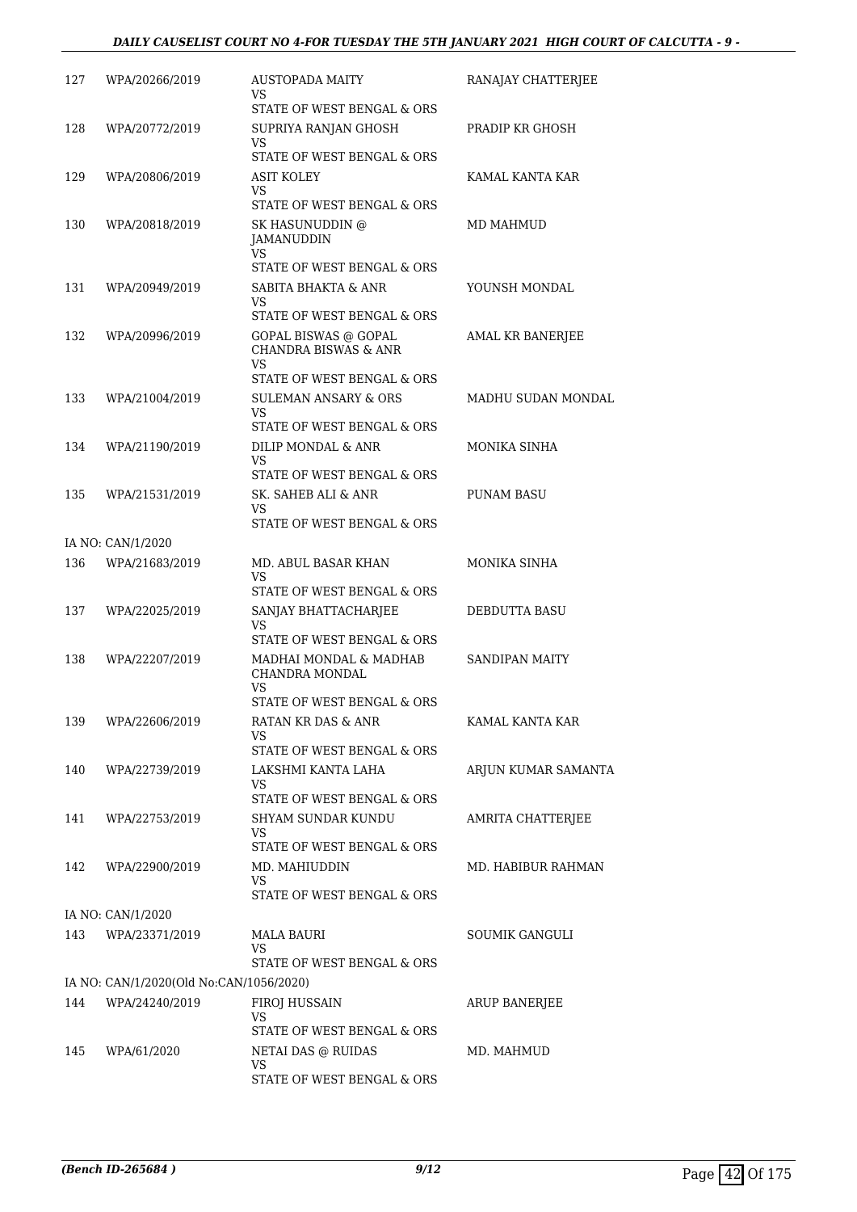| | | | |
|---|---|---|---|
| 127 | WPA/20266/2019 | AUSTOPADA MAITY<br>VS<br>STATE OF WEST BENGAL & ORS | RANAJAY CHATTERJEE |
| 128 | WPA/20772/2019 | SUPRIYA RANJAN GHOSH<br>VS<br>STATE OF WEST BENGAL & ORS | PRADIP KR GHOSH |
| 129 | WPA/20806/2019 | ASIT KOLEY<br>VS<br>STATE OF WEST BENGAL & ORS | KAMAL KANTA KAR |
| 130 | WPA/20818/2019 | SK HASUNUDDIN @ JAMANUDDIN<br>VS<br>STATE OF WEST BENGAL & ORS | MD MAHMUD |
| 131 | WPA/20949/2019 | SABITA BHAKTA & ANR<br>VS<br>STATE OF WEST BENGAL & ORS | YOUNSH MONDAL |
| 132 | WPA/20996/2019 | GOPAL BISWAS @ GOPAL CHANDRA BISWAS & ANR<br>VS<br>STATE OF WEST BENGAL & ORS | AMAL KR BANERJEE |
| 133 | WPA/21004/2019 | SULEMAN ANSARY & ORS<br>VS<br>STATE OF WEST BENGAL & ORS | MADHU SUDAN MONDAL |
| 134 | WPA/21190/2019 | DILIP MONDAL & ANR<br>VS<br>STATE OF WEST BENGAL & ORS | MONIKA SINHA |
| 135 | WPA/21531/2019 | SK. SAHEB ALI & ANR<br>VS<br>STATE OF WEST BENGAL & ORS | PUNAM BASU |
| | IA NO: CAN/1/2020 | | |
| 136 | WPA/21683/2019 | MD. ABUL BASAR KHAN<br>VS<br>STATE OF WEST BENGAL & ORS | MONIKA SINHA |
| 137 | WPA/22025/2019 | SANJAY BHATTACHARJEE<br>VS<br>STATE OF WEST BENGAL & ORS | DEBDUTTA BASU |
| 138 | WPA/22207/2019 | MADHAI MONDAL & MADHAB CHANDRA MONDAL<br>VS<br>STATE OF WEST BENGAL & ORS | SANDIPAN MAITY |
| 139 | WPA/22606/2019 | RATAN KR DAS & ANR<br>VS<br>STATE OF WEST BENGAL & ORS | KAMAL KANTA KAR |
| 140 | WPA/22739/2019 | LAKSHMI KANTA LAHA<br>VS<br>STATE OF WEST BENGAL & ORS | ARJUN KUMAR SAMANTA |
| 141 | WPA/22753/2019 | SHYAM SUNDAR KUNDU<br>VS<br>STATE OF WEST BENGAL & ORS | AMRITA CHATTERJEE |
| 142 | WPA/22900/2019 | MD. MAHIUDDIN<br>VS<br>STATE OF WEST BENGAL & ORS | MD. HABIBUR RAHMAN |
| | IA NO: CAN/1/2020 | | |
| 143 | WPA/23371/2019 | MALA BAURI<br>VS<br>STATE OF WEST BENGAL & ORS | SOUMIK GANGULI |
| | IA NO: CAN/1/2020(Old No:CAN/1056/2020) | | |
| 144 | WPA/24240/2019 | FIROJ HUSSAIN<br>VS<br>STATE OF WEST BENGAL & ORS | ARUP BANERJEE |
| 145 | WPA/61/2020 | NETAI DAS @ RUIDAS<br>VS<br>STATE OF WEST BENGAL & ORS | MD. MAHMUD |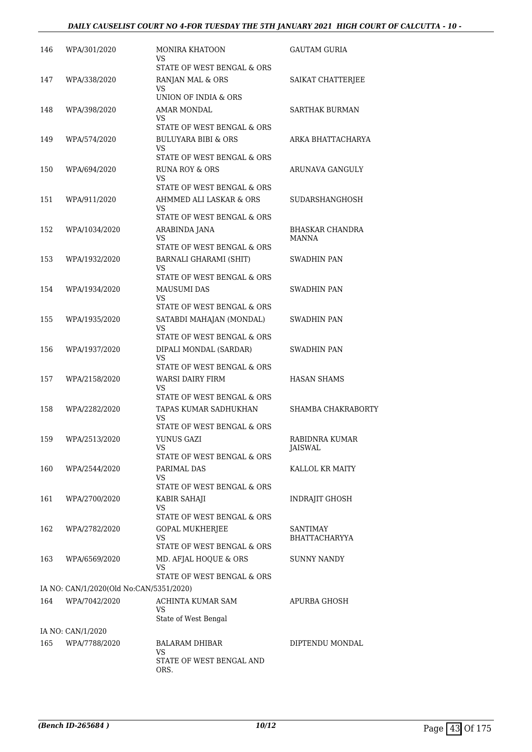| | | | |
|---|---|---|---|
| 146 | WPA/301/2020 | MONIRA KHATOON<br>VS<br>STATE OF WEST BENGAL & ORS | GAUTAM GURIA |
| 147 | WPA/338/2020 | RANJAN MAL & ORS<br>VS<br>UNION OF INDIA & ORS | SAIKAT CHATTERJEE |
| 148 | WPA/398/2020 | AMAR MONDAL<br>VS<br>STATE OF WEST BENGAL & ORS | SARTHAK BURMAN |
| 149 | WPA/574/2020 | BULUYARA BIBI & ORS<br>VS<br>STATE OF WEST BENGAL & ORS | ARKA BHATTACHARYA |
| 150 | WPA/694/2020 | RUNA ROY & ORS<br>VS<br>STATE OF WEST BENGAL & ORS | ARUNAVA GANGULY |
| 151 | WPA/911/2020 | AHMMED ALI LASKAR & ORS<br>VS<br>STATE OF WEST BENGAL & ORS | SUDARSHANGHOSH |
| 152 | WPA/1034/2020 | ARABINDA JANA<br>VS<br>STATE OF WEST BENGAL & ORS | BHASKAR CHANDRA MANNA |
| 153 | WPA/1932/2020 | BARNALI GHARAMI (SHIT)<br>VS<br>STATE OF WEST BENGAL & ORS | SWADHIN PAN |
| 154 | WPA/1934/2020 | MAUSUMI DAS<br>VS<br>STATE OF WEST BENGAL & ORS | SWADHIN PAN |
| 155 | WPA/1935/2020 | SATABDI MAHAJAN (MONDAL)<br>VS<br>STATE OF WEST BENGAL & ORS | SWADHIN PAN |
| 156 | WPA/1937/2020 | DIPALI MONDAL (SARDAR)<br>VS<br>STATE OF WEST BENGAL & ORS | SWADHIN PAN |
| 157 | WPA/2158/2020 | WARSI DAIRY FIRM<br>VS<br>STATE OF WEST BENGAL & ORS | HASAN SHAMS |
| 158 | WPA/2282/2020 | TAPAS KUMAR SADHUKHAN<br>VS<br>STATE OF WEST BENGAL & ORS | SHAMBA CHAKRABORTY |
| 159 | WPA/2513/2020 | YUNUS GAZI<br>VS<br>STATE OF WEST BENGAL & ORS | RABIDNRA KUMAR JAISWAL |
| 160 | WPA/2544/2020 | PARIMAL DAS<br>VS<br>STATE OF WEST BENGAL & ORS | KALLOL KR MAITY |
| 161 | WPA/2700/2020 | KABIR SAHAJI<br>VS<br>STATE OF WEST BENGAL & ORS | INDRAJIT GHOSH |
| 162 | WPA/2782/2020 | GOPAL MUKHERJEE<br>VS<br>STATE OF WEST BENGAL & ORS | SANTIMAY BHATTACHARYYA |
| 163 | WPA/6569/2020 | MD. AFJAL HOQUE & ORS<br>VS<br>STATE OF WEST BENGAL & ORS | SUNNY NANDY |
| | IA NO: CAN/1/2020(Old No:CAN/5351/2020) | | |
| 164 | WPA/7042/2020 | ACHINTA KUMAR SAM<br>VS<br>State of West Bengal | APURBA GHOSH |
| | IA NO: CAN/1/2020 | | |
| 165 | WPA/7788/2020 | BALARAM DHIBAR<br>VS<br>STATE OF WEST BENGAL AND ORS. | DIPTENDU MONDAL |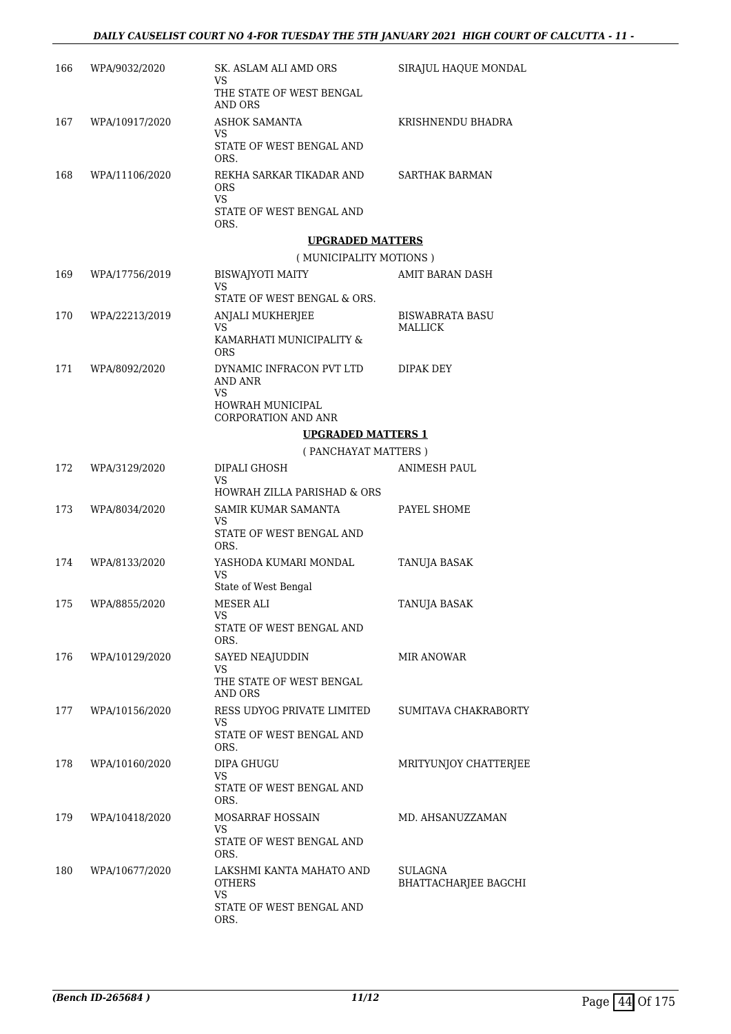| | | | |
|---|---|---|---|
| 166 | WPA/9032/2020 | SK. ASLAM ALI AMD ORS<br>VS<br>THE STATE OF WEST BENGAL AND ORS | SIRAJUL HAQUE MONDAL |
| 167 | WPA/10917/2020 | ASHOK SAMANTA<br>VS<br>STATE OF WEST BENGAL AND ORS. | KRISHNENDU BHADRA |
| 168 | WPA/11106/2020 | REKHA SARKAR TIKADAR AND ORS<br>VS<br>STATE OF WEST BENGAL AND ORS. | SARTHAK BARMAN |

**UPGRADED MATTERS**

( MUNICIPALITY MOTIONS )

| | | | |
|---|---|---|---|
| 169 | WPA/17756/2019 | BISWAJYOTI MAITY<br>VS<br>STATE OF WEST BENGAL & ORS. | AMIT BARAN DASH |
| 170 | WPA/22213/2019 | ANJALI MUKHERJEE<br>VS<br>KAMARHATI MUNICIPALITY & ORS | BISWABRATA BASU MALLICK |
| 171 | WPA/8092/2020 | DYNAMIC INFRACON PVT LTD AND ANR<br>VS<br>HOWRAH MUNICIPAL CORPORATION AND ANR | DIPAK DEY |

**UPGRADED MATTERS 1**

( PANCHAYAT MATTERS )

| | | | |
|---|---|---|---|
| 172 | WPA/3129/2020 | DIPALI GHOSH<br>VS<br>HOWRAH ZILLA PARISHAD & ORS | ANIMESH PAUL |
| 173 | WPA/8034/2020 | SAMIR KUMAR SAMANTA<br>VS<br>STATE OF WEST BENGAL AND ORS. | PAYEL SHOME |
| 174 | WPA/8133/2020 | YASHODA KUMARI MONDAL<br>VS<br>State of West Bengal | TANUJA BASAK |
| 175 | WPA/8855/2020 | MESER ALI<br>VS<br>STATE OF WEST BENGAL AND ORS. | TANUJA BASAK |
| 176 | WPA/10129/2020 | SAYED NEAJUDDIN<br>VS<br>THE STATE OF WEST BENGAL AND ORS | MIR ANOWAR |
| 177 | WPA/10156/2020 | RESS UDYOG PRIVATE LIMITED<br>VS<br>STATE OF WEST BENGAL AND ORS. | SUMITAVA CHAKRABORTY |
| 178 | WPA/10160/2020 | DIPA GHUGU<br>VS<br>STATE OF WEST BENGAL AND ORS. | MRITYUNJOY CHATTERJEE |
| 179 | WPA/10418/2020 | MOSARRAF HOSSAIN<br>VS<br>STATE OF WEST BENGAL AND ORS. | MD. AHSANUZZAMAN |
| 180 | WPA/10677/2020 | LAKSHMI KANTA MAHATO AND OTHERS<br>VS<br>STATE OF WEST BENGAL AND ORS. | SULAGNA BHATTACHARJEE BAGCHI |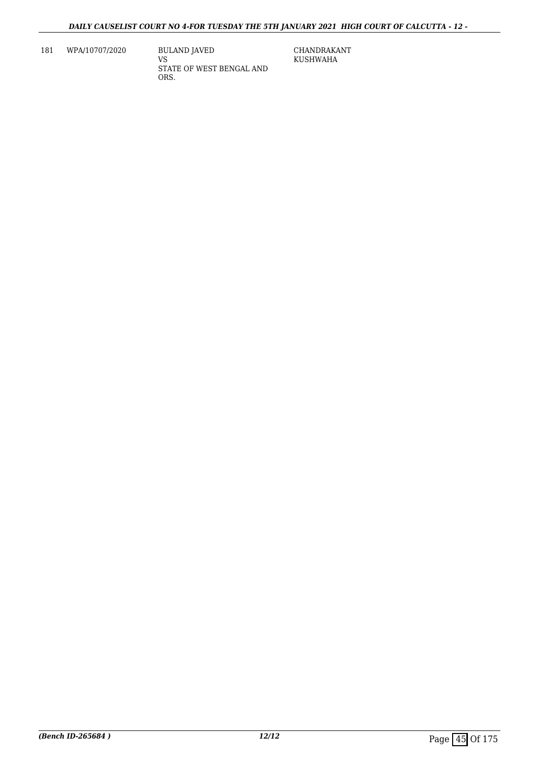| 181 | WPA/10707/2020 | BULAND JAVED<br>VS<br>STATE OF WEST BENGAL AND ORS. | CHANDRAKANT KUSHWAHA |
|---|---|---|---|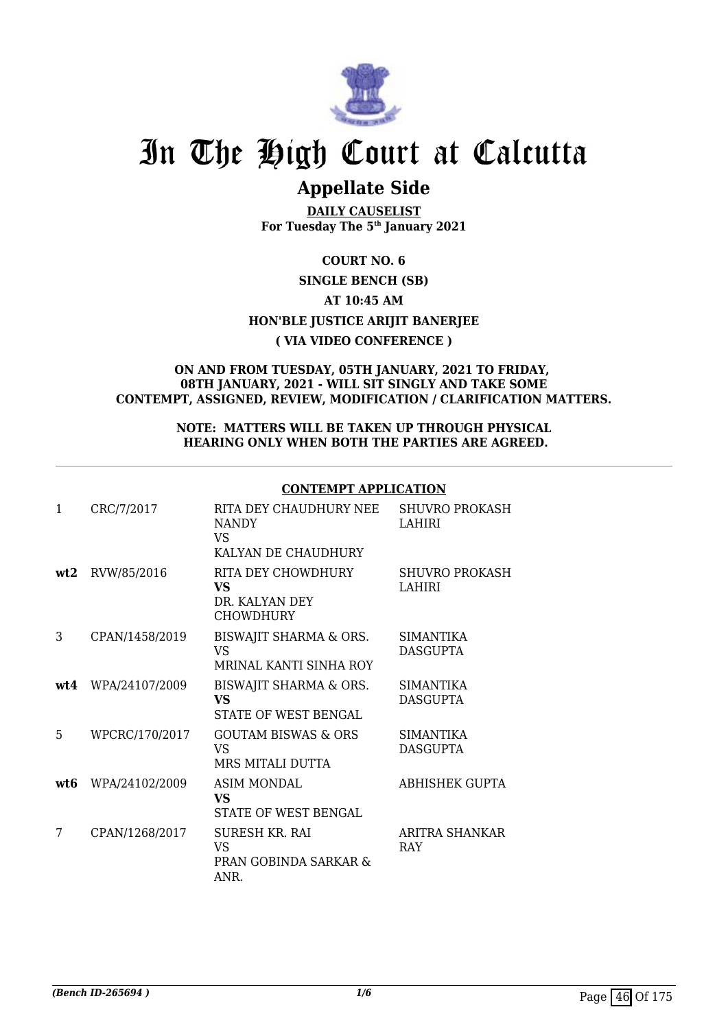# In The High Court at Calcutta

## Appellate Side

**DAILY CAUSELIST**
**For Tuesday The 5th January 2021**

**COURT NO. 6**

**SINGLE BENCH (SB)**

**AT 10:45 AM**

**HON'BLE JUSTICE ARIJIT BANERJEE**

**( VIA VIDEO CONFERENCE )**

**ON AND FROM TUESDAY, 05TH JANUARY, 2021 TO FRIDAY, 08TH JANUARY, 2021 - WILL SIT SINGLY AND TAKE SOME CONTEMPT, ASSIGNED, REVIEW, MODIFICATION / CLARIFICATION MATTERS.**

**NOTE: MATTERS WILL BE TAKEN UP THROUGH PHYSICAL HEARING ONLY WHEN BOTH THE PARTIES ARE AGREED.**

**CONTEMPT APPLICATION**

| | | | |
|---|---|---|---|
| 1 | CRC/7/2017 | RITA DEY CHAUDHURY NEE NANDY<br>VS<br>KALYAN DE CHAUDHURY | SHUVRO PROKASH LAHIRI |
| **wt2** | RVW/85/2016 | RITA DEY CHOWDHURY<br>**VS**<br>DR. KALYAN DEY CHOWDHURY | SHUVRO PROKASH LAHIRI |
| 3 | CPAN/1458/2019 | BISWAJIT SHARMA & ORS.<br>VS<br>MRINAL KANTI SINHA ROY | SIMANTIKA DASGUPTA |
| **wt4** | WPA/24107/2009 | BISWAJIT SHARMA & ORS.<br>**VS**<br>STATE OF WEST BENGAL | SIMANTIKA DASGUPTA |
| 5 | WPCRC/170/2017 | GOUTAM BISWAS & ORS<br>VS<br>MRS MITALI DUTTA | SIMANTIKA DASGUPTA |
| **wt6** | WPA/24102/2009 | ASIM MONDAL<br>**VS**<br>STATE OF WEST BENGAL | ABHISHEK GUPTA |
| 7 | CPAN/1268/2017 | SURESH KR. RAI<br>VS<br>PRAN GOBINDA SARKAR & ANR. | ARITRA SHANKAR RAY |

*(Bench ID-265694 )* 1/6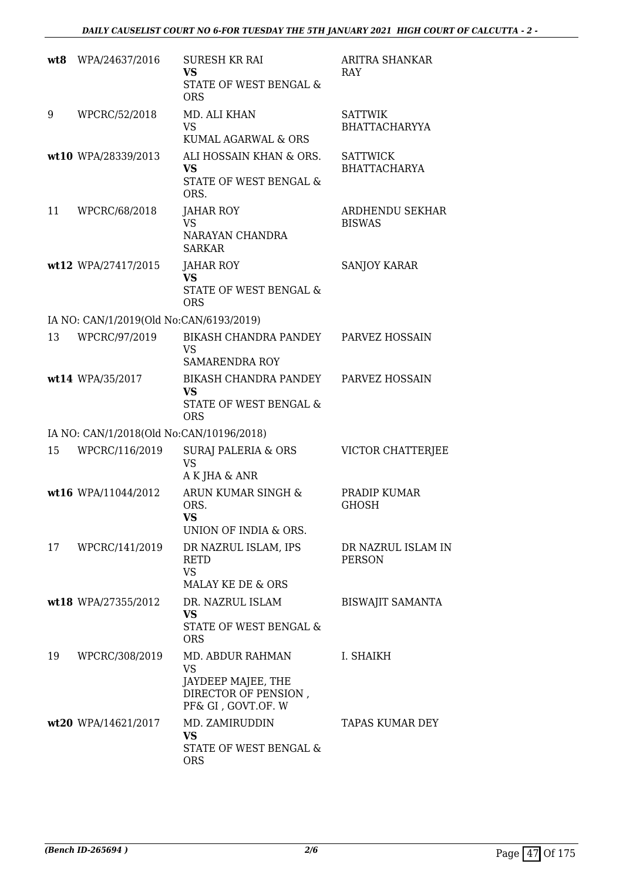| | | | |
|---|---|---|---|
| wt8 | WPA/24637/2016 | SURESH KR RAI **VS** STATE OF WEST BENGAL & ORS | ARITRA SHANKAR RAY |
| 9 | WPCRC/52/2018 | MD. ALI KHAN VS KUMAL AGARWAL & ORS | SATTWIK BHATTACHARYYA |
| wt10 | WPA/28339/2013 | ALI HOSSAIN KHAN & ORS. **VS** STATE OF WEST BENGAL & ORS. | SATTWICK BHATTACHARYA |
| 11 | WPCRC/68/2018 | JAHAR ROY VS NARAYAN CHANDRA SARKAR | ARDHENDU SEKHAR BISWAS |
| wt12 | WPA/27417/2015 | JAHAR ROY **VS** STATE OF WEST BENGAL & ORS | SANJOY KARAR |
| IA NO: CAN/1/2019(Old No:CAN/6193/2019) | | | |
| 13 | WPCRC/97/2019 | BIKASH CHANDRA PANDEY VS SAMARENDRA ROY | PARVEZ HOSSAIN |
| wt14 | WPA/35/2017 | BIKASH CHANDRA PANDEY **VS** STATE OF WEST BENGAL & ORS | PARVEZ HOSSAIN |
| IA NO: CAN/1/2018(Old No:CAN/10196/2018) | | | |
| 15 | WPCRC/116/2019 | SURAJ PALERIA & ORS VS A K JHA & ANR | VICTOR CHATTERJEE |
| wt16 | WPA/11044/2012 | ARUN KUMAR SINGH & ORS. **VS** UNION OF INDIA & ORS. | PRADIP KUMAR GHOSH |
| 17 | WPCRC/141/2019 | DR NAZRUL ISLAM, IPS RETD VS MALAY KE DE & ORS | DR NAZRUL ISLAM IN PERSON |
| wt18 | WPA/27355/2012 | DR. NAZRUL ISLAM **VS** STATE OF WEST BENGAL & ORS | BISWAJIT SAMANTA |
| 19 | WPCRC/308/2019 | MD. ABDUR RAHMAN VS JAYDEEP MAJEE, THE DIRECTOR OF PENSION , PF& GI , GOVT.OF. W | I. SHAIKH |
| wt20 | WPA/14621/2017 | MD. ZAMIRUDDIN **VS** STATE OF WEST BENGAL & ORS | TAPAS KUMAR DEY |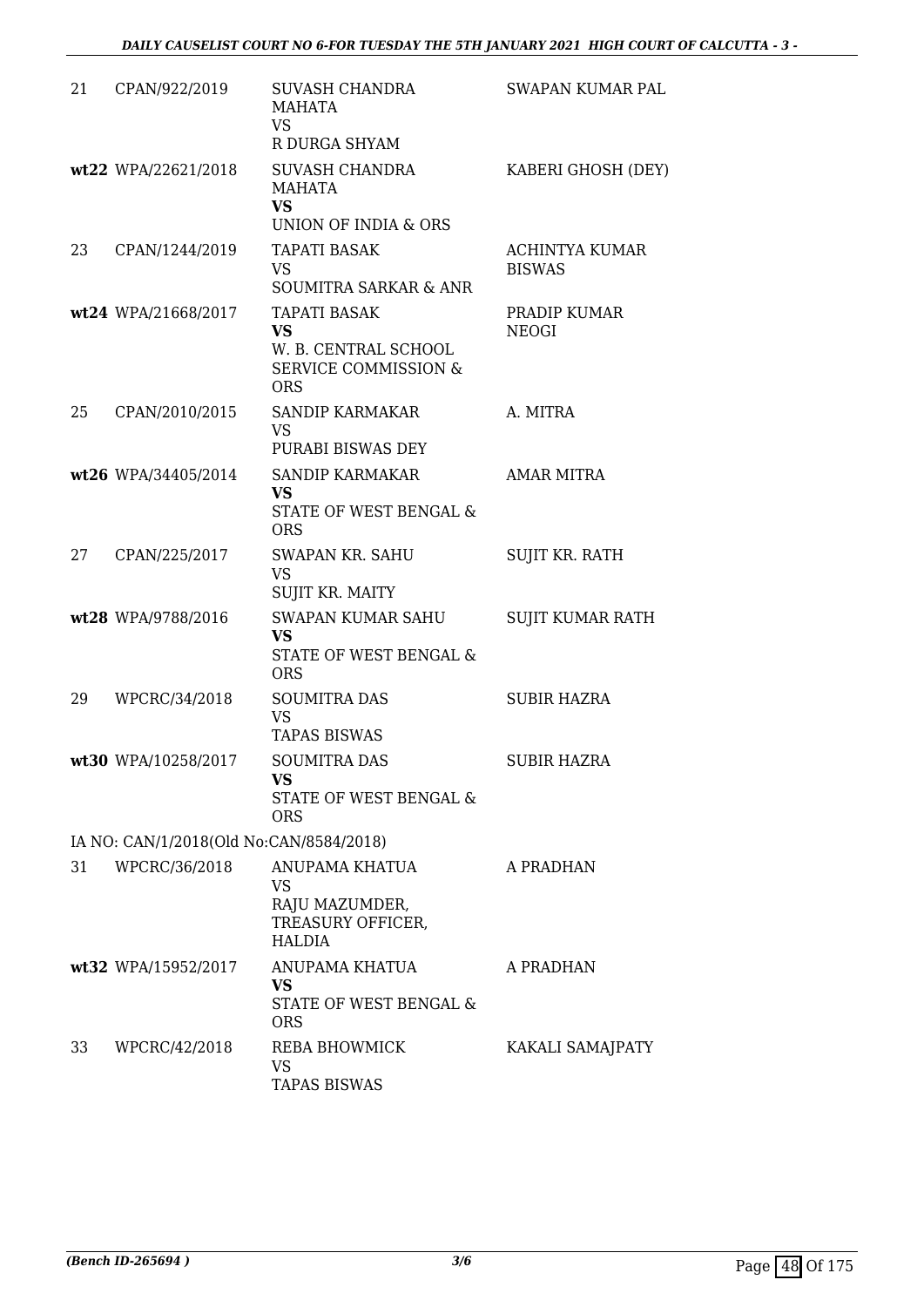| | | | |
|---|---|---|---|
| 21 | CPAN/922/2019 | SUVASH CHANDRA MAHATA<br>VS<br>R DURGA SHYAM | SWAPAN KUMAR PAL |
| wt22 | WPA/22621/2018 | SUVASH CHANDRA MAHATA<br>**VS**<br>UNION OF INDIA & ORS | KABERI GHOSH (DEY) |
| 23 | CPAN/1244/2019 | TAPATI BASAK<br>VS<br>SOUMITRA SARKAR & ANR | ACHINTYA KUMAR BISWAS |
| wt24 | WPA/21668/2017 | TAPATI BASAK<br>**VS**<br>W. B. CENTRAL SCHOOL SERVICE COMMISSION & ORS | PRADIP KUMAR NEOGI |
| 25 | CPAN/2010/2015 | SANDIP KARMAKAR<br>VS<br>PURABI BISWAS DEY | A. MITRA |
| wt26 | WPA/34405/2014 | SANDIP KARMAKAR<br>**VS**<br>STATE OF WEST BENGAL & ORS | AMAR MITRA |
| 27 | CPAN/225/2017 | SWAPAN KR. SAHU<br>VS<br>SUJIT KR. MAITY | SUJIT KR. RATH |
| wt28 | WPA/9788/2016 | SWAPAN KUMAR SAHU<br>**VS**<br>STATE OF WEST BENGAL & ORS | SUJIT KUMAR RATH |
| 29 | WPCRC/34/2018 | SOUMITRA DAS<br>VS<br>TAPAS BISWAS | SUBIR HAZRA |
| wt30 | WPA/10258/2017 | SOUMITRA DAS<br>**VS**<br>STATE OF WEST BENGAL & ORS | SUBIR HAZRA |

IA NO: CAN/1/2018(Old No:CAN/8584/2018)

| | | | |
|---|---|---|---|
| 31 | WPCRC/36/2018 | ANUPAMA KHATUA<br>VS<br>RAJU MAZUMDER, TREASURY OFFICER, HALDIA | A PRADHAN |
| wt32 | WPA/15952/2017 | ANUPAMA KHATUA<br>**VS**<br>STATE OF WEST BENGAL & ORS | A PRADHAN |
| 33 | WPCRC/42/2018 | REBA BHOWMICK<br>VS<br>TAPAS BISWAS | KAKALI SAMAJPATY |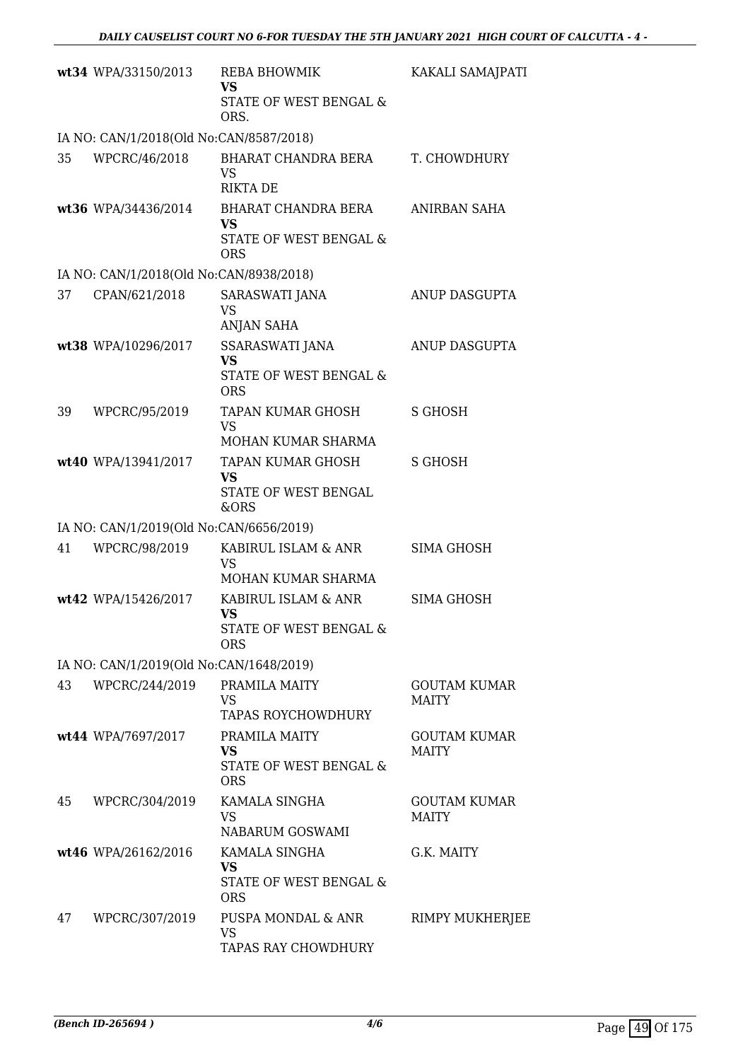| | | | |
|---|---|---|---|
| wt34 | WPA/33150/2013 | REBA BHOWMIK<br>**VS**<br>STATE OF WEST BENGAL & ORS. | KAKALI SAMAJPATI |
| IA NO: CAN/1/2018(Old No:CAN/8587/2018) | | | |
| 35 | WPCRC/46/2018 | BHARAT CHANDRA BERA<br>VS<br>RIKTA DE | T. CHOWDHURY |
| wt36 | WPA/34436/2014 | BHARAT CHANDRA BERA<br>**VS**<br>STATE OF WEST BENGAL & ORS | ANIRBAN SAHA |
| IA NO: CAN/1/2018(Old No:CAN/8938/2018) | | | |
| 37 | CPAN/621/2018 | SARASWATI JANA<br>VS<br>ANJAN SAHA | ANUP DASGUPTA |
| wt38 | WPA/10296/2017 | SSARASWATI JANA<br>**VS**<br>STATE OF WEST BENGAL & ORS | ANUP DASGUPTA |
| 39 | WPCRC/95/2019 | TAPAN KUMAR GHOSH<br>VS<br>MOHAN KUMAR SHARMA | S GHOSH |
| wt40 | WPA/13941/2017 | TAPAN KUMAR GHOSH<br>**VS**<br>STATE OF WEST BENGAL &ORS | S GHOSH |
| IA NO: CAN/1/2019(Old No:CAN/6656/2019) | | | |
| 41 | WPCRC/98/2019 | KABIRUL ISLAM & ANR<br>VS<br>MOHAN KUMAR SHARMA | SIMA GHOSH |
| wt42 | WPA/15426/2017 | KABIRUL ISLAM & ANR<br>**VS**<br>STATE OF WEST BENGAL & ORS | SIMA GHOSH |
| IA NO: CAN/1/2019(Old No:CAN/1648/2019) | | | |
| 43 | WPCRC/244/2019 | PRAMILA MAITY<br>VS<br>TAPAS ROYCHOWDHURY | GOUTAM KUMAR MAITY |
| wt44 | WPA/7697/2017 | PRAMILA MAITY<br>**VS**<br>STATE OF WEST BENGAL & ORS | GOUTAM KUMAR MAITY |
| 45 | WPCRC/304/2019 | KAMALA SINGHA<br>VS<br>NABARUM GOSWAMI | GOUTAM KUMAR MAITY |
| wt46 | WPA/26162/2016 | KAMALA SINGHA<br>**VS**<br>STATE OF WEST BENGAL & ORS | G.K. MAITY |
| 47 | WPCRC/307/2019 | PUSPA MONDAL & ANR<br>VS<br>TAPAS RAY CHOWDHURY | RIMPY MUKHERJEE |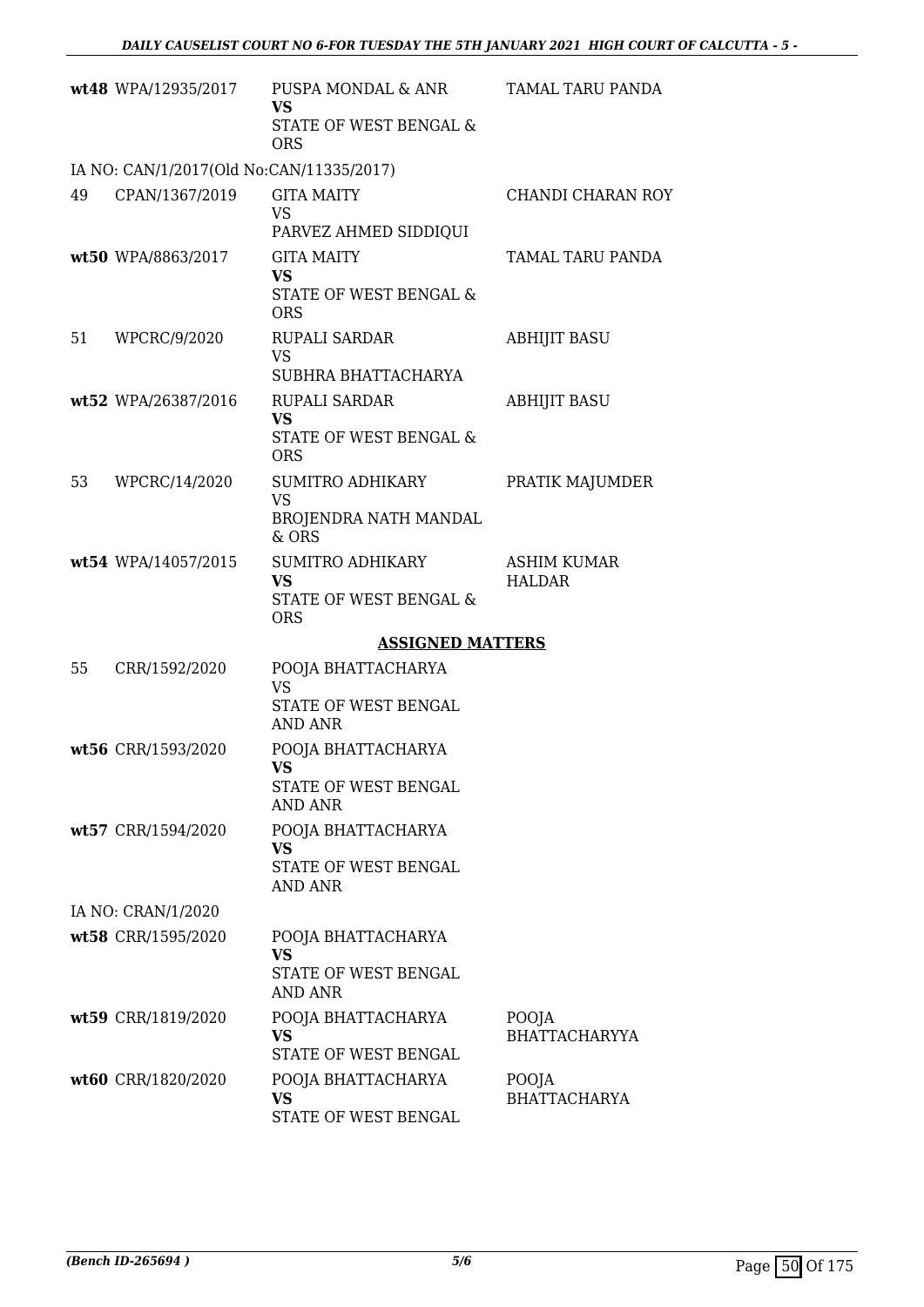| | | | |
|---|---|---|---|
| wt48 | WPA/12935/2017 | PUSPA MONDAL & ANR<br>**VS**<br>STATE OF WEST BENGAL & ORS | TAMAL TARU PANDA |
| IA NO: CAN/1/2017(Old No:CAN/11335/2017) | | | |
| 49 | CPAN/1367/2019 | GITA MAITY<br>VS<br>PARVEZ AHMED SIDDIQUI | CHANDI CHARAN ROY |
| wt50 | WPA/8863/2017 | GITA MAITY<br>**VS**<br>STATE OF WEST BENGAL & ORS | TAMAL TARU PANDA |
| 51 | WPCRC/9/2020 | RUPALI SARDAR<br>VS<br>SUBHRA BHATTACHARYA | ABHIJIT BASU |
| wt52 | WPA/26387/2016 | RUPALI SARDAR<br>**VS**<br>STATE OF WEST BENGAL & ORS | ABHIJIT BASU |
| 53 | WPCRC/14/2020 | SUMITRO ADHIKARY<br>VS<br>BROJENDRA NATH MANDAL & ORS | PRATIK MAJUMDER |
| wt54 | WPA/14057/2015 | SUMITRO ADHIKARY<br>**VS**<br>STATE OF WEST BENGAL & ORS | ASHIM KUMAR HALDAR |

**ASSIGNED MATTERS**

| | | | |
|---|---|---|---|
| 55 | CRR/1592/2020 | POOJA BHATTACHARYA<br>VS<br>STATE OF WEST BENGAL AND ANR | |
| wt56 | CRR/1593/2020 | POOJA BHATTACHARYA<br>**VS**<br>STATE OF WEST BENGAL AND ANR | |
| wt57 | CRR/1594/2020 | POOJA BHATTACHARYA<br>**VS**<br>STATE OF WEST BENGAL AND ANR | |
| IA NO: CRAN/1/2020 | | | |
| wt58 | CRR/1595/2020 | POOJA BHATTACHARYA<br>**VS**<br>STATE OF WEST BENGAL AND ANR | |
| wt59 | CRR/1819/2020 | POOJA BHATTACHARYA<br>**VS**<br>STATE OF WEST BENGAL | POOJA BHATTACHARYYA |
| wt60 | CRR/1820/2020 | POOJA BHATTACHARYA<br>**VS**<br>STATE OF WEST BENGAL | POOJA BHATTACHARYA |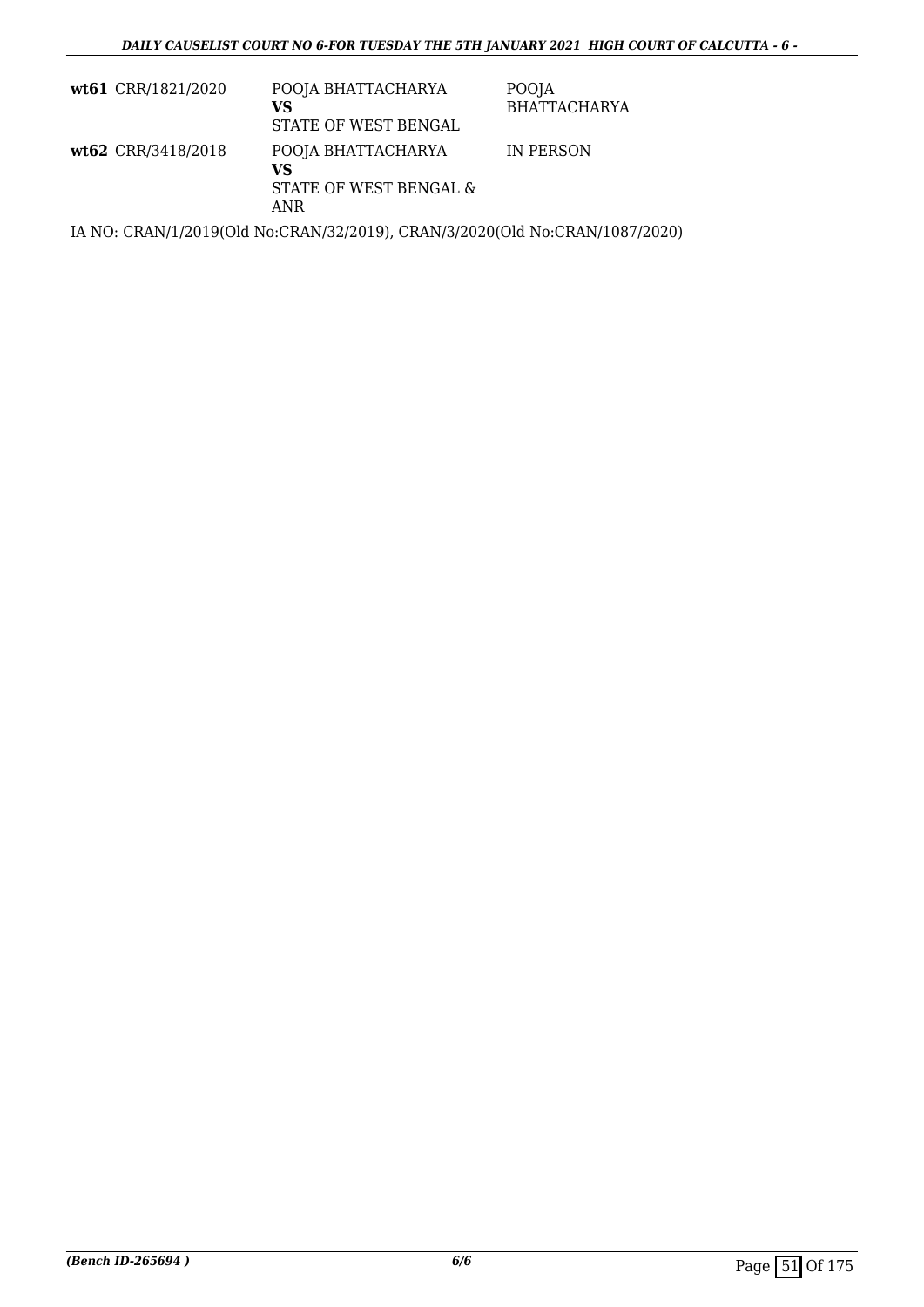| | | | |
|---|---|---|---|
| **wt61** | CRR/1821/2020 | POOJA BHATTACHARYA<br>**VS**<br>STATE OF WEST BENGAL | POOJA BHATTACHARYA |
| **wt62** | CRR/3418/2018 | POOJA BHATTACHARYA<br>**VS**<br>STATE OF WEST BENGAL & ANR | IN PERSON |

IA NO: CRAN/1/2019(Old No:CRAN/32/2019), CRAN/3/2020(Old No:CRAN/1087/2020)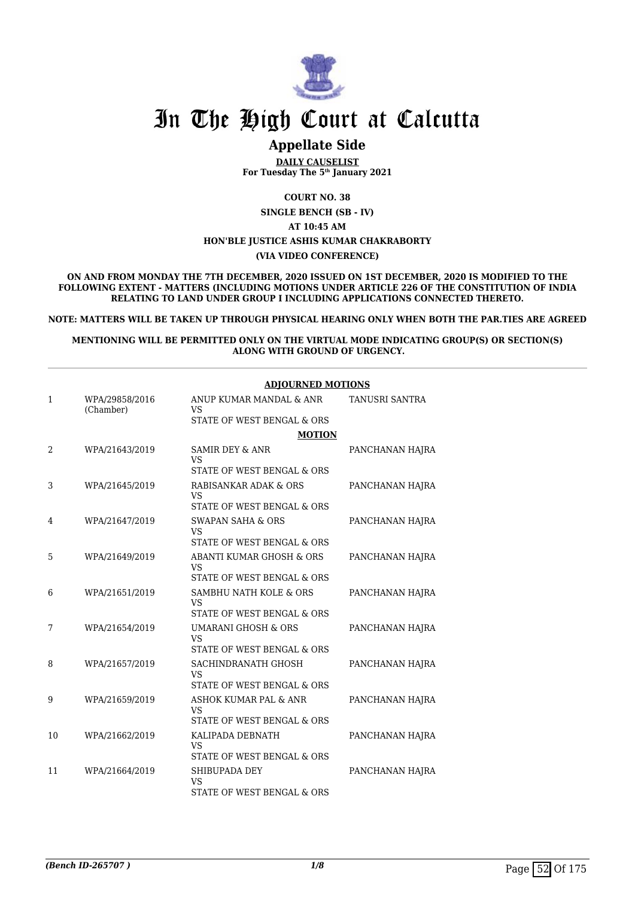# In The High Court at Calcutta

## Appellate Side

**DAILY CAUSELIST**
**For Tuesday The 5th January 2021**

**COURT NO. 38**

**SINGLE BENCH (SB - IV)**

**AT 10:45 AM**

**HON'BLE JUSTICE ASHIS KUMAR CHAKRABORTY**

**(VIA VIDEO CONFERENCE)**

**ON AND FROM MONDAY THE 7TH DECEMBER, 2020 ISSUED ON 1ST DECEMBER, 2020 IS MODIFIED TO THE FOLLOWING EXTENT - MATTERS (INCLUDING MOTIONS UNDER ARTICLE 226 OF THE CONSTITUTION OF INDIA RELATING TO LAND UNDER GROUP I INCLUDING APPLICATIONS CONNECTED THERETO.**

**NOTE: MATTERS WILL BE TAKEN UP THROUGH PHYSICAL HEARING ONLY WHEN BOTH THE PAR.TIES ARE AGREED**

**MENTIONING WILL BE PERMITTED ONLY ON THE VIRTUAL MODE INDICATING GROUP(S) OR SECTION(S) ALONG WITH GROUND OF URGENCY.**

**ADJOURNED MOTIONS**

| | | | |
|---|---|---|---|
| 1 | WPA/29858/2016 (Chamber) | ANUP KUMAR MANDAL & ANR<br>VS<br>STATE OF WEST BENGAL & ORS | TANUSRI SANTRA |

**MOTION**

| | | | |
|---|---|---|---|
| 2 | WPA/21643/2019 | SAMIR DEY & ANR<br>VS<br>STATE OF WEST BENGAL & ORS | PANCHANAN HAJRA |
| 3 | WPA/21645/2019 | RABISANKAR ADAK & ORS<br>VS<br>STATE OF WEST BENGAL & ORS | PANCHANAN HAJRA |
| 4 | WPA/21647/2019 | SWAPAN SAHA & ORS<br>VS<br>STATE OF WEST BENGAL & ORS | PANCHANAN HAJRA |
| 5 | WPA/21649/2019 | ABANTI KUMAR GHOSH & ORS<br>VS<br>STATE OF WEST BENGAL & ORS | PANCHANAN HAJRA |
| 6 | WPA/21651/2019 | SAMBHU NATH KOLE & ORS<br>VS<br>STATE OF WEST BENGAL & ORS | PANCHANAN HAJRA |
| 7 | WPA/21654/2019 | UMARANI GHOSH & ORS<br>VS<br>STATE OF WEST BENGAL & ORS | PANCHANAN HAJRA |
| 8 | WPA/21657/2019 | SACHINDRANATH GHOSH<br>VS<br>STATE OF WEST BENGAL & ORS | PANCHANAN HAJRA |
| 9 | WPA/21659/2019 | ASHOK KUMAR PAL & ANR<br>VS<br>STATE OF WEST BENGAL & ORS | PANCHANAN HAJRA |
| 10 | WPA/21662/2019 | KALIPADA DEBNATH<br>VS<br>STATE OF WEST BENGAL & ORS | PANCHANAN HAJRA |
| 11 | WPA/21664/2019 | SHIBUPADA DEY<br>VS<br>STATE OF WEST BENGAL & ORS | PANCHANAN HAJRA |

*(Bench ID-265707 )*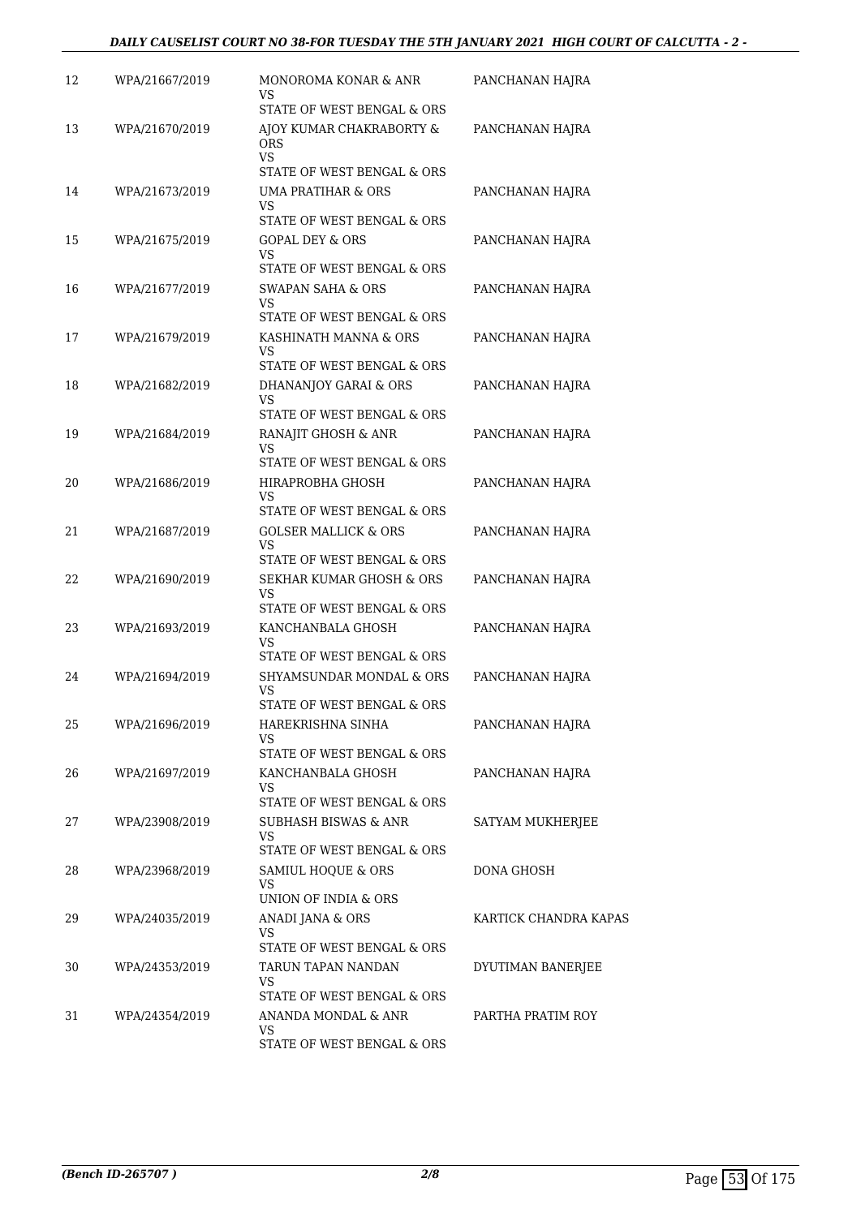| 12 | WPA/21667/2019 | MONOROMA KONAR & ANR<br>VS<br>STATE OF WEST BENGAL & ORS | PANCHANAN HAJRA |
|---|---|---|---|
| 13 | WPA/21670/2019 | AJOY KUMAR CHAKRABORTY & ORS<br>VS<br>STATE OF WEST BENGAL & ORS | PANCHANAN HAJRA |
| 14 | WPA/21673/2019 | UMA PRATIHAR & ORS<br>VS<br>STATE OF WEST BENGAL & ORS | PANCHANAN HAJRA |
| 15 | WPA/21675/2019 | GOPAL DEY & ORS<br>VS<br>STATE OF WEST BENGAL & ORS | PANCHANAN HAJRA |
| 16 | WPA/21677/2019 | SWAPAN SAHA & ORS<br>VS<br>STATE OF WEST BENGAL & ORS | PANCHANAN HAJRA |
| 17 | WPA/21679/2019 | KASHINATH MANNA & ORS<br>VS<br>STATE OF WEST BENGAL & ORS | PANCHANAN HAJRA |
| 18 | WPA/21682/2019 | DHANANJOY GARAI & ORS<br>VS<br>STATE OF WEST BENGAL & ORS | PANCHANAN HAJRA |
| 19 | WPA/21684/2019 | RANAJIT GHOSH & ANR<br>VS<br>STATE OF WEST BENGAL & ORS | PANCHANAN HAJRA |
| 20 | WPA/21686/2019 | HIRAPROBHA GHOSH<br>VS<br>STATE OF WEST BENGAL & ORS | PANCHANAN HAJRA |
| 21 | WPA/21687/2019 | GOLSER MALLICK & ORS<br>VS<br>STATE OF WEST BENGAL & ORS | PANCHANAN HAJRA |
| 22 | WPA/21690/2019 | SEKHAR KUMAR GHOSH & ORS<br>VS<br>STATE OF WEST BENGAL & ORS | PANCHANAN HAJRA |
| 23 | WPA/21693/2019 | KANCHANBALA GHOSH<br>VS<br>STATE OF WEST BENGAL & ORS | PANCHANAN HAJRA |
| 24 | WPA/21694/2019 | SHYAMSUNDAR MONDAL & ORS<br>VS<br>STATE OF WEST BENGAL & ORS | PANCHANAN HAJRA |
| 25 | WPA/21696/2019 | HAREKRISHNA SINHA<br>VS<br>STATE OF WEST BENGAL & ORS | PANCHANAN HAJRA |
| 26 | WPA/21697/2019 | KANCHANBALA GHOSH<br>VS<br>STATE OF WEST BENGAL & ORS | PANCHANAN HAJRA |
| 27 | WPA/23908/2019 | SUBHASH BISWAS & ANR<br>VS<br>STATE OF WEST BENGAL & ORS | SATYAM MUKHERJEE |
| 28 | WPA/23968/2019 | SAMIUL HOQUE & ORS<br>VS<br>UNION OF INDIA & ORS | DONA GHOSH |
| 29 | WPA/24035/2019 | ANADI JANA & ORS<br>VS<br>STATE OF WEST BENGAL & ORS | KARTICK CHANDRA KAPAS |
| 30 | WPA/24353/2019 | TARUN TAPAN NANDAN<br>VS<br>STATE OF WEST BENGAL & ORS | DYUTIMAN BANERJEE |
| 31 | WPA/24354/2019 | ANANDA MONDAL & ANR<br>VS<br>STATE OF WEST BENGAL & ORS | PARTHA PRATIM ROY |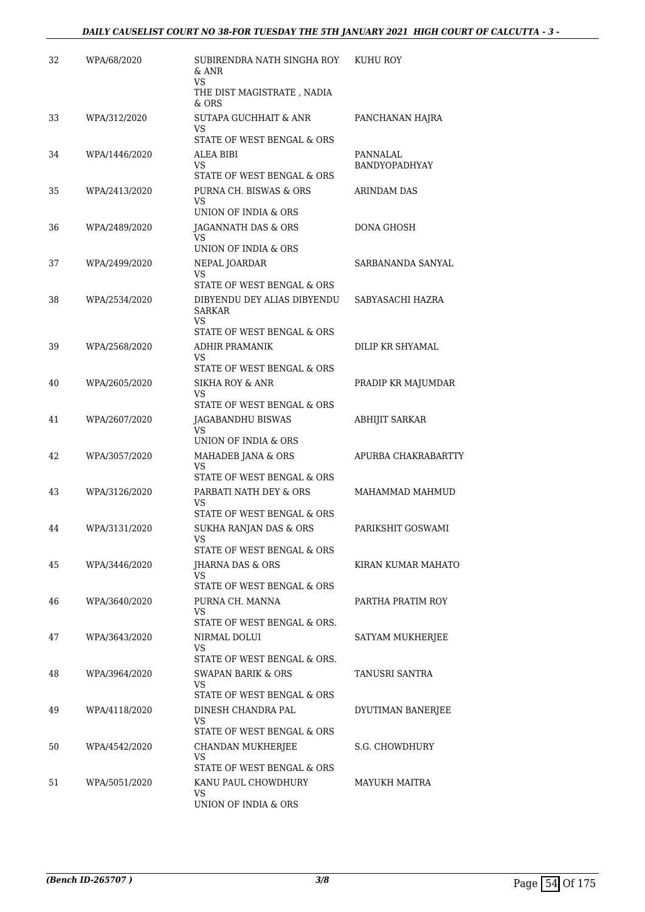| | | | |
|---|---|---|---|
| 32 | WPA/68/2020 | SUBIRENDRA NATH SINGHA ROY & ANR<br>VS<br>THE DIST MAGISTRATE , NADIA & ORS | KUHU ROY |
| 33 | WPA/312/2020 | SUTAPA GUCHHAIT & ANR<br>VS<br>STATE OF WEST BENGAL & ORS | PANCHANAN HAJRA |
| 34 | WPA/1446/2020 | ALEA BIBI<br>VS<br>STATE OF WEST BENGAL & ORS | PANNALAL BANDYOPADHYAY |
| 35 | WPA/2413/2020 | PURNA CH. BISWAS & ORS<br>VS<br>UNION OF INDIA & ORS | ARINDAM DAS |
| 36 | WPA/2489/2020 | JAGANNATH DAS & ORS<br>VS<br>UNION OF INDIA & ORS | DONA GHOSH |
| 37 | WPA/2499/2020 | NEPAL JOARDAR<br>VS<br>STATE OF WEST BENGAL & ORS | SARBANANDA SANYAL |
| 38 | WPA/2534/2020 | DIBYENDU DEY ALIAS DIBYENDU SARKAR<br>VS<br>STATE OF WEST BENGAL & ORS | SABYASACHI HAZRA |
| 39 | WPA/2568/2020 | ADHIR PRAMANIK<br>VS<br>STATE OF WEST BENGAL & ORS | DILIP KR SHYAMAL |
| 40 | WPA/2605/2020 | SIKHA ROY & ANR<br>VS<br>STATE OF WEST BENGAL & ORS | PRADIP KR MAJUMDAR |
| 41 | WPA/2607/2020 | JAGABANDHU BISWAS<br>VS<br>UNION OF INDIA & ORS | ABHIJIT SARKAR |
| 42 | WPA/3057/2020 | MAHADEB JANA & ORS<br>VS<br>STATE OF WEST BENGAL & ORS | APURBA CHAKRABARTTY |
| 43 | WPA/3126/2020 | PARBATI NATH DEY & ORS<br>VS<br>STATE OF WEST BENGAL & ORS | MAHAMMAD MAHMUD |
| 44 | WPA/3131/2020 | SUKHA RANJAN DAS & ORS<br>VS<br>STATE OF WEST BENGAL & ORS | PARIKSHIT GOSWAMI |
| 45 | WPA/3446/2020 | JHARNA DAS & ORS<br>VS<br>STATE OF WEST BENGAL & ORS | KIRAN KUMAR MAHATO |
| 46 | WPA/3640/2020 | PURNA CH. MANNA<br>VS<br>STATE OF WEST BENGAL & ORS. | PARTHA PRATIM ROY |
| 47 | WPA/3643/2020 | NIRMAL DOLUI<br>VS<br>STATE OF WEST BENGAL & ORS. | SATYAM MUKHERJEE |
| 48 | WPA/3964/2020 | SWAPAN BARIK & ORS<br>VS<br>STATE OF WEST BENGAL & ORS | TANUSRI SANTRA |
| 49 | WPA/4118/2020 | DINESH CHANDRA PAL<br>VS<br>STATE OF WEST BENGAL & ORS | DYUTIMAN BANERJEE |
| 50 | WPA/4542/2020 | CHANDAN MUKHERJEE<br>VS<br>STATE OF WEST BENGAL & ORS | S.G. CHOWDHURY |
| 51 | WPA/5051/2020 | KANU PAUL CHOWDHURY<br>VS<br>UNION OF INDIA & ORS | MAYUKH MAITRA |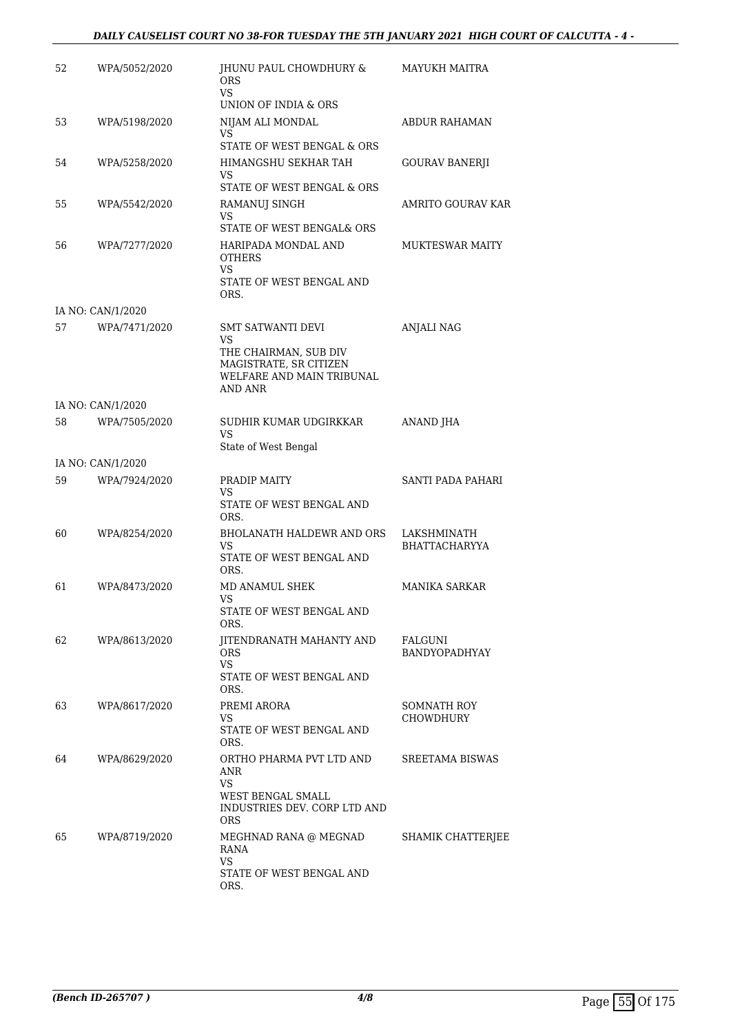| | | | |
|---|---|---|---|
| 52 | WPA/5052/2020 | JHUNU PAUL CHOWDHURY & ORS<br>VS<br>UNION OF INDIA & ORS | MAYUKH MAITRA |
| 53 | WPA/5198/2020 | NIJAM ALI MONDAL<br>VS<br>STATE OF WEST BENGAL & ORS | ABDUR RAHAMAN |
| 54 | WPA/5258/2020 | HIMANGSHU SEKHAR TAH<br>VS<br>STATE OF WEST BENGAL & ORS | GOURAV BANERJI |
| 55 | WPA/5542/2020 | RAMANUJ SINGH<br>VS<br>STATE OF WEST BENGAL& ORS | AMRITO GOURAV KAR |
| 56 | WPA/7277/2020 | HARIPADA MONDAL AND OTHERS<br>VS<br>STATE OF WEST BENGAL AND ORS. | MUKTESWAR MAITY |
| | IA NO: CAN/1/2020 | | |
| 57 | WPA/7471/2020 | SMT SATWANTI DEVI<br>VS<br>THE CHAIRMAN, SUB DIV MAGISTRATE, SR CITIZEN WELFARE AND MAIN TRIBUNAL AND ANR | ANJALI NAG |
| | IA NO: CAN/1/2020 | | |
| 58 | WPA/7505/2020 | SUDHIR KUMAR UDGIRKKAR<br>VS<br>State of West Bengal | ANAND JHA |
| | IA NO: CAN/1/2020 | | |
| 59 | WPA/7924/2020 | PRADIP MAITY<br>VS<br>STATE OF WEST BENGAL AND ORS. | SANTI PADA PAHARI |
| 60 | WPA/8254/2020 | BHOLANATH HALDEWR AND ORS<br>VS<br>STATE OF WEST BENGAL AND ORS. | LAKSHMINATH BHATTACHARYYA |
| 61 | WPA/8473/2020 | MD ANAMUL SHEK<br>VS<br>STATE OF WEST BENGAL AND ORS. | MANIKA SARKAR |
| 62 | WPA/8613/2020 | JITENDRANATH MAHANTY AND ORS<br>VS<br>STATE OF WEST BENGAL AND ORS. | FALGUNI BANDYOPADHYAY |
| 63 | WPA/8617/2020 | PREMI ARORA<br>VS<br>STATE OF WEST BENGAL AND ORS. | SOMNATH ROY CHOWDHURY |
| 64 | WPA/8629/2020 | ORTHO PHARMA PVT LTD AND ANR<br>VS<br>WEST BENGAL SMALL INDUSTRIES DEV. CORP LTD AND ORS | SREETAMA BISWAS |
| 65 | WPA/8719/2020 | MEGHNAD RANA @ MEGNAD RANA<br>VS<br>STATE OF WEST BENGAL AND ORS. | SHAMIK CHATTERJEE |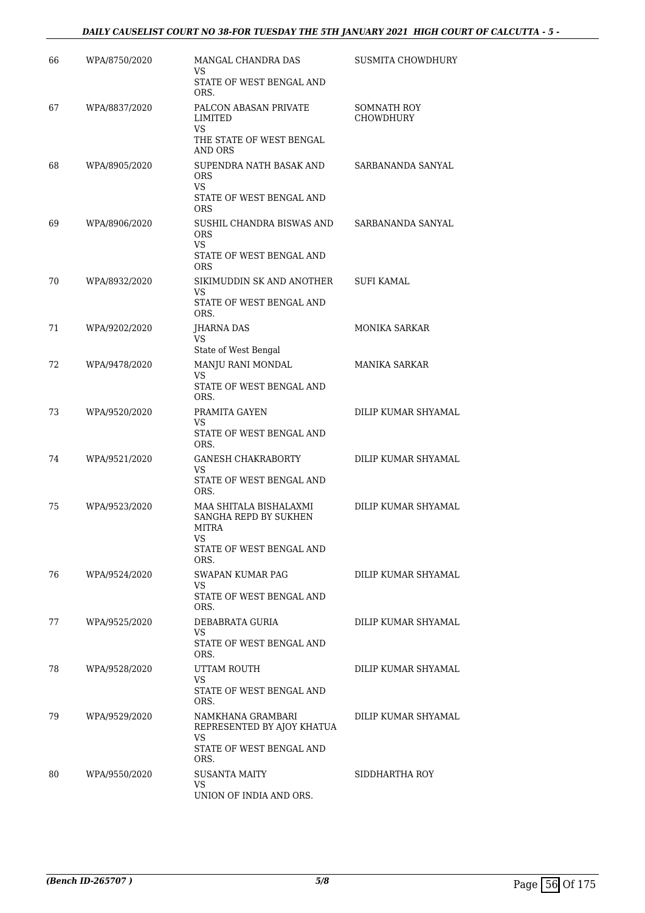| | | | |
|---|---|---|---|
| 66 | WPA/8750/2020 | MANGAL CHANDRA DAS<br>VS<br>STATE OF WEST BENGAL AND ORS. | SUSMITA CHOWDHURY |
| 67 | WPA/8837/2020 | PALCON ABASAN PRIVATE LIMITED<br>VS<br>THE STATE OF WEST BENGAL AND ORS | SOMNATH ROY CHOWDHURY |
| 68 | WPA/8905/2020 | SUPENDRA NATH BASAK AND ORS<br>VS<br>STATE OF WEST BENGAL AND ORS | SARBANANDA SANYAL |
| 69 | WPA/8906/2020 | SUSHIL CHANDRA BISWAS AND ORS<br>VS<br>STATE OF WEST BENGAL AND ORS | SARBANANDA SANYAL |
| 70 | WPA/8932/2020 | SIKIMUDDIN SK AND ANOTHER<br>VS<br>STATE OF WEST BENGAL AND ORS. | SUFI KAMAL |
| 71 | WPA/9202/2020 | JHARNA DAS<br>VS<br>State of West Bengal | MONIKA SARKAR |
| 72 | WPA/9478/2020 | MANJU RANI MONDAL<br>VS<br>STATE OF WEST BENGAL AND ORS. | MANIKA SARKAR |
| 73 | WPA/9520/2020 | PRAMITA GAYEN<br>VS<br>STATE OF WEST BENGAL AND ORS. | DILIP KUMAR SHYAMAL |
| 74 | WPA/9521/2020 | GANESH CHAKRABORTY<br>VS<br>STATE OF WEST BENGAL AND ORS. | DILIP KUMAR SHYAMAL |
| 75 | WPA/9523/2020 | MAA SHITALA BISHALAXMI SANGHA REPD BY SUKHEN MITRA<br>VS<br>STATE OF WEST BENGAL AND ORS. | DILIP KUMAR SHYAMAL |
| 76 | WPA/9524/2020 | SWAPAN KUMAR PAG<br>VS<br>STATE OF WEST BENGAL AND ORS. | DILIP KUMAR SHYAMAL |
| 77 | WPA/9525/2020 | DEBABRATA GURIA<br>VS<br>STATE OF WEST BENGAL AND ORS. | DILIP KUMAR SHYAMAL |
| 78 | WPA/9528/2020 | UTTAM ROUTH<br>VS<br>STATE OF WEST BENGAL AND ORS. | DILIP KUMAR SHYAMAL |
| 79 | WPA/9529/2020 | NAMKHANA GRAMBARI REPRESENTED BY AJOY KHATUA<br>VS<br>STATE OF WEST BENGAL AND ORS. | DILIP KUMAR SHYAMAL |
| 80 | WPA/9550/2020 | SUSANTA MAITY<br>VS<br>UNION OF INDIA AND ORS. | SIDDHARTHA ROY |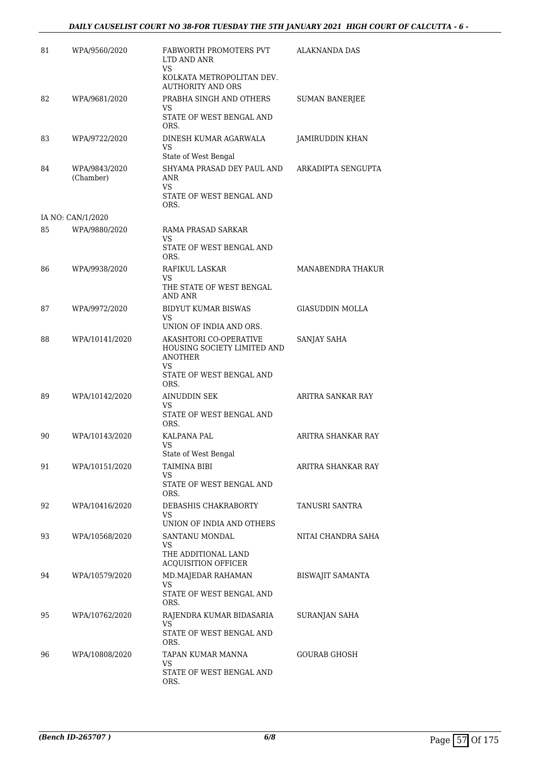| | | | |
|---|---|---|---|
| 81 | WPA/9560/2020 | FABWORTH PROMOTERS PVT LTD AND ANR<br>VS<br>KOLKATA METROPOLITAN DEV. AUTHORITY AND ORS | ALAKNANDA DAS |
| 82 | WPA/9681/2020 | PRABHA SINGH AND OTHERS<br>VS<br>STATE OF WEST BENGAL AND ORS. | SUMAN BANERJEE |
| 83 | WPA/9722/2020 | DINESH KUMAR AGARWALA<br>VS<br>State of West Bengal | JAMIRUDDIN KHAN |
| 84 | WPA/9843/2020 (Chamber) | SHYAMA PRASAD DEY PAUL AND ANR<br>VS<br>STATE OF WEST BENGAL AND ORS. | ARKADIPTA SENGUPTA |
| | IA NO: CAN/1/2020 | | |
| 85 | WPA/9880/2020 | RAMA PRASAD SARKAR<br>VS<br>STATE OF WEST BENGAL AND ORS. | |
| 86 | WPA/9938/2020 | RAFIKUL LASKAR<br>VS<br>THE STATE OF WEST BENGAL AND ANR | MANABENDRA THAKUR |
| 87 | WPA/9972/2020 | BIDYUT KUMAR BISWAS<br>VS<br>UNION OF INDIA AND ORS. | GIASUDDIN MOLLA |
| 88 | WPA/10141/2020 | AKASHTORI CO-OPERATIVE HOUSING SOCIETY LIMITED AND ANOTHER<br>VS<br>STATE OF WEST BENGAL AND ORS. | SANJAY SAHA |
| 89 | WPA/10142/2020 | AINUDDIN SEK<br>VS<br>STATE OF WEST BENGAL AND ORS. | ARITRA SANKAR RAY |
| 90 | WPA/10143/2020 | KALPANA PAL<br>VS<br>State of West Bengal | ARITRA SHANKAR RAY |
| 91 | WPA/10151/2020 | TAIMINA BIBI<br>VS<br>STATE OF WEST BENGAL AND ORS. | ARITRA SHANKAR RAY |
| 92 | WPA/10416/2020 | DEBASHIS CHAKRABORTY<br>VS<br>UNION OF INDIA AND OTHERS | TANUSRI SANTRA |
| 93 | WPA/10568/2020 | SANTANU MONDAL<br>VS<br>THE ADDITIONAL LAND ACQUISITION OFFICER | NITAI CHANDRA SAHA |
| 94 | WPA/10579/2020 | MD.MAJEDAR RAHAMAN<br>VS<br>STATE OF WEST BENGAL AND ORS. | BISWAJIT SAMANTA |
| 95 | WPA/10762/2020 | RAJENDRA KUMAR BIDASARIA<br>VS<br>STATE OF WEST BENGAL AND ORS. | SURANJAN SAHA |
| 96 | WPA/10808/2020 | TAPAN KUMAR MANNA<br>VS<br>STATE OF WEST BENGAL AND ORS. | GOURAB GHOSH |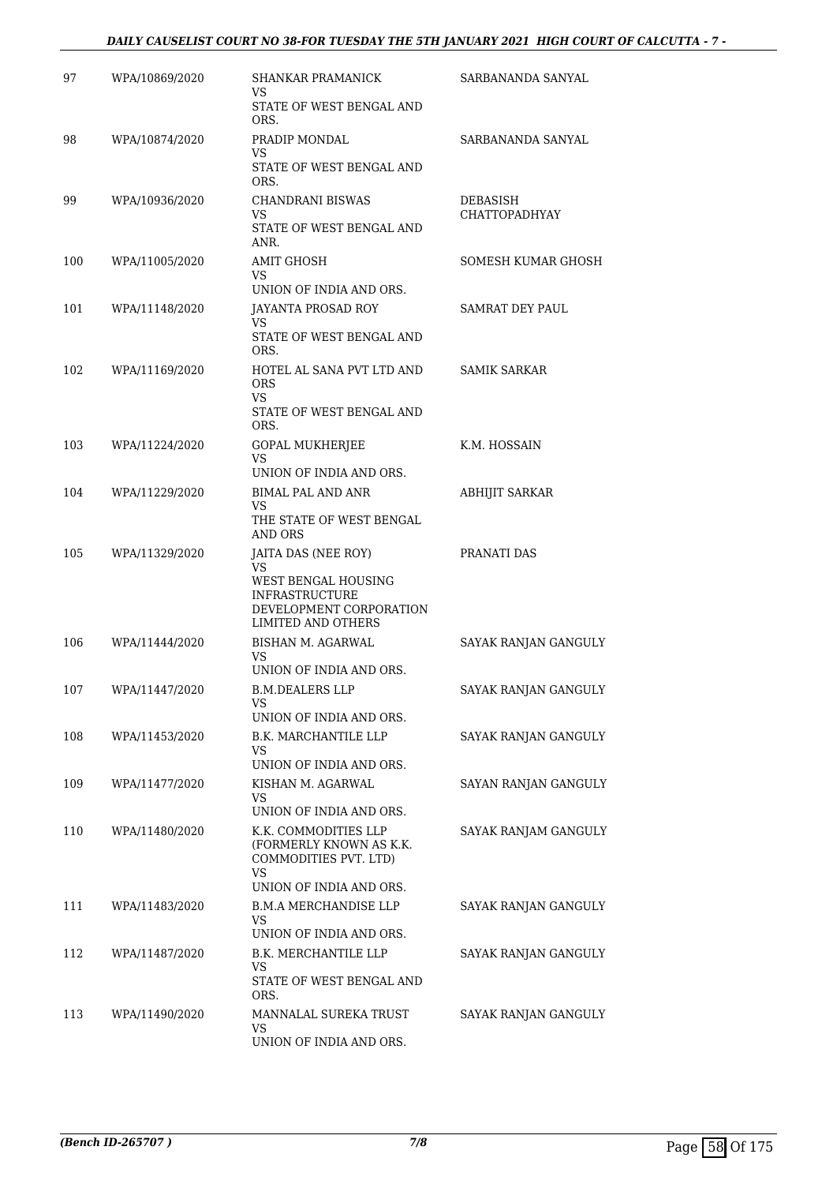| | | | |
|---|---|---|---|
| 97 | WPA/10869/2020 | SHANKAR PRAMANICK<br>VS<br>STATE OF WEST BENGAL AND ORS. | SARBANANDA SANYAL |
| 98 | WPA/10874/2020 | PRADIP MONDAL<br>VS<br>STATE OF WEST BENGAL AND ORS. | SARBANANDA SANYAL |
| 99 | WPA/10936/2020 | CHANDRANI BISWAS<br>VS<br>STATE OF WEST BENGAL AND ANR. | DEBASISH CHATTOPADHYAY |
| 100 | WPA/11005/2020 | AMIT GHOSH<br>VS<br>UNION OF INDIA AND ORS. | SOMESH KUMAR GHOSH |
| 101 | WPA/11148/2020 | JAYANTA PROSAD ROY<br>VS<br>STATE OF WEST BENGAL AND ORS. | SAMRAT DEY PAUL |
| 102 | WPA/11169/2020 | HOTEL AL SANA PVT LTD AND ORS<br>VS<br>STATE OF WEST BENGAL AND ORS. | SAMIK SARKAR |
| 103 | WPA/11224/2020 | GOPAL MUKHERJEE<br>VS<br>UNION OF INDIA AND ORS. | K.M. HOSSAIN |
| 104 | WPA/11229/2020 | BIMAL PAL AND ANR<br>VS<br>THE STATE OF WEST BENGAL AND ORS | ABHIJIT SARKAR |
| 105 | WPA/11329/2020 | JAITA DAS (NEE ROY)<br>VS<br>WEST BENGAL HOUSING INFRASTRUCTURE DEVELOPMENT CORPORATION LIMITED AND OTHERS | PRANATI DAS |
| 106 | WPA/11444/2020 | BISHAN M. AGARWAL<br>VS<br>UNION OF INDIA AND ORS. | SAYAK RANJAN GANGULY |
| 107 | WPA/11447/2020 | B.M.DEALERS LLP<br>VS<br>UNION OF INDIA AND ORS. | SAYAK RANJAN GANGULY |
| 108 | WPA/11453/2020 | B.K. MARCHANTILE LLP<br>VS<br>UNION OF INDIA AND ORS. | SAYAK RANJAN GANGULY |
| 109 | WPA/11477/2020 | KISHAN M. AGARWAL<br>VS<br>UNION OF INDIA AND ORS. | SAYAN RANJAN GANGULY |
| 110 | WPA/11480/2020 | K.K. COMMODITIES LLP (FORMERLY KNOWN AS K.K. COMMODITIES PVT. LTD)<br>VS<br>UNION OF INDIA AND ORS. | SAYAK RANJAM GANGULY |
| 111 | WPA/11483/2020 | B.M.A MERCHANDISE LLP<br>VS<br>UNION OF INDIA AND ORS. | SAYAK RANJAN GANGULY |
| 112 | WPA/11487/2020 | B.K. MERCHANTILE LLP<br>VS<br>STATE OF WEST BENGAL AND ORS. | SAYAK RANJAN GANGULY |
| 113 | WPA/11490/2020 | MANNALAL SUREKA TRUST<br>VS<br>UNION OF INDIA AND ORS. | SAYAK RANJAN GANGULY |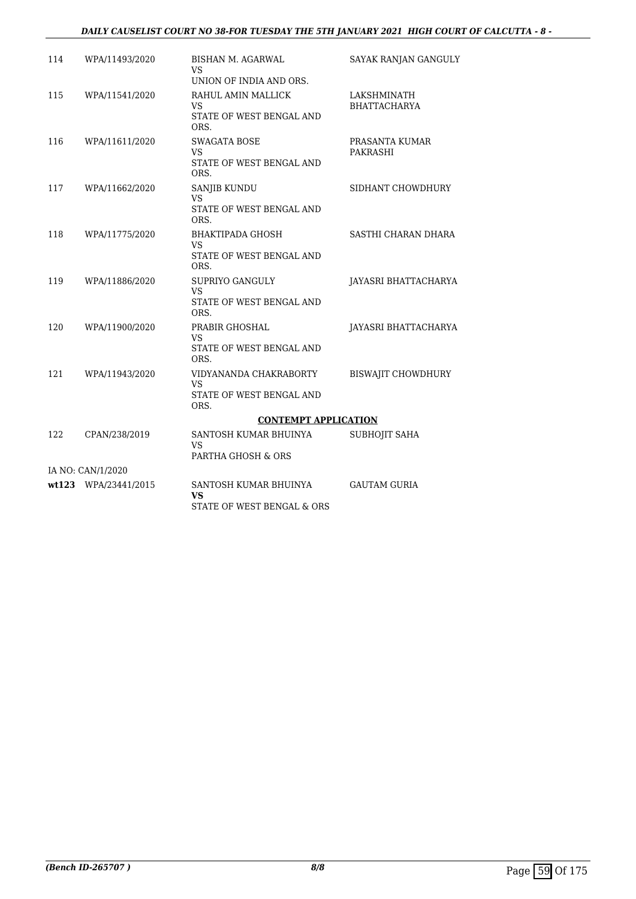| | | | |
|---|---|---|---|
| 114 | WPA/11493/2020 | BISHAN M. AGARWAL<br>VS<br>UNION OF INDIA AND ORS. | SAYAK RANJAN GANGULY |
| 115 | WPA/11541/2020 | RAHUL AMIN MALLICK<br>VS<br>STATE OF WEST BENGAL AND ORS. | LAKSHMINATH BHATTACHARYA |
| 116 | WPA/11611/2020 | SWAGATA BOSE<br>VS<br>STATE OF WEST BENGAL AND ORS. | PRASANTA KUMAR PAKRASHI |
| 117 | WPA/11662/2020 | SANJIB KUNDU<br>VS<br>STATE OF WEST BENGAL AND ORS. | SIDHANT CHOWDHURY |
| 118 | WPA/11775/2020 | BHAKTIPADA GHOSH<br>VS<br>STATE OF WEST BENGAL AND ORS. | SASTHI CHARAN DHARA |
| 119 | WPA/11886/2020 | SUPRIYO GANGULY<br>VS<br>STATE OF WEST BENGAL AND ORS. | JAYASRI BHATTACHARYA |
| 120 | WPA/11900/2020 | PRABIR GHOSHAL<br>VS<br>STATE OF WEST BENGAL AND ORS. | JAYASRI BHATTACHARYA |
| 121 | WPA/11943/2020 | VIDYANANDA CHAKRABORTY<br>VS<br>STATE OF WEST BENGAL AND ORS. | BISWAJIT CHOWDHURY |

**CONTEMPT APPLICATION**

| | | | |
|---|---|---|---|
| 122 | CPAN/238/2019 | SANTOSH KUMAR BHUINYA<br>VS<br>PARTHA GHOSH & ORS | SUBHOJIT SAHA |
| IA NO: CAN/1/2020 | | | |
| **wt123** | WPA/23441/2015 | SANTOSH KUMAR BHUINYA<br>**VS**<br>STATE OF WEST BENGAL & ORS | GAUTAM GURIA |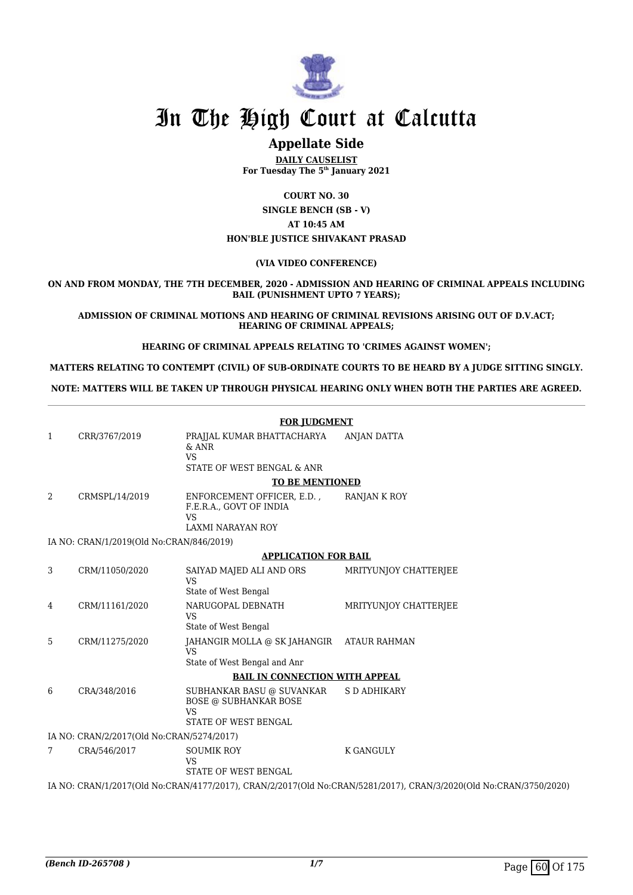# In The High Court at Calcutta

## Appellate Side

**DAILY CAUSELIST**
**For Tuesday The 5th January 2021**

**COURT NO. 30**
**SINGLE BENCH (SB - V)**
**AT 10:45 AM**
**HON'BLE JUSTICE SHIVAKANT PRASAD**

**(VIA VIDEO CONFERENCE)**

**ON AND FROM MONDAY, THE 7TH DECEMBER, 2020 - ADMISSION AND HEARING OF CRIMINAL APPEALS INCLUDING BAIL (PUNISHMENT UPTO 7 YEARS);**

**ADMISSION OF CRIMINAL MOTIONS AND HEARING OF CRIMINAL REVISIONS ARISING OUT OF D.V.ACT; HEARING OF CRIMINAL APPEALS;**

**HEARING OF CRIMINAL APPEALS RELATING TO 'CRIMES AGAINST WOMEN';**

**MATTERS RELATING TO CONTEMPT (CIVIL) OF SUB-ORDINATE COURTS TO BE HEARD BY A JUDGE SITTING SINGLY.**

**NOTE: MATTERS WILL BE TAKEN UP THROUGH PHYSICAL HEARING ONLY WHEN BOTH THE PARTIES ARE AGREED.**

**FOR JUDGMENT**

| | | | |
|---|---|---|---|
| 1 | CRR/3767/2019 | PRAJJAL KUMAR BHATTACHARYA & ANR<br>VS<br>STATE OF WEST BENGAL & ANR | ANJAN DATTA |

**TO BE MENTIONED**

| | | | |
|---|---|---|---|
| 2 | CRMSPL/14/2019 | ENFORCEMENT OFFICER, E.D. , F.E.R.A., GOVT OF INDIA<br>VS<br>LAXMI NARAYAN ROY | RANJAN K ROY |

IA NO: CRAN/1/2019(Old No:CRAN/846/2019)

**APPLICATION FOR BAIL**

| | | | |
|---|---|---|---|
| 3 | CRM/11050/2020 | SAIYAD MAJED ALI AND ORS<br>VS<br>State of West Bengal | MRITYUNJOY CHATTERJEE |
| 4 | CRM/11161/2020 | NARUGOPAL DEBNATH<br>VS<br>State of West Bengal | MRITYUNJOY CHATTERJEE |
| 5 | CRM/11275/2020 | JAHANGIR MOLLA @ SK JAHANGIR<br>VS<br>State of West Bengal and Anr | ATAUR RAHMAN |

**BAIL IN CONNECTION WITH APPEAL**

| | | | |
|---|---|---|---|
| 6 | CRA/348/2016 | SUBHANKAR BASU @ SUVANKAR BOSE @ SUBHANKAR BOSE<br>VS<br>STATE OF WEST BENGAL | S D ADHIKARY |

IA NO: CRAN/2/2017(Old No:CRAN/5274/2017)

| | | | |
|---|---|---|---|
| 7 | CRA/546/2017 | SOUMIK ROY<br>VS<br>STATE OF WEST BENGAL | K GANGULY |

IA NO: CRAN/1/2017(Old No:CRAN/4177/2017), CRAN/2/2017(Old No:CRAN/5281/2017), CRAN/3/2020(Old No:CRAN/3750/2020)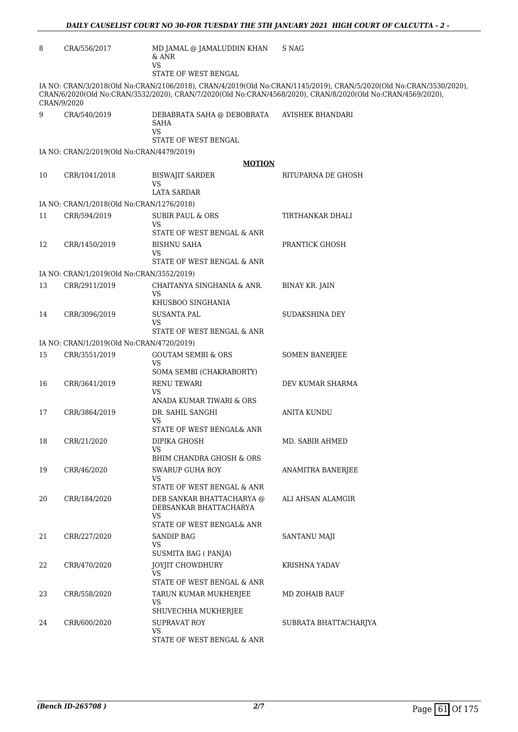| 8 | CRA/556/2017 | MD JAMAL @ JAMALUDDIN KHAN & ANR<br>VS<br>STATE OF WEST BENGAL | S NAG |
|---|---|---|---|

IA NO: CRAN/3/2018(Old No:CRAN/2106/2018), CRAN/4/2019(Old No:CRAN/1145/2019), CRAN/5/2020(Old No:CRAN/3530/2020), CRAN/6/2020(Old No:CRAN/3532/2020), CRAN/7/2020(Old No:CRAN/4568/2020), CRAN/8/2020(Old No:CRAN/4569/2020), CRAN/9/2020

| 9 | CRA/540/2019 | DEBABRATA SAHA @ DEBOBRATA SAHA<br>VS<br>STATE OF WEST BENGAL | AVISHEK BHANDARI |
|---|---|---|---|

IA NO: CRAN/2/2019(Old No:CRAN/4479/2019)

**MOTION**

| 10 | CRR/1041/2018 | BISWAJIT SARDER<br>VS<br>LATA SARDAR | RITUPARNA DE GHOSH |
|---|---|---|---|

IA NO: CRAN/1/2018(Old No:CRAN/1276/2018)

| 11 | CRR/594/2019 | SUBIR PAUL & ORS<br>VS<br>STATE OF WEST BENGAL & ANR | TIRTHANKAR DHALI |
|---|---|---|---|
| 12 | CRR/1450/2019 | BISHNU SAHA<br>VS<br>STATE OF WEST BENGAL & ANR | PRANTICK GHOSH |

IA NO: CRAN/1/2019(Old No:CRAN/3552/2019)

| 13 | CRR/2911/2019 | CHAITANYA SINGHANIA & ANR.<br>VS<br>KHUSBOO SINGHANIA | BINAY KR. JAIN |
|---|---|---|---|
| 14 | CRR/3096/2019 | SUSANTA PAL<br>VS<br>STATE OF WEST BENGAL & ANR | SUDAKSHINA DEY |

IA NO: CRAN/1/2019(Old No:CRAN/4720/2019)

| 15 | CRR/3551/2019 | GOUTAM SEMBI & ORS<br>VS<br>SOMA SEMBI (CHAKRABORTY) | SOMEN BANERJEE |
|---|---|---|---|
| 16 | CRR/3641/2019 | RENU TEWARI<br>VS<br>ANADA KUMAR TIWARI & ORS | DEV KUMAR SHARMA |
| 17 | CRR/3864/2019 | DR. SAHIL SANGHI<br>VS<br>STATE OF WEST BENGAL& ANR | ANITA KUNDU |
| 18 | CRR/21/2020 | DIPIKA GHOSH<br>VS<br>BHIM CHANDRA GHOSH & ORS | MD. SABIR AHMED |
| 19 | CRR/46/2020 | SWARUP GUHA ROY<br>VS<br>STATE OF WEST BENGAL & ANR | ANAMITRA BANERJEE |
| 20 | CRR/184/2020 | DEB SANKAR BHATTACHARYA @ DEBSANKAR BHATTACHARYA<br>VS<br>STATE OF WEST BENGAL& ANR | ALI AHSAN ALAMGIR |
| 21 | CRR/227/2020 | SANDIP BAG<br>VS<br>SUSMITA BAG ( PANJA) | SANTANU MAJI |
| 22 | CRR/470/2020 | JOYJIT CHOWDHURY<br>VS<br>STATE OF WEST BENGAL & ANR | KRISHNA YADAV |
| 23 | CRR/558/2020 | TARUN KUMAR MUKHERJEE<br>VS<br>SHUVECHHA MUKHERJEE | MD ZOHAIB RAUF |
| 24 | CRR/600/2020 | SUPRAVAT ROY<br>VS<br>STATE OF WEST BENGAL & ANR | SUBRATA BHATTACHARJYA |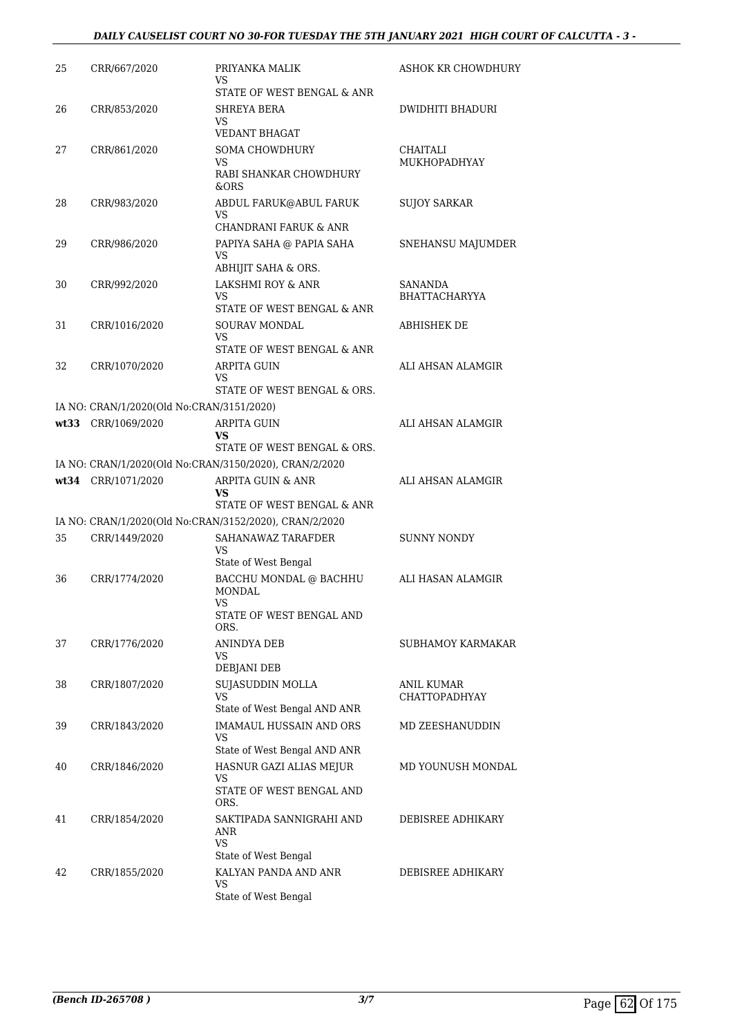| | | | |
|---|---|---|---|
| 25 | CRR/667/2020 | PRIYANKA MALIK<br>VS<br>STATE OF WEST BENGAL & ANR | ASHOK KR CHOWDHURY |
| 26 | CRR/853/2020 | SHREYA BERA<br>VS<br>VEDANT BHAGAT | DWIDHITI BHADURI |
| 27 | CRR/861/2020 | SOMA CHOWDHURY<br>VS<br>RABI SHANKAR CHOWDHURY &ORS | CHAITALI MUKHOPADHYAY |
| 28 | CRR/983/2020 | ABDUL FARUK@ABUL FARUK<br>VS<br>CHANDRANI FARUK & ANR | SUJOY SARKAR |
| 29 | CRR/986/2020 | PAPIYA SAHA @ PAPIA SAHA<br>VS<br>ABHIJIT SAHA & ORS. | SNEHANSU MAJUMDER |
| 30 | CRR/992/2020 | LAKSHMI ROY & ANR<br>VS<br>STATE OF WEST BENGAL & ANR | SANANDA BHATTACHARYYA |
| 31 | CRR/1016/2020 | SOURAV MONDAL<br>VS<br>STATE OF WEST BENGAL & ANR | ABHISHEK DE |
| 32 | CRR/1070/2020 | ARPITA GUIN<br>VS<br>STATE OF WEST BENGAL & ORS. | ALI AHSAN ALAMGIR |
| | IA NO: CRAN/1/2020(Old No:CRAN/3151/2020) | | |
| wt33 | CRR/1069/2020 | ARPITA GUIN<br>**VS**<br>STATE OF WEST BENGAL & ORS. | ALI AHSAN ALAMGIR |
| | IA NO: CRAN/1/2020(Old No:CRAN/3150/2020), CRAN/2/2020 | | |
| wt34 | CRR/1071/2020 | ARPITA GUIN & ANR<br>**VS**<br>STATE OF WEST BENGAL & ANR | ALI AHSAN ALAMGIR |
| | IA NO: CRAN/1/2020(Old No:CRAN/3152/2020), CRAN/2/2020 | | |
| 35 | CRR/1449/2020 | SAHANAWAZ TARAFDER<br>VS<br>State of West Bengal | SUNNY NONDY |
| 36 | CRR/1774/2020 | BACCHU MONDAL @ BACHHU MONDAL<br>VS<br>STATE OF WEST BENGAL AND ORS. | ALI HASAN ALAMGIR |
| 37 | CRR/1776/2020 | ANINDYA DEB<br>VS<br>DEBJANI DEB | SUBHAMOY KARMAKAR |
| 38 | CRR/1807/2020 | SUJASUDDIN MOLLA<br>VS<br>State of West Bengal AND ANR | ANIL KUMAR CHATTOPADHYAY |
| 39 | CRR/1843/2020 | IMAMAUL HUSSAIN AND ORS<br>VS<br>State of West Bengal AND ANR | MD ZEESHANUDDIN |
| 40 | CRR/1846/2020 | HASNUR GAZI ALIAS MEJUR<br>VS<br>STATE OF WEST BENGAL AND ORS. | MD YOUNUSH MONDAL |
| 41 | CRR/1854/2020 | SAKTIPADA SANNIGRAHI AND ANR<br>VS<br>State of West Bengal | DEBISREE ADHIKARY |
| 42 | CRR/1855/2020 | KALYAN PANDA AND ANR<br>VS<br>State of West Bengal | DEBISREE ADHIKARY |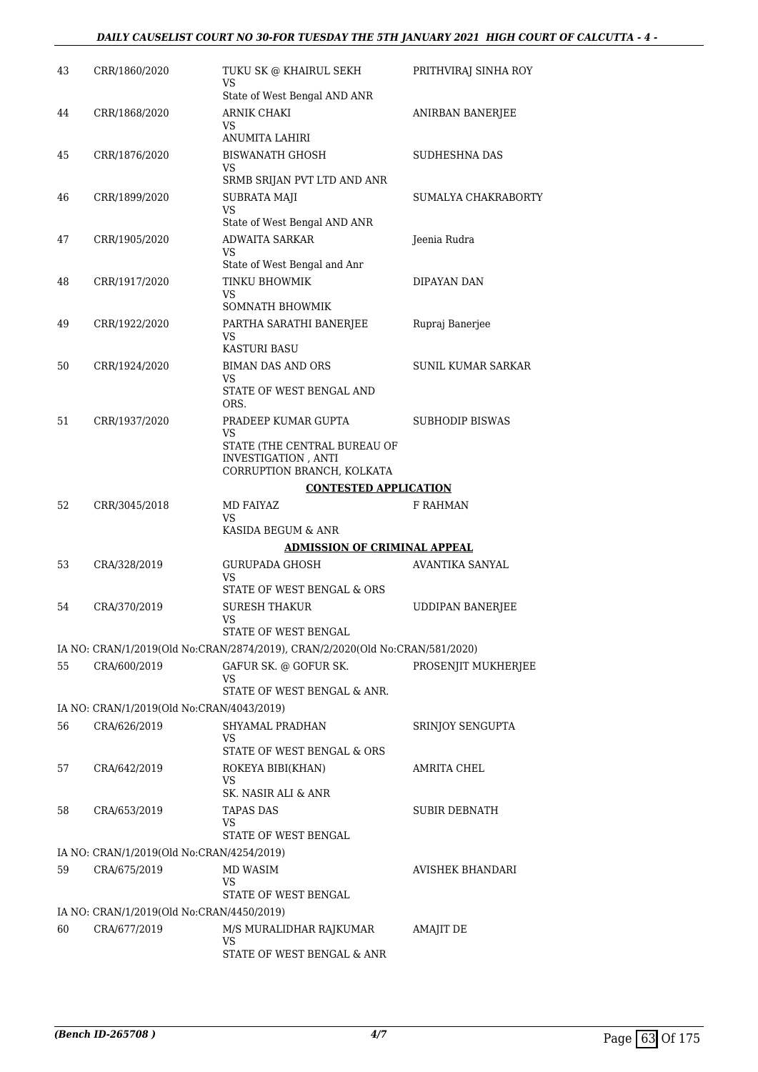| | | | |
|---|---|---|---|
| 43 | CRR/1860/2020 | TUKU SK @ KHAIRUL SEKH<br>VS<br>State of West Bengal AND ANR | PRITHVIRAJ SINHA ROY |
| 44 | CRR/1868/2020 | ARNIK CHAKI<br>VS<br>ANUMITA LAHIRI | ANIRBAN BANERJEE |
| 45 | CRR/1876/2020 | BISWANATH GHOSH<br>VS<br>SRMB SRIJAN PVT LTD AND ANR | SUDHESHNA DAS |
| 46 | CRR/1899/2020 | SUBRATA MAJI<br>VS<br>State of West Bengal AND ANR | SUMALYA CHAKRABORTY |
| 47 | CRR/1905/2020 | ADWAITA SARKAR<br>VS<br>State of West Bengal and Anr | Jeenia Rudra |
| 48 | CRR/1917/2020 | TINKU BHOWMIK<br>VS<br>SOMNATH BHOWMIK | DIPAYAN DAN |
| 49 | CRR/1922/2020 | PARTHA SARATHI BANERJEE<br>VS<br>KASTURI BASU | Rupraj Banerjee |
| 50 | CRR/1924/2020 | BIMAN DAS AND ORS<br>VS<br>STATE OF WEST BENGAL AND ORS. | SUNIL KUMAR SARKAR |
| 51 | CRR/1937/2020 | PRADEEP KUMAR GUPTA<br>VS<br>STATE (THE CENTRAL BUREAU OF INVESTIGATION , ANTI CORRUPTION BRANCH, KOLKATA | SUBHODIP BISWAS |
| | | **CONTESTED APPLICATION** | |
| 52 | CRR/3045/2018 | MD FAIYAZ<br>VS<br>KASIDA BEGUM & ANR | F RAHMAN |
| | | **ADMISSION OF CRIMINAL APPEAL** | |
| 53 | CRA/328/2019 | GURUPADA GHOSH<br>VS<br>STATE OF WEST BENGAL & ORS | AVANTIKA SANYAL |
| 54 | CRA/370/2019 | SURESH THAKUR<br>VS<br>STATE OF WEST BENGAL | UDDIPAN BANERJEE |
| | IA NO: CRAN/1/2019(Old No:CRAN/2874/2019), CRAN/2/2020(Old No:CRAN/581/2020) | | |
| 55 | CRA/600/2019 | GAFUR SK. @ GOFUR SK.<br>VS<br>STATE OF WEST BENGAL & ANR. | PROSENJIT MUKHERJEE |
| | IA NO: CRAN/1/2019(Old No:CRAN/4043/2019) | | |
| 56 | CRA/626/2019 | SHYAMAL PRADHAN<br>VS<br>STATE OF WEST BENGAL & ORS | SRINJOY SENGUPTA |
| 57 | CRA/642/2019 | ROKEYA BIBI(KHAN)<br>VS<br>SK. NASIR ALI & ANR | AMRITA CHEL |
| 58 | CRA/653/2019 | TAPAS DAS<br>VS<br>STATE OF WEST BENGAL | SUBIR DEBNATH |
| | IA NO: CRAN/1/2019(Old No:CRAN/4254/2019) | | |
| 59 | CRA/675/2019 | MD WASIM<br>VS<br>STATE OF WEST BENGAL | AVISHEK BHANDARI |
| | IA NO: CRAN/1/2019(Old No:CRAN/4450/2019) | | |
| 60 | CRA/677/2019 | M/S MURALIDHAR RAJKUMAR<br>VS<br>STATE OF WEST BENGAL & ANR | AMAJIT DE |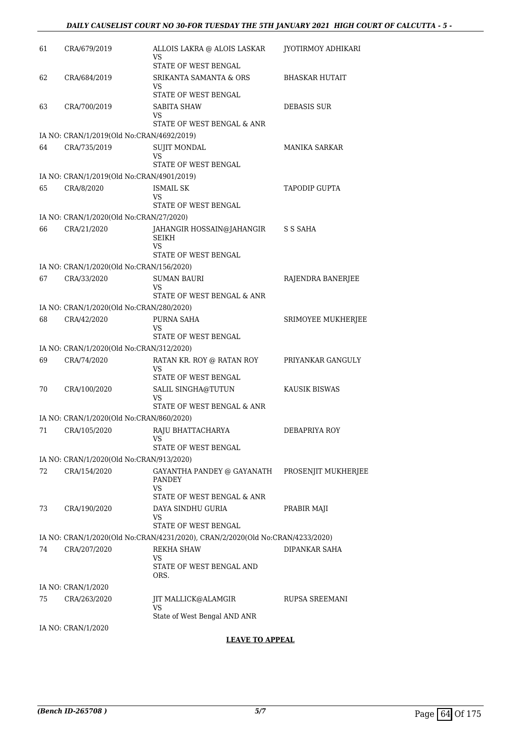| | | | |
|---|---|---|---|
| 61 | CRA/679/2019 | ALLOIS LAKRA @ ALOIS LASKAR<br>VS<br>STATE OF WEST BENGAL | JYOTIRMOY ADHIKARI |
| 62 | CRA/684/2019 | SRIKANTA SAMANTA & ORS<br>VS<br>STATE OF WEST BENGAL | BHASKAR HUTAIT |
| 63 | CRA/700/2019 | SABITA SHAW<br>VS<br>STATE OF WEST BENGAL & ANR | DEBASIS SUR |
| | IA NO: CRAN/1/2019(Old No:CRAN/4692/2019) | | |
| 64 | CRA/735/2019 | SUJIT MONDAL<br>VS<br>STATE OF WEST BENGAL | MANIKA SARKAR |
| | IA NO: CRAN/1/2019(Old No:CRAN/4901/2019) | | |
| 65 | CRA/8/2020 | ISMAIL SK<br>VS<br>STATE OF WEST BENGAL | TAPODIP GUPTA |
| | IA NO: CRAN/1/2020(Old No:CRAN/27/2020) | | |
| 66 | CRA/21/2020 | JAHANGIR HOSSAIN@JAHANGIR SEIKH<br>VS<br>STATE OF WEST BENGAL | S S SAHA |
| | IA NO: CRAN/1/2020(Old No:CRAN/156/2020) | | |
| 67 | CRA/33/2020 | SUMAN BAURI<br>VS<br>STATE OF WEST BENGAL & ANR | RAJENDRA BANERJEE |
| | IA NO: CRAN/1/2020(Old No:CRAN/280/2020) | | |
| 68 | CRA/42/2020 | PURNA SAHA<br>VS<br>STATE OF WEST BENGAL | SRIMOYEE MUKHERJEE |
| | IA NO: CRAN/1/2020(Old No:CRAN/312/2020) | | |
| 69 | CRA/74/2020 | RATAN KR. ROY @ RATAN ROY<br>VS<br>STATE OF WEST BENGAL | PRIYANKAR GANGULY |
| 70 | CRA/100/2020 | SALIL SINGHA@TUTUN<br>VS<br>STATE OF WEST BENGAL & ANR | KAUSIK BISWAS |
| | IA NO: CRAN/1/2020(Old No:CRAN/860/2020) | | |
| 71 | CRA/105/2020 | RAJU BHATTACHARYA<br>VS<br>STATE OF WEST BENGAL | DEBAPRIYA ROY |
| | IA NO: CRAN/1/2020(Old No:CRAN/913/2020) | | |
| 72 | CRA/154/2020 | GAYANTHA PANDEY @ GAYANATH PANDEY<br>VS<br>STATE OF WEST BENGAL & ANR | PROSENJIT MUKHERJEE |
| 73 | CRA/190/2020 | DAYA SINDHU GURIA<br>VS<br>STATE OF WEST BENGAL | PRABIR MAJI |
| | IA NO: CRAN/1/2020(Old No:CRAN/4231/2020), CRAN/2/2020(Old No:CRAN/4233/2020) | | |
| 74 | CRA/207/2020 | REKHA SHAW<br>VS<br>STATE OF WEST BENGAL AND ORS. | DIPANKAR SAHA |
| | IA NO: CRAN/1/2020 | | |
| 75 | CRA/263/2020 | JIT MALLICK@ALAMGIR<br>VS<br>State of West Bengal AND ANR | RUPSA SREEMANI |
| | IA NO: CRAN/1/2020 | | |

**LEAVE TO APPEAL**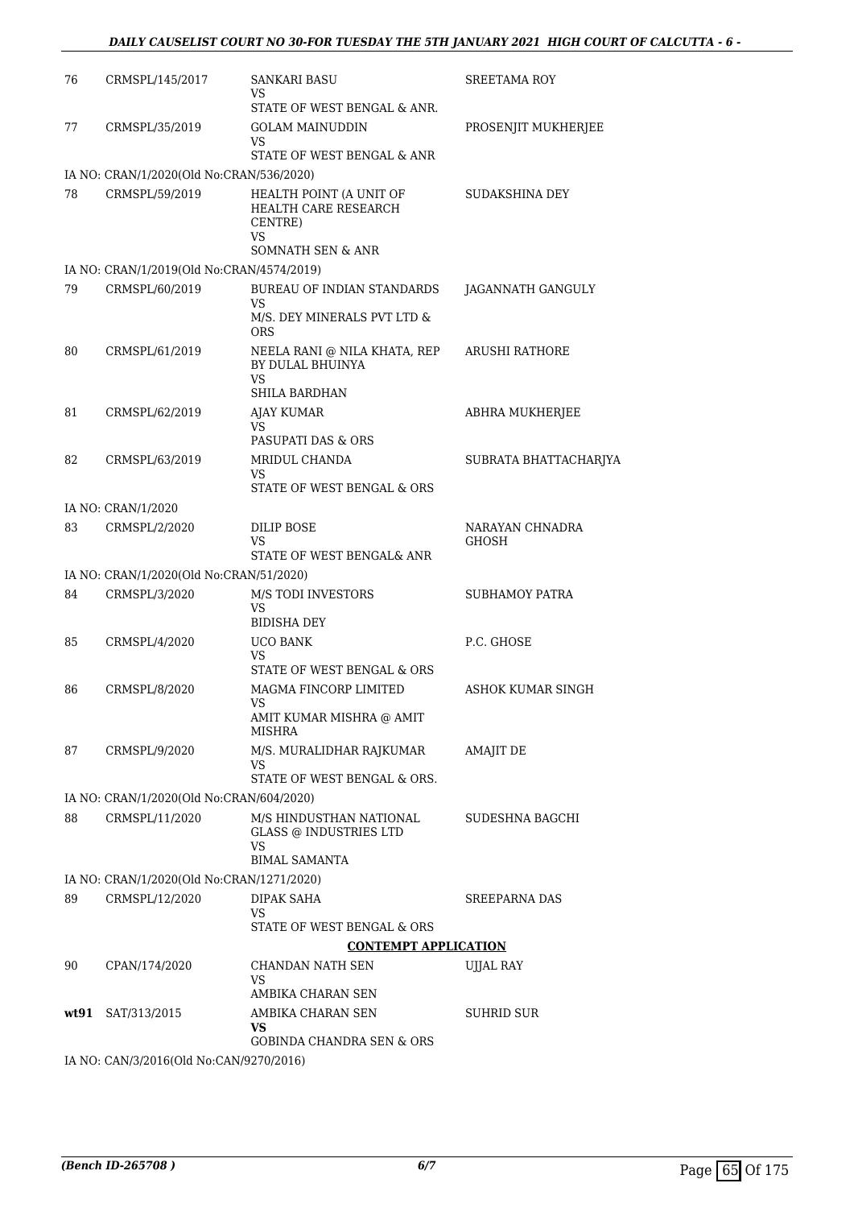| 76 | CRMSPL/145/2017 | SANKARI BASU<br>VS<br>STATE OF WEST BENGAL & ANR. | SREETAMA ROY |
|---|---|---|---|
| 77 | CRMSPL/35/2019 | GOLAM MAINUDDIN<br>VS<br>STATE OF WEST BENGAL & ANR | PROSENJIT MUKHERJEE |
| | IA NO: CRAN/1/2020(Old No:CRAN/536/2020) | | |
| 78 | CRMSPL/59/2019 | HEALTH POINT (A UNIT OF HEALTH CARE RESEARCH CENTRE)<br>VS<br>SOMNATH SEN & ANR | SUDAKSHINA DEY |
| | IA NO: CRAN/1/2019(Old No:CRAN/4574/2019) | | |
| 79 | CRMSPL/60/2019 | BUREAU OF INDIAN STANDARDS<br>VS<br>M/S. DEY MINERALS PVT LTD & ORS | JAGANNATH GANGULY |
| 80 | CRMSPL/61/2019 | NEELA RANI @ NILA KHATA, REP BY DULAL BHUINYA<br>VS<br>SHILA BARDHAN | ARUSHI RATHORE |
| 81 | CRMSPL/62/2019 | AJAY KUMAR<br>VS<br>PASUPATI DAS & ORS | ABHRA MUKHERJEE |
| 82 | CRMSPL/63/2019 | MRIDUL CHANDA<br>VS<br>STATE OF WEST BENGAL & ORS | SUBRATA BHATTACHARJYA |
| | IA NO: CRAN/1/2020 | | |
| 83 | CRMSPL/2/2020 | DILIP BOSE<br>VS<br>STATE OF WEST BENGAL& ANR | NARAYAN CHNADRA GHOSH |
| | IA NO: CRAN/1/2020(Old No:CRAN/51/2020) | | |
| 84 | CRMSPL/3/2020 | M/S TODI INVESTORS<br>VS<br>BIDISHA DEY | SUBHAMOY PATRA |
| 85 | CRMSPL/4/2020 | UCO BANK<br>VS<br>STATE OF WEST BENGAL & ORS | P.C. GHOSE |
| 86 | CRMSPL/8/2020 | MAGMA FINCORP LIMITED<br>VS<br>AMIT KUMAR MISHRA @ AMIT MISHRA | ASHOK KUMAR SINGH |
| 87 | CRMSPL/9/2020 | M/S. MURALIDHAR RAJKUMAR<br>VS<br>STATE OF WEST BENGAL & ORS. | AMAJIT DE |
| | IA NO: CRAN/1/2020(Old No:CRAN/604/2020) | | |
| 88 | CRMSPL/11/2020 | M/S HINDUSTHAN NATIONAL GLASS @ INDUSTRIES LTD<br>VS<br>BIMAL SAMANTA | SUDESHNA BAGCHI |
| | IA NO: CRAN/1/2020(Old No:CRAN/1271/2020) | | |
| 89 | CRMSPL/12/2020 | DIPAK SAHA<br>VS<br>STATE OF WEST BENGAL & ORS | SREEPARNA DAS |
| | | **CONTEMPT APPLICATION** | |
| 90 | CPAN/174/2020 | CHANDAN NATH SEN<br>VS<br>AMBIKA CHARAN SEN | UJJAL RAY |
| **wt91** | SAT/313/2015 | AMBIKA CHARAN SEN<br>**VS**<br>GOBINDA CHANDRA SEN & ORS | SUHRID SUR |
| | IA NO: CAN/3/2016(Old No:CAN/9270/2016) | | |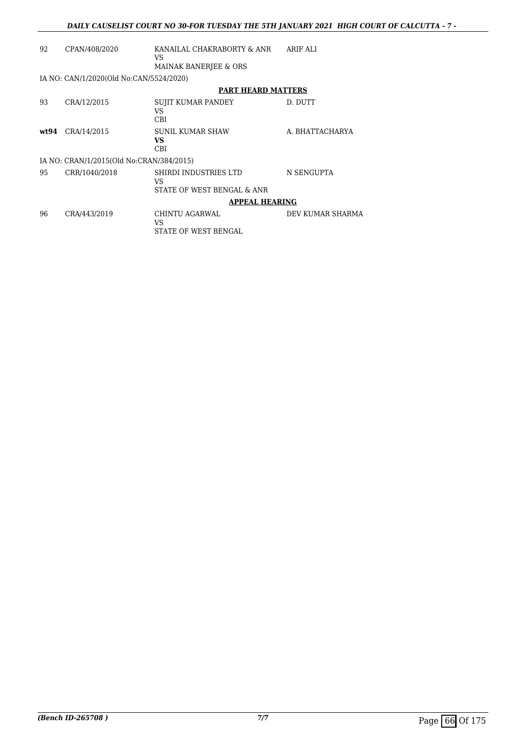| | | | |
|---|---|---|---|
| 92 | CPAN/408/2020 | KANAILAL CHAKRABORTY & ANR<br>VS<br>MAINAK BANERJEE & ORS | ARIF ALI |
| IA NO: CAN/1/2020(Old No:CAN/5524/2020) | | | |

**PART HEARD MATTERS**

| | | | |
|---|---|---|---|
| 93 | CRA/12/2015 | SUJIT KUMAR PANDEY<br>VS<br>CBI | D. DUTT |
| **wt94** | CRA/14/2015 | SUNIL KUMAR SHAW<br>**VS**<br>CBI | A. BHATTACHARYA |
| IA NO: CRAN/1/2015(Old No:CRAN/384/2015) | | | |
| 95 | CRR/1040/2018 | SHIRDI INDUSTRIES LTD<br>VS<br>STATE OF WEST BENGAL & ANR | N SENGUPTA |

**APPEAL HEARING**

| | | | |
|---|---|---|---|
| 96 | CRA/443/2019 | CHINTU AGARWAL<br>VS<br>STATE OF WEST BENGAL | DEV KUMAR SHARMA |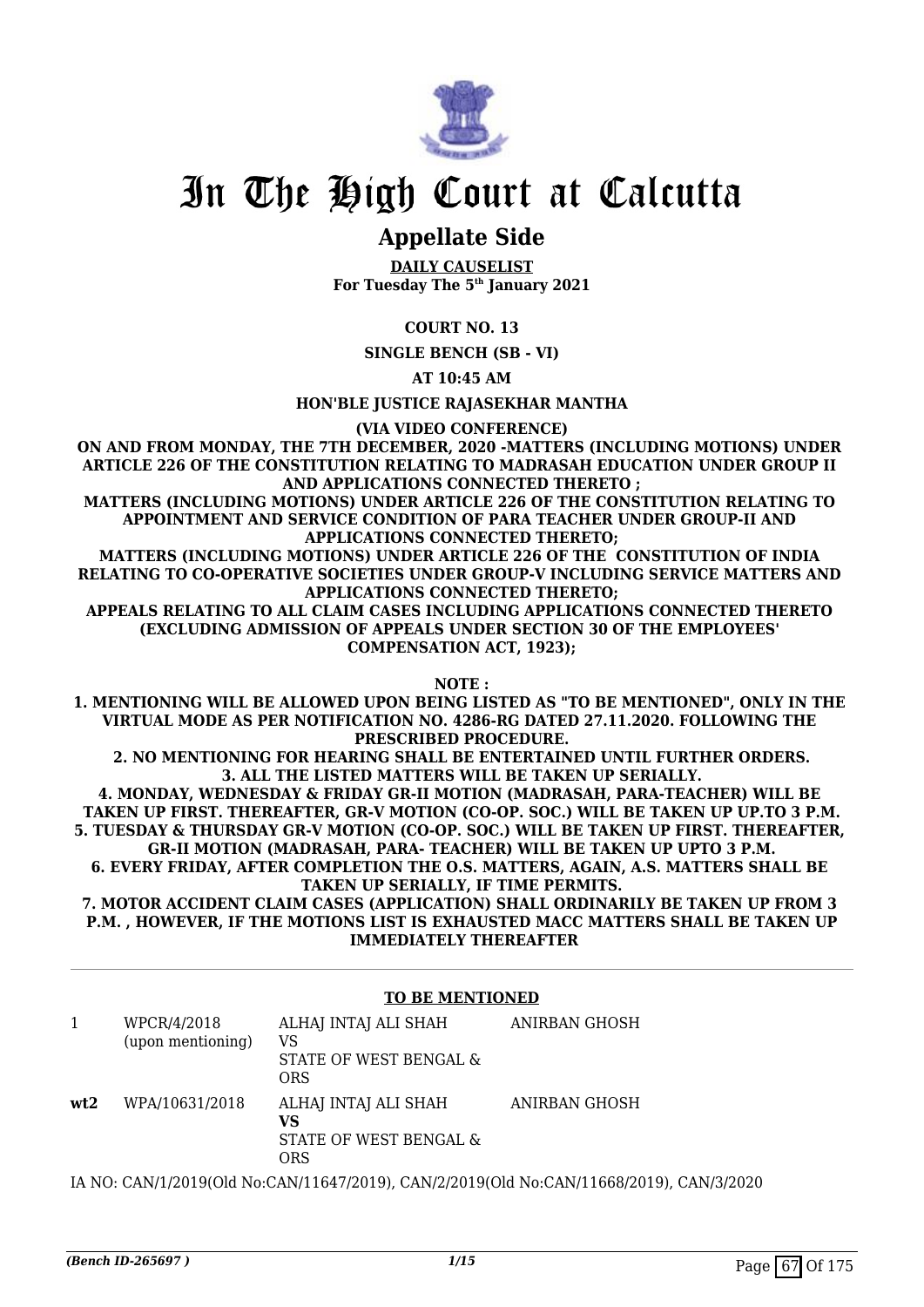# In The High Court at Calcutta

## Appellate Side

**DAILY CAUSELIST**
**For Tuesday The 5th January 2021**

**COURT NO. 13**

**SINGLE BENCH (SB - VI)**

**AT 10:45 AM**

**HON'BLE JUSTICE RAJASEKHAR MANTHA**

**(VIA VIDEO CONFERENCE)**

**ON AND FROM MONDAY, THE 7TH DECEMBER, 2020 -MATTERS (INCLUDING MOTIONS) UNDER ARTICLE 226 OF THE CONSTITUTION RELATING TO MADRASAH EDUCATION UNDER GROUP II AND APPLICATIONS CONNECTED THERETO ;**
**MATTERS (INCLUDING MOTIONS) UNDER ARTICLE 226 OF THE CONSTITUTION RELATING TO APPOINTMENT AND SERVICE CONDITION OF PARA TEACHER UNDER GROUP-II AND APPLICATIONS CONNECTED THERETO;**
**MATTERS (INCLUDING MOTIONS) UNDER ARTICLE 226 OF THE CONSTITUTION OF INDIA RELATING TO CO-OPERATIVE SOCIETIES UNDER GROUP-V INCLUDING SERVICE MATTERS AND APPLICATIONS CONNECTED THERETO;**
**APPEALS RELATING TO ALL CLAIM CASES INCLUDING APPLICATIONS CONNECTED THERETO (EXCLUDING ADMISSION OF APPEALS UNDER SECTION 30 OF THE EMPLOYEES' COMPENSATION ACT, 1923);**

**NOTE :**
**1. MENTIONING WILL BE ALLOWED UPON BEING LISTED AS "TO BE MENTIONED", ONLY IN THE VIRTUAL MODE AS PER NOTIFICATION NO. 4286-RG DATED 27.11.2020. FOLLOWING THE PRESCRIBED PROCEDURE.**
**2. NO MENTIONING FOR HEARING SHALL BE ENTERTAINED UNTIL FURTHER ORDERS.**
**3. ALL THE LISTED MATTERS WILL BE TAKEN UP SERIALLY.**
**4. MONDAY, WEDNESDAY & FRIDAY GR-II MOTION (MADRASAH, PARA-TEACHER) WILL BE TAKEN UP FIRST. THEREAFTER, GR-V MOTION (CO-OP. SOC.) WILL BE TAKEN UP UP.TO 3 P.M.**
**5. TUESDAY & THURSDAY GR-V MOTION (CO-OP. SOC.) WILL BE TAKEN UP FIRST. THEREAFTER, GR-II MOTION (MADRASAH, PARA- TEACHER) WILL BE TAKEN UP UPTO 3 P.M.**
**6. EVERY FRIDAY, AFTER COMPLETION THE O.S. MATTERS, AGAIN, A.S. MATTERS SHALL BE TAKEN UP SERIALLY, IF TIME PERMITS.**
**7. MOTOR ACCIDENT CLAIM CASES (APPLICATION) SHALL ORDINARILY BE TAKEN UP FROM 3 P.M. , HOWEVER, IF THE MOTIONS LIST IS EXHAUSTED MACC MATTERS SHALL BE TAKEN UP IMMEDIATELY THEREAFTER**

---

**TO BE MENTIONED**

| | | | |
|---|---|---|---|
| 1 | WPCR/4/2018 (upon mentioning) | ALHAJ INTAJ ALI SHAH VS STATE OF WEST BENGAL & ORS | ANIRBAN GHOSH |
| **wt2** | WPA/10631/2018 | ALHAJ INTAJ ALI SHAH **VS** STATE OF WEST BENGAL & ORS | ANIRBAN GHOSH |

IA NO: CAN/1/2019(Old No:CAN/11647/2019), CAN/2/2019(Old No:CAN/11668/2019), CAN/3/2020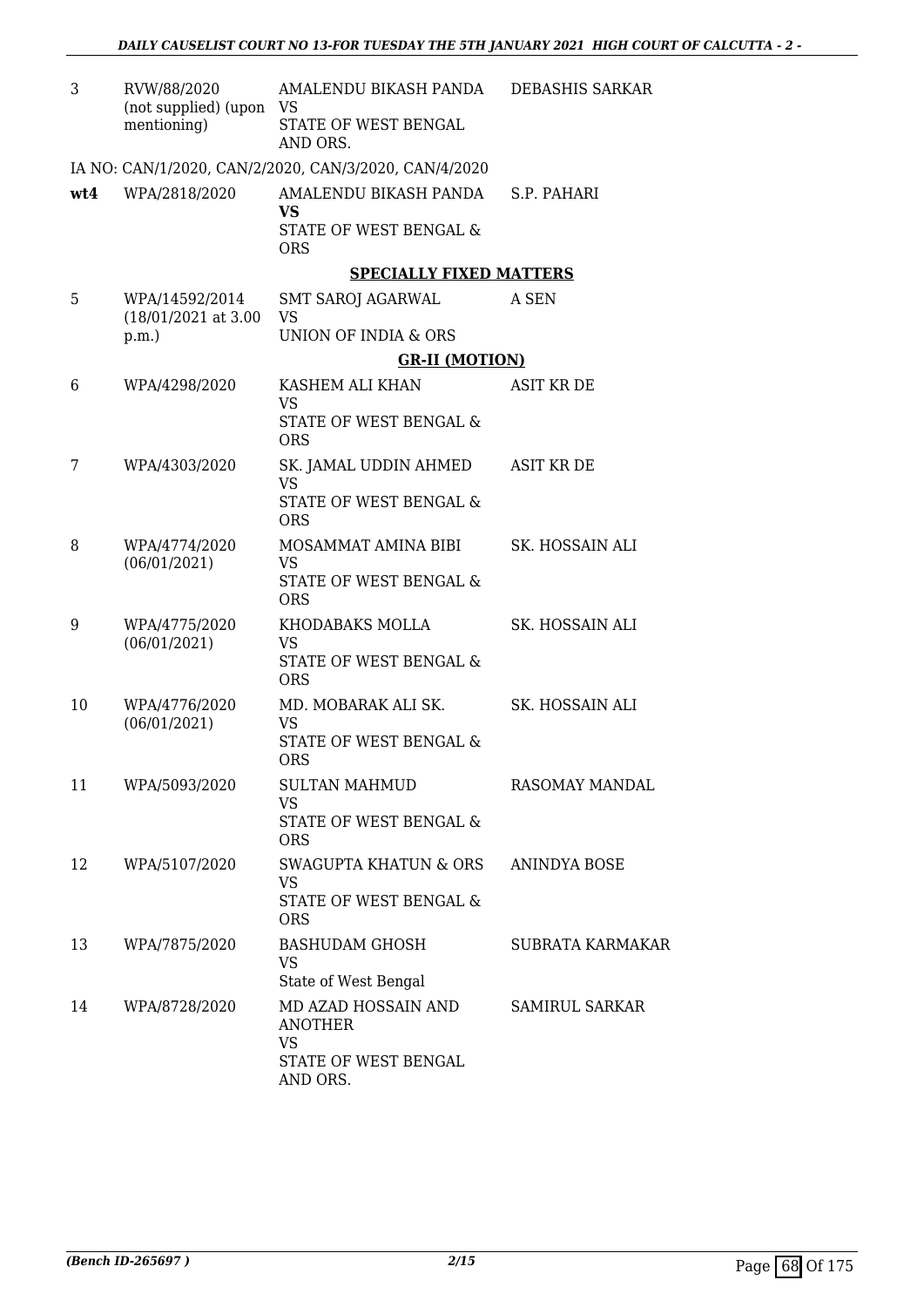| | | | |
|---|---|---|---|
| 3 | RVW/88/2020 (not supplied) (upon mentioning) | AMALENDU BIKASH PANDA VS STATE OF WEST BENGAL AND ORS. | DEBASHIS SARKAR |

IA NO: CAN/1/2020, CAN/2/2020, CAN/3/2020, CAN/4/2020

| | | | |
|---|---|---|---|
| **wt4** | WPA/2818/2020 | AMALENDU BIKASH PANDA **VS** STATE OF WEST BENGAL & ORS | S.P. PAHARI |

**SPECIALLY FIXED MATTERS**

| | | | |
|---|---|---|---|
| 5 | WPA/14592/2014 (18/01/2021 at 3.00 p.m.) | SMT SAROJ AGARWAL VS UNION OF INDIA & ORS | A SEN |

**GR-II (MOTION)**

| | | | |
|---|---|---|---|
| 6 | WPA/4298/2020 | KASHEM ALI KHAN VS STATE OF WEST BENGAL & ORS | ASIT KR DE |
| 7 | WPA/4303/2020 | SK. JAMAL UDDIN AHMED VS STATE OF WEST BENGAL & ORS | ASIT KR DE |
| 8 | WPA/4774/2020 (06/01/2021) | MOSAMMAT AMINA BIBI VS STATE OF WEST BENGAL & ORS | SK. HOSSAIN ALI |
| 9 | WPA/4775/2020 (06/01/2021) | KHODABAKS MOLLA VS STATE OF WEST BENGAL & ORS | SK. HOSSAIN ALI |
| 10 | WPA/4776/2020 (06/01/2021) | MD. MOBARAK ALI SK. VS STATE OF WEST BENGAL & ORS | SK. HOSSAIN ALI |
| 11 | WPA/5093/2020 | SULTAN MAHMUD VS STATE OF WEST BENGAL & ORS | RASOMAY MANDAL |
| 12 | WPA/5107/2020 | SWAGUPTA KHATUN & ORS VS STATE OF WEST BENGAL & ORS | ANINDYA BOSE |
| 13 | WPA/7875/2020 | BASHUDAM GHOSH VS State of West Bengal | SUBRATA KARMAKAR |
| 14 | WPA/8728/2020 | MD AZAD HOSSAIN AND ANOTHER VS STATE OF WEST BENGAL AND ORS. | SAMIRUL SARKAR |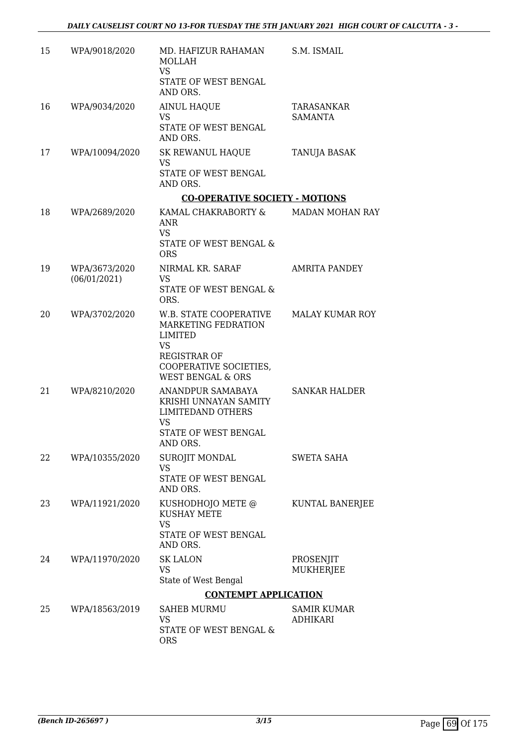| 15 | WPA/9018/2020 | MD. HAFIZUR RAHAMAN MOLLAH<br>VS<br>STATE OF WEST BENGAL AND ORS. | S.M. ISMAIL |
|---|---|---|---|
| 16 | WPA/9034/2020 | AINUL HAQUE<br>VS<br>STATE OF WEST BENGAL AND ORS. | TARASANKAR SAMANTA |
| 17 | WPA/10094/2020 | SK REWANUL HAQUE<br>VS<br>STATE OF WEST BENGAL AND ORS. | TANUJA BASAK |

**CO-OPERATIVE SOCIETY - MOTIONS**

| 18 | WPA/2689/2020 | KAMAL CHAKRABORTY & ANR<br>VS<br>STATE OF WEST BENGAL & ORS | MADAN MOHAN RAY |
|---|---|---|---|
| 19 | WPA/3673/2020<br>(06/01/2021) | NIRMAL KR. SARAF<br>VS<br>STATE OF WEST BENGAL & ORS. | AMRITA PANDEY |
| 20 | WPA/3702/2020 | W.B. STATE COOPERATIVE MARKETING FEDRATION LIMITED<br>VS<br>REGISTRAR OF COOPERATIVE SOCIETIES, WEST BENGAL & ORS | MALAY KUMAR ROY |
| 21 | WPA/8210/2020 | ANANDPUR SAMABAYA KRISHI UNNAYAN SAMITY LIMITEDAND OTHERS<br>VS<br>STATE OF WEST BENGAL AND ORS. | SANKAR HALDER |
| 22 | WPA/10355/2020 | SUROJIT MONDAL<br>VS<br>STATE OF WEST BENGAL AND ORS. | SWETA SAHA |
| 23 | WPA/11921/2020 | KUSHODHOJO METE @ KUSHAY METE<br>VS<br>STATE OF WEST BENGAL AND ORS. | KUNTAL BANERJEE |
| 24 | WPA/11970/2020 | SK LALON<br>VS<br>State of West Bengal | PROSENJIT MUKHERJEE |

**CONTEMPT APPLICATION**

| 25 | WPA/18563/2019 | SAHEB MURMU<br>VS<br>STATE OF WEST BENGAL & ORS | SAMIR KUMAR ADHIKARI |
|---|---|---|---|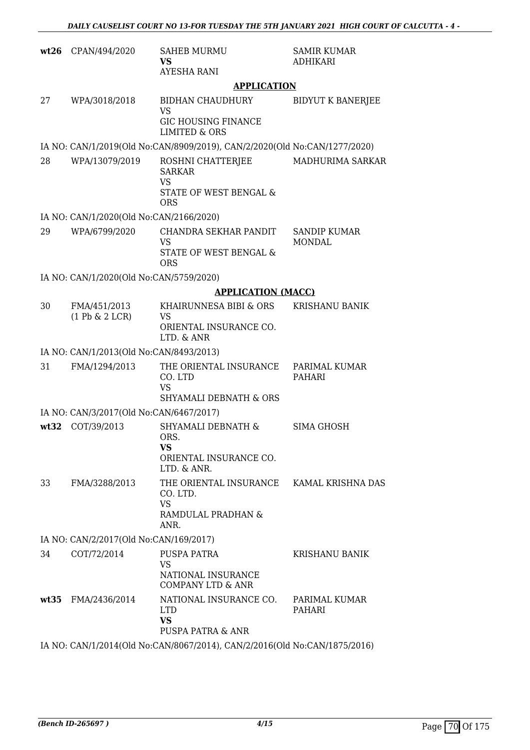| | | | |
|---|---|---|---|
| **wt26** | CPAN/494/2020 | SAHEB MURMU<br>**VS**<br>AYESHA RANI | SAMIR KUMAR ADHIKARI |

## APPLICATION

| | | | |
|---|---|---|---|
| 27 | WPA/3018/2018 | BIDHAN CHAUDHURY<br>VS<br>GIC HOUSING FINANCE LIMITED & ORS | BIDYUT K BANERJEE |

IA NO: CAN/1/2019(Old No:CAN/8909/2019), CAN/2/2020(Old No:CAN/1277/2020)

| | | | |
|---|---|---|---|
| 28 | WPA/13079/2019 | ROSHNI CHATTERJEE SARKAR<br>VS<br>STATE OF WEST BENGAL & ORS | MADHURIMA SARKAR |

IA NO: CAN/1/2020(Old No:CAN/2166/2020)

| | | | |
|---|---|---|---|
| 29 | WPA/6799/2020 | CHANDRA SEKHAR PANDIT<br>VS<br>STATE OF WEST BENGAL & ORS | SANDIP KUMAR MONDAL |

IA NO: CAN/1/2020(Old No:CAN/5759/2020)

## APPLICATION (MACC)

| | | | |
|---|---|---|---|
| 30 | FMA/451/2013<br>(1 Pb & 2 LCR) | KHAIRUNNESA BIBI & ORS<br>VS<br>ORIENTAL INSURANCE CO. LTD. & ANR | KRISHANU BANIK |

IA NO: CAN/1/2013(Old No:CAN/8493/2013)

| | | | |
|---|---|---|---|
| 31 | FMA/1294/2013 | THE ORIENTAL INSURANCE CO. LTD<br>VS<br>SHYAMALI DEBNATH & ORS | PARIMAL KUMAR PAHARI |

IA NO: CAN/3/2017(Old No:CAN/6467/2017)

| | | | |
|---|---|---|---|
| **wt32** | COT/39/2013 | SHYAMALI DEBNATH & ORS.<br>**VS**<br>ORIENTAL INSURANCE CO. LTD. & ANR. | SIMA GHOSH |
| 33 | FMA/3288/2013 | THE ORIENTAL INSURANCE CO. LTD.<br>VS<br>RAMDULAL PRADHAN & ANR. | KAMAL KRISHNA DAS |

IA NO: CAN/2/2017(Old No:CAN/169/2017)

| | | | |
|---|---|---|---|
| 34 | COT/72/2014 | PUSPA PATRA<br>VS<br>NATIONAL INSURANCE COMPANY LTD & ANR | KRISHANU BANIK |
| **wt35** | FMA/2436/2014 | NATIONAL INSURANCE CO. LTD<br>**VS**<br>PUSPA PATRA & ANR | PARIMAL KUMAR PAHARI |

IA NO: CAN/1/2014(Old No:CAN/8067/2014), CAN/2/2016(Old No:CAN/1875/2016)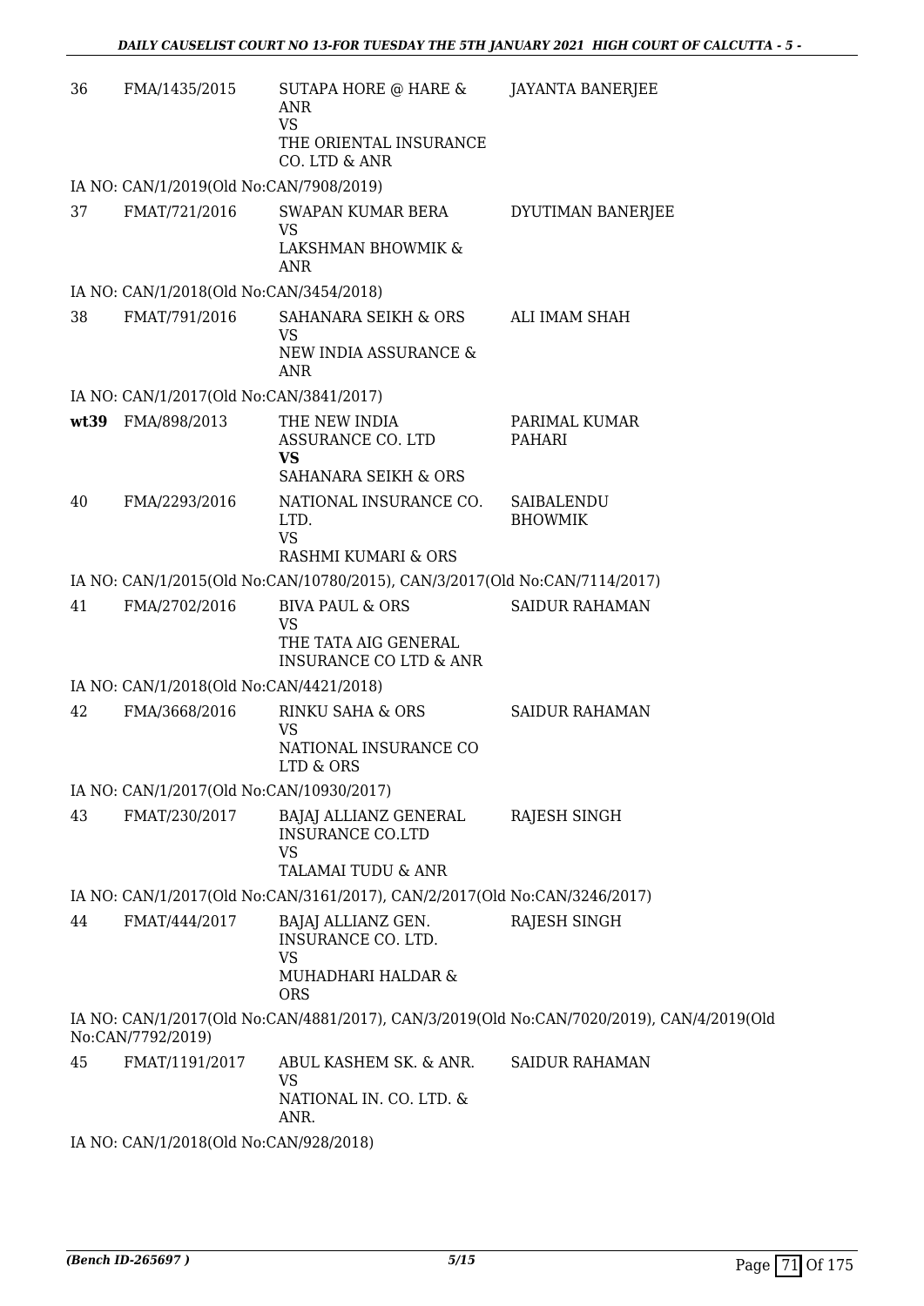| | | | |
|---|---|---|---|
| 36 | FMA/1435/2015 | SUTAPA HORE @ HARE & ANR<br>VS<br>THE ORIENTAL INSURANCE CO. LTD & ANR | JAYANTA BANERJEE |

IA NO: CAN/1/2019(Old No:CAN/7908/2019)

| | | | |
|---|---|---|---|
| 37 | FMAT/721/2016 | SWAPAN KUMAR BERA<br>VS<br>LAKSHMAN BHOWMIK & ANR | DYUTIMAN BANERJEE |

IA NO: CAN/1/2018(Old No:CAN/3454/2018)

| | | | |
|---|---|---|---|
| 38 | FMAT/791/2016 | SAHANARA SEIKH & ORS<br>VS<br>NEW INDIA ASSURANCE & ANR | ALI IMAM SHAH |

IA NO: CAN/1/2017(Old No:CAN/3841/2017)

| | | | |
|---|---|---|---|
| **wt39** | FMA/898/2013 | THE NEW INDIA ASSURANCE CO. LTD<br>**VS**<br>SAHANARA SEIKH & ORS | PARIMAL KUMAR PAHARI |
| 40 | FMA/2293/2016 | NATIONAL INSURANCE CO. LTD.<br>VS<br>RASHMI KUMARI & ORS | SAIBALENDU BHOWMIK |

IA NO: CAN/1/2015(Old No:CAN/10780/2015), CAN/3/2017(Old No:CAN/7114/2017)

| | | | |
|---|---|---|---|
| 41 | FMA/2702/2016 | BIVA PAUL & ORS<br>VS<br>THE TATA AIG GENERAL INSURANCE CO LTD & ANR | SAIDUR RAHAMAN |

IA NO: CAN/1/2018(Old No:CAN/4421/2018)

| | | | |
|---|---|---|---|
| 42 | FMA/3668/2016 | RINKU SAHA & ORS<br>VS<br>NATIONAL INSURANCE CO LTD & ORS | SAIDUR RAHAMAN |

IA NO: CAN/1/2017(Old No:CAN/10930/2017)

| | | | |
|---|---|---|---|
| 43 | FMAT/230/2017 | BAJAJ ALLIANZ GENERAL INSURANCE CO.LTD<br>VS<br>TALAMAI TUDU & ANR | RAJESH SINGH |

IA NO: CAN/1/2017(Old No:CAN/3161/2017), CAN/2/2017(Old No:CAN/3246/2017)

| | | | |
|---|---|---|---|
| 44 | FMAT/444/2017 | BAJAJ ALLIANZ GEN. INSURANCE CO. LTD.<br>VS<br>MUHADHARI HALDAR & ORS | RAJESH SINGH |

IA NO: CAN/1/2017(Old No:CAN/4881/2017), CAN/3/2019(Old No:CAN/7020/2019), CAN/4/2019(Old No:CAN/7792/2019)

| | | | |
|---|---|---|---|
| 45 | FMAT/1191/2017 | ABUL KASHEM SK. & ANR.<br>VS<br>NATIONAL IN. CO. LTD. & ANR. | SAIDUR RAHAMAN |

IA NO: CAN/1/2018(Old No:CAN/928/2018)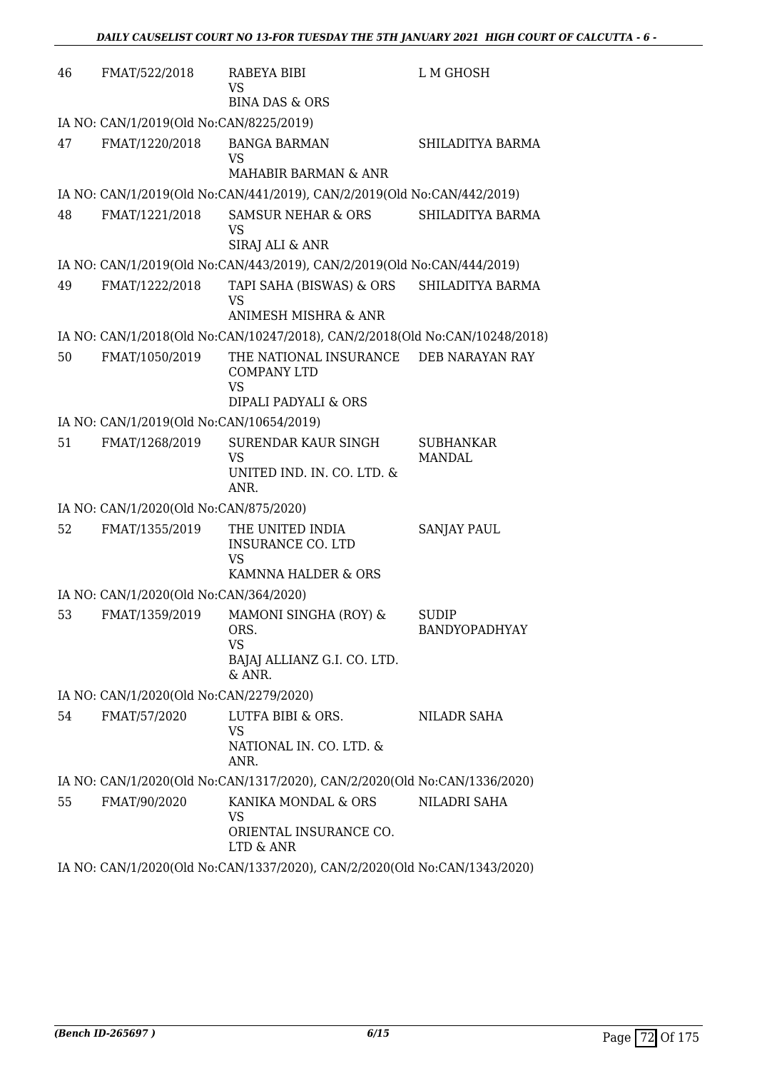| | | | |
|---|---|---|---|
| 46 | FMAT/522/2018 | RABEYA BIBI<br>VS<br>BINA DAS & ORS | L M GHOSH |
| IA NO: CAN/1/2019(Old No:CAN/8225/2019) | | | |
| 47 | FMAT/1220/2018 | BANGA BARMAN<br>VS<br>MAHABIR BARMAN & ANR | SHILADITYA BARMA |
| IA NO: CAN/1/2019(Old No:CAN/441/2019), CAN/2/2019(Old No:CAN/442/2019) | | | |
| 48 | FMAT/1221/2018 | SAMSUR NEHAR & ORS<br>VS<br>SIRAJ ALI & ANR | SHILADITYA BARMA |
| IA NO: CAN/1/2019(Old No:CAN/443/2019), CAN/2/2019(Old No:CAN/444/2019) | | | |
| 49 | FMAT/1222/2018 | TAPI SAHA (BISWAS) & ORS<br>VS<br>ANIMESH MISHRA & ANR | SHILADITYA BARMA |
| IA NO: CAN/1/2018(Old No:CAN/10247/2018), CAN/2/2018(Old No:CAN/10248/2018) | | | |
| 50 | FMAT/1050/2019 | THE NATIONAL INSURANCE COMPANY LTD<br>VS<br>DIPALI PADYALI & ORS | DEB NARAYAN RAY |
| IA NO: CAN/1/2019(Old No:CAN/10654/2019) | | | |
| 51 | FMAT/1268/2019 | SURENDAR KAUR SINGH<br>VS<br>UNITED IND. IN. CO. LTD. & ANR. | SUBHANKAR MANDAL |
| IA NO: CAN/1/2020(Old No:CAN/875/2020) | | | |
| 52 | FMAT/1355/2019 | THE UNITED INDIA INSURANCE CO. LTD<br>VS<br>KAMNNA HALDER & ORS | SANJAY PAUL |
| IA NO: CAN/1/2020(Old No:CAN/364/2020) | | | |
| 53 | FMAT/1359/2019 | MAMONI SINGHA (ROY) & ORS.<br>VS<br>BAJAJ ALLIANZ G.I. CO. LTD. & ANR. | SUDIP BANDYOPADHYAY |
| IA NO: CAN/1/2020(Old No:CAN/2279/2020) | | | |
| 54 | FMAT/57/2020 | LUTFA BIBI & ORS.<br>VS<br>NATIONAL IN. CO. LTD. & ANR. | NILADR SAHA |
| IA NO: CAN/1/2020(Old No:CAN/1317/2020), CAN/2/2020(Old No:CAN/1336/2020) | | | |
| 55 | FMAT/90/2020 | KANIKA MONDAL & ORS<br>VS<br>ORIENTAL INSURANCE CO. LTD & ANR | NILADRI SAHA |
| IA NO: CAN/1/2020(Old No:CAN/1337/2020), CAN/2/2020(Old No:CAN/1343/2020) | | | |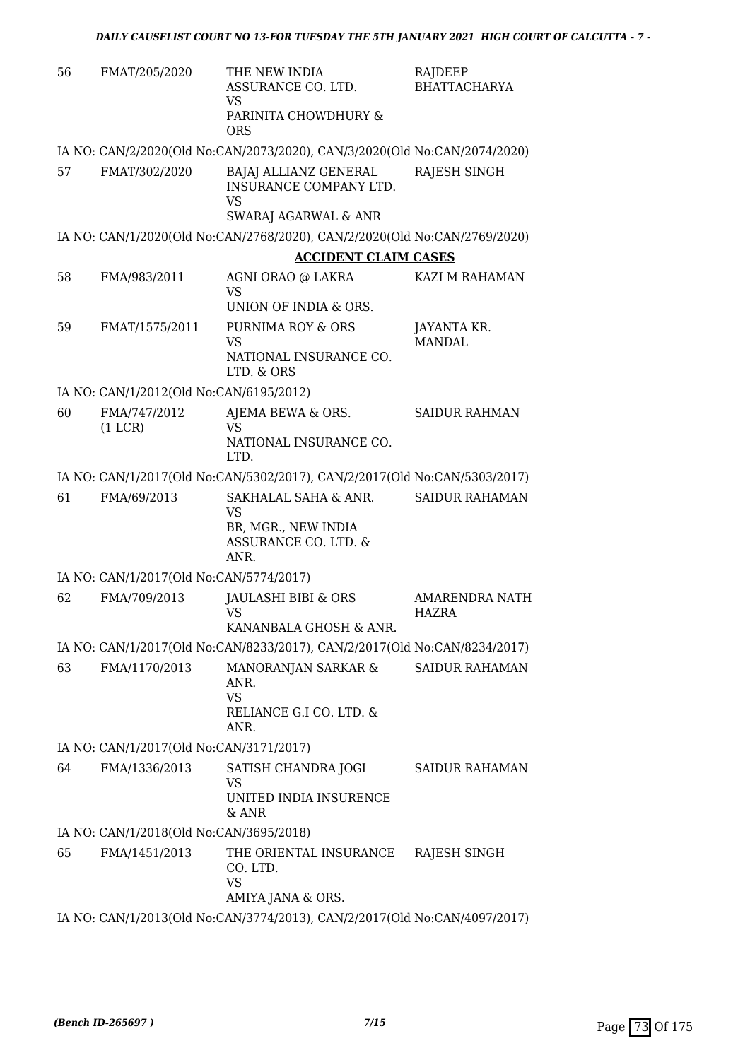| | | | |
|---|---|---|---|
| 56 | FMAT/205/2020 | THE NEW INDIA ASSURANCE CO. LTD.<br>VS<br>PARINITA CHOWDHURY & ORS | RAJDEEP BHATTACHARYA |

IA NO: CAN/2/2020(Old No:CAN/2073/2020), CAN/3/2020(Old No:CAN/2074/2020)

| | | | |
|---|---|---|---|
| 57 | FMAT/302/2020 | BAJAJ ALLIANZ GENERAL INSURANCE COMPANY LTD.<br>VS<br>SWARAJ AGARWAL & ANR | RAJESH SINGH |

IA NO: CAN/1/2020(Old No:CAN/2768/2020), CAN/2/2020(Old No:CAN/2769/2020)

### ACCIDENT CLAIM CASES

| | | | |
|---|---|---|---|
| 58 | FMA/983/2011 | AGNI ORAO @ LAKRA<br>VS<br>UNION OF INDIA & ORS. | KAZI M RAHAMAN |
| 59 | FMAT/1575/2011 | PURNIMA ROY & ORS<br>VS<br>NATIONAL INSURANCE CO. LTD. & ORS | JAYANTA KR. MANDAL |

IA NO: CAN/1/2012(Old No:CAN/6195/2012)

| | | | |
|---|---|---|---|
| 60 | FMA/747/2012<br>(1 LCR) | AJEMA BEWA & ORS.<br>VS<br>NATIONAL INSURANCE CO. LTD. | SAIDUR RAHMAN |

IA NO: CAN/1/2017(Old No:CAN/5302/2017), CAN/2/2017(Old No:CAN/5303/2017)

| | | | |
|---|---|---|---|
| 61 | FMA/69/2013 | SAKHALAL SAHA & ANR.<br>VS<br>BR, MGR., NEW INDIA ASSURANCE CO. LTD. & ANR. | SAIDUR RAHAMAN |

IA NO: CAN/1/2017(Old No:CAN/5774/2017)

| | | | |
|---|---|---|---|
| 62 | FMA/709/2013 | JAULASHI BIBI & ORS<br>VS<br>KANANBALA GHOSH & ANR. | AMARENDRA NATH HAZRA |

IA NO: CAN/1/2017(Old No:CAN/8233/2017), CAN/2/2017(Old No:CAN/8234/2017)

| | | | |
|---|---|---|---|
| 63 | FMA/1170/2013 | MANORANJAN SARKAR & ANR.<br>VS<br>RELIANCE G.I CO. LTD. & ANR. | SAIDUR RAHAMAN |

IA NO: CAN/1/2017(Old No:CAN/3171/2017)

| | | | |
|---|---|---|---|
| 64 | FMA/1336/2013 | SATISH CHANDRA JOGI<br>VS<br>UNITED INDIA INSURENCE & ANR | SAIDUR RAHAMAN |

IA NO: CAN/1/2018(Old No:CAN/3695/2018)

| | | | |
|---|---|---|---|
| 65 | FMA/1451/2013 | THE ORIENTAL INSURANCE CO. LTD.<br>VS<br>AMIYA JANA & ORS. | RAJESH SINGH |

IA NO: CAN/1/2013(Old No:CAN/3774/2013), CAN/2/2017(Old No:CAN/4097/2017)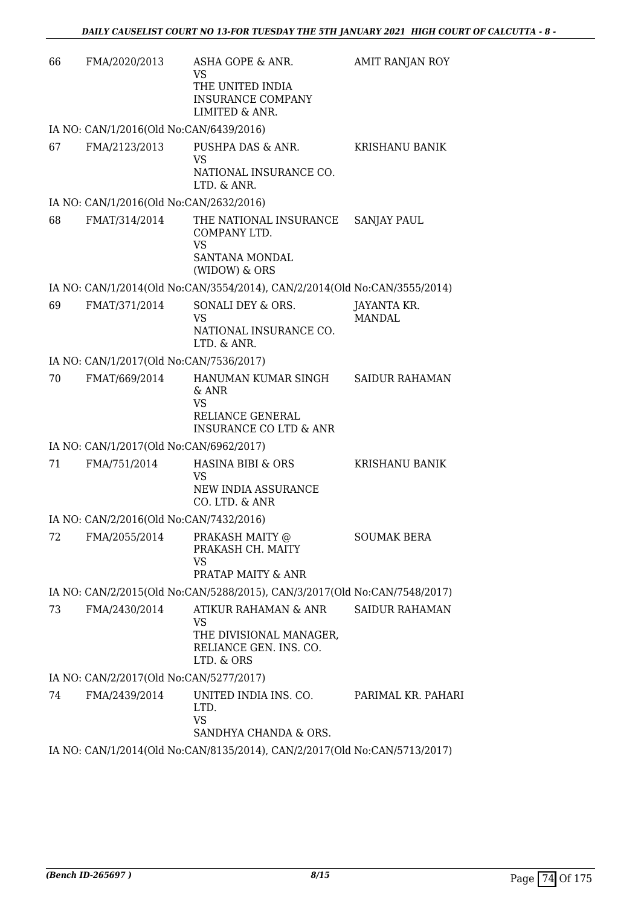| | | | |
|---|---|---|---|
| 66 | FMA/2020/2013 | ASHA GOPE & ANR.<br>VS<br>THE UNITED INDIA INSURANCE COMPANY LIMITED & ANR. | AMIT RANJAN ROY |

IA NO: CAN/1/2016(Old No:CAN/6439/2016)

| | | | |
|---|---|---|---|
| 67 | FMA/2123/2013 | PUSHPA DAS & ANR.<br>VS<br>NATIONAL INSURANCE CO. LTD. & ANR. | KRISHANU BANIK |

IA NO: CAN/1/2016(Old No:CAN/2632/2016)

| | | | |
|---|---|---|---|
| 68 | FMAT/314/2014 | THE NATIONAL INSURANCE COMPANY LTD.<br>VS<br>SANTANA MONDAL (WIDOW) & ORS | SANJAY PAUL |

IA NO: CAN/1/2014(Old No:CAN/3554/2014), CAN/2/2014(Old No:CAN/3555/2014)

| | | | |
|---|---|---|---|
| 69 | FMAT/371/2014 | SONALI DEY & ORS.<br>VS<br>NATIONAL INSURANCE CO. LTD. & ANR. | JAYANTA KR. MANDAL |

IA NO: CAN/1/2017(Old No:CAN/7536/2017)

| | | | |
|---|---|---|---|
| 70 | FMAT/669/2014 | HANUMAN KUMAR SINGH & ANR<br>VS<br>RELIANCE GENERAL INSURANCE CO LTD & ANR | SAIDUR RAHAMAN |

IA NO: CAN/1/2017(Old No:CAN/6962/2017)

| | | | |
|---|---|---|---|
| 71 | FMA/751/2014 | HASINA BIBI & ORS<br>VS<br>NEW INDIA ASSURANCE CO. LTD. & ANR | KRISHANU BANIK |

IA NO: CAN/2/2016(Old No:CAN/7432/2016)

| | | | |
|---|---|---|---|
| 72 | FMA/2055/2014 | PRAKASH MAITY @ PRAKASH CH. MAITY<br>VS<br>PRATAP MAITY & ANR | SOUMAK BERA |

IA NO: CAN/2/2015(Old No:CAN/5288/2015), CAN/3/2017(Old No:CAN/7548/2017)

| | | | |
|---|---|---|---|
| 73 | FMA/2430/2014 | ATIKUR RAHAMAN & ANR<br>VS<br>THE DIVISIONAL MANAGER, RELIANCE GEN. INS. CO. LTD. & ORS | SAIDUR RAHAMAN |

IA NO: CAN/2/2017(Old No:CAN/5277/2017)

| | | | |
|---|---|---|---|
| 74 | FMA/2439/2014 | UNITED INDIA INS. CO. LTD.<br>VS<br>SANDHYA CHANDA & ORS. | PARIMAL KR. PAHARI |

IA NO: CAN/1/2014(Old No:CAN/8135/2014), CAN/2/2017(Old No:CAN/5713/2017)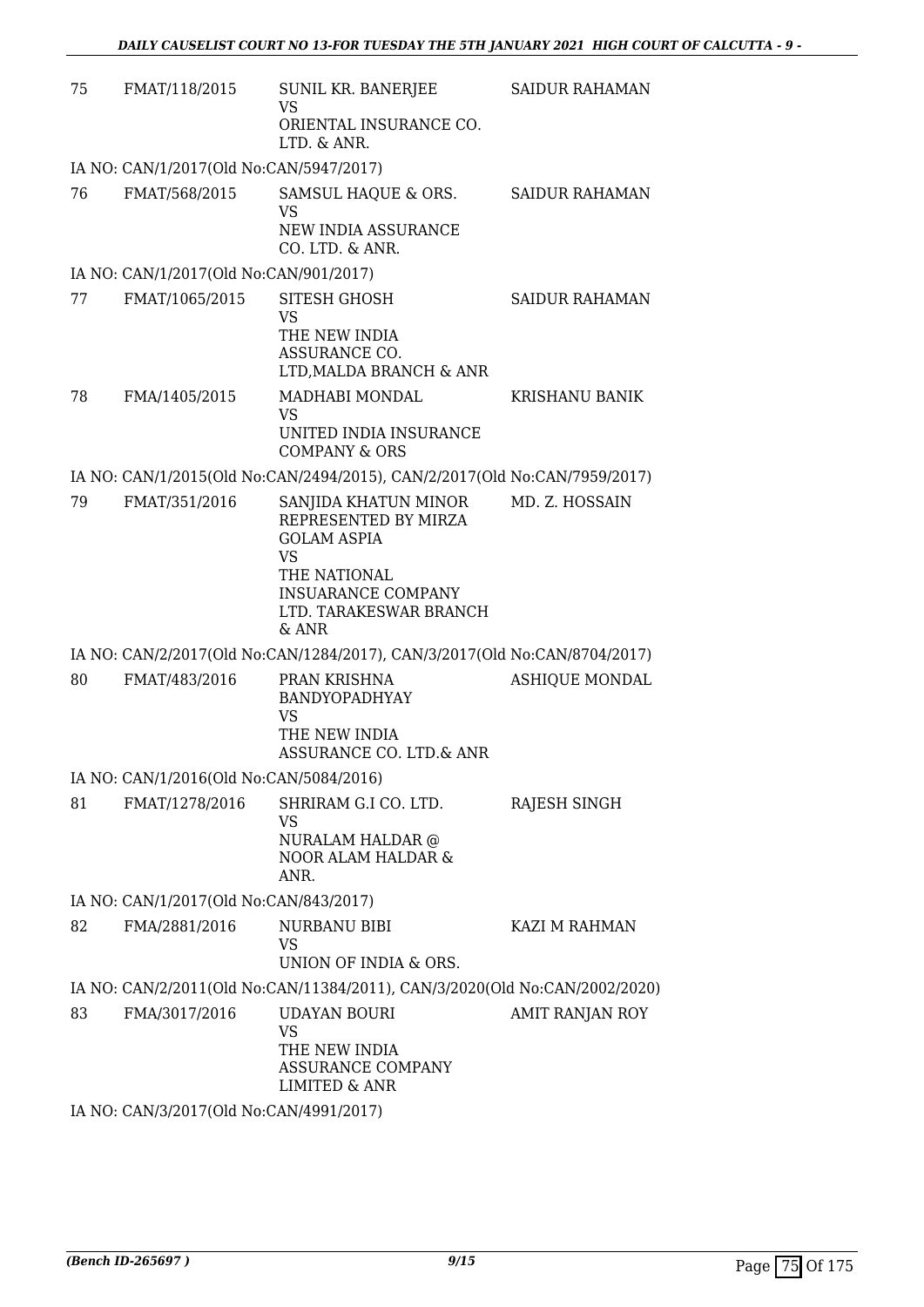| | | | |
|---|---|---|---|
| 75 | FMAT/118/2015 | SUNIL KR. BANERJEE<br>VS<br>ORIENTAL INSURANCE CO. LTD. & ANR. | SAIDUR RAHAMAN |

IA NO: CAN/1/2017(Old No:CAN/5947/2017)

| | | | |
|---|---|---|---|
| 76 | FMAT/568/2015 | SAMSUL HAQUE & ORS.<br>VS<br>NEW INDIA ASSURANCE CO. LTD. & ANR. | SAIDUR RAHAMAN |

IA NO: CAN/1/2017(Old No:CAN/901/2017)

| | | | |
|---|---|---|---|
| 77 | FMAT/1065/2015 | SITESH GHOSH<br>VS<br>THE NEW INDIA ASSURANCE CO. LTD,MALDA BRANCH & ANR | SAIDUR RAHAMAN |
| 78 | FMA/1405/2015 | MADHABI MONDAL<br>VS<br>UNITED INDIA INSURANCE COMPANY & ORS | KRISHANU BANIK |

IA NO: CAN/1/2015(Old No:CAN/2494/2015), CAN/2/2017(Old No:CAN/7959/2017)

| | | | |
|---|---|---|---|
| 79 | FMAT/351/2016 | SANJIDA KHATUN MINOR REPRESENTED BY MIRZA GOLAM ASPIA<br>VS<br>THE NATIONAL INSUARANCE COMPANY LTD. TARAKESWAR BRANCH & ANR | MD. Z. HOSSAIN |

IA NO: CAN/2/2017(Old No:CAN/1284/2017), CAN/3/2017(Old No:CAN/8704/2017)

| | | | |
|---|---|---|---|
| 80 | FMAT/483/2016 | PRAN KRISHNA BANDYOPADHYAY<br>VS<br>THE NEW INDIA ASSURANCE CO. LTD.& ANR | ASHIQUE MONDAL |

IA NO: CAN/1/2016(Old No:CAN/5084/2016)

| | | | |
|---|---|---|---|
| 81 | FMAT/1278/2016 | SHRIRAM G.I CO. LTD.<br>VS<br>NURALAM HALDAR @ NOOR ALAM HALDAR & ANR. | RAJESH SINGH |

IA NO: CAN/1/2017(Old No:CAN/843/2017)

| | | | |
|---|---|---|---|
| 82 | FMA/2881/2016 | NURBANU BIBI<br>VS<br>UNION OF INDIA & ORS. | KAZI M RAHMAN |

IA NO: CAN/2/2011(Old No:CAN/11384/2011), CAN/3/2020(Old No:CAN/2002/2020)

| | | | |
|---|---|---|---|
| 83 | FMA/3017/2016 | UDAYAN BOURI<br>VS<br>THE NEW INDIA ASSURANCE COMPANY LIMITED & ANR | AMIT RANJAN ROY |

IA NO: CAN/3/2017(Old No:CAN/4991/2017)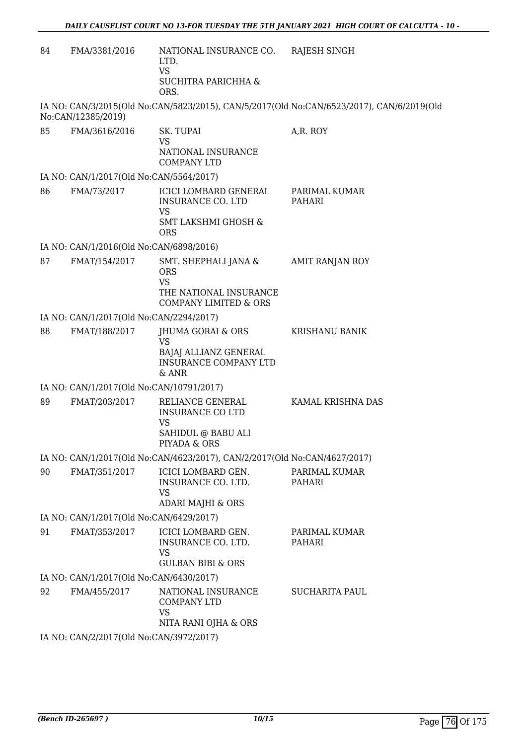| | | | |
|---|---|---|---|
| 84 | FMA/3381/2016 | NATIONAL INSURANCE CO. LTD.<br>VS<br>SUCHITRA PARICHHA & ORS. | RAJESH SINGH |

IA NO: CAN/3/2015(Old No:CAN/5823/2015), CAN/5/2017(Old No:CAN/6523/2017), CAN/6/2019(Old No:CAN/12385/2019)

| | | | |
|---|---|---|---|
| 85 | FMA/3616/2016 | SK. TUPAI<br>VS<br>NATIONAL INSURANCE COMPANY LTD | A,R. ROY |

IA NO: CAN/1/2017(Old No:CAN/5564/2017)

| | | | |
|---|---|---|---|
| 86 | FMA/73/2017 | ICICI LOMBARD GENERAL INSURANCE CO. LTD<br>VS<br>SMT LAKSHMI GHOSH & ORS | PARIMAL KUMAR PAHARI |

IA NO: CAN/1/2016(Old No:CAN/6898/2016)

| | | | |
|---|---|---|---|
| 87 | FMAT/154/2017 | SMT. SHEPHALI JANA & ORS<br>VS<br>THE NATIONAL INSURANCE COMPANY LIMITED & ORS | AMIT RANJAN ROY |

IA NO: CAN/1/2017(Old No:CAN/2294/2017)

| | | | |
|---|---|---|---|
| 88 | FMAT/188/2017 | JHUMA GORAI & ORS<br>VS<br>BAJAJ ALLIANZ GENERAL INSURANCE COMPANY LTD & ANR | KRISHANU BANIK |

IA NO: CAN/1/2017(Old No:CAN/10791/2017)

| | | | |
|---|---|---|---|
| 89 | FMAT/203/2017 | RELIANCE GENERAL INSURANCE CO LTD<br>VS<br>SAHIDUL @ BABU ALI PIYADA & ORS | KAMAL KRISHNA DAS |

IA NO: CAN/1/2017(Old No:CAN/4623/2017), CAN/2/2017(Old No:CAN/4627/2017)

| | | | |
|---|---|---|---|
| 90 | FMAT/351/2017 | ICICI LOMBARD GEN. INSURANCE CO. LTD.<br>VS<br>ADARI MAJHI & ORS | PARIMAL KUMAR PAHARI |

IA NO: CAN/1/2017(Old No:CAN/6429/2017)

| | | | |
|---|---|---|---|
| 91 | FMAT/353/2017 | ICICI LOMBARD GEN. INSURANCE CO. LTD.<br>VS<br>GULBAN BIBI & ORS | PARIMAL KUMAR PAHARI |

IA NO: CAN/1/2017(Old No:CAN/6430/2017)

| | | | |
|---|---|---|---|
| 92 | FMA/455/2017 | NATIONAL INSURANCE COMPANY LTD<br>VS<br>NITA RANI OJHA & ORS | SUCHARITA PAUL |

IA NO: CAN/2/2017(Old No:CAN/3972/2017)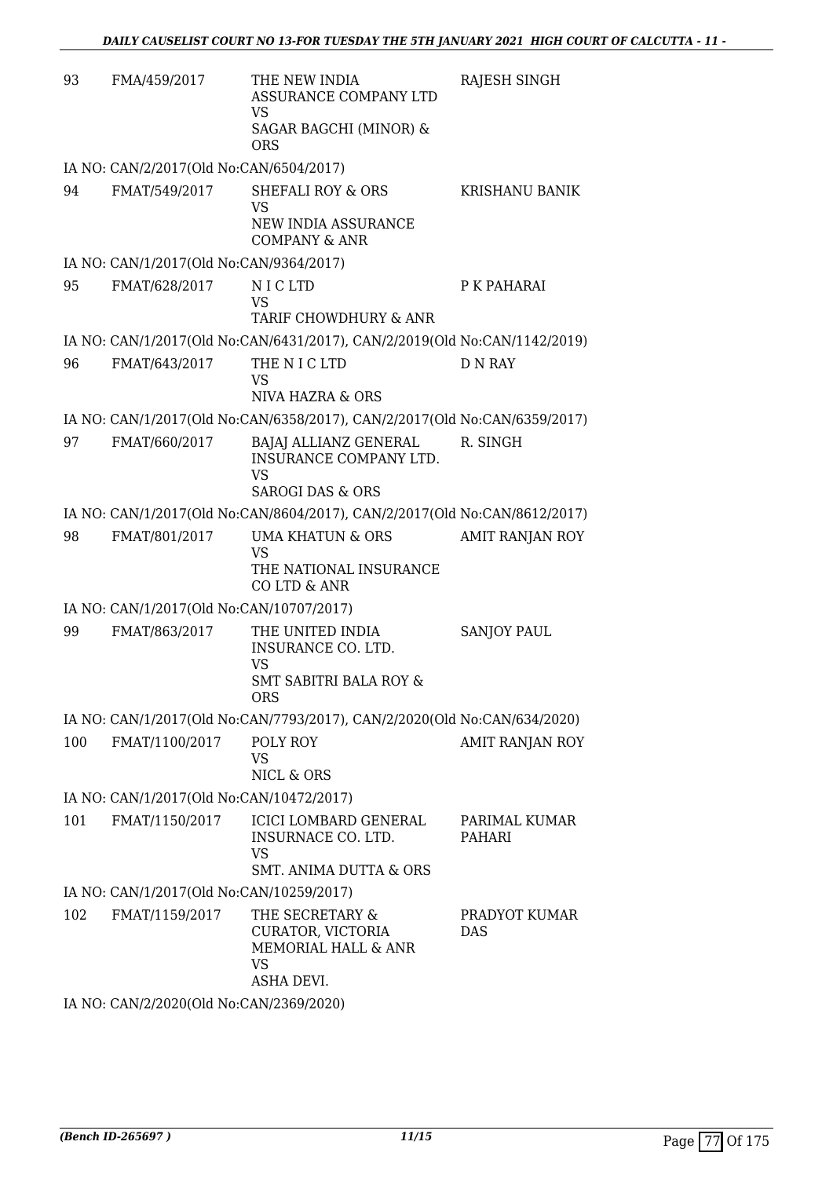| 93 | FMA/459/2017 | THE NEW INDIA ASSURANCE COMPANY LTD<br>VS<br>SAGAR BAGCHI (MINOR) & ORS | RAJESH SINGH |
|---|---|---|---|

IA NO: CAN/2/2017(Old No:CAN/6504/2017)

| 94 | FMAT/549/2017 | SHEFALI ROY & ORS<br>VS<br>NEW INDIA ASSURANCE COMPANY & ANR | KRISHANU BANIK |
|---|---|---|---|

IA NO: CAN/1/2017(Old No:CAN/9364/2017)

| 95 | FMAT/628/2017 | N I C LTD<br>VS<br>TARIF CHOWDHURY & ANR | P K PAHARAI |
|---|---|---|---|

IA NO: CAN/1/2017(Old No:CAN/6431/2017), CAN/2/2019(Old No:CAN/1142/2019)

| 96 | FMAT/643/2017 | THE N I C LTD<br>VS<br>NIVA HAZRA & ORS | D N RAY |
|---|---|---|---|

IA NO: CAN/1/2017(Old No:CAN/6358/2017), CAN/2/2017(Old No:CAN/6359/2017)

| 97 | FMAT/660/2017 | BAJAJ ALLIANZ GENERAL INSURANCE COMPANY LTD.<br>VS<br>SAROGI DAS & ORS | R. SINGH |
|---|---|---|---|

IA NO: CAN/1/2017(Old No:CAN/8604/2017), CAN/2/2017(Old No:CAN/8612/2017)

| 98 | FMAT/801/2017 | UMA KHATUN & ORS<br>VS<br>THE NATIONAL INSURANCE CO LTD & ANR | AMIT RANJAN ROY |
|---|---|---|---|

IA NO: CAN/1/2017(Old No:CAN/10707/2017)

| 99 | FMAT/863/2017 | THE UNITED INDIA INSURANCE CO. LTD.<br>VS<br>SMT SABITRI BALA ROY & ORS | SANJOY PAUL |
|---|---|---|---|

IA NO: CAN/1/2017(Old No:CAN/7793/2017), CAN/2/2020(Old No:CAN/634/2020)

| 100 | FMAT/1100/2017 | POLY ROY<br>VS<br>NICL & ORS | AMIT RANJAN ROY |
|---|---|---|---|

IA NO: CAN/1/2017(Old No:CAN/10472/2017)

| 101 | FMAT/1150/2017 | ICICI LOMBARD GENERAL INSURNACE CO. LTD.<br>VS<br>SMT. ANIMA DUTTA & ORS | PARIMAL KUMAR PAHARI |
|---|---|---|---|

IA NO: CAN/1/2017(Old No:CAN/10259/2017)

| 102 | FMAT/1159/2017 | THE SECRETARY & CURATOR, VICTORIA MEMORIAL HALL & ANR<br>VS<br>ASHA DEVI. | PRADYOT KUMAR DAS |
|---|---|---|---|

IA NO: CAN/2/2020(Old No:CAN/2369/2020)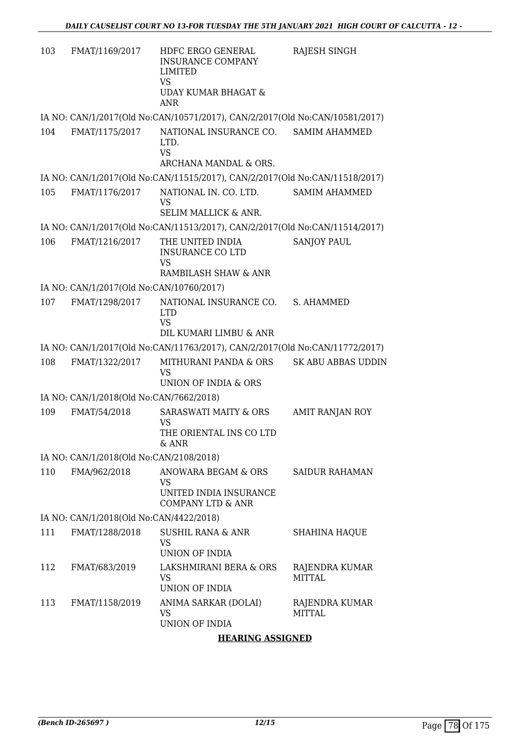| | | | |
|---|---|---|---|
| 103 | FMAT/1169/2017 | HDFC ERGO GENERAL INSURANCE COMPANY LIMITED<br>VS<br>UDAY KUMAR BHAGAT & ANR | RAJESH SINGH |

IA NO: CAN/1/2017(Old No:CAN/10571/2017), CAN/2/2017(Old No:CAN/10581/2017)

| | | | |
|---|---|---|---|
| 104 | FMAT/1175/2017 | NATIONAL INSURANCE CO. LTD.<br>VS<br>ARCHANA MANDAL & ORS. | SAMIM AHAMMED |

IA NO: CAN/1/2017(Old No:CAN/11515/2017), CAN/2/2017(Old No:CAN/11518/2017)

| | | | |
|---|---|---|---|
| 105 | FMAT/1176/2017 | NATIONAL IN. CO. LTD.<br>VS<br>SELIM MALLICK & ANR. | SAMIM AHAMMED |

IA NO: CAN/1/2017(Old No:CAN/11513/2017), CAN/2/2017(Old No:CAN/11514/2017)

| | | | |
|---|---|---|---|
| 106 | FMAT/1216/2017 | THE UNITED INDIA INSURANCE CO LTD<br>VS<br>RAMBILASH SHAW & ANR | SANJOY PAUL |

IA NO: CAN/1/2017(Old No:CAN/10760/2017)

| | | | |
|---|---|---|---|
| 107 | FMAT/1298/2017 | NATIONAL INSURANCE CO. LTD<br>VS<br>DIL KUMARI LIMBU & ANR | S. AHAMMED |

IA NO: CAN/1/2017(Old No:CAN/11763/2017), CAN/2/2017(Old No:CAN/11772/2017)

| | | | |
|---|---|---|---|
| 108 | FMAT/1322/2017 | MITHURANI PANDA & ORS<br>VS<br>UNION OF INDIA & ORS | SK ABU ABBAS UDDIN |

IA NO: CAN/1/2018(Old No:CAN/7662/2018)

| | | | |
|---|---|---|---|
| 109 | FMAT/54/2018 | SARASWATI MAITY & ORS<br>VS<br>THE ORIENTAL INS CO LTD & ANR | AMIT RANJAN ROY |

IA NO: CAN/1/2018(Old No:CAN/2108/2018)

| | | | |
|---|---|---|---|
| 110 | FMA/962/2018 | ANOWARA BEGAM & ORS<br>VS<br>UNITED INDIA INSURANCE COMPANY LTD & ANR | SAIDUR RAHAMAN |

IA NO: CAN/1/2018(Old No:CAN/4422/2018)

| | | | |
|---|---|---|---|
| 111 | FMAT/1288/2018 | SUSHIL RANA & ANR<br>VS<br>UNION OF INDIA | SHAHINA HAQUE |
| 112 | FMAT/683/2019 | LAKSHMIRANI BERA & ORS<br>VS<br>UNION OF INDIA | RAJENDRA KUMAR MITTAL |
| 113 | FMAT/1158/2019 | ANIMA SARKAR (DOLAI)<br>VS<br>UNION OF INDIA | RAJENDRA KUMAR MITTAL |

**HEARING ASSIGNED**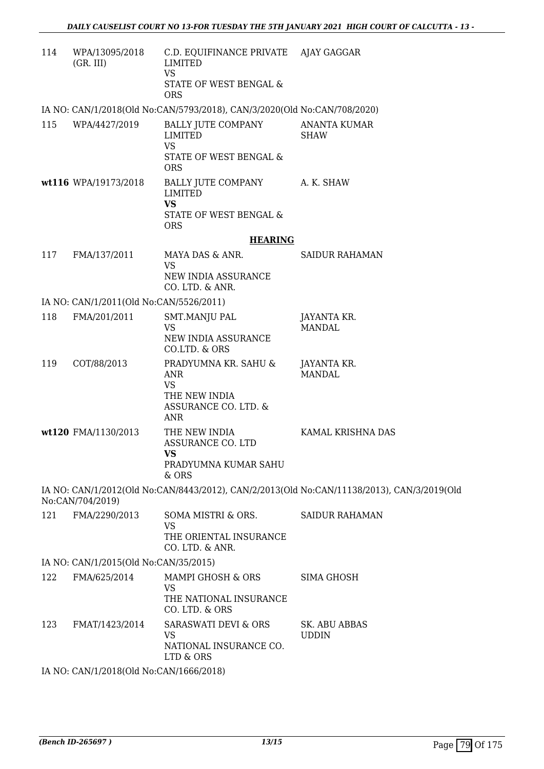| | | | |
|---|---|---|---|
| 114 | WPA/13095/2018 (GR. III) | C.D. EQUIFINANCE PRIVATE LIMITED<br>VS<br>STATE OF WEST BENGAL & ORS | AJAY GAGGAR |

IA NO: CAN/1/2018(Old No:CAN/5793/2018), CAN/3/2020(Old No:CAN/708/2020)

| | | | |
|---|---|---|---|
| 115 | WPA/4427/2019 | BALLY JUTE COMPANY LIMITED<br>VS<br>STATE OF WEST BENGAL & ORS | ANANTA KUMAR SHAW |
| **wt116** | WPA/19173/2018 | BALLY JUTE COMPANY LIMITED<br>**VS**<br>STATE OF WEST BENGAL & ORS | A. K. SHAW |

**HEARING**

| | | | |
|---|---|---|---|
| 117 | FMA/137/2011 | MAYA DAS & ANR.<br>VS<br>NEW INDIA ASSURANCE CO. LTD. & ANR. | SAIDUR RAHAMAN |

IA NO: CAN/1/2011(Old No:CAN/5526/2011)

| | | | |
|---|---|---|---|
| 118 | FMA/201/2011 | SMT.MANJU PAL<br>VS<br>NEW INDIA ASSURANCE CO.LTD. & ORS | JAYANTA KR. MANDAL |
| 119 | COT/88/2013 | PRADYUMNA KR. SAHU & ANR<br>VS<br>THE NEW INDIA ASSURANCE CO. LTD. & ANR | JAYANTA KR. MANDAL |
| **wt120** | FMA/1130/2013 | THE NEW INDIA ASSURANCE CO. LTD<br>**VS**<br>PRADYUMNA KUMAR SAHU & ORS | KAMAL KRISHNA DAS |

IA NO: CAN/1/2012(Old No:CAN/8443/2012), CAN/2/2013(Old No:CAN/11138/2013), CAN/3/2019(Old No:CAN/704/2019)

| | | | |
|---|---|---|---|
| 121 | FMA/2290/2013 | SOMA MISTRI & ORS.<br>VS<br>THE ORIENTAL INSURANCE CO. LTD. & ANR. | SAIDUR RAHAMAN |

IA NO: CAN/1/2015(Old No:CAN/35/2015)

| | | | |
|---|---|---|---|
| 122 | FMA/625/2014 | MAMPI GHOSH & ORS<br>VS<br>THE NATIONAL INSURANCE CO. LTD. & ORS | SIMA GHOSH |
| 123 | FMAT/1423/2014 | SARASWATI DEVI & ORS<br>VS<br>NATIONAL INSURANCE CO. LTD & ORS | SK. ABU ABBAS UDDIN |

IA NO: CAN/1/2018(Old No:CAN/1666/2018)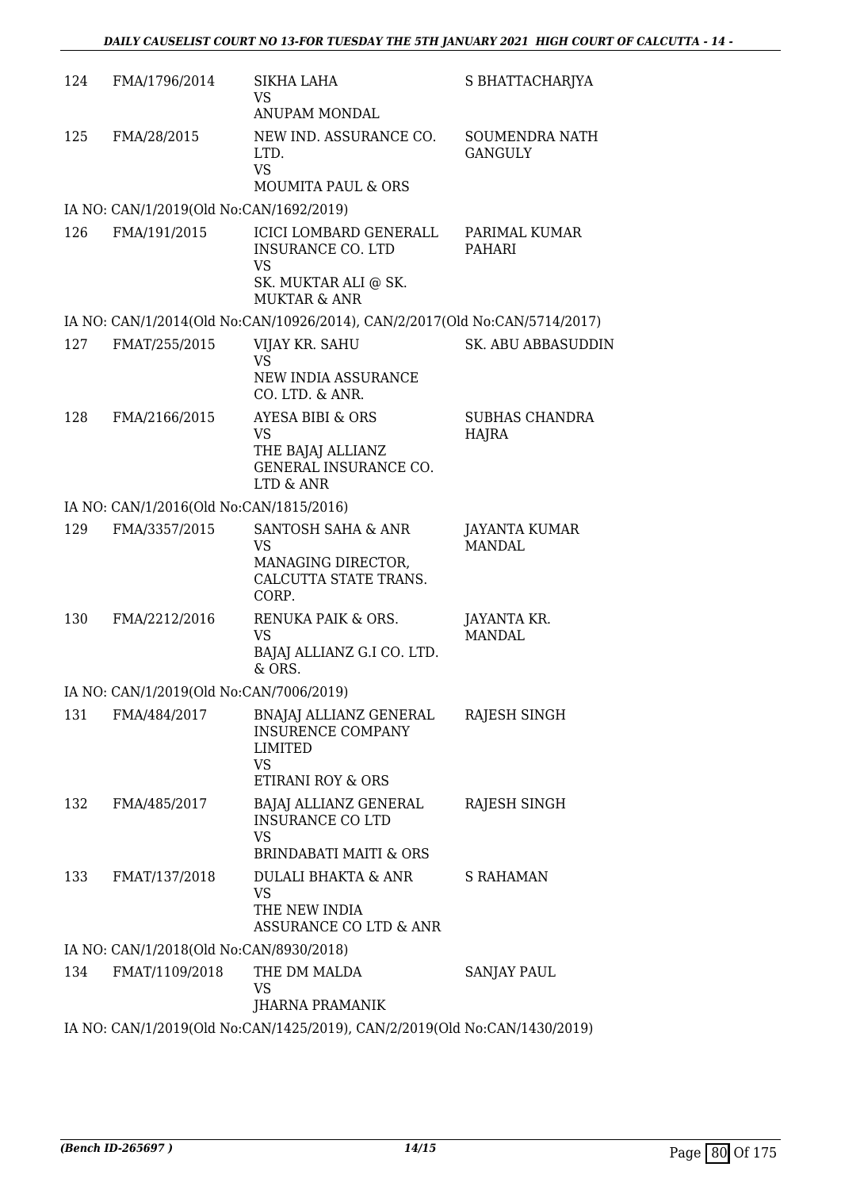| | | | |
|---|---|---|---|
| 124 | FMA/1796/2014 | SIKHA LAHA<br>VS<br>ANUPAM MONDAL | S BHATTACHARJYA |
| 125 | FMA/28/2015 | NEW IND. ASSURANCE CO. LTD.<br>VS<br>MOUMITA PAUL & ORS | SOUMENDRA NATH GANGULY |

IA NO: CAN/1/2019(Old No:CAN/1692/2019)

| | | | |
|---|---|---|---|
| 126 | FMA/191/2015 | ICICI LOMBARD GENERALL INSURANCE CO. LTD<br>VS<br>SK. MUKTAR ALI @ SK. MUKTAR & ANR | PARIMAL KUMAR PAHARI |

IA NO: CAN/1/2014(Old No:CAN/10926/2014), CAN/2/2017(Old No:CAN/5714/2017)

| | | | |
|---|---|---|---|
| 127 | FMAT/255/2015 | VIJAY KR. SAHU<br>VS<br>NEW INDIA ASSURANCE CO. LTD. & ANR. | SK. ABU ABBASUDDIN |
| 128 | FMA/2166/2015 | AYESA BIBI & ORS<br>VS<br>THE BAJAJ ALLIANZ GENERAL INSURANCE CO. LTD & ANR | SUBHAS CHANDRA HAJRA |

IA NO: CAN/1/2016(Old No:CAN/1815/2016)

| | | | |
|---|---|---|---|
| 129 | FMA/3357/2015 | SANTOSH SAHA & ANR<br>VS<br>MANAGING DIRECTOR, CALCUTTA STATE TRANS. CORP. | JAYANTA KUMAR MANDAL |
| 130 | FMA/2212/2016 | RENUKA PAIK & ORS.<br>VS<br>BAJAJ ALLIANZ G.I CO. LTD. & ORS. | JAYANTA KR. MANDAL |

IA NO: CAN/1/2019(Old No:CAN/7006/2019)

| | | | |
|---|---|---|---|
| 131 | FMA/484/2017 | BNAJAJ ALLIANZ GENERAL INSURENCE COMPANY LIMITED<br>VS<br>ETIRANI ROY & ORS | RAJESH SINGH |
| 132 | FMA/485/2017 | BAJAJ ALLIANZ GENERAL INSURANCE CO LTD<br>VS<br>BRINDABATI MAITI & ORS | RAJESH SINGH |
| 133 | FMAT/137/2018 | DULALI BHAKTA & ANR<br>VS<br>THE NEW INDIA ASSURANCE CO LTD & ANR | S RAHAMAN |

IA NO: CAN/1/2018(Old No:CAN/8930/2018)

| | | | |
|---|---|---|---|
| 134 | FMAT/1109/2018 | THE DM MALDA<br>VS<br>JHARNA PRAMANIK | SANJAY PAUL |

IA NO: CAN/1/2019(Old No:CAN/1425/2019), CAN/2/2019(Old No:CAN/1430/2019)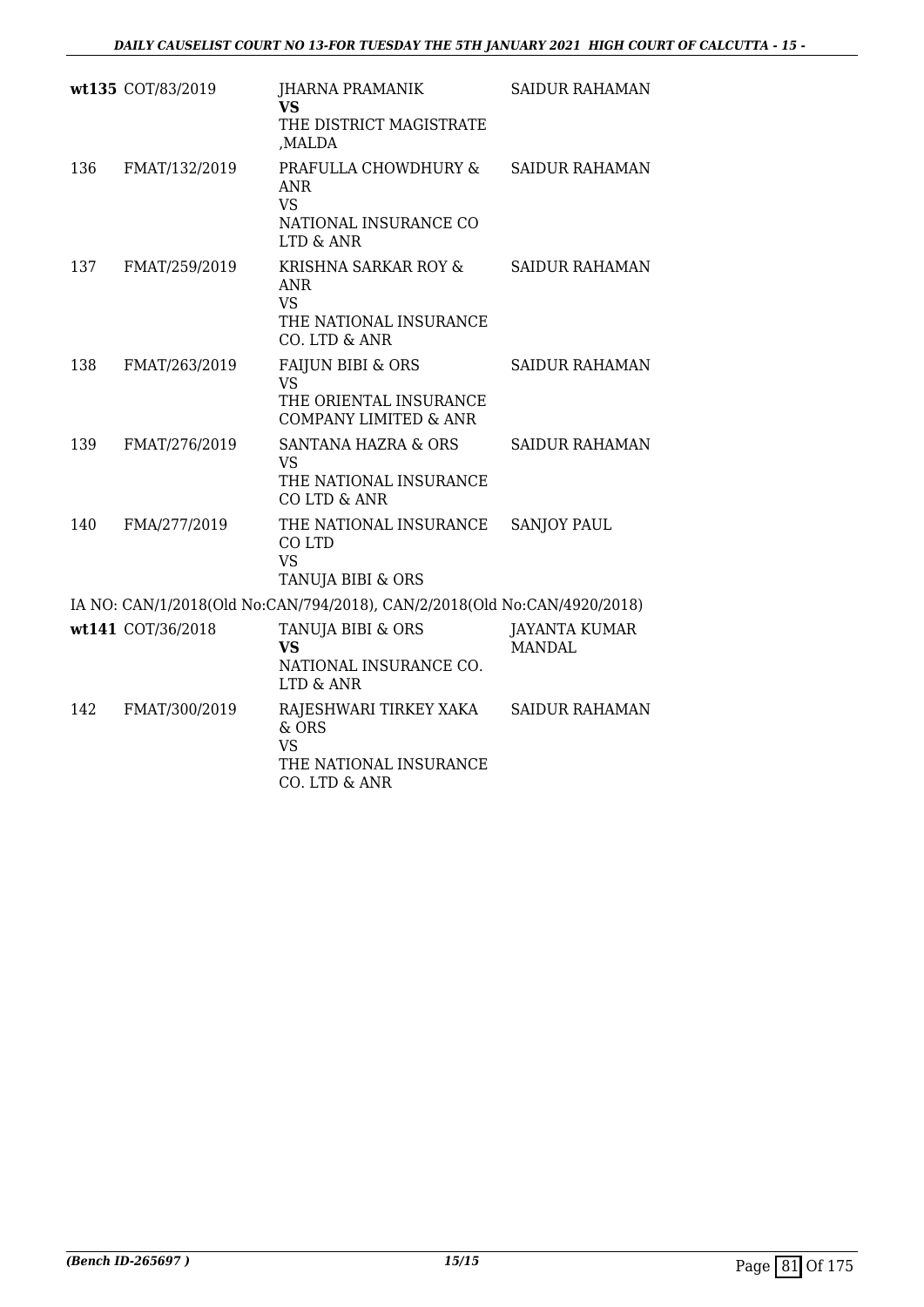| | | | |
|---|---|---|---|
| wt135 | COT/83/2019 | JHARNA PRAMANIK **VS** THE DISTRICT MAGISTRATE ,MALDA | SAIDUR RAHAMAN |
| 136 | FMAT/132/2019 | PRAFULLA CHOWDHURY & ANR VS NATIONAL INSURANCE CO LTD & ANR | SAIDUR RAHAMAN |
| 137 | FMAT/259/2019 | KRISHNA SARKAR ROY & ANR VS THE NATIONAL INSURANCE CO. LTD & ANR | SAIDUR RAHAMAN |
| 138 | FMAT/263/2019 | FAIJUN BIBI & ORS VS THE ORIENTAL INSURANCE COMPANY LIMITED & ANR | SAIDUR RAHAMAN |
| 139 | FMAT/276/2019 | SANTANA HAZRA & ORS VS THE NATIONAL INSURANCE CO LTD & ANR | SAIDUR RAHAMAN |
| 140 | FMA/277/2019 | THE NATIONAL INSURANCE CO LTD VS TANUJA BIBI & ORS | SANJOY PAUL |

IA NO: CAN/1/2018(Old No:CAN/794/2018), CAN/2/2018(Old No:CAN/4920/2018)

| | | | |
|---|---|---|---|
| wt141 | COT/36/2018 | TANUJA BIBI & ORS **VS** NATIONAL INSURANCE CO. LTD & ANR | JAYANTA KUMAR MANDAL |
| 142 | FMAT/300/2019 | RAJESHWARI TIRKEY XAKA & ORS VS THE NATIONAL INSURANCE CO. LTD & ANR | SAIDUR RAHAMAN |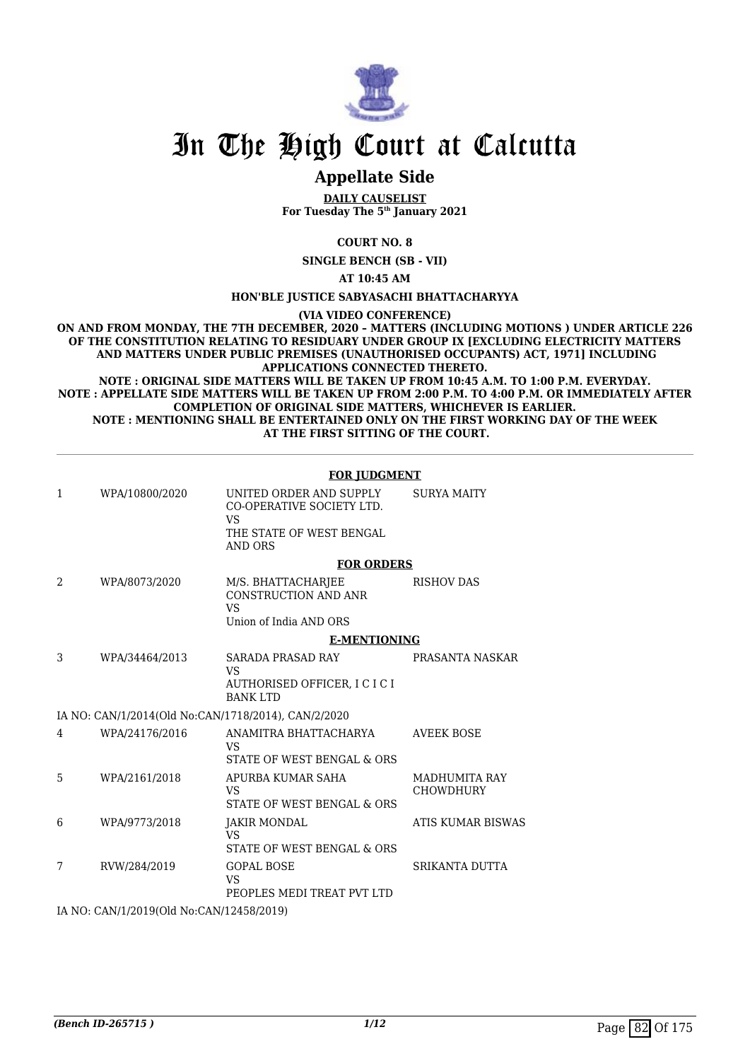# In The High Court at Calcutta

## Appellate Side

**DAILY CAUSELIST**
**For Tuesday The 5th January 2021**

**COURT NO. 8**

**SINGLE BENCH (SB - VII)**

**AT 10:45 AM**

**HON'BLE JUSTICE SABYASACHI BHATTACHARYYA**

**(VIA VIDEO CONFERENCE)**

**ON AND FROM MONDAY, THE 7TH DECEMBER, 2020 – MATTERS (INCLUDING MOTIONS ) UNDER ARTICLE 226 OF THE CONSTITUTION RELATING TO RESIDUARY UNDER GROUP IX [EXCLUDING ELECTRICITY MATTERS AND MATTERS UNDER PUBLIC PREMISES (UNAUTHORISED OCCUPANTS) ACT, 1971] INCLUDING APPLICATIONS CONNECTED THERETO.**
**NOTE : ORIGINAL SIDE MATTERS WILL BE TAKEN UP FROM 10:45 A.M. TO 1:00 P.M. EVERYDAY.**
**NOTE : APPELLATE SIDE MATTERS WILL BE TAKEN UP FROM 2:00 P.M. TO 4:00 P.M. OR IMMEDIATELY AFTER COMPLETION OF ORIGINAL SIDE MATTERS, WHICHEVER IS EARLIER.**
**NOTE : MENTIONING SHALL BE ENTERTAINED ONLY ON THE FIRST WORKING DAY OF THE WEEK AT THE FIRST SITTING OF THE COURT.**

**FOR JUDGMENT**

| | | | |
|---|---|---|---|
| 1 | WPA/10800/2020 | UNITED ORDER AND SUPPLY CO-OPERATIVE SOCIETY LTD.<br>VS<br>THE STATE OF WEST BENGAL AND ORS | SURYA MAITY |

**FOR ORDERS**

| | | | |
|---|---|---|---|
| 2 | WPA/8073/2020 | M/S. BHATTACHARJEE CONSTRUCTION AND ANR<br>VS<br>Union of India AND ORS | RISHOV DAS |

**E-MENTIONING**

| | | | |
|---|---|---|---|
| 3 | WPA/34464/2013 | SARADA PRASAD RAY<br>VS<br>AUTHORISED OFFICER, I C I C I BANK LTD | PRASANTA NASKAR |

IA NO: CAN/1/2014(Old No:CAN/1718/2014), CAN/2/2020

| | | | |
|---|---|---|---|
| 4 | WPA/24176/2016 | ANAMITRA BHATTACHARYA<br>VS<br>STATE OF WEST BENGAL & ORS | AVEEK BOSE |
| 5 | WPA/2161/2018 | APURBA KUMAR SAHA<br>VS<br>STATE OF WEST BENGAL & ORS | MADHUMITA RAY CHOWDHURY |
| 6 | WPA/9773/2018 | JAKIR MONDAL<br>VS<br>STATE OF WEST BENGAL & ORS | ATIS KUMAR BISWAS |
| 7 | RVW/284/2019 | GOPAL BOSE<br>VS<br>PEOPLES MEDI TREAT PVT LTD | SRIKANTA DUTTA |

IA NO: CAN/1/2019(Old No:CAN/12458/2019)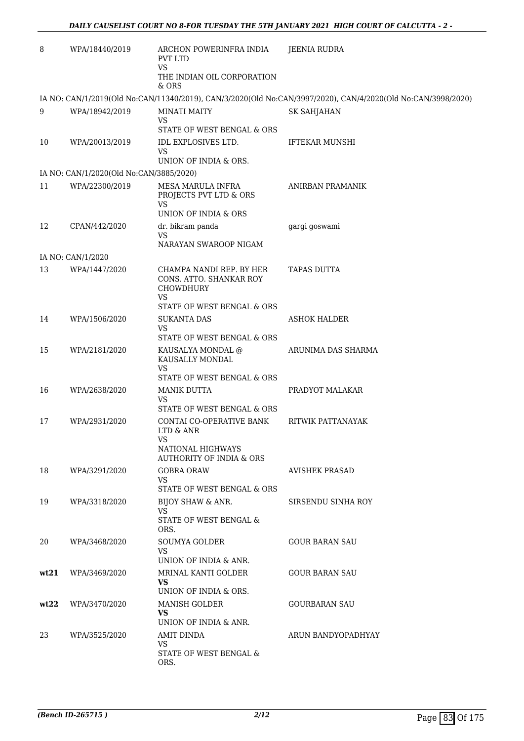| | | | |
|---|---|---|---|
| 8 | WPA/18440/2019 | ARCHON POWERINFRA INDIA PVT LTD<br>VS<br>THE INDIAN OIL CORPORATION & ORS | JEENIA RUDRA |
| | IA NO: CAN/1/2019(Old No:CAN/11340/2019), CAN/3/2020(Old No:CAN/3997/2020), CAN/4/2020(Old No:CAN/3998/2020) | | |
| 9 | WPA/18942/2019 | MINATI MAITY<br>VS<br>STATE OF WEST BENGAL & ORS | SK SAHJAHAN |
| 10 | WPA/20013/2019 | IDL EXPLOSIVES LTD.<br>VS<br>UNION OF INDIA & ORS. | IFTEKAR MUNSHI |
| | IA NO: CAN/1/2020(Old No:CAN/3885/2020) | | |
| 11 | WPA/22300/2019 | MESA MARULA INFRA PROJECTS PVT LTD & ORS<br>VS<br>UNION OF INDIA & ORS | ANIRBAN PRAMANIK |
| 12 | CPAN/442/2020 | dr. bikram panda<br>VS<br>NARAYAN SWAROOP NIGAM | gargi goswami |
| | IA NO: CAN/1/2020 | | |
| 13 | WPA/1447/2020 | CHAMPA NANDI REP. BY HER CONS. ATTO. SHANKAR ROY CHOWDHURY<br>VS<br>STATE OF WEST BENGAL & ORS | TAPAS DUTTA |
| 14 | WPA/1506/2020 | SUKANTA DAS<br>VS<br>STATE OF WEST BENGAL & ORS | ASHOK HALDER |
| 15 | WPA/2181/2020 | KAUSALYA MONDAL @ KAUSALLY MONDAL<br>VS<br>STATE OF WEST BENGAL & ORS | ARUNIMA DAS SHARMA |
| 16 | WPA/2638/2020 | MANIK DUTTA<br>VS<br>STATE OF WEST BENGAL & ORS | PRADYOT MALAKAR |
| 17 | WPA/2931/2020 | CONTAI CO-OPERATIVE BANK LTD & ANR<br>VS<br>NATIONAL HIGHWAYS AUTHORITY OF INDIA & ORS | RITWIK PATTANAYAK |
| 18 | WPA/3291/2020 | GOBRA ORAW<br>VS<br>STATE OF WEST BENGAL & ORS | AVISHEK PRASAD |
| 19 | WPA/3318/2020 | BIJOY SHAW & ANR.<br>VS<br>STATE OF WEST BENGAL & ORS. | SIRSENDU SINHA ROY |
| 20 | WPA/3468/2020 | SOUMYA GOLDER<br>VS<br>UNION OF INDIA & ANR. | GOUR BARAN SAU |
| **wt21** | WPA/3469/2020 | MRINAL KANTI GOLDER<br>**VS**<br>UNION OF INDIA & ORS. | GOUR BARAN SAU |
| **wt22** | WPA/3470/2020 | MANISH GOLDER<br>**VS**<br>UNION OF INDIA & ANR. | GOURBARAN SAU |
| 23 | WPA/3525/2020 | AMIT DINDA<br>VS<br>STATE OF WEST BENGAL & ORS. | ARUN BANDYOPADHYAY |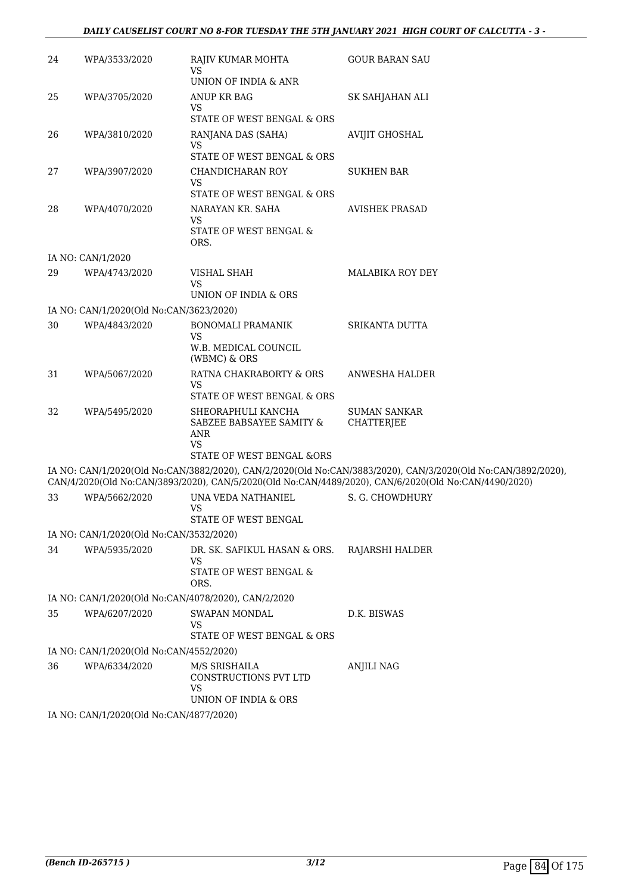| | | | |
|---|---|---|---|
| 24 | WPA/3533/2020 | RAJIV KUMAR MOHTA<br>VS<br>UNION OF INDIA & ANR | GOUR BARAN SAU |
| 25 | WPA/3705/2020 | ANUP KR BAG<br>VS<br>STATE OF WEST BENGAL & ORS | SK SAHJAHAN ALI |
| 26 | WPA/3810/2020 | RANJANA DAS (SAHA)<br>VS<br>STATE OF WEST BENGAL & ORS | AVIJIT GHOSHAL |
| 27 | WPA/3907/2020 | CHANDICHARAN ROY<br>VS<br>STATE OF WEST BENGAL & ORS | SUKHEN BAR |
| 28 | WPA/4070/2020 | NARAYAN KR. SAHA<br>VS<br>STATE OF WEST BENGAL & ORS. | AVISHEK PRASAD |

IA NO: CAN/1/2020

| | | | |
|---|---|---|---|
| 29 | WPA/4743/2020 | VISHAL SHAH<br>VS<br>UNION OF INDIA & ORS | MALABIKA ROY DEY |

IA NO: CAN/1/2020(Old No:CAN/3623/2020)

| | | | |
|---|---|---|---|
| 30 | WPA/4843/2020 | BONOMALI PRAMANIK<br>VS<br>W.B. MEDICAL COUNCIL (WBMC) & ORS | SRIKANTA DUTTA |
| 31 | WPA/5067/2020 | RATNA CHAKRABORTY & ORS<br>VS<br>STATE OF WEST BENGAL & ORS | ANWESHA HALDER |
| 32 | WPA/5495/2020 | SHEORAPHULI KANCHA SABZEE BABSAYEE SAMITY & ANR<br>VS<br>STATE OF WEST BENGAL &ORS | SUMAN SANKAR CHATTERJEE |

IA NO: CAN/1/2020(Old No:CAN/3882/2020), CAN/2/2020(Old No:CAN/3883/2020), CAN/3/2020(Old No:CAN/3892/2020), CAN/4/2020(Old No:CAN/3893/2020), CAN/5/2020(Old No:CAN/4489/2020), CAN/6/2020(Old No:CAN/4490/2020)

| | | | |
|---|---|---|---|
| 33 | WPA/5662/2020 | UNA VEDA NATHANIEL<br>VS<br>STATE OF WEST BENGAL | S. G. CHOWDHURY |

IA NO: CAN/1/2020(Old No:CAN/3532/2020)

| | | | |
|---|---|---|---|
| 34 | WPA/5935/2020 | DR. SK. SAFIKUL HASAN & ORS.<br>VS<br>STATE OF WEST BENGAL & ORS. | RAJARSHI HALDER |

IA NO: CAN/1/2020(Old No:CAN/4078/2020), CAN/2/2020

| | | | |
|---|---|---|---|
| 35 | WPA/6207/2020 | SWAPAN MONDAL<br>VS<br>STATE OF WEST BENGAL & ORS | D.K. BISWAS |

IA NO: CAN/1/2020(Old No:CAN/4552/2020)

| | | | |
|---|---|---|---|
| 36 | WPA/6334/2020 | M/S SRISHAILA CONSTRUCTIONS PVT LTD<br>VS<br>UNION OF INDIA & ORS | ANJILI NAG |

IA NO: CAN/1/2020(Old No:CAN/4877/2020)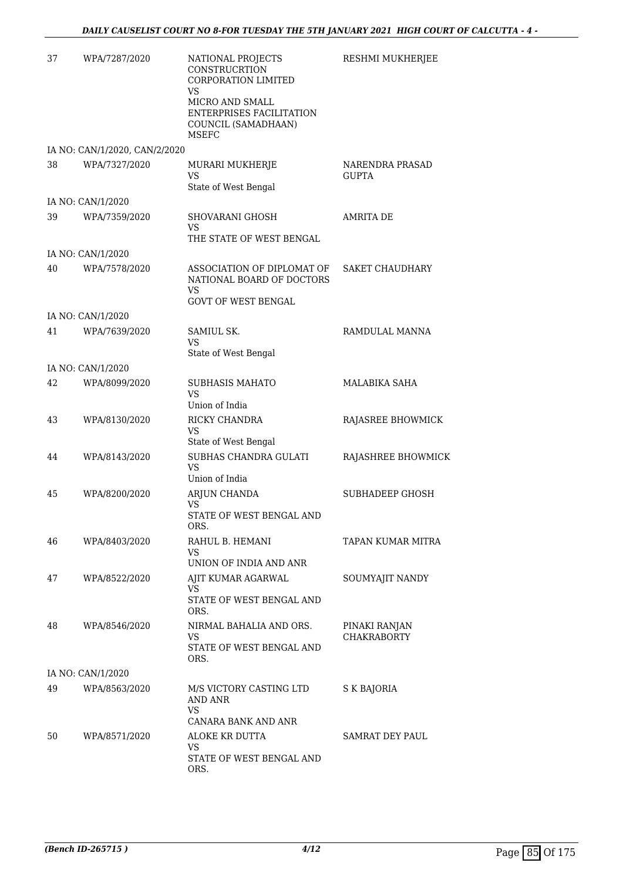| | | | |
|---|---|---|---|
| 37 | WPA/7287/2020 | NATIONAL PROJECTS CONSTRUCRTION CORPORATION LIMITED<br>VS<br>MICRO AND SMALL ENTERPRISES FACILITATION COUNCIL (SAMADHAAN) MSEFC | RESHMI MUKHERJEE |
| | IA NO: CAN/1/2020, CAN/2/2020 | | |
| 38 | WPA/7327/2020 | MURARI MUKHERJE<br>VS<br>State of West Bengal | NARENDRA PRASAD GUPTA |
| | IA NO: CAN/1/2020 | | |
| 39 | WPA/7359/2020 | SHOVARANI GHOSH<br>VS<br>THE STATE OF WEST BENGAL | AMRITA DE |
| | IA NO: CAN/1/2020 | | |
| 40 | WPA/7578/2020 | ASSOCIATION OF DIPLOMAT OF NATIONAL BOARD OF DOCTORS<br>VS<br>GOVT OF WEST BENGAL | SAKET CHAUDHARY |
| | IA NO: CAN/1/2020 | | |
| 41 | WPA/7639/2020 | SAMIUL SK.<br>VS<br>State of West Bengal | RAMDULAL MANNA |
| | IA NO: CAN/1/2020 | | |
| 42 | WPA/8099/2020 | SUBHASIS MAHATO<br>VS<br>Union of India | MALABIKA SAHA |
| 43 | WPA/8130/2020 | RICKY CHANDRA<br>VS<br>State of West Bengal | RAJASREE BHOWMICK |
| 44 | WPA/8143/2020 | SUBHAS CHANDRA GULATI<br>VS<br>Union of India | RAJASHREE BHOWMICK |
| 45 | WPA/8200/2020 | ARJUN CHANDA<br>VS<br>STATE OF WEST BENGAL AND ORS. | SUBHADEEP GHOSH |
| 46 | WPA/8403/2020 | RAHUL B. HEMANI<br>VS<br>UNION OF INDIA AND ANR | TAPAN KUMAR MITRA |
| 47 | WPA/8522/2020 | AJIT KUMAR AGARWAL<br>VS<br>STATE OF WEST BENGAL AND ORS. | SOUMYAJIT NANDY |
| 48 | WPA/8546/2020 | NIRMAL BAHALIA AND ORS.<br>VS<br>STATE OF WEST BENGAL AND ORS. | PINAKI RANJAN CHAKRABORTY |
| | IA NO: CAN/1/2020 | | |
| 49 | WPA/8563/2020 | M/S VICTORY CASTING LTD AND ANR<br>VS<br>CANARA BANK AND ANR | S K BAJORIA |
| 50 | WPA/8571/2020 | ALOKE KR DUTTA<br>VS<br>STATE OF WEST BENGAL AND ORS. | SAMRAT DEY PAUL |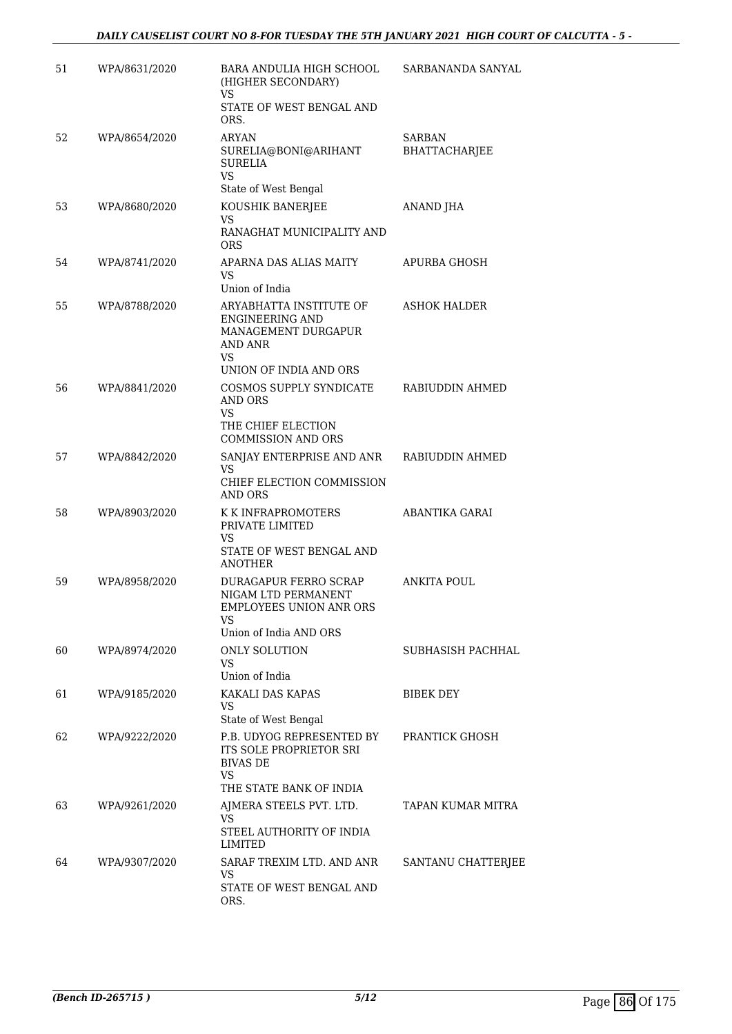| 51 | WPA/8631/2020 | BARA ANDULIA HIGH SCHOOL (HIGHER SECONDARY) VS STATE OF WEST BENGAL AND ORS. | SARBANANDA SANYAL |
|---|---|---|---|
| 52 | WPA/8654/2020 | ARYAN SURELIA@BONI@ARIHANT SURELIA VS State of West Bengal | SARBAN BHATTACHARJEE |
| 53 | WPA/8680/2020 | KOUSHIK BANERJEE VS RANAGHAT MUNICIPALITY AND ORS | ANAND JHA |
| 54 | WPA/8741/2020 | APARNA DAS ALIAS MAITY VS Union of India | APURBA GHOSH |
| 55 | WPA/8788/2020 | ARYABHATTA INSTITUTE OF ENGINEERING AND MANAGEMENT DURGAPUR AND ANR VS UNION OF INDIA AND ORS | ASHOK HALDER |
| 56 | WPA/8841/2020 | COSMOS SUPPLY SYNDICATE AND ORS VS THE CHIEF ELECTION COMMISSION AND ORS | RABIUDDIN AHMED |
| 57 | WPA/8842/2020 | SANJAY ENTERPRISE AND ANR VS CHIEF ELECTION COMMISSION AND ORS | RABIUDDIN AHMED |
| 58 | WPA/8903/2020 | K K INFRAPROMOTERS PRIVATE LIMITED VS STATE OF WEST BENGAL AND ANOTHER | ABANTIKA GARAI |
| 59 | WPA/8958/2020 | DURAGAPUR FERRO SCRAP NIGAM LTD PERMANENT EMPLOYEES UNION ANR ORS VS Union of India AND ORS | ANKITA POUL |
| 60 | WPA/8974/2020 | ONLY SOLUTION VS Union of India | SUBHASISH PACHHAL |
| 61 | WPA/9185/2020 | KAKALI DAS KAPAS VS State of West Bengal | BIBEK DEY |
| 62 | WPA/9222/2020 | P.B. UDYOG REPRESENTED BY ITS SOLE PROPRIETOR SRI BIVAS DE VS THE STATE BANK OF INDIA | PRANTICK GHOSH |
| 63 | WPA/9261/2020 | AJMERA STEELS PVT. LTD. VS STEEL AUTHORITY OF INDIA LIMITED | TAPAN KUMAR MITRA |
| 64 | WPA/9307/2020 | SARAF TREXIM LTD. AND ANR VS STATE OF WEST BENGAL AND ORS. | SANTANU CHATTERJEE |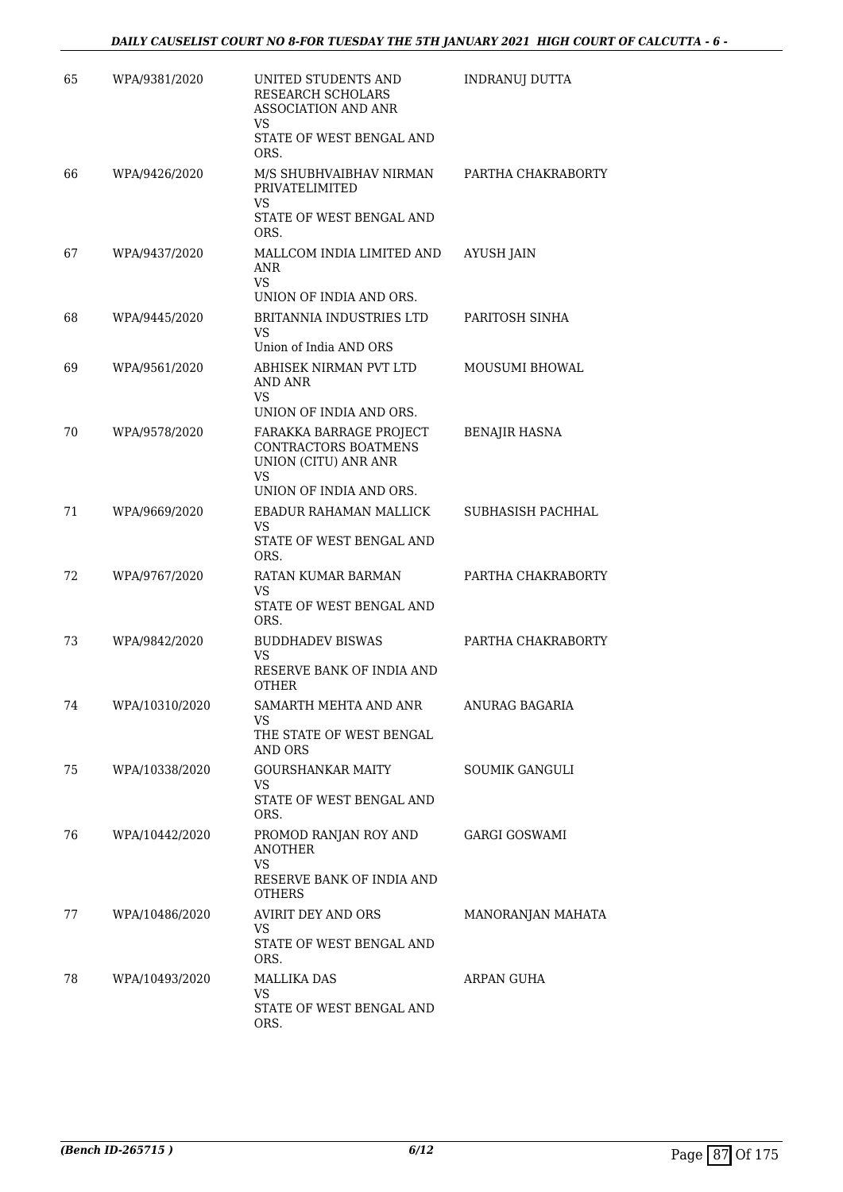| | | | |
|---|---|---|---|
| 65 | WPA/9381/2020 | UNITED STUDENTS AND RESEARCH SCHOLARS ASSOCIATION AND ANR<br>VS<br>STATE OF WEST BENGAL AND ORS. | INDRANUJ DUTTA |
| 66 | WPA/9426/2020 | M/S SHUBHVAIBHAV NIRMAN PRIVATELIMITED<br>VS<br>STATE OF WEST BENGAL AND ORS. | PARTHA CHAKRABORTY |
| 67 | WPA/9437/2020 | MALLCOM INDIA LIMITED AND ANR<br>VS<br>UNION OF INDIA AND ORS. | AYUSH JAIN |
| 68 | WPA/9445/2020 | BRITANNIA INDUSTRIES LTD<br>VS<br>Union of India AND ORS | PARITOSH SINHA |
| 69 | WPA/9561/2020 | ABHISEK NIRMAN PVT LTD AND ANR<br>VS<br>UNION OF INDIA AND ORS. | MOUSUMI BHOWAL |
| 70 | WPA/9578/2020 | FARAKKA BARRAGE PROJECT CONTRACTORS BOATMENS UNION (CITU) ANR ANR<br>VS<br>UNION OF INDIA AND ORS. | BENAJIR HASNA |
| 71 | WPA/9669/2020 | EBADUR RAHAMAN MALLICK<br>VS<br>STATE OF WEST BENGAL AND ORS. | SUBHASISH PACHHAL |
| 72 | WPA/9767/2020 | RATAN KUMAR BARMAN<br>VS<br>STATE OF WEST BENGAL AND ORS. | PARTHA CHAKRABORTY |
| 73 | WPA/9842/2020 | BUDDHADEV BISWAS<br>VS<br>RESERVE BANK OF INDIA AND OTHER | PARTHA CHAKRABORTY |
| 74 | WPA/10310/2020 | SAMARTH MEHTA AND ANR<br>VS<br>THE STATE OF WEST BENGAL AND ORS | ANURAG BAGARIA |
| 75 | WPA/10338/2020 | GOURSHANKAR MAITY<br>VS<br>STATE OF WEST BENGAL AND ORS. | SOUMIK GANGULI |
| 76 | WPA/10442/2020 | PROMOD RANJAN ROY AND ANOTHER<br>VS<br>RESERVE BANK OF INDIA AND OTHERS | GARGI GOSWAMI |
| 77 | WPA/10486/2020 | AVIRIT DEY AND ORS<br>VS<br>STATE OF WEST BENGAL AND ORS. | MANORANJAN MAHATA |
| 78 | WPA/10493/2020 | MALLIKA DAS<br>VS<br>STATE OF WEST BENGAL AND ORS. | ARPAN GUHA |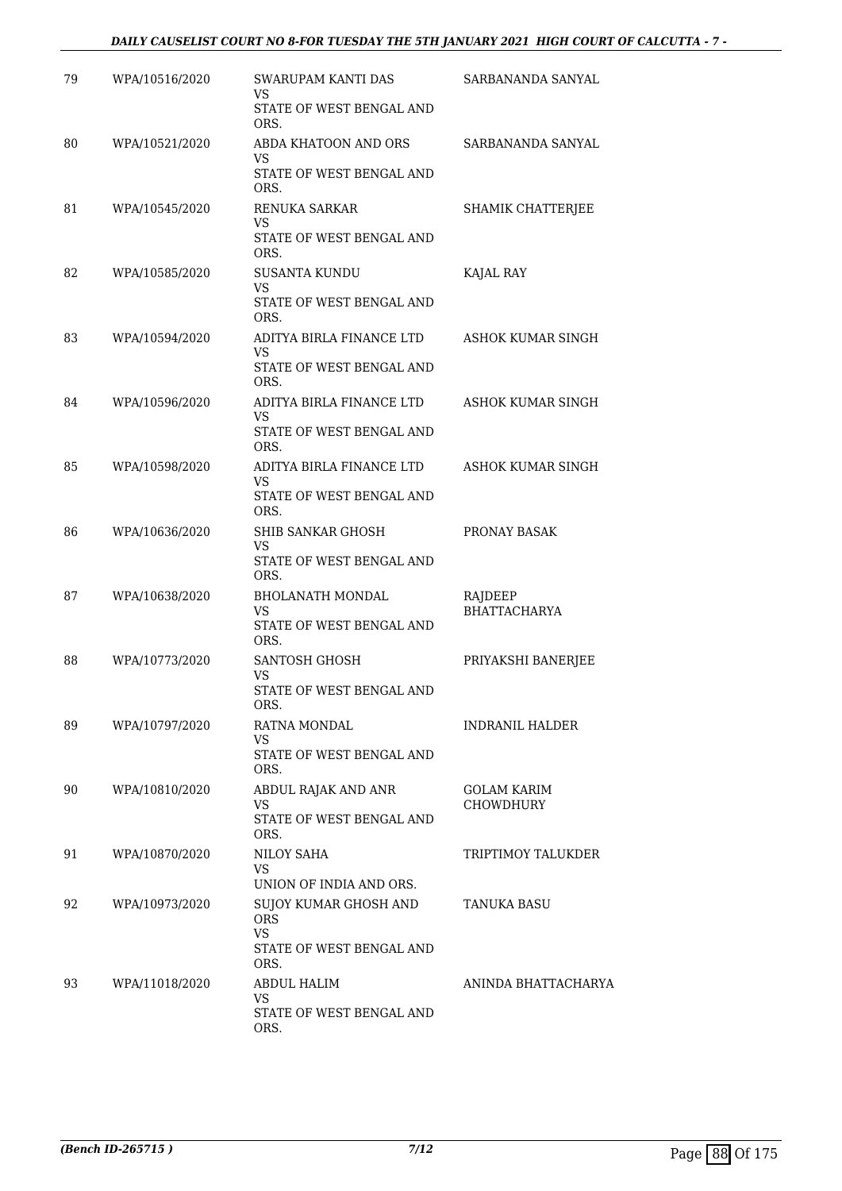| 79 | WPA/10516/2020 | SWARUPAM KANTI DAS<br>VS<br>STATE OF WEST BENGAL AND ORS. | SARBANANDA SANYAL |
|---|---|---|---|
| 80 | WPA/10521/2020 | ABDA KHATOON AND ORS<br>VS<br>STATE OF WEST BENGAL AND ORS. | SARBANANDA SANYAL |
| 81 | WPA/10545/2020 | RENUKA SARKAR<br>VS<br>STATE OF WEST BENGAL AND ORS. | SHAMIK CHATTERJEE |
| 82 | WPA/10585/2020 | SUSANTA KUNDU<br>VS<br>STATE OF WEST BENGAL AND ORS. | KAJAL RAY |
| 83 | WPA/10594/2020 | ADITYA BIRLA FINANCE LTD<br>VS<br>STATE OF WEST BENGAL AND ORS. | ASHOK KUMAR SINGH |
| 84 | WPA/10596/2020 | ADITYA BIRLA FINANCE LTD<br>VS<br>STATE OF WEST BENGAL AND ORS. | ASHOK KUMAR SINGH |
| 85 | WPA/10598/2020 | ADITYA BIRLA FINANCE LTD<br>VS<br>STATE OF WEST BENGAL AND ORS. | ASHOK KUMAR SINGH |
| 86 | WPA/10636/2020 | SHIB SANKAR GHOSH<br>VS<br>STATE OF WEST BENGAL AND ORS. | PRONAY BASAK |
| 87 | WPA/10638/2020 | BHOLANATH MONDAL<br>VS<br>STATE OF WEST BENGAL AND ORS. | RAJDEEP BHATTACHARYA |
| 88 | WPA/10773/2020 | SANTOSH GHOSH<br>VS<br>STATE OF WEST BENGAL AND ORS. | PRIYAKSHI BANERJEE |
| 89 | WPA/10797/2020 | RATNA MONDAL<br>VS<br>STATE OF WEST BENGAL AND ORS. | INDRANIL HALDER |
| 90 | WPA/10810/2020 | ABDUL RAJAK AND ANR<br>VS<br>STATE OF WEST BENGAL AND ORS. | GOLAM KARIM CHOWDHURY |
| 91 | WPA/10870/2020 | NILOY SAHA<br>VS<br>UNION OF INDIA AND ORS. | TRIPTIMOY TALUKDER |
| 92 | WPA/10973/2020 | SUJOY KUMAR GHOSH AND ORS<br>VS<br>STATE OF WEST BENGAL AND ORS. | TANUKA BASU |
| 93 | WPA/11018/2020 | ABDUL HALIM<br>VS<br>STATE OF WEST BENGAL AND ORS. | ANINDA BHATTACHARYA |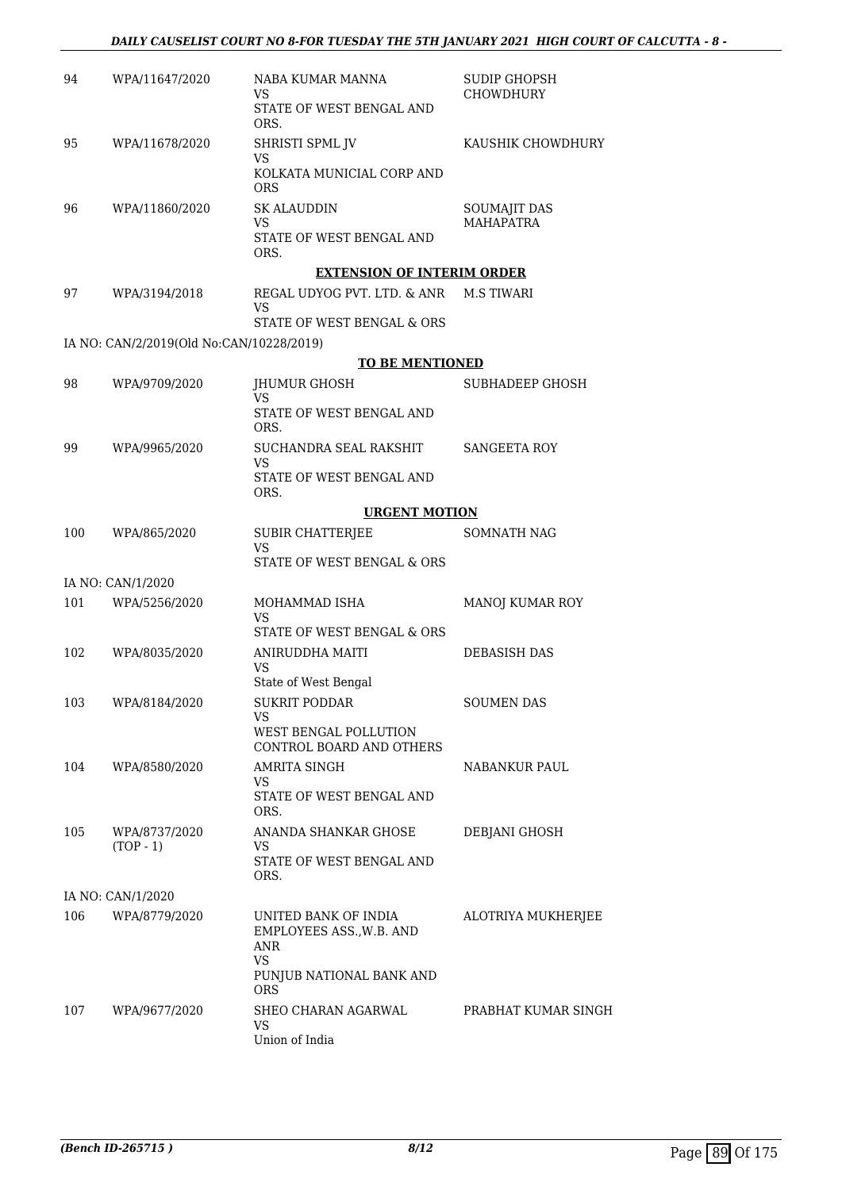| | | | |
|---|---|---|---|
| 94 | WPA/11647/2020 | NABA KUMAR MANNA<br>VS<br>STATE OF WEST BENGAL AND ORS. | SUDIP GHOPSH CHOWDHURY |
| 95 | WPA/11678/2020 | SHRISTI SPML JV<br>VS<br>KOLKATA MUNICIAL CORP AND ORS | KAUSHIK CHOWDHURY |
| 96 | WPA/11860/2020 | SK ALAUDDIN<br>VS<br>STATE OF WEST BENGAL AND ORS. | SOUMAJIT DAS MAHAPATRA |

**EXTENSION OF INTERIM ORDER**

| | | | |
|---|---|---|---|
| 97 | WPA/3194/2018 | REGAL UDYOG PVT. LTD. & ANR<br>VS<br>STATE OF WEST BENGAL & ORS | M.S TIWARI |

IA NO: CAN/2/2019(Old No:CAN/10228/2019)

**TO BE MENTIONED**

| | | | |
|---|---|---|---|
| 98 | WPA/9709/2020 | JHUMUR GHOSH<br>VS<br>STATE OF WEST BENGAL AND ORS. | SUBHADEEP GHOSH |
| 99 | WPA/9965/2020 | SUCHANDRA SEAL RAKSHIT<br>VS<br>STATE OF WEST BENGAL AND ORS. | SANGEETA ROY |

**URGENT MOTION**

| | | | |
|---|---|---|---|
| 100 | WPA/865/2020 | SUBIR CHATTERJEE<br>VS<br>STATE OF WEST BENGAL & ORS | SOMNATH NAG |

IA NO: CAN/1/2020

| | | | |
|---|---|---|---|
| 101 | WPA/5256/2020 | MOHAMMAD ISHA<br>VS<br>STATE OF WEST BENGAL & ORS | MANOJ KUMAR ROY |
| 102 | WPA/8035/2020 | ANIRUDDHA MAITI<br>VS<br>State of West Bengal | DEBASISH DAS |
| 103 | WPA/8184/2020 | SUKRIT PODDAR<br>VS<br>WEST BENGAL POLLUTION CONTROL BOARD AND OTHERS | SOUMEN DAS |
| 104 | WPA/8580/2020 | AMRITA SINGH<br>VS<br>STATE OF WEST BENGAL AND ORS. | NABANKUR PAUL |
| 105 | WPA/8737/2020<br>(TOP - 1) | ANANDA SHANKAR GHOSE<br>VS<br>STATE OF WEST BENGAL AND ORS. | DEBJANI GHOSH |

IA NO: CAN/1/2020

| | | | |
|---|---|---|---|
| 106 | WPA/8779/2020 | UNITED BANK OF INDIA EMPLOYEES ASS.,W.B. AND ANR<br>VS<br>PUNJUB NATIONAL BANK AND ORS | ALOTRIYA MUKHERJEE |
| 107 | WPA/9677/2020 | SHEO CHARAN AGARWAL<br>VS<br>Union of India | PRABHAT KUMAR SINGH |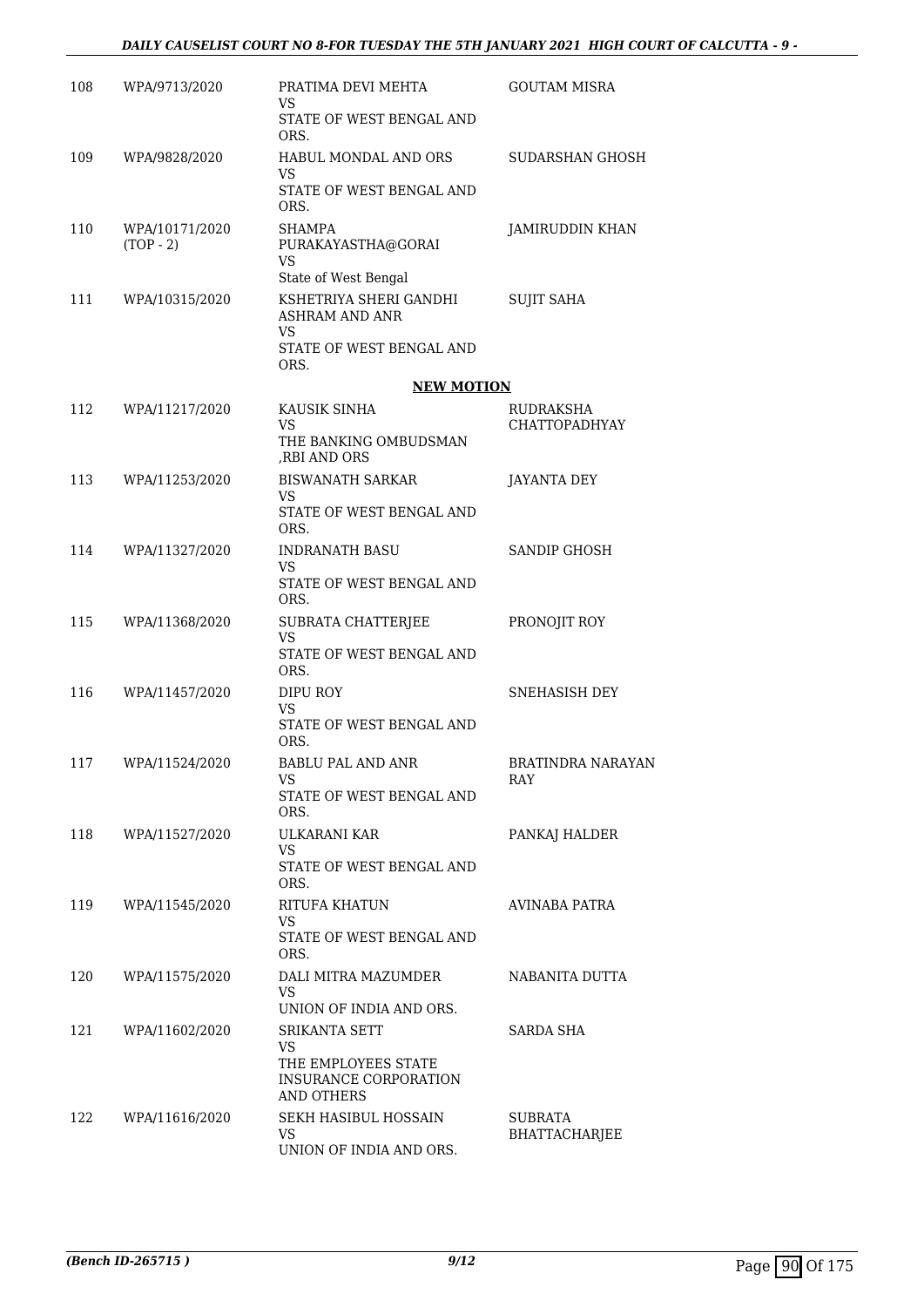| | | | |
|---|---|---|---|
| 108 | WPA/9713/2020 | PRATIMA DEVI MEHTA<br>VS<br>STATE OF WEST BENGAL AND ORS. | GOUTAM MISRA |
| 109 | WPA/9828/2020 | HABUL MONDAL AND ORS<br>VS<br>STATE OF WEST BENGAL AND ORS. | SUDARSHAN GHOSH |
| 110 | WPA/10171/2020<br>(TOP - 2) | SHAMPA PURAKAYASTHA@GORAI<br>VS<br>State of West Bengal | JAMIRUDDIN KHAN |
| 111 | WPA/10315/2020 | KSHETRIYA SHERI GANDHI ASHRAM AND ANR<br>VS<br>STATE OF WEST BENGAL AND ORS. | SUJIT SAHA |

**NEW MOTION**

| | | | |
|---|---|---|---|
| 112 | WPA/11217/2020 | KAUSIK SINHA<br>VS<br>THE BANKING OMBUDSMAN ,RBI AND ORS | RUDRAKSHA CHATTOPADHYAY |
| 113 | WPA/11253/2020 | BISWANATH SARKAR<br>VS<br>STATE OF WEST BENGAL AND ORS. | JAYANTA DEY |
| 114 | WPA/11327/2020 | INDRANATH BASU<br>VS<br>STATE OF WEST BENGAL AND ORS. | SANDIP GHOSH |
| 115 | WPA/11368/2020 | SUBRATA CHATTERJEE<br>VS<br>STATE OF WEST BENGAL AND ORS. | PRONOJIT ROY |
| 116 | WPA/11457/2020 | DIPU ROY<br>VS<br>STATE OF WEST BENGAL AND ORS. | SNEHASISH DEY |
| 117 | WPA/11524/2020 | BABLU PAL AND ANR<br>VS<br>STATE OF WEST BENGAL AND ORS. | BRATINDRA NARAYAN RAY |
| 118 | WPA/11527/2020 | ULKARANI KAR<br>VS<br>STATE OF WEST BENGAL AND ORS. | PANKAJ HALDER |
| 119 | WPA/11545/2020 | RITUFA KHATUN<br>VS<br>STATE OF WEST BENGAL AND ORS. | AVINABA PATRA |
| 120 | WPA/11575/2020 | DALI MITRA MAZUMDER<br>VS<br>UNION OF INDIA AND ORS. | NABANITA DUTTA |
| 121 | WPA/11602/2020 | SRIKANTA SETT<br>VS<br>THE EMPLOYEES STATE INSURANCE CORPORATION AND OTHERS | SARDA SHA |
| 122 | WPA/11616/2020 | SEKH HASIBUL HOSSAIN<br>VS<br>UNION OF INDIA AND ORS. | SUBRATA BHATTACHARJEE |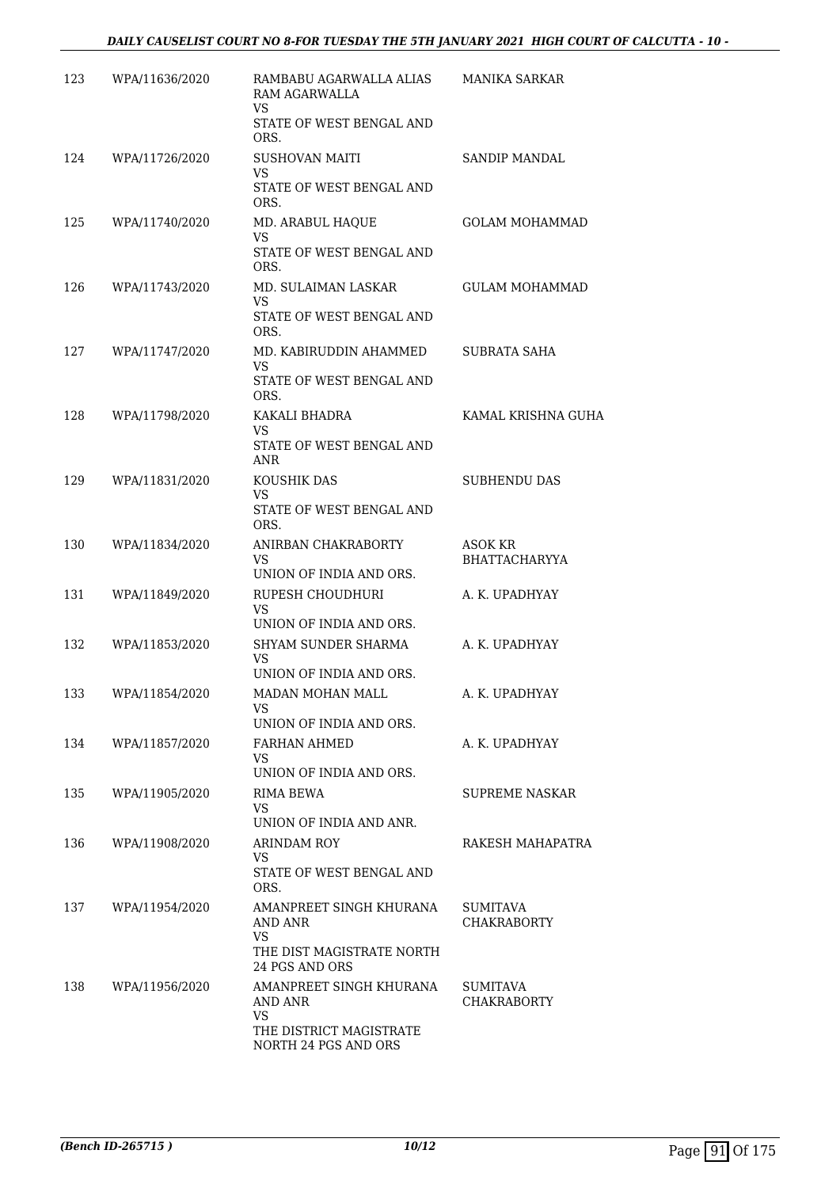| | | | |
|---|---|---|---|
| 123 | WPA/11636/2020 | RAMBABU AGARWALLA ALIAS RAM AGARWALLA<br>VS<br>STATE OF WEST BENGAL AND ORS. | MANIKA SARKAR |
| 124 | WPA/11726/2020 | SUSHOVAN MAITI<br>VS<br>STATE OF WEST BENGAL AND ORS. | SANDIP MANDAL |
| 125 | WPA/11740/2020 | MD. ARABUL HAQUE<br>VS<br>STATE OF WEST BENGAL AND ORS. | GOLAM MOHAMMAD |
| 126 | WPA/11743/2020 | MD. SULAIMAN LASKAR<br>VS<br>STATE OF WEST BENGAL AND ORS. | GULAM MOHAMMAD |
| 127 | WPA/11747/2020 | MD. KABIRUDDIN AHAMMED<br>VS<br>STATE OF WEST BENGAL AND ORS. | SUBRATA SAHA |
| 128 | WPA/11798/2020 | KAKALI BHADRA<br>VS<br>STATE OF WEST BENGAL AND ANR | KAMAL KRISHNA GUHA |
| 129 | WPA/11831/2020 | KOUSHIK DAS<br>VS<br>STATE OF WEST BENGAL AND ORS. | SUBHENDU DAS |
| 130 | WPA/11834/2020 | ANIRBAN CHAKRABORTY<br>VS<br>UNION OF INDIA AND ORS. | ASOK KR BHATTACHARYYA |
| 131 | WPA/11849/2020 | RUPESH CHOUDHURI<br>VS<br>UNION OF INDIA AND ORS. | A. K. UPADHYAY |
| 132 | WPA/11853/2020 | SHYAM SUNDER SHARMA<br>VS<br>UNION OF INDIA AND ORS. | A. K. UPADHYAY |
| 133 | WPA/11854/2020 | MADAN MOHAN MALL<br>VS<br>UNION OF INDIA AND ORS. | A. K. UPADHYAY |
| 134 | WPA/11857/2020 | FARHAN AHMED<br>VS<br>UNION OF INDIA AND ORS. | A. K. UPADHYAY |
| 135 | WPA/11905/2020 | RIMA BEWA<br>VS<br>UNION OF INDIA AND ANR. | SUPREME NASKAR |
| 136 | WPA/11908/2020 | ARINDAM ROY<br>VS<br>STATE OF WEST BENGAL AND ORS. | RAKESH MAHAPATRA |
| 137 | WPA/11954/2020 | AMANPREET SINGH KHURANA AND ANR<br>VS<br>THE DIST MAGISTRATE NORTH 24 PGS AND ORS | SUMITAVA CHAKRABORTY |
| 138 | WPA/11956/2020 | AMANPREET SINGH KHURANA AND ANR<br>VS<br>THE DISTRICT MAGISTRATE NORTH 24 PGS AND ORS | SUMITAVA CHAKRABORTY |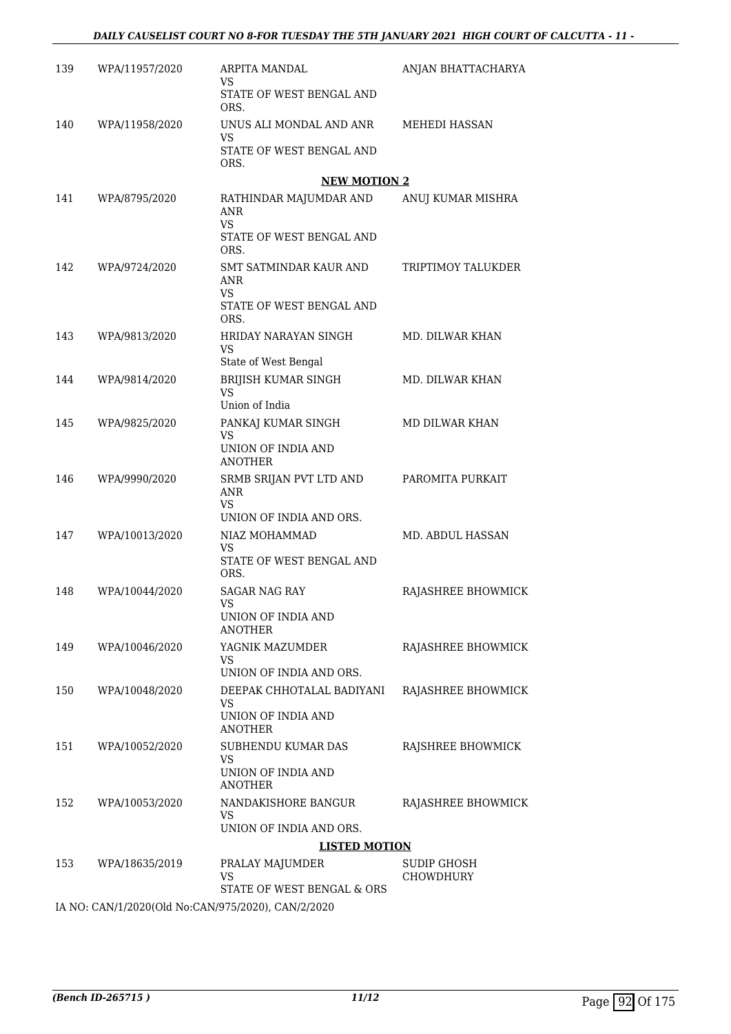| 139 | WPA/11957/2020 | ARPITA MANDAL<br>VS<br>STATE OF WEST BENGAL AND ORS. | ANJAN BHATTACHARYA |
|---|---|---|---|
| 140 | WPA/11958/2020 | UNUS ALI MONDAL AND ANR<br>VS<br>STATE OF WEST BENGAL AND ORS. | MEHEDI HASSAN |

**NEW MOTION 2**

| 141 | WPA/8795/2020 | RATHINDAR MAJUMDAR AND ANR<br>VS<br>STATE OF WEST BENGAL AND ORS. | ANUJ KUMAR MISHRA |
|---|---|---|---|
| 142 | WPA/9724/2020 | SMT SATMINDAR KAUR AND ANR<br>VS<br>STATE OF WEST BENGAL AND ORS. | TRIPTIMOY TALUKDER |
| 143 | WPA/9813/2020 | HRIDAY NARAYAN SINGH<br>VS<br>State of West Bengal | MD. DILWAR KHAN |
| 144 | WPA/9814/2020 | BRIJISH KUMAR SINGH<br>VS<br>Union of India | MD. DILWAR KHAN |
| 145 | WPA/9825/2020 | PANKAJ KUMAR SINGH<br>VS<br>UNION OF INDIA AND ANOTHER | MD DILWAR KHAN |
| 146 | WPA/9990/2020 | SRMB SRIJAN PVT LTD AND ANR<br>VS<br>UNION OF INDIA AND ORS. | PAROMITA PURKAIT |
| 147 | WPA/10013/2020 | NIAZ MOHAMMAD<br>VS<br>STATE OF WEST BENGAL AND ORS. | MD. ABDUL HASSAN |
| 148 | WPA/10044/2020 | SAGAR NAG RAY<br>VS<br>UNION OF INDIA AND ANOTHER | RAJASHREE BHOWMICK |
| 149 | WPA/10046/2020 | YAGNIK MAZUMDER<br>VS<br>UNION OF INDIA AND ORS. | RAJASHREE BHOWMICK |
| 150 | WPA/10048/2020 | DEEPAK CHHOTALAL BADIYANI<br>VS<br>UNION OF INDIA AND ANOTHER | RAJASHREE BHOWMICK |
| 151 | WPA/10052/2020 | SUBHENDU KUMAR DAS<br>VS<br>UNION OF INDIA AND ANOTHER | RAJSHREE BHOWMICK |
| 152 | WPA/10053/2020 | NANDAKISHORE BANGUR<br>VS<br>UNION OF INDIA AND ORS. | RAJASHREE BHOWMICK |

**LISTED MOTION**

| 153 | WPA/18635/2019 | PRALAY MAJUMDER<br>VS<br>STATE OF WEST BENGAL & ORS | SUDIP GHOSH CHOWDHURY |
|---|---|---|---|

IA NO: CAN/1/2020(Old No:CAN/975/2020), CAN/2/2020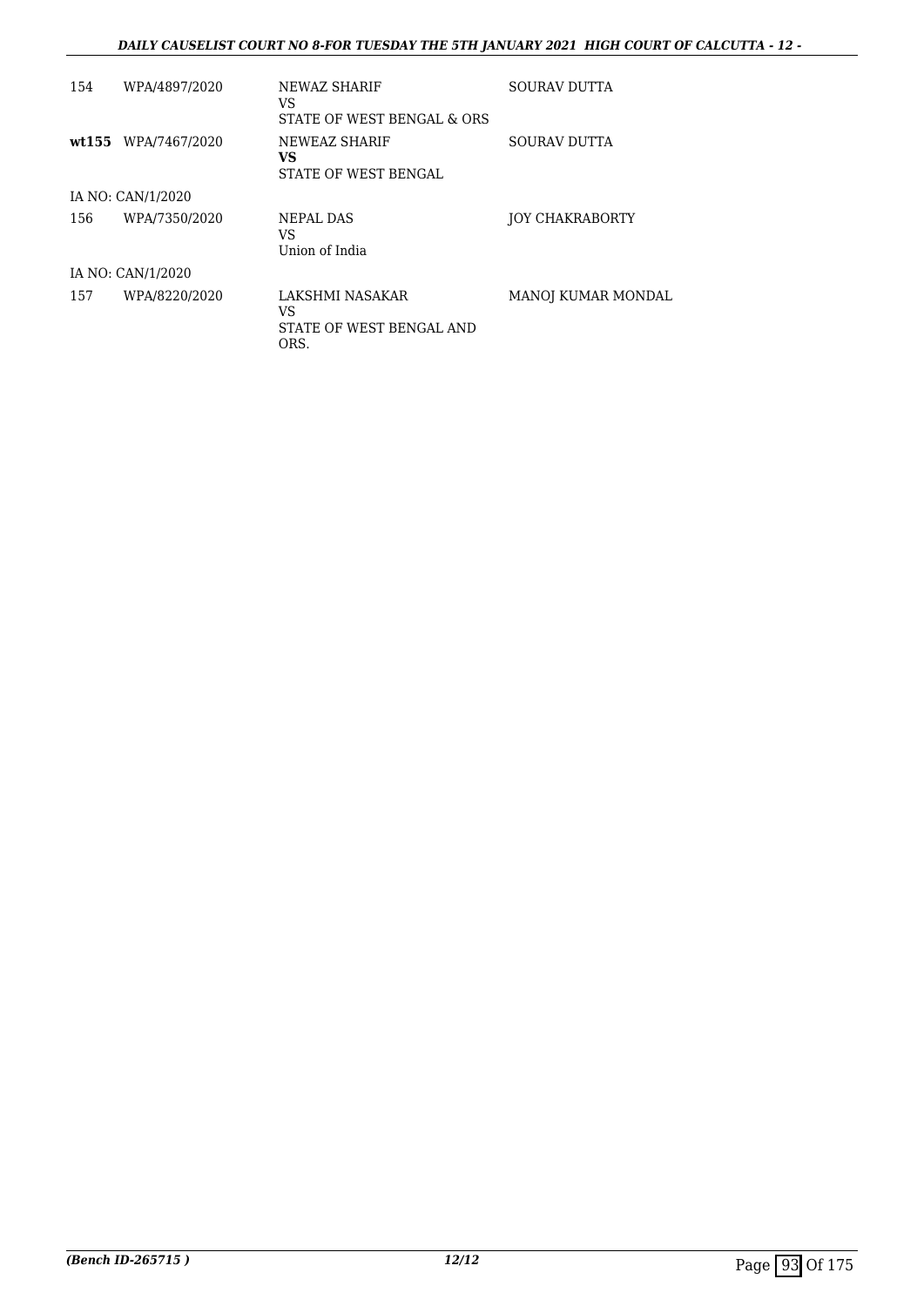| | | | |
|---|---|---|---|
| 154 | WPA/4897/2020 | NEWAZ SHARIF<br>VS<br>STATE OF WEST BENGAL & ORS | SOURAV DUTTA |
| **wt155** | WPA/7467/2020 | NEWEAZ SHARIF<br>**VS**<br>STATE OF WEST BENGAL | SOURAV DUTTA |
| IA NO: CAN/1/2020 | | | |
| 156 | WPA/7350/2020 | NEPAL DAS<br>VS<br>Union of India | JOY CHAKRABORTY |
| IA NO: CAN/1/2020 | | | |
| 157 | WPA/8220/2020 | LAKSHMI NASAKAR<br>VS<br>STATE OF WEST BENGAL AND ORS. | MANOJ KUMAR MONDAL |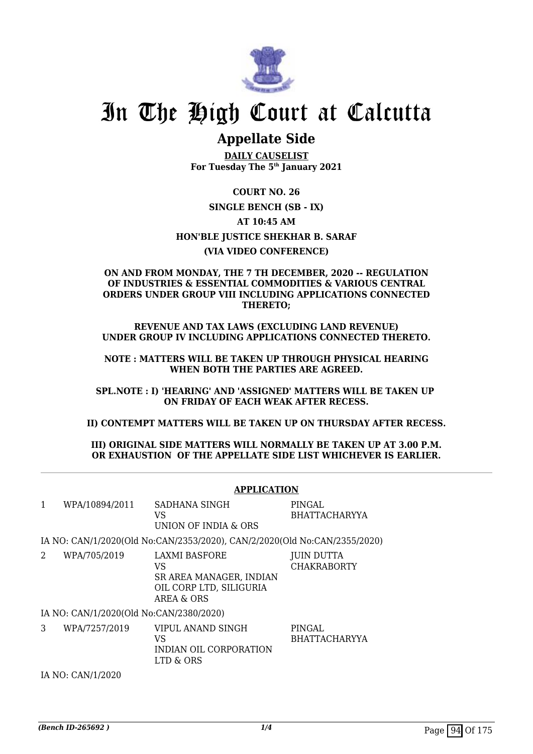# In The High Court at Calcutta

## Appellate Side

**DAILY CAUSELIST**
**For Tuesday The 5th January 2021**

**COURT NO. 26**

**SINGLE BENCH (SB - IX)**

**AT 10:45 AM**

**HON'BLE JUSTICE SHEKHAR B. SARAF**

**(VIA VIDEO CONFERENCE)**

**ON AND FROM MONDAY, THE 7 TH DECEMBER, 2020 -- REGULATION OF INDUSTRIES & ESSENTIAL COMMODITIES & VARIOUS CENTRAL ORDERS UNDER GROUP VIII INCLUDING APPLICATIONS CONNECTED THERETO;**

**REVENUE AND TAX LAWS (EXCLUDING LAND REVENUE) UNDER GROUP IV INCLUDING APPLICATIONS CONNECTED THERETO.**

**NOTE : MATTERS WILL BE TAKEN UP THROUGH PHYSICAL HEARING WHEN BOTH THE PARTIES ARE AGREED.**

**SPL.NOTE : I) 'HEARING' AND 'ASSIGNED' MATTERS WILL BE TAKEN UP ON FRIDAY OF EACH WEAK AFTER RECESS.**

**II) CONTEMPT MATTERS WILL BE TAKEN UP ON THURSDAY AFTER RECESS.**

**III) ORIGINAL SIDE MATTERS WILL NORMALLY BE TAKEN UP AT 3.00 P.M. OR EXHAUSTION OF THE APPELLATE SIDE LIST WHICHEVER IS EARLIER.**

**APPLICATION**

| | | | |
|---|---|---|---|
| 1 | WPA/10894/2011 | SADHANA SINGH<br>VS<br>UNION OF INDIA & ORS | PINGAL BHATTACHARYYA |

IA NO: CAN/1/2020(Old No:CAN/2353/2020), CAN/2/2020(Old No:CAN/2355/2020)

| | | | |
|---|---|---|---|
| 2 | WPA/705/2019 | LAXMI BASFORE<br>VS<br>SR AREA MANAGER, INDIAN OIL CORP LTD, SILIGURIA AREA & ORS | JUIN DUTTA CHAKRABORTY |

IA NO: CAN/1/2020(Old No:CAN/2380/2020)

| | | | |
|---|---|---|---|
| 3 | WPA/7257/2019 | VIPUL ANAND SINGH<br>VS<br>INDIAN OIL CORPORATION LTD & ORS | PINGAL BHATTACHARYYA |

IA NO: CAN/1/2020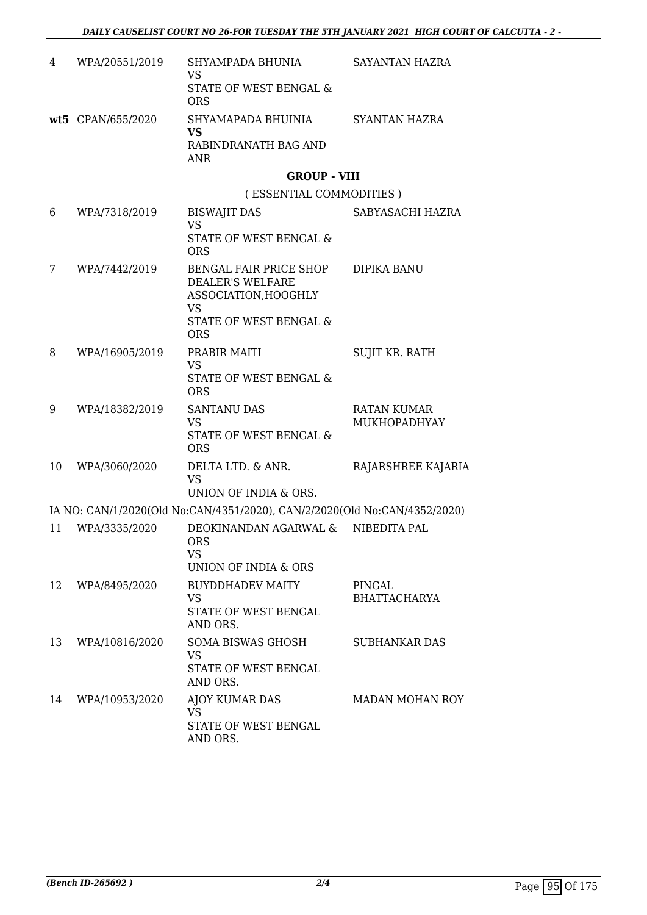| | | | |
|---|---|---|---|
| 4 | WPA/20551/2019 | SHYAMPADA BHUNIA<br>VS<br>STATE OF WEST BENGAL & ORS | SAYANTAN HAZRA |
| **wt5** | CPAN/655/2020 | SHYAMAPADA BHUINIA<br>**VS**<br>RABINDRANATH BAG AND ANR | SYANTAN HAZRA |

## GROUP - VIII

( ESSENTIAL COMMODITIES )

| | | | |
|---|---|---|---|
| 6 | WPA/7318/2019 | BISWAJIT DAS<br>VS<br>STATE OF WEST BENGAL & ORS | SABYASACHI HAZRA |
| 7 | WPA/7442/2019 | BENGAL FAIR PRICE SHOP DEALER'S WELFARE ASSOCIATION,HOOGHLY<br>VS<br>STATE OF WEST BENGAL & ORS | DIPIKA BANU |
| 8 | WPA/16905/2019 | PRABIR MAITI<br>VS<br>STATE OF WEST BENGAL & ORS | SUJIT KR. RATH |
| 9 | WPA/18382/2019 | SANTANU DAS<br>VS<br>STATE OF WEST BENGAL & ORS | RATAN KUMAR MUKHOPADHYAY |
| 10 | WPA/3060/2020 | DELTA LTD. & ANR.<br>VS<br>UNION OF INDIA & ORS. | RAJARSHREE KAJARIA |

IA NO: CAN/1/2020(Old No:CAN/4351/2020), CAN/2/2020(Old No:CAN/4352/2020)

| | | | |
|---|---|---|---|
| 11 | WPA/3335/2020 | DEOKINANDAN AGARWAL & ORS<br>VS<br>UNION OF INDIA & ORS | NIBEDITA PAL |
| 12 | WPA/8495/2020 | BUYDDHADEV MAITY<br>VS<br>STATE OF WEST BENGAL AND ORS. | PINGAL BHATTACHARYA |
| 13 | WPA/10816/2020 | SOMA BISWAS GHOSH<br>VS<br>STATE OF WEST BENGAL AND ORS. | SUBHANKAR DAS |
| 14 | WPA/10953/2020 | AJOY KUMAR DAS<br>VS<br>STATE OF WEST BENGAL AND ORS. | MADAN MOHAN ROY |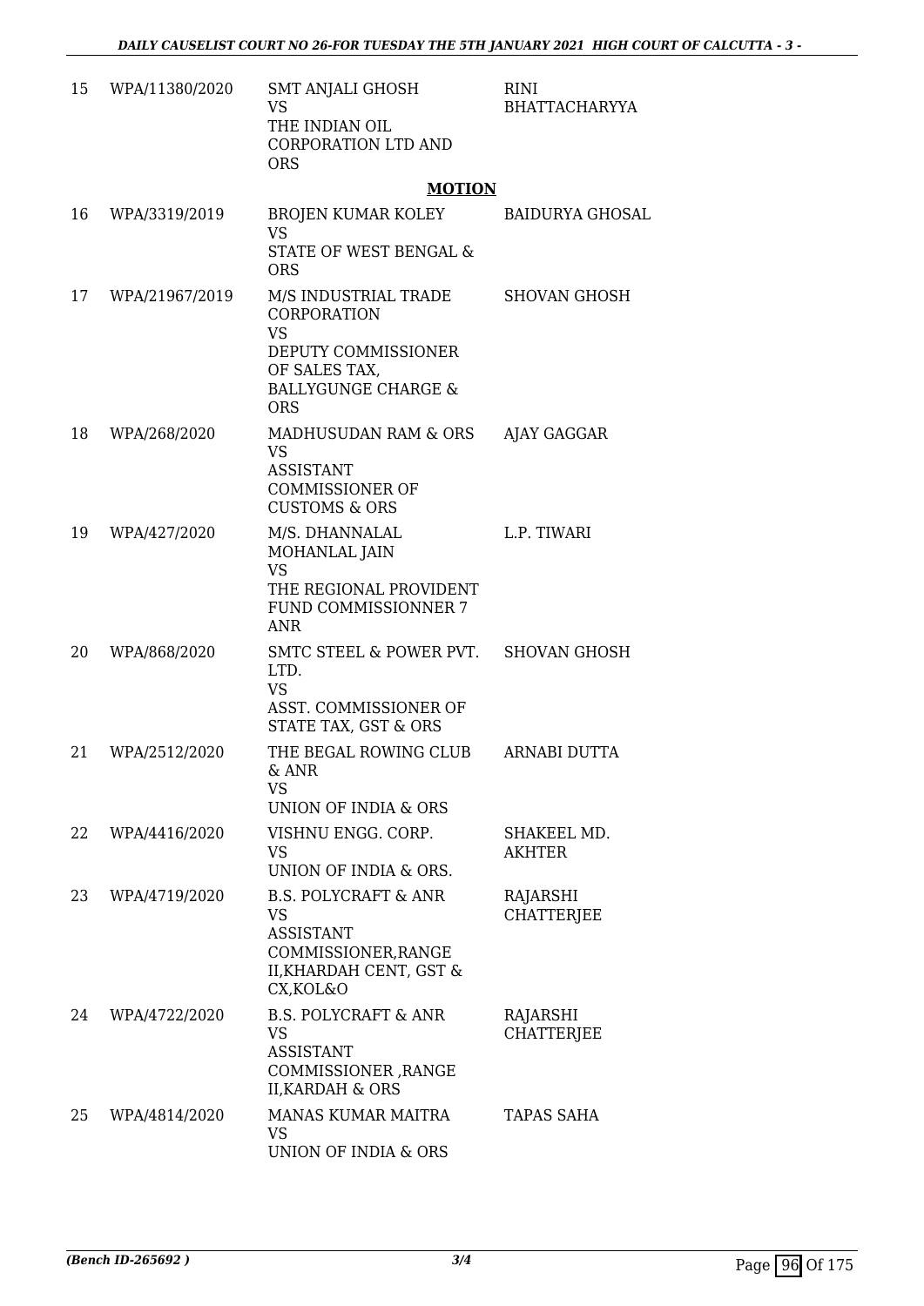| 15 | WPA/11380/2020 | SMT ANJALI GHOSH<br>VS<br>THE INDIAN OIL CORPORATION LTD AND ORS | RINI BHATTACHARYYA |
|---|---|---|---|

**MOTION**

| 16 | WPA/3319/2019 | BROJEN KUMAR KOLEY<br>VS<br>STATE OF WEST BENGAL & ORS | BAIDURYA GHOSAL |
|---|---|---|---|
| 17 | WPA/21967/2019 | M/S INDUSTRIAL TRADE CORPORATION<br>VS<br>DEPUTY COMMISSIONER OF SALES TAX, BALLYGUNGE CHARGE & ORS | SHOVAN GHOSH |
| 18 | WPA/268/2020 | MADHUSUDAN RAM & ORS<br>VS<br>ASSISTANT COMMISSIONER OF CUSTOMS & ORS | AJAY GAGGAR |
| 19 | WPA/427/2020 | M/S. DHANNALAL MOHANLAL JAIN<br>VS<br>THE REGIONAL PROVIDENT FUND COMMISSIONNER 7 ANR | L.P. TIWARI |
| 20 | WPA/868/2020 | SMTC STEEL & POWER PVT. LTD.<br>VS<br>ASST. COMMISSIONER OF STATE TAX, GST & ORS | SHOVAN GHOSH |
| 21 | WPA/2512/2020 | THE BEGAL ROWING CLUB & ANR<br>VS<br>UNION OF INDIA & ORS | ARNABI DUTTA |
| 22 | WPA/4416/2020 | VISHNU ENGG. CORP.<br>VS<br>UNION OF INDIA & ORS. | SHAKEEL MD. AKHTER |
| 23 | WPA/4719/2020 | B.S. POLYCRAFT & ANR<br>VS<br>ASSISTANT COMMISSIONER,RANGE II,KHARDAH CENT, GST & CX,KOL&O | RAJARSHI CHATTERJEE |
| 24 | WPA/4722/2020 | B.S. POLYCRAFT & ANR<br>VS<br>ASSISTANT COMMISSIONER ,RANGE II,KARDAH & ORS | RAJARSHI CHATTERJEE |
| 25 | WPA/4814/2020 | MANAS KUMAR MAITRA<br>VS<br>UNION OF INDIA & ORS | TAPAS SAHA |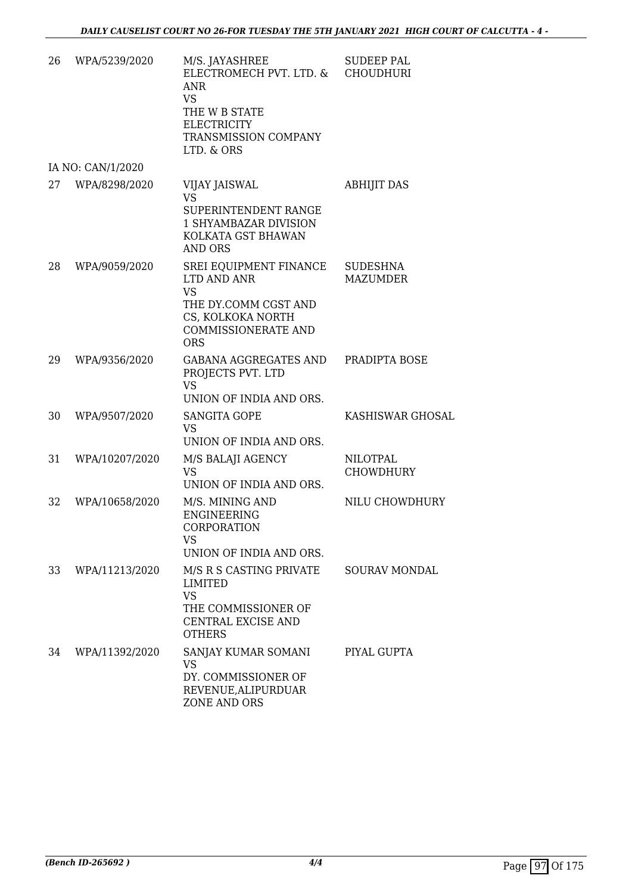| | | | |
|---|---|---|---|
| 26 | WPA/5239/2020 | M/S. JAYASHREE ELECTROMECH PVT. LTD. & ANR<br>VS<br>THE W B STATE ELECTRICITY TRANSMISSION COMPANY LTD. & ORS | SUDEEP PAL CHOUDHURI |
| | IA NO: CAN/1/2020 | | |
| 27 | WPA/8298/2020 | VIJAY JAISWAL<br>VS<br>SUPERINTENDENT RANGE 1 SHYAMBAZAR DIVISION KOLKATA GST BHAWAN AND ORS | ABHIJIT DAS |
| 28 | WPA/9059/2020 | SREI EQUIPMENT FINANCE LTD AND ANR<br>VS<br>THE DY.COMM CGST AND CS, KOLKOKA NORTH COMMISSIONERATE AND ORS | SUDESHNA MAZUMDER |
| 29 | WPA/9356/2020 | GABANA AGGREGATES AND PROJECTS PVT. LTD<br>VS<br>UNION OF INDIA AND ORS. | PRADIPTA BOSE |
| 30 | WPA/9507/2020 | SANGITA GOPE<br>VS<br>UNION OF INDIA AND ORS. | KASHISWAR GHOSAL |
| 31 | WPA/10207/2020 | M/S BALAJI AGENCY<br>VS<br>UNION OF INDIA AND ORS. | NILOTPAL CHOWDHURY |
| 32 | WPA/10658/2020 | M/S. MINING AND ENGINEERING CORPORATION<br>VS<br>UNION OF INDIA AND ORS. | NILU CHOWDHURY |
| 33 | WPA/11213/2020 | M/S R S CASTING PRIVATE LIMITED<br>VS<br>THE COMMISSIONER OF CENTRAL EXCISE AND OTHERS | SOURAV MONDAL |
| 34 | WPA/11392/2020 | SANJAY KUMAR SOMANI<br>VS<br>DY. COMMISSIONER OF REVENUE,ALIPURDUAR ZONE AND ORS | PIYAL GUPTA |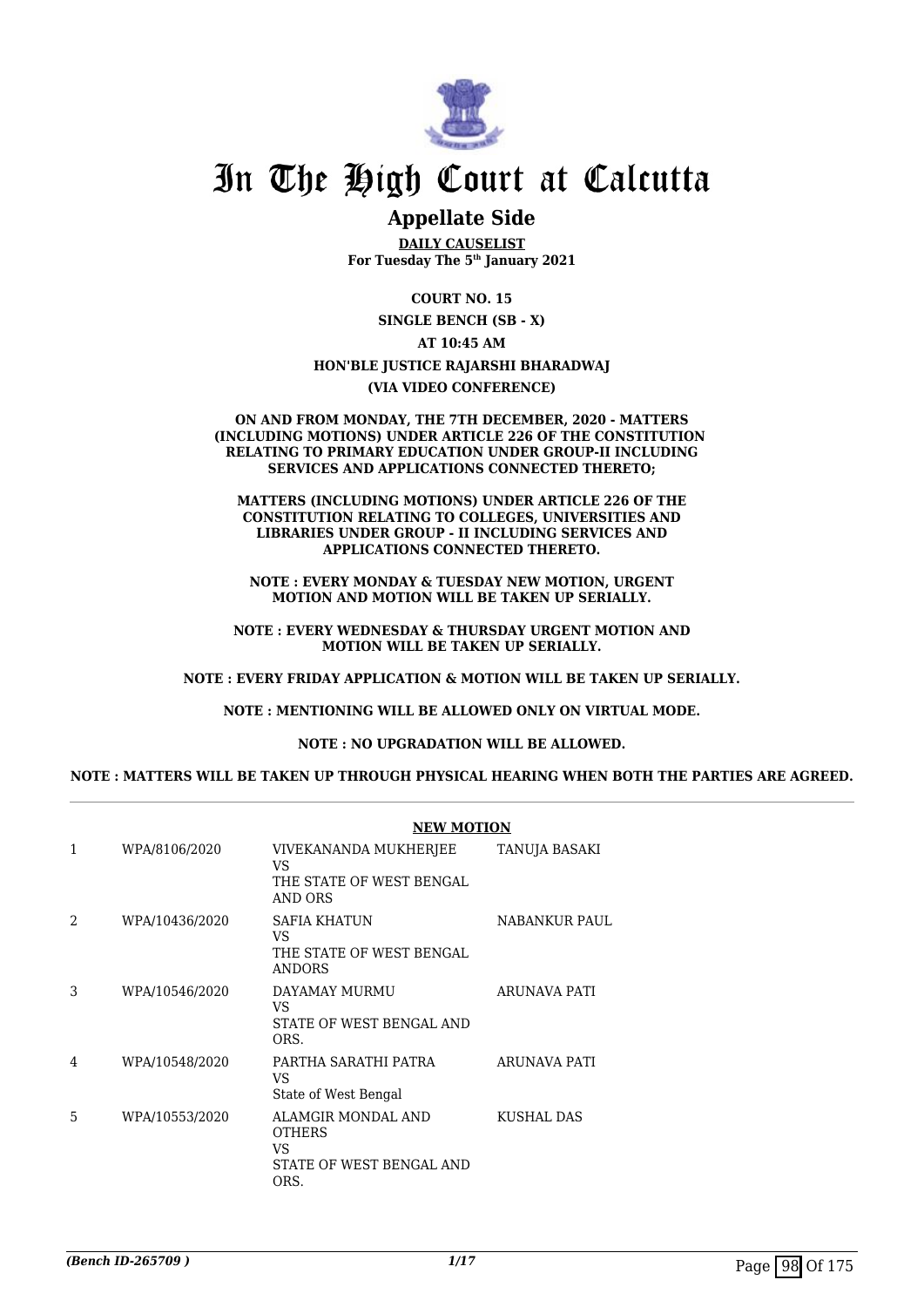# In The High Court at Calcutta

## Appellate Side

**DAILY CAUSELIST**
**For Tuesday The 5th January 2021**

**COURT NO. 15**

**SINGLE BENCH (SB - X)**

**AT 10:45 AM**

**HON'BLE JUSTICE RAJARSHI BHARADWAJ**

**(VIA VIDEO CONFERENCE)**

**ON AND FROM MONDAY, THE 7TH DECEMBER, 2020 - MATTERS (INCLUDING MOTIONS) UNDER ARTICLE 226 OF THE CONSTITUTION RELATING TO PRIMARY EDUCATION UNDER GROUP-II INCLUDING SERVICES AND APPLICATIONS CONNECTED THERETO;**

**MATTERS (INCLUDING MOTIONS) UNDER ARTICLE 226 OF THE CONSTITUTION RELATING TO COLLEGES, UNIVERSITIES AND LIBRARIES UNDER GROUP - II INCLUDING SERVICES AND APPLICATIONS CONNECTED THERETO.**

**NOTE : EVERY MONDAY & TUESDAY NEW MOTION, URGENT MOTION AND MOTION WILL BE TAKEN UP SERIALLY.**

**NOTE : EVERY WEDNESDAY & THURSDAY URGENT MOTION AND MOTION WILL BE TAKEN UP SERIALLY.**

**NOTE : EVERY FRIDAY APPLICATION & MOTION WILL BE TAKEN UP SERIALLY.**

**NOTE : MENTIONING WILL BE ALLOWED ONLY ON VIRTUAL MODE.**

**NOTE : NO UPGRADATION WILL BE ALLOWED.**

**NOTE : MATTERS WILL BE TAKEN UP THROUGH PHYSICAL HEARING WHEN BOTH THE PARTIES ARE AGREED.**

**NEW MOTION**

| | | | |
|---|---|---|---|
| 1 | WPA/8106/2020 | VIVEKANANDA MUKHERJEE<br>VS<br>THE STATE OF WEST BENGAL AND ORS | TANUJA BASAKI |
| 2 | WPA/10436/2020 | SAFIA KHATUN<br>VS<br>THE STATE OF WEST BENGAL ANDORS | NABANKUR PAUL |
| 3 | WPA/10546/2020 | DAYAMAY MURMU<br>VS<br>STATE OF WEST BENGAL AND ORS. | ARUNAVA PATI |
| 4 | WPA/10548/2020 | PARTHA SARATHI PATRA<br>VS<br>State of West Bengal | ARUNAVA PATI |
| 5 | WPA/10553/2020 | ALAMGIR MONDAL AND OTHERS<br>VS<br>STATE OF WEST BENGAL AND ORS. | KUSHAL DAS |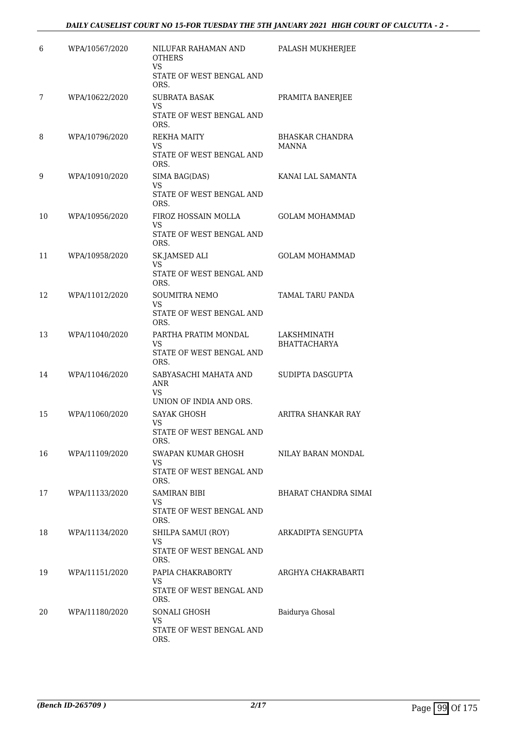| 6 | WPA/10567/2020 | NILUFAR RAHAMAN AND OTHERS<br>VS<br>STATE OF WEST BENGAL AND ORS. | PALASH MUKHERJEE |
|---|---|---|---|
| 7 | WPA/10622/2020 | SUBRATA BASAK<br>VS<br>STATE OF WEST BENGAL AND ORS. | PRAMITA BANERJEE |
| 8 | WPA/10796/2020 | REKHA MAITY<br>VS<br>STATE OF WEST BENGAL AND ORS. | BHASKAR CHANDRA MANNA |
| 9 | WPA/10910/2020 | SIMA BAG(DAS)<br>VS<br>STATE OF WEST BENGAL AND ORS. | KANAI LAL SAMANTA |
| 10 | WPA/10956/2020 | FIROZ HOSSAIN MOLLA<br>VS<br>STATE OF WEST BENGAL AND ORS. | GOLAM MOHAMMAD |
| 11 | WPA/10958/2020 | SK.JAMSED ALI<br>VS<br>STATE OF WEST BENGAL AND ORS. | GOLAM MOHAMMAD |
| 12 | WPA/11012/2020 | SOUMITRA NEMO<br>VS<br>STATE OF WEST BENGAL AND ORS. | TAMAL TARU PANDA |
| 13 | WPA/11040/2020 | PARTHA PRATIM MONDAL<br>VS<br>STATE OF WEST BENGAL AND ORS. | LAKSHMINATH BHATTACHARYA |
| 14 | WPA/11046/2020 | SABYASACHI MAHATA AND ANR<br>VS<br>UNION OF INDIA AND ORS. | SUDIPTA DASGUPTA |
| 15 | WPA/11060/2020 | SAYAK GHOSH<br>VS<br>STATE OF WEST BENGAL AND ORS. | ARITRA SHANKAR RAY |
| 16 | WPA/11109/2020 | SWAPAN KUMAR GHOSH<br>VS<br>STATE OF WEST BENGAL AND ORS. | NILAY BARAN MONDAL |
| 17 | WPA/11133/2020 | SAMIRAN BIBI<br>VS<br>STATE OF WEST BENGAL AND ORS. | BHARAT CHANDRA SIMAI |
| 18 | WPA/11134/2020 | SHILPA SAMUI (ROY)<br>VS<br>STATE OF WEST BENGAL AND ORS. | ARKADIPTA SENGUPTA |
| 19 | WPA/11151/2020 | PAPIA CHAKRABORTY<br>VS<br>STATE OF WEST BENGAL AND ORS. | ARGHYA CHAKRABARTI |
| 20 | WPA/11180/2020 | SONALI GHOSH<br>VS<br>STATE OF WEST BENGAL AND ORS. | Baidurya Ghosal |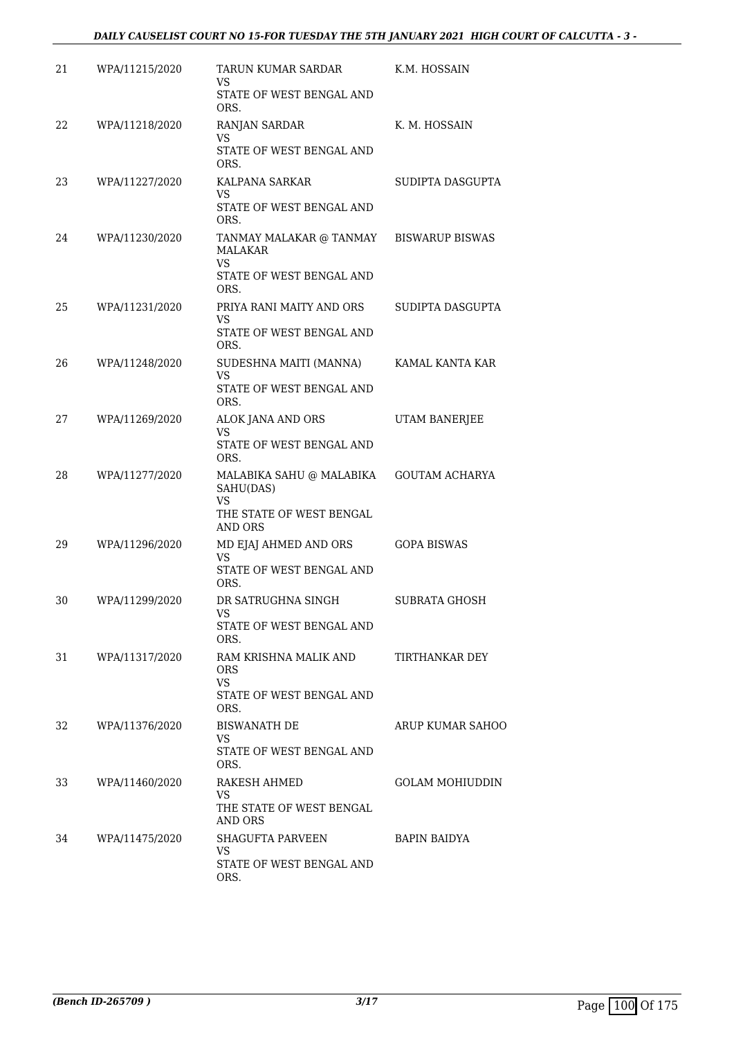| | | | |
|---|---|---|---|
| 21 | WPA/11215/2020 | TARUN KUMAR SARDAR<br>VS<br>STATE OF WEST BENGAL AND ORS. | K.M. HOSSAIN |
| 22 | WPA/11218/2020 | RANJAN SARDAR<br>VS<br>STATE OF WEST BENGAL AND ORS. | K. M. HOSSAIN |
| 23 | WPA/11227/2020 | KALPANA SARKAR<br>VS<br>STATE OF WEST BENGAL AND ORS. | SUDIPTA DASGUPTA |
| 24 | WPA/11230/2020 | TANMAY MALAKAR @ TANMAY MALAKAR<br>VS<br>STATE OF WEST BENGAL AND ORS. | BISWARUP BISWAS |
| 25 | WPA/11231/2020 | PRIYA RANI MAITY AND ORS<br>VS<br>STATE OF WEST BENGAL AND ORS. | SUDIPTA DASGUPTA |
| 26 | WPA/11248/2020 | SUDESHNA MAITI (MANNA)<br>VS<br>STATE OF WEST BENGAL AND ORS. | KAMAL KANTA KAR |
| 27 | WPA/11269/2020 | ALOK JANA AND ORS<br>VS<br>STATE OF WEST BENGAL AND ORS. | UTAM BANERJEE |
| 28 | WPA/11277/2020 | MALABIKA SAHU @ MALABIKA SAHU(DAS)<br>VS<br>THE STATE OF WEST BENGAL AND ORS | GOUTAM ACHARYA |
| 29 | WPA/11296/2020 | MD EJAJ AHMED AND ORS<br>VS<br>STATE OF WEST BENGAL AND ORS. | GOPA BISWAS |
| 30 | WPA/11299/2020 | DR SATRUGHNA SINGH<br>VS<br>STATE OF WEST BENGAL AND ORS. | SUBRATA GHOSH |
| 31 | WPA/11317/2020 | RAM KRISHNA MALIK AND ORS<br>VS<br>STATE OF WEST BENGAL AND ORS. | TIRTHANKAR DEY |
| 32 | WPA/11376/2020 | BISWANATH DE<br>VS<br>STATE OF WEST BENGAL AND ORS. | ARUP KUMAR SAHOO |
| 33 | WPA/11460/2020 | RAKESH AHMED<br>VS<br>THE STATE OF WEST BENGAL AND ORS | GOLAM MOHIUDDIN |
| 34 | WPA/11475/2020 | SHAGUFTA PARVEEN<br>VS<br>STATE OF WEST BENGAL AND ORS. | BAPIN BAIDYA |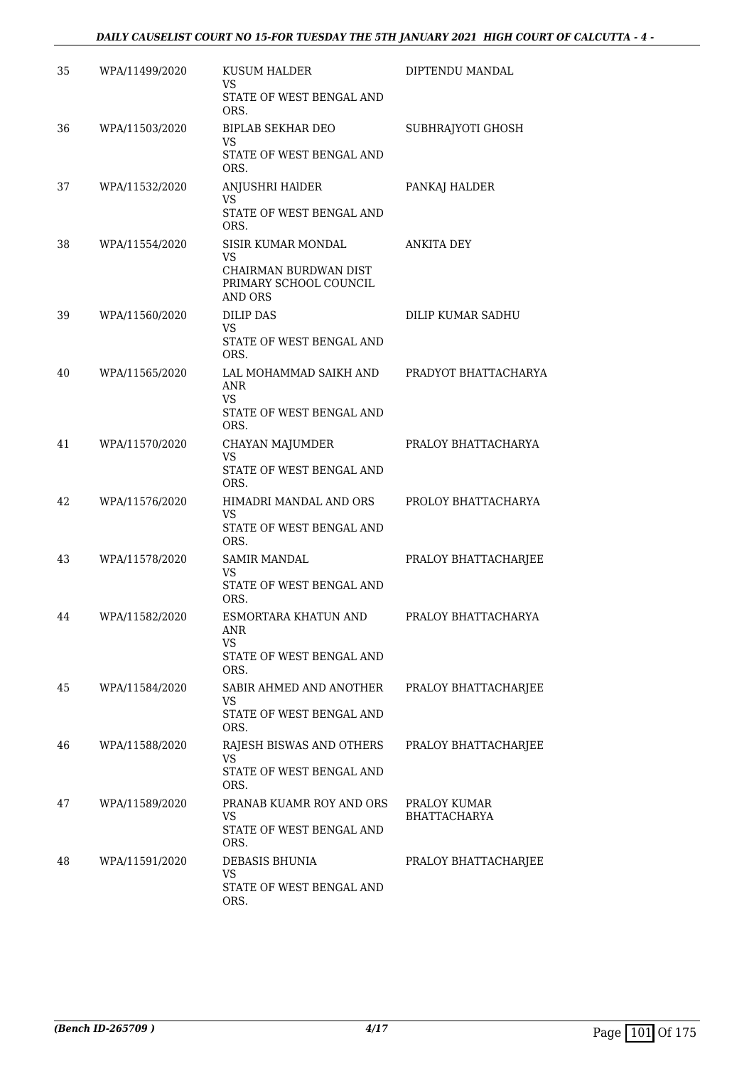| 35 | WPA/11499/2020 | KUSUM HALDER<br>VS<br>STATE OF WEST BENGAL AND ORS. | DIPTENDU MANDAL |
|---|---|---|---|
| 36 | WPA/11503/2020 | BIPLAB SEKHAR DEO<br>VS<br>STATE OF WEST BENGAL AND ORS. | SUBHRAJYOTI GHOSH |
| 37 | WPA/11532/2020 | ANJUSHRI HAIDER<br>VS<br>STATE OF WEST BENGAL AND ORS. | PANKAJ HALDER |
| 38 | WPA/11554/2020 | SISIR KUMAR MONDAL<br>VS<br>CHAIRMAN BURDWAN DIST PRIMARY SCHOOL COUNCIL AND ORS | ANKITA DEY |
| 39 | WPA/11560/2020 | DILIP DAS<br>VS<br>STATE OF WEST BENGAL AND ORS. | DILIP KUMAR SADHU |
| 40 | WPA/11565/2020 | LAL MOHAMMAD SAIKH AND ANR<br>VS<br>STATE OF WEST BENGAL AND ORS. | PRADYOT BHATTACHARYA |
| 41 | WPA/11570/2020 | CHAYAN MAJUMDER<br>VS<br>STATE OF WEST BENGAL AND ORS. | PRALOY BHATTACHARYA |
| 42 | WPA/11576/2020 | HIMADRI MANDAL AND ORS<br>VS<br>STATE OF WEST BENGAL AND ORS. | PROLOY BHATTACHARYA |
| 43 | WPA/11578/2020 | SAMIR MANDAL<br>VS<br>STATE OF WEST BENGAL AND ORS. | PRALOY BHATTACHARJEE |
| 44 | WPA/11582/2020 | ESMORTARA KHATUN AND ANR<br>VS<br>STATE OF WEST BENGAL AND ORS. | PRALOY BHATTACHARYA |
| 45 | WPA/11584/2020 | SABIR AHMED AND ANOTHER<br>VS<br>STATE OF WEST BENGAL AND ORS. | PRALOY BHATTACHARJEE |
| 46 | WPA/11588/2020 | RAJESH BISWAS AND OTHERS<br>VS<br>STATE OF WEST BENGAL AND ORS. | PRALOY BHATTACHARJEE |
| 47 | WPA/11589/2020 | PRANAB KUAMR ROY AND ORS<br>VS<br>STATE OF WEST BENGAL AND ORS. | PRALOY KUMAR BHATTACHARYA |
| 48 | WPA/11591/2020 | DEBASIS BHUNIA<br>VS<br>STATE OF WEST BENGAL AND ORS. | PRALOY BHATTACHARJEE |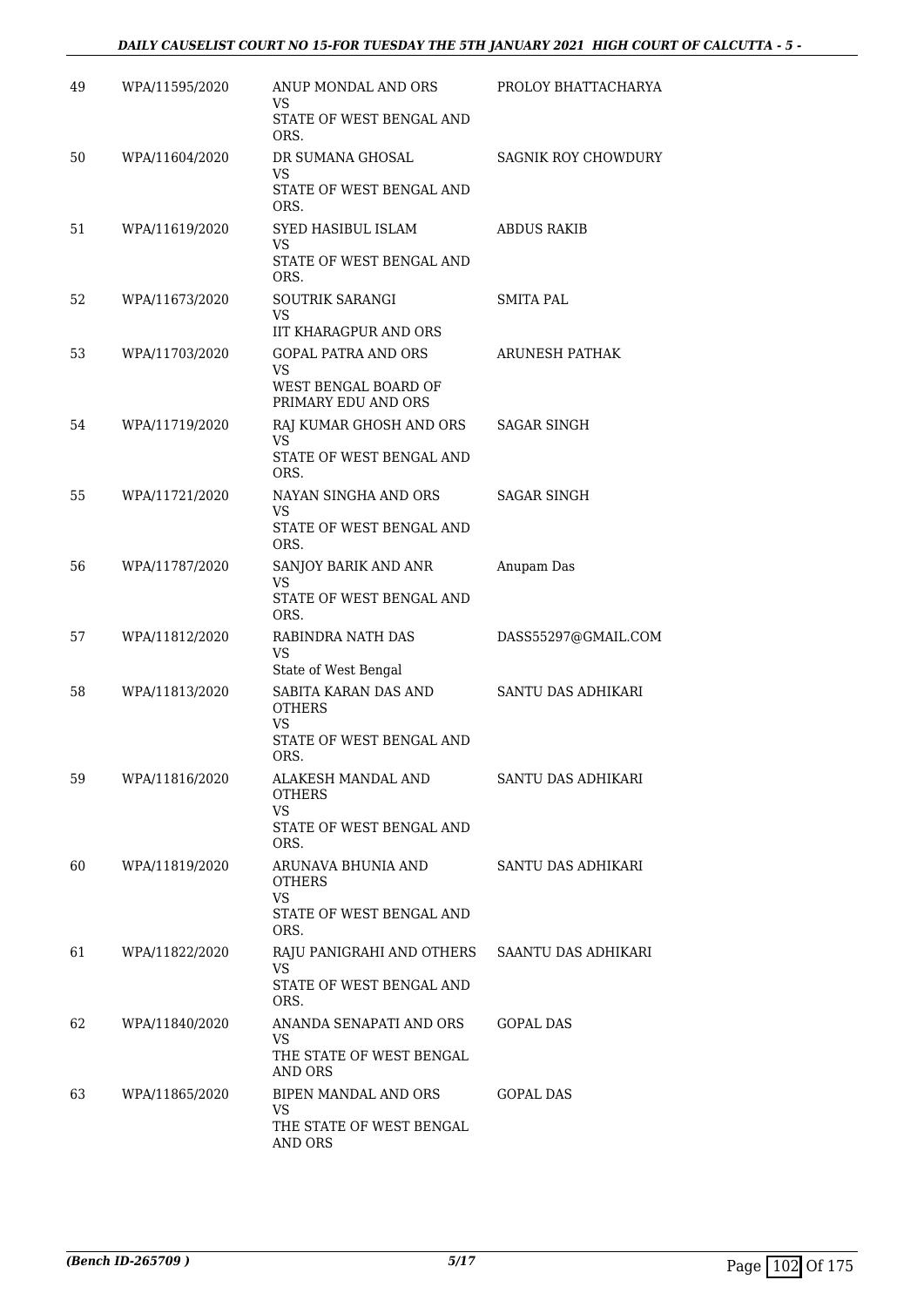| | | | |
|---|---|---|---|
| 49 | WPA/11595/2020 | ANUP MONDAL AND ORS<br>VS<br>STATE OF WEST BENGAL AND ORS. | PROLOY BHATTACHARYA |
| 50 | WPA/11604/2020 | DR SUMANA GHOSAL<br>VS<br>STATE OF WEST BENGAL AND ORS. | SAGNIK ROY CHOWDURY |
| 51 | WPA/11619/2020 | SYED HASIBUL ISLAM<br>VS<br>STATE OF WEST BENGAL AND ORS. | ABDUS RAKIB |
| 52 | WPA/11673/2020 | SOUTRIK SARANGI<br>VS<br>IIT KHARAGPUR AND ORS | SMITA PAL |
| 53 | WPA/11703/2020 | GOPAL PATRA AND ORS<br>VS<br>WEST BENGAL BOARD OF PRIMARY EDU AND ORS | ARUNESH PATHAK |
| 54 | WPA/11719/2020 | RAJ KUMAR GHOSH AND ORS<br>VS<br>STATE OF WEST BENGAL AND ORS. | SAGAR SINGH |
| 55 | WPA/11721/2020 | NAYAN SINGHA AND ORS<br>VS<br>STATE OF WEST BENGAL AND ORS. | SAGAR SINGH |
| 56 | WPA/11787/2020 | SANJOY BARIK AND ANR<br>VS<br>STATE OF WEST BENGAL AND ORS. | Anupam Das |
| 57 | WPA/11812/2020 | RABINDRA NATH DAS<br>VS<br>State of West Bengal | DASS55297@GMAIL.COM |
| 58 | WPA/11813/2020 | SABITA KARAN DAS AND OTHERS<br>VS<br>STATE OF WEST BENGAL AND ORS. | SANTU DAS ADHIKARI |
| 59 | WPA/11816/2020 | ALAKESH MANDAL AND OTHERS<br>VS<br>STATE OF WEST BENGAL AND ORS. | SANTU DAS ADHIKARI |
| 60 | WPA/11819/2020 | ARUNAVA BHUNIA AND OTHERS<br>VS<br>STATE OF WEST BENGAL AND ORS. | SANTU DAS ADHIKARI |
| 61 | WPA/11822/2020 | RAJU PANIGRAHI AND OTHERS<br>VS<br>STATE OF WEST BENGAL AND ORS. | SAANTU DAS ADHIKARI |
| 62 | WPA/11840/2020 | ANANDA SENAPATI AND ORS<br>VS<br>THE STATE OF WEST BENGAL AND ORS | GOPAL DAS |
| 63 | WPA/11865/2020 | BIPEN MANDAL AND ORS<br>VS<br>THE STATE OF WEST BENGAL AND ORS | GOPAL DAS |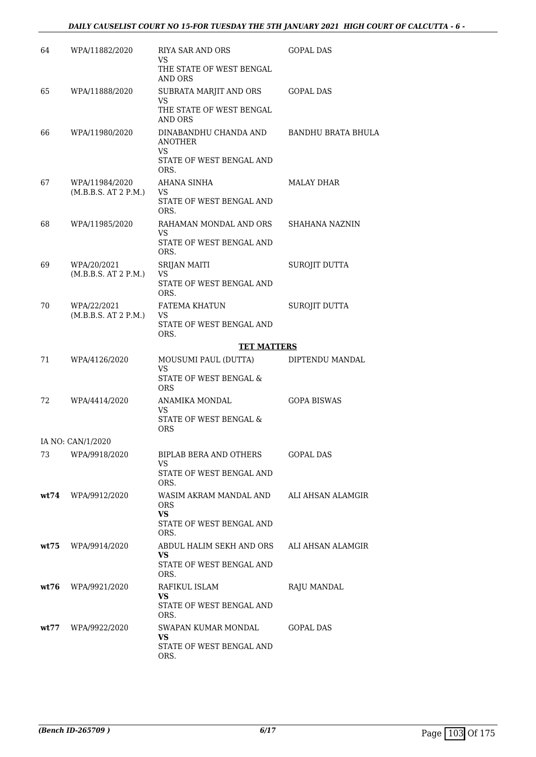| | | | |
|---|---|---|---|
| 64 | WPA/11882/2020 | RIYA SAR AND ORS<br>VS<br>THE STATE OF WEST BENGAL AND ORS | GOPAL DAS |
| 65 | WPA/11888/2020 | SUBRATA MARJIT AND ORS<br>VS<br>THE STATE OF WEST BENGAL AND ORS | GOPAL DAS |
| 66 | WPA/11980/2020 | DINABANDHU CHANDA AND ANOTHER<br>VS<br>STATE OF WEST BENGAL AND ORS. | BANDHU BRATA BHULA |
| 67 | WPA/11984/2020<br>(M.B.B.S. AT 2 P.M.) | AHANA SINHA<br>VS<br>STATE OF WEST BENGAL AND ORS. | MALAY DHAR |
| 68 | WPA/11985/2020 | RAHAMAN MONDAL AND ORS<br>VS<br>STATE OF WEST BENGAL AND ORS. | SHAHANA NAZNIN |
| 69 | WPA/20/2021<br>(M.B.B.S. AT 2 P.M.) | SRIJAN MAITI<br>VS<br>STATE OF WEST BENGAL AND ORS. | SUROJIT DUTTA |
| 70 | WPA/22/2021<br>(M.B.B.S. AT 2 P.M.) | FATEMA KHATUN<br>VS<br>STATE OF WEST BENGAL AND ORS. | SUROJIT DUTTA |

**TET MATTERS**

| | | | |
|---|---|---|---|
| 71 | WPA/4126/2020 | MOUSUMI PAUL (DUTTA)<br>VS<br>STATE OF WEST BENGAL & ORS | DIPTENDU MANDAL |
| 72 | WPA/4414/2020 | ANAMIKA MONDAL<br>VS<br>STATE OF WEST BENGAL & ORS | GOPA BISWAS |
| | IA NO: CAN/1/2020 | | |
| 73 | WPA/9918/2020 | BIPLAB BERA AND OTHERS<br>VS<br>STATE OF WEST BENGAL AND ORS. | GOPAL DAS |
| **wt74** | WPA/9912/2020 | WASIM AKRAM MANDAL AND ORS<br>**VS**<br>STATE OF WEST BENGAL AND ORS. | ALI AHSAN ALAMGIR |
| **wt75** | WPA/9914/2020 | ABDUL HALIM SEKH AND ORS<br>**VS**<br>STATE OF WEST BENGAL AND ORS. | ALI AHSAN ALAMGIR |
| **wt76** | WPA/9921/2020 | RAFIKUL ISLAM<br>**VS**<br>STATE OF WEST BENGAL AND ORS. | RAJU MANDAL |
| **wt77** | WPA/9922/2020 | SWAPAN KUMAR MONDAL<br>**VS**<br>STATE OF WEST BENGAL AND ORS. | GOPAL DAS |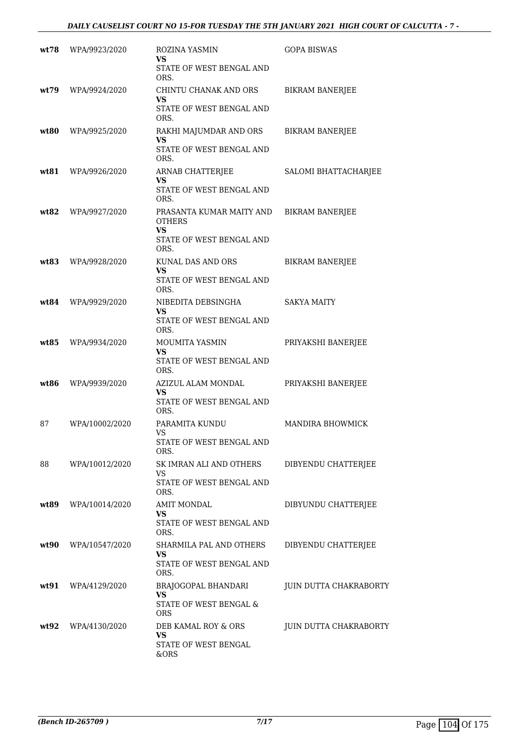| | | | |
|---|---|---|---|
| **wt78** | WPA/9923/2020 | ROZINA YASMIN<br>**VS**<br>STATE OF WEST BENGAL AND ORS. | GOPA BISWAS |
| **wt79** | WPA/9924/2020 | CHINTU CHANAK AND ORS<br>**VS**<br>STATE OF WEST BENGAL AND ORS. | BIKRAM BANERJEE |
| **wt80** | WPA/9925/2020 | RAKHI MAJUMDAR AND ORS<br>**VS**<br>STATE OF WEST BENGAL AND ORS. | BIKRAM BANERJEE |
| **wt81** | WPA/9926/2020 | ARNAB CHATTERJEE<br>**VS**<br>STATE OF WEST BENGAL AND ORS. | SALOMI BHATTACHARJEE |
| **wt82** | WPA/9927/2020 | PRASANTA KUMAR MAITY AND OTHERS<br>**VS**<br>STATE OF WEST BENGAL AND ORS. | BIKRAM BANERJEE |
| **wt83** | WPA/9928/2020 | KUNAL DAS AND ORS<br>**VS**<br>STATE OF WEST BENGAL AND ORS. | BIKRAM BANERJEE |
| **wt84** | WPA/9929/2020 | NIBEDITA DEBSINGHA<br>**VS**<br>STATE OF WEST BENGAL AND ORS. | SAKYA MAITY |
| **wt85** | WPA/9934/2020 | MOUMITA YASMIN<br>**VS**<br>STATE OF WEST BENGAL AND ORS. | PRIYAKSHI BANERJEE |
| **wt86** | WPA/9939/2020 | AZIZUL ALAM MONDAL<br>**VS**<br>STATE OF WEST BENGAL AND ORS. | PRIYAKSHI BANERJEE |
| 87 | WPA/10002/2020 | PARAMITA KUNDU<br>VS<br>STATE OF WEST BENGAL AND ORS. | MANDIRA BHOWMICK |
| 88 | WPA/10012/2020 | SK IMRAN ALI AND OTHERS<br>VS<br>STATE OF WEST BENGAL AND ORS. | DIBYENDU CHATTERJEE |
| **wt89** | WPA/10014/2020 | AMIT MONDAL<br>**VS**<br>STATE OF WEST BENGAL AND ORS. | DIBYUNDU CHATTERJEE |
| **wt90** | WPA/10547/2020 | SHARMILA PAL AND OTHERS<br>**VS**<br>STATE OF WEST BENGAL AND ORS. | DIBYENDU CHATTERJEE |
| **wt91** | WPA/4129/2020 | BRAJOGOPAL BHANDARI<br>**VS**<br>STATE OF WEST BENGAL & ORS | JUIN DUTTA CHAKRABORTY |
| **wt92** | WPA/4130/2020 | DEB KAMAL ROY & ORS<br>**VS**<br>STATE OF WEST BENGAL &ORS | JUIN DUTTA CHAKRABORTY |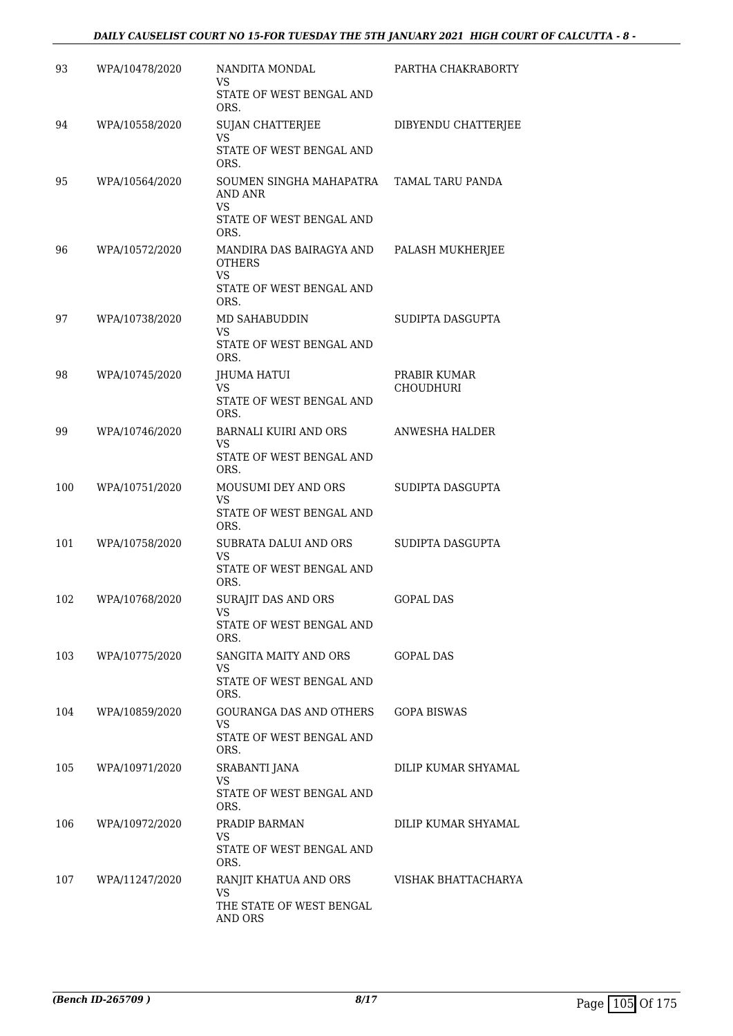| | | | |
|---|---|---|---|
| 93 | WPA/10478/2020 | NANDITA MONDAL<br>VS<br>STATE OF WEST BENGAL AND ORS. | PARTHA CHAKRABORTY |
| 94 | WPA/10558/2020 | SUJAN CHATTERJEE<br>VS<br>STATE OF WEST BENGAL AND ORS. | DIBYENDU CHATTERJEE |
| 95 | WPA/10564/2020 | SOUMEN SINGHA MAHAPATRA AND ANR<br>VS<br>STATE OF WEST BENGAL AND ORS. | TAMAL TARU PANDA |
| 96 | WPA/10572/2020 | MANDIRA DAS BAIRAGYA AND OTHERS<br>VS<br>STATE OF WEST BENGAL AND ORS. | PALASH MUKHERJEE |
| 97 | WPA/10738/2020 | MD SAHABUDDIN<br>VS<br>STATE OF WEST BENGAL AND ORS. | SUDIPTA DASGUPTA |
| 98 | WPA/10745/2020 | JHUMA HATUI<br>VS<br>STATE OF WEST BENGAL AND ORS. | PRABIR KUMAR CHOUDHURI |
| 99 | WPA/10746/2020 | BARNALI KUIRI AND ORS<br>VS<br>STATE OF WEST BENGAL AND ORS. | ANWESHA HALDER |
| 100 | WPA/10751/2020 | MOUSUMI DEY AND ORS<br>VS<br>STATE OF WEST BENGAL AND ORS. | SUDIPTA DASGUPTA |
| 101 | WPA/10758/2020 | SUBRATA DALUI AND ORS<br>VS<br>STATE OF WEST BENGAL AND ORS. | SUDIPTA DASGUPTA |
| 102 | WPA/10768/2020 | SURAJIT DAS AND ORS<br>VS<br>STATE OF WEST BENGAL AND ORS. | GOPAL DAS |
| 103 | WPA/10775/2020 | SANGITA MAITY AND ORS<br>VS<br>STATE OF WEST BENGAL AND ORS. | GOPAL DAS |
| 104 | WPA/10859/2020 | GOURANGA DAS AND OTHERS<br>VS<br>STATE OF WEST BENGAL AND ORS. | GOPA BISWAS |
| 105 | WPA/10971/2020 | SRABANTI JANA<br>VS<br>STATE OF WEST BENGAL AND ORS. | DILIP KUMAR SHYAMAL |
| 106 | WPA/10972/2020 | PRADIP BARMAN<br>VS<br>STATE OF WEST BENGAL AND ORS. | DILIP KUMAR SHYAMAL |
| 107 | WPA/11247/2020 | RANJIT KHATUA AND ORS<br>VS<br>THE STATE OF WEST BENGAL AND ORS | VISHAK BHATTACHARYA |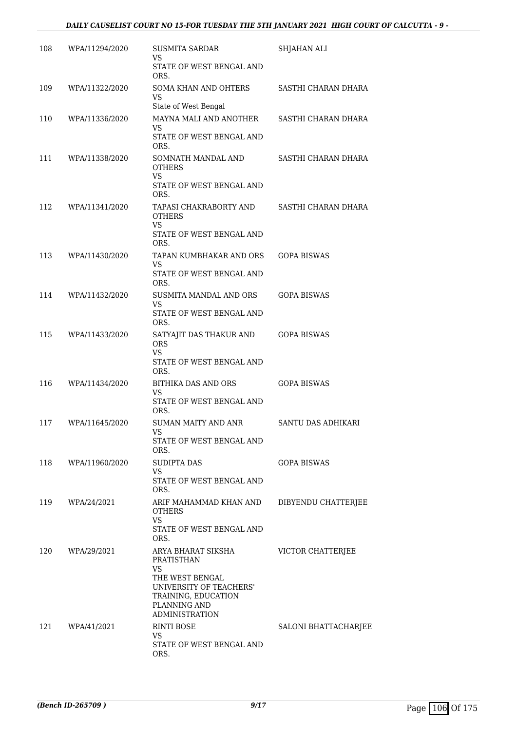| | | | |
|---|---|---|---|
| 108 | WPA/11294/2020 | SUSMITA SARDAR<br>VS<br>STATE OF WEST BENGAL AND ORS. | SHJAHAN ALI |
| 109 | WPA/11322/2020 | SOMA KHAN AND OHTERS<br>VS<br>State of West Bengal | SASTHI CHARAN DHARA |
| 110 | WPA/11336/2020 | MAYNA MALI AND ANOTHER<br>VS<br>STATE OF WEST BENGAL AND ORS. | SASTHI CHARAN DHARA |
| 111 | WPA/11338/2020 | SOMNATH MANDAL AND OTHERS<br>VS<br>STATE OF WEST BENGAL AND ORS. | SASTHI CHARAN DHARA |
| 112 | WPA/11341/2020 | TAPASI CHAKRABORTY AND OTHERS<br>VS<br>STATE OF WEST BENGAL AND ORS. | SASTHI CHARAN DHARA |
| 113 | WPA/11430/2020 | TAPAN KUMBHAKAR AND ORS<br>VS<br>STATE OF WEST BENGAL AND ORS. | GOPA BISWAS |
| 114 | WPA/11432/2020 | SUSMITA MANDAL AND ORS<br>VS<br>STATE OF WEST BENGAL AND ORS. | GOPA BISWAS |
| 115 | WPA/11433/2020 | SATYAJIT DAS THAKUR AND ORS<br>VS<br>STATE OF WEST BENGAL AND ORS. | GOPA BISWAS |
| 116 | WPA/11434/2020 | BITHIKA DAS AND ORS<br>VS<br>STATE OF WEST BENGAL AND ORS. | GOPA BISWAS |
| 117 | WPA/11645/2020 | SUMAN MAITY AND ANR<br>VS<br>STATE OF WEST BENGAL AND ORS. | SANTU DAS ADHIKARI |
| 118 | WPA/11960/2020 | SUDIPTA DAS<br>VS<br>STATE OF WEST BENGAL AND ORS. | GOPA BISWAS |
| 119 | WPA/24/2021 | ARIF MAHAMMAD KHAN AND OTHERS<br>VS<br>STATE OF WEST BENGAL AND ORS. | DIBYENDU CHATTERJEE |
| 120 | WPA/29/2021 | ARYA BHARAT SIKSHA PRATISTHAN<br>VS<br>THE WEST BENGAL UNIVERSITY OF TEACHERS' TRAINING, EDUCATION PLANNING AND ADMINISTRATION | VICTOR CHATTERJEE |
| 121 | WPA/41/2021 | RINTI BOSE<br>VS<br>STATE OF WEST BENGAL AND ORS. | SALONI BHATTACHARJEE |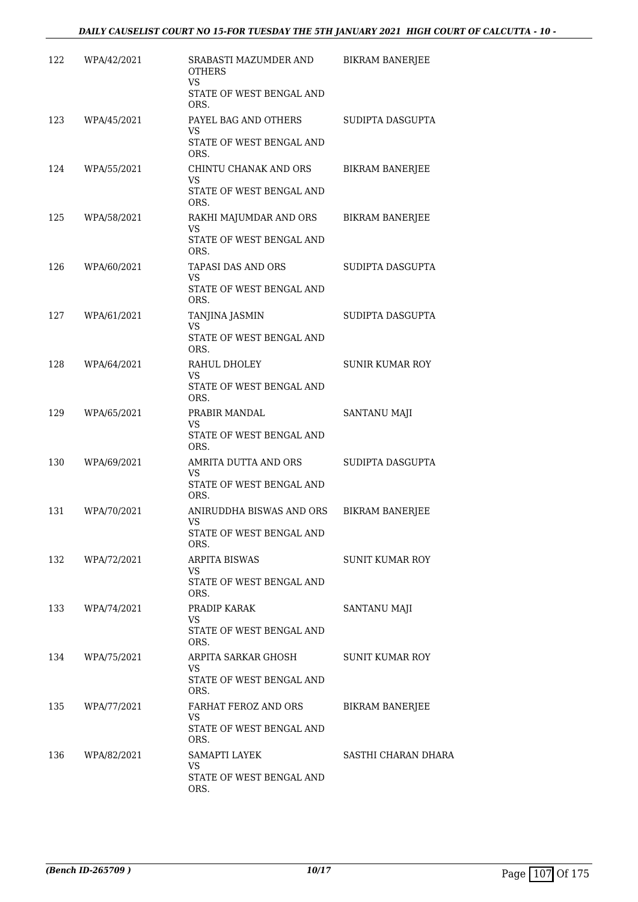| | | | |
|---|---|---|---|
| 122 | WPA/42/2021 | SRABASTI MAZUMDER AND OTHERS<br>VS<br>STATE OF WEST BENGAL AND ORS. | BIKRAM BANERJEE |
| 123 | WPA/45/2021 | PAYEL BAG AND OTHERS<br>VS<br>STATE OF WEST BENGAL AND ORS. | SUDIPTA DASGUPTA |
| 124 | WPA/55/2021 | CHINTU CHANAK AND ORS<br>VS<br>STATE OF WEST BENGAL AND ORS. | BIKRAM BANERJEE |
| 125 | WPA/58/2021 | RAKHI MAJUMDAR AND ORS<br>VS<br>STATE OF WEST BENGAL AND ORS. | BIKRAM BANERJEE |
| 126 | WPA/60/2021 | TAPASI DAS AND ORS<br>VS<br>STATE OF WEST BENGAL AND ORS. | SUDIPTA DASGUPTA |
| 127 | WPA/61/2021 | TANJINA JASMIN<br>VS<br>STATE OF WEST BENGAL AND ORS. | SUDIPTA DASGUPTA |
| 128 | WPA/64/2021 | RAHUL DHOLEY<br>VS<br>STATE OF WEST BENGAL AND ORS. | SUNIR KUMAR ROY |
| 129 | WPA/65/2021 | PRABIR MANDAL<br>VS<br>STATE OF WEST BENGAL AND ORS. | SANTANU MAJI |
| 130 | WPA/69/2021 | AMRITA DUTTA AND ORS<br>VS<br>STATE OF WEST BENGAL AND ORS. | SUDIPTA DASGUPTA |
| 131 | WPA/70/2021 | ANIRUDDHA BISWAS AND ORS<br>VS<br>STATE OF WEST BENGAL AND ORS. | BIKRAM BANERJEE |
| 132 | WPA/72/2021 | ARPITA BISWAS<br>VS<br>STATE OF WEST BENGAL AND ORS. | SUNIT KUMAR ROY |
| 133 | WPA/74/2021 | PRADIP KARAK<br>VS<br>STATE OF WEST BENGAL AND ORS. | SANTANU MAJI |
| 134 | WPA/75/2021 | ARPITA SARKAR GHOSH<br>VS<br>STATE OF WEST BENGAL AND ORS. | SUNIT KUMAR ROY |
| 135 | WPA/77/2021 | FARHAT FEROZ AND ORS<br>VS<br>STATE OF WEST BENGAL AND ORS. | BIKRAM BANERJEE |
| 136 | WPA/82/2021 | SAMAPTI LAYEK<br>VS<br>STATE OF WEST BENGAL AND ORS. | SASTHI CHARAN DHARA |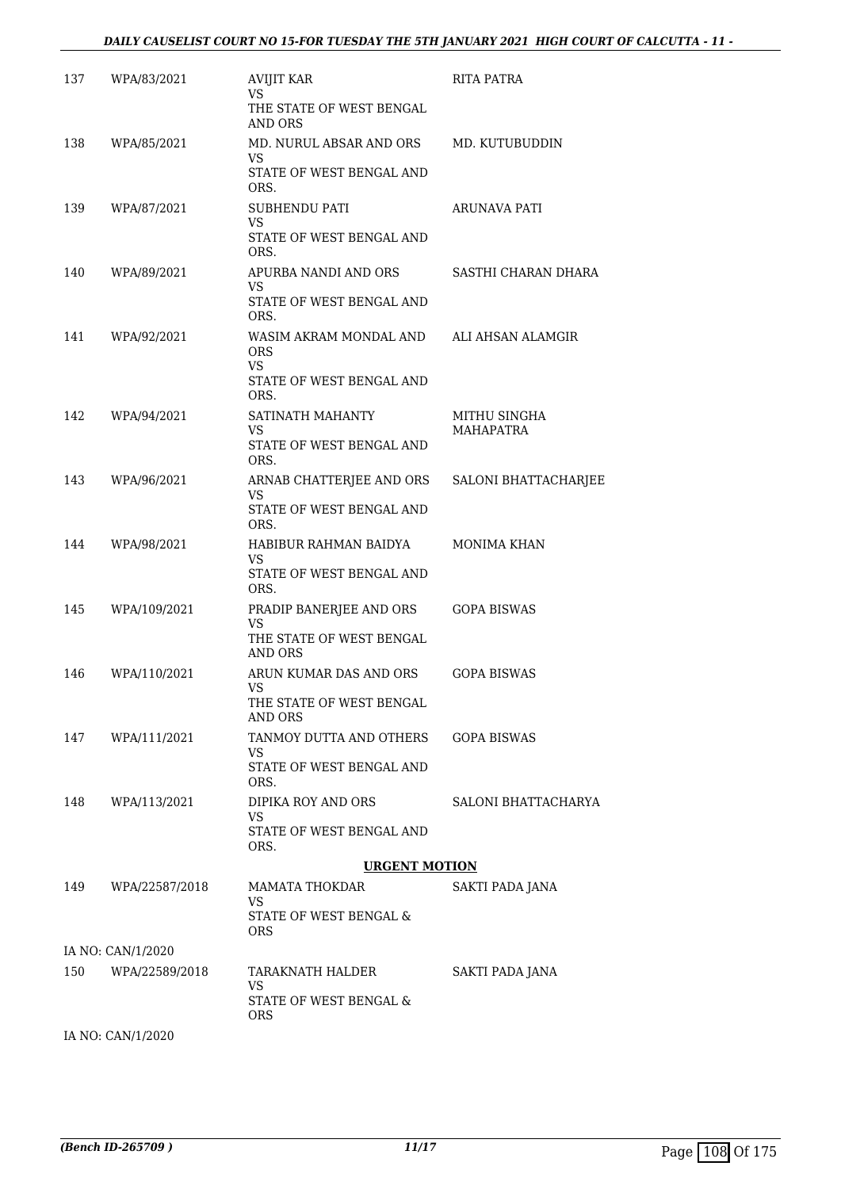| | | | |
|---|---|---|---|
| 137 | WPA/83/2021 | AVIJIT KAR<br>VS<br>THE STATE OF WEST BENGAL AND ORS | RITA PATRA |
| 138 | WPA/85/2021 | MD. NURUL ABSAR AND ORS<br>VS<br>STATE OF WEST BENGAL AND ORS. | MD. KUTUBUDDIN |
| 139 | WPA/87/2021 | SUBHENDU PATI<br>VS<br>STATE OF WEST BENGAL AND ORS. | ARUNAVA PATI |
| 140 | WPA/89/2021 | APURBA NANDI AND ORS<br>VS<br>STATE OF WEST BENGAL AND ORS. | SASTHI CHARAN DHARA |
| 141 | WPA/92/2021 | WASIM AKRAM MONDAL AND ORS<br>VS<br>STATE OF WEST BENGAL AND ORS. | ALI AHSAN ALAMGIR |
| 142 | WPA/94/2021 | SATINATH MAHANTY<br>VS<br>STATE OF WEST BENGAL AND ORS. | MITHU SINGHA MAHAPATRA |
| 143 | WPA/96/2021 | ARNAB CHATTERJEE AND ORS<br>VS<br>STATE OF WEST BENGAL AND ORS. | SALONI BHATTACHARJEE |
| 144 | WPA/98/2021 | HABIBUR RAHMAN BAIDYA<br>VS<br>STATE OF WEST BENGAL AND ORS. | MONIMA KHAN |
| 145 | WPA/109/2021 | PRADIP BANERJEE AND ORS<br>VS<br>THE STATE OF WEST BENGAL AND ORS | GOPA BISWAS |
| 146 | WPA/110/2021 | ARUN KUMAR DAS AND ORS<br>VS<br>THE STATE OF WEST BENGAL AND ORS | GOPA BISWAS |
| 147 | WPA/111/2021 | TANMOY DUTTA AND OTHERS<br>VS<br>STATE OF WEST BENGAL AND ORS. | GOPA BISWAS |
| 148 | WPA/113/2021 | DIPIKA ROY AND ORS<br>VS<br>STATE OF WEST BENGAL AND ORS. | SALONI BHATTACHARYA |

**URGENT MOTION**

| | | | |
|---|---|---|---|
| 149 | WPA/22587/2018 | MAMATA THOKDAR<br>VS<br>STATE OF WEST BENGAL & ORS | SAKTI PADA JANA |
| | IA NO: CAN/1/2020 | | |
| 150 | WPA/22589/2018 | TARAKNATH HALDER<br>VS<br>STATE OF WEST BENGAL & ORS | SAKTI PADA JANA |
| | IA NO: CAN/1/2020 | | |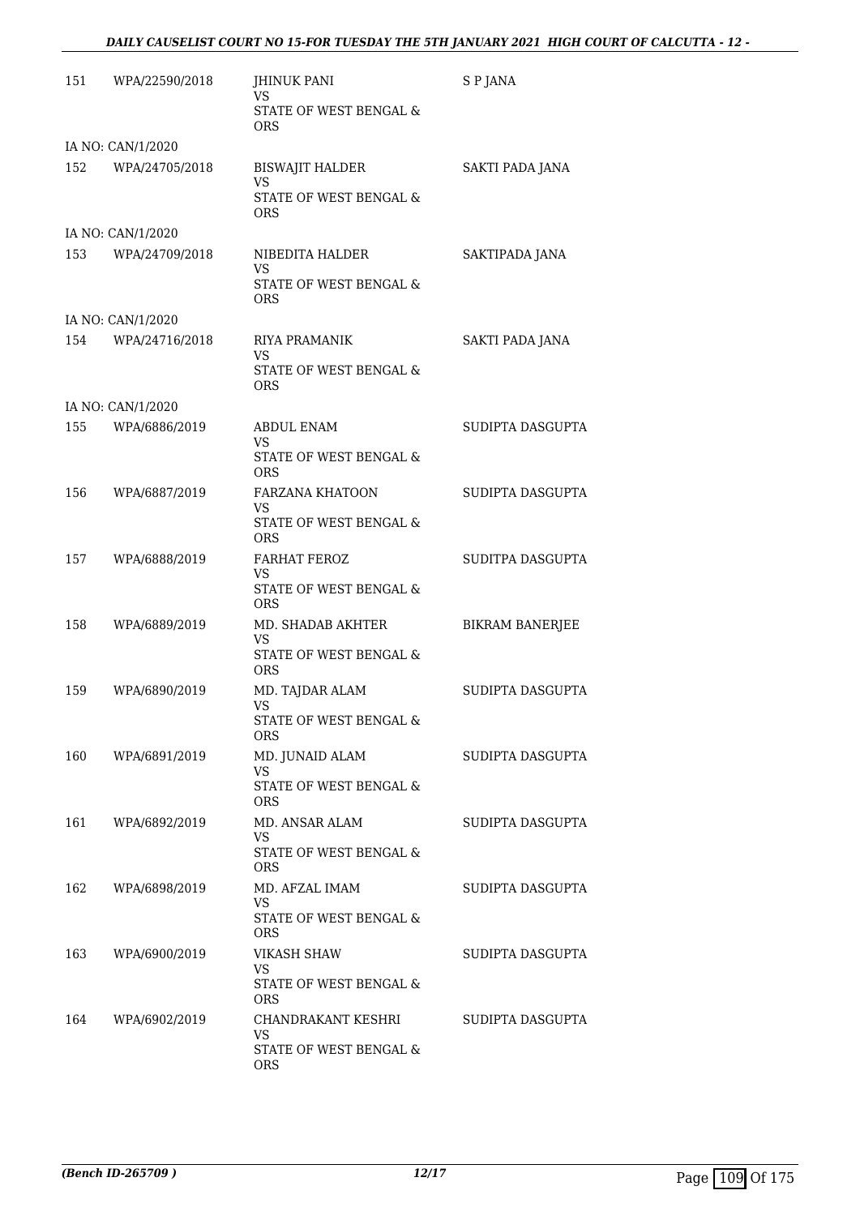| | | | |
|---|---|---|---|
| 151 | WPA/22590/2018 | JHINUK PANI<br>VS<br>STATE OF WEST BENGAL & ORS | S P JANA |
| IA NO: CAN/1/2020 | | | |
| 152 | WPA/24705/2018 | BISWAJIT HALDER<br>VS<br>STATE OF WEST BENGAL & ORS | SAKTI PADA JANA |
| IA NO: CAN/1/2020 | | | |
| 153 | WPA/24709/2018 | NIBEDITA HALDER<br>VS<br>STATE OF WEST BENGAL & ORS | SAKTIPADA JANA |
| IA NO: CAN/1/2020 | | | |
| 154 | WPA/24716/2018 | RIYA PRAMANIK<br>VS<br>STATE OF WEST BENGAL & ORS | SAKTI PADA JANA |
| IA NO: CAN/1/2020 | | | |
| 155 | WPA/6886/2019 | ABDUL ENAM<br>VS<br>STATE OF WEST BENGAL & ORS | SUDIPTA DASGUPTA |
| 156 | WPA/6887/2019 | FARZANA KHATOON<br>VS<br>STATE OF WEST BENGAL & ORS | SUDIPTA DASGUPTA |
| 157 | WPA/6888/2019 | FARHAT FEROZ<br>VS<br>STATE OF WEST BENGAL & ORS | SUDITPA DASGUPTA |
| 158 | WPA/6889/2019 | MD. SHADAB AKHTER<br>VS<br>STATE OF WEST BENGAL & ORS | BIKRAM BANERJEE |
| 159 | WPA/6890/2019 | MD. TAJDAR ALAM<br>VS<br>STATE OF WEST BENGAL & ORS | SUDIPTA DASGUPTA |
| 160 | WPA/6891/2019 | MD. JUNAID ALAM<br>VS<br>STATE OF WEST BENGAL & ORS | SUDIPTA DASGUPTA |
| 161 | WPA/6892/2019 | MD. ANSAR ALAM<br>VS<br>STATE OF WEST BENGAL & ORS | SUDIPTA DASGUPTA |
| 162 | WPA/6898/2019 | MD. AFZAL IMAM<br>VS<br>STATE OF WEST BENGAL & ORS | SUDIPTA DASGUPTA |
| 163 | WPA/6900/2019 | VIKASH SHAW<br>VS<br>STATE OF WEST BENGAL & ORS | SUDIPTA DASGUPTA |
| 164 | WPA/6902/2019 | CHANDRAKANT KESHRI<br>VS<br>STATE OF WEST BENGAL & ORS | SUDIPTA DASGUPTA |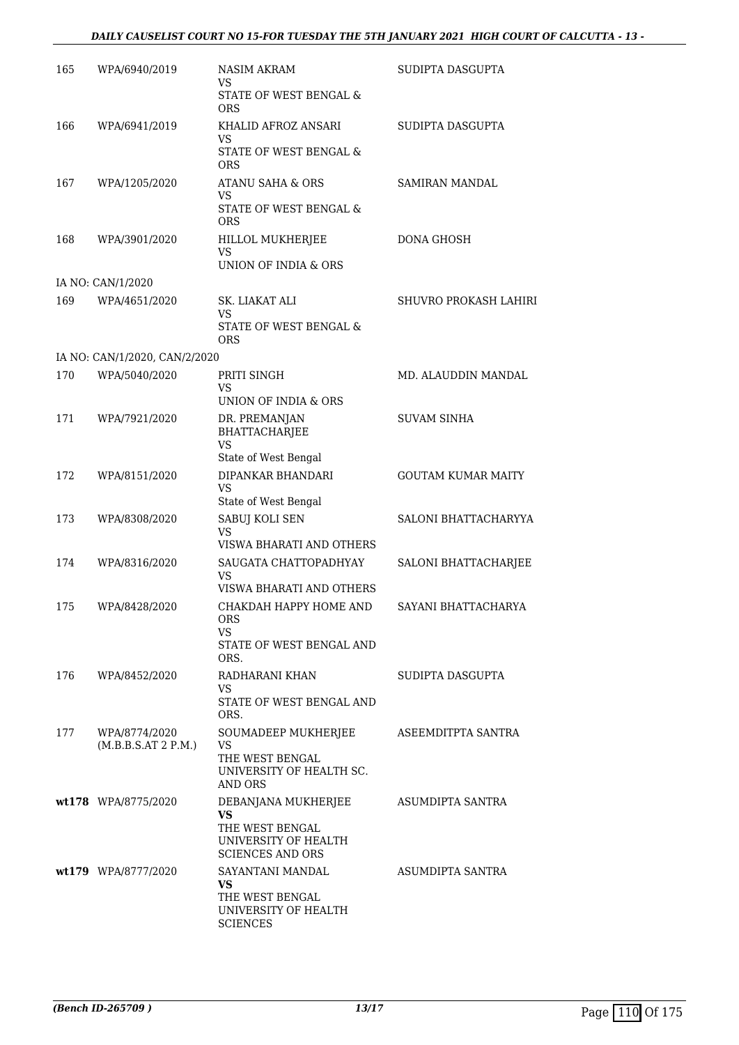| | | | |
|---|---|---|---|
| 165 | WPA/6940/2019 | NASIM AKRAM<br>VS<br>STATE OF WEST BENGAL & ORS | SUDIPTA DASGUPTA |
| 166 | WPA/6941/2019 | KHALID AFROZ ANSARI<br>VS<br>STATE OF WEST BENGAL & ORS | SUDIPTA DASGUPTA |
| 167 | WPA/1205/2020 | ATANU SAHA & ORS<br>VS<br>STATE OF WEST BENGAL & ORS | SAMIRAN MANDAL |
| 168 | WPA/3901/2020 | HILLOL MUKHERJEE<br>VS<br>UNION OF INDIA & ORS | DONA GHOSH |
| | IA NO: CAN/1/2020 | | |
| 169 | WPA/4651/2020 | SK. LIAKAT ALI<br>VS<br>STATE OF WEST BENGAL & ORS | SHUVRO PROKASH LAHIRI |
| | IA NO: CAN/1/2020, CAN/2/2020 | | |
| 170 | WPA/5040/2020 | PRITI SINGH<br>VS<br>UNION OF INDIA & ORS | MD. ALAUDDIN MANDAL |
| 171 | WPA/7921/2020 | DR. PREMANJAN BHATTACHARJEE<br>VS<br>State of West Bengal | SUVAM SINHA |
| 172 | WPA/8151/2020 | DIPANKAR BHANDARI<br>VS<br>State of West Bengal | GOUTAM KUMAR MAITY |
| 173 | WPA/8308/2020 | SABUJ KOLI SEN<br>VS<br>VISWA BHARATI AND OTHERS | SALONI BHATTACHARYYA |
| 174 | WPA/8316/2020 | SAUGATA CHATTOPADHYAY<br>VS<br>VISWA BHARATI AND OTHERS | SALONI BHATTACHARJEE |
| 175 | WPA/8428/2020 | CHAKDAH HAPPY HOME AND ORS<br>VS<br>STATE OF WEST BENGAL AND ORS. | SAYANI BHATTACHARYA |
| 176 | WPA/8452/2020 | RADHARANI KHAN<br>VS<br>STATE OF WEST BENGAL AND ORS. | SUDIPTA DASGUPTA |
| 177 | WPA/8774/2020 (M.B.B.S.AT 2 P.M.) | SOUMADEEP MUKHERJEE<br>VS<br>THE WEST BENGAL UNIVERSITY OF HEALTH SC. AND ORS | ASEEMDITPTA SANTRA |
| **wt178** | WPA/8775/2020 | DEBANJANA MUKHERJEE<br>**VS**<br>THE WEST BENGAL UNIVERSITY OF HEALTH SCIENCES AND ORS | ASUMDIPTA SANTRA |
| **wt179** | WPA/8777/2020 | SAYANTANI MANDAL<br>**VS**<br>THE WEST BENGAL UNIVERSITY OF HEALTH SCIENCES | ASUMDIPTA SANTRA |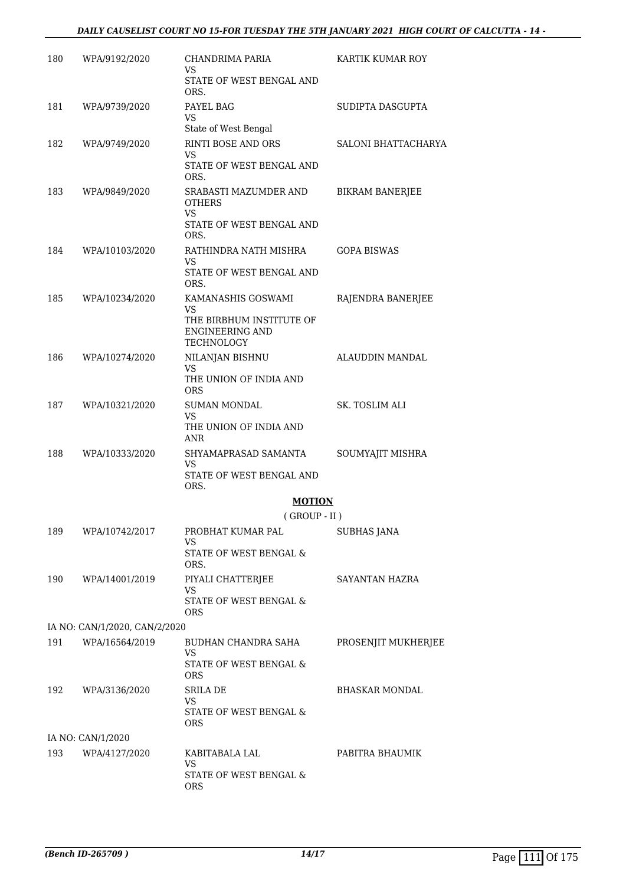| | | | |
|---|---|---|---|
| 180 | WPA/9192/2020 | CHANDRIMA PARIA<br>VS<br>STATE OF WEST BENGAL AND ORS. | KARTIK KUMAR ROY |
| 181 | WPA/9739/2020 | PAYEL BAG<br>VS<br>State of West Bengal | SUDIPTA DASGUPTA |
| 182 | WPA/9749/2020 | RINTI BOSE AND ORS<br>VS<br>STATE OF WEST BENGAL AND ORS. | SALONI BHATTACHARYA |
| 183 | WPA/9849/2020 | SRABASTI MAZUMDER AND OTHERS<br>VS<br>STATE OF WEST BENGAL AND ORS. | BIKRAM BANERJEE |
| 184 | WPA/10103/2020 | RATHINDRA NATH MISHRA<br>VS<br>STATE OF WEST BENGAL AND ORS. | GOPA BISWAS |
| 185 | WPA/10234/2020 | KAMANASHIS GOSWAMI<br>VS<br>THE BIRBHUM INSTITUTE OF ENGINEERING AND TECHNOLOGY | RAJENDRA BANERJEE |
| 186 | WPA/10274/2020 | NILANJAN BISHNU<br>VS<br>THE UNION OF INDIA AND ORS | ALAUDDIN MANDAL |
| 187 | WPA/10321/2020 | SUMAN MONDAL<br>VS<br>THE UNION OF INDIA AND ANR | SK. TOSLIM ALI |
| 188 | WPA/10333/2020 | SHYAMAPRASAD SAMANTA<br>VS<br>STATE OF WEST BENGAL AND ORS. | SOUMYAJIT MISHRA |

**MOTION**

( GROUP - II )

| | | | |
|---|---|---|---|
| 189 | WPA/10742/2017 | PROBHAT KUMAR PAL<br>VS<br>STATE OF WEST BENGAL & ORS. | SUBHAS JANA |
| 190 | WPA/14001/2019 | PIYALI CHATTERJEE<br>VS<br>STATE OF WEST BENGAL & ORS | SAYANTAN HAZRA |
| | IA NO: CAN/1/2020, CAN/2/2020 | | |
| 191 | WPA/16564/2019 | BUDHAN CHANDRA SAHA<br>VS<br>STATE OF WEST BENGAL & ORS | PROSENJIT MUKHERJEE |
| 192 | WPA/3136/2020 | SRILA DE<br>VS<br>STATE OF WEST BENGAL & ORS | BHASKAR MONDAL |
| | IA NO: CAN/1/2020 | | |
| 193 | WPA/4127/2020 | KABITABALA LAL<br>VS<br>STATE OF WEST BENGAL & ORS | PABITRA BHAUMIK |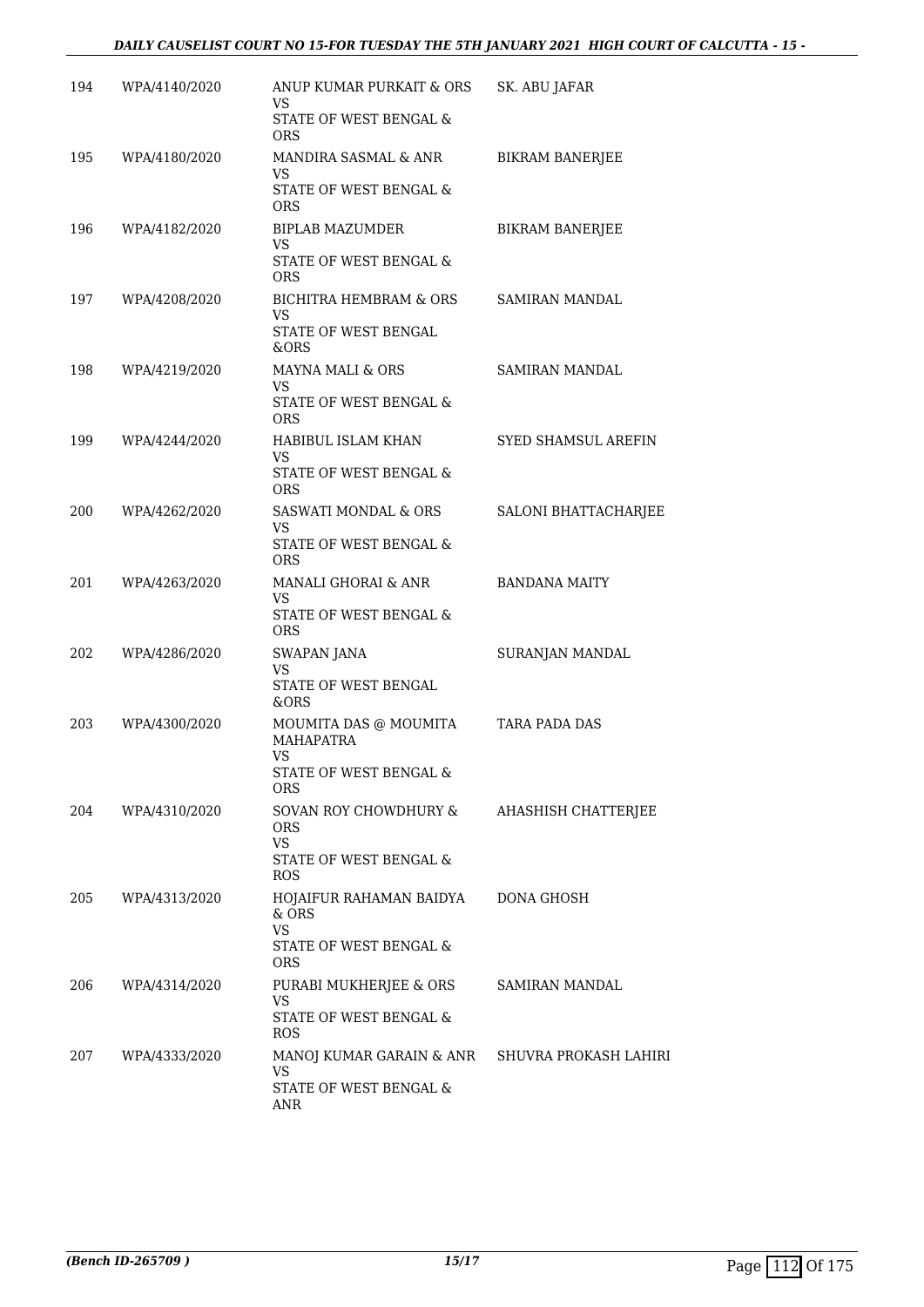| | | | |
|---|---|---|---|
| 194 | WPA/4140/2020 | ANUP KUMAR PURKAIT & ORS<br>VS<br>STATE OF WEST BENGAL & ORS | SK. ABU JAFAR |
| 195 | WPA/4180/2020 | MANDIRA SASMAL & ANR<br>VS<br>STATE OF WEST BENGAL & ORS | BIKRAM BANERJEE |
| 196 | WPA/4182/2020 | BIPLAB MAZUMDER<br>VS<br>STATE OF WEST BENGAL & ORS | BIKRAM BANERJEE |
| 197 | WPA/4208/2020 | BICHITRA HEMBRAM & ORS<br>VS<br>STATE OF WEST BENGAL &ORS | SAMIRAN MANDAL |
| 198 | WPA/4219/2020 | MAYNA MALI & ORS<br>VS<br>STATE OF WEST BENGAL & ORS | SAMIRAN MANDAL |
| 199 | WPA/4244/2020 | HABIBUL ISLAM KHAN<br>VS<br>STATE OF WEST BENGAL & ORS | SYED SHAMSUL AREFIN |
| 200 | WPA/4262/2020 | SASWATI MONDAL & ORS<br>VS<br>STATE OF WEST BENGAL & ORS | SALONI BHATTACHARJEE |
| 201 | WPA/4263/2020 | MANALI GHORAI & ANR<br>VS<br>STATE OF WEST BENGAL & ORS | BANDANA MAITY |
| 202 | WPA/4286/2020 | SWAPAN JANA<br>VS<br>STATE OF WEST BENGAL &ORS | SURANJAN MANDAL |
| 203 | WPA/4300/2020 | MOUMITA DAS @ MOUMITA MAHAPATRA<br>VS<br>STATE OF WEST BENGAL & ORS | TARA PADA DAS |
| 204 | WPA/4310/2020 | SOVAN ROY CHOWDHURY & ORS<br>VS<br>STATE OF WEST BENGAL & ROS | AHASHISH CHATTERJEE |
| 205 | WPA/4313/2020 | HOJAIFUR RAHAMAN BAIDYA & ORS<br>VS<br>STATE OF WEST BENGAL & ORS | DONA GHOSH |
| 206 | WPA/4314/2020 | PURABI MUKHERJEE & ORS<br>VS<br>STATE OF WEST BENGAL & ROS | SAMIRAN MANDAL |
| 207 | WPA/4333/2020 | MANOJ KUMAR GARAIN & ANR<br>VS<br>STATE OF WEST BENGAL & ANR | SHUVRA PROKASH LAHIRI |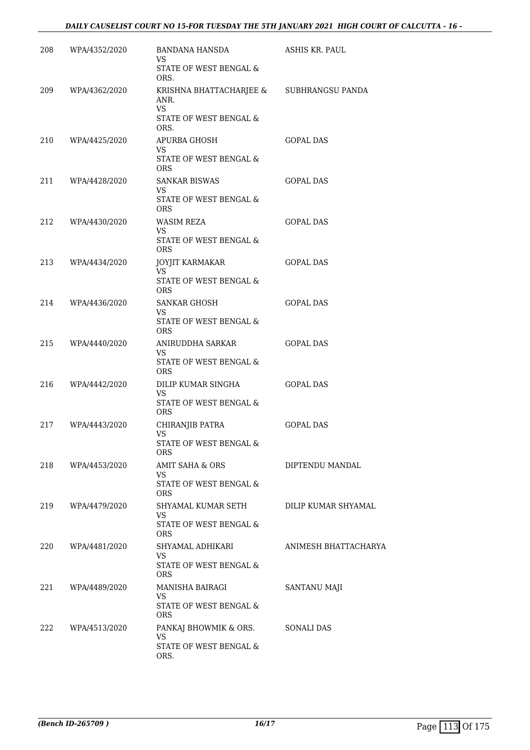| | | | |
|---|---|---|---|
| 208 | WPA/4352/2020 | BANDANA HANSDA<br>VS<br>STATE OF WEST BENGAL & ORS. | ASHIS KR. PAUL |
| 209 | WPA/4362/2020 | KRISHNA BHATTACHARJEE & ANR.<br>VS<br>STATE OF WEST BENGAL & ORS. | SUBHRANGSU PANDA |
| 210 | WPA/4425/2020 | APURBA GHOSH<br>VS<br>STATE OF WEST BENGAL & ORS | GOPAL DAS |
| 211 | WPA/4428/2020 | SANKAR BISWAS<br>VS<br>STATE OF WEST BENGAL & ORS | GOPAL DAS |
| 212 | WPA/4430/2020 | WASIM REZA<br>VS<br>STATE OF WEST BENGAL & ORS | GOPAL DAS |
| 213 | WPA/4434/2020 | JOYJIT KARMAKAR<br>VS<br>STATE OF WEST BENGAL & ORS | GOPAL DAS |
| 214 | WPA/4436/2020 | SANKAR GHOSH<br>VS<br>STATE OF WEST BENGAL & ORS | GOPAL DAS |
| 215 | WPA/4440/2020 | ANIRUDDHA SARKAR<br>VS<br>STATE OF WEST BENGAL & ORS | GOPAL DAS |
| 216 | WPA/4442/2020 | DILIP KUMAR SINGHA<br>VS<br>STATE OF WEST BENGAL & ORS | GOPAL DAS |
| 217 | WPA/4443/2020 | CHIRANJIB PATRA<br>VS<br>STATE OF WEST BENGAL & ORS | GOPAL DAS |
| 218 | WPA/4453/2020 | AMIT SAHA & ORS<br>VS<br>STATE OF WEST BENGAL & ORS | DIPTENDU MANDAL |
| 219 | WPA/4479/2020 | SHYAMAL KUMAR SETH<br>VS<br>STATE OF WEST BENGAL & ORS | DILIP KUMAR SHYAMAL |
| 220 | WPA/4481/2020 | SHYAMAL ADHIKARI<br>VS<br>STATE OF WEST BENGAL & ORS | ANIMESH BHATTACHARYA |
| 221 | WPA/4489/2020 | MANISHA BAIRAGI<br>VS<br>STATE OF WEST BENGAL & ORS | SANTANU MAJI |
| 222 | WPA/4513/2020 | PANKAJ BHOWMIK & ORS.<br>VS<br>STATE OF WEST BENGAL & ORS. | SONALI DAS |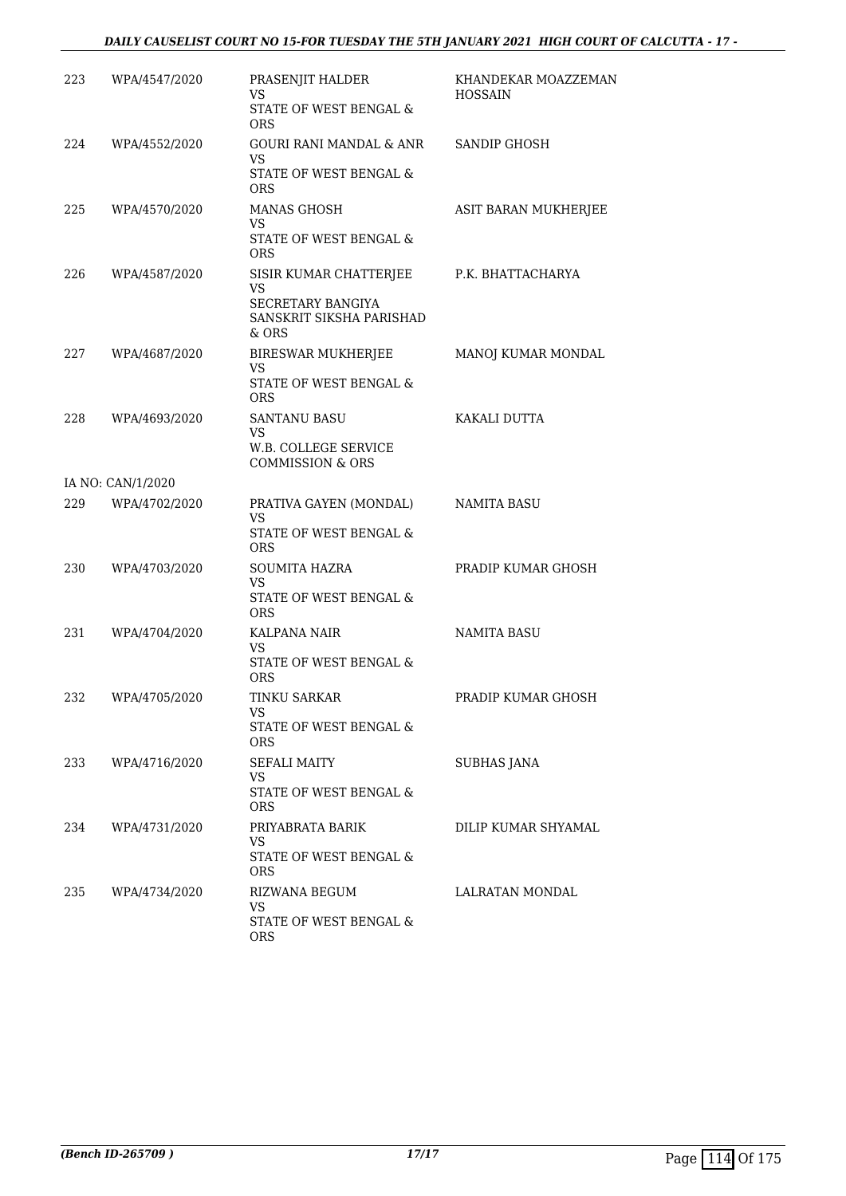| | | | |
|---|---|---|---|
| 223 | WPA/4547/2020 | PRASENJIT HALDER<br>VS<br>STATE OF WEST BENGAL & ORS | KHANDEKAR MOAZZEMAN HOSSAIN |
| 224 | WPA/4552/2020 | GOURI RANI MANDAL & ANR<br>VS<br>STATE OF WEST BENGAL & ORS | SANDIP GHOSH |
| 225 | WPA/4570/2020 | MANAS GHOSH<br>VS<br>STATE OF WEST BENGAL & ORS | ASIT BARAN MUKHERJEE |
| 226 | WPA/4587/2020 | SISIR KUMAR CHATTERJEE<br>VS<br>SECRETARY BANGIYA SANSKRIT SIKSHA PARISHAD & ORS | P.K. BHATTACHARYA |
| 227 | WPA/4687/2020 | BIRESWAR MUKHERJEE<br>VS<br>STATE OF WEST BENGAL & ORS | MANOJ KUMAR MONDAL |
| 228 | WPA/4693/2020 | SANTANU BASU<br>VS<br>W.B. COLLEGE SERVICE COMMISSION & ORS | KAKALI DUTTA |
| IA NO: CAN/1/2020 | | | |
| 229 | WPA/4702/2020 | PRATIVA GAYEN (MONDAL)<br>VS<br>STATE OF WEST BENGAL & ORS | NAMITA BASU |
| 230 | WPA/4703/2020 | SOUMITA HAZRA<br>VS<br>STATE OF WEST BENGAL & ORS | PRADIP KUMAR GHOSH |
| 231 | WPA/4704/2020 | KALPANA NAIR<br>VS<br>STATE OF WEST BENGAL & ORS | NAMITA BASU |
| 232 | WPA/4705/2020 | TINKU SARKAR<br>VS<br>STATE OF WEST BENGAL & ORS | PRADIP KUMAR GHOSH |
| 233 | WPA/4716/2020 | SEFALI MAITY<br>VS<br>STATE OF WEST BENGAL & ORS | SUBHAS JANA |
| 234 | WPA/4731/2020 | PRIYABRATA BARIK<br>VS<br>STATE OF WEST BENGAL & ORS | DILIP KUMAR SHYAMAL |
| 235 | WPA/4734/2020 | RIZWANA BEGUM<br>VS<br>STATE OF WEST BENGAL & ORS | LALRATAN MONDAL |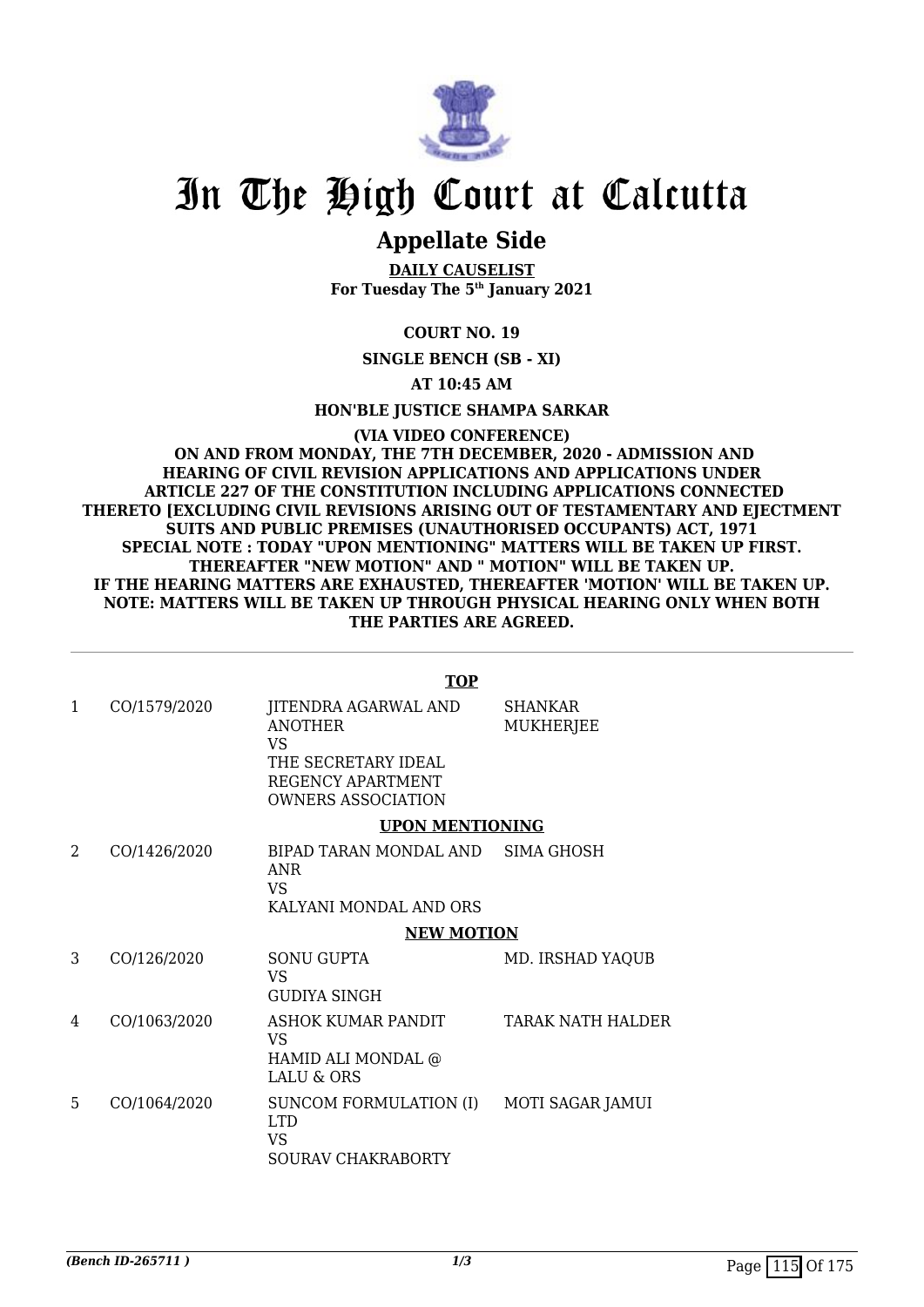# In The High Court at Calcutta

## Appellate Side

**DAILY CAUSELIST**
**For Tuesday The 5th January 2021**

**COURT NO. 19**

**SINGLE BENCH (SB - XI)**

**AT 10:45 AM**

**HON'BLE JUSTICE SHAMPA SARKAR**

**(VIA VIDEO CONFERENCE)**
**ON AND FROM MONDAY, THE 7TH DECEMBER, 2020 - ADMISSION AND HEARING OF CIVIL REVISION APPLICATIONS AND APPLICATIONS UNDER ARTICLE 227 OF THE CONSTITUTION INCLUDING APPLICATIONS CONNECTED THERETO [EXCLUDING CIVIL REVISIONS ARISING OUT OF TESTAMENTARY AND EJECTMENT SUITS AND PUBLIC PREMISES (UNAUTHORISED OCCUPANTS) ACT, 1971**
**SPECIAL NOTE : TODAY "UPON MENTIONING" MATTERS WILL BE TAKEN UP FIRST. THEREAFTER "NEW MOTION" AND " MOTION" WILL BE TAKEN UP.**
**IF THE HEARING MATTERS ARE EXHAUSTED, THEREAFTER 'MOTION' WILL BE TAKEN UP.**
**NOTE: MATTERS WILL BE TAKEN UP THROUGH PHYSICAL HEARING ONLY WHEN BOTH THE PARTIES ARE AGREED.**

**TOP**

| | | | |
|---|---|---|---|
| 1 | CO/1579/2020 | JITENDRA AGARWAL AND ANOTHER<br>VS<br>THE SECRETARY IDEAL REGENCY APARTMENT OWNERS ASSOCIATION | SHANKAR MUKHERJEE |

**UPON MENTIONING**

| | | | |
|---|---|---|---|
| 2 | CO/1426/2020 | BIPAD TARAN MONDAL AND ANR<br>VS<br>KALYANI MONDAL AND ORS | SIMA GHOSH |

**NEW MOTION**

| | | | |
|---|---|---|---|
| 3 | CO/126/2020 | SONU GUPTA<br>VS<br>GUDIYA SINGH | MD. IRSHAD YAQUB |
| 4 | CO/1063/2020 | ASHOK KUMAR PANDIT<br>VS<br>HAMID ALI MONDAL @ LALU & ORS | TARAK NATH HALDER |
| 5 | CO/1064/2020 | SUNCOM FORMULATION (I) LTD<br>VS<br>SOURAV CHAKRABORTY | MOTI SAGAR JAMUI |

*(Bench ID-265711 )*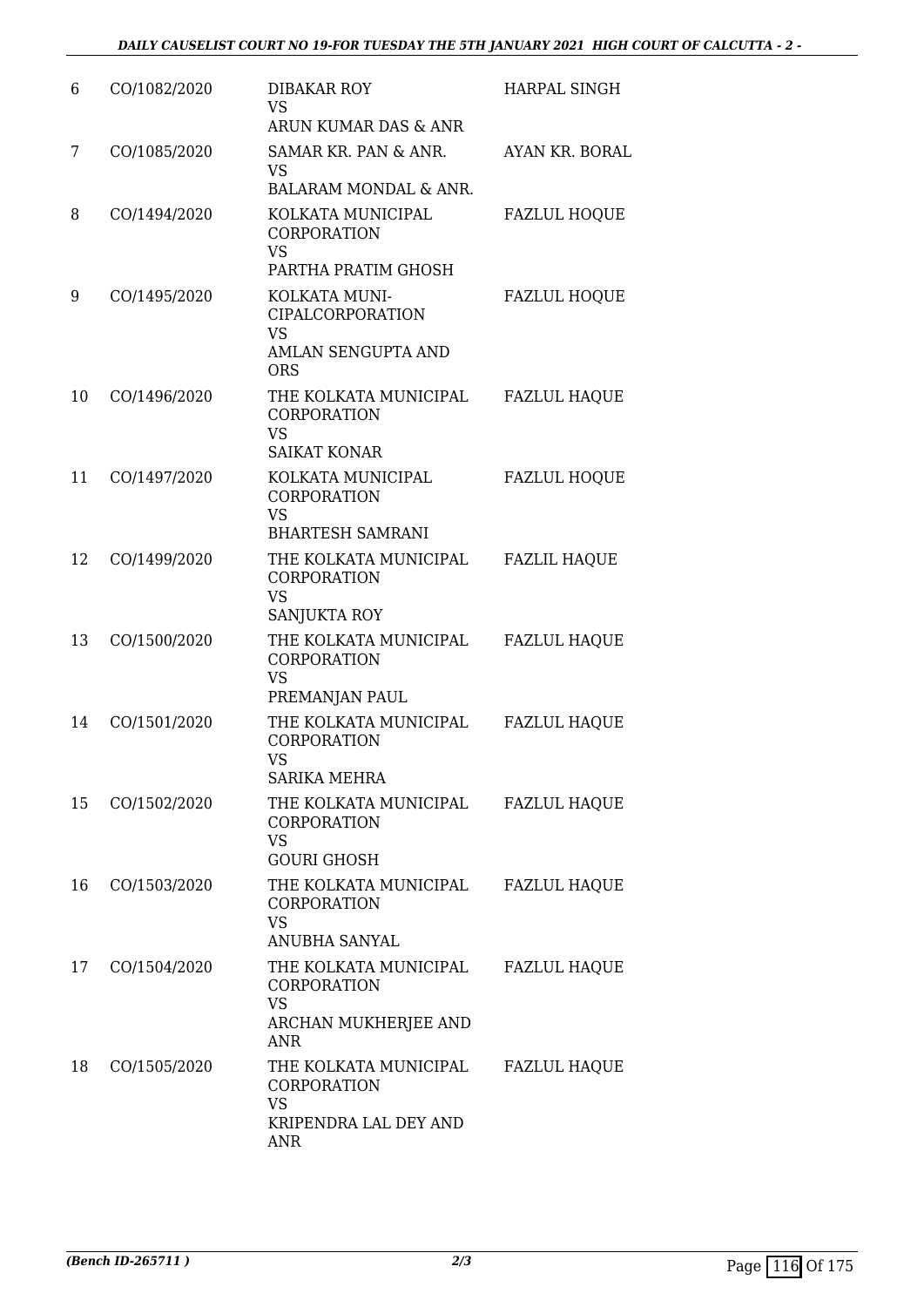| 6 | CO/1082/2020 | DIBAKAR ROY<br>VS<br>ARUN KUMAR DAS & ANR | HARPAL SINGH |
|---|---|---|---|
| 7 | CO/1085/2020 | SAMAR KR. PAN & ANR.<br>VS<br>BALARAM MONDAL & ANR. | AYAN KR. BORAL |
| 8 | CO/1494/2020 | KOLKATA MUNICIPAL CORPORATION<br>VS<br>PARTHA PRATIM GHOSH | FAZLUL HOQUE |
| 9 | CO/1495/2020 | KOLKATA MUNI-CIPALCORPORATION<br>VS<br>AMLAN SENGUPTA AND ORS | FAZLUL HOQUE |
| 10 | CO/1496/2020 | THE KOLKATA MUNICIPAL CORPORATION<br>VS<br>SAIKAT KONAR | FAZLUL HAQUE |
| 11 | CO/1497/2020 | KOLKATA MUNICIPAL CORPORATION<br>VS<br>BHARTESH SAMRANI | FAZLUL HOQUE |
| 12 | CO/1499/2020 | THE KOLKATA MUNICIPAL CORPORATION<br>VS<br>SANJUKTA ROY | FAZLIL HAQUE |
| 13 | CO/1500/2020 | THE KOLKATA MUNICIPAL CORPORATION<br>VS<br>PREMANJAN PAUL | FAZLUL HAQUE |
| 14 | CO/1501/2020 | THE KOLKATA MUNICIPAL CORPORATION<br>VS<br>SARIKA MEHRA | FAZLUL HAQUE |
| 15 | CO/1502/2020 | THE KOLKATA MUNICIPAL CORPORATION<br>VS<br>GOURI GHOSH | FAZLUL HAQUE |
| 16 | CO/1503/2020 | THE KOLKATA MUNICIPAL CORPORATION<br>VS<br>ANUBHA SANYAL | FAZLUL HAQUE |
| 17 | CO/1504/2020 | THE KOLKATA MUNICIPAL CORPORATION<br>VS<br>ARCHAN MUKHERJEE AND ANR | FAZLUL HAQUE |
| 18 | CO/1505/2020 | THE KOLKATA MUNICIPAL CORPORATION<br>VS<br>KRIPENDRA LAL DEY AND ANR | FAZLUL HAQUE |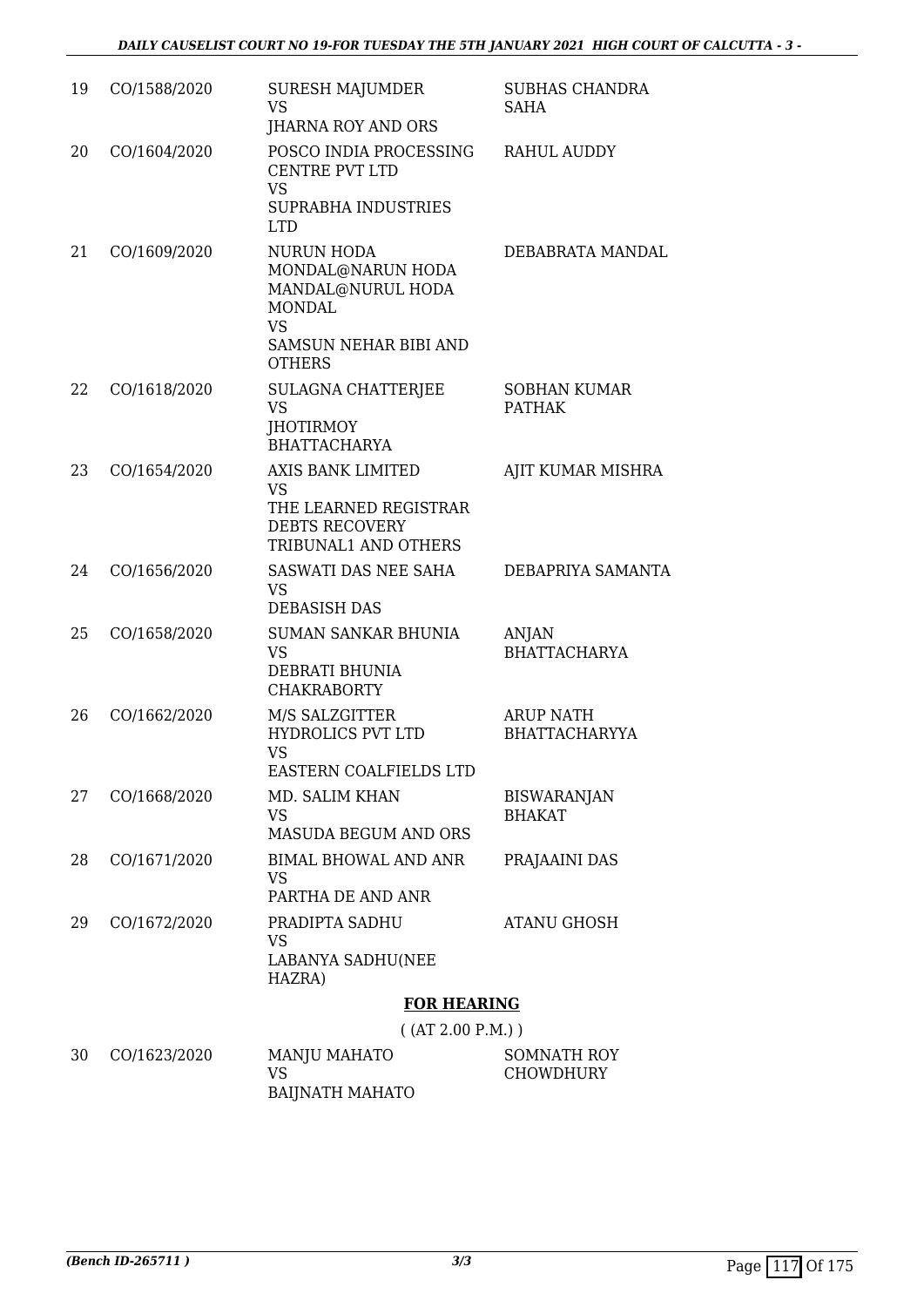| | | | |
|---|---|---|---|
| 19 | CO/1588/2020 | SURESH MAJUMDER<br>VS<br>JHARNA ROY AND ORS | SUBHAS CHANDRA SAHA |
| 20 | CO/1604/2020 | POSCO INDIA PROCESSING CENTRE PVT LTD<br>VS<br>SUPRABHA INDUSTRIES LTD | RAHUL AUDDY |
| 21 | CO/1609/2020 | NURUN HODA MONDAL@NARUN HODA MANDAL@NURUL HODA MONDAL<br>VS<br>SAMSUN NEHAR BIBI AND OTHERS | DEBABRATA MANDAL |
| 22 | CO/1618/2020 | SULAGNA CHATTERJEE<br>VS<br>JHOTIRMOY BHATTACHARYA | SOBHAN KUMAR PATHAK |
| 23 | CO/1654/2020 | AXIS BANK LIMITED<br>VS<br>THE LEARNED REGISTRAR DEBTS RECOVERY TRIBUNAL1 AND OTHERS | AJIT KUMAR MISHRA |
| 24 | CO/1656/2020 | SASWATI DAS NEE SAHA<br>VS<br>DEBASISH DAS | DEBAPRIYA SAMANTA |
| 25 | CO/1658/2020 | SUMAN SANKAR BHUNIA<br>VS<br>DEBRATI BHUNIA CHAKRABORTY | ANJAN BHATTACHARYA |
| 26 | CO/1662/2020 | M/S SALZGITTER HYDROLICS PVT LTD<br>VS<br>EASTERN COALFIELDS LTD | ARUP NATH BHATTACHARYYA |
| 27 | CO/1668/2020 | MD. SALIM KHAN<br>VS<br>MASUDA BEGUM AND ORS | BISWARANJAN BHAKAT |
| 28 | CO/1671/2020 | BIMAL BHOWAL AND ANR<br>VS<br>PARTHA DE AND ANR | PRAJAAINI DAS |
| 29 | CO/1672/2020 | PRADIPTA SADHU<br>VS<br>LABANYA SADHU(NEE HAZRA) | ATANU GHOSH |

## FOR HEARING

( (AT 2.00 P.M.) )

| | | | |
|---|---|---|---|
| 30 | CO/1623/2020 | MANJU MAHATO<br>VS<br>BAIJNATH MAHATO | SOMNATH ROY CHOWDHURY |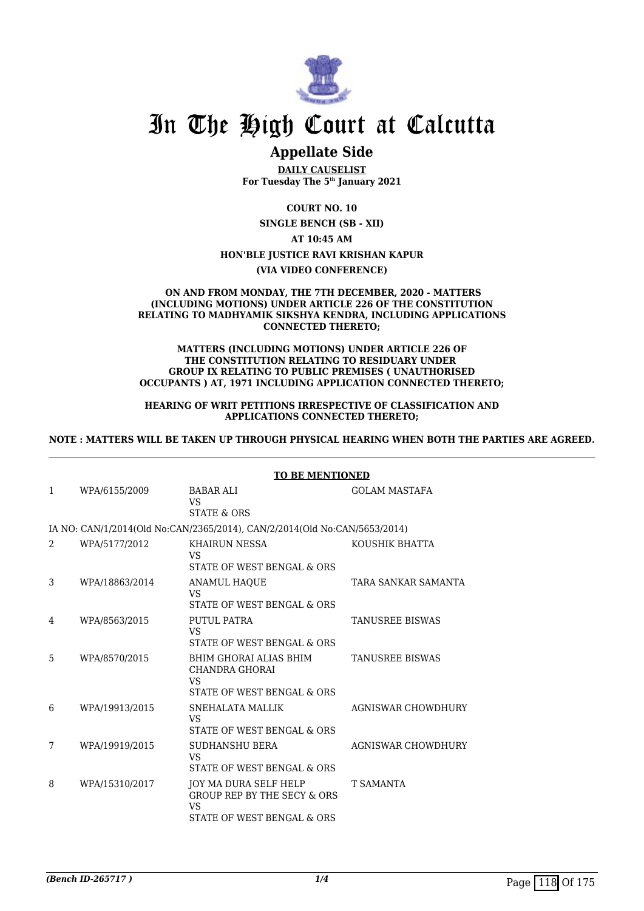# In The High Court at Calcutta

## Appellate Side

**DAILY CAUSELIST**
**For Tuesday The 5th January 2021**

**COURT NO. 10**

**SINGLE BENCH (SB - XII)**

**AT 10:45 AM**

**HON'BLE JUSTICE RAVI KRISHAN KAPUR**

**(VIA VIDEO CONFERENCE)**

**ON AND FROM MONDAY, THE 7TH DECEMBER, 2020 - MATTERS (INCLUDING MOTIONS) UNDER ARTICLE 226 OF THE CONSTITUTION RELATING TO MADHYAMIK SIKSHYA KENDRA, INCLUDING APPLICATIONS CONNECTED THERETO;**

**MATTERS (INCLUDING MOTIONS) UNDER ARTICLE 226 OF THE CONSTITUTION RELATING TO RESIDUARY UNDER GROUP IX RELATING TO PUBLIC PREMISES ( UNAUTHORISED OCCUPANTS ) AT, 1971 INCLUDING APPLICATION CONNECTED THERETO;**

**HEARING OF WRIT PETITIONS IRRESPECTIVE OF CLASSIFICATION AND APPLICATIONS CONNECTED THERETO;**

**NOTE : MATTERS WILL BE TAKEN UP THROUGH PHYSICAL HEARING WHEN BOTH THE PARTIES ARE AGREED.**

**TO BE MENTIONED**

| | | | |
|---|---|---|---|
| 1 | WPA/6155/2009 | BABAR ALI<br>VS<br>STATE & ORS | GOLAM MASTAFA |
| | IA NO: CAN/1/2014(Old No:CAN/2365/2014), CAN/2/2014(Old No:CAN/5653/2014) | | |
| 2 | WPA/5177/2012 | KHAIRUN NESSA<br>VS<br>STATE OF WEST BENGAL & ORS | KOUSHIK BHATTA |
| 3 | WPA/18863/2014 | ANAMUL HAQUE<br>VS<br>STATE OF WEST BENGAL & ORS | TARA SANKAR SAMANTA |
| 4 | WPA/8563/2015 | PUTUL PATRA<br>VS<br>STATE OF WEST BENGAL & ORS | TANUSREE BISWAS |
| 5 | WPA/8570/2015 | BHIM GHORAI ALIAS BHIM CHANDRA GHORAI<br>VS<br>STATE OF WEST BENGAL & ORS | TANUSREE BISWAS |
| 6 | WPA/19913/2015 | SNEHALATA MALLIK<br>VS<br>STATE OF WEST BENGAL & ORS | AGNISWAR CHOWDHURY |
| 7 | WPA/19919/2015 | SUDHANSHU BERA<br>VS<br>STATE OF WEST BENGAL & ORS | AGNISWAR CHOWDHURY |
| 8 | WPA/15310/2017 | JOY MA DURA SELF HELP GROUP REP BY THE SECY & ORS<br>VS<br>STATE OF WEST BENGAL & ORS | T SAMANTA |

*(Bench ID-265717 )*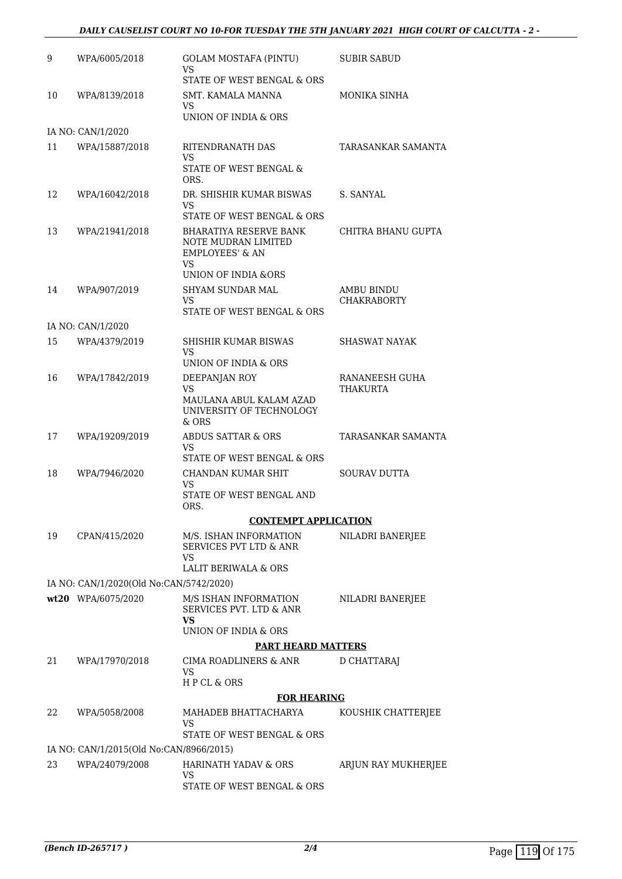| | | | |
|---|---|---|---|
| 9 | WPA/6005/2018 | GOLAM MOSTAFA (PINTU)<br>VS<br>STATE OF WEST BENGAL & ORS | SUBIR SABUD |
| 10 | WPA/8139/2018 | SMT. KAMALA MANNA<br>VS<br>UNION OF INDIA & ORS | MONIKA SINHA |
| | IA NO: CAN/1/2020 | | |
| 11 | WPA/15887/2018 | RITENDRANATH DAS<br>VS<br>STATE OF WEST BENGAL & ORS. | TARASANKAR SAMANTA |
| 12 | WPA/16042/2018 | DR. SHISHIR KUMAR BISWAS<br>VS<br>STATE OF WEST BENGAL & ORS | S. SANYAL |
| 13 | WPA/21941/2018 | BHARATIYA RESERVE BANK NOTE MUDRAN LIMITED EMPLOYEES' & AN<br>VS<br>UNION OF INDIA &ORS | CHITRA BHANU GUPTA |
| 14 | WPA/907/2019 | SHYAM SUNDAR MAL<br>VS<br>STATE OF WEST BENGAL & ORS | AMBU BINDU CHAKRABORTY |
| | IA NO: CAN/1/2020 | | |
| 15 | WPA/4379/2019 | SHISHIR KUMAR BISWAS<br>VS<br>UNION OF INDIA & ORS | SHASWAT NAYAK |
| 16 | WPA/17842/2019 | DEEPANJAN ROY<br>VS<br>MAULANA ABUL KALAM AZAD UNIVERSITY OF TECHNOLOGY & ORS | RANANEESH GUHA THAKURTA |
| 17 | WPA/19209/2019 | ABDUS SATTAR & ORS<br>VS<br>STATE OF WEST BENGAL & ORS | TARASANKAR SAMANTA |
| 18 | WPA/7946/2020 | CHANDAN KUMAR SHIT<br>VS<br>STATE OF WEST BENGAL AND ORS. | SOURAV DUTTA |

**CONTEMPT APPLICATION**

| | | | |
|---|---|---|---|
| 19 | CPAN/415/2020 | M/S. ISHAN INFORMATION SERVICES PVT LTD & ANR<br>VS<br>LALIT BERIWALA & ORS | NILADRI BANERJEE |
| | IA NO: CAN/1/2020(Old No:CAN/5742/2020) | | |
| **wt20** | WPA/6075/2020 | M/S ISHAN INFORMATION SERVICES PVT. LTD & ANR<br>**VS**<br>UNION OF INDIA & ORS | NILADRI BANERJEE |

**PART HEARD MATTERS**

| | | | |
|---|---|---|---|
| 21 | WPA/17970/2018 | CIMA ROADLINERS & ANR<br>VS<br>H P CL & ORS | D CHATTARAJ |

**FOR HEARING**

| | | | |
|---|---|---|---|
| 22 | WPA/5058/2008 | MAHADEB BHATTACHARYA<br>VS<br>STATE OF WEST BENGAL & ORS | KOUSHIK CHATTERJEE |
| | IA NO: CAN/1/2015(Old No:CAN/8966/2015) | | |
| 23 | WPA/24079/2008 | HARINATH YADAV & ORS<br>VS<br>STATE OF WEST BENGAL & ORS | ARJUN RAY MUKHERJEE |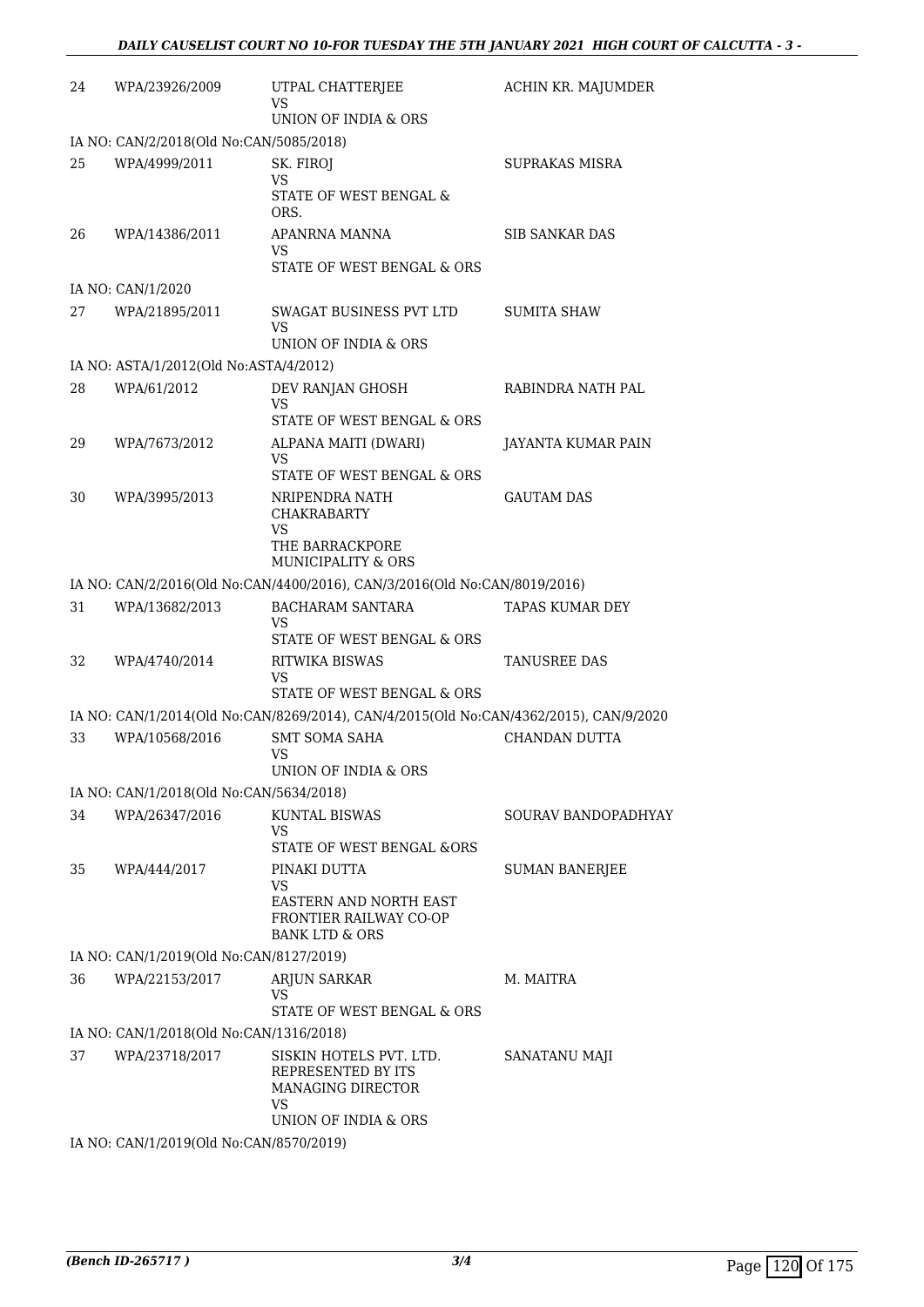| | | | |
|---|---|---|---|
| 24 | WPA/23926/2009 | UTPAL CHATTERJEE<br>VS<br>UNION OF INDIA & ORS | ACHIN KR. MAJUMDER |
| | IA NO: CAN/2/2018(Old No:CAN/5085/2018) | | |
| 25 | WPA/4999/2011 | SK. FIROJ<br>VS<br>STATE OF WEST BENGAL & ORS. | SUPRAKAS MISRA |
| 26 | WPA/14386/2011 | APANRNA MANNA<br>VS<br>STATE OF WEST BENGAL & ORS | SIB SANKAR DAS |
| | IA NO: CAN/1/2020 | | |
| 27 | WPA/21895/2011 | SWAGAT BUSINESS PVT LTD<br>VS<br>UNION OF INDIA & ORS | SUMITA SHAW |
| | IA NO: ASTA/1/2012(Old No:ASTA/4/2012) | | |
| 28 | WPA/61/2012 | DEV RANJAN GHOSH<br>VS<br>STATE OF WEST BENGAL & ORS | RABINDRA NATH PAL |
| 29 | WPA/7673/2012 | ALPANA MAITI (DWARI)<br>VS<br>STATE OF WEST BENGAL & ORS | JAYANTA KUMAR PAIN |
| 30 | WPA/3995/2013 | NRIPENDRA NATH CHAKRABARTY<br>VS<br>THE BARRACKPORE MUNICIPALITY & ORS | GAUTAM DAS |
| | IA NO: CAN/2/2016(Old No:CAN/4400/2016), CAN/3/2016(Old No:CAN/8019/2016) | | |
| 31 | WPA/13682/2013 | BACHARAM SANTARA<br>VS<br>STATE OF WEST BENGAL & ORS | TAPAS KUMAR DEY |
| 32 | WPA/4740/2014 | RITWIKA BISWAS<br>VS<br>STATE OF WEST BENGAL & ORS | TANUSREE DAS |
| | IA NO: CAN/1/2014(Old No:CAN/8269/2014), CAN/4/2015(Old No:CAN/4362/2015), CAN/9/2020 | | |
| 33 | WPA/10568/2016 | SMT SOMA SAHA<br>VS<br>UNION OF INDIA & ORS | CHANDAN DUTTA |
| | IA NO: CAN/1/2018(Old No:CAN/5634/2018) | | |
| 34 | WPA/26347/2016 | KUNTAL BISWAS<br>VS<br>STATE OF WEST BENGAL &ORS | SOURAV BANDOPADHYAY |
| 35 | WPA/444/2017 | PINAKI DUTTA<br>VS<br>EASTERN AND NORTH EAST FRONTIER RAILWAY CO-OP BANK LTD & ORS | SUMAN BANERJEE |
| | IA NO: CAN/1/2019(Old No:CAN/8127/2019) | | |
| 36 | WPA/22153/2017 | ARJUN SARKAR<br>VS<br>STATE OF WEST BENGAL & ORS | M. MAITRA |
| | IA NO: CAN/1/2018(Old No:CAN/1316/2018) | | |
| 37 | WPA/23718/2017 | SISKIN HOTELS PVT. LTD. REPRESENTED BY ITS MANAGING DIRECTOR<br>VS<br>UNION OF INDIA & ORS | SANATANU MAJI |
| | IA NO: CAN/1/2019(Old No:CAN/8570/2019) | | |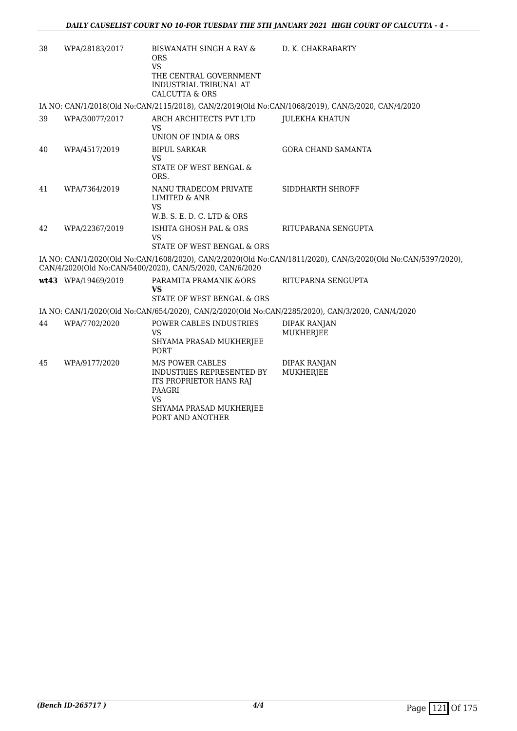| | | | |
|---|---|---|---|
| 38 | WPA/28183/2017 | BISWANATH SINGH A RAY & ORS<br>VS<br>THE CENTRAL GOVERNMENT INDUSTRIAL TRIBUNAL AT CALCUTTA & ORS | D. K. CHAKRABARTY |

IA NO: CAN/1/2018(Old No:CAN/2115/2018), CAN/2/2019(Old No:CAN/1068/2019), CAN/3/2020, CAN/4/2020

| | | | |
|---|---|---|---|
| 39 | WPA/30077/2017 | ARCH ARCHITECTS PVT LTD<br>VS<br>UNION OF INDIA & ORS | JULEKHA KHATUN |
| 40 | WPA/4517/2019 | BIPUL SARKAR<br>VS<br>STATE OF WEST BENGAL & ORS. | GORA CHAND SAMANTA |
| 41 | WPA/7364/2019 | NANU TRADECOM PRIVATE LIMITED & ANR<br>VS<br>W.B. S. E. D. C. LTD & ORS | SIDDHARTH SHROFF |
| 42 | WPA/22367/2019 | ISHITA GHOSH PAL & ORS<br>VS<br>STATE OF WEST BENGAL & ORS | RITUPARANA SENGUPTA |

IA NO: CAN/1/2020(Old No:CAN/1608/2020), CAN/2/2020(Old No:CAN/1811/2020), CAN/3/2020(Old No:CAN/5397/2020), CAN/4/2020(Old No:CAN/5400/2020), CAN/5/2020, CAN/6/2020

| | | | |
|---|---|---|---|
| **wt43** | WPA/19469/2019 | PARAMITA PRAMANIK &ORS<br>**VS**<br>STATE OF WEST BENGAL & ORS | RITUPARNA SENGUPTA |

IA NO: CAN/1/2020(Old No:CAN/654/2020), CAN/2/2020(Old No:CAN/2285/2020), CAN/3/2020, CAN/4/2020

| | | | |
|---|---|---|---|
| 44 | WPA/7702/2020 | POWER CABLES INDUSTRIES<br>VS<br>SHYAMA PRASAD MUKHERJEE PORT | DIPAK RANJAN MUKHERJEE |
| 45 | WPA/9177/2020 | M/S POWER CABLES INDUSTRIES REPRESENTED BY ITS PROPRIETOR HANS RAJ PAAGRI<br>VS<br>SHYAMA PRASAD MUKHERJEE PORT AND ANOTHER | DIPAK RANJAN MUKHERJEE |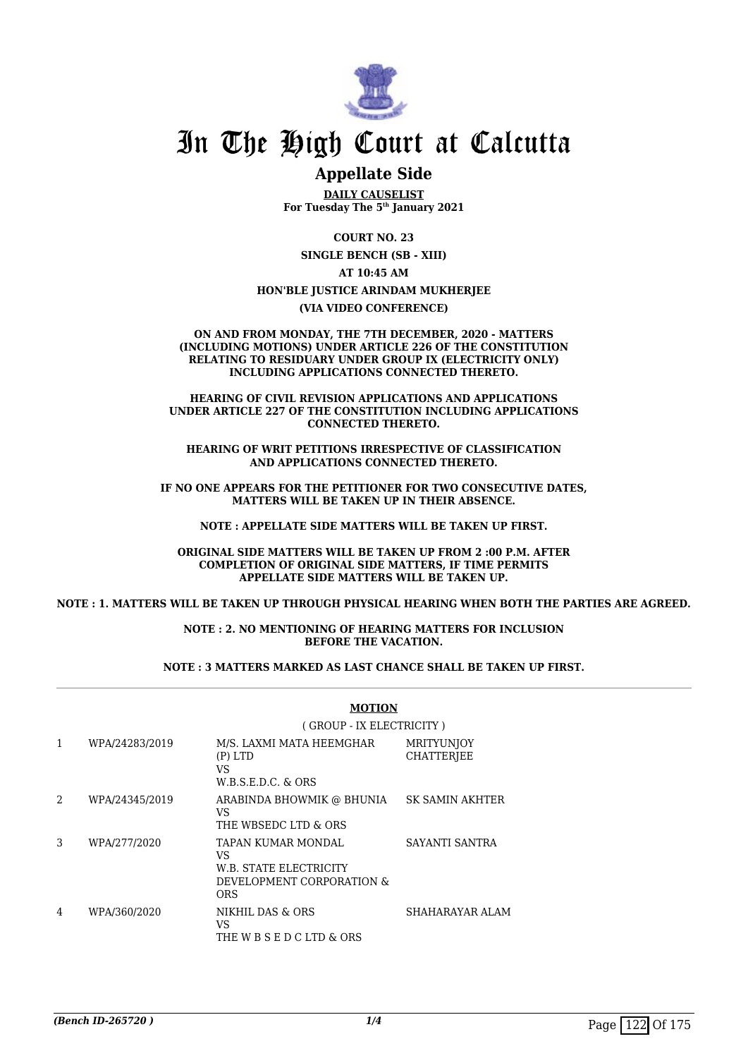# In The High Court at Calcutta

## Appellate Side

**DAILY CAUSELIST**
**For Tuesday The 5th January 2021**

**COURT NO. 23**

**SINGLE BENCH (SB - XIII)**

**AT 10:45 AM**

**HON'BLE JUSTICE ARINDAM MUKHERJEE**

**(VIA VIDEO CONFERENCE)**

**ON AND FROM MONDAY, THE 7TH DECEMBER, 2020 - MATTERS (INCLUDING MOTIONS) UNDER ARTICLE 226 OF THE CONSTITUTION RELATING TO RESIDUARY UNDER GROUP IX (ELECTRICITY ONLY) INCLUDING APPLICATIONS CONNECTED THERETO.**

**HEARING OF CIVIL REVISION APPLICATIONS AND APPLICATIONS UNDER ARTICLE 227 OF THE CONSTITUTION INCLUDING APPLICATIONS CONNECTED THERETO.**

**HEARING OF WRIT PETITIONS IRRESPECTIVE OF CLASSIFICATION AND APPLICATIONS CONNECTED THERETO.**

**IF NO ONE APPEARS FOR THE PETITIONER FOR TWO CONSECUTIVE DATES, MATTERS WILL BE TAKEN UP IN THEIR ABSENCE.**

**NOTE : APPELLATE SIDE MATTERS WILL BE TAKEN UP FIRST.**

**ORIGINAL SIDE MATTERS WILL BE TAKEN UP FROM 2 :00 P.M. AFTER COMPLETION OF ORIGINAL SIDE MATTERS, IF TIME PERMITS APPELLATE SIDE MATTERS WILL BE TAKEN UP.**

**NOTE : 1. MATTERS WILL BE TAKEN UP THROUGH PHYSICAL HEARING WHEN BOTH THE PARTIES ARE AGREED.**

**NOTE : 2. NO MENTIONING OF HEARING MATTERS FOR INCLUSION BEFORE THE VACATION.**

**NOTE : 3 MATTERS MARKED AS LAST CHANCE SHALL BE TAKEN UP FIRST.**

**MOTION**

( GROUP - IX ELECTRICITY )

| | | | |
|---|---|---|---|
| 1 | WPA/24283/2019 | M/S. LAXMI MATA HEEMGHAR (P) LTD<br>VS<br>W.B.S.E.D.C. & ORS | MRITYUNJOY CHATTERJEE |
| 2 | WPA/24345/2019 | ARABINDA BHOWMIK @ BHUNIA<br>VS<br>THE WBSEDC LTD & ORS | SK SAMIN AKHTER |
| 3 | WPA/277/2020 | TAPAN KUMAR MONDAL<br>VS<br>W.B. STATE ELECTRICITY DEVELOPMENT CORPORATION & ORS | SAYANTI SANTRA |
| 4 | WPA/360/2020 | NIKHIL DAS & ORS<br>VS<br>THE W B S E D C LTD & ORS | SHAHARAYAR ALAM |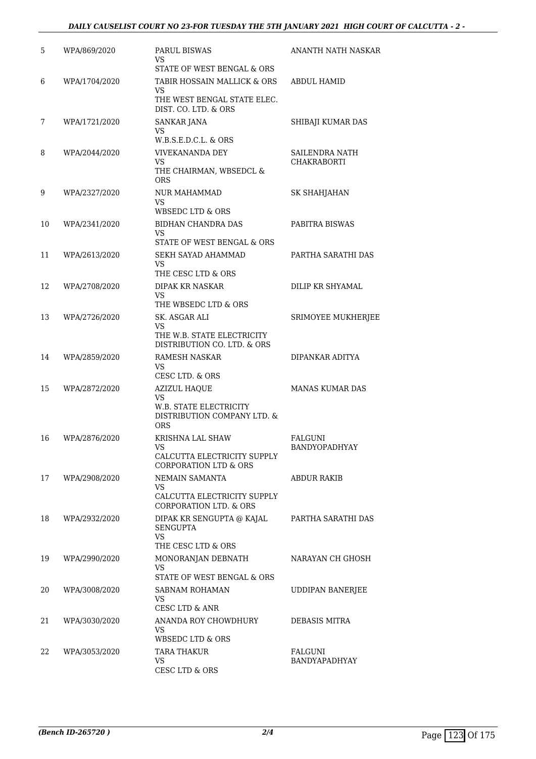| 5 | WPA/869/2020 | PARUL BISWAS<br>VS<br>STATE OF WEST BENGAL & ORS | ANANTH NATH NASKAR |
|---|---|---|---|
| 6 | WPA/1704/2020 | TABIR HOSSAIN MALLICK & ORS<br>VS<br>THE WEST BENGAL STATE ELEC. DIST. CO. LTD. & ORS | ABDUL HAMID |
| 7 | WPA/1721/2020 | SANKAR JANA<br>VS<br>W.B.S.E.D.C.L. & ORS | SHIBAJI KUMAR DAS |
| 8 | WPA/2044/2020 | VIVEKANANDA DEY<br>VS<br>THE CHAIRMAN, WBSEDCL & ORS | SAILENDRA NATH CHAKRABORTI |
| 9 | WPA/2327/2020 | NUR MAHAMMAD<br>VS<br>WBSEDC LTD & ORS | SK SHAHJAHAN |
| 10 | WPA/2341/2020 | BIDHAN CHANDRA DAS<br>VS<br>STATE OF WEST BENGAL & ORS | PABITRA BISWAS |
| 11 | WPA/2613/2020 | SEKH SAYAD AHAMMAD<br>VS<br>THE CESC LTD & ORS | PARTHA SARATHI DAS |
| 12 | WPA/2708/2020 | DIPAK KR NASKAR<br>VS<br>THE WBSEDC LTD & ORS | DILIP KR SHYAMAL |
| 13 | WPA/2726/2020 | SK. ASGAR ALI<br>VS<br>THE W.B. STATE ELECTRICITY DISTRIBUTION CO. LTD. & ORS | SRIMOYEE MUKHERJEE |
| 14 | WPA/2859/2020 | RAMESH NASKAR<br>VS<br>CESC LTD. & ORS | DIPANKAR ADITYA |
| 15 | WPA/2872/2020 | AZIZUL HAQUE<br>VS<br>W.B. STATE ELECTRICITY DISTRIBUTION COMPANY LTD. & ORS | MANAS KUMAR DAS |
| 16 | WPA/2876/2020 | KRISHNA LAL SHAW<br>VS<br>CALCUTTA ELECTRICITY SUPPLY CORPORATION LTD & ORS | FALGUNI BANDYOPADHYAY |
| 17 | WPA/2908/2020 | NEMAIN SAMANTA<br>VS<br>CALCUTTA ELECTRICITY SUPPLY CORPORATION LTD. & ORS | ABDUR RAKIB |
| 18 | WPA/2932/2020 | DIPAK KR SENGUPTA @ KAJAL SENGUPTA<br>VS<br>THE CESC LTD & ORS | PARTHA SARATHI DAS |
| 19 | WPA/2990/2020 | MONORANJAN DEBNATH<br>VS<br>STATE OF WEST BENGAL & ORS | NARAYAN CH GHOSH |
| 20 | WPA/3008/2020 | SABNAM ROHAMAN<br>VS<br>CESC LTD & ANR | UDDIPAN BANERJEE |
| 21 | WPA/3030/2020 | ANANDA ROY CHOWDHURY<br>VS<br>WBSEDC LTD & ORS | DEBASIS MITRA |
| 22 | WPA/3053/2020 | TARA THAKUR<br>VS<br>CESC LTD & ORS | FALGUNI BANDYAPADHYAY |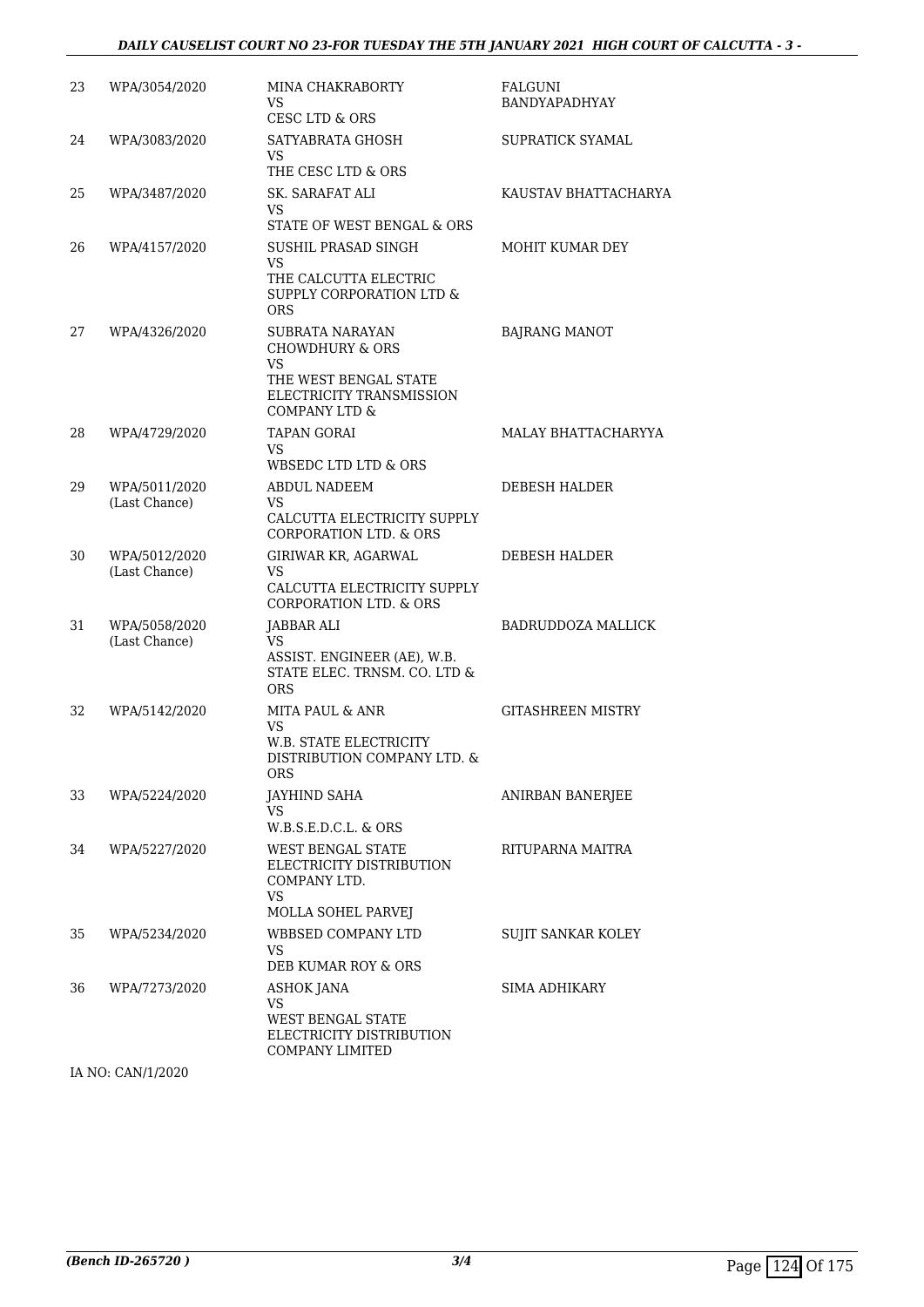| 23 | WPA/3054/2020 | MINA CHAKRABORTY<br>VS<br>CESC LTD & ORS | FALGUNI BANDYAPADHYAY |
|---|---|---|---|
| 24 | WPA/3083/2020 | SATYABRATA GHOSH<br>VS<br>THE CESC LTD & ORS | SUPRATICK SYAMAL |
| 25 | WPA/3487/2020 | SK. SARAFAT ALI<br>VS<br>STATE OF WEST BENGAL & ORS | KAUSTAV BHATTACHARYA |
| 26 | WPA/4157/2020 | SUSHIL PRASAD SINGH<br>VS<br>THE CALCUTTA ELECTRIC SUPPLY CORPORATION LTD & ORS | MOHIT KUMAR DEY |
| 27 | WPA/4326/2020 | SUBRATA NARAYAN CHOWDHURY & ORS<br>VS<br>THE WEST BENGAL STATE ELECTRICITY TRANSMISSION COMPANY LTD & | BAJRANG MANOT |
| 28 | WPA/4729/2020 | TAPAN GORAI<br>VS<br>WBSEDC LTD LTD & ORS | MALAY BHATTACHARYYA |
| 29 | WPA/5011/2020<br>(Last Chance) | ABDUL NADEEM<br>VS<br>CALCUTTA ELECTRICITY SUPPLY CORPORATION LTD. & ORS | DEBESH HALDER |
| 30 | WPA/5012/2020<br>(Last Chance) | GIRIWAR KR, AGARWAL<br>VS<br>CALCUTTA ELECTRICITY SUPPLY CORPORATION LTD. & ORS | DEBESH HALDER |
| 31 | WPA/5058/2020<br>(Last Chance) | JABBAR ALI<br>VS<br>ASSIST. ENGINEER (AE), W.B. STATE ELEC. TRNSM. CO. LTD & ORS | BADRUDDOZA MALLICK |
| 32 | WPA/5142/2020 | MITA PAUL & ANR<br>VS<br>W.B. STATE ELECTRICITY DISTRIBUTION COMPANY LTD. & ORS | GITASHREEN MISTRY |
| 33 | WPA/5224/2020 | JAYHIND SAHA<br>VS<br>W.B.S.E.D.C.L. & ORS | ANIRBAN BANERJEE |
| 34 | WPA/5227/2020 | WEST BENGAL STATE ELECTRICITY DISTRIBUTION COMPANY LTD.<br>VS<br>MOLLA SOHEL PARVEJ | RITUPARNA MAITRA |
| 35 | WPA/5234/2020 | WBBSED COMPANY LTD<br>VS<br>DEB KUMAR ROY & ORS | SUJIT SANKAR KOLEY |
| 36 | WPA/7273/2020 | ASHOK JANA<br>VS<br>WEST BENGAL STATE ELECTRICITY DISTRIBUTION COMPANY LIMITED | SIMA ADHIKARY |

IA NO: CAN/1/2020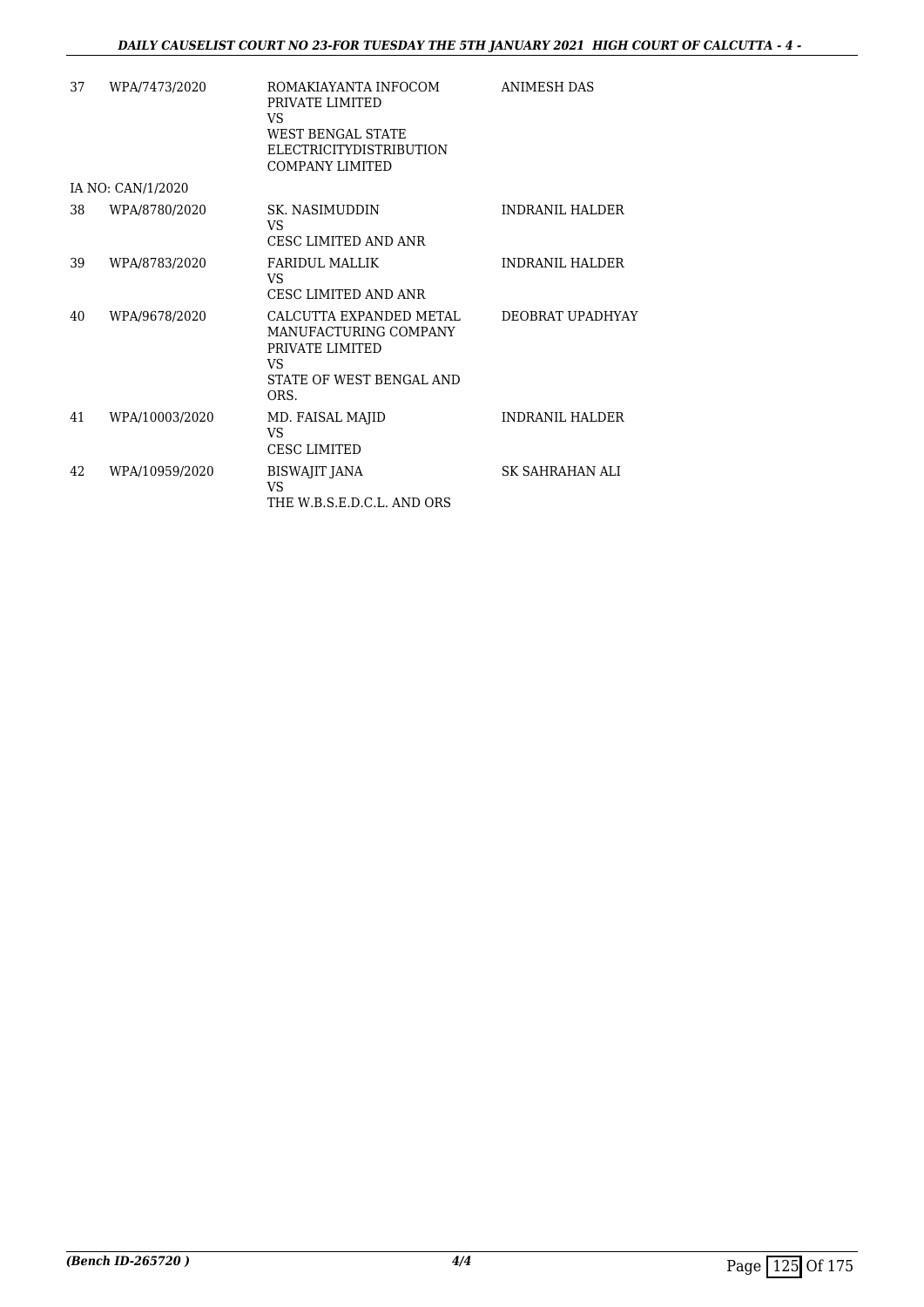| | | | |
|---|---|---|---|
| 37 | WPA/7473/2020 | ROMAKIAYANTA INFOCOM PRIVATE LIMITED<br>VS<br>WEST BENGAL STATE ELECTRICITYDISTRIBUTION COMPANY LIMITED | ANIMESH DAS |
| | IA NO: CAN/1/2020 | | |
| 38 | WPA/8780/2020 | SK. NASIMUDDIN<br>VS<br>CESC LIMITED AND ANR | INDRANIL HALDER |
| 39 | WPA/8783/2020 | FARIDUL MALLIK<br>VS<br>CESC LIMITED AND ANR | INDRANIL HALDER |
| 40 | WPA/9678/2020 | CALCUTTA EXPANDED METAL MANUFACTURING COMPANY PRIVATE LIMITED<br>VS<br>STATE OF WEST BENGAL AND ORS. | DEOBRAT UPADHYAY |
| 41 | WPA/10003/2020 | MD. FAISAL MAJID<br>VS<br>CESC LIMITED | INDRANIL HALDER |
| 42 | WPA/10959/2020 | BISWAJIT JANA<br>VS<br>THE W.B.S.E.D.C.L. AND ORS | SK SAHRAHAN ALI |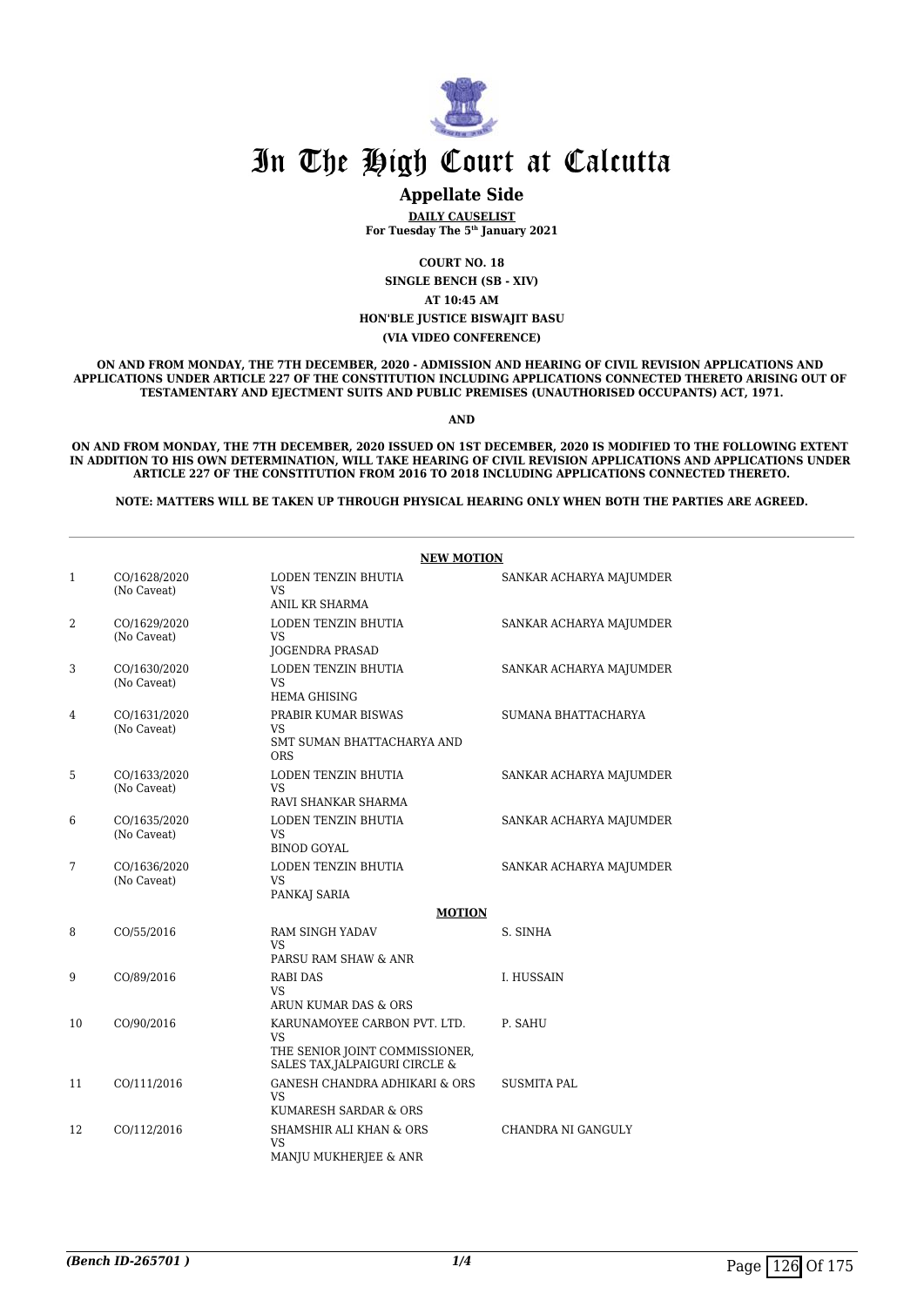# In The High Court at Calcutta

## Appellate Side

**DAILY CAUSELIST**
**For Tuesday The 5th January 2021**

**COURT NO. 18**
**SINGLE BENCH (SB - XIV)**
**AT 10:45 AM**
**HON'BLE JUSTICE BISWAJIT BASU**
**(VIA VIDEO CONFERENCE)**

**ON AND FROM MONDAY, THE 7TH DECEMBER, 2020 - ADMISSION AND HEARING OF CIVIL REVISION APPLICATIONS AND APPLICATIONS UNDER ARTICLE 227 OF THE CONSTITUTION INCLUDING APPLICATIONS CONNECTED THERETO ARISING OUT OF TESTAMENTARY AND EJECTMENT SUITS AND PUBLIC PREMISES (UNAUTHORISED OCCUPANTS) ACT, 1971.**

**AND**

**ON AND FROM MONDAY, THE 7TH DECEMBER, 2020 ISSUED ON 1ST DECEMBER, 2020 IS MODIFIED TO THE FOLLOWING EXTENT IN ADDITION TO HIS OWN DETERMINATION, WILL TAKE HEARING OF CIVIL REVISION APPLICATIONS AND APPLICATIONS UNDER ARTICLE 227 OF THE CONSTITUTION FROM 2016 TO 2018 INCLUDING APPLICATIONS CONNECTED THERETO.**

**NOTE: MATTERS WILL BE TAKEN UP THROUGH PHYSICAL HEARING ONLY WHEN BOTH THE PARTIES ARE AGREED.**

**NEW MOTION**

| | | | |
|---|---|---|---|
| 1 | CO/1628/2020 (No Caveat) | LODEN TENZIN BHUTIA VS ANIL KR SHARMA | SANKAR ACHARYA MAJUMDER |
| 2 | CO/1629/2020 (No Caveat) | LODEN TENZIN BHUTIA VS JOGENDRA PRASAD | SANKAR ACHARYA MAJUMDER |
| 3 | CO/1630/2020 (No Caveat) | LODEN TENZIN BHUTIA VS HEMA GHISING | SANKAR ACHARYA MAJUMDER |
| 4 | CO/1631/2020 (No Caveat) | PRABIR KUMAR BISWAS VS SMT SUMAN BHATTACHARYA AND ORS | SUMANA BHATTACHARYA |
| 5 | CO/1633/2020 (No Caveat) | LODEN TENZIN BHUTIA VS RAVI SHANKAR SHARMA | SANKAR ACHARYA MAJUMDER |
| 6 | CO/1635/2020 (No Caveat) | LODEN TENZIN BHUTIA VS BINOD GOYAL | SANKAR ACHARYA MAJUMDER |
| 7 | CO/1636/2020 (No Caveat) | LODEN TENZIN BHUTIA VS PANKAJ SARIA | SANKAR ACHARYA MAJUMDER |

**MOTION**

| | | | |
|---|---|---|---|
| 8 | CO/55/2016 | RAM SINGH YADAV VS PARSU RAM SHAW & ANR | S. SINHA |
| 9 | CO/89/2016 | RABI DAS VS ARUN KUMAR DAS & ORS | I. HUSSAIN |
| 10 | CO/90/2016 | KARUNAMOYEE CARBON PVT. LTD. VS THE SENIOR JOINT COMMISSIONER, SALES TAX,JALPAIGURI CIRCLE & | P. SAHU |
| 11 | CO/111/2016 | GANESH CHANDRA ADHIKARI & ORS VS KUMARESH SARDAR & ORS | SUSMITA PAL |
| 12 | CO/112/2016 | SHAMSHIR ALI KHAN & ORS VS MANJU MUKHERJEE & ANR | CHANDRA NI GANGULY |

*(Bench ID-265701 )*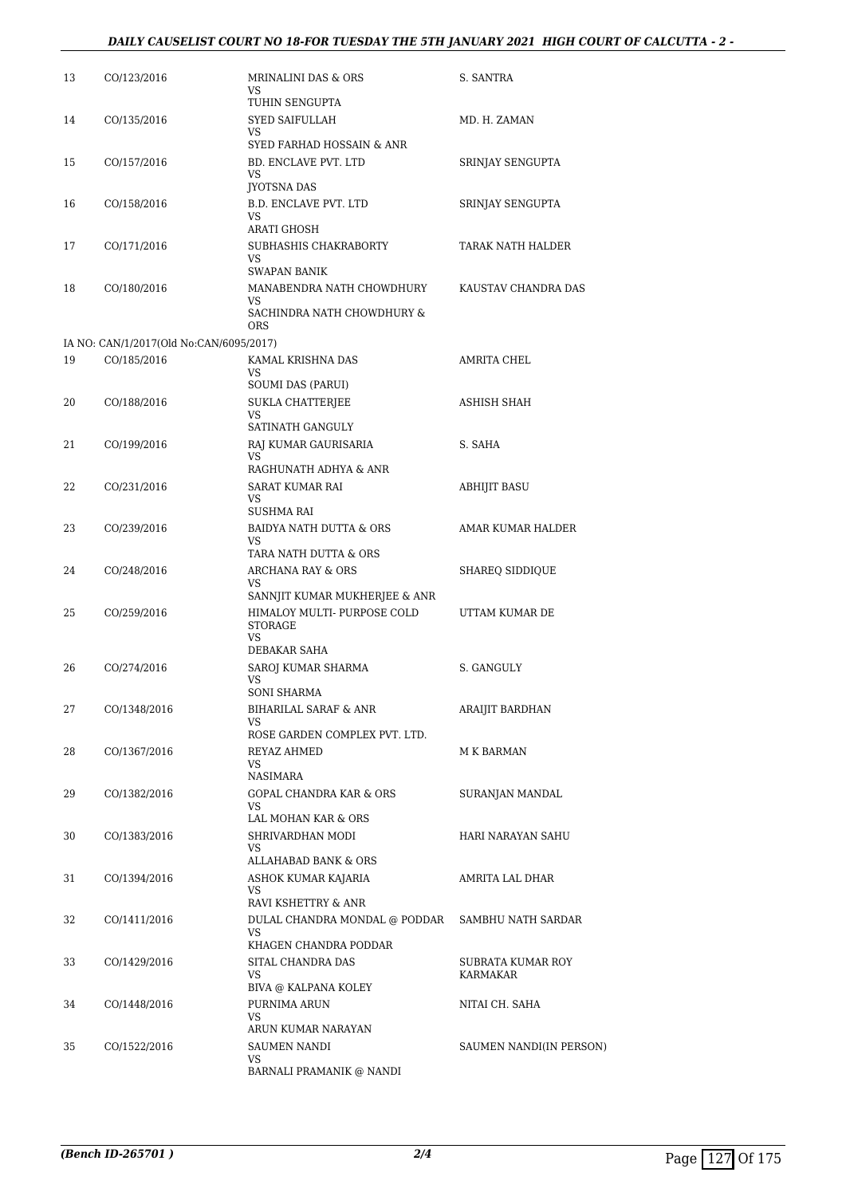| | | | |
|---|---|---|---|
| 13 | CO/123/2016 | MRINALINI DAS & ORS<br>VS<br>TUHIN SENGUPTA | S. SANTRA |
| 14 | CO/135/2016 | SYED SAIFULLAH<br>VS<br>SYED FARHAD HOSSAIN & ANR | MD. H. ZAMAN |
| 15 | CO/157/2016 | BD. ENCLAVE PVT. LTD<br>VS<br>JYOTSNA DAS | SRINJAY SENGUPTA |
| 16 | CO/158/2016 | B.D. ENCLAVE PVT. LTD<br>VS<br>ARATI GHOSH | SRINJAY SENGUPTA |
| 17 | CO/171/2016 | SUBHASHIS CHAKRABORTY<br>VS<br>SWAPAN BANIK | TARAK NATH HALDER |
| 18 | CO/180/2016 | MANABENDRA NATH CHOWDHURY<br>VS<br>SACHINDRA NATH CHOWDHURY & ORS | KAUSTAV CHANDRA DAS |
| | IA NO: CAN/1/2017(Old No:CAN/6095/2017) | | |
| 19 | CO/185/2016 | KAMAL KRISHNA DAS<br>VS<br>SOUMI DAS (PARUI) | AMRITA CHEL |
| 20 | CO/188/2016 | SUKLA CHATTERJEE<br>VS<br>SATINATH GANGULY | ASHISH SHAH |
| 21 | CO/199/2016 | RAJ KUMAR GAURISARIA<br>VS<br>RAGHUNATH ADHYA & ANR | S. SAHA |
| 22 | CO/231/2016 | SARAT KUMAR RAI<br>VS<br>SUSHMA RAI | ABHIJIT BASU |
| 23 | CO/239/2016 | BAIDYA NATH DUTTA & ORS<br>VS<br>TARA NATH DUTTA & ORS | AMAR KUMAR HALDER |
| 24 | CO/248/2016 | ARCHANA RAY & ORS<br>VS<br>SANNJIT KUMAR MUKHERJEE & ANR | SHAREQ SIDDIQUE |
| 25 | CO/259/2016 | HIMALOY MULTI- PURPOSE COLD STORAGE<br>VS<br>DEBAKAR SAHA | UTTAM KUMAR DE |
| 26 | CO/274/2016 | SAROJ KUMAR SHARMA<br>VS<br>SONI SHARMA | S. GANGULY |
| 27 | CO/1348/2016 | BIHARILAL SARAF & ANR<br>VS<br>ROSE GARDEN COMPLEX PVT. LTD. | ARAIJIT BARDHAN |
| 28 | CO/1367/2016 | REYAZ AHMED<br>VS<br>NASIMARA | M K BARMAN |
| 29 | CO/1382/2016 | GOPAL CHANDRA KAR & ORS<br>VS<br>LAL MOHAN KAR & ORS | SURANJAN MANDAL |
| 30 | CO/1383/2016 | SHRIVARDHAN MODI<br>VS<br>ALLAHABAD BANK & ORS | HARI NARAYAN SAHU |
| 31 | CO/1394/2016 | ASHOK KUMAR KAJARIA<br>VS<br>RAVI KSHETTRY & ANR | AMRITA LAL DHAR |
| 32 | CO/1411/2016 | DULAL CHANDRA MONDAL @ PODDAR<br>VS<br>KHAGEN CHANDRA PODDAR | SAMBHU NATH SARDAR |
| 33 | CO/1429/2016 | SITAL CHANDRA DAS<br>VS<br>BIVA @ KALPANA KOLEY | SUBRATA KUMAR ROY KARMAKAR |
| 34 | CO/1448/2016 | PURNIMA ARUN<br>VS<br>ARUN KUMAR NARAYAN | NITAI CH. SAHA |
| 35 | CO/1522/2016 | SAUMEN NANDI<br>VS<br>BARNALI PRAMANIK @ NANDI | SAUMEN NANDI(IN PERSON) |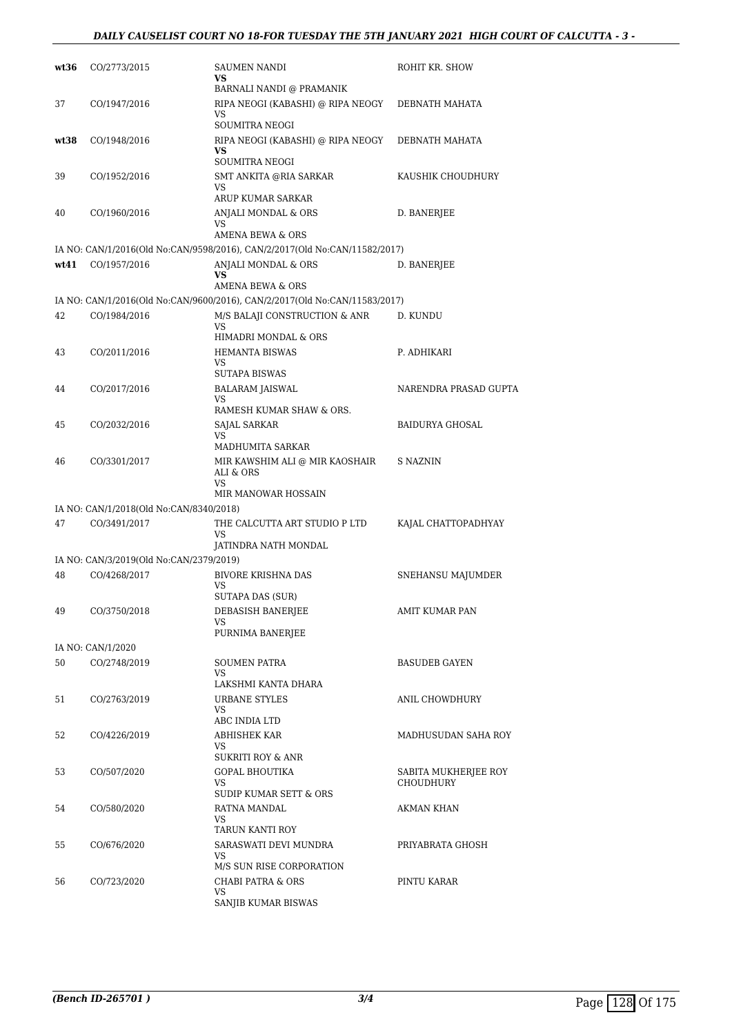| | | | |
|---|---|---|---|
| **wt36** | CO/2773/2015 | SAUMEN NANDI<br>**VS**<br>BARNALI NANDI @ PRAMANIK | ROHIT KR. SHOW |
| 37 | CO/1947/2016 | RIPA NEOGI (KABASHI) @ RIPA NEOGY<br>VS<br>SOUMITRA NEOGI | DEBNATH MAHATA |
| **wt38** | CO/1948/2016 | RIPA NEOGI (KABASHI) @ RIPA NEOGY<br>**VS**<br>SOUMITRA NEOGI | DEBNATH MAHATA |
| 39 | CO/1952/2016 | SMT ANKITA @RIA SARKAR<br>VS<br>ARUP KUMAR SARKAR | KAUSHIK CHOUDHURY |
| 40 | CO/1960/2016 | ANJALI MONDAL & ORS<br>VS<br>AMENA BEWA & ORS | D. BANERJEE |
| | IA NO: CAN/1/2016(Old No:CAN/9598/2016), CAN/2/2017(Old No:CAN/11582/2017) | | |
| **wt41** | CO/1957/2016 | ANJALI MONDAL & ORS<br>**VS**<br>AMENA BEWA & ORS | D. BANERJEE |
| | IA NO: CAN/1/2016(Old No:CAN/9600/2016), CAN/2/2017(Old No:CAN/11583/2017) | | |
| 42 | CO/1984/2016 | M/S BALAJI CONSTRUCTION & ANR<br>VS<br>HIMADRI MONDAL & ORS | D. KUNDU |
| 43 | CO/2011/2016 | HEMANTA BISWAS<br>VS<br>SUTAPA BISWAS | P. ADHIKARI |
| 44 | CO/2017/2016 | BALARAM JAISWAL<br>VS<br>RAMESH KUMAR SHAW & ORS. | NARENDRA PRASAD GUPTA |
| 45 | CO/2032/2016 | SAJAL SARKAR<br>VS<br>MADHUMITA SARKAR | BAIDURYA GHOSAL |
| 46 | CO/3301/2017 | MIR KAWSHIM ALI @ MIR KAOSHAIR ALI & ORS<br>VS<br>MIR MANOWAR HOSSAIN | S NAZNIN |
| | IA NO: CAN/1/2018(Old No:CAN/8340/2018) | | |
| 47 | CO/3491/2017 | THE CALCUTTA ART STUDIO P LTD<br>VS<br>JATINDRA NATH MONDAL | KAJAL CHATTOPADHYAY |
| | IA NO: CAN/3/2019(Old No:CAN/2379/2019) | | |
| 48 | CO/4268/2017 | BIVORE KRISHNA DAS<br>VS<br>SUTAPA DAS (SUR) | SNEHANSU MAJUMDER |
| 49 | CO/3750/2018 | DEBASISH BANERJEE<br>VS<br>PURNIMA BANERJEE | AMIT KUMAR PAN |
| | IA NO: CAN/1/2020 | | |
| 50 | CO/2748/2019 | SOUMEN PATRA<br>VS<br>LAKSHMI KANTA DHARA | BASUDEB GAYEN |
| 51 | CO/2763/2019 | URBANE STYLES<br>VS<br>ABC INDIA LTD | ANIL CHOWDHURY |
| 52 | CO/4226/2019 | ABHISHEK KAR<br>VS<br>SUKRITI ROY & ANR | MADHUSUDAN SAHA ROY |
| 53 | CO/507/2020 | GOPAL BHOUTIKA<br>VS<br>SUDIP KUMAR SETT & ORS | SABITA MUKHERJEE ROY CHOUDHURY |
| 54 | CO/580/2020 | RATNA MANDAL<br>VS<br>TARUN KANTI ROY | AKMAN KHAN |
| 55 | CO/676/2020 | SARASWATI DEVI MUNDRA<br>VS<br>M/S SUN RISE CORPORATION | PRIYABRATA GHOSH |
| 56 | CO/723/2020 | CHABI PATRA & ORS<br>VS<br>SANJIB KUMAR BISWAS | PINTU KARAR |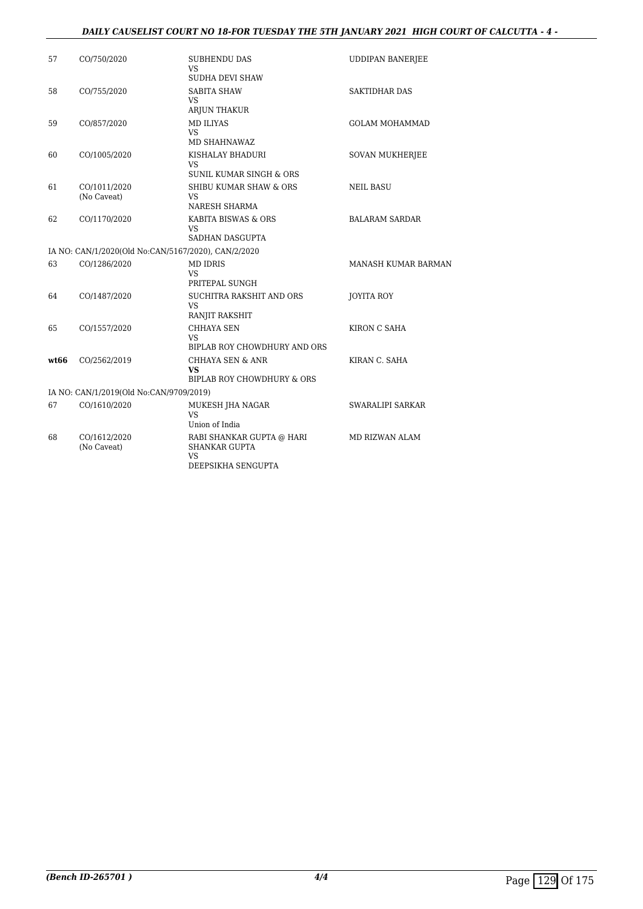| | | | |
|---|---|---|---|
| 57 | CO/750/2020 | SUBHENDU DAS<br>VS<br>SUDHA DEVI SHAW | UDDIPAN BANERJEE |
| 58 | CO/755/2020 | SABITA SHAW<br>VS<br>ARJUN THAKUR | SAKTIDHAR DAS |
| 59 | CO/857/2020 | MD ILIYAS<br>VS<br>MD SHAHNAWAZ | GOLAM MOHAMMAD |
| 60 | CO/1005/2020 | KISHALAY BHADURI<br>VS<br>SUNIL KUMAR SINGH & ORS | SOVAN MUKHERJEE |
| 61 | CO/1011/2020<br>(No Caveat) | SHIBU KUMAR SHAW & ORS<br>VS<br>NARESH SHARMA | NEIL BASU |
| 62 | CO/1170/2020 | KABITA BISWAS & ORS<br>VS<br>SADHAN DASGUPTA | BALARAM SARDAR |
| IA NO: CAN/1/2020(Old No:CAN/5167/2020), CAN/2/2020 | | | |
| 63 | CO/1286/2020 | MD IDRIS<br>VS<br>PRITEPAL SUNGH | MANASH KUMAR BARMAN |
| 64 | CO/1487/2020 | SUCHITRA RAKSHIT AND ORS<br>VS<br>RANJIT RAKSHIT | JOYITA ROY |
| 65 | CO/1557/2020 | CHHAYA SEN<br>VS<br>BIPLAB ROY CHOWDHURY AND ORS | KIRON C SAHA |
| **wt66** | CO/2562/2019 | CHHAYA SEN & ANR<br>**VS**<br>BIPLAB ROY CHOWDHURY & ORS | KIRAN C. SAHA |
| IA NO: CAN/1/2019(Old No:CAN/9709/2019) | | | |
| 67 | CO/1610/2020 | MUKESH JHA NAGAR<br>VS<br>Union of India | SWARALIPI SARKAR |
| 68 | CO/1612/2020<br>(No Caveat) | RABI SHANKAR GUPTA @ HARI SHANKAR GUPTA<br>VS<br>DEEPSIKHA SENGUPTA | MD RIZWAN ALAM |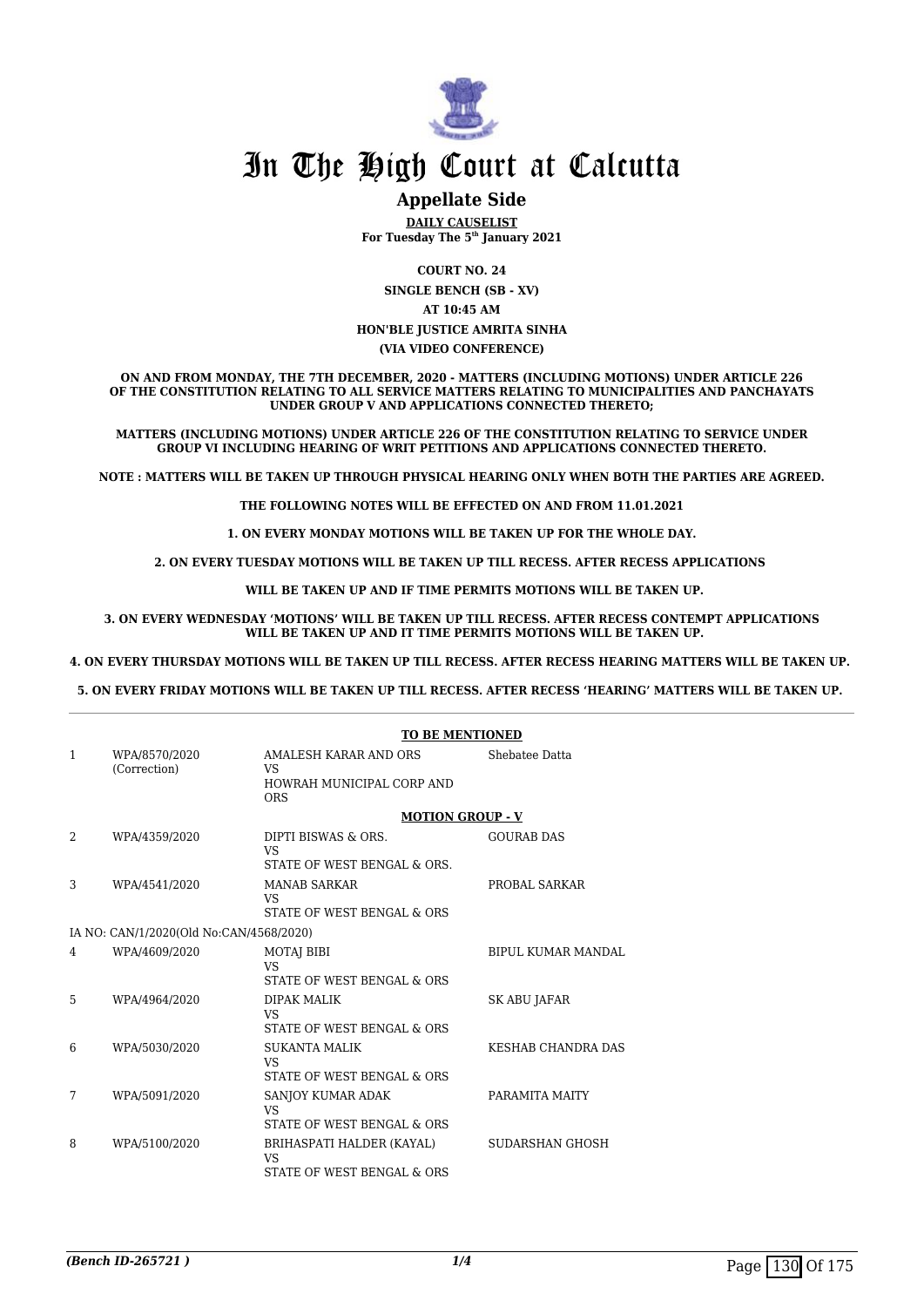# In The High Court at Calcutta

## Appellate Side

**DAILY CAUSELIST**
**For Tuesday The 5th January 2021**

**COURT NO. 24**
**SINGLE BENCH (SB - XV)**
**AT 10:45 AM**
**HON'BLE JUSTICE AMRITA SINHA**
**(VIA VIDEO CONFERENCE)**

**ON AND FROM MONDAY, THE 7TH DECEMBER, 2020 - MATTERS (INCLUDING MOTIONS) UNDER ARTICLE 226 OF THE CONSTITUTION RELATING TO ALL SERVICE MATTERS RELATING TO MUNICIPALITIES AND PANCHAYATS UNDER GROUP V AND APPLICATIONS CONNECTED THERETO;**

**MATTERS (INCLUDING MOTIONS) UNDER ARTICLE 226 OF THE CONSTITUTION RELATING TO SERVICE UNDER GROUP VI INCLUDING HEARING OF WRIT PETITIONS AND APPLICATIONS CONNECTED THERETO.**

**NOTE : MATTERS WILL BE TAKEN UP THROUGH PHYSICAL HEARING ONLY WHEN BOTH THE PARTIES ARE AGREED.**

**THE FOLLOWING NOTES WILL BE EFFECTED ON AND FROM 11.01.2021**

**1. ON EVERY MONDAY MOTIONS WILL BE TAKEN UP FOR THE WHOLE DAY.**

**2. ON EVERY TUESDAY MOTIONS WILL BE TAKEN UP TILL RECESS. AFTER RECESS APPLICATIONS WILL BE TAKEN UP AND IF TIME PERMITS MOTIONS WILL BE TAKEN UP.**

**3. ON EVERY WEDNESDAY 'MOTIONS' WILL BE TAKEN UP TILL RECESS. AFTER RECESS CONTEMPT APPLICATIONS WILL BE TAKEN UP AND IT TIME PERMITS MOTIONS WILL BE TAKEN UP.**

**4. ON EVERY THURSDAY MOTIONS WILL BE TAKEN UP TILL RECESS. AFTER RECESS HEARING MATTERS WILL BE TAKEN UP.**

**5. ON EVERY FRIDAY MOTIONS WILL BE TAKEN UP TILL RECESS. AFTER RECESS 'HEARING' MATTERS WILL BE TAKEN UP.**

**TO BE MENTIONED**

| | | | |
|---|---|---|---|
| 1 | WPA/8570/2020 (Correction) | AMALESH KARAR AND ORS VS HOWRAH MUNICIPAL CORP AND ORS | Shebatee Datta |

**MOTION GROUP - V**

| | | | |
|---|---|---|---|
| 2 | WPA/4359/2020 | DIPTI BISWAS & ORS. VS STATE OF WEST BENGAL & ORS. | GOURAB DAS |
| 3 | WPA/4541/2020 | MANAB SARKAR VS STATE OF WEST BENGAL & ORS | PROBAL SARKAR |
| | IA NO: CAN/1/2020(Old No:CAN/4568/2020) | | |
| 4 | WPA/4609/2020 | MOTAJ BIBI VS STATE OF WEST BENGAL & ORS | BIPUL KUMAR MANDAL |
| 5 | WPA/4964/2020 | DIPAK MALIK VS STATE OF WEST BENGAL & ORS | SK ABU JAFAR |
| 6 | WPA/5030/2020 | SUKANTA MALIK VS STATE OF WEST BENGAL & ORS | KESHAB CHANDRA DAS |
| 7 | WPA/5091/2020 | SANJOY KUMAR ADAK VS STATE OF WEST BENGAL & ORS | PARAMITA MAITY |
| 8 | WPA/5100/2020 | BRIHASPATI HALDER (KAYAL) VS STATE OF WEST BENGAL & ORS | SUDARSHAN GHOSH |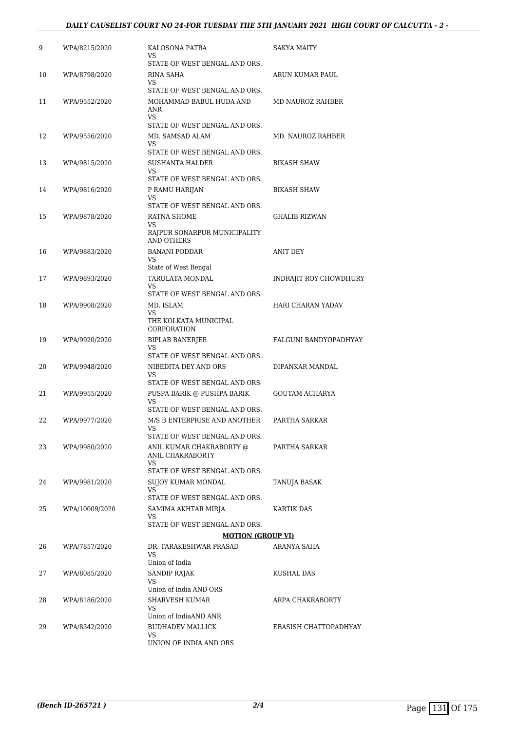| | | | |
|---|---|---|---|
| 9 | WPA/8215/2020 | KALOSONA PATRA<br>VS<br>STATE OF WEST BENGAL AND ORS. | SAKYA MAITY |
| 10 | WPA/8798/2020 | RINA SAHA<br>VS<br>STATE OF WEST BENGAL AND ORS. | ARUN KUMAR PAUL |
| 11 | WPA/9552/2020 | MOHAMMAD BABUL HUDA AND ANR<br>VS<br>STATE OF WEST BENGAL AND ORS. | MD NAUROZ RAHBER |
| 12 | WPA/9556/2020 | MD. SAMSAD ALAM<br>VS<br>STATE OF WEST BENGAL AND ORS. | MD. NAUROZ RAHBER |
| 13 | WPA/9815/2020 | SUSHANTA HALDER<br>VS<br>STATE OF WEST BENGAL AND ORS. | BIKASH SHAW |
| 14 | WPA/9816/2020 | P RAMU HARIJAN<br>VS<br>STATE OF WEST BENGAL AND ORS. | BIKASH SHAW |
| 15 | WPA/9878/2020 | RATNA SHOME<br>VS<br>RAJPUR SONARPUR MUNICIPALITY AND OTHERS | GHALIB RIZWAN |
| 16 | WPA/9883/2020 | BANANI PODDAR<br>VS<br>State of West Bengal | ANIT DEY |
| 17 | WPA/9893/2020 | TARULATA MONDAL<br>VS<br>STATE OF WEST BENGAL AND ORS. | INDRAJIT ROY CHOWDHURY |
| 18 | WPA/9908/2020 | MD. ISLAM<br>VS<br>THE KOLKATA MUNICIPAL CORPORATION | HARI CHARAN YADAV |
| 19 | WPA/9920/2020 | BIPLAB BANERJEE<br>VS<br>STATE OF WEST BENGAL AND ORS. | FALGUNI BANDYOPADHYAY |
| 20 | WPA/9948/2020 | NIBEDITA DEY AND ORS<br>VS<br>STATE OF WEST BENGAL AND ORS | DIPANKAR MANDAL |
| 21 | WPA/9955/2020 | PUSPA BARIK @ PUSHPA BARIK<br>VS<br>STATE OF WEST BENGAL AND ORS. | GOUTAM ACHARYA |
| 22 | WPA/9977/2020 | M/S B ENTERPRISE AND ANOTHER<br>VS<br>STATE OF WEST BENGAL AND ORS. | PARTHA SARKAR |
| 23 | WPA/9980/2020 | ANIL KUMAR CHAKRABORTY @ ANIL CHAKRABORTY<br>VS<br>STATE OF WEST BENGAL AND ORS. | PARTHA SARKAR |
| 24 | WPA/9981/2020 | SUJOY KUMAR MONDAL<br>VS<br>STATE OF WEST BENGAL AND ORS. | TANUJA BASAK |
| 25 | WPA/10009/2020 | SAMIMA AKHTAR MIRJA<br>VS<br>STATE OF WEST BENGAL AND ORS. | KARTIK DAS |
| | | **MOTION (GROUP VI)** | |
| 26 | WPA/7857/2020 | DR. TARAKESHWAR PRASAD<br>VS<br>Union of India | ARANYA SAHA |
| 27 | WPA/8085/2020 | SANDIP RAJAK<br>VS<br>Union of India AND ORS | KUSHAL DAS |
| 28 | WPA/8186/2020 | SHARVESH KUMAR<br>VS<br>Union of IndiaAND ANR | ARPA CHAKRABORTY |
| 29 | WPA/8342/2020 | BUDHADEV MALLICK<br>VS<br>UNION OF INDIA AND ORS | EBASISH CHATTOPADHYAY |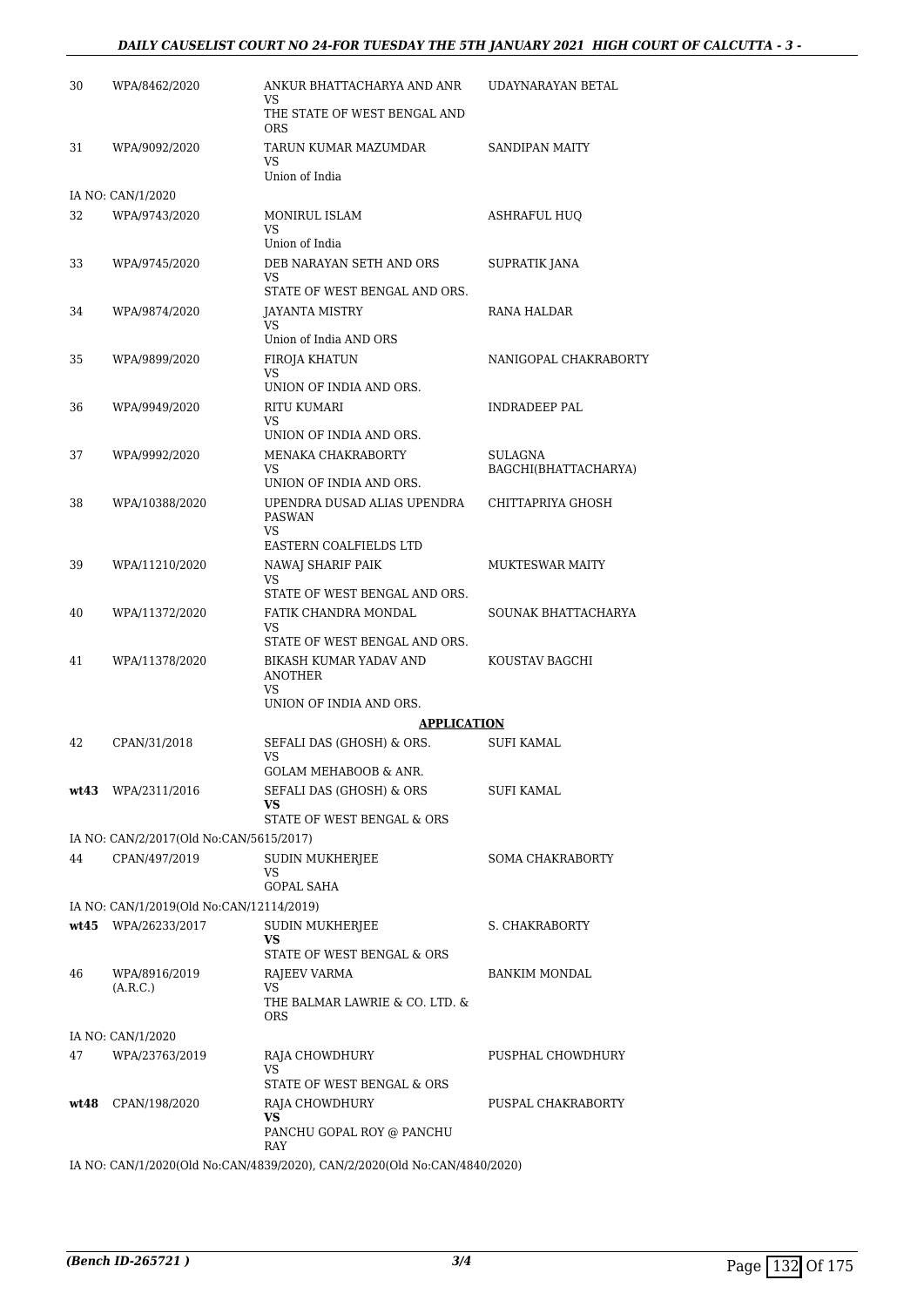| | | | |
|---|---|---|---|
| 30 | WPA/8462/2020 | ANKUR BHATTACHARYA AND ANR<br>VS<br>THE STATE OF WEST BENGAL AND ORS | UDAYNARAYAN BETAL |
| 31 | WPA/9092/2020 | TARUN KUMAR MAZUMDAR<br>VS<br>Union of India | SANDIPAN MAITY |
| | IA NO: CAN/1/2020 | | |
| 32 | WPA/9743/2020 | MONIRUL ISLAM<br>VS<br>Union of India | ASHRAFUL HUQ |
| 33 | WPA/9745/2020 | DEB NARAYAN SETH AND ORS<br>VS<br>STATE OF WEST BENGAL AND ORS. | SUPRATIK JANA |
| 34 | WPA/9874/2020 | JAYANTA MISTRY<br>VS<br>Union of India AND ORS | RANA HALDAR |
| 35 | WPA/9899/2020 | FIROJA KHATUN<br>VS<br>UNION OF INDIA AND ORS. | NANIGOPAL CHAKRABORTY |
| 36 | WPA/9949/2020 | RITU KUMARI<br>VS<br>UNION OF INDIA AND ORS. | INDRADEEP PAL |
| 37 | WPA/9992/2020 | MENAKA CHAKRABORTY<br>VS<br>UNION OF INDIA AND ORS. | SULAGNA BAGCHI(BHATTACHARYA) |
| 38 | WPA/10388/2020 | UPENDRA DUSAD ALIAS UPENDRA PASWAN<br>VS<br>EASTERN COALFIELDS LTD | CHITTAPRIYA GHOSH |
| 39 | WPA/11210/2020 | NAWAJ SHARIF PAIK<br>VS<br>STATE OF WEST BENGAL AND ORS. | MUKTESWAR MAITY |
| 40 | WPA/11372/2020 | FATIK CHANDRA MONDAL<br>VS<br>STATE OF WEST BENGAL AND ORS. | SOUNAK BHATTACHARYA |
| 41 | WPA/11378/2020 | BIKASH KUMAR YADAV AND ANOTHER<br>VS<br>UNION OF INDIA AND ORS. | KOUSTAV BAGCHI |

**APPLICATION**

| | | | |
|---|---|---|---|
| 42 | CPAN/31/2018 | SEFALI DAS (GHOSH) & ORS.<br>VS<br>GOLAM MEHABOOB & ANR. | SUFI KAMAL |
| wt43 | WPA/2311/2016 | SEFALI DAS (GHOSH) & ORS<br>**VS**<br>STATE OF WEST BENGAL & ORS | SUFI KAMAL |
| | IA NO: CAN/2/2017(Old No:CAN/5615/2017) | | |
| 44 | CPAN/497/2019 | SUDIN MUKHERJEE<br>VS<br>GOPAL SAHA | SOMA CHAKRABORTY |
| | IA NO: CAN/1/2019(Old No:CAN/12114/2019) | | |
| wt45 | WPA/26233/2017 | SUDIN MUKHERJEE<br>**VS**<br>STATE OF WEST BENGAL & ORS | S. CHAKRABORTY |
| 46 | WPA/8916/2019 (A.R.C.) | RAJEEV VARMA<br>VS<br>THE BALMAR LAWRIE & CO. LTD. & ORS | BANKIM MONDAL |
| | IA NO: CAN/1/2020 | | |
| 47 | WPA/23763/2019 | RAJA CHOWDHURY<br>VS<br>STATE OF WEST BENGAL & ORS | PUSPHAL CHOWDHURY |
| wt48 | CPAN/198/2020 | RAJA CHOWDHURY<br>**VS**<br>PANCHU GOPAL ROY @ PANCHU RAY | PUSPAL CHAKRABORTY |

IA NO: CAN/1/2020(Old No:CAN/4839/2020), CAN/2/2020(Old No:CAN/4840/2020)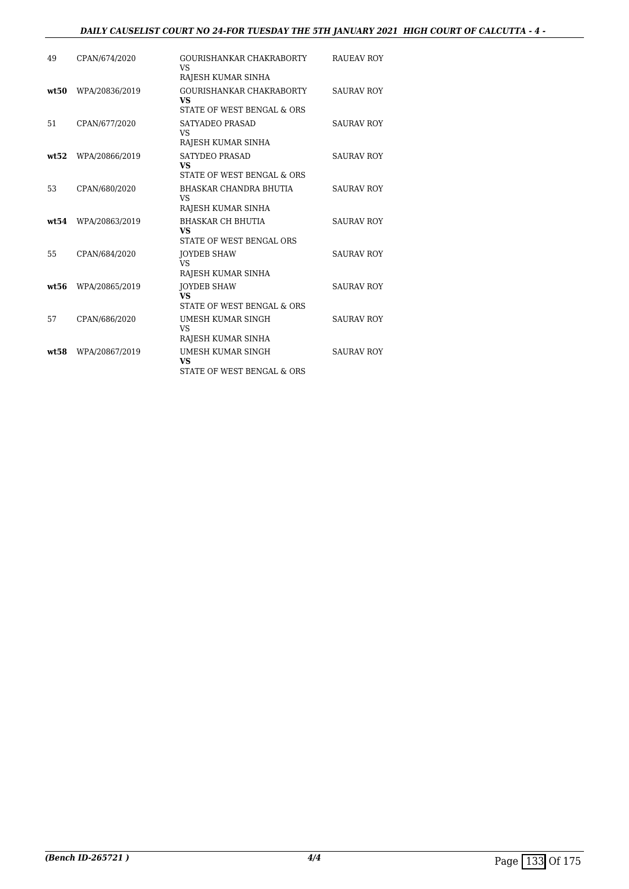| | | | |
|---|---|---|---|
| 49 | CPAN/674/2020 | GOURISHANKAR CHAKRABORTY<br>VS<br>RAJESH KUMAR SINHA | RAUEAV ROY |
| **wt50** | WPA/20836/2019 | GOURISHANKAR CHAKRABORTY<br>**VS**<br>STATE OF WEST BENGAL & ORS | SAURAV ROY |
| 51 | CPAN/677/2020 | SATYADEO PRASAD<br>VS<br>RAJESH KUMAR SINHA | SAURAV ROY |
| **wt52** | WPA/20866/2019 | SATYDEO PRASAD<br>**VS**<br>STATE OF WEST BENGAL & ORS | SAURAV ROY |
| 53 | CPAN/680/2020 | BHASKAR CHANDRA BHUTIA<br>VS<br>RAJESH KUMAR SINHA | SAURAV ROY |
| **wt54** | WPA/20863/2019 | BHASKAR CH BHUTIA<br>**VS**<br>STATE OF WEST BENGAL ORS | SAURAV ROY |
| 55 | CPAN/684/2020 | JOYDEB SHAW<br>VS<br>RAJESH KUMAR SINHA | SAURAV ROY |
| **wt56** | WPA/20865/2019 | JOYDEB SHAW<br>**VS**<br>STATE OF WEST BENGAL & ORS | SAURAV ROY |
| 57 | CPAN/686/2020 | UMESH KUMAR SINGH<br>VS<br>RAJESH KUMAR SINHA | SAURAV ROY |
| **wt58** | WPA/20867/2019 | UMESH KUMAR SINGH<br>**VS**<br>STATE OF WEST BENGAL & ORS | SAURAV ROY |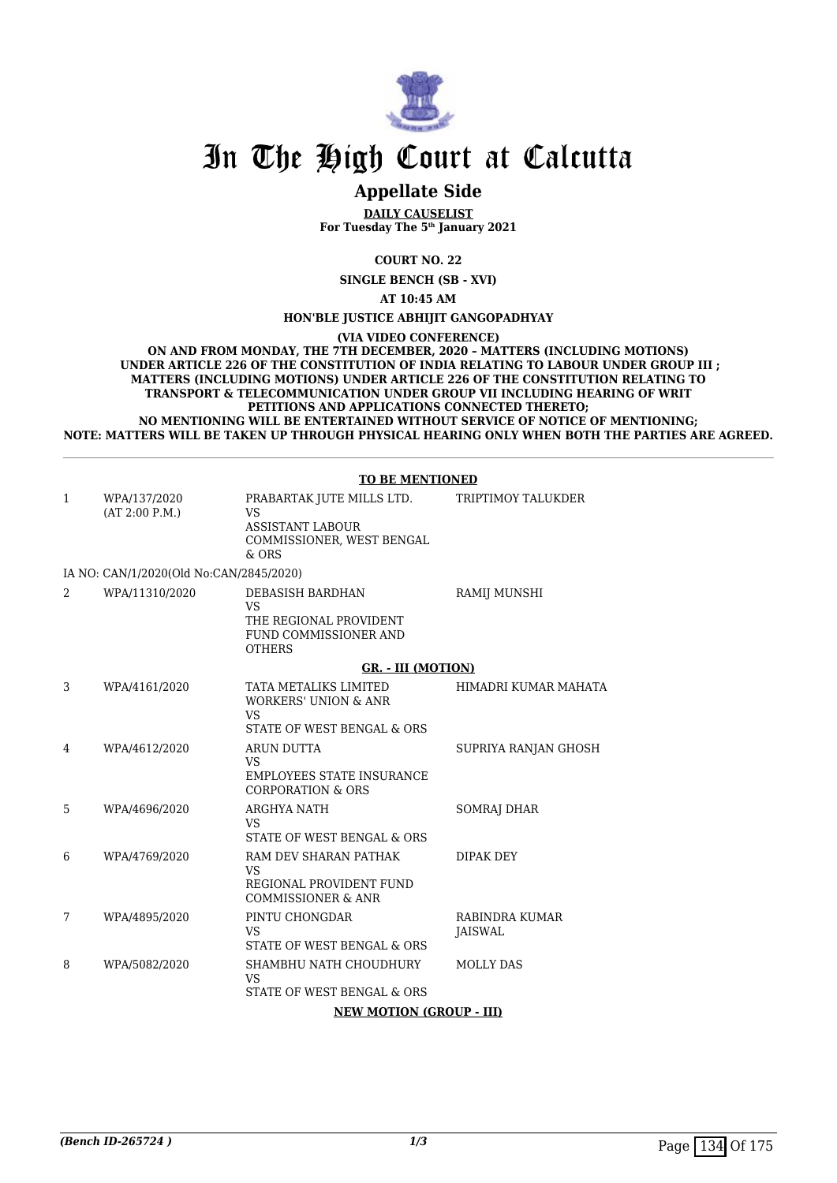# In The High Court at Calcutta

## Appellate Side

**DAILY CAUSELIST**
**For Tuesday The 5th January 2021**

**COURT NO. 22**

**SINGLE BENCH (SB - XVI)**

**AT 10:45 AM**

**HON'BLE JUSTICE ABHIJIT GANGOPADHYAY**

**(VIA VIDEO CONFERENCE)**
**ON AND FROM MONDAY, THE 7TH DECEMBER, 2020 – MATTERS (INCLUDING MOTIONS) UNDER ARTICLE 226 OF THE CONSTITUTION OF INDIA RELATING TO LABOUR UNDER GROUP III ; MATTERS (INCLUDING MOTIONS) UNDER ARTICLE 226 OF THE CONSTITUTION RELATING TO TRANSPORT & TELECOMMUNICATION UNDER GROUP VII INCLUDING HEARING OF WRIT PETITIONS AND APPLICATIONS CONNECTED THERETO; NO MENTIONING WILL BE ENTERTAINED WITHOUT SERVICE OF NOTICE OF MENTIONING; NOTE: MATTERS WILL BE TAKEN UP THROUGH PHYSICAL HEARING ONLY WHEN BOTH THE PARTIES ARE AGREED.**

**TO BE MENTIONED**

| | | | |
|---|---|---|---|
| 1 | WPA/137/2020 (AT 2:00 P.M.) | PRABARTAK JUTE MILLS LTD. VS ASSISTANT LABOUR COMMISSIONER, WEST BENGAL & ORS | TRIPTIMOY TALUKDER |
| | IA NO: CAN/1/2020(Old No:CAN/2845/2020) | | |
| 2 | WPA/11310/2020 | DEBASISH BARDHAN VS THE REGIONAL PROVIDENT FUND COMMISSIONER AND OTHERS | RAMIJ MUNSHI |

**GR. - III (MOTION)**

| | | | |
|---|---|---|---|
| 3 | WPA/4161/2020 | TATA METALIKS LIMITED WORKERS' UNION & ANR VS STATE OF WEST BENGAL & ORS | HIMADRI KUMAR MAHATA |
| 4 | WPA/4612/2020 | ARUN DUTTA VS EMPLOYEES STATE INSURANCE CORPORATION & ORS | SUPRIYA RANJAN GHOSH |
| 5 | WPA/4696/2020 | ARGHYA NATH VS STATE OF WEST BENGAL & ORS | SOMRAJ DHAR |
| 6 | WPA/4769/2020 | RAM DEV SHARAN PATHAK VS REGIONAL PROVIDENT FUND COMMISSIONER & ANR | DIPAK DEY |
| 7 | WPA/4895/2020 | PINTU CHONGDAR VS STATE OF WEST BENGAL & ORS | RABINDRA KUMAR JAISWAL |
| 8 | WPA/5082/2020 | SHAMBHU NATH CHOUDHURY VS STATE OF WEST BENGAL & ORS | MOLLY DAS |

**NEW MOTION (GROUP - III)**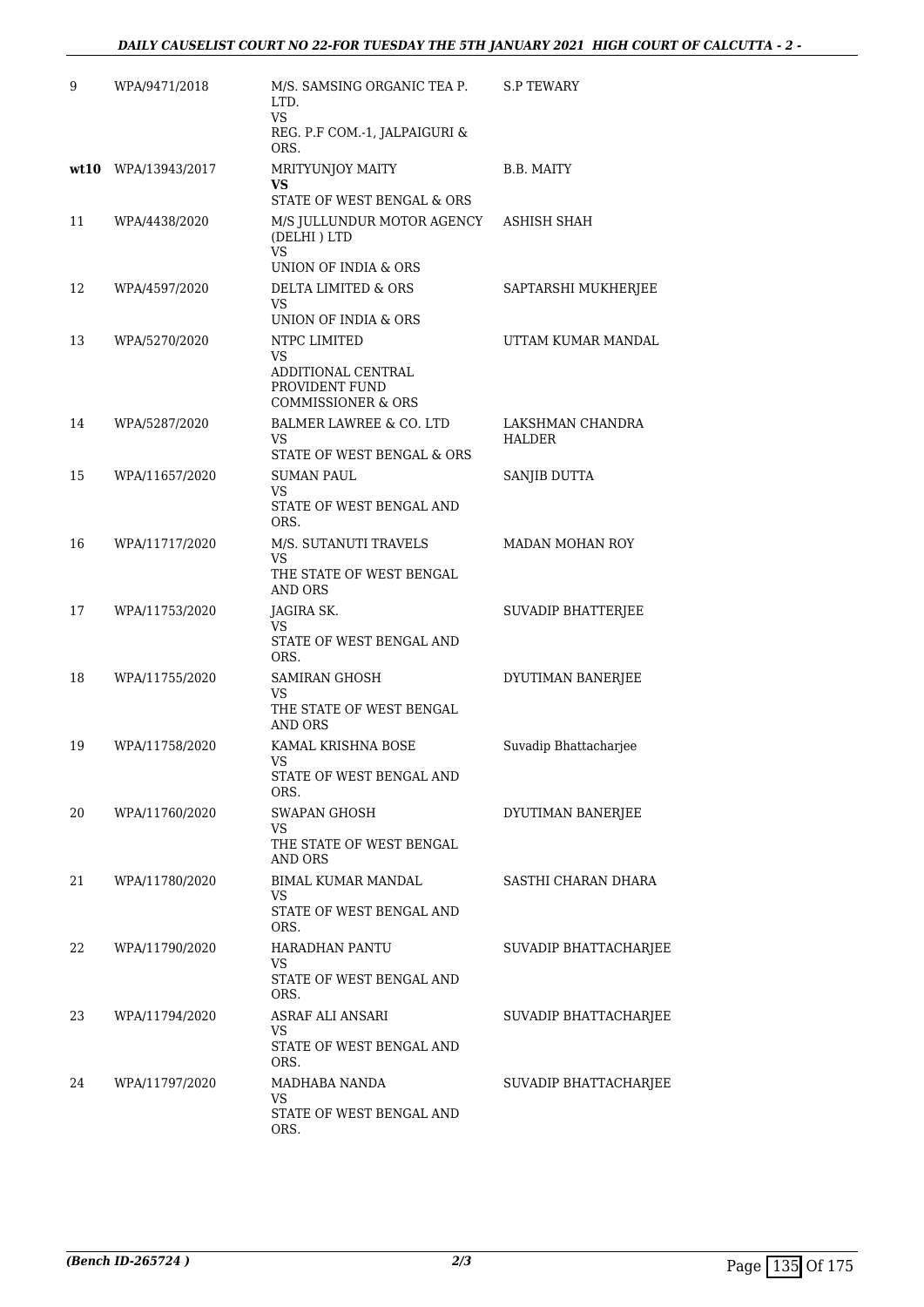| | | | |
|---|---|---|---|
| 9 | WPA/9471/2018 | M/S. SAMSING ORGANIC TEA P. LTD.<br>VS<br>REG. P.F COM.-1, JALPAIGURI & ORS. | S.P TEWARY |
| **wt10** | WPA/13943/2017 | MRITYUNJOY MAITY<br>**VS**<br>STATE OF WEST BENGAL & ORS | B.B. MAITY |
| 11 | WPA/4438/2020 | M/S JULLUNDUR MOTOR AGENCY (DELHI ) LTD<br>VS<br>UNION OF INDIA & ORS | ASHISH SHAH |
| 12 | WPA/4597/2020 | DELTA LIMITED & ORS<br>VS<br>UNION OF INDIA & ORS | SAPTARSHI MUKHERJEE |
| 13 | WPA/5270/2020 | NTPC LIMITED<br>VS<br>ADDITIONAL CENTRAL PROVIDENT FUND COMMISSIONER & ORS | UTTAM KUMAR MANDAL |
| 14 | WPA/5287/2020 | BALMER LAWREE & CO. LTD<br>VS<br>STATE OF WEST BENGAL & ORS | LAKSHMAN CHANDRA HALDER |
| 15 | WPA/11657/2020 | SUMAN PAUL<br>VS<br>STATE OF WEST BENGAL AND ORS. | SANJIB DUTTA |
| 16 | WPA/11717/2020 | M/S. SUTANUTI TRAVELS<br>VS<br>THE STATE OF WEST BENGAL AND ORS | MADAN MOHAN ROY |
| 17 | WPA/11753/2020 | JAGIRA SK.<br>VS<br>STATE OF WEST BENGAL AND ORS. | SUVADIP BHATTERJEE |
| 18 | WPA/11755/2020 | SAMIRAN GHOSH<br>VS<br>THE STATE OF WEST BENGAL AND ORS | DYUTIMAN BANERJEE |
| 19 | WPA/11758/2020 | KAMAL KRISHNA BOSE<br>VS<br>STATE OF WEST BENGAL AND ORS. | Suvadip Bhattacharjee |
| 20 | WPA/11760/2020 | SWAPAN GHOSH<br>VS<br>THE STATE OF WEST BENGAL AND ORS | DYUTIMAN BANERJEE |
| 21 | WPA/11780/2020 | BIMAL KUMAR MANDAL<br>VS<br>STATE OF WEST BENGAL AND ORS. | SASTHI CHARAN DHARA |
| 22 | WPA/11790/2020 | HARADHAN PANTU<br>VS<br>STATE OF WEST BENGAL AND ORS. | SUVADIP BHATTACHARJEE |
| 23 | WPA/11794/2020 | ASRAF ALI ANSARI<br>VS<br>STATE OF WEST BENGAL AND ORS. | SUVADIP BHATTACHARJEE |
| 24 | WPA/11797/2020 | MADHABA NANDA<br>VS<br>STATE OF WEST BENGAL AND ORS. | SUVADIP BHATTACHARJEE |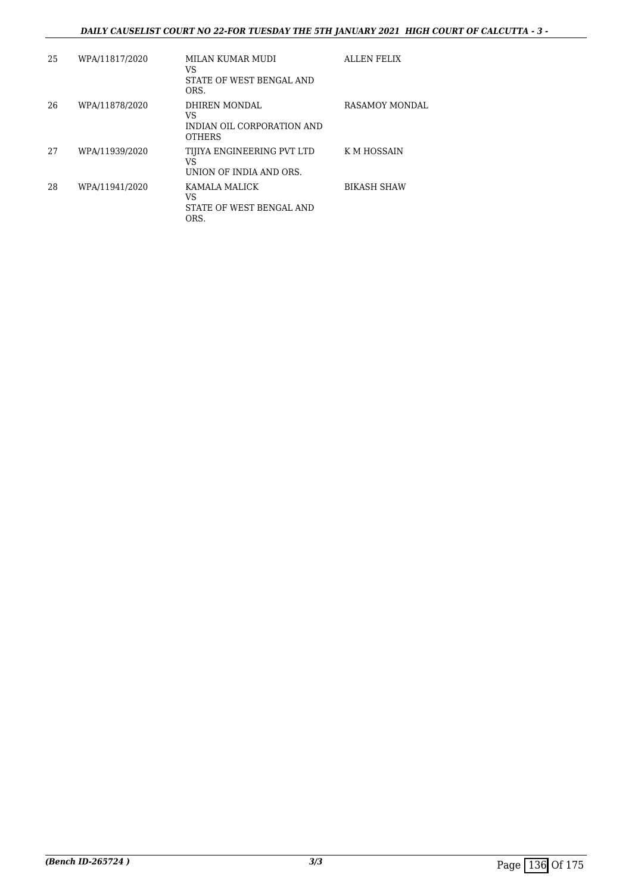| 25 | WPA/11817/2020 | MILAN KUMAR MUDI<br>VS<br>STATE OF WEST BENGAL AND ORS. | ALLEN FELIX |
|---|---|---|---|
| 26 | WPA/11878/2020 | DHIREN MONDAL<br>VS<br>INDIAN OIL CORPORATION AND OTHERS | RASAMOY MONDAL |
| 27 | WPA/11939/2020 | TIJIYA ENGINEERING PVT LTD<br>VS<br>UNION OF INDIA AND ORS. | K M HOSSAIN |
| 28 | WPA/11941/2020 | KAMALA MALICK<br>VS<br>STATE OF WEST BENGAL AND ORS. | BIKASH SHAW |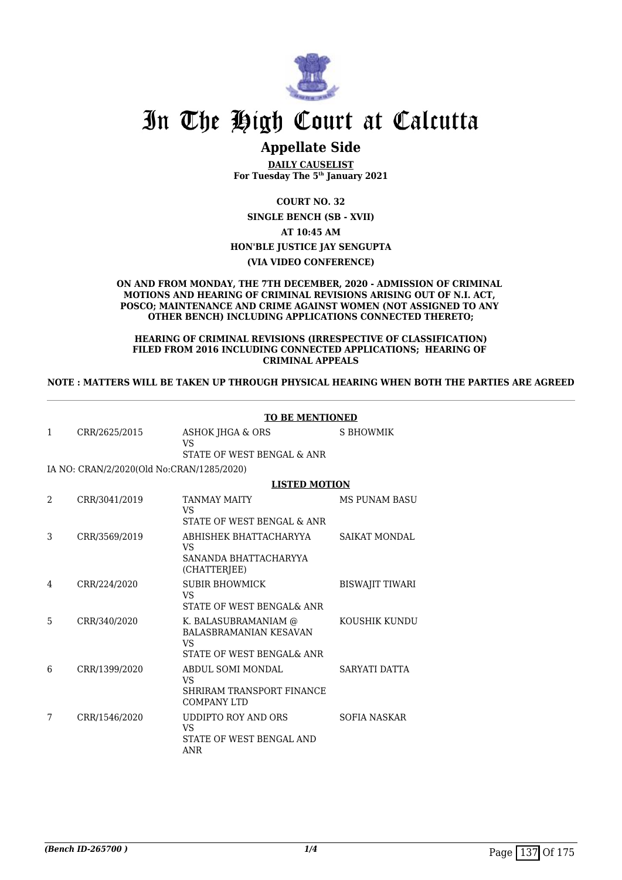# In The High Court at Calcutta

## Appellate Side

**DAILY CAUSELIST**
**For Tuesday The 5th January 2021**

**COURT NO. 32**

**SINGLE BENCH (SB - XVII)**

**AT 10:45 AM**

**HON'BLE JUSTICE JAY SENGUPTA**

**(VIA VIDEO CONFERENCE)**

**ON AND FROM MONDAY, THE 7TH DECEMBER, 2020 - ADMISSION OF CRIMINAL MOTIONS AND HEARING OF CRIMINAL REVISIONS ARISING OUT OF N.I. ACT, POSCO; MAINTENANCE AND CRIME AGAINST WOMEN (NOT ASSIGNED TO ANY OTHER BENCH) INCLUDING APPLICATIONS CONNECTED THERETO;**

**HEARING OF CRIMINAL REVISIONS (IRRESPECTIVE OF CLASSIFICATION) FILED FROM 2016 INCLUDING CONNECTED APPLICATIONS; HEARING OF CRIMINAL APPEALS**

**NOTE : MATTERS WILL BE TAKEN UP THROUGH PHYSICAL HEARING WHEN BOTH THE PARTIES ARE AGREED**

**TO BE MENTIONED**

| | | | |
|---|---|---|---|
| 1 | CRR/2625/2015 | ASHOK JHGA & ORS<br>VS<br>STATE OF WEST BENGAL & ANR | S BHOWMIK |

IA NO: CRAN/2/2020(Old No:CRAN/1285/2020)

**LISTED MOTION**

| | | | |
|---|---|---|---|
| 2 | CRR/3041/2019 | TANMAY MAITY<br>VS<br>STATE OF WEST BENGAL & ANR | MS PUNAM BASU |
| 3 | CRR/3569/2019 | ABHISHEK BHATTACHARYYA<br>VS<br>SANANDA BHATTACHARYYA (CHATTERJEE) | SAIKAT MONDAL |
| 4 | CRR/224/2020 | SUBIR BHOWMICK<br>VS<br>STATE OF WEST BENGAL& ANR | BISWAJIT TIWARI |
| 5 | CRR/340/2020 | K. BALASUBRAMANIAM @ BALASBRAMANIAN KESAVAN<br>VS<br>STATE OF WEST BENGAL& ANR | KOUSHIK KUNDU |
| 6 | CRR/1399/2020 | ABDUL SOMI MONDAL<br>VS<br>SHRIRAM TRANSPORT FINANCE COMPANY LTD | SARYATI DATTA |
| 7 | CRR/1546/2020 | UDDIPTO ROY AND ORS<br>VS<br>STATE OF WEST BENGAL AND ANR | SOFIA NASKAR |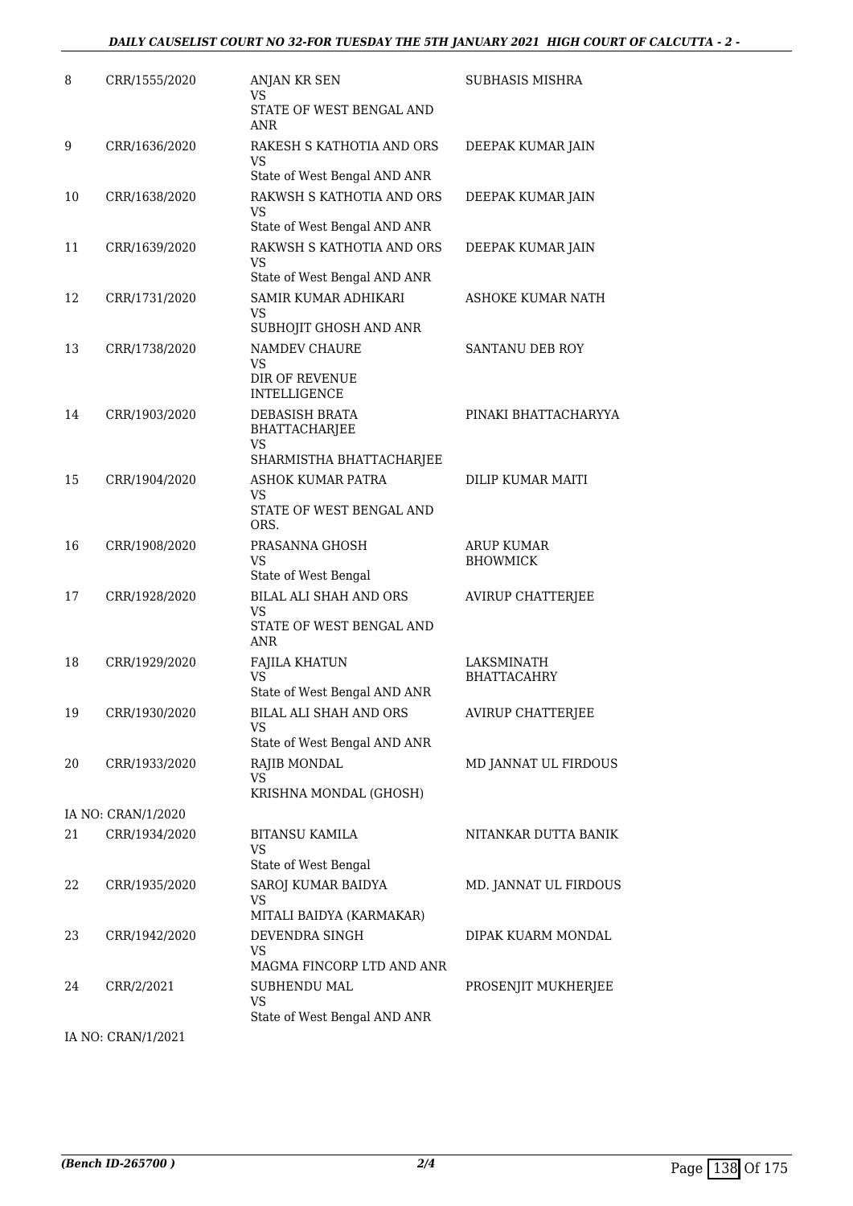| 8 | CRR/1555/2020 | ANJAN KR SEN<br>VS<br>STATE OF WEST BENGAL AND ANR | SUBHASIS MISHRA |
|---|---|---|---|
| 9 | CRR/1636/2020 | RAKESH S KATHOTIA AND ORS<br>VS<br>State of West Bengal AND ANR | DEEPAK KUMAR JAIN |
| 10 | CRR/1638/2020 | RAKWSH S KATHOTIA AND ORS<br>VS<br>State of West Bengal AND ANR | DEEPAK KUMAR JAIN |
| 11 | CRR/1639/2020 | RAKWSH S KATHOTIA AND ORS<br>VS<br>State of West Bengal AND ANR | DEEPAK KUMAR JAIN |
| 12 | CRR/1731/2020 | SAMIR KUMAR ADHIKARI<br>VS<br>SUBHOJIT GHOSH AND ANR | ASHOKE KUMAR NATH |
| 13 | CRR/1738/2020 | NAMDEV CHAURE<br>VS<br>DIR OF REVENUE INTELLIGENCE | SANTANU DEB ROY |
| 14 | CRR/1903/2020 | DEBASISH BRATA BHATTACHARJEE<br>VS<br>SHARMISTHA BHATTACHARJEE | PINAKI BHATTACHARYYA |
| 15 | CRR/1904/2020 | ASHOK KUMAR PATRA<br>VS<br>STATE OF WEST BENGAL AND ORS. | DILIP KUMAR MAITI |
| 16 | CRR/1908/2020 | PRASANNA GHOSH<br>VS<br>State of West Bengal | ARUP KUMAR BHOWMICK |
| 17 | CRR/1928/2020 | BILAL ALI SHAH AND ORS<br>VS<br>STATE OF WEST BENGAL AND ANR | AVIRUP CHATTERJEE |
| 18 | CRR/1929/2020 | FAJILA KHATUN<br>VS<br>State of West Bengal AND ANR | LAKSMINATH BHATTACAHRY |
| 19 | CRR/1930/2020 | BILAL ALI SHAH AND ORS<br>VS<br>State of West Bengal AND ANR | AVIRUP CHATTERJEE |
| 20 | CRR/1933/2020 | RAJIB MONDAL<br>VS<br>KRISHNA MONDAL (GHOSH) | MD JANNAT UL FIRDOUS |
| | IA NO: CRAN/1/2020 | | |
| 21 | CRR/1934/2020 | BITANSU KAMILA<br>VS<br>State of West Bengal | NITANKAR DUTTA BANIK |
| 22 | CRR/1935/2020 | SAROJ KUMAR BAIDYA<br>VS<br>MITALI BAIDYA (KARMAKAR) | MD. JANNAT UL FIRDOUS |
| 23 | CRR/1942/2020 | DEVENDRA SINGH<br>VS<br>MAGMA FINCORP LTD AND ANR | DIPAK KUARM MONDAL |
| 24 | CRR/2/2021 | SUBHENDU MAL<br>VS<br>State of West Bengal AND ANR | PROSENJIT MUKHERJEE |
| | IA NO: CRAN/1/2021 | | |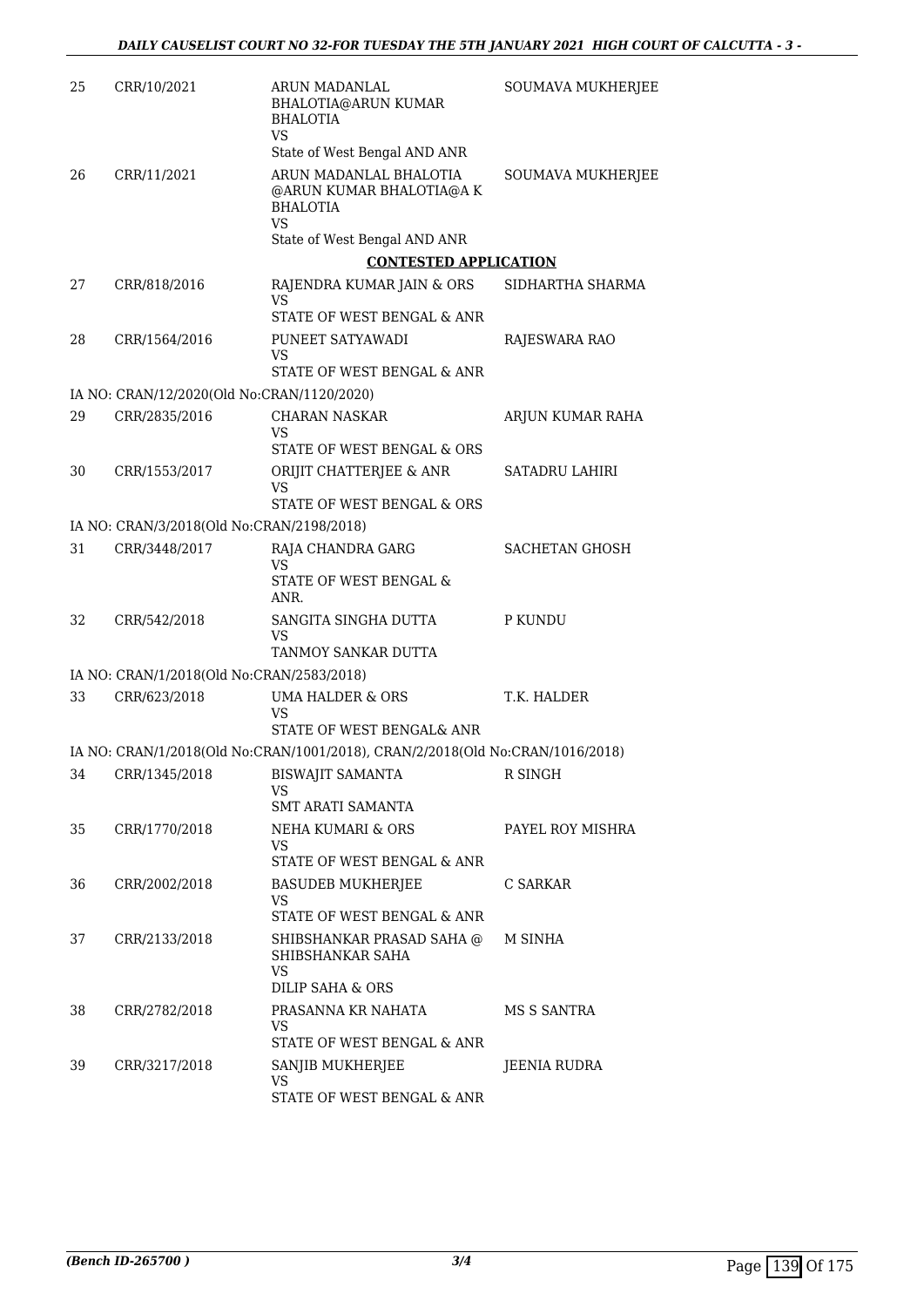| | | | |
|---|---|---|---|
| 25 | CRR/10/2021 | ARUN MADANLAL BHALOTIA@ARUN KUMAR BHALOTIA<br>VS<br>State of West Bengal AND ANR | SOUMAVA MUKHERJEE |
| 26 | CRR/11/2021 | ARUN MADANLAL BHALOTIA @ARUN KUMAR BHALOTIA@A K BHALOTIA<br>VS<br>State of West Bengal AND ANR | SOUMAVA MUKHERJEE |

**CONTESTED APPLICATION**

| | | | |
|---|---|---|---|
| 27 | CRR/818/2016 | RAJENDRA KUMAR JAIN & ORS<br>VS<br>STATE OF WEST BENGAL & ANR | SIDHARTHA SHARMA |
| 28 | CRR/1564/2016 | PUNEET SATYAWADI<br>VS<br>STATE OF WEST BENGAL & ANR | RAJESWARA RAO |
| | IA NO: CRAN/12/2020(Old No:CRAN/1120/2020) | | |
| 29 | CRR/2835/2016 | CHARAN NASKAR<br>VS<br>STATE OF WEST BENGAL & ORS | ARJUN KUMAR RAHA |
| 30 | CRR/1553/2017 | ORIJIT CHATTERJEE & ANR<br>VS<br>STATE OF WEST BENGAL & ORS | SATADRU LAHIRI |
| | IA NO: CRAN/3/2018(Old No:CRAN/2198/2018) | | |
| 31 | CRR/3448/2017 | RAJA CHANDRA GARG<br>VS<br>STATE OF WEST BENGAL & ANR. | SACHETAN GHOSH |
| 32 | CRR/542/2018 | SANGITA SINGHA DUTTA<br>VS<br>TANMOY SANKAR DUTTA | P KUNDU |
| | IA NO: CRAN/1/2018(Old No:CRAN/2583/2018) | | |
| 33 | CRR/623/2018 | UMA HALDER & ORS<br>VS<br>STATE OF WEST BENGAL& ANR | T.K. HALDER |
| | IA NO: CRAN/1/2018(Old No:CRAN/1001/2018), CRAN/2/2018(Old No:CRAN/1016/2018) | | |
| 34 | CRR/1345/2018 | BISWAJIT SAMANTA<br>VS<br>SMT ARATI SAMANTA | R SINGH |
| 35 | CRR/1770/2018 | NEHA KUMARI & ORS<br>VS<br>STATE OF WEST BENGAL & ANR | PAYEL ROY MISHRA |
| 36 | CRR/2002/2018 | BASUDEB MUKHERJEE<br>VS<br>STATE OF WEST BENGAL & ANR | C SARKAR |
| 37 | CRR/2133/2018 | SHIBSHANKAR PRASAD SAHA @ SHIBSHANKAR SAHA<br>VS<br>DILIP SAHA & ORS | M SINHA |
| 38 | CRR/2782/2018 | PRASANNA KR NAHATA<br>VS<br>STATE OF WEST BENGAL & ANR | MS S SANTRA |
| 39 | CRR/3217/2018 | SANJIB MUKHERJEE<br>VS<br>STATE OF WEST BENGAL & ANR | JEENIA RUDRA |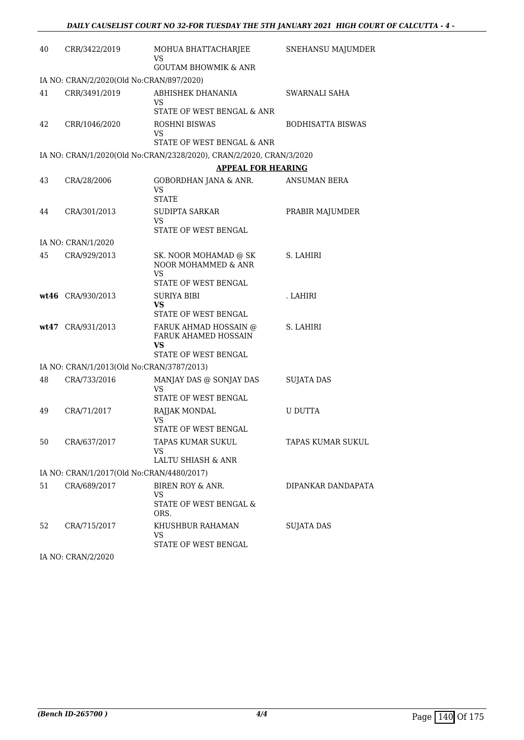| 40 | CRR/3422/2019 | MOHUA BHATTACHARJEE<br>VS<br>GOUTAM BHOWMIK & ANR | SNEHANSU MAJUMDER |
|---|---|---|---|
| IA NO: CRAN/2/2020(Old No:CRAN/897/2020) | | | |
| 41 | CRR/3491/2019 | ABHISHEK DHANANIA<br>VS<br>STATE OF WEST BENGAL & ANR | SWARNALI SAHA |
| 42 | CRR/1046/2020 | ROSHNI BISWAS<br>VS<br>STATE OF WEST BENGAL & ANR | BODHISATTA BISWAS |
| IA NO: CRAN/1/2020(Old No:CRAN/2328/2020), CRAN/2/2020, CRAN/3/2020 | | | |
| | | **APPEAL FOR HEARING** | |
| 43 | CRA/28/2006 | GOBORDHAN JANA & ANR.<br>VS<br>STATE | ANSUMAN BERA |
| 44 | CRA/301/2013 | SUDIPTA SARKAR<br>VS<br>STATE OF WEST BENGAL | PRABIR MAJUMDER |
| IA NO: CRAN/1/2020 | | | |
| 45 | CRA/929/2013 | SK. NOOR MOHAMAD @ SK NOOR MOHAMMED & ANR<br>VS<br>STATE OF WEST BENGAL | S. LAHIRI |
| **wt46** | CRA/930/2013 | SURIYA BIBI<br>**VS**<br>STATE OF WEST BENGAL | . LAHIRI |
| **wt47** | CRA/931/2013 | FARUK AHMAD HOSSAIN @ FARUK AHAMED HOSSAIN<br>**VS**<br>STATE OF WEST BENGAL | S. LAHIRI |
| IA NO: CRAN/1/2013(Old No:CRAN/3787/2013) | | | |
| 48 | CRA/733/2016 | MANJAY DAS @ SONJAY DAS<br>VS<br>STATE OF WEST BENGAL | SUJATA DAS |
| 49 | CRA/71/2017 | RAJJAK MONDAL<br>VS<br>STATE OF WEST BENGAL | U DUTTA |
| 50 | CRA/637/2017 | TAPAS KUMAR SUKUL<br>VS<br>LALTU SHIASH & ANR | TAPAS KUMAR SUKUL |
| IA NO: CRAN/1/2017(Old No:CRAN/4480/2017) | | | |
| 51 | CRA/689/2017 | BIREN ROY & ANR.<br>VS<br>STATE OF WEST BENGAL & ORS. | DIPANKAR DANDAPATA |
| 52 | CRA/715/2017 | KHUSHBUR RAHAMAN<br>VS<br>STATE OF WEST BENGAL | SUJATA DAS |
| IA NO: CRAN/2/2020 | | | |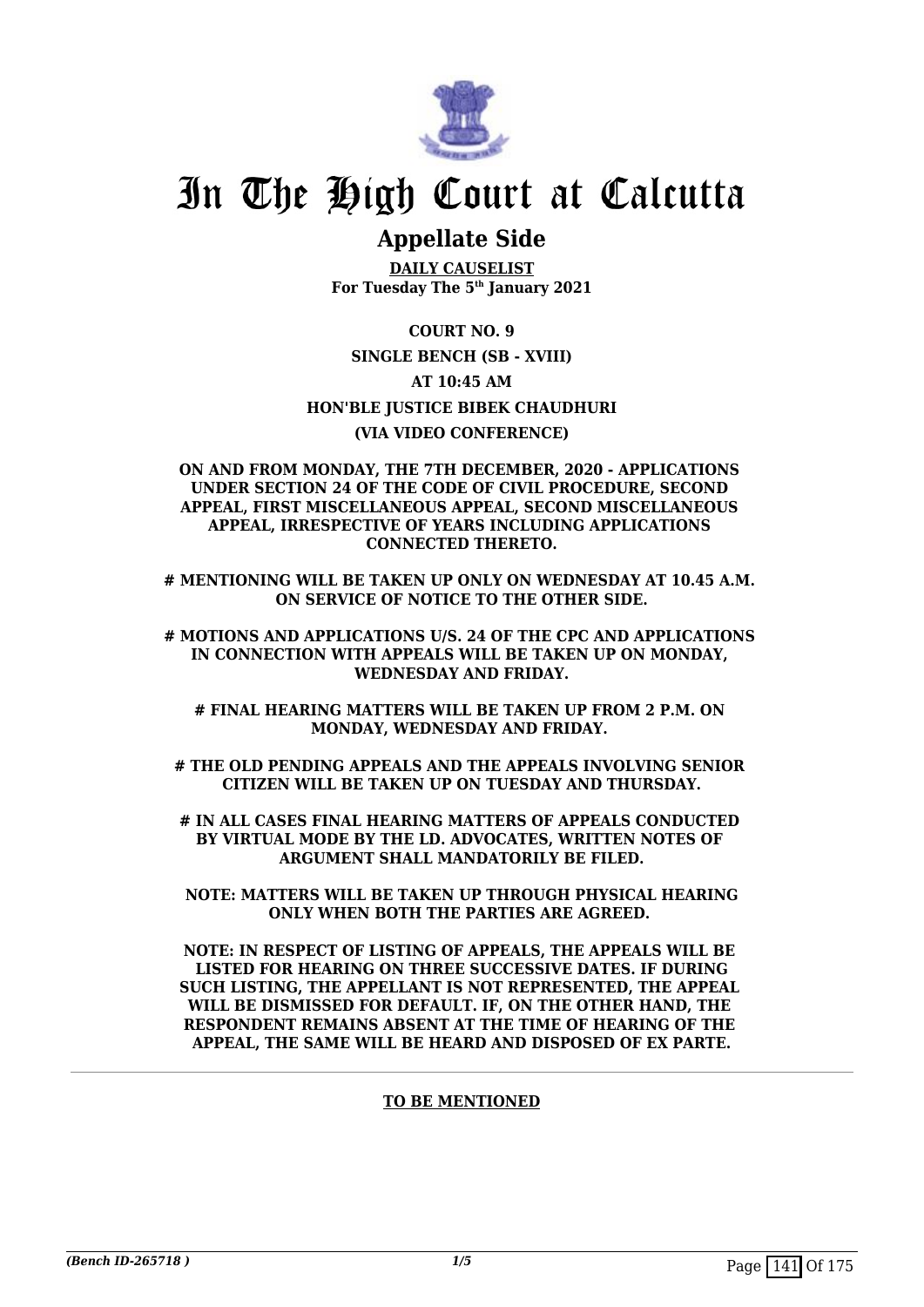# In The High Court at Calcutta

## Appellate Side

**DAILY CAUSELIST**
**For Tuesday The 5th January 2021**

**COURT NO. 9**

**SINGLE BENCH (SB - XVIII)**

**AT 10:45 AM**

**HON'BLE JUSTICE BIBEK CHAUDHURI**

**(VIA VIDEO CONFERENCE)**

**ON AND FROM MONDAY, THE 7TH DECEMBER, 2020 - APPLICATIONS UNDER SECTION 24 OF THE CODE OF CIVIL PROCEDURE, SECOND APPEAL, FIRST MISCELLANEOUS APPEAL, SECOND MISCELLANEOUS APPEAL, IRRESPECTIVE OF YEARS INCLUDING APPLICATIONS CONNECTED THERETO.**

**# MENTIONING WILL BE TAKEN UP ONLY ON WEDNESDAY AT 10.45 A.M. ON SERVICE OF NOTICE TO THE OTHER SIDE.**

**# MOTIONS AND APPLICATIONS U/S. 24 OF THE CPC AND APPLICATIONS IN CONNECTION WITH APPEALS WILL BE TAKEN UP ON MONDAY, WEDNESDAY AND FRIDAY.**

**# FINAL HEARING MATTERS WILL BE TAKEN UP FROM 2 P.M. ON MONDAY, WEDNESDAY AND FRIDAY.**

**# THE OLD PENDING APPEALS AND THE APPEALS INVOLVING SENIOR CITIZEN WILL BE TAKEN UP ON TUESDAY AND THURSDAY.**

**# IN ALL CASES FINAL HEARING MATTERS OF APPEALS CONDUCTED BY VIRTUAL MODE BY THE LD. ADVOCATES, WRITTEN NOTES OF ARGUMENT SHALL MANDATORILY BE FILED.**

**NOTE: MATTERS WILL BE TAKEN UP THROUGH PHYSICAL HEARING ONLY WHEN BOTH THE PARTIES ARE AGREED.**

**NOTE: IN RESPECT OF LISTING OF APPEALS, THE APPEALS WILL BE LISTED FOR HEARING ON THREE SUCCESSIVE DATES. IF DURING SUCH LISTING, THE APPELLANT IS NOT REPRESENTED, THE APPEAL WILL BE DISMISSED FOR DEFAULT. IF, ON THE OTHER HAND, THE RESPONDENT REMAINS ABSENT AT THE TIME OF HEARING OF THE APPEAL, THE SAME WILL BE HEARD AND DISPOSED OF EX PARTE.**

**TO BE MENTIONED**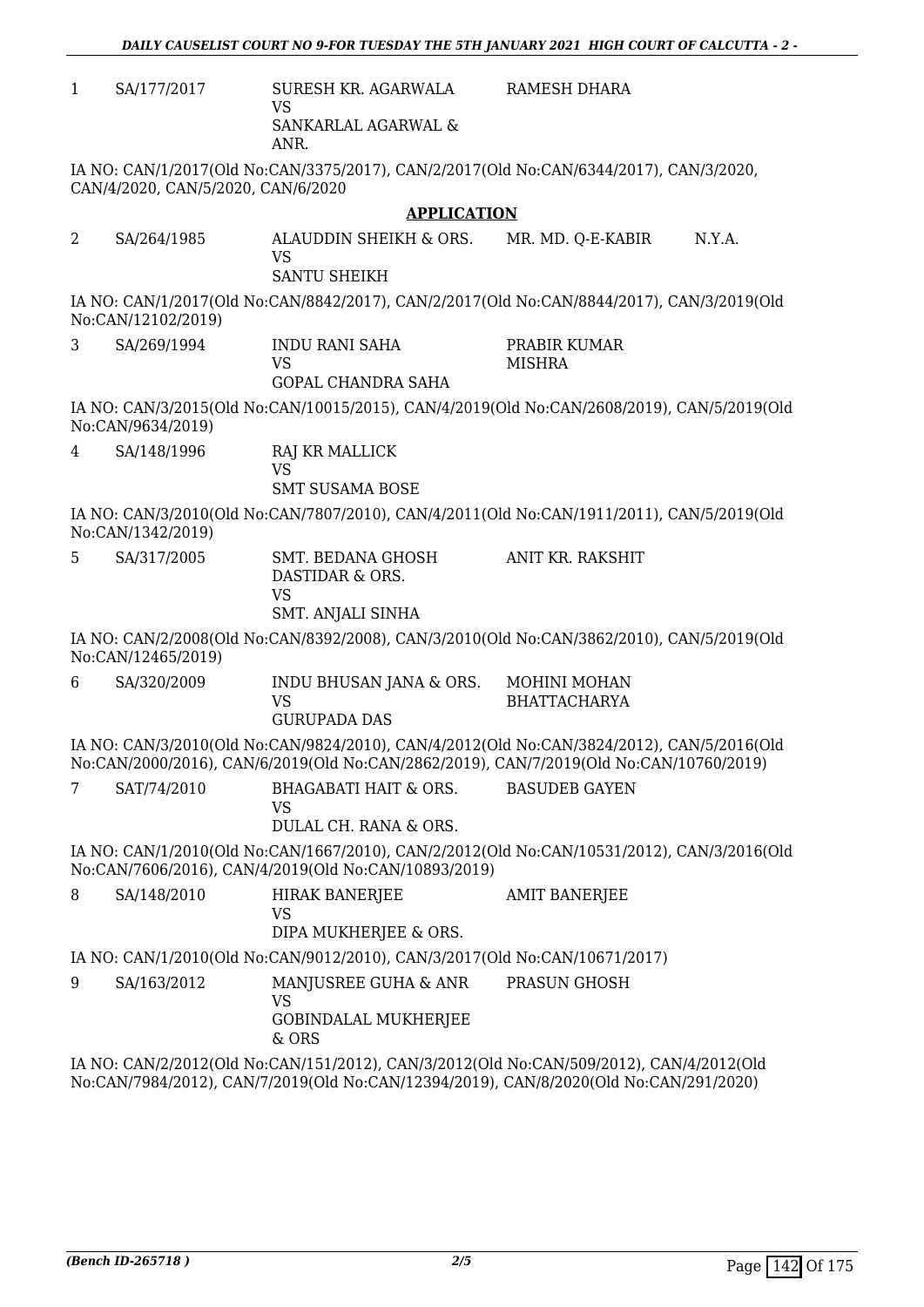| | | | | |
|---|---|---|---|---|
| 1 | SA/177/2017 | SURESH KR. AGARWALA VS SANKARLAL AGARWAL & ANR. | RAMESH DHARA | |

IA NO: CAN/1/2017(Old No:CAN/3375/2017), CAN/2/2017(Old No:CAN/6344/2017), CAN/3/2020, CAN/4/2020, CAN/5/2020, CAN/6/2020

**APPLICATION**

| | | | | |
|---|---|---|---|---|
| 2 | SA/264/1985 | ALAUDDIN SHEIKH & ORS. VS SANTU SHEIKH | MR. MD. Q-E-KABIR | N.Y.A. |

IA NO: CAN/1/2017(Old No:CAN/8842/2017), CAN/2/2017(Old No:CAN/8844/2017), CAN/3/2019(Old No:CAN/12102/2019)

| | | | |
|---|---|---|---|
| 3 | SA/269/1994 | INDU RANI SAHA VS GOPAL CHANDRA SAHA | PRABIR KUMAR MISHRA |

IA NO: CAN/3/2015(Old No:CAN/10015/2015), CAN/4/2019(Old No:CAN/2608/2019), CAN/5/2019(Old No:CAN/9634/2019)

| | | | |
|---|---|---|---|
| 4 | SA/148/1996 | RAJ KR MALLICK VS SMT SUSAMA BOSE | |

IA NO: CAN/3/2010(Old No:CAN/7807/2010), CAN/4/2011(Old No:CAN/1911/2011), CAN/5/2019(Old No:CAN/1342/2019)

| | | | |
|---|---|---|---|
| 5 | SA/317/2005 | SMT. BEDANA GHOSH DASTIDAR & ORS. VS SMT. ANJALI SINHA | ANIT KR. RAKSHIT |

IA NO: CAN/2/2008(Old No:CAN/8392/2008), CAN/3/2010(Old No:CAN/3862/2010), CAN/5/2019(Old No:CAN/12465/2019)

| | | | |
|---|---|---|---|
| 6 | SA/320/2009 | INDU BHUSAN JANA & ORS. VS GURUPADA DAS | MOHINI MOHAN BHATTACHARYA |

IA NO: CAN/3/2010(Old No:CAN/9824/2010), CAN/4/2012(Old No:CAN/3824/2012), CAN/5/2016(Old No:CAN/2000/2016), CAN/6/2019(Old No:CAN/2862/2019), CAN/7/2019(Old No:CAN/10760/2019)

| | | | |
|---|---|---|---|
| 7 | SAT/74/2010 | BHAGABATI HAIT & ORS. VS DULAL CH. RANA & ORS. | BASUDEB GAYEN |

IA NO: CAN/1/2010(Old No:CAN/1667/2010), CAN/2/2012(Old No:CAN/10531/2012), CAN/3/2016(Old No:CAN/7606/2016), CAN/4/2019(Old No:CAN/10893/2019)

| | | | |
|---|---|---|---|
| 8 | SA/148/2010 | HIRAK BANERJEE VS DIPA MUKHERJEE & ORS. | AMIT BANERJEE |

IA NO: CAN/1/2010(Old No:CAN/9012/2010), CAN/3/2017(Old No:CAN/10671/2017)

| | | | |
|---|---|---|---|
| 9 | SA/163/2012 | MANJUSREE GUHA & ANR VS GOBINDALAL MUKHERJEE & ORS | PRASUN GHOSH |

IA NO: CAN/2/2012(Old No:CAN/151/2012), CAN/3/2012(Old No:CAN/509/2012), CAN/4/2012(Old No:CAN/7984/2012), CAN/7/2019(Old No:CAN/12394/2019), CAN/8/2020(Old No:CAN/291/2020)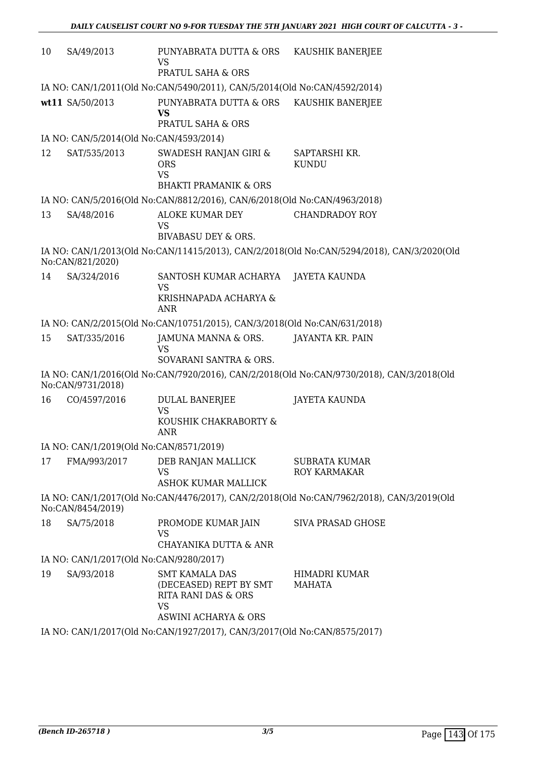| | | | |
|---|---|---|---|
| 10 | SA/49/2013 | PUNYABRATA DUTTA & ORS<br>VS<br>PRATUL SAHA & ORS | KAUSHIK BANERJEE |

IA NO: CAN/1/2011(Old No:CAN/5490/2011), CAN/5/2014(Old No:CAN/4592/2014)

| | | | |
|---|---|---|---|
| **wt11** | SA/50/2013 | PUNYABRATA DUTTA & ORS<br>**VS**<br>PRATUL SAHA & ORS | KAUSHIK BANERJEE |

IA NO: CAN/5/2014(Old No:CAN/4593/2014)

| | | | |
|---|---|---|---|
| 12 | SAT/535/2013 | SWADESH RANJAN GIRI & ORS<br>VS<br>BHAKTI PRAMANIK & ORS | SAPTARSHI KR. KUNDU |

IA NO: CAN/5/2016(Old No:CAN/8812/2016), CAN/6/2018(Old No:CAN/4963/2018)

| | | | |
|---|---|---|---|
| 13 | SA/48/2016 | ALOKE KUMAR DEY<br>VS<br>BIVABASU DEY & ORS. | CHANDRADOY ROY |

IA NO: CAN/1/2013(Old No:CAN/11415/2013), CAN/2/2018(Old No:CAN/5294/2018), CAN/3/2020(Old No:CAN/821/2020)

| | | | |
|---|---|---|---|
| 14 | SA/324/2016 | SANTOSH KUMAR ACHARYA<br>VS<br>KRISHNAPADA ACHARYA & ANR | JAYETA KAUNDA |

IA NO: CAN/2/2015(Old No:CAN/10751/2015), CAN/3/2018(Old No:CAN/631/2018)

| | | | |
|---|---|---|---|
| 15 | SAT/335/2016 | JAMUNA MANNA & ORS.<br>VS<br>SOVARANI SANTRA & ORS. | JAYANTA KR. PAIN |

IA NO: CAN/1/2016(Old No:CAN/7920/2016), CAN/2/2018(Old No:CAN/9730/2018), CAN/3/2018(Old No:CAN/9731/2018)

| | | | |
|---|---|---|---|
| 16 | CO/4597/2016 | DULAL BANERJEE<br>VS<br>KOUSHIK CHAKRABORTY & ANR | JAYETA KAUNDA |

IA NO: CAN/1/2019(Old No:CAN/8571/2019)

| | | | |
|---|---|---|---|
| 17 | FMA/993/2017 | DEB RANJAN MALLICK<br>VS<br>ASHOK KUMAR MALLICK | SUBRATA KUMAR ROY KARMAKAR |

IA NO: CAN/1/2017(Old No:CAN/4476/2017), CAN/2/2018(Old No:CAN/7962/2018), CAN/3/2019(Old No:CAN/8454/2019)

| | | | |
|---|---|---|---|
| 18 | SA/75/2018 | PROMODE KUMAR JAIN<br>VS<br>CHAYANIKA DUTTA & ANR | SIVA PRASAD GHOSE |

IA NO: CAN/1/2017(Old No:CAN/9280/2017)

| | | | |
|---|---|---|---|
| 19 | SA/93/2018 | SMT KAMALA DAS (DECEASED) REPT BY SMT RITA RANI DAS & ORS<br>VS<br>ASWINI ACHARYA & ORS | HIMADRI KUMAR MAHATA |

IA NO: CAN/1/2017(Old No:CAN/1927/2017), CAN/3/2017(Old No:CAN/8575/2017)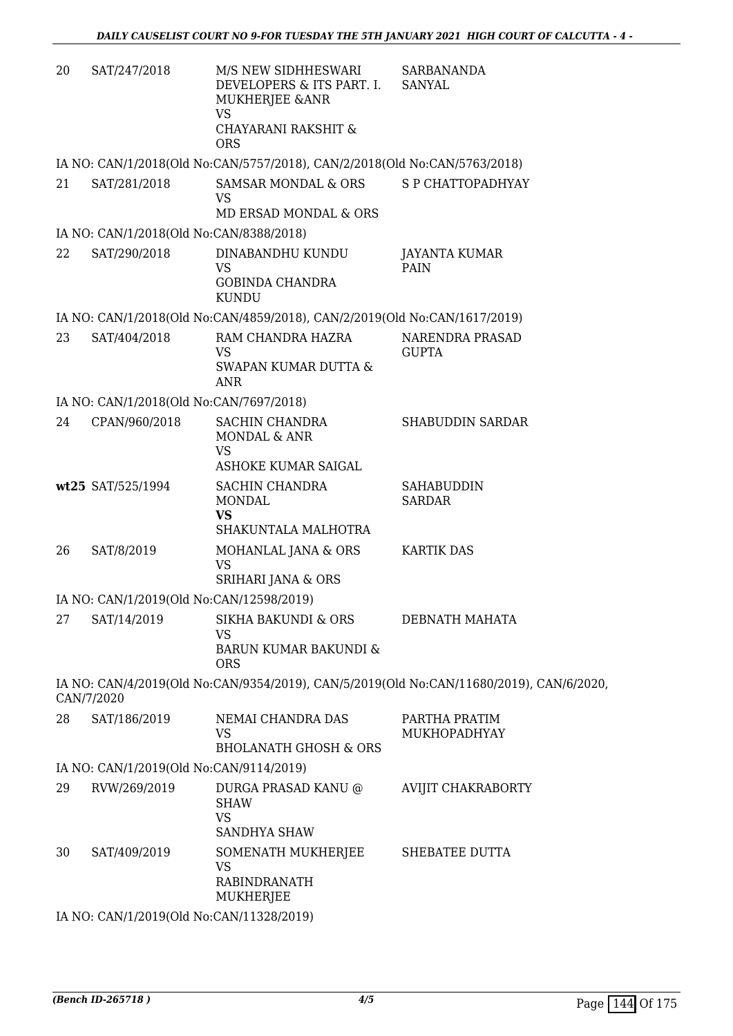| | | | |
|---|---|---|---|
| 20 | SAT/247/2018 | M/S NEW SIDHHESWARI DEVELOPERS & ITS PART. I. MUKHERJEE &ANR<br>VS<br>CHAYARANI RAKSHIT & ORS | SARBANANDA SANYAL |

IA NO: CAN/1/2018(Old No:CAN/5757/2018), CAN/2/2018(Old No:CAN/5763/2018)

| | | | |
|---|---|---|---|
| 21 | SAT/281/2018 | SAMSAR MONDAL & ORS<br>VS<br>MD ERSAD MONDAL & ORS | S P CHATTOPADHYAY |

IA NO: CAN/1/2018(Old No:CAN/8388/2018)

| | | | |
|---|---|---|---|
| 22 | SAT/290/2018 | DINABANDHU KUNDU<br>VS<br>GOBINDA CHANDRA KUNDU | JAYANTA KUMAR PAIN |

IA NO: CAN/1/2018(Old No:CAN/4859/2018), CAN/2/2019(Old No:CAN/1617/2019)

| | | | |
|---|---|---|---|
| 23 | SAT/404/2018 | RAM CHANDRA HAZRA<br>VS<br>SWAPAN KUMAR DUTTA & ANR | NARENDRA PRASAD GUPTA |

IA NO: CAN/1/2018(Old No:CAN/7697/2018)

| | | | |
|---|---|---|---|
| 24 | CPAN/960/2018 | SACHIN CHANDRA MONDAL & ANR<br>VS<br>ASHOKE KUMAR SAIGAL | SHABUDDIN SARDAR |
| **wt**25 | SAT/525/1994 | SACHIN CHANDRA MONDAL<br>**VS**<br>SHAKUNTALA MALHOTRA | SAHABUDDIN SARDAR |
| 26 | SAT/8/2019 | MOHANLAL JANA & ORS<br>VS<br>SRIHARI JANA & ORS | KARTIK DAS |

IA NO: CAN/1/2019(Old No:CAN/12598/2019)

| | | | |
|---|---|---|---|
| 27 | SAT/14/2019 | SIKHA BAKUNDI & ORS<br>VS<br>BARUN KUMAR BAKUNDI & ORS | DEBNATH MAHATA |

IA NO: CAN/4/2019(Old No:CAN/9354/2019), CAN/5/2019(Old No:CAN/11680/2019), CAN/6/2020, CAN/7/2020

| | | | |
|---|---|---|---|
| 28 | SAT/186/2019 | NEMAI CHANDRA DAS<br>VS<br>BHOLANATH GHOSH & ORS | PARTHA PRATIM MUKHOPADHYAY |

IA NO: CAN/1/2019(Old No:CAN/9114/2019)

| | | | |
|---|---|---|---|
| 29 | RVW/269/2019 | DURGA PRASAD KANU @ SHAW<br>VS<br>SANDHYA SHAW | AVIJIT CHAKRABORTY |
| 30 | SAT/409/2019 | SOMENATH MUKHERJEE<br>VS<br>RABINDRANATH MUKHERJEE | SHEBATEE DUTTA |

IA NO: CAN/1/2019(Old No:CAN/11328/2019)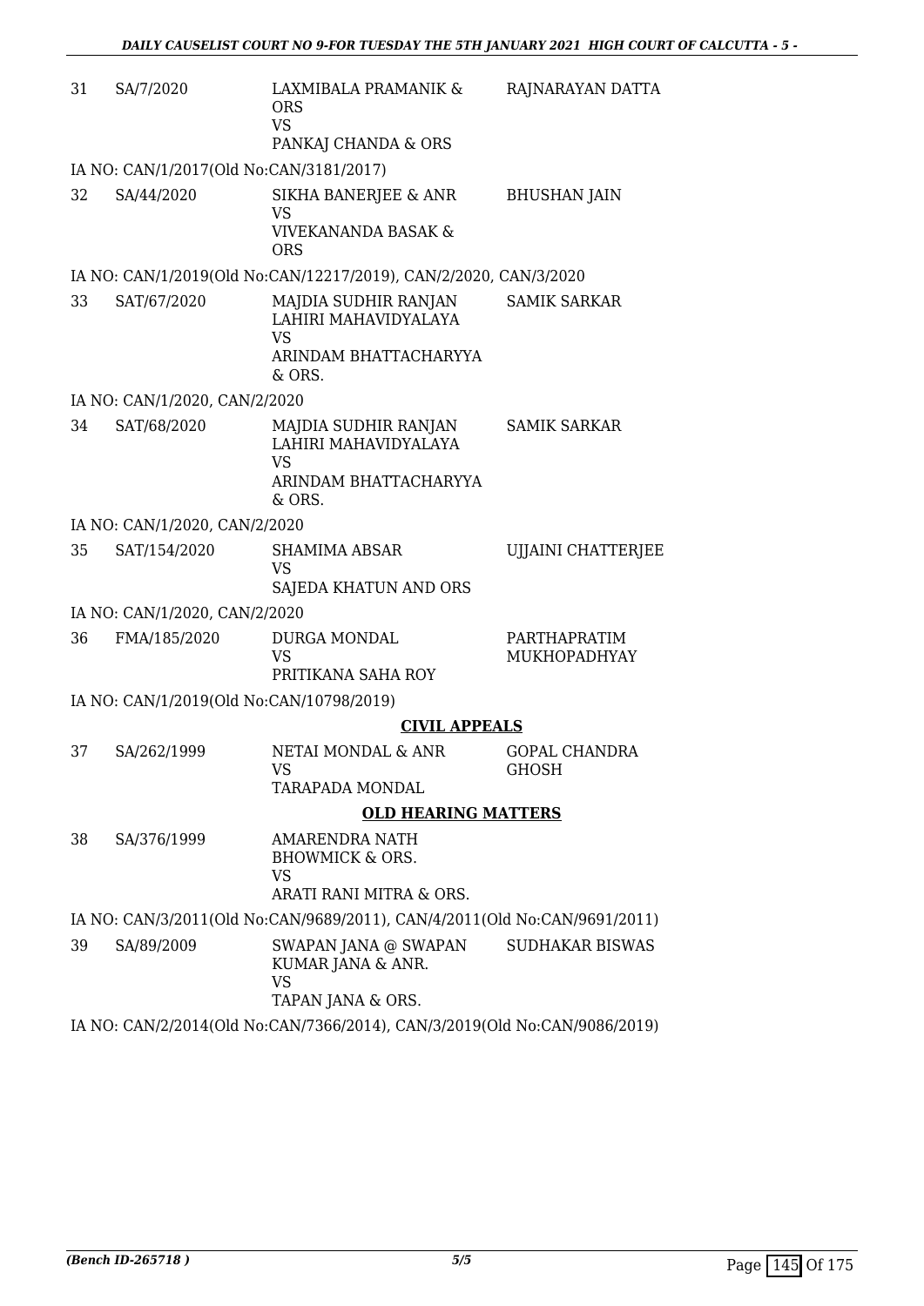| | | | |
|---|---|---|---|
| 31 | SA/7/2020 | LAXMIBALA PRAMANIK & ORS<br>VS<br>PANKAJ CHANDA & ORS | RAJNARAYAN DATTA |

IA NO: CAN/1/2017(Old No:CAN/3181/2017)

| | | | |
|---|---|---|---|
| 32 | SA/44/2020 | SIKHA BANERJEE & ANR<br>VS<br>VIVEKANANDA BASAK & ORS | BHUSHAN JAIN |

IA NO: CAN/1/2019(Old No:CAN/12217/2019), CAN/2/2020, CAN/3/2020

| | | | |
|---|---|---|---|
| 33 | SAT/67/2020 | MAJDIA SUDHIR RANJAN LAHIRI MAHAVIDYALAYA<br>VS<br>ARINDAM BHATTACHARYYA & ORS. | SAMIK SARKAR |

IA NO: CAN/1/2020, CAN/2/2020

| | | | |
|---|---|---|---|
| 34 | SAT/68/2020 | MAJDIA SUDHIR RANJAN LAHIRI MAHAVIDYALAYA<br>VS<br>ARINDAM BHATTACHARYYA & ORS. | SAMIK SARKAR |

IA NO: CAN/1/2020, CAN/2/2020

| | | | |
|---|---|---|---|
| 35 | SAT/154/2020 | SHAMIMA ABSAR<br>VS<br>SAJEDA KHATUN AND ORS | UJJAINI CHATTERJEE |

IA NO: CAN/1/2020, CAN/2/2020

| | | | |
|---|---|---|---|
| 36 | FMA/185/2020 | DURGA MONDAL<br>VS<br>PRITIKANA SAHA ROY | PARTHAPRATIM MUKHOPADHYAY |

IA NO: CAN/1/2019(Old No:CAN/10798/2019)

**CIVIL APPEALS**

| | | | |
|---|---|---|---|
| 37 | SA/262/1999 | NETAI MONDAL & ANR<br>VS<br>TARAPADA MONDAL | GOPAL CHANDRA GHOSH |

**OLD HEARING MATTERS**

| | | | |
|---|---|---|---|
| 38 | SA/376/1999 | AMARENDRA NATH BHOWMICK & ORS.<br>VS<br>ARATI RANI MITRA & ORS. | |

IA NO: CAN/3/2011(Old No:CAN/9689/2011), CAN/4/2011(Old No:CAN/9691/2011)

| | | | |
|---|---|---|---|
| 39 | SA/89/2009 | SWAPAN JANA @ SWAPAN KUMAR JANA & ANR.<br>VS<br>TAPAN JANA & ORS. | SUDHAKAR BISWAS |

IA NO: CAN/2/2014(Old No:CAN/7366/2014), CAN/3/2019(Old No:CAN/9086/2019)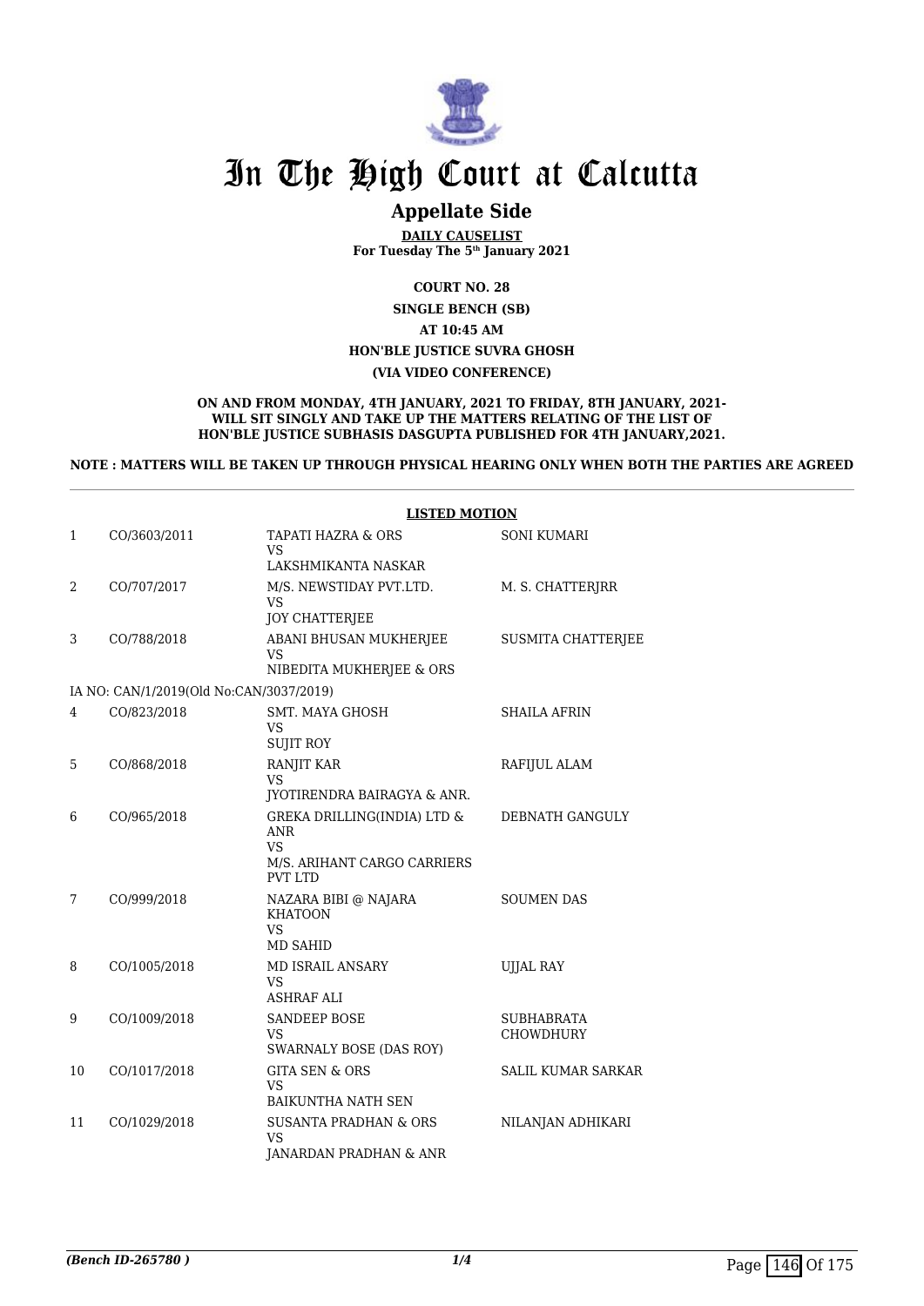# In The High Court at Calcutta

## Appellate Side

**DAILY CAUSELIST**
**For Tuesday The 5th January 2021**

**COURT NO. 28**

**SINGLE BENCH (SB)**

**AT 10:45 AM**

**HON'BLE JUSTICE SUVRA GHOSH**

**(VIA VIDEO CONFERENCE)**

**ON AND FROM MONDAY, 4TH JANUARY, 2021 TO FRIDAY, 8TH JANUARY, 2021- WILL SIT SINGLY AND TAKE UP THE MATTERS RELATING OF THE LIST OF HON'BLE JUSTICE SUBHASIS DASGUPTA PUBLISHED FOR 4TH JANUARY,2021.**

**NOTE : MATTERS WILL BE TAKEN UP THROUGH PHYSICAL HEARING ONLY WHEN BOTH THE PARTIES ARE AGREED**

**LISTED MOTION**

| | | | |
|---|---|---|---|
| 1 | CO/3603/2011 | TAPATI HAZRA & ORS<br>VS<br>LAKSHMIKANTA NASKAR | SONI KUMARI |
| 2 | CO/707/2017 | M/S. NEWSTIDAY PVT.LTD.<br>VS<br>JOY CHATTERJEE | M. S. CHATTERJRR |
| 3 | CO/788/2018 | ABANI BHUSAN MUKHERJEE<br>VS<br>NIBEDITA MUKHERJEE & ORS | SUSMITA CHATTERJEE |
| | IA NO: CAN/1/2019(Old No:CAN/3037/2019) | | |
| 4 | CO/823/2018 | SMT. MAYA GHOSH<br>VS<br>SUJIT ROY | SHAILA AFRIN |
| 5 | CO/868/2018 | RANJIT KAR<br>VS<br>JYOTIRENDRA BAIRAGYA & ANR. | RAFIJUL ALAM |
| 6 | CO/965/2018 | GREKA DRILLING(INDIA) LTD & ANR<br>VS<br>M/S. ARIHANT CARGO CARRIERS PVT LTD | DEBNATH GANGULY |
| 7 | CO/999/2018 | NAZARA BIBI @ NAJARA KHATOON<br>VS<br>MD SAHID | SOUMEN DAS |
| 8 | CO/1005/2018 | MD ISRAIL ANSARY<br>VS<br>ASHRAF ALI | UJJAL RAY |
| 9 | CO/1009/2018 | SANDEEP BOSE<br>VS<br>SWARNALY BOSE (DAS ROY) | SUBHABRATA CHOWDHURY |
| 10 | CO/1017/2018 | GITA SEN & ORS<br>VS<br>BAIKUNTHA NATH SEN | SALIL KUMAR SARKAR |
| 11 | CO/1029/2018 | SUSANTA PRADHAN & ORS<br>VS<br>JANARDAN PRADHAN & ANR | NILANJAN ADHIKARI |

*(Bench ID-265780 )*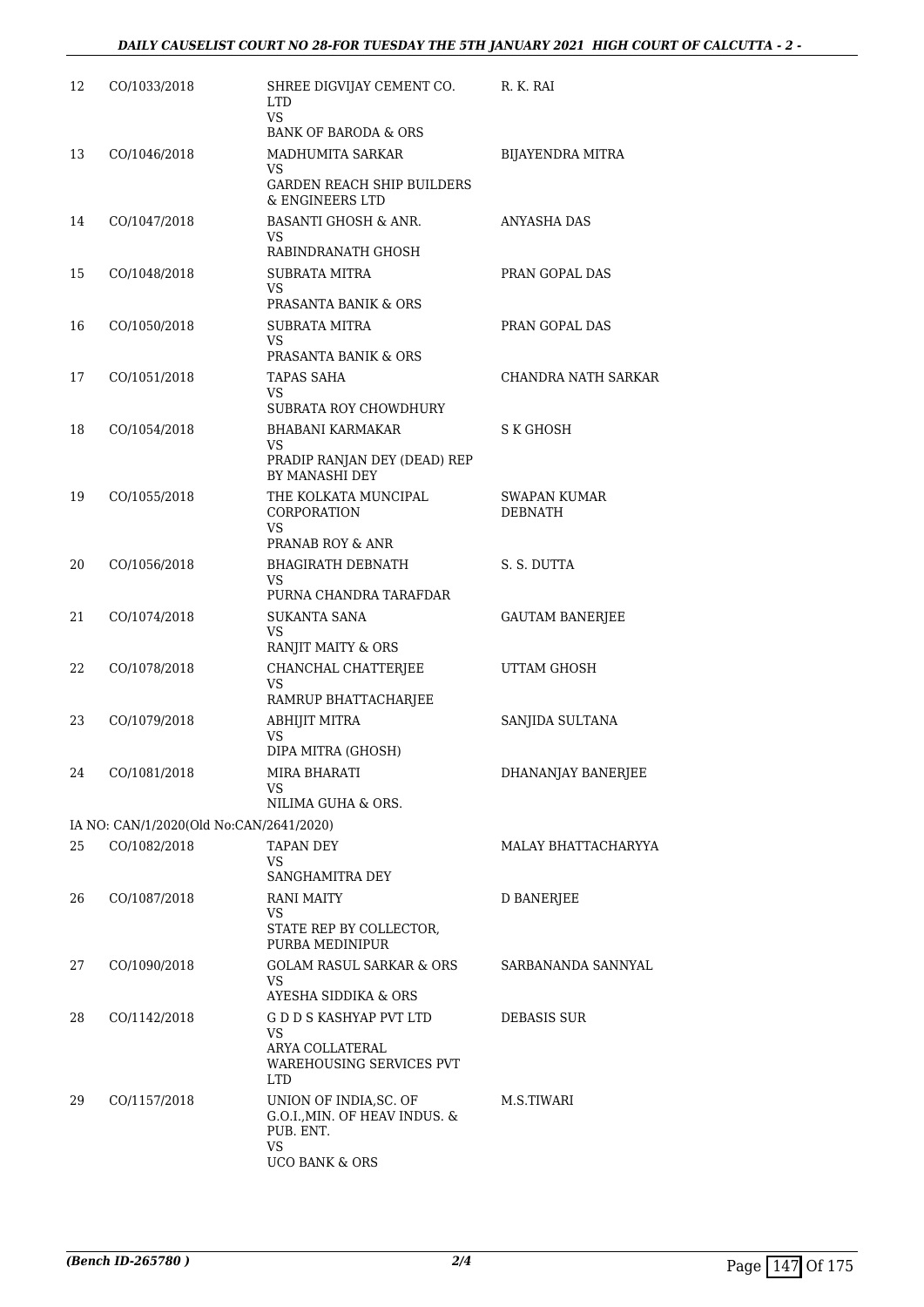| | | | |
|---|---|---|---|
| 12 | CO/1033/2018 | SHREE DIGVIJAY CEMENT CO. LTD<br>VS<br>BANK OF BARODA & ORS | R. K. RAI |
| 13 | CO/1046/2018 | MADHUMITA SARKAR<br>VS<br>GARDEN REACH SHIP BUILDERS & ENGINEERS LTD | BIJAYENDRA MITRA |
| 14 | CO/1047/2018 | BASANTI GHOSH & ANR.<br>VS<br>RABINDRANATH GHOSH | ANYASHA DAS |
| 15 | CO/1048/2018 | SUBRATA MITRA<br>VS<br>PRASANTA BANIK & ORS | PRAN GOPAL DAS |
| 16 | CO/1050/2018 | SUBRATA MITRA<br>VS<br>PRASANTA BANIK & ORS | PRAN GOPAL DAS |
| 17 | CO/1051/2018 | TAPAS SAHA<br>VS<br>SUBRATA ROY CHOWDHURY | CHANDRA NATH SARKAR |
| 18 | CO/1054/2018 | BHABANI KARMAKAR<br>VS<br>PRADIP RANJAN DEY (DEAD) REP BY MANASHI DEY | S K GHOSH |
| 19 | CO/1055/2018 | THE KOLKATA MUNCIPAL CORPORATION<br>VS<br>PRANAB ROY & ANR | SWAPAN KUMAR DEBNATH |
| 20 | CO/1056/2018 | BHAGIRATH DEBNATH<br>VS<br>PURNA CHANDRA TARAFDAR | S. S. DUTTA |
| 21 | CO/1074/2018 | SUKANTA SANA<br>VS<br>RANJIT MAITY & ORS | GAUTAM BANERJEE |
| 22 | CO/1078/2018 | CHANCHAL CHATTERJEE<br>VS<br>RAMRUP BHATTACHARJEE | UTTAM GHOSH |
| 23 | CO/1079/2018 | ABHIJIT MITRA<br>VS<br>DIPA MITRA (GHOSH) | SANJIDA SULTANA |
| 24 | CO/1081/2018 | MIRA BHARATI<br>VS<br>NILIMA GUHA & ORS. | DHANANJAY BANERJEE |
| | IA NO: CAN/1/2020(Old No:CAN/2641/2020) | | |
| 25 | CO/1082/2018 | TAPAN DEY<br>VS<br>SANGHAMITRA DEY | MALAY BHATTACHARYYA |
| 26 | CO/1087/2018 | RANI MAITY<br>VS<br>STATE REP BY COLLECTOR, PURBA MEDINIPUR | D BANERJEE |
| 27 | CO/1090/2018 | GOLAM RASUL SARKAR & ORS<br>VS<br>AYESHA SIDDIKA & ORS | SARBANANDA SANNYAL |
| 28 | CO/1142/2018 | G D D S KASHYAP PVT LTD<br>VS<br>ARYA COLLATERAL WAREHOUSING SERVICES PVT LTD | DEBASIS SUR |
| 29 | CO/1157/2018 | UNION OF INDIA,SC. OF G.O.I.,MIN. OF HEAV INDUS. & PUB. ENT.<br>VS<br>UCO BANK & ORS | M.S.TIWARI |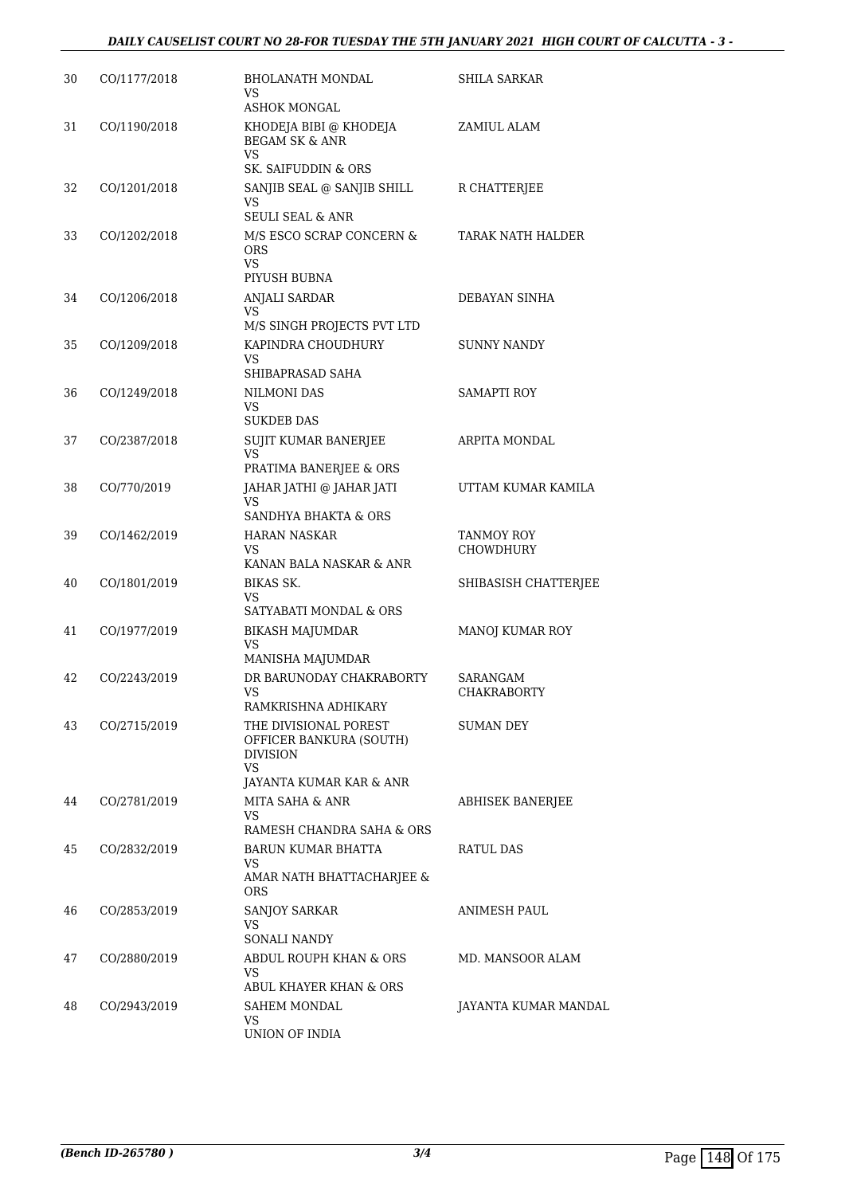| | | | |
|---|---|---|---|
| 30 | CO/1177/2018 | BHOLANATH MONDAL<br>VS<br>ASHOK MONGAL | SHILA SARKAR |
| 31 | CO/1190/2018 | KHODEJA BIBI @ KHODEJA BEGAM SK & ANR<br>VS<br>SK. SAIFUDDIN & ORS | ZAMIUL ALAM |
| 32 | CO/1201/2018 | SANJIB SEAL @ SANJIB SHILL<br>VS<br>SEULI SEAL & ANR | R CHATTERJEE |
| 33 | CO/1202/2018 | M/S ESCO SCRAP CONCERN & ORS<br>VS<br>PIYUSH BUBNA | TARAK NATH HALDER |
| 34 | CO/1206/2018 | ANJALI SARDAR<br>VS<br>M/S SINGH PROJECTS PVT LTD | DEBAYAN SINHA |
| 35 | CO/1209/2018 | KAPINDRA CHOUDHURY<br>VS<br>SHIBAPRASAD SAHA | SUNNY NANDY |
| 36 | CO/1249/2018 | NILMONI DAS<br>VS<br>SUKDEB DAS | SAMAPTI ROY |
| 37 | CO/2387/2018 | SUJIT KUMAR BANERJEE<br>VS<br>PRATIMA BANERJEE & ORS | ARPITA MONDAL |
| 38 | CO/770/2019 | JAHAR JATHI @ JAHAR JATI<br>VS<br>SANDHYA BHAKTA & ORS | UTTAM KUMAR KAMILA |
| 39 | CO/1462/2019 | HARAN NASKAR<br>VS<br>KANAN BALA NASKAR & ANR | TANMOY ROY CHOWDHURY |
| 40 | CO/1801/2019 | BIKAS SK.<br>VS<br>SATYABATI MONDAL & ORS | SHIBASISH CHATTERJEE |
| 41 | CO/1977/2019 | BIKASH MAJUMDAR<br>VS<br>MANISHA MAJUMDAR | MANOJ KUMAR ROY |
| 42 | CO/2243/2019 | DR BARUNODAY CHAKRABORTY<br>VS<br>RAMKRISHNA ADHIKARY | SARANGAM CHAKRABORTY |
| 43 | CO/2715/2019 | THE DIVISIONAL POREST OFFICER BANKURA (SOUTH) DIVISION<br>VS<br>JAYANTA KUMAR KAR & ANR | SUMAN DEY |
| 44 | CO/2781/2019 | MITA SAHA & ANR<br>VS<br>RAMESH CHANDRA SAHA & ORS | ABHISEK BANERJEE |
| 45 | CO/2832/2019 | BARUN KUMAR BHATTA<br>VS<br>AMAR NATH BHATTACHARJEE & ORS | RATUL DAS |
| 46 | CO/2853/2019 | SANJOY SARKAR<br>VS<br>SONALI NANDY | ANIMESH PAUL |
| 47 | CO/2880/2019 | ABDUL ROUPH KHAN & ORS<br>VS<br>ABUL KHAYER KHAN & ORS | MD. MANSOOR ALAM |
| 48 | CO/2943/2019 | SAHEM MONDAL<br>VS<br>UNION OF INDIA | JAYANTA KUMAR MANDAL |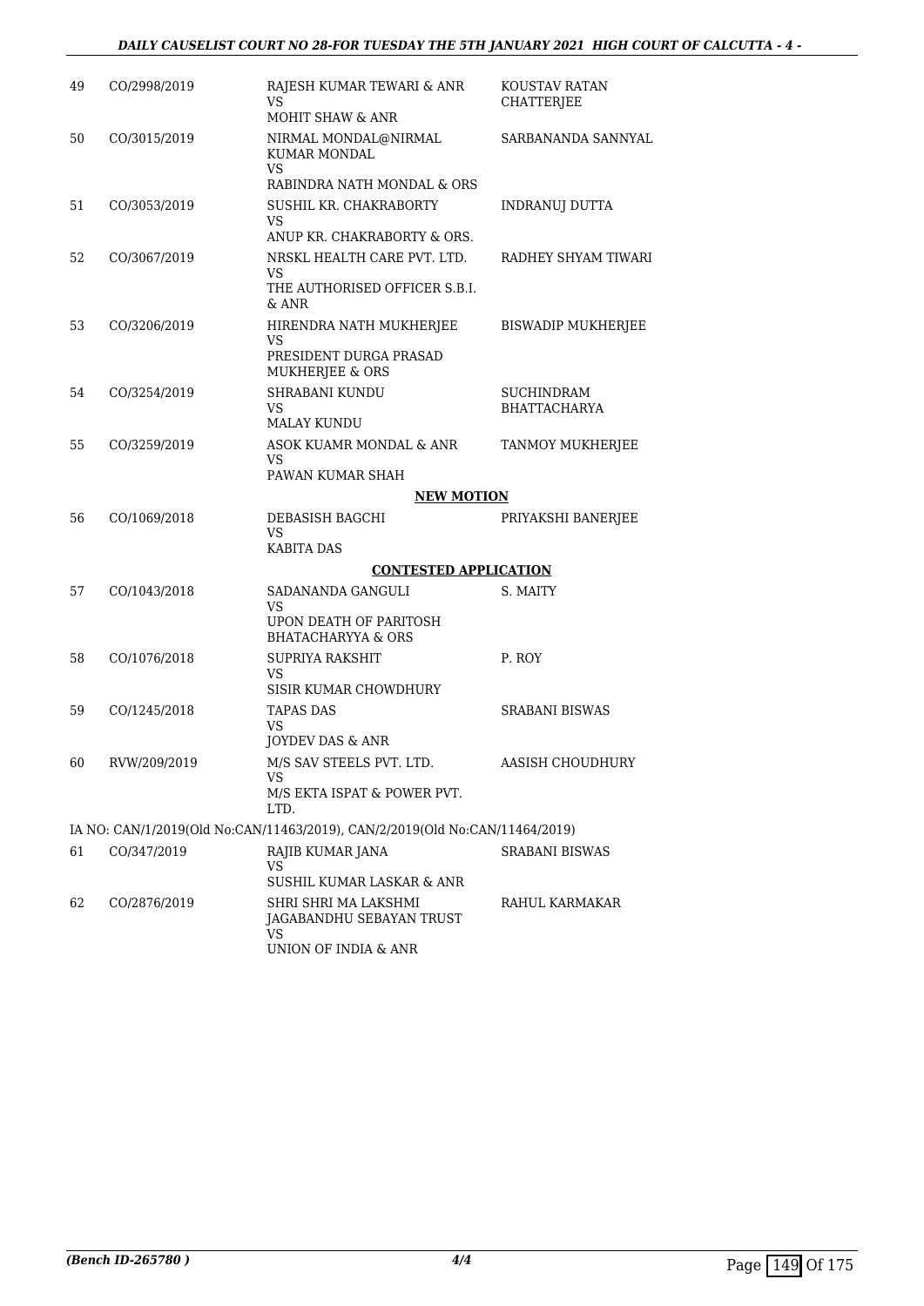| 49 | CO/2998/2019 | RAJESH KUMAR TEWARI & ANR<br>VS<br>MOHIT SHAW & ANR | KOUSTAV RATAN CHATTERJEE |
|---|---|---|---|
| 50 | CO/3015/2019 | NIRMAL MONDAL@NIRMAL KUMAR MONDAL<br>VS<br>RABINDRA NATH MONDAL & ORS | SARBANANDA SANNYAL |
| 51 | CO/3053/2019 | SUSHIL KR. CHAKRABORTY<br>VS<br>ANUP KR. CHAKRABORTY & ORS. | INDRANUJ DUTTA |
| 52 | CO/3067/2019 | NRSKL HEALTH CARE PVT. LTD.<br>VS<br>THE AUTHORISED OFFICER S.B.I. & ANR | RADHEY SHYAM TIWARI |
| 53 | CO/3206/2019 | HIRENDRA NATH MUKHERJEE<br>VS<br>PRESIDENT DURGA PRASAD MUKHERJEE & ORS | BISWADIP MUKHERJEE |
| 54 | CO/3254/2019 | SHRABANI KUNDU<br>VS<br>MALAY KUNDU | SUCHINDRAM BHATTACHARYA |
| 55 | CO/3259/2019 | ASOK KUAMR MONDAL & ANR<br>VS<br>PAWAN KUMAR SHAH | TANMOY MUKHERJEE |

**NEW MOTION**

| 56 | CO/1069/2018 | DEBASISH BAGCHI<br>VS<br>KABITA DAS | PRIYAKSHI BANERJEE |
|---|---|---|---|

**CONTESTED APPLICATION**

| 57 | CO/1043/2018 | SADANANDA GANGULI<br>VS<br>UPON DEATH OF PARITOSH BHATACHARYYA & ORS | S. MAITY |
|---|---|---|---|
| 58 | CO/1076/2018 | SUPRIYA RAKSHIT<br>VS<br>SISIR KUMAR CHOWDHURY | P. ROY |
| 59 | CO/1245/2018 | TAPAS DAS<br>VS<br>JOYDEV DAS & ANR | SRABANI BISWAS |
| 60 | RVW/209/2019 | M/S SAV STEELS PVT. LTD.<br>VS<br>M/S EKTA ISPAT & POWER PVT. LTD. | AASISH CHOUDHURY |

IA NO: CAN/1/2019(Old No:CAN/11463/2019), CAN/2/2019(Old No:CAN/11464/2019)

| 61 | CO/347/2019 | RAJIB KUMAR JANA<br>VS<br>SUSHIL KUMAR LASKAR & ANR | SRABANI BISWAS |
|---|---|---|---|
| 62 | CO/2876/2019 | SHRI SHRI MA LAKSHMI JAGABANDHU SEBAYAN TRUST<br>VS<br>UNION OF INDIA & ANR | RAHUL KARMAKAR |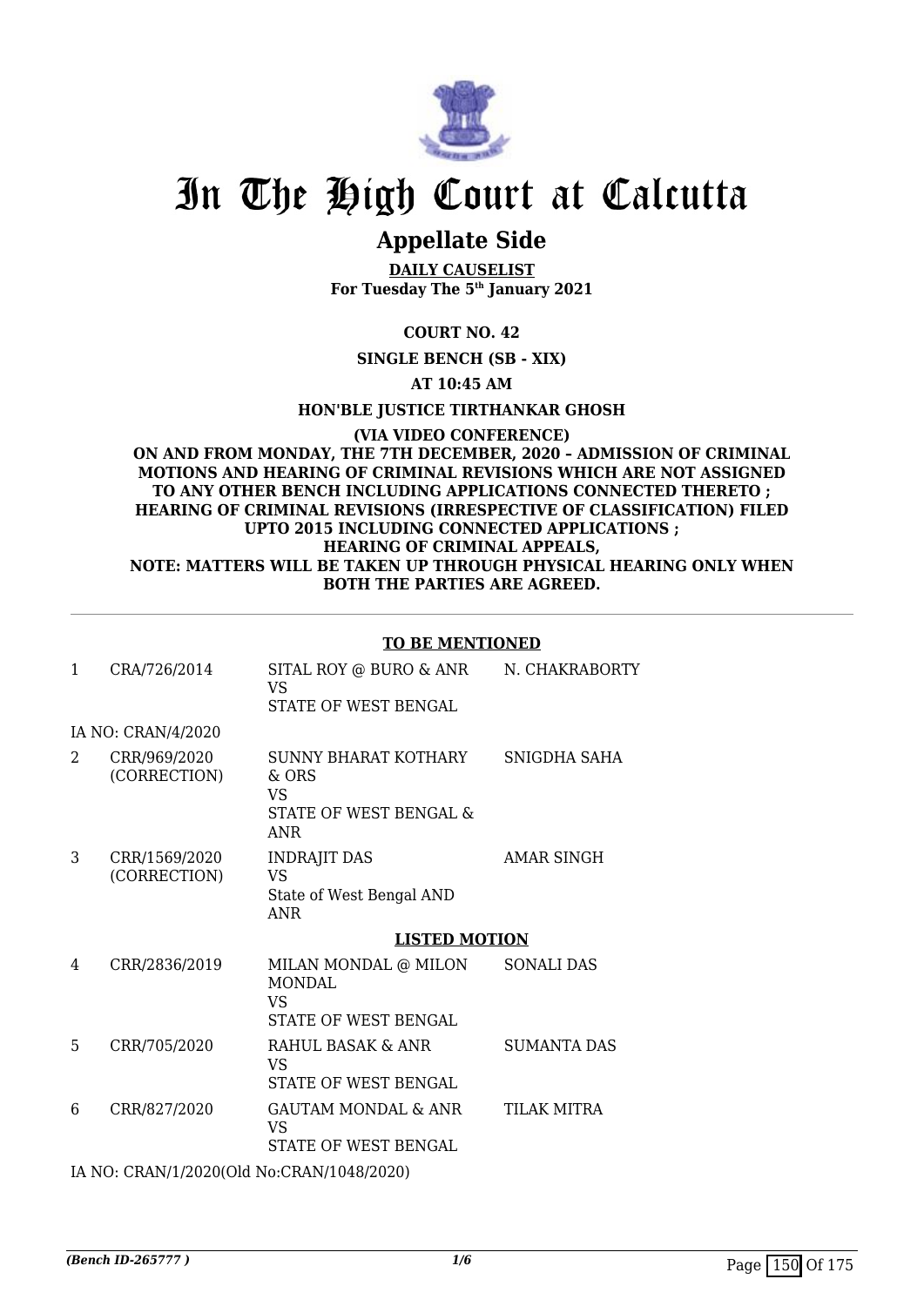# In The High Court at Calcutta

## Appellate Side

**DAILY CAUSELIST**
**For Tuesday The 5th January 2021**

**COURT NO. 42**

**SINGLE BENCH (SB - XIX)**

**AT 10:45 AM**

**HON'BLE JUSTICE TIRTHANKAR GHOSH**

**(VIA VIDEO CONFERENCE)**
**ON AND FROM MONDAY, THE 7TH DECEMBER, 2020 – ADMISSION OF CRIMINAL MOTIONS AND HEARING OF CRIMINAL REVISIONS WHICH ARE NOT ASSIGNED TO ANY OTHER BENCH INCLUDING APPLICATIONS CONNECTED THERETO ; HEARING OF CRIMINAL REVISIONS (IRRESPECTIVE OF CLASSIFICATION) FILED UPTO 2015 INCLUDING CONNECTED APPLICATIONS ; HEARING OF CRIMINAL APPEALS,**
**NOTE: MATTERS WILL BE TAKEN UP THROUGH PHYSICAL HEARING ONLY WHEN BOTH THE PARTIES ARE AGREED.**

**TO BE MENTIONED**

| | | | |
|---|---|---|---|
| 1 | CRA/726/2014 | SITAL ROY @ BURO & ANR<br>VS<br>STATE OF WEST BENGAL | N. CHAKRABORTY |
| | IA NO: CRAN/4/2020 | | |
| 2 | CRR/969/2020<br>(CORRECTION) | SUNNY BHARAT KOTHARY & ORS<br>VS<br>STATE OF WEST BENGAL & ANR | SNIGDHA SAHA |
| 3 | CRR/1569/2020<br>(CORRECTION) | INDRAJIT DAS<br>VS<br>State of West Bengal AND ANR | AMAR SINGH |

**LISTED MOTION**

| | | | |
|---|---|---|---|
| 4 | CRR/2836/2019 | MILAN MONDAL @ MILON MONDAL<br>VS<br>STATE OF WEST BENGAL | SONALI DAS |
| 5 | CRR/705/2020 | RAHUL BASAK & ANR<br>VS<br>STATE OF WEST BENGAL | SUMANTA DAS |
| 6 | CRR/827/2020 | GAUTAM MONDAL & ANR<br>VS<br>STATE OF WEST BENGAL | TILAK MITRA |
| | IA NO: CRAN/1/2020(Old No:CRAN/1048/2020) | | |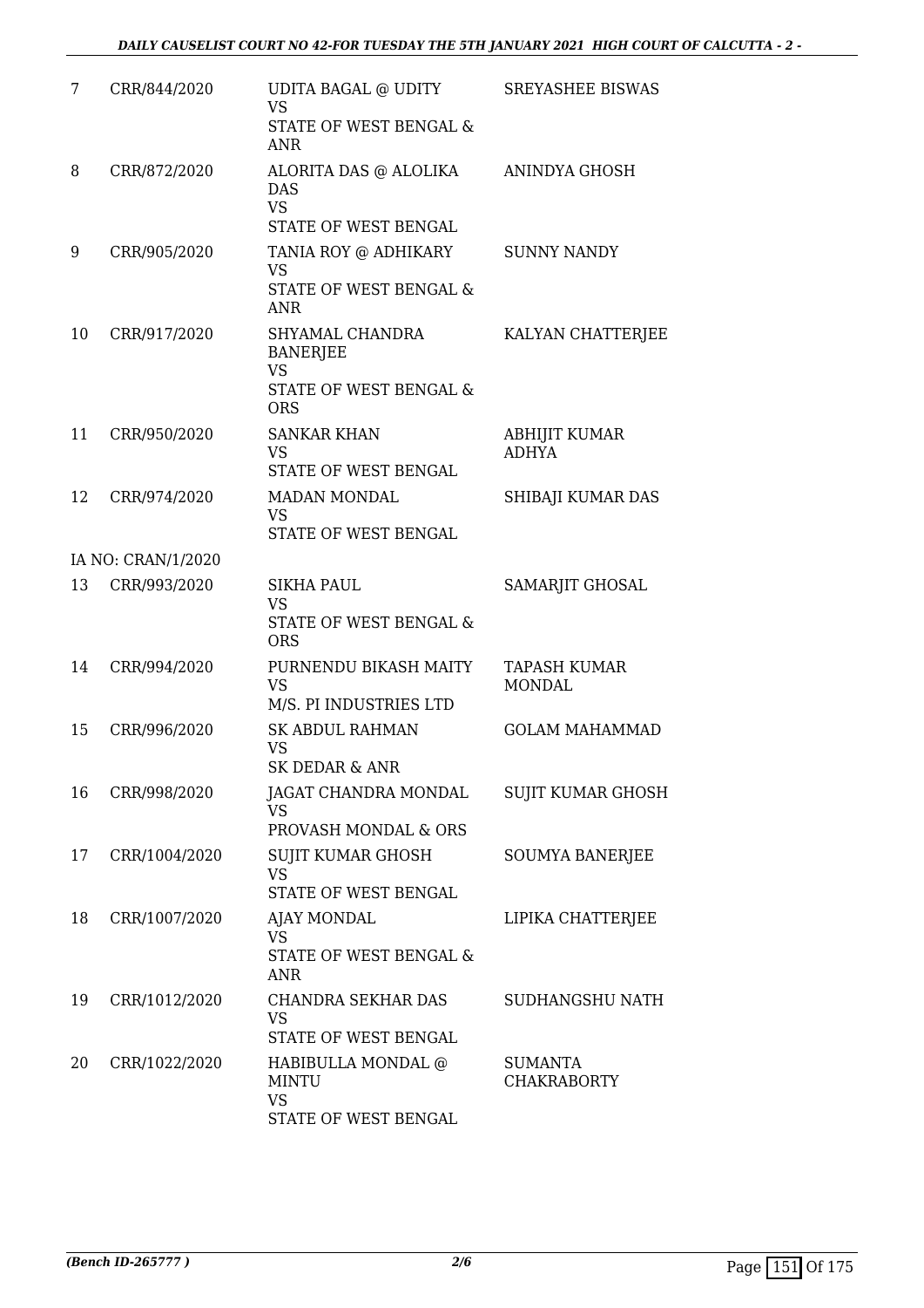| | | | |
|---|---|---|---|
| 7 | CRR/844/2020 | UDITA BAGAL @ UDITY<br>VS<br>STATE OF WEST BENGAL & ANR | SREYASHEE BISWAS |
| 8 | CRR/872/2020 | ALORITA DAS @ ALOLIKA DAS<br>VS<br>STATE OF WEST BENGAL | ANINDYA GHOSH |
| 9 | CRR/905/2020 | TANIA ROY @ ADHIKARY<br>VS<br>STATE OF WEST BENGAL & ANR | SUNNY NANDY |
| 10 | CRR/917/2020 | SHYAMAL CHANDRA BANERJEE<br>VS<br>STATE OF WEST BENGAL & ORS | KALYAN CHATTERJEE |
| 11 | CRR/950/2020 | SANKAR KHAN<br>VS<br>STATE OF WEST BENGAL | ABHIJIT KUMAR ADHYA |
| 12 | CRR/974/2020 | MADAN MONDAL<br>VS<br>STATE OF WEST BENGAL | SHIBAJI KUMAR DAS |
| | IA NO: CRAN/1/2020 | | |
| 13 | CRR/993/2020 | SIKHA PAUL<br>VS<br>STATE OF WEST BENGAL & ORS | SAMARJIT GHOSAL |
| 14 | CRR/994/2020 | PURNENDU BIKASH MAITY<br>VS<br>M/S. PI INDUSTRIES LTD | TAPASH KUMAR MONDAL |
| 15 | CRR/996/2020 | SK ABDUL RAHMAN<br>VS<br>SK DEDAR & ANR | GOLAM MAHAMMAD |
| 16 | CRR/998/2020 | JAGAT CHANDRA MONDAL<br>VS<br>PROVASH MONDAL & ORS | SUJIT KUMAR GHOSH |
| 17 | CRR/1004/2020 | SUJIT KUMAR GHOSH<br>VS<br>STATE OF WEST BENGAL | SOUMYA BANERJEE |
| 18 | CRR/1007/2020 | AJAY MONDAL<br>VS<br>STATE OF WEST BENGAL & ANR | LIPIKA CHATTERJEE |
| 19 | CRR/1012/2020 | CHANDRA SEKHAR DAS<br>VS<br>STATE OF WEST BENGAL | SUDHANGSHU NATH |
| 20 | CRR/1022/2020 | HABIBULLA MONDAL @ MINTU<br>VS<br>STATE OF WEST BENGAL | SUMANTA CHAKRABORTY |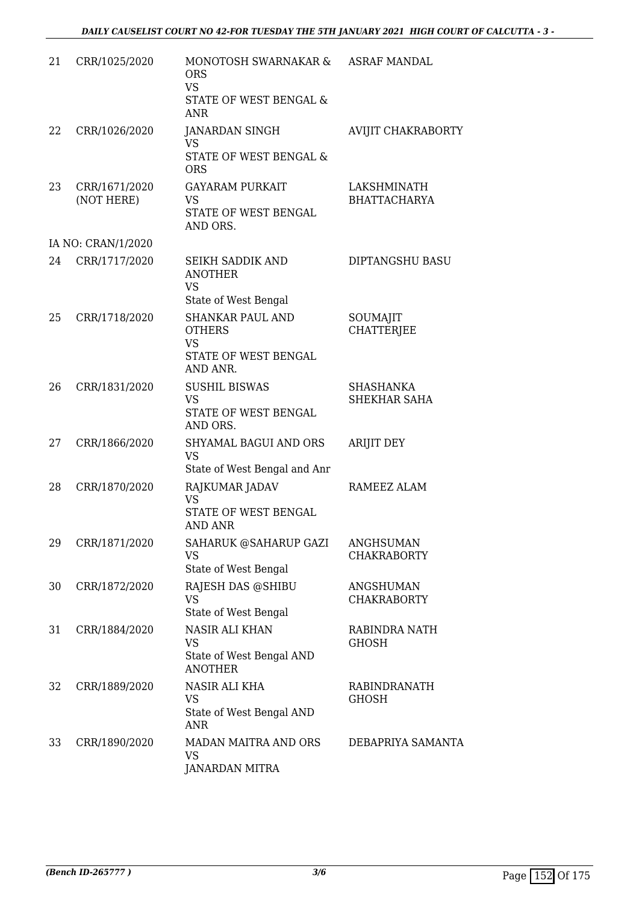| | | | |
|---|---|---|---|
| 21 | CRR/1025/2020 | MONOTOSH SWARNAKAR & ORS<br>VS<br>STATE OF WEST BENGAL & ANR | ASRAF MANDAL |
| 22 | CRR/1026/2020 | JANARDAN SINGH<br>VS<br>STATE OF WEST BENGAL & ORS | AVIJIT CHAKRABORTY |
| 23 | CRR/1671/2020<br>(NOT HERE) | GAYARAM PURKAIT<br>VS<br>STATE OF WEST BENGAL AND ORS. | LAKSHMINATH BHATTACHARYA |
| | IA NO: CRAN/1/2020 | | |
| 24 | CRR/1717/2020 | SEIKH SADDIK AND ANOTHER<br>VS<br>State of West Bengal | DIPTANGSHU BASU |
| 25 | CRR/1718/2020 | SHANKAR PAUL AND OTHERS<br>VS<br>STATE OF WEST BENGAL AND ANR. | SOUMAJIT CHATTERJEE |
| 26 | CRR/1831/2020 | SUSHIL BISWAS<br>VS<br>STATE OF WEST BENGAL AND ORS. | SHASHANKA SHEKHAR SAHA |
| 27 | CRR/1866/2020 | SHYAMAL BAGUI AND ORS<br>VS<br>State of West Bengal and Anr | ARIJIT DEY |
| 28 | CRR/1870/2020 | RAJKUMAR JADAV<br>VS<br>STATE OF WEST BENGAL AND ANR | RAMEEZ ALAM |
| 29 | CRR/1871/2020 | SAHARUK @SAHARUP GAZI<br>VS<br>State of West Bengal | ANGHSUMAN CHAKRABORTY |
| 30 | CRR/1872/2020 | RAJESH DAS @SHIBU<br>VS<br>State of West Bengal | ANGSHUMAN CHAKRABORTY |
| 31 | CRR/1884/2020 | NASIR ALI KHAN<br>VS<br>State of West Bengal AND ANOTHER | RABINDRA NATH GHOSH |
| 32 | CRR/1889/2020 | NASIR ALI KHA<br>VS<br>State of West Bengal AND ANR | RABINDRANATH GHOSH |
| 33 | CRR/1890/2020 | MADAN MAITRA AND ORS<br>VS<br>JANARDAN MITRA | DEBAPRIYA SAMANTA |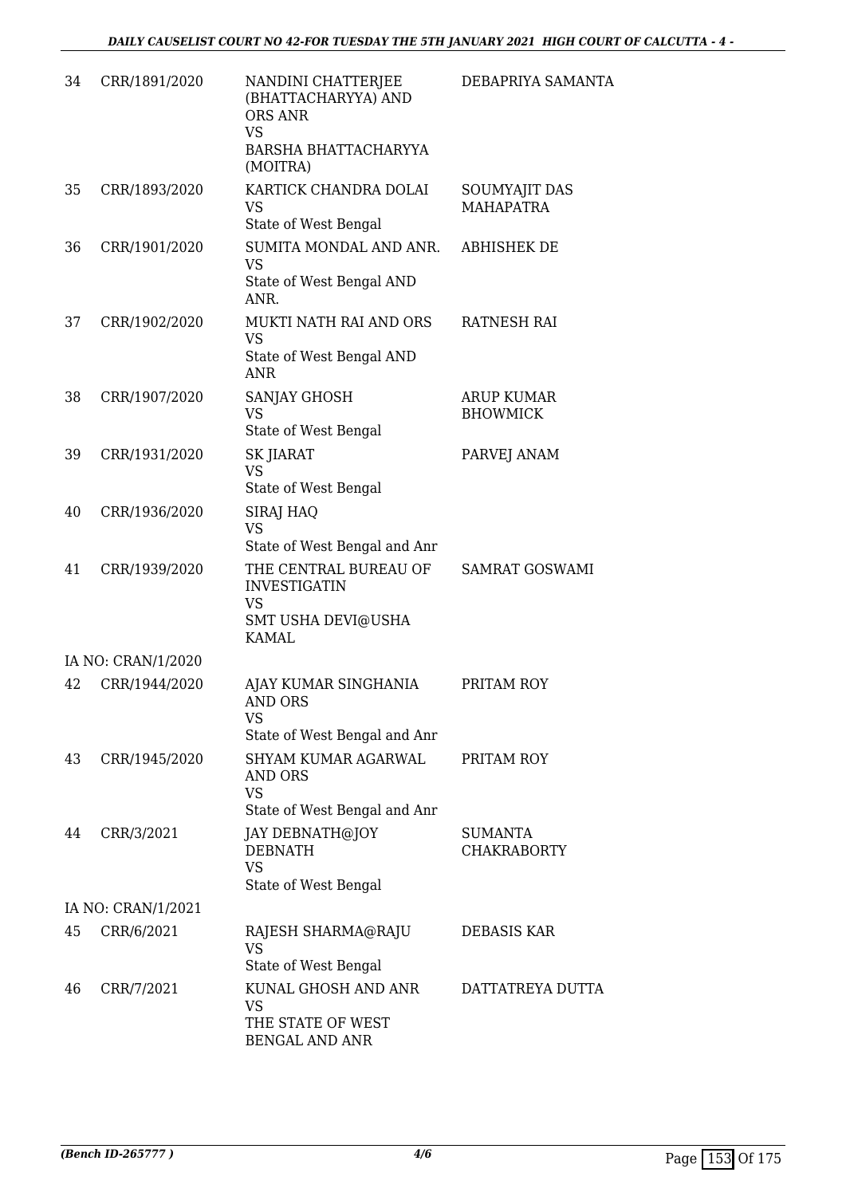| | | | |
|---|---|---|---|
| 34 | CRR/1891/2020 | NANDINI CHATTERJEE (BHATTACHARYYA) AND ORS ANR<br>VS<br>BARSHA BHATTACHARYYA (MOITRA) | DEBAPRIYA SAMANTA |
| 35 | CRR/1893/2020 | KARTICK CHANDRA DOLAI<br>VS<br>State of West Bengal | SOUMYAJIT DAS MAHAPATRA |
| 36 | CRR/1901/2020 | SUMITA MONDAL AND ANR.<br>VS<br>State of West Bengal AND ANR. | ABHISHEK DE |
| 37 | CRR/1902/2020 | MUKTI NATH RAI AND ORS<br>VS<br>State of West Bengal AND ANR | RATNESH RAI |
| 38 | CRR/1907/2020 | SANJAY GHOSH<br>VS<br>State of West Bengal | ARUP KUMAR BHOWMICK |
| 39 | CRR/1931/2020 | SK JIARAT<br>VS<br>State of West Bengal | PARVEJ ANAM |
| 40 | CRR/1936/2020 | SIRAJ HAQ<br>VS<br>State of West Bengal and Anr | |
| 41 | CRR/1939/2020 | THE CENTRAL BUREAU OF INVESTIGATIN<br>VS<br>SMT USHA DEVI@USHA KAMAL | SAMRAT GOSWAMI |
| | IA NO: CRAN/1/2020 | | |
| 42 | CRR/1944/2020 | AJAY KUMAR SINGHANIA AND ORS<br>VS<br>State of West Bengal and Anr | PRITAM ROY |
| 43 | CRR/1945/2020 | SHYAM KUMAR AGARWAL AND ORS<br>VS<br>State of West Bengal and Anr | PRITAM ROY |
| 44 | CRR/3/2021 | JAY DEBNATH@JOY DEBNATH<br>VS<br>State of West Bengal | SUMANTA CHAKRABORTY |
| | IA NO: CRAN/1/2021 | | |
| 45 | CRR/6/2021 | RAJESH SHARMA@RAJU<br>VS<br>State of West Bengal | DEBASIS KAR |
| 46 | CRR/7/2021 | KUNAL GHOSH AND ANR<br>VS<br>THE STATE OF WEST BENGAL AND ANR | DATTATREYA DUTTA |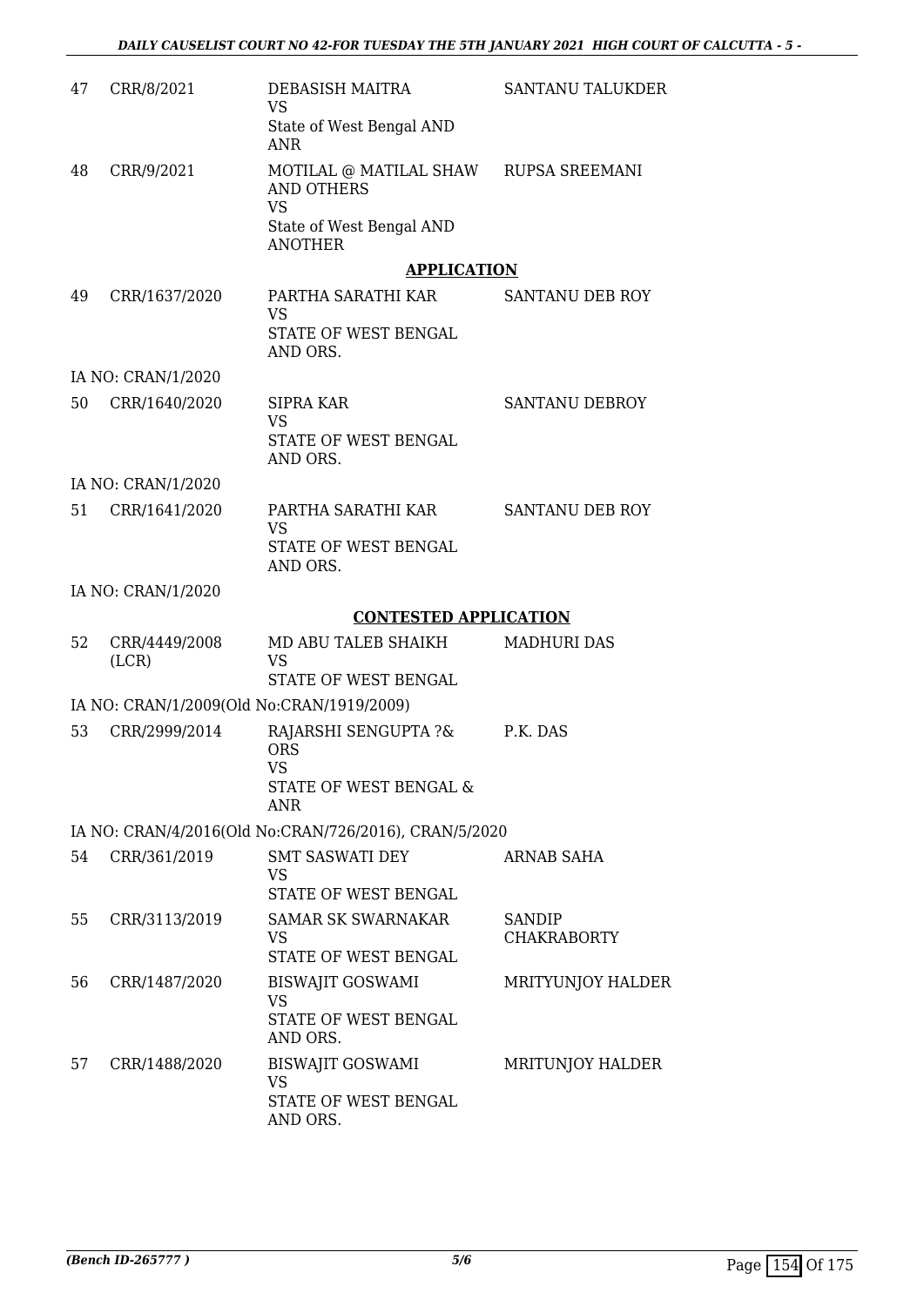| 47 | CRR/8/2021 | DEBASISH MAITRA<br>VS<br>State of West Bengal AND ANR | SANTANU TALUKDER |
|---|---|---|---|
| 48 | CRR/9/2021 | MOTILAL @ MATILAL SHAW AND OTHERS<br>VS<br>State of West Bengal AND ANOTHER | RUPSA SREEMANI |

**APPLICATION**

| 49 | CRR/1637/2020 | PARTHA SARATHI KAR<br>VS<br>STATE OF WEST BENGAL AND ORS. | SANTANU DEB ROY |
|---|---|---|---|
| | IA NO: CRAN/1/2020 | | |
| 50 | CRR/1640/2020 | SIPRA KAR<br>VS<br>STATE OF WEST BENGAL AND ORS. | SANTANU DEBROY |
| | IA NO: CRAN/1/2020 | | |
| 51 | CRR/1641/2020 | PARTHA SARATHI KAR<br>VS<br>STATE OF WEST BENGAL AND ORS. | SANTANU DEB ROY |
| | IA NO: CRAN/1/2020 | | |

**CONTESTED APPLICATION**

| 52 | CRR/4449/2008 (LCR) | MD ABU TALEB SHAIKH<br>VS<br>STATE OF WEST BENGAL | MADHURI DAS |
|---|---|---|---|
| | IA NO: CRAN/1/2009(Old No:CRAN/1919/2009) | | |
| 53 | CRR/2999/2014 | RAJARSHI SENGUPTA ?& ORS<br>VS<br>STATE OF WEST BENGAL & ANR | P.K. DAS |
| | IA NO: CRAN/4/2016(Old No:CRAN/726/2016), CRAN/5/2020 | | |
| 54 | CRR/361/2019 | SMT SASWATI DEY<br>VS<br>STATE OF WEST BENGAL | ARNAB SAHA |
| 55 | CRR/3113/2019 | SAMAR SK SWARNAKAR<br>VS<br>STATE OF WEST BENGAL | SANDIP CHAKRABORTY |
| 56 | CRR/1487/2020 | BISWAJIT GOSWAMI<br>VS<br>STATE OF WEST BENGAL AND ORS. | MRITYUNJOY HALDER |
| 57 | CRR/1488/2020 | BISWAJIT GOSWAMI<br>VS<br>STATE OF WEST BENGAL AND ORS. | MRITUNJOY HALDER |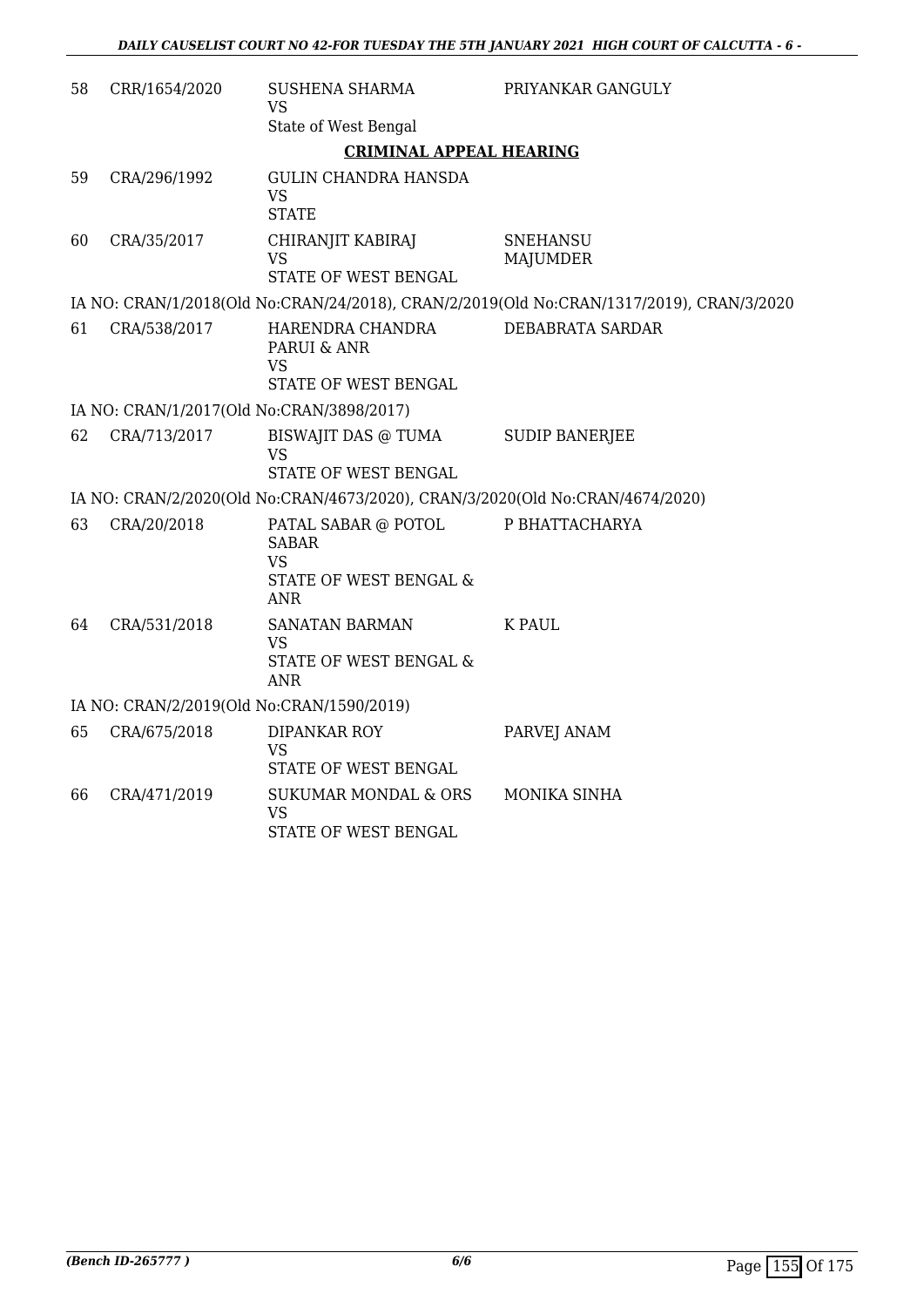| 58 | CRR/1654/2020 | SUSHENA SHARMA<br>VS<br>State of West Bengal | PRIYANKAR GANGULY |
|---|---|---|---|

**CRIMINAL APPEAL HEARING**

| | | | |
|---|---|---|---|
| 59 | CRA/296/1992 | GULIN CHANDRA HANSDA<br>VS<br>STATE | |
| 60 | CRA/35/2017 | CHIRANJIT KABIRAJ<br>VS<br>STATE OF WEST BENGAL | SNEHANSU MAJUMDER |

IA NO: CRAN/1/2018(Old No:CRAN/24/2018), CRAN/2/2019(Old No:CRAN/1317/2019), CRAN/3/2020

| | | | |
|---|---|---|---|
| 61 | CRA/538/2017 | HARENDRA CHANDRA PARUI & ANR<br>VS<br>STATE OF WEST BENGAL | DEBABRATA SARDAR |

IA NO: CRAN/1/2017(Old No:CRAN/3898/2017)

| | | | |
|---|---|---|---|
| 62 | CRA/713/2017 | BISWAJIT DAS @ TUMA<br>VS<br>STATE OF WEST BENGAL | SUDIP BANERJEE |

IA NO: CRAN/2/2020(Old No:CRAN/4673/2020), CRAN/3/2020(Old No:CRAN/4674/2020)

| | | | |
|---|---|---|---|
| 63 | CRA/20/2018 | PATAL SABAR @ POTOL SABAR<br>VS<br>STATE OF WEST BENGAL & ANR | P BHATTACHARYA |
| 64 | CRA/531/2018 | SANATAN BARMAN<br>VS<br>STATE OF WEST BENGAL & ANR | K PAUL |

IA NO: CRAN/2/2019(Old No:CRAN/1590/2019)

| | | | |
|---|---|---|---|
| 65 | CRA/675/2018 | DIPANKAR ROY<br>VS<br>STATE OF WEST BENGAL | PARVEJ ANAM |
| 66 | CRA/471/2019 | SUKUMAR MONDAL & ORS<br>VS<br>STATE OF WEST BENGAL | MONIKA SINHA |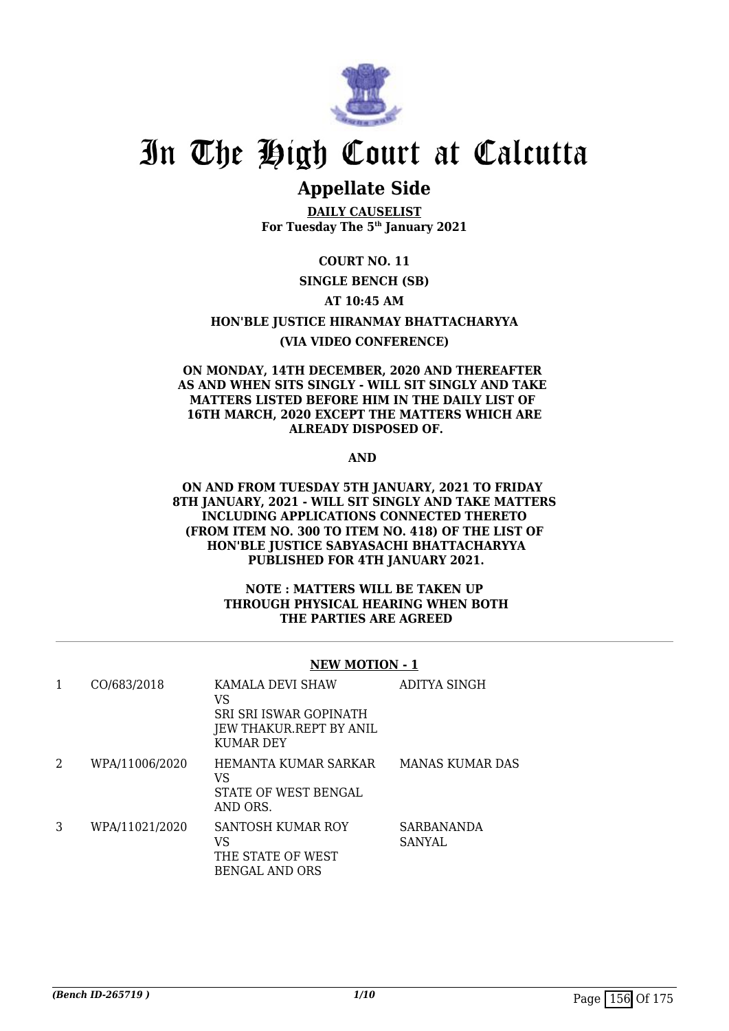# In The High Court at Calcutta

## Appellate Side

**DAILY CAUSELIST**
**For Tuesday The 5th January 2021**

**COURT NO. 11**

**SINGLE BENCH (SB)**

**AT 10:45 AM**

**HON'BLE JUSTICE HIRANMAY BHATTACHARYYA**

**(VIA VIDEO CONFERENCE)**

**ON MONDAY, 14TH DECEMBER, 2020 AND THEREAFTER AS AND WHEN SITS SINGLY - WILL SIT SINGLY AND TAKE MATTERS LISTED BEFORE HIM IN THE DAILY LIST OF 16TH MARCH, 2020 EXCEPT THE MATTERS WHICH ARE ALREADY DISPOSED OF.**

**AND**

**ON AND FROM TUESDAY 5TH JANUARY, 2021 TO FRIDAY 8TH JANUARY, 2021 - WILL SIT SINGLY AND TAKE MATTERS INCLUDING APPLICATIONS CONNECTED THERETO (FROM ITEM NO. 300 TO ITEM NO. 418) OF THE LIST OF HON'BLE JUSTICE SABYASACHI BHATTACHARYYA PUBLISHED FOR 4TH JANUARY 2021.**

**NOTE : MATTERS WILL BE TAKEN UP THROUGH PHYSICAL HEARING WHEN BOTH THE PARTIES ARE AGREED**

**NEW MOTION - 1**

| | | | |
|---|---|---|---|
| 1 | CO/683/2018 | KAMALA DEVI SHAW<br>VS<br>SRI SRI ISWAR GOPINATH JEW THAKUR.REPT BY ANIL KUMAR DEY | ADITYA SINGH |
| 2 | WPA/11006/2020 | HEMANTA KUMAR SARKAR<br>VS<br>STATE OF WEST BENGAL AND ORS. | MANAS KUMAR DAS |
| 3 | WPA/11021/2020 | SANTOSH KUMAR ROY<br>VS<br>THE STATE OF WEST BENGAL AND ORS | SARBANANDA SANYAL |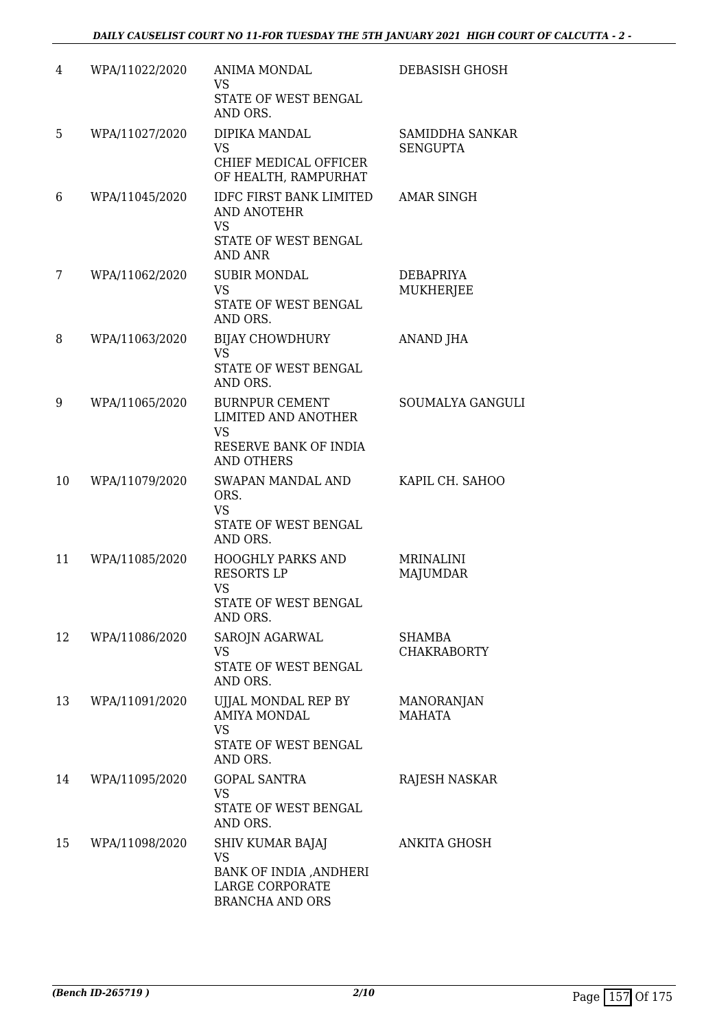| 4 | WPA/11022/2020 | ANIMA MONDAL<br>VS<br>STATE OF WEST BENGAL AND ORS. | DEBASISH GHOSH |
|---|---|---|---|
| 5 | WPA/11027/2020 | DIPIKA MANDAL<br>VS<br>CHIEF MEDICAL OFFICER OF HEALTH, RAMPURHAT | SAMIDDHA SANKAR SENGUPTA |
| 6 | WPA/11045/2020 | IDFC FIRST BANK LIMITED AND ANOTEHR<br>VS<br>STATE OF WEST BENGAL AND ANR | AMAR SINGH |
| 7 | WPA/11062/2020 | SUBIR MONDAL<br>VS<br>STATE OF WEST BENGAL AND ORS. | DEBAPRIYA MUKHERJEE |
| 8 | WPA/11063/2020 | BIJAY CHOWDHURY<br>VS<br>STATE OF WEST BENGAL AND ORS. | ANAND JHA |
| 9 | WPA/11065/2020 | BURNPUR CEMENT LIMITED AND ANOTHER<br>VS<br>RESERVE BANK OF INDIA AND OTHERS | SOUMALYA GANGULI |
| 10 | WPA/11079/2020 | SWAPAN MANDAL AND ORS.<br>VS<br>STATE OF WEST BENGAL AND ORS. | KAPIL CH. SAHOO |
| 11 | WPA/11085/2020 | HOOGHLY PARKS AND RESORTS LP<br>VS<br>STATE OF WEST BENGAL AND ORS. | MRINALINI MAJUMDAR |
| 12 | WPA/11086/2020 | SAROJN AGARWAL<br>VS<br>STATE OF WEST BENGAL AND ORS. | SHAMBA CHAKRABORTY |
| 13 | WPA/11091/2020 | UJJAL MONDAL REP BY AMIYA MONDAL<br>VS<br>STATE OF WEST BENGAL AND ORS. | MANORANJAN MAHATA |
| 14 | WPA/11095/2020 | GOPAL SANTRA<br>VS<br>STATE OF WEST BENGAL AND ORS. | RAJESH NASKAR |
| 15 | WPA/11098/2020 | SHIV KUMAR BAJAJ<br>VS<br>BANK OF INDIA ,ANDHERI LARGE CORPORATE BRANCHA AND ORS | ANKITA GHOSH |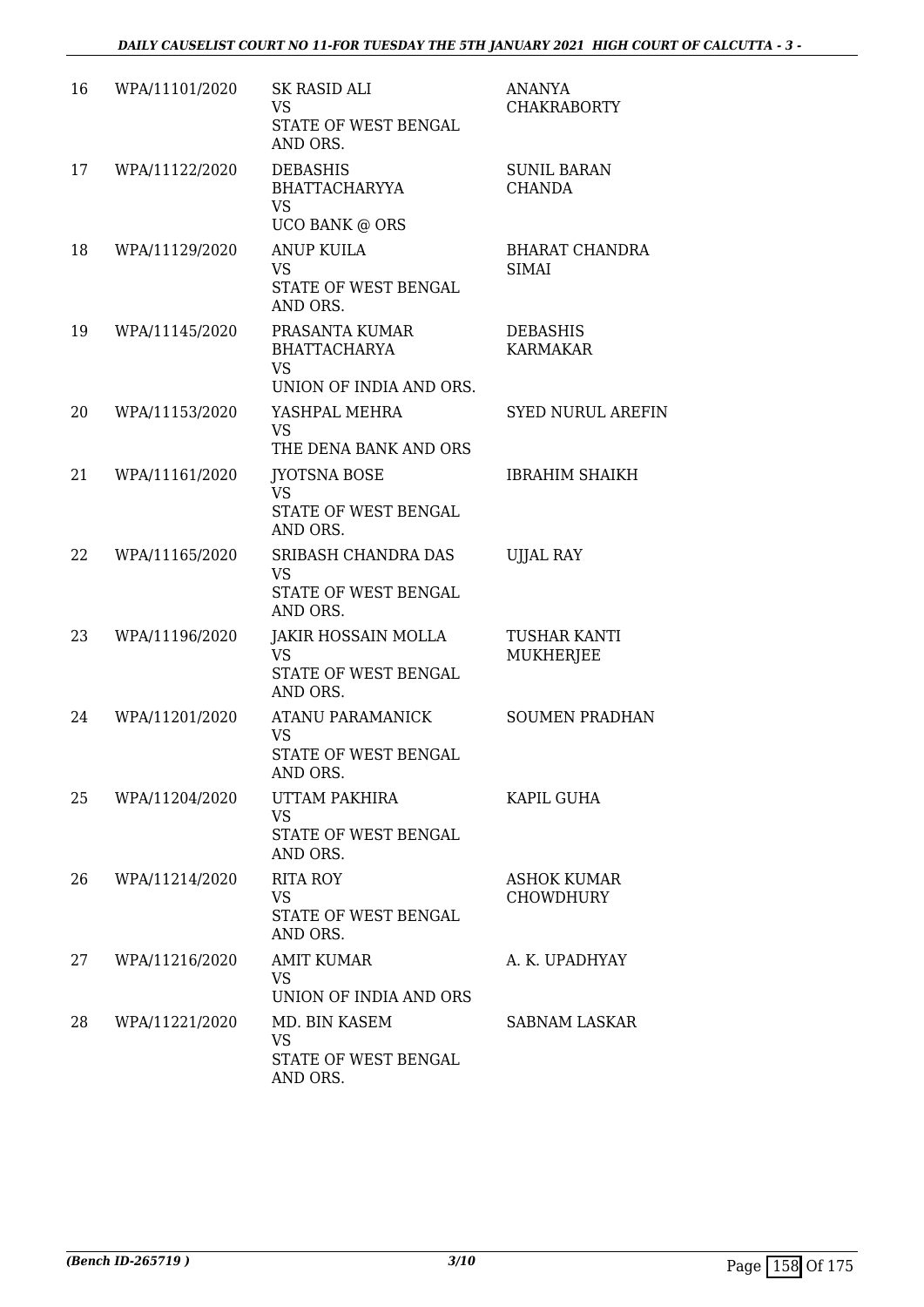| | | | |
|---|---|---|---|
| 16 | WPA/11101/2020 | SK RASID ALI<br>VS<br>STATE OF WEST BENGAL AND ORS. | ANANYA CHAKRABORTY |
| 17 | WPA/11122/2020 | DEBASHIS BHATTACHARYYA<br>VS<br>UCO BANK @ ORS | SUNIL BARAN CHANDA |
| 18 | WPA/11129/2020 | ANUP KUILA<br>VS<br>STATE OF WEST BENGAL AND ORS. | BHARAT CHANDRA SIMAI |
| 19 | WPA/11145/2020 | PRASANTA KUMAR BHATTACHARYA<br>VS<br>UNION OF INDIA AND ORS. | DEBASHIS KARMAKAR |
| 20 | WPA/11153/2020 | YASHPAL MEHRA<br>VS<br>THE DENA BANK AND ORS | SYED NURUL AREFIN |
| 21 | WPA/11161/2020 | JYOTSNA BOSE<br>VS<br>STATE OF WEST BENGAL AND ORS. | IBRAHIM SHAIKH |
| 22 | WPA/11165/2020 | SRIBASH CHANDRA DAS<br>VS<br>STATE OF WEST BENGAL AND ORS. | UJJAL RAY |
| 23 | WPA/11196/2020 | JAKIR HOSSAIN MOLLA<br>VS<br>STATE OF WEST BENGAL AND ORS. | TUSHAR KANTI MUKHERJEE |
| 24 | WPA/11201/2020 | ATANU PARAMANICK<br>VS<br>STATE OF WEST BENGAL AND ORS. | SOUMEN PRADHAN |
| 25 | WPA/11204/2020 | UTTAM PAKHIRA<br>VS<br>STATE OF WEST BENGAL AND ORS. | KAPIL GUHA |
| 26 | WPA/11214/2020 | RITA ROY<br>VS<br>STATE OF WEST BENGAL AND ORS. | ASHOK KUMAR CHOWDHURY |
| 27 | WPA/11216/2020 | AMIT KUMAR<br>VS<br>UNION OF INDIA AND ORS | A. K. UPADHYAY |
| 28 | WPA/11221/2020 | MD. BIN KASEM<br>VS<br>STATE OF WEST BENGAL AND ORS. | SABNAM LASKAR |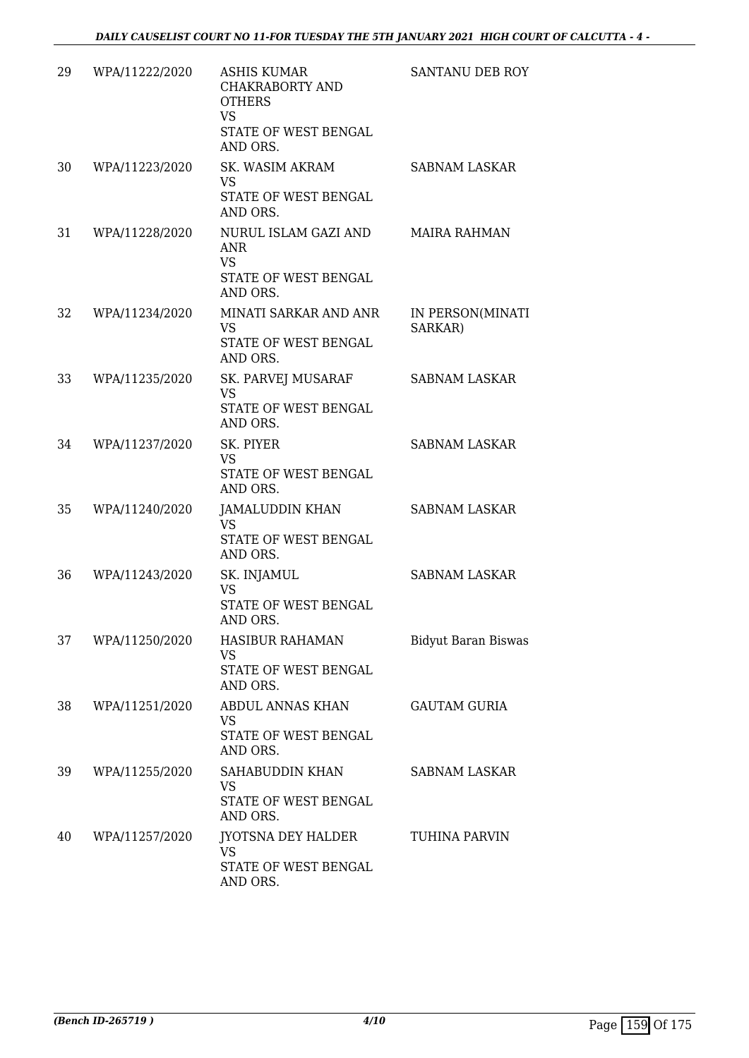| 29 | WPA/11222/2020 | ASHIS KUMAR CHAKRABORTY AND OTHERS<br>VS<br>STATE OF WEST BENGAL AND ORS. | SANTANU DEB ROY |
|---|---|---|---|
| 30 | WPA/11223/2020 | SK. WASIM AKRAM<br>VS<br>STATE OF WEST BENGAL AND ORS. | SABNAM LASKAR |
| 31 | WPA/11228/2020 | NURUL ISLAM GAZI AND ANR<br>VS<br>STATE OF WEST BENGAL AND ORS. | MAIRA RAHMAN |
| 32 | WPA/11234/2020 | MINATI SARKAR AND ANR<br>VS<br>STATE OF WEST BENGAL AND ORS. | IN PERSON(MINATI SARKAR) |
| 33 | WPA/11235/2020 | SK. PARVEJ MUSARAF<br>VS<br>STATE OF WEST BENGAL AND ORS. | SABNAM LASKAR |
| 34 | WPA/11237/2020 | SK. PIYER<br>VS<br>STATE OF WEST BENGAL AND ORS. | SABNAM LASKAR |
| 35 | WPA/11240/2020 | JAMALUDDIN KHAN<br>VS<br>STATE OF WEST BENGAL AND ORS. | SABNAM LASKAR |
| 36 | WPA/11243/2020 | SK. INJAMUL<br>VS<br>STATE OF WEST BENGAL AND ORS. | SABNAM LASKAR |
| 37 | WPA/11250/2020 | HASIBUR RAHAMAN<br>VS<br>STATE OF WEST BENGAL AND ORS. | Bidyut Baran Biswas |
| 38 | WPA/11251/2020 | ABDUL ANNAS KHAN<br>VS<br>STATE OF WEST BENGAL AND ORS. | GAUTAM GURIA |
| 39 | WPA/11255/2020 | SAHABUDDIN KHAN<br>VS<br>STATE OF WEST BENGAL AND ORS. | SABNAM LASKAR |
| 40 | WPA/11257/2020 | JYOTSNA DEY HALDER<br>VS<br>STATE OF WEST BENGAL AND ORS. | TUHINA PARVIN |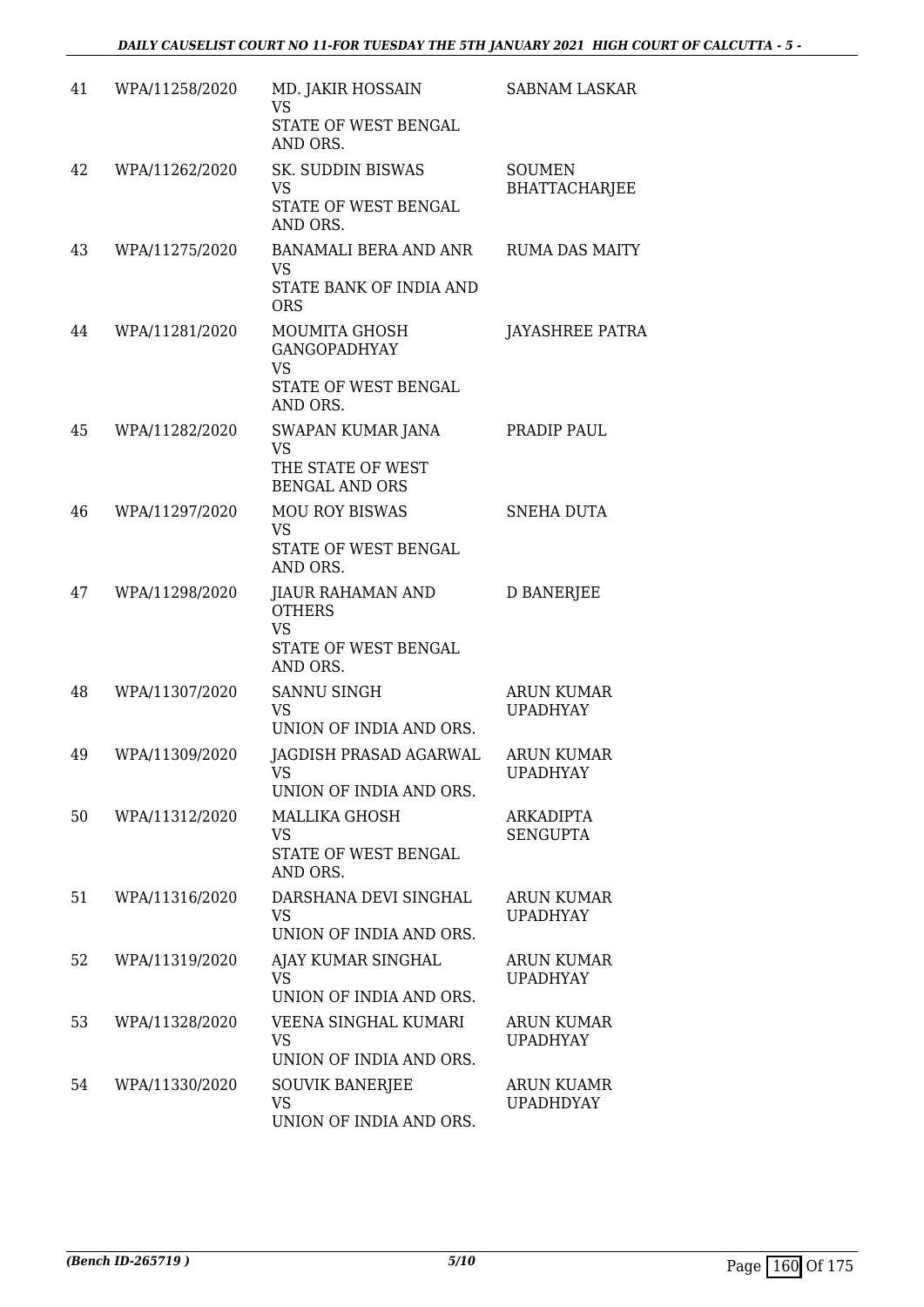| 41 | WPA/11258/2020 | MD. JAKIR HOSSAIN<br>VS<br>STATE OF WEST BENGAL AND ORS. | SABNAM LASKAR |
|---|---|---|---|
| 42 | WPA/11262/2020 | SK. SUDDIN BISWAS<br>VS<br>STATE OF WEST BENGAL AND ORS. | SOUMEN BHATTACHARJEE |
| 43 | WPA/11275/2020 | BANAMALI BERA AND ANR<br>VS<br>STATE BANK OF INDIA AND ORS | RUMA DAS MAITY |
| 44 | WPA/11281/2020 | MOUMITA GHOSH GANGOPADHYAY<br>VS<br>STATE OF WEST BENGAL AND ORS. | JAYASHREE PATRA |
| 45 | WPA/11282/2020 | SWAPAN KUMAR JANA<br>VS<br>THE STATE OF WEST BENGAL AND ORS | PRADIP PAUL |
| 46 | WPA/11297/2020 | MOU ROY BISWAS<br>VS<br>STATE OF WEST BENGAL AND ORS. | SNEHA DUTA |
| 47 | WPA/11298/2020 | JIAUR RAHAMAN AND OTHERS<br>VS<br>STATE OF WEST BENGAL AND ORS. | D BANERJEE |
| 48 | WPA/11307/2020 | SANNU SINGH<br>VS<br>UNION OF INDIA AND ORS. | ARUN KUMAR UPADHYAY |
| 49 | WPA/11309/2020 | JAGDISH PRASAD AGARWAL<br>VS<br>UNION OF INDIA AND ORS. | ARUN KUMAR UPADHYAY |
| 50 | WPA/11312/2020 | MALLIKA GHOSH<br>VS<br>STATE OF WEST BENGAL AND ORS. | ARKADIPTA SENGUPTA |
| 51 | WPA/11316/2020 | DARSHANA DEVI SINGHAL<br>VS<br>UNION OF INDIA AND ORS. | ARUN KUMAR UPADHYAY |
| 52 | WPA/11319/2020 | AJAY KUMAR SINGHAL<br>VS<br>UNION OF INDIA AND ORS. | ARUN KUMAR UPADHYAY |
| 53 | WPA/11328/2020 | VEENA SINGHAL KUMARI<br>VS<br>UNION OF INDIA AND ORS. | ARUN KUMAR UPADHYAY |
| 54 | WPA/11330/2020 | SOUVIK BANERJEE<br>VS<br>UNION OF INDIA AND ORS. | ARUN KUAMR UPADHDYAY |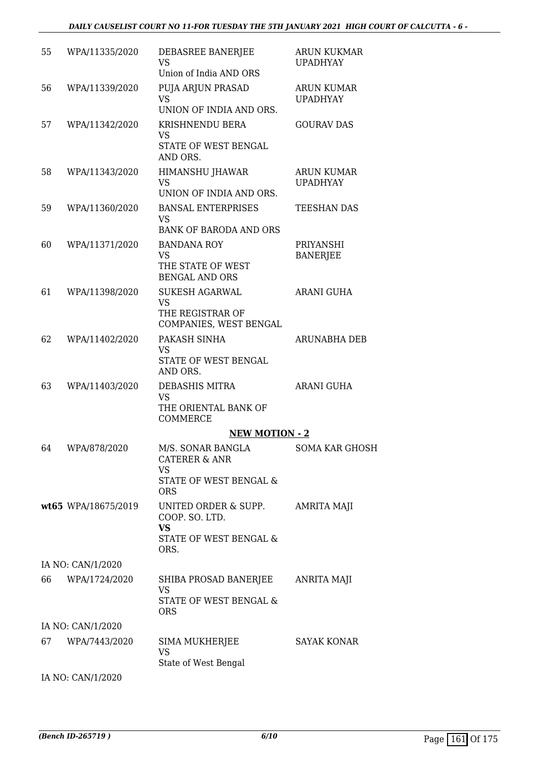| | | | |
|---|---|---|---|
| 55 | WPA/11335/2020 | DEBASREE BANERJEE<br>VS<br>Union of India AND ORS | ARUN KUKMAR UPADHYAY |
| 56 | WPA/11339/2020 | PUJA ARJUN PRASAD<br>VS<br>UNION OF INDIA AND ORS. | ARUN KUMAR UPADHYAY |
| 57 | WPA/11342/2020 | KRISHNENDU BERA<br>VS<br>STATE OF WEST BENGAL AND ORS. | GOURAV DAS |
| 58 | WPA/11343/2020 | HIMANSHU JHAWAR<br>VS<br>UNION OF INDIA AND ORS. | ARUN KUMAR UPADHYAY |
| 59 | WPA/11360/2020 | BANSAL ENTERPRISES<br>VS<br>BANK OF BARODA AND ORS | TEESHAN DAS |
| 60 | WPA/11371/2020 | BANDANA ROY<br>VS<br>THE STATE OF WEST BENGAL AND ORS | PRIYANSHI BANERJEE |
| 61 | WPA/11398/2020 | SUKESH AGARWAL<br>VS<br>THE REGISTRAR OF COMPANIES, WEST BENGAL | ARANI GUHA |
| 62 | WPA/11402/2020 | PAKASH SINHA<br>VS<br>STATE OF WEST BENGAL AND ORS. | ARUNABHA DEB |
| 63 | WPA/11403/2020 | DEBASHIS MITRA<br>VS<br>THE ORIENTAL BANK OF COMMERCE | ARANI GUHA |

**NEW MOTION - 2**

| | | | |
|---|---|---|---|
| 64 | WPA/878/2020 | M/S. SONAR BANGLA CATERER & ANR<br>VS<br>STATE OF WEST BENGAL & ORS | SOMA KAR GHOSH |
| wt65 | WPA/18675/2019 | UNITED ORDER & SUPP. COOP. SO. LTD.<br>**VS**<br>STATE OF WEST BENGAL & ORS. | AMRITA MAJI |
| | IA NO: CAN/1/2020 | | |
| 66 | WPA/1724/2020 | SHIBA PROSAD BANERJEE<br>VS<br>STATE OF WEST BENGAL & ORS | ANRITA MAJI |
| | IA NO: CAN/1/2020 | | |
| 67 | WPA/7443/2020 | SIMA MUKHERJEE<br>VS<br>State of West Bengal | SAYAK KONAR |
| | IA NO: CAN/1/2020 | | |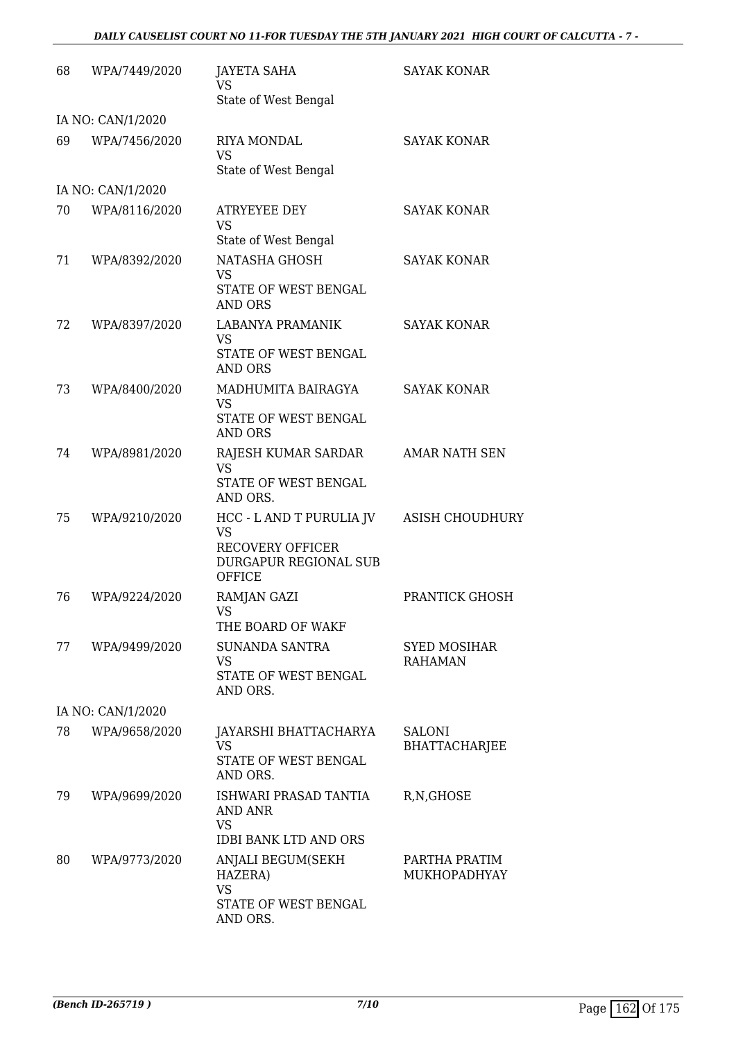| | | | |
|---|---|---|---|
| 68 | WPA/7449/2020 | JAYETA SAHA<br>VS<br>State of West Bengal | SAYAK KONAR |
| IA NO: CAN/1/2020 | | | |
| 69 | WPA/7456/2020 | RIYA MONDAL<br>VS<br>State of West Bengal | SAYAK KONAR |
| IA NO: CAN/1/2020 | | | |
| 70 | WPA/8116/2020 | ATRYEYEE DEY<br>VS<br>State of West Bengal | SAYAK KONAR |
| 71 | WPA/8392/2020 | NATASHA GHOSH<br>VS<br>STATE OF WEST BENGAL AND ORS | SAYAK KONAR |
| 72 | WPA/8397/2020 | LABANYA PRAMANIK<br>VS<br>STATE OF WEST BENGAL AND ORS | SAYAK KONAR |
| 73 | WPA/8400/2020 | MADHUMITA BAIRAGYA<br>VS<br>STATE OF WEST BENGAL AND ORS | SAYAK KONAR |
| 74 | WPA/8981/2020 | RAJESH KUMAR SARDAR<br>VS<br>STATE OF WEST BENGAL AND ORS. | AMAR NATH SEN |
| 75 | WPA/9210/2020 | HCC - L AND T PURULIA JV<br>VS<br>RECOVERY OFFICER DURGAPUR REGIONAL SUB OFFICE | ASISH CHOUDHURY |
| 76 | WPA/9224/2020 | RAMJAN GAZI<br>VS<br>THE BOARD OF WAKF | PRANTICK GHOSH |
| 77 | WPA/9499/2020 | SUNANDA SANTRA<br>VS<br>STATE OF WEST BENGAL AND ORS. | SYED MOSIHAR RAHAMAN |
| IA NO: CAN/1/2020 | | | |
| 78 | WPA/9658/2020 | JAYARSHI BHATTACHARYA<br>VS<br>STATE OF WEST BENGAL AND ORS. | SALONI BHATTACHARJEE |
| 79 | WPA/9699/2020 | ISHWARI PRASAD TANTIA AND ANR<br>VS<br>IDBI BANK LTD AND ORS | R,N,GHOSE |
| 80 | WPA/9773/2020 | ANJALI BEGUM(SEKH HAZERA)<br>VS<br>STATE OF WEST BENGAL AND ORS. | PARTHA PRATIM MUKHOPADHYAY |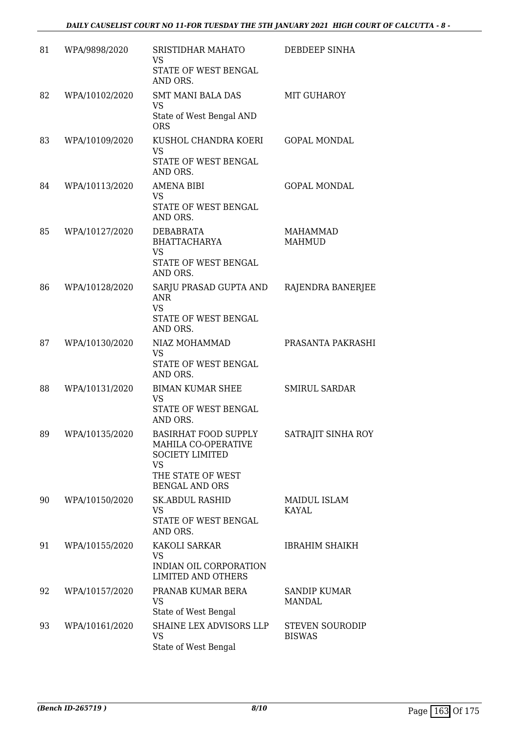| | | | |
|---|---|---|---|
| 81 | WPA/9898/2020 | SRISTIDHAR MAHATO<br>VS<br>STATE OF WEST BENGAL AND ORS. | DEBDEEP SINHA |
| 82 | WPA/10102/2020 | SMT MANI BALA DAS<br>VS<br>State of West Bengal AND ORS | MIT GUHAROY |
| 83 | WPA/10109/2020 | KUSHOL CHANDRA KOERI<br>VS<br>STATE OF WEST BENGAL AND ORS. | GOPAL MONDAL |
| 84 | WPA/10113/2020 | AMENA BIBI<br>VS<br>STATE OF WEST BENGAL AND ORS. | GOPAL MONDAL |
| 85 | WPA/10127/2020 | DEBABRATA BHATTACHARYA<br>VS<br>STATE OF WEST BENGAL AND ORS. | MAHAMMAD MAHMUD |
| 86 | WPA/10128/2020 | SARJU PRASAD GUPTA AND ANR<br>VS<br>STATE OF WEST BENGAL AND ORS. | RAJENDRA BANERJEE |
| 87 | WPA/10130/2020 | NIAZ MOHAMMAD<br>VS<br>STATE OF WEST BENGAL AND ORS. | PRASANTA PAKRASHI |
| 88 | WPA/10131/2020 | BIMAN KUMAR SHEE<br>VS<br>STATE OF WEST BENGAL AND ORS. | SMIRUL SARDAR |
| 89 | WPA/10135/2020 | BASIRHAT FOOD SUPPLY MAHILA CO-OPERATIVE SOCIETY LIMITED<br>VS<br>THE STATE OF WEST BENGAL AND ORS | SATRAJIT SINHA ROY |
| 90 | WPA/10150/2020 | SK.ABDUL RASHID<br>VS<br>STATE OF WEST BENGAL AND ORS. | MAIDUL ISLAM KAYAL |
| 91 | WPA/10155/2020 | KAKOLI SARKAR<br>VS<br>INDIAN OIL CORPORATION LIMITED AND OTHERS | IBRAHIM SHAIKH |
| 92 | WPA/10157/2020 | PRANAB KUMAR BERA<br>VS<br>State of West Bengal | SANDIP KUMAR MANDAL |
| 93 | WPA/10161/2020 | SHAINE LEX ADVISORS LLP<br>VS<br>State of West Bengal | STEVEN SOURODIP BISWAS |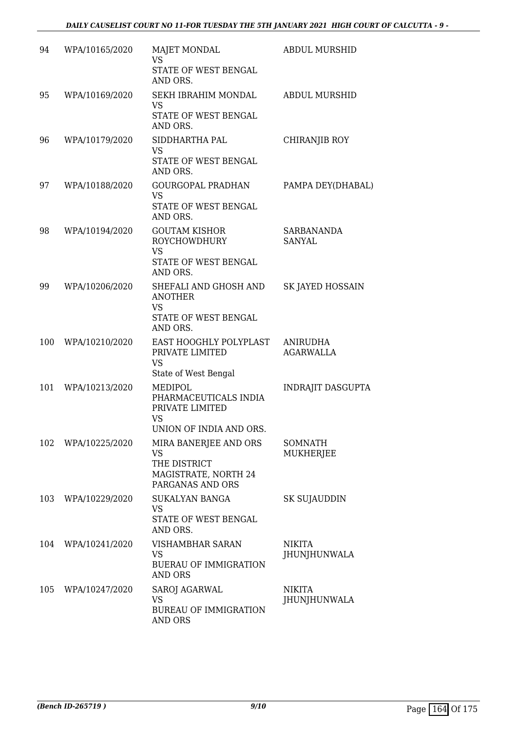| | | | |
|---|---|---|---|
| 94 | WPA/10165/2020 | MAJET MONDAL<br>VS<br>STATE OF WEST BENGAL AND ORS. | ABDUL MURSHID |
| 95 | WPA/10169/2020 | SEKH IBRAHIM MONDAL<br>VS<br>STATE OF WEST BENGAL AND ORS. | ABDUL MURSHID |
| 96 | WPA/10179/2020 | SIDDHARTHA PAL<br>VS<br>STATE OF WEST BENGAL AND ORS. | CHIRANJIB ROY |
| 97 | WPA/10188/2020 | GOURGOPAL PRADHAN<br>VS<br>STATE OF WEST BENGAL AND ORS. | PAMPA DEY(DHABAL) |
| 98 | WPA/10194/2020 | GOUTAM KISHOR ROYCHOWDHURY<br>VS<br>STATE OF WEST BENGAL AND ORS. | SARBANANDA SANYAL |
| 99 | WPA/10206/2020 | SHEFALI AND GHOSH AND ANOTHER<br>VS<br>STATE OF WEST BENGAL AND ORS. | SK JAYED HOSSAIN |
| 100 | WPA/10210/2020 | EAST HOOGHLY POLYPLAST PRIVATE LIMITED<br>VS<br>State of West Bengal | ANIRUDHA AGARWALLA |
| 101 | WPA/10213/2020 | MEDIPOL PHARMACEUTICALS INDIA PRIVATE LIMITED<br>VS<br>UNION OF INDIA AND ORS. | INDRAJIT DASGUPTA |
| 102 | WPA/10225/2020 | MIRA BANERJEE AND ORS<br>VS<br>THE DISTRICT MAGISTRATE, NORTH 24 PARGANAS AND ORS | SOMNATH MUKHERJEE |
| 103 | WPA/10229/2020 | SUKALYAN BANGA<br>VS<br>STATE OF WEST BENGAL AND ORS. | SK SUJAUDDIN |
| 104 | WPA/10241/2020 | VISHAMBHAR SARAN<br>VS<br>BUERAU OF IMMIGRATION AND ORS | NIKITA JHUNJHUNWALA |
| 105 | WPA/10247/2020 | SAROJ AGARWAL<br>VS<br>BUREAU OF IMMIGRATION AND ORS | NIKITA JHUNJHUNWALA |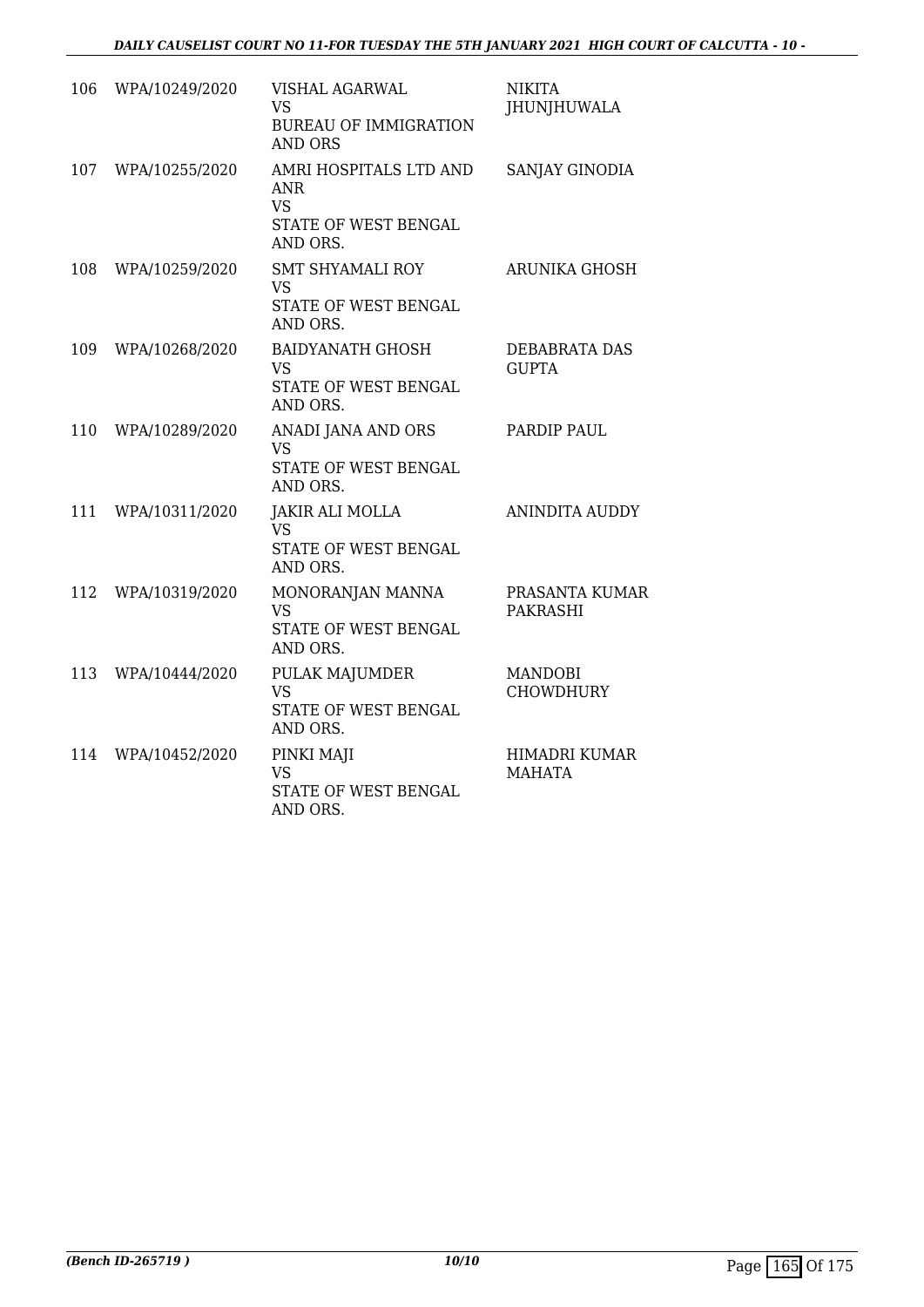| | | | |
|---|---|---|---|
| 106 | WPA/10249/2020 | VISHAL AGARWAL<br>VS<br>BUREAU OF IMMIGRATION AND ORS | NIKITA JHUNJHUWALA |
| 107 | WPA/10255/2020 | AMRI HOSPITALS LTD AND ANR<br>VS<br>STATE OF WEST BENGAL AND ORS. | SANJAY GINODIA |
| 108 | WPA/10259/2020 | SMT SHYAMALI ROY<br>VS<br>STATE OF WEST BENGAL AND ORS. | ARUNIKA GHOSH |
| 109 | WPA/10268/2020 | BAIDYANATH GHOSH<br>VS<br>STATE OF WEST BENGAL AND ORS. | DEBABRATA DAS GUPTA |
| 110 | WPA/10289/2020 | ANADI JANA AND ORS<br>VS<br>STATE OF WEST BENGAL AND ORS. | PARDIP PAUL |
| 111 | WPA/10311/2020 | JAKIR ALI MOLLA<br>VS<br>STATE OF WEST BENGAL AND ORS. | ANINDITA AUDDY |
| 112 | WPA/10319/2020 | MONORANJAN MANNA<br>VS<br>STATE OF WEST BENGAL AND ORS. | PRASANTA KUMAR PAKRASHI |
| 113 | WPA/10444/2020 | PULAK MAJUMDER<br>VS<br>STATE OF WEST BENGAL AND ORS. | MANDOBI CHOWDHURY |
| 114 | WPA/10452/2020 | PINKI MAJI<br>VS<br>STATE OF WEST BENGAL AND ORS. | HIMADRI KUMAR MAHATA |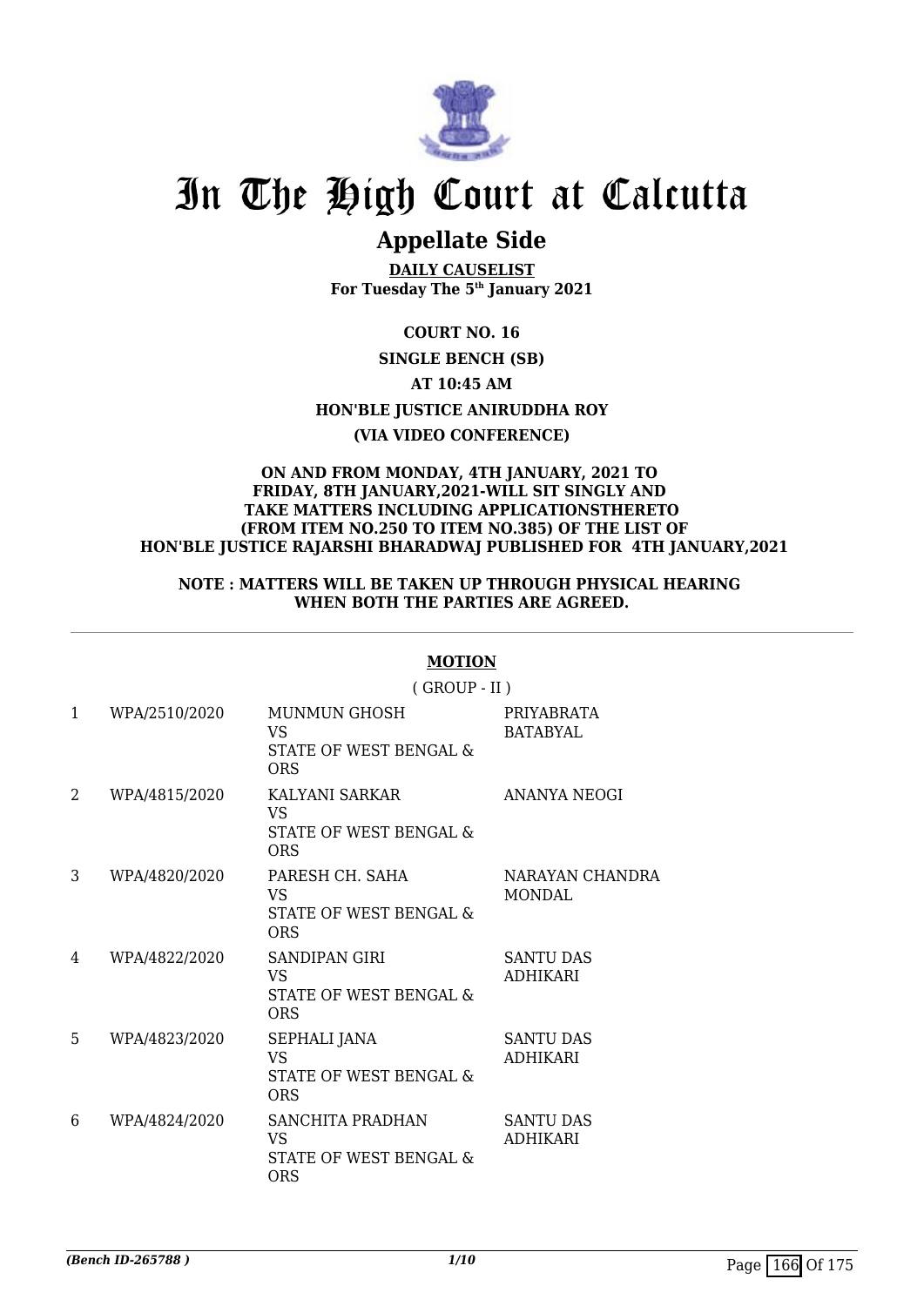# In The High Court at Calcutta

## Appellate Side

**DAILY CAUSELIST**
**For Tuesday The 5th January 2021**

**COURT NO. 16**

**SINGLE BENCH (SB)**

**AT 10:45 AM**

**HON'BLE JUSTICE ANIRUDDHA ROY**

**(VIA VIDEO CONFERENCE)**

**ON AND FROM MONDAY, 4TH JANUARY, 2021 TO FRIDAY, 8TH JANUARY,2021-WILL SIT SINGLY AND TAKE MATTERS INCLUDING APPLICATIONSTHERETO (FROM ITEM NO.250 TO ITEM NO.385) OF THE LIST OF HON'BLE JUSTICE RAJARSHI BHARADWAJ PUBLISHED FOR 4TH JANUARY,2021**

**NOTE : MATTERS WILL BE TAKEN UP THROUGH PHYSICAL HEARING WHEN BOTH THE PARTIES ARE AGREED.**

**MOTION**

( GROUP - II )

| | | | |
|---|---|---|---|
| 1 | WPA/2510/2020 | MUNMUN GHOSH VS STATE OF WEST BENGAL & ORS | PRIYABRATA BATABYAL |
| 2 | WPA/4815/2020 | KALYANI SARKAR VS STATE OF WEST BENGAL & ORS | ANANYA NEOGI |
| 3 | WPA/4820/2020 | PARESH CH. SAHA VS STATE OF WEST BENGAL & ORS | NARAYAN CHANDRA MONDAL |
| 4 | WPA/4822/2020 | SANDIPAN GIRI VS STATE OF WEST BENGAL & ORS | SANTU DAS ADHIKARI |
| 5 | WPA/4823/2020 | SEPHALI JANA VS STATE OF WEST BENGAL & ORS | SANTU DAS ADHIKARI |
| 6 | WPA/4824/2020 | SANCHITA PRADHAN VS STATE OF WEST BENGAL & ORS | SANTU DAS ADHIKARI |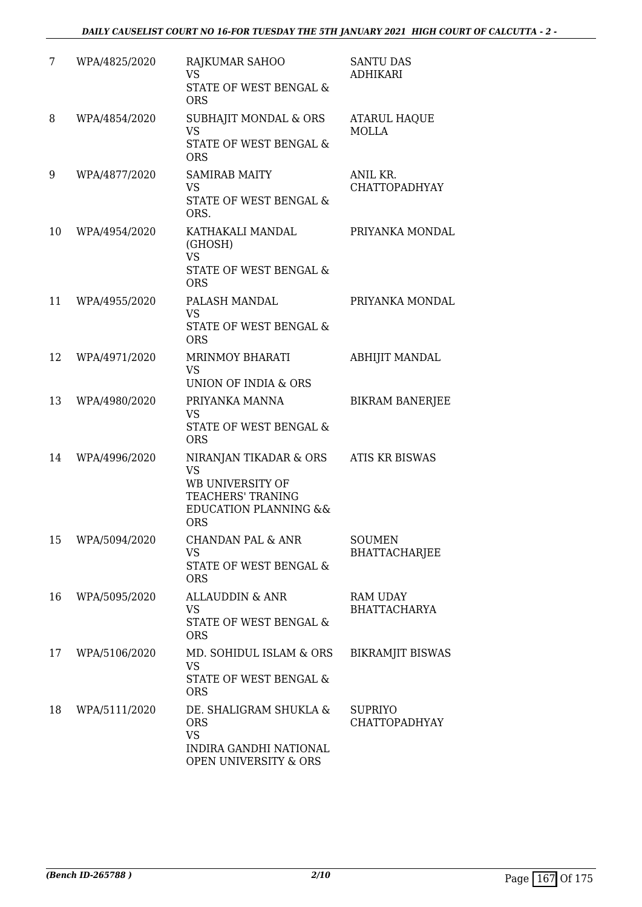| 7 | WPA/4825/2020 | RAJKUMAR SAHOO<br>VS<br>STATE OF WEST BENGAL & ORS | SANTU DAS ADHIKARI |
|---|---|---|---|
| 8 | WPA/4854/2020 | SUBHAJIT MONDAL & ORS<br>VS<br>STATE OF WEST BENGAL & ORS | ATARUL HAQUE MOLLA |
| 9 | WPA/4877/2020 | SAMIRAB MAITY<br>VS<br>STATE OF WEST BENGAL & ORS. | ANIL KR. CHATTOPADHYAY |
| 10 | WPA/4954/2020 | KATHAKALI MANDAL (GHOSH)<br>VS<br>STATE OF WEST BENGAL & ORS | PRIYANKA MONDAL |
| 11 | WPA/4955/2020 | PALASH MANDAL<br>VS<br>STATE OF WEST BENGAL & ORS | PRIYANKA MONDAL |
| 12 | WPA/4971/2020 | MRINMOY BHARATI<br>VS<br>UNION OF INDIA & ORS | ABHIJIT MANDAL |
| 13 | WPA/4980/2020 | PRIYANKA MANNA<br>VS<br>STATE OF WEST BENGAL & ORS | BIKRAM BANERJEE |
| 14 | WPA/4996/2020 | NIRANJAN TIKADAR & ORS<br>VS<br>WB UNIVERSITY OF TEACHERS' TRANING EDUCATION PLANNING && ORS | ATIS KR BISWAS |
| 15 | WPA/5094/2020 | CHANDAN PAL & ANR<br>VS<br>STATE OF WEST BENGAL & ORS | SOUMEN BHATTACHARJEE |
| 16 | WPA/5095/2020 | ALLAUDDIN & ANR<br>VS<br>STATE OF WEST BENGAL & ORS | RAM UDAY BHATTACHARYA |
| 17 | WPA/5106/2020 | MD. SOHIDUL ISLAM & ORS<br>VS<br>STATE OF WEST BENGAL & ORS | BIKRAMJIT BISWAS |
| 18 | WPA/5111/2020 | DE. SHALIGRAM SHUKLA & ORS<br>VS<br>INDIRA GANDHI NATIONAL OPEN UNIVERSITY & ORS | SUPRIYO CHATTOPADHYAY |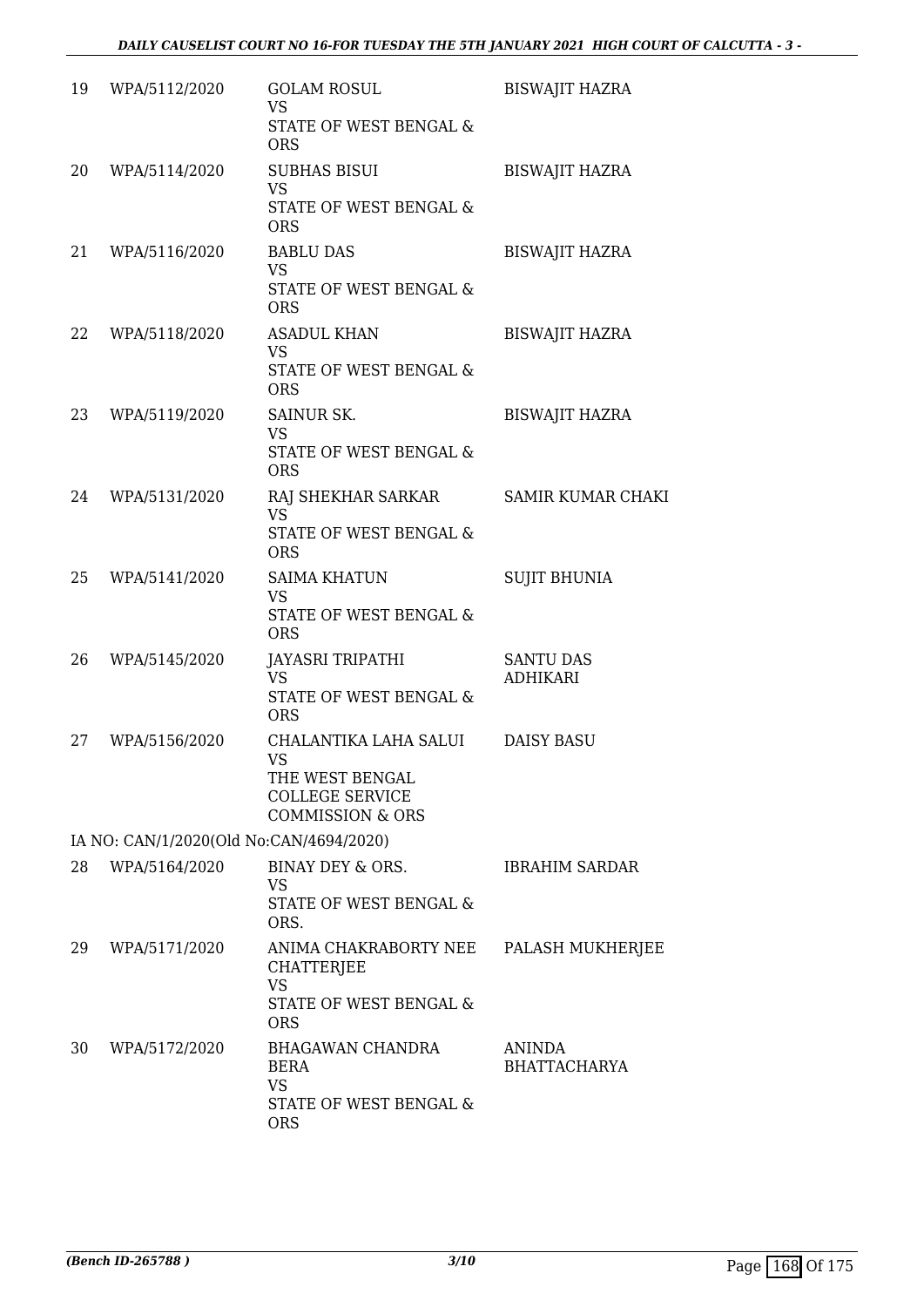| | | | |
|---|---|---|---|
| 19 | WPA/5112/2020 | GOLAM ROSUL<br>VS<br>STATE OF WEST BENGAL & ORS | BISWAJIT HAZRA |
| 20 | WPA/5114/2020 | SUBHAS BISUI<br>VS<br>STATE OF WEST BENGAL & ORS | BISWAJIT HAZRA |
| 21 | WPA/5116/2020 | BABLU DAS<br>VS<br>STATE OF WEST BENGAL & ORS | BISWAJIT HAZRA |
| 22 | WPA/5118/2020 | ASADUL KHAN<br>VS<br>STATE OF WEST BENGAL & ORS | BISWAJIT HAZRA |
| 23 | WPA/5119/2020 | SAINUR SK.<br>VS<br>STATE OF WEST BENGAL & ORS | BISWAJIT HAZRA |
| 24 | WPA/5131/2020 | RAJ SHEKHAR SARKAR<br>VS<br>STATE OF WEST BENGAL & ORS | SAMIR KUMAR CHAKI |
| 25 | WPA/5141/2020 | SAIMA KHATUN<br>VS<br>STATE OF WEST BENGAL & ORS | SUJIT BHUNIA |
| 26 | WPA/5145/2020 | JAYASRI TRIPATHI<br>VS<br>STATE OF WEST BENGAL & ORS | SANTU DAS ADHIKARI |
| 27 | WPA/5156/2020 | CHALANTIKA LAHA SALUI<br>VS<br>THE WEST BENGAL COLLEGE SERVICE COMMISSION & ORS | DAISY BASU |
| | IA NO: CAN/1/2020(Old No:CAN/4694/2020) | | |
| 28 | WPA/5164/2020 | BINAY DEY & ORS.<br>VS<br>STATE OF WEST BENGAL & ORS. | IBRAHIM SARDAR |
| 29 | WPA/5171/2020 | ANIMA CHAKRABORTY NEE CHATTERJEE<br>VS<br>STATE OF WEST BENGAL & ORS | PALASH MUKHERJEE |
| 30 | WPA/5172/2020 | BHAGAWAN CHANDRA BERA<br>VS<br>STATE OF WEST BENGAL & ORS | ANINDA BHATTACHARYA |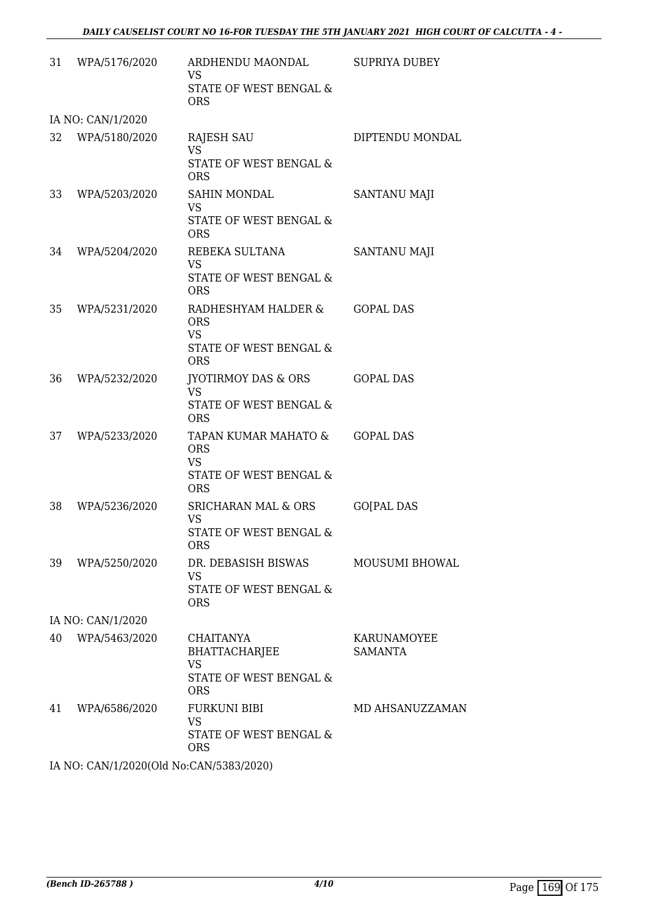| | | | |
|---|---|---|---|
| 31 | WPA/5176/2020 | ARDHENDU MAONDAL<br>VS<br>STATE OF WEST BENGAL & ORS | SUPRIYA DUBEY |
| IA NO: CAN/1/2020 | | | |
| 32 | WPA/5180/2020 | RAJESH SAU<br>VS<br>STATE OF WEST BENGAL & ORS | DIPTENDU MONDAL |
| 33 | WPA/5203/2020 | SAHIN MONDAL<br>VS<br>STATE OF WEST BENGAL & ORS | SANTANU MAJI |
| 34 | WPA/5204/2020 | REBEKA SULTANA<br>VS<br>STATE OF WEST BENGAL & ORS | SANTANU MAJI |
| 35 | WPA/5231/2020 | RADHESHYAM HALDER & ORS<br>VS<br>STATE OF WEST BENGAL & ORS | GOPAL DAS |
| 36 | WPA/5232/2020 | JYOTIRMOY DAS & ORS<br>VS<br>STATE OF WEST BENGAL & ORS | GOPAL DAS |
| 37 | WPA/5233/2020 | TAPAN KUMAR MAHATO & ORS<br>VS<br>STATE OF WEST BENGAL & ORS | GOPAL DAS |
| 38 | WPA/5236/2020 | SRICHARAN MAL & ORS<br>VS<br>STATE OF WEST BENGAL & ORS | GO[PAL DAS |
| 39 | WPA/5250/2020 | DR. DEBASISH BISWAS<br>VS<br>STATE OF WEST BENGAL & ORS | MOUSUMI BHOWAL |
| IA NO: CAN/1/2020 | | | |
| 40 | WPA/5463/2020 | CHAITANYA BHATTACHARJEE<br>VS<br>STATE OF WEST BENGAL & ORS | KARUNAMOYEE SAMANTA |
| 41 | WPA/6586/2020 | FURKUNI BIBI<br>VS<br>STATE OF WEST BENGAL & ORS | MD AHSANUZZAMAN |
| IA NO: CAN/1/2020(Old No:CAN/5383/2020) | | | |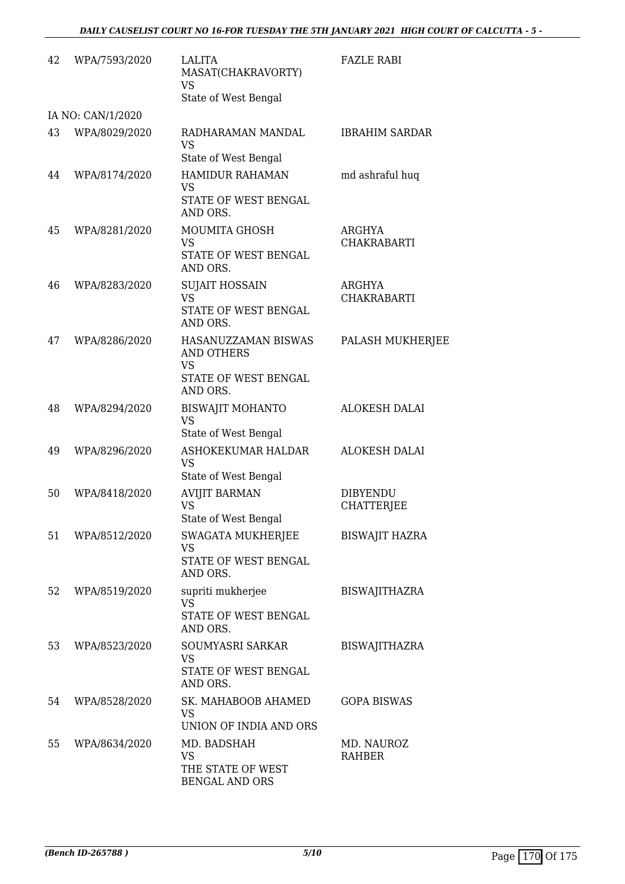| | | | |
|---|---|---|---|
| 42 | WPA/7593/2020 | LALITA MASAT(CHAKRAVORTY)<br>VS<br>State of West Bengal | FAZLE RABI |
| | IA NO: CAN/1/2020 | | |
| 43 | WPA/8029/2020 | RADHARAMAN MANDAL<br>VS<br>State of West Bengal | IBRAHIM SARDAR |
| 44 | WPA/8174/2020 | HAMIDUR RAHAMAN<br>VS<br>STATE OF WEST BENGAL AND ORS. | md ashraful huq |
| 45 | WPA/8281/2020 | MOUMITA GHOSH<br>VS<br>STATE OF WEST BENGAL AND ORS. | ARGHYA CHAKRABARTI |
| 46 | WPA/8283/2020 | SUJAIT HOSSAIN<br>VS<br>STATE OF WEST BENGAL AND ORS. | ARGHYA CHAKRABARTI |
| 47 | WPA/8286/2020 | HASANUZZAMAN BISWAS AND OTHERS<br>VS<br>STATE OF WEST BENGAL AND ORS. | PALASH MUKHERJEE |
| 48 | WPA/8294/2020 | BISWAJIT MOHANTO<br>VS<br>State of West Bengal | ALOKESH DALAI |
| 49 | WPA/8296/2020 | ASHOKEKUMAR HALDAR<br>VS<br>State of West Bengal | ALOKESH DALAI |
| 50 | WPA/8418/2020 | AVIJIT BARMAN<br>VS<br>State of West Bengal | DIBYENDU CHATTERJEE |
| 51 | WPA/8512/2020 | SWAGATA MUKHERJEE<br>VS<br>STATE OF WEST BENGAL AND ORS. | BISWAJIT HAZRA |
| 52 | WPA/8519/2020 | supriti mukherjee<br>VS<br>STATE OF WEST BENGAL AND ORS. | BISWAJITHAZRA |
| 53 | WPA/8523/2020 | SOUMYASRI SARKAR<br>VS<br>STATE OF WEST BENGAL AND ORS. | BISWAJITHAZRA |
| 54 | WPA/8528/2020 | SK. MAHABOOB AHAMED<br>VS<br>UNION OF INDIA AND ORS | GOPA BISWAS |
| 55 | WPA/8634/2020 | MD. BADSHAH<br>VS<br>THE STATE OF WEST BENGAL AND ORS | MD. NAUROZ RAHBER |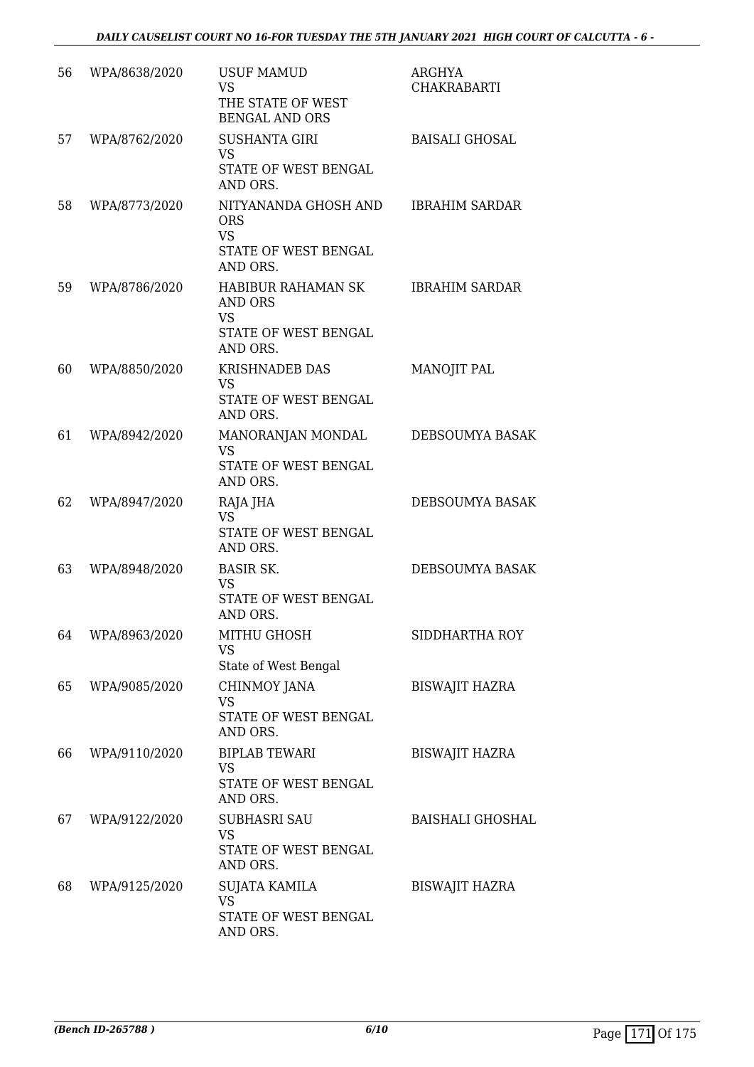| | | | |
|---|---|---|---|
| 56 | WPA/8638/2020 | USUF MAMUD<br>VS<br>THE STATE OF WEST BENGAL AND ORS | ARGHYA CHAKRABARTI |
| 57 | WPA/8762/2020 | SUSHANTA GIRI<br>VS<br>STATE OF WEST BENGAL AND ORS. | BAISALI GHOSAL |
| 58 | WPA/8773/2020 | NITYANANDA GHOSH AND ORS<br>VS<br>STATE OF WEST BENGAL AND ORS. | IBRAHIM SARDAR |
| 59 | WPA/8786/2020 | HABIBUR RAHAMAN SK AND ORS<br>VS<br>STATE OF WEST BENGAL AND ORS. | IBRAHIM SARDAR |
| 60 | WPA/8850/2020 | KRISHNADEB DAS<br>VS<br>STATE OF WEST BENGAL AND ORS. | MANOJIT PAL |
| 61 | WPA/8942/2020 | MANORANJAN MONDAL<br>VS<br>STATE OF WEST BENGAL AND ORS. | DEBSOUMYA BASAK |
| 62 | WPA/8947/2020 | RAJA JHA<br>VS<br>STATE OF WEST BENGAL AND ORS. | DEBSOUMYA BASAK |
| 63 | WPA/8948/2020 | BASIR SK.<br>VS<br>STATE OF WEST BENGAL AND ORS. | DEBSOUMYA BASAK |
| 64 | WPA/8963/2020 | MITHU GHOSH<br>VS<br>State of West Bengal | SIDDHARTHA ROY |
| 65 | WPA/9085/2020 | CHINMOY JANA<br>VS<br>STATE OF WEST BENGAL AND ORS. | BISWAJIT HAZRA |
| 66 | WPA/9110/2020 | BIPLAB TEWARI<br>VS<br>STATE OF WEST BENGAL AND ORS. | BISWAJIT HAZRA |
| 67 | WPA/9122/2020 | SUBHASRI SAU<br>VS<br>STATE OF WEST BENGAL AND ORS. | BAISHALI GHOSHAL |
| 68 | WPA/9125/2020 | SUJATA KAMILA<br>VS<br>STATE OF WEST BENGAL AND ORS. | BISWAJIT HAZRA |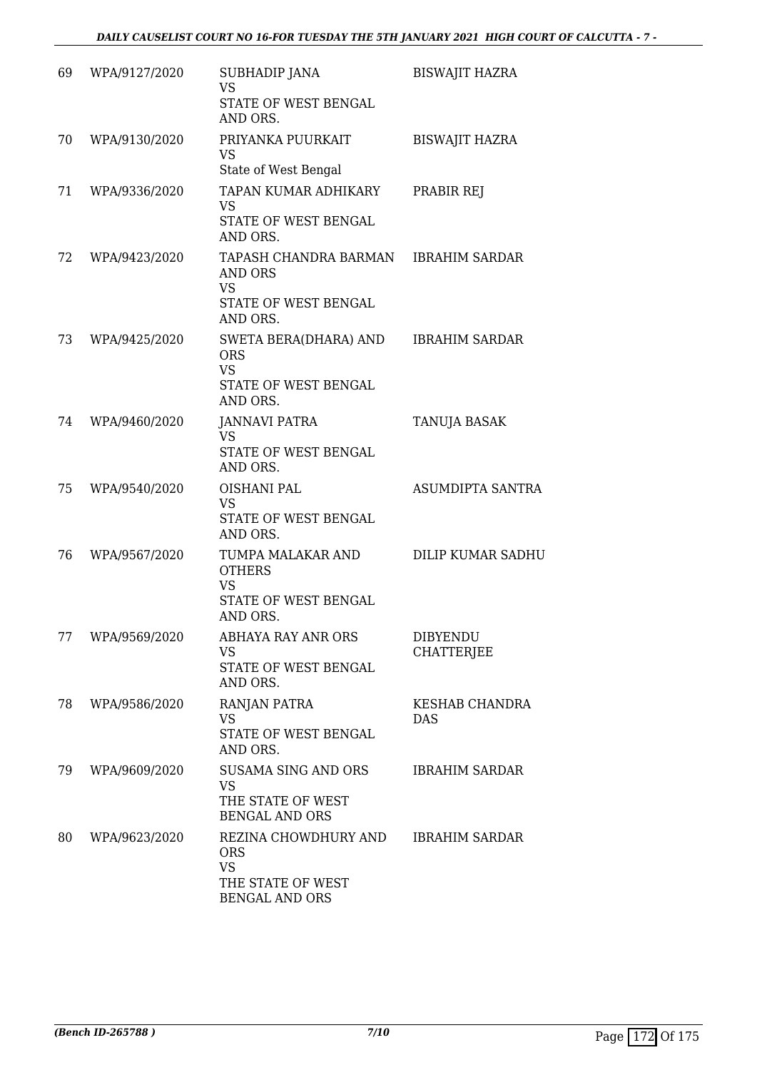| 69 | WPA/9127/2020 | SUBHADIP JANA<br>VS<br>STATE OF WEST BENGAL AND ORS. | BISWAJIT HAZRA |
|---|---|---|---|
| 70 | WPA/9130/2020 | PRIYANKA PUURKAIT<br>VS<br>State of West Bengal | BISWAJIT HAZRA |
| 71 | WPA/9336/2020 | TAPAN KUMAR ADHIKARY<br>VS<br>STATE OF WEST BENGAL AND ORS. | PRABIR REJ |
| 72 | WPA/9423/2020 | TAPASH CHANDRA BARMAN AND ORS<br>VS<br>STATE OF WEST BENGAL AND ORS. | IBRAHIM SARDAR |
| 73 | WPA/9425/2020 | SWETA BERA(DHARA) AND ORS<br>VS<br>STATE OF WEST BENGAL AND ORS. | IBRAHIM SARDAR |
| 74 | WPA/9460/2020 | JANNAVI PATRA<br>VS<br>STATE OF WEST BENGAL AND ORS. | TANUJA BASAK |
| 75 | WPA/9540/2020 | OISHANI PAL<br>VS<br>STATE OF WEST BENGAL AND ORS. | ASUMDIPTA SANTRA |
| 76 | WPA/9567/2020 | TUMPA MALAKAR AND OTHERS<br>VS<br>STATE OF WEST BENGAL AND ORS. | DILIP KUMAR SADHU |
| 77 | WPA/9569/2020 | ABHAYA RAY ANR ORS<br>VS<br>STATE OF WEST BENGAL AND ORS. | DIBYENDU CHATTERJEE |
| 78 | WPA/9586/2020 | RANJAN PATRA<br>VS<br>STATE OF WEST BENGAL AND ORS. | KESHAB CHANDRA DAS |
| 79 | WPA/9609/2020 | SUSAMA SING AND ORS<br>VS<br>THE STATE OF WEST BENGAL AND ORS | IBRAHIM SARDAR |
| 80 | WPA/9623/2020 | REZINA CHOWDHURY AND ORS<br>VS<br>THE STATE OF WEST BENGAL AND ORS | IBRAHIM SARDAR |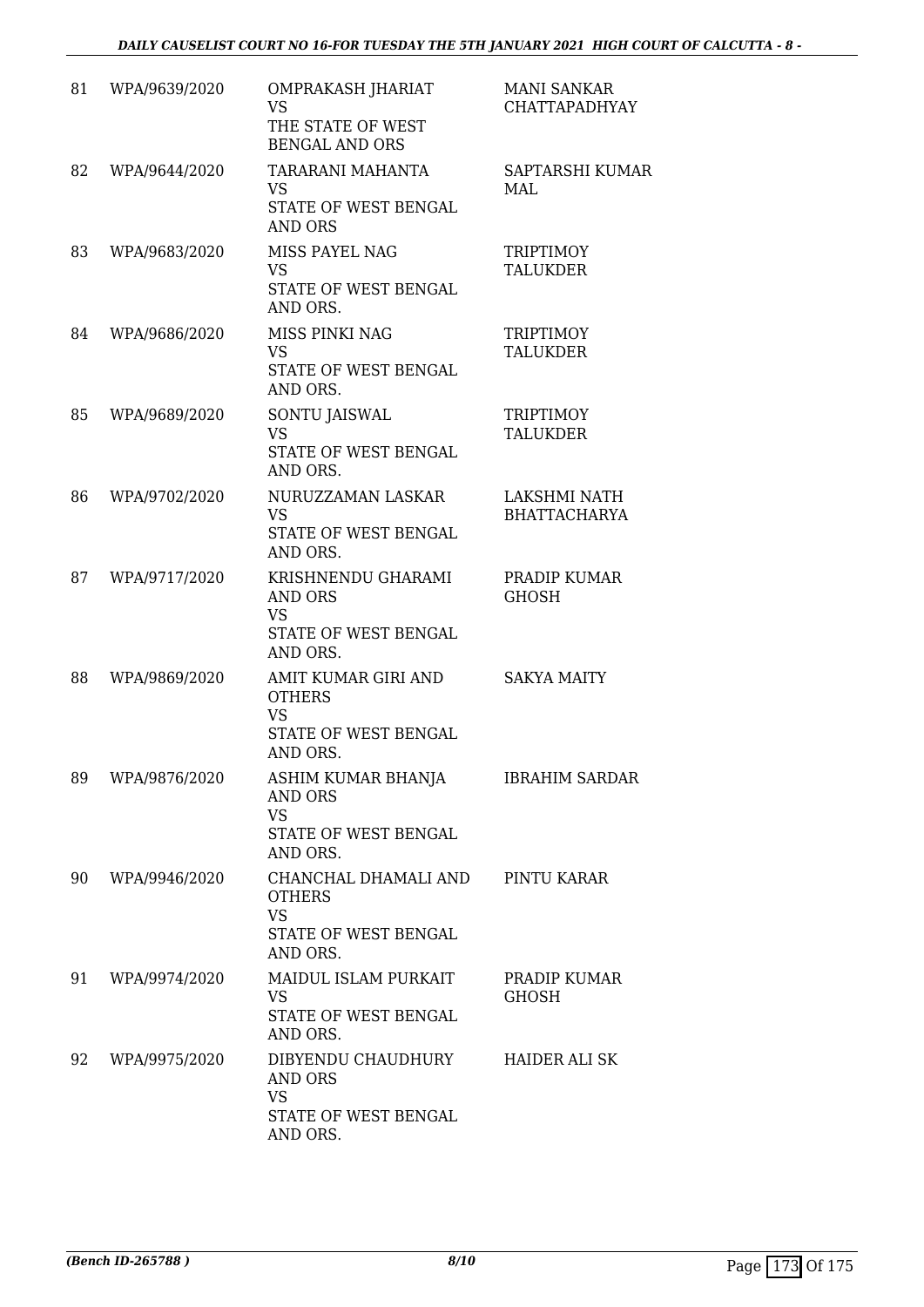| 81 | WPA/9639/2020 | OMPRAKASH JHARIAT VS THE STATE OF WEST BENGAL AND ORS | MANI SANKAR CHATTAPADHYAY |
|---|---|---|---|
| 82 | WPA/9644/2020 | TARARANI MAHANTA VS STATE OF WEST BENGAL AND ORS | SAPTARSHI KUMAR MAL |
| 83 | WPA/9683/2020 | MISS PAYEL NAG VS STATE OF WEST BENGAL AND ORS. | TRIPTIMOY TALUKDER |
| 84 | WPA/9686/2020 | MISS PINKI NAG VS STATE OF WEST BENGAL AND ORS. | TRIPTIMOY TALUKDER |
| 85 | WPA/9689/2020 | SONTU JAISWAL VS STATE OF WEST BENGAL AND ORS. | TRIPTIMOY TALUKDER |
| 86 | WPA/9702/2020 | NURUZZAMAN LASKAR VS STATE OF WEST BENGAL AND ORS. | LAKSHMI NATH BHATTACHARYA |
| 87 | WPA/9717/2020 | KRISHNENDU GHARAMI AND ORS VS STATE OF WEST BENGAL AND ORS. | PRADIP KUMAR GHOSH |
| 88 | WPA/9869/2020 | AMIT KUMAR GIRI AND OTHERS VS STATE OF WEST BENGAL AND ORS. | SAKYA MAITY |
| 89 | WPA/9876/2020 | ASHIM KUMAR BHANJA AND ORS VS STATE OF WEST BENGAL AND ORS. | IBRAHIM SARDAR |
| 90 | WPA/9946/2020 | CHANCHAL DHAMALI AND OTHERS VS STATE OF WEST BENGAL AND ORS. | PINTU KARAR |
| 91 | WPA/9974/2020 | MAIDUL ISLAM PURKAIT VS STATE OF WEST BENGAL AND ORS. | PRADIP KUMAR GHOSH |
| 92 | WPA/9975/2020 | DIBYENDU CHAUDHURY AND ORS VS STATE OF WEST BENGAL AND ORS. | HAIDER ALI SK |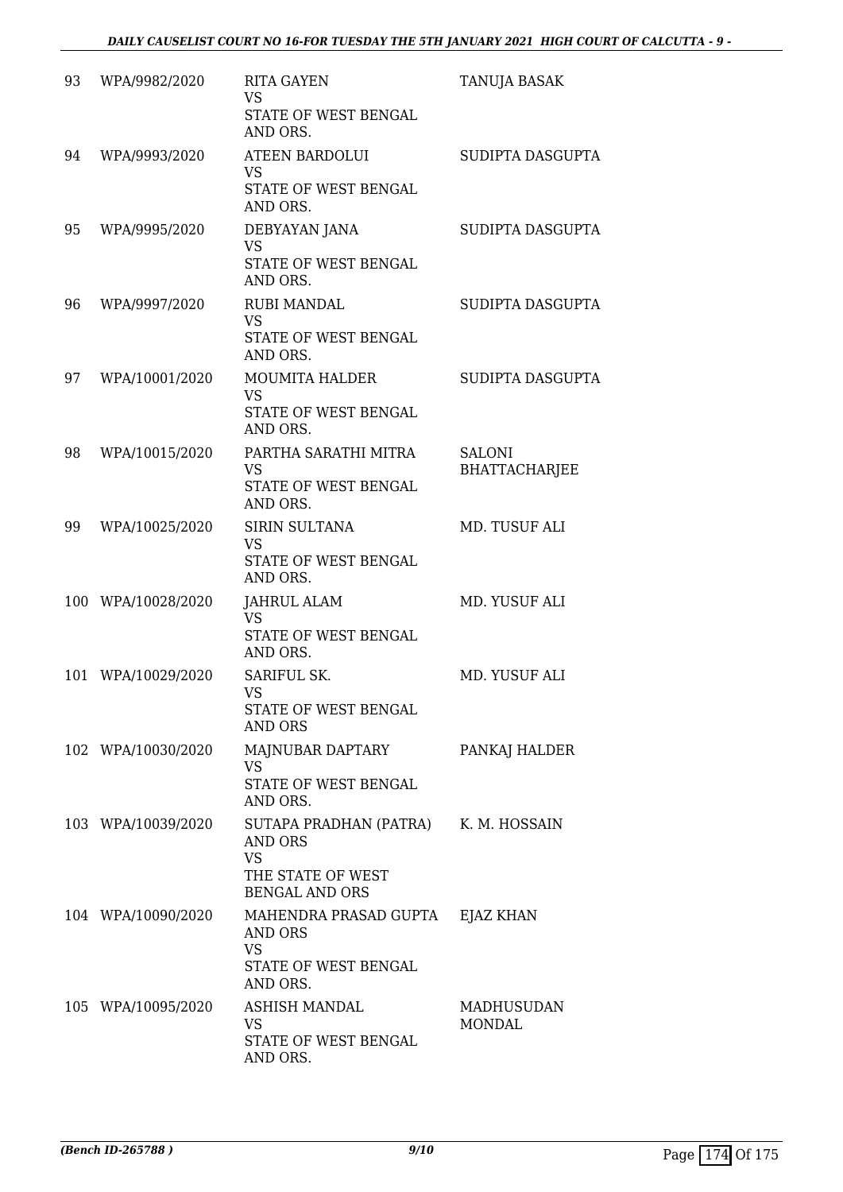| 93 | WPA/9982/2020 | RITA GAYEN<br>VS<br>STATE OF WEST BENGAL AND ORS. | TANUJA BASAK |
|---|---|---|---|
| 94 | WPA/9993/2020 | ATEEN BARDOLUI<br>VS<br>STATE OF WEST BENGAL AND ORS. | SUDIPTA DASGUPTA |
| 95 | WPA/9995/2020 | DEBYAYAN JANA<br>VS<br>STATE OF WEST BENGAL AND ORS. | SUDIPTA DASGUPTA |
| 96 | WPA/9997/2020 | RUBI MANDAL<br>VS<br>STATE OF WEST BENGAL AND ORS. | SUDIPTA DASGUPTA |
| 97 | WPA/10001/2020 | MOUMITA HALDER<br>VS<br>STATE OF WEST BENGAL AND ORS. | SUDIPTA DASGUPTA |
| 98 | WPA/10015/2020 | PARTHA SARATHI MITRA<br>VS<br>STATE OF WEST BENGAL AND ORS. | SALONI BHATTACHARJEE |
| 99 | WPA/10025/2020 | SIRIN SULTANA<br>VS<br>STATE OF WEST BENGAL AND ORS. | MD. TUSUF ALI |
| 100 | WPA/10028/2020 | JAHRUL ALAM<br>VS<br>STATE OF WEST BENGAL AND ORS. | MD. YUSUF ALI |
| 101 | WPA/10029/2020 | SARIFUL SK.<br>VS<br>STATE OF WEST BENGAL AND ORS | MD. YUSUF ALI |
| 102 | WPA/10030/2020 | MAJNUBAR DAPTARY<br>VS<br>STATE OF WEST BENGAL AND ORS. | PANKAJ HALDER |
| 103 | WPA/10039/2020 | SUTAPA PRADHAN (PATRA) AND ORS<br>VS<br>THE STATE OF WEST BENGAL AND ORS | K. M. HOSSAIN |
| 104 | WPA/10090/2020 | MAHENDRA PRASAD GUPTA AND ORS<br>VS<br>STATE OF WEST BENGAL AND ORS. | EJAZ KHAN |
| 105 | WPA/10095/2020 | ASHISH MANDAL<br>VS<br>STATE OF WEST BENGAL AND ORS. | MADHUSUDAN MONDAL |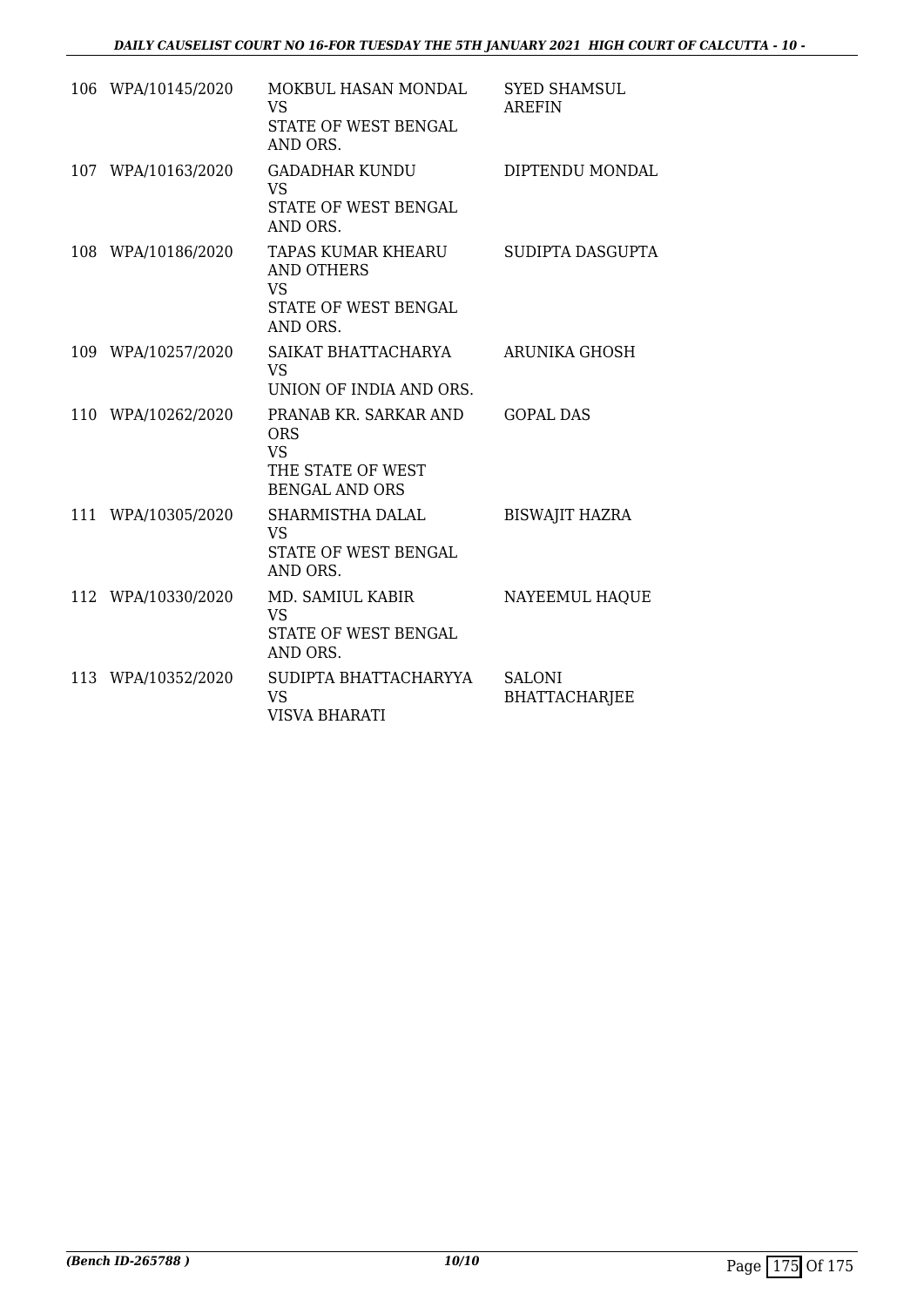| | | | |
|---|---|---|---|
| 106 | WPA/10145/2020 | MOKBUL HASAN MONDAL<br>VS<br>STATE OF WEST BENGAL AND ORS. | SYED SHAMSUL AREFIN |
| 107 | WPA/10163/2020 | GADADHAR KUNDU<br>VS<br>STATE OF WEST BENGAL AND ORS. | DIPTENDU MONDAL |
| 108 | WPA/10186/2020 | TAPAS KUMAR KHEARU AND OTHERS<br>VS<br>STATE OF WEST BENGAL AND ORS. | SUDIPTA DASGUPTA |
| 109 | WPA/10257/2020 | SAIKAT BHATTACHARYA<br>VS<br>UNION OF INDIA AND ORS. | ARUNIKA GHOSH |
| 110 | WPA/10262/2020 | PRANAB KR. SARKAR AND ORS<br>VS<br>THE STATE OF WEST BENGAL AND ORS | GOPAL DAS |
| 111 | WPA/10305/2020 | SHARMISTHA DALAL<br>VS<br>STATE OF WEST BENGAL AND ORS. | BISWAJIT HAZRA |
| 112 | WPA/10330/2020 | MD. SAMIUL KABIR<br>VS<br>STATE OF WEST BENGAL AND ORS. | NAYEEMUL HAQUE |
| 113 | WPA/10352/2020 | SUDIPTA BHATTACHARYYA<br>VS<br>VISVA BHARATI | SALONI BHATTACHARJEE |